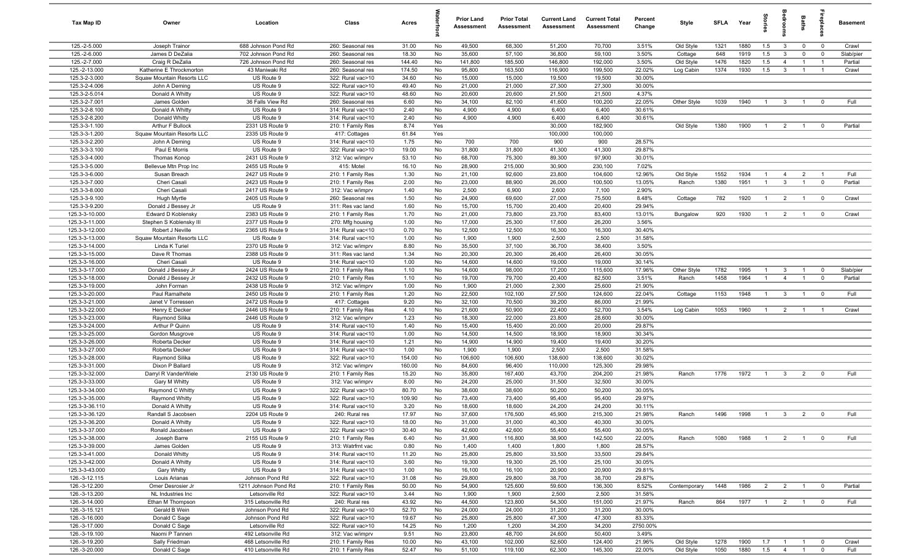| Tax Map ID | Owner | Location | Class | Acres | Waterfront | Prior Land Assessment | Prior Total Assessment | Current Land Assessment | Current Total Assessment | Percent Change | Style | SFLA | Year | Stories | Bedrooms | Baths | Fireplaces | Basement |
|---|---|---|---|---|---|---|---|---|---|---|---|---|---|---|---|---|---|---|
| 125.-2-5.000 | Joseph Trainor | 688 Johnson Pond Rd | 260: Seasonal res | 31.00 | No | 49,500 | 68,300 | 51,200 | 70,700 | 3.51% | Old Style | 1321 | 1880 | 1.5 | 3 | 0 | 0 | Crawl |
| 125.-2-6.000 | James D DeZalia | 702 Johnson Pond Rd | 260: Seasonal res | 18.30 | No | 35,600 | 57,100 | 36,800 | 59,100 | 3.50% | Cottage | 648 | 1919 | 1.5 | 3 | 0 | 0 | Slab/pier |
| 125.-2-7.000 | Craig R DeZalia | 726 Johnson Pond Rd | 260: Seasonal res | 144.40 | No | 141,800 | 185,500 | 146,800 | 192,000 | 3.50% | Old Style | 1476 | 1820 | 1.5 | 4 | 1 | 1 | Partial |
| 125.-2-13.000 | Katherine E Throckmorton | 43 Maniwaki Rd | 260: Seasonal res | 174.50 | No | 95,800 | 163,500 | 116,900 | 199,500 | 22.02% | Log Cabin | 1374 | 1930 | 1.5 | 3 | 1 | 1 | Crawl |
| 125.3-2-3.000 | Squaw Mountain Resorts LLC | US Route 9 | 322: Rural vac>10 | 34.60 | No | 15,000 | 15,000 | 19,500 | 19,500 | 30.00% | | | | | | | | |
| 125.3-2-4.006 | John A Deming | US Route 9 | 322: Rural vac>10 | 49.40 | No | 21,000 | 21,000 | 27,300 | 27,300 | 30.00% | | | | | | | | |
| 125.3-2-5.014 | Donald A Whitty | US Route 9 | 322: Rural vac>10 | 48.60 | No | 20,600 | 20,600 | 21,500 | 21,500 | 4.37% | | | | | | | | |
| 125.3-2-7.001 | James Golden | 36 Falls View Rd | 260: Seasonal res | 6.60 | No | 34,100 | 82,100 | 41,600 | 100,200 | 22.05% | Other Style | 1039 | 1940 | 1 | 3 | 1 | 0 | Full |
| 125.3-2-8.100 | Donald A Whitty | US Route 9 | 314: Rural vac<10 | 2.40 | No | 4,900 | 4,900 | 6,400 | 6,400 | 30.61% | | | | | | | | |
| 125.3-2-8.200 | Donald Whitty | US Route 9 | 314: Rural vac<10 | 2.40 | No | 4,900 | 4,900 | 6,400 | 6,400 | 30.61% | | | | | | | | |
| 125.3-3-1.100 | Arthur F Bullock | 2331 US Route 9 | 210: 1 Family Res | 8.74 | Yes | | | 30,000 | 182,900 | | Old Style | 1380 | 1900 | 1 | 2 | 1 | 0 | Partial |
| 125.3-3-1.200 | Squaw Mountain Resorts LLC | 2335 US Route 9 | 417: Cottages | 61.84 | Yes | | | 100,000 | 100,000 | | | | | | | | | |
| 125.3-3-2.200 | John A Deming | US Route 9 | 314: Rural vac<10 | 1.75 | No | 700 | 700 | 900 | 900 | 28.57% | | | | | | | | |
| 125.3-3-3.100 | Paul E Morris | US Route 9 | 322: Rural vac>10 | 19.00 | No | 31,800 | 31,800 | 41,300 | 41,300 | 29.87% | | | | | | | | |
| 125.3-3-4.000 | Thomas Konop | 2431 US Route 9 | 312: Vac w/imprv | 53.10 | No | 68,700 | 75,300 | 89,300 | 97,900 | 30.01% | | | | | | | | |
| 125.3-3-5.000 | Bellevue Mtn Prop Inc | 2455 US Route 9 | 415: Motel | 16.10 | No | 28,900 | 215,000 | 30,900 | 230,100 | 7.02% | | | | | | | | |
| 125.3-3-6.000 | Susan Breach | 2427 US Route 9 | 210: 1 Family Res | 1.30 | No | 21,100 | 92,600 | 23,800 | 104,600 | 12.96% | Old Style | 1552 | 1934 | 1 | 4 | 2 | 1 | Full |
| 125.3-3-7.000 | Cheri Casali | 2423 US Route 9 | 210: 1 Family Res | 2.00 | No | 23,000 | 88,900 | 26,000 | 100,500 | 13.05% | Ranch | 1380 | 1951 | 1 | 3 | 1 | 0 | Partial |
| 125.3-3-8.000 | Cheri Casali | 2417 US Route 9 | 312: Vac w/imprv | 1.40 | No | 2,500 | 6,900 | 2,600 | 7,100 | 2.90% | | | | | | | | |
| 125.3-3-9.100 | Hugh Myrtle | 2405 US Route 9 | 260: Seasonal res | 1.50 | No | 24,900 | 69,600 | 27,000 | 75,500 | 8.48% | Cottage | 782 | 1920 | 1 | 2 | 1 | 0 | Crawl |
| 125.3-3-9.200 | Donald J Bessey Jr | US Route 9 | 311: Res vac land | 1.60 | No | 15,700 | 15,700 | 20,400 | 20,400 | 29.94% | | | | | | | | |
| 125.3-3-10.000 | Edward D Koblensky | 2383 US Route 9 | 210: 1 Family Res | 1.70 | No | 21,000 | 73,800 | 23,700 | 83,400 | 13.01% | Bungalow | 920 | 1930 | 1 | 2 | 1 | 0 | Crawl |
| 125.3-3-11.000 | Stephen S Koblensky III | 2377 US Route 9 | 270: Mfg housing | 1.00 | No | 17,000 | 25,300 | 17,600 | 26,200 | 3.56% | | | | | | | | |
| 125.3-3-12.000 | Robert J Neville | 2365 US Route 9 | 314: Rural vac<10 | 0.70 | No | 12,500 | 12,500 | 16,300 | 16,300 | 30.40% | | | | | | | | |
| 125.3-3-13.000 | Squaw Mountain Resorts LLC | US Route 9 | 314: Rural vac<10 | 1.00 | No | 1,900 | 1,900 | 2,500 | 2,500 | 31.58% | | | | | | | | |
| 125.3-3-14.000 | Linda K Turiel | 2370 US Route 9 | 312: Vac w/imprv | 8.80 | No | 35,500 | 37,100 | 36,700 | 38,400 | 3.50% | | | | | | | | |
| 125.3-3-15.000 | Dave R Thomas | 2388 US Route 9 | 311: Res vac land | 1.34 | No | 20,300 | 20,300 | 26,400 | 26,400 | 30.05% | | | | | | | | |
| 125.3-3-16.000 | Cheri Casali | US Route 9 | 314: Rural vac<10 | 1.00 | No | 14,600 | 14,600 | 19,000 | 19,000 | 30.14% | | | | | | | | |
| 125.3-3-17.000 | Donald J Bessey Jr | 2424 US Route 9 | 210: 1 Family Res | 1.10 | No | 14,600 | 98,000 | 17,200 | 115,600 | 17.96% | Other Style | 1782 | 1995 | 1 | 3 | 1 | 0 | Slab/pier |
| 125.3-3-18.000 | Donald J Bessey Jr | 2432 US Route 9 | 210: 1 Family Res | 1.10 | No | 19,700 | 79,700 | 20,400 | 82,500 | 3.51% | Ranch | 1458 | 1964 | 1 | 4 | 1 | 0 | Partial |
| 125.3-3-19.000 | John Forman | 2438 US Route 9 | 312: Vac w/imprv | 1.00 | No | 1,900 | 21,000 | 2,300 | 25,600 | 21.90% | | | | | | | | |
| 125.3-3-20.000 | Paul Ramalhete | 2450 US Route 9 | 210: 1 Family Res | 1.20 | No | 22,500 | 102,100 | 27,500 | 124,600 | 22.04% | Cottage | 1153 | 1948 | 1 | 3 | 1 | 0 | Full |
| 125.3-3-21.000 | Janet V Torressen | 2472 US Route 9 | 417: Cottages | 9.20 | No | 32,100 | 70,500 | 39,200 | 86,000 | 21.99% | | | | | | | | |
| 125.3-3-22.000 | Henry E Decker | 2446 US Route 9 | 210: 1 Family Res | 4.10 | No | 21,600 | 50,900 | 22,400 | 52,700 | 3.54% | Log Cabin | 1053 | 1960 | 1 | 2 | 1 | 1 | Crawl |
| 125.3-3-23.000 | Raymond Silika | 2446 US Route 9 | 312: Vac w/imprv | 1.23 | No | 18,300 | 22,000 | 23,800 | 28,600 | 30.00% | | | | | | | | |
| 125.3-3-24.000 | Arthur P Quinn | US Route 9 | 314: Rural vac<10 | 1.40 | No | 15,400 | 15,400 | 20,000 | 20,000 | 29.87% | | | | | | | | |
| 125.3-3-25.000 | Gordon Musgrove | US Route 9 | 314: Rural vac<10 | 1.00 | No | 14,500 | 14,500 | 18,900 | 18,900 | 30.34% | | | | | | | | |
| 125.3-3-26.000 | Roberta Decker | US Route 9 | 314: Rural vac<10 | 1.21 | No | 14,900 | 14,900 | 19,400 | 19,400 | 30.20% | | | | | | | | |
| 125.3-3-27.000 | Roberta Decker | US Route 9 | 314: Rural vac<10 | 1.00 | No | 1,900 | 1,900 | 2,500 | 2,500 | 31.58% | | | | | | | | |
| 125.3-3-28.000 | Raymond Silika | US Route 9 | 322: Rural vac>10 | 154.00 | No | 106,600 | 106,600 | 138,600 | 138,600 | 30.02% | | | | | | | | |
| 125.3-3-31.000 | Dixon P Ballard | US Route 9 | 312: Vac w/imprv | 160.00 | No | 84,600 | 96,400 | 110,000 | 125,300 | 29.98% | | | | | | | | |
| 125.3-3-32.000 | Darryl R VanderWiele | 2130 US Route 9 | 210: 1 Family Res | 15.20 | No | 35,800 | 167,400 | 43,700 | 204,200 | 21.98% | Ranch | 1776 | 1972 | 1 | 3 | 2 | 0 | Full |
| 125.3-3-33.000 | Gary M Whitty | US Route 9 | 312: Vac w/imprv | 8.00 | No | 24,200 | 25,000 | 31,500 | 32,500 | 30.00% | | | | | | | | |
| 125.3-3-34.000 | Raymond C Whitty | US Route 9 | 322: Rural vac>10 | 80.70 | No | 38,600 | 38,600 | 50,200 | 50,200 | 30.05% | | | | | | | | |
| 125.3-3-35.000 | Raymond Whitty | US Route 9 | 322: Rural vac>10 | 109.90 | No | 73,400 | 73,400 | 95,400 | 95,400 | 29.97% | | | | | | | | |
| 125.3-3-36.110 | Donald A Whitty | US Route 9 | 314: Rural vac<10 | 3.20 | No | 18,600 | 18,600 | 24,200 | 24,200 | 30.11% | | | | | | | | |
| 125.3-3-36.120 | Randall S Jacobsen | 2204 US Route 9 | 240: Rural res | 17.97 | No | 37,600 | 176,500 | 45,900 | 215,300 | 21.98% | Ranch | 1496 | 1998 | 1 | 3 | 2 | 0 | Full |
| 125.3-3-36.200 | Donald A Whitty | US Route 9 | 322: Rural vac>10 | 18.00 | No | 31,000 | 31,000 | 40,300 | 40,300 | 30.00% | | | | | | | | |
| 125.3-3-37.000 | Ronald Jacobsen | US Route 9 | 322: Rural vac>10 | 30.40 | No | 42,600 | 42,600 | 55,400 | 55,400 | 30.05% | | | | | | | | |
| 125.3-3-38.000 | Joseph Barre | 2155 US Route 9 | 210: 1 Family Res | 6.40 | No | 31,900 | 116,800 | 38,900 | 142,500 | 22.00% | Ranch | 1080 | 1988 | 1 | 2 | 1 | 0 | Full |
| 125.3-3-39.000 | James Golden | US Route 9 | 313: Watrfrnt vac | 0.80 | No | 1,400 | 1,400 | 1,800 | 1,800 | 28.57% | | | | | | | | |
| 125.3-3-41.000 | Donald Whitty | US Route 9 | 314: Rural vac<10 | 11.20 | No | 25,800 | 25,800 | 33,500 | 33,500 | 29.84% | | | | | | | | |
| 125.3-3-42.000 | Donald A Whitty | US Route 9 | 314: Rural vac<10 | 3.60 | No | 19,300 | 19,300 | 25,100 | 25,100 | 30.05% | | | | | | | | |
| 125.3-3-43.000 | Gary Whitty | US Route 9 | 314: Rural vac<10 | 1.00 | No | 16,100 | 16,100 | 20,900 | 20,900 | 29.81% | | | | | | | | |
| 126.-3-12.115 | Louis Arianas | Johnson Pond Rd | 322: Rural vac>10 | 31.08 | No | 29,800 | 29,800 | 38,700 | 38,700 | 29.87% | | | | | | | | |
| 126.-3-12.200 | Omer Desrosier Jr | 1211 Johnson Pond Rd | 210: 1 Family Res | 50.00 | No | 54,900 | 125,600 | 59,600 | 136,300 | 8.52% | Contemporary | 1448 | 1986 | 2 | 2 | 1 | 0 | Partial |
| 126.-3-13.200 | NL Industries Inc | Letsonville Rd | 322: Rural vac>10 | 3.44 | No | 1,900 | 1,900 | 2,500 | 2,500 | 31.58% | | | | | | | | |
| 126.-3-14.000 | Ethan M Thompson | 315 Letsonville Rd | 240: Rural res | 43.92 | No | 44,500 | 123,800 | 54,300 | 151,000 | 21.97% | Ranch | 864 | 1977 | 1 | 2 | 1 | 0 | Full |
| 126.-3-15.121 | Gerald B Wein | Johnson Pond Rd | 322: Rural vac>10 | 52.70 | No | 24,000 | 24,000 | 31,200 | 31,200 | 30.00% | | | | | | | | |
| 126.-3-16.000 | Donald C Sage | Johnson Pond Rd | 322: Rural vac>10 | 19.67 | No | 25,800 | 25,800 | 47,300 | 47,300 | 83.33% | | | | | | | | |
| 126.-3-17.000 | Donald C Sage | Letsonville Rd | 322: Rural vac>10 | 14.25 | No | 1,200 | 1,200 | 34,200 | 34,200 | 2750.00% | | | | | | | | |
| 126.-3-19.100 | Naomi P Tannen | 492 Letsonville Rd | 312: Vac w/imprv | 9.51 | No | 23,800 | 48,700 | 24,600 | 50,400 | 3.49% | | | | | | | | |
| 126.-3-19.200 | Sally Friedman | 468 Letsonville Rd | 210: 1 Family Res | 10.00 | No | 43,100 | 102,000 | 52,600 | 124,400 | 21.96% | Old Style | 1278 | 1900 | 1.7 | 1 | 1 | 0 | Crawl |
| 126.-3-20.000 | Donald C Sage | 410 Letsonville Rd | 210: 1 Family Res | 52.47 | No | 51,100 | 119,100 | 62,300 | 145,300 | 22.00% | Old Style | 1050 | 1880 | 1.5 | 4 | 1 | 0 | Full |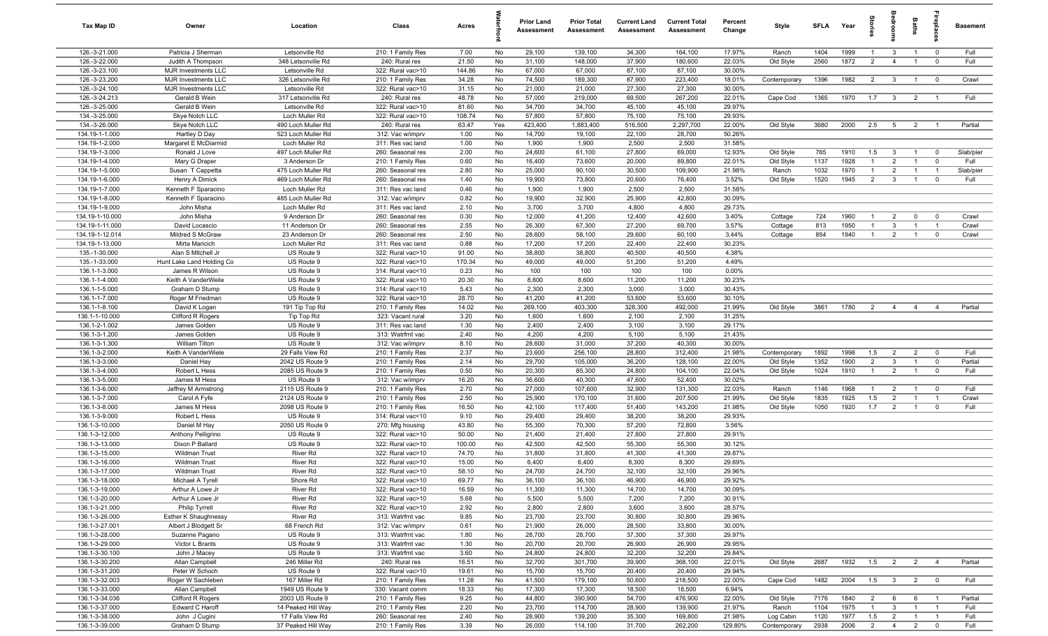| Tax Map ID | Owner | Location | Class | Acres | Waterfront | Prior Land Assessment | Prior Total Assessment | Current Land Assessment | Current Total Assessment | Percent Change | Style | SFLA | Year | Stories | Bedrooms | Baths | Fireplaces | Basement |
|---|---|---|---|---|---|---|---|---|---|---|---|---|---|---|---|---|---|---|
| 126.-3-21.000 | Patricia J Sherman | Letsonville Rd | 210: 1 Family Res | 7.00 | No | 29,100 | 139,100 | 34,300 | 164,100 | 17.97% | Ranch | 1404 | 1999 | 1 | 3 | 1 | 0 | Full |
| 126.-3-22.000 | Judith A Thompson | 348 Letsonville Rd | 240: Rural res | 21.50 | No | 31,100 | 148,000 | 37,900 | 180,600 | 22.03% | Old Style | 2560 | 1872 | 2 | 4 | 1 | 0 | Full |
| 126.-3-23.100 | MJR Investments LLC | Letsonville Rd | 322: Rural vac>10 | 144.86 | No | 67,000 | 67,000 | 87,100 | 87,100 | 30.00% | | | | | | | | |
| 126.-3-23.200 | MJR Investments LLC | 326 Letsonville Rd | 210: 1 Family Res | 34.28 | No | 74,500 | 189,300 | 87,900 | 223,400 | 18.01% | Contemporary | 1396 | 1982 | 2 | 3 | 1 | 0 | Crawl |
| 126.-3-24.100 | MJR Investments LLC | Letsonville Rd | 322: Rural vac>10 | 31.15 | No | 21,000 | 21,000 | 27,300 | 27,300 | 30.00% | | | | | | | | |
| 126.-3-24.213 | Gerald B Wein | 317 Letsonville Rd | 240: Rural res | 48.78 | No | 57,000 | 219,000 | 69,500 | 267,200 | 22.01% | Cape Cod | 1365 | 1970 | 1.7 | 3 | 2 | 1 | Full |
| 126.-3-25.000 | Gerald B Wein | Letsonville Rd | 322: Rural vac>10 | 81.60 | No | 34,700 | 34,700 | 45,100 | 45,100 | 29.97% | | | | | | | | |
| 134.-3-25.000 | Skye Notch LLC | Loch Muller Rd | 322: Rural vac>10 | 108.74 | No | 57,800 | 57,800 | 75,100 | 75,100 | 29.93% | | | | | | | | |
| 134.-3-26.000 | Skye Notch LLC | 490 Loch Muller Rd | 240: Rural res | 63.47 | Yes | 423,400 | 1,883,400 | 516,500 | 2,297,700 | 22.00% | Old Style | 3680 | 2000 | 2.5 | 5 | 2 | 1 | Partial |
| 134.19-1-1.000 | Hartley D Day | 523 Loch Muller Rd | 312: Vac w/imprv | 1.00 | No | 14,700 | 19,100 | 22,100 | 28,700 | 50.26% | | | | | | | | |
| 134.19-1-2.000 | Margaret E McDiarmid | Loch Muller Rd | 311: Res vac land | 1.00 | No | 1,900 | 1,900 | 2,500 | 2,500 | 31.58% | | | | | | | | |
| 134.19-1-3.000 | Ronald J Love | 497 Loch Muller Rd | 260: Seasonal res | 2.00 | No | 24,600 | 61,100 | 27,800 | 69,000 | 12.93% | Old Style | 765 | 1910 | 1.5 | 3 | 1 | 0 | Slab/pier |
| 134.19-1-4.000 | Mary G Draper | 3 Anderson Dr | 210: 1 Family Res | 0.60 | No | 16,400 | 73,600 | 20,000 | 89,800 | 22.01% | Old Style | 1137 | 1928 | 1 | 2 | 1 | 0 | Full |
| 134.19-1-5.000 | Susan T Cappetta | 475 Loch Muller Rd | 260: Seasonal res | 2.80 | No | 25,000 | 90,100 | 30,500 | 109,900 | 21.98% | Ranch | 1032 | 1970 | 1 | 2 | 1 | 1 | Slab/pier |
| 134.19-1-6.000 | Henry A Dimick | 469 Loch Muller Rd | 260: Seasonal res | 1.40 | No | 19,900 | 73,800 | 20,600 | 76,400 | 3.52% | Old Style | 1520 | 1945 | 2 | 3 | 1 | 0 | Full |
| 134.19-1-7.000 | Kenneth F Sparacino | Loch Muller Rd | 311: Res vac land | 0.46 | No | 1,900 | 1,900 | 2,500 | 2,500 | 31.58% | | | | | | | | |
| 134.19-1-8.000 | Kenneth F Sparacino | 485 Loch Muller Rd | 312: Vac w/imprv | 0.82 | No | 19,900 | 32,900 | 25,900 | 42,800 | 30.09% | | | | | | | | |
| 134.19-1-9.000 | John Misha | Loch Muller Rd | 311: Res vac land | 2.10 | No | 3,700 | 3,700 | 4,800 | 4,800 | 29.73% | | | | | | | | |
| 134.19-1-10.000 | John Misha | 9 Anderson Dr | 260: Seasonal res | 0.30 | No | 12,000 | 41,200 | 12,400 | 42,600 | 3.40% | Cottage | 724 | 1960 | 1 | 2 | 0 | 0 | Crawl |
| 134.19-1-11.000 | David Locascio | 11 Anderson Dr | 260: Seasonal res | 2.55 | No | 26,300 | 67,300 | 27,200 | 69,700 | 3.57% | Cottage | 813 | 1950 | 1 | 3 | 1 | 1 | Crawl |
| 134.19-1-12.014 | Mildred S McGraw | 23 Anderson Dr | 260: Seasonal res | 2.50 | No | 28,600 | 58,100 | 29,600 | 60,100 | 3.44% | Cottage | 854 | 1940 | 1 | 2 | 1 | 0 | Crawl |
| 134.19-1-13.000 | Mirta Maricich | Loch Muller Rd | 311: Res vac land | 0.88 | No | 17,200 | 17,200 | 22,400 | 22,400 | 30.23% | | | | | | | | |
| 135.-1-30.000 | Alan S Mitchell Jr | US Route 9 | 322: Rural vac>10 | 91.00 | No | 38,800 | 38,800 | 40,500 | 40,500 | 4.38% | | | | | | | | |
| 135.-1-33.000 | Hunt Lake Land Holding Co | US Route 9 | 322: Rural vac>10 | 170.34 | No | 49,000 | 49,000 | 51,200 | 51,200 | 4.49% | | | | | | | | |
| 136.1-1-3.000 | James R Wilson | US Route 9 | 314: Rural vac<10 | 0.23 | No | 100 | 100 | 100 | 100 | 0.00% | | | | | | | | |
| 136.1-1-4.000 | Keith A VanderWeile | US Route 9 | 322: Rural vac>10 | 20.30 | No | 8,600 | 8,600 | 11,200 | 11,200 | 30.23% | | | | | | | | |
| 136.1-1-5.000 | Graham D Stump | US Route 9 | 314: Rural vac<10 | 5.43 | No | 2,300 | 2,300 | 3,000 | 3,000 | 30.43% | | | | | | | | |
| 136.1-1-7.000 | Roger M Friedman | US Route 9 | 322: Rural vac>10 | 28.70 | No | 41,200 | 41,200 | 53,600 | 53,600 | 30.10% | | | | | | | | |
| 136.1-1-8.100 | David K Logan | 191 Tip Top Rd | 210: 1 Family Res | 14.02 | No | 269,100 | 403,300 | 328,300 | 492,000 | 21.99% | Old Style | 3861 | 1780 | 2 | 4 | 4 | 4 | Partial |
| 136.1-1-10.000 | Clifford R Rogers | Tip Top Rd | 323: Vacant rural | 3.20 | No | 1,600 | 1,600 | 2,100 | 2,100 | 31.25% | | | | | | | | |
| 136.1-2-1.002 | James Golden | US Route 9 | 311: Res vac land | 1.30 | No | 2,400 | 2,400 | 3,100 | 3,100 | 29.17% | | | | | | | | |
| 136.1-3-1.200 | James Golden | US Route 9 | 313: Watrfrnt vac | 2.40 | No | 4,200 | 4,200 | 5,100 | 5,100 | 21.43% | | | | | | | | |
| 136.1-3-1.300 | William Tilton | US Route 9 | 312: Vac w/imprv | 8.10 | No | 28,600 | 31,000 | 37,200 | 40,300 | 30.00% | | | | | | | | |
| 136.1-3-2.000 | Keith A VanderWiele | 29 Falls View Rd | 210: 1 Family Res | 2.37 | No | 23,600 | 256,100 | 28,800 | 312,400 | 21.98% | Contemporary | 1892 | 1998 | 1.5 | 2 | 2 | 0 | Full |
| 136.1-3-3.000 | Daniel Hay | 2042 US Route 9 | 210: 1 Family Res | 2.14 | No | 29,700 | 105,000 | 36,200 | 128,100 | 22.00% | Old Style | 1352 | 1900 | 2 | 3 | 1 | 0 | Partial |
| 136.1-3-4.000 | Robert L Hess | 2085 US Route 9 | 210: 1 Family Res | 0.50 | No | 20,300 | 85,300 | 24,800 | 104,100 | 22.04% | Old Style | 1024 | 1910 | 1 | 2 | 1 | 0 | Full |
| 136.1-3-5.000 | James M Hess | US Route 9 | 312: Vac w/imprv | 16.20 | No | 36,600 | 40,300 | 47,600 | 52,400 | 30.02% | | | | | | | | |
| 136.1-3-6.000 | Jeffrey M Armstrong | 2115 US Route 9 | 210: 1 Family Res | 2.70 | No | 27,000 | 107,600 | 32,900 | 131,300 | 22.03% | Ranch | 1146 | 1968 | 1 | 2 | 1 | 0 | Full |
| 136.1-3-7.000 | Carol A Fyfe | 2124 US Route 9 | 210: 1 Family Res | 2.50 | No | 25,900 | 170,100 | 31,600 | 207,500 | 21.99% | Old Style | 1835 | 1925 | 1.5 | 2 | 1 | 1 | Crawl |
| 136.1-3-8.000 | James M Hess | 2098 US Route 9 | 210: 1 Family Res | 16.50 | No | 42,100 | 117,400 | 51,400 | 143,200 | 21.98% | Old Style | 1050 | 1920 | 1.7 | 2 | 1 | 0 | Full |
| 136.1-3-9.000 | Robert L Hess | US Route 9 | 314: Rural vac<10 | 9.10 | No | 29,400 | 29,400 | 38,200 | 38,200 | 29.93% | | | | | | | | |
| 136.1-3-10.000 | Daniel M Hay | 2050 US Route 9 | 270: Mfg housing | 43.80 | No | 55,300 | 70,300 | 57,200 | 72,800 | 3.56% | | | | | | | | |
| 136.1-3-12.000 | Anthony Pelligrino | US Route 9 | 322: Rural vac>10 | 50.00 | No | 21,400 | 21,400 | 27,800 | 27,800 | 29.91% | | | | | | | | |
| 136.1-3-13.000 | Dixon P Ballard | US Route 9 | 322: Rural vac>10 | 100.00 | No | 42,500 | 42,500 | 55,300 | 55,300 | 30.12% | | | | | | | | |
| 136.1-3-15.000 | Wildman Trust | River Rd | 322: Rural vac>10 | 74.70 | No | 31,800 | 31,800 | 41,300 | 41,300 | 29.87% | | | | | | | | |
| 136.1-3-16.000 | Wildman Trust | River Rd | 322: Rural vac>10 | 15.00 | No | 6,400 | 6,400 | 8,300 | 8,300 | 29.69% | | | | | | | | |
| 136.1-3-17.000 | Wildman Trust | River Rd | 322: Rural vac>10 | 58.10 | No | 24,700 | 24,700 | 32,100 | 32,100 | 29.96% | | | | | | | | |
| 136.1-3-18.000 | Michael A Tyrell | Shore Rd | 322: Rural vac>10 | 69.77 | No | 36,100 | 36,100 | 46,900 | 46,900 | 29.92% | | | | | | | | |
| 136.1-3-19.000 | Arthur A Lowe Jr | River Rd | 322: Rural vac>10 | 16.59 | No | 11,300 | 11,300 | 14,700 | 14,700 | 30.09% | | | | | | | | |
| 136.1-3-20.000 | Arthur A Lowe Jr | River Rd | 322: Rural vac>10 | 5.68 | No | 5,500 | 5,500 | 7,200 | 7,200 | 30.91% | | | | | | | | |
| 136.1-3-21.000 | Philip Tyrrell | River Rd | 322: Rural vac>10 | 2.92 | No | 2,800 | 2,800 | 3,600 | 3,600 | 28.57% | | | | | | | | |
| 136.1-3-26.000 | Esther K Shaughnessy | River Rd | 313: Watrfrnt vac | 9.85 | No | 23,700 | 23,700 | 30,800 | 30,800 | 29.96% | | | | | | | | |
| 136.1-3-27.001 | Albert J Blodgett Sr | 68 French Rd | 312: Vac w/imprv | 0.61 | No | 21,900 | 26,000 | 28,500 | 33,800 | 30.00% | | | | | | | | |
| 136.1-3-28.000 | Suzanne Pagano | US Route 9 | 313: Watrfrnt vac | 1.80 | No | 28,700 | 28,700 | 37,300 | 37,300 | 29.97% | | | | | | | | |
| 136.1-3-29.000 | Victor L Brants | US Route 9 | 313: Watrfrnt vac | 1.30 | No | 20,700 | 20,700 | 26,900 | 26,900 | 29.95% | | | | | | | | |
| 136.1-3-30.100 | John J Macey | US Route 9 | 313: Watrfrnt vac | 3.60 | No | 24,800 | 24,800 | 32,200 | 32,200 | 29.84% | | | | | | | | |
| 136.1-3-30.200 | Allan Campbell | 246 Miller Rd | 240: Rural res | 16.51 | No | 32,700 | 301,700 | 39,900 | 368,100 | 22.01% | Old Style | 2687 | 1932 | 1.5 | 2 | 2 | 4 | Partial |
| 136.1-3-31.200 | Peter W Schoch | US Route 9 | 322: Rural vac>10 | 19.61 | No | 15,700 | 15,700 | 20,400 | 20,400 | 29.94% | | | | | | | | |
| 136.1-3-32.003 | Roger W Sachleben | 167 Miller Rd | 210: 1 Family Res | 11.28 | No | 41,500 | 179,100 | 50,600 | 218,500 | 22.00% | Cape Cod | 1482 | 2004 | 1.5 | 3 | 2 | 0 | Full |
| 136.1-3-33.000 | Allan Campbell | 1949 US Route 9 | 330: Vacant comm | 18.33 | No | 17,300 | 17,300 | 18,500 | 18,500 | 6.94% | | | | | | | | |
| 136.1-3-34.036 | Clifford R Rogers | 2003 US Route 9 | 210: 1 Family Res | 9.25 | No | 44,800 | 390,900 | 54,700 | 476,900 | 22.00% | Old Style | 7176 | 1840 | 2 | 6 | 6 | 1 | Partial |
| 136.1-3-37.000 | Edward C Haroff | 14 Peaked Hill Way | 210: 1 Family Res | 2.20 | No | 23,700 | 114,700 | 28,900 | 139,900 | 21.97% | Ranch | 1104 | 1975 | 1 | 3 | 1 | 1 | Full |
| 136.1-3-38.000 | John J Cugini | 17 Falls View Rd | 260: Seasonal res | 2.40 | No | 28,900 | 139,200 | 35,300 | 169,800 | 21.98% | Log Cabin | 1120 | 1977 | 1.5 | 2 | 1 | 1 | Full |
| 136.1-3-39.000 | Graham D Stump | 37 Peaked Hill Way | 210: 1 Family Res | 3.39 | No | 26,000 | 114,100 | 31,700 | 262,200 | 129.80% | Contemporary | 2938 | 2006 | 2 | 4 | 2 | 0 | Full |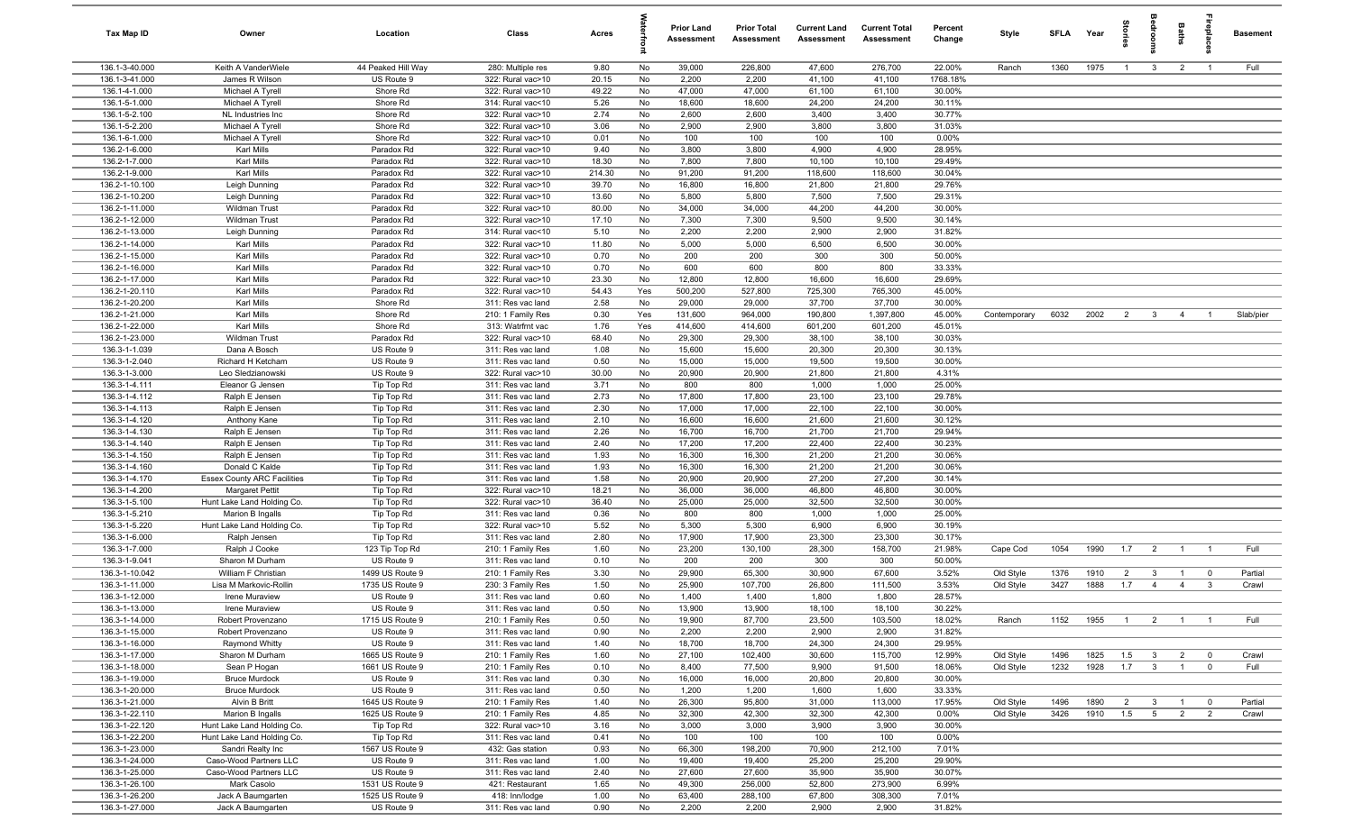| Tax Map ID | Owner | Location | Class | Acres | Waterfront | Prior Land Assessment | Prior Total Assessment | Current Land Assessment | Current Total Assessment | Percent Change | Style | SFLA | Year | Stories | Bedrooms | Baths | Fireplaces | Basement |
|---|---|---|---|---|---|---|---|---|---|---|---|---|---|---|---|---|---|---|
| 136.1-3-40.000 | Keith A VanderWiele | 44 Peaked Hill Way | 280: Multiple res | 9.80 | No | 39,000 | 226,800 | 47,600 | 276,700 | 22.00% | Ranch | 1360 | 1975 | 1 | 3 | 2 | 1 | Full |
| 136.1-3-41.000 | James R Wilson | US Route 9 | 322: Rural vac>10 | 20.15 | No | 2,200 | 2,200 | 41,100 | 41,100 | 1768.18% | | | | | | | | |
| 136.1-4-1.000 | Michael A Tyrell | Shore Rd | 322: Rural vac>10 | 49.22 | No | 47,000 | 47,000 | 61,100 | 61,100 | 30.00% | | | | | | | | |
| 136.1-5-1.000 | Michael A Tyrell | Shore Rd | 314: Rural vac<10 | 5.26 | No | 18,600 | 18,600 | 24,200 | 24,200 | 30.11% | | | | | | | | |
| 136.1-5-2.100 | NL Industries Inc | Shore Rd | 322: Rural vac>10 | 2.74 | No | 2,600 | 2,600 | 3,400 | 3,400 | 30.77% | | | | | | | | |
| 136.1-5-2.200 | Michael A Tyrell | Shore Rd | 322: Rural vac>10 | 3.06 | No | 2,900 | 2,900 | 3,800 | 3,800 | 31.03% | | | | | | | | |
| 136.1-6-1.000 | Michael A Tyrell | Shore Rd | 322: Rural vac>10 | 0.01 | No | 100 | 100 | 100 | 100 | 0.00% | | | | | | | | |
| 136.2-1-6.000 | Karl Mills | Paradox Rd | 322: Rural vac>10 | 9.40 | No | 3,800 | 3,800 | 4,900 | 4,900 | 28.95% | | | | | | | | |
| 136.2-1-7.000 | Karl Mills | Paradox Rd | 322: Rural vac>10 | 18.30 | No | 7,800 | 7,800 | 10,100 | 10,100 | 29.49% | | | | | | | | |
| 136.2-1-9.000 | Karl Mills | Paradox Rd | 322: Rural vac>10 | 214.30 | No | 91,200 | 91,200 | 118,600 | 118,600 | 30.04% | | | | | | | | |
| 136.2-1-10.100 | Leigh Dunning | Paradox Rd | 322: Rural vac>10 | 39.70 | No | 16,800 | 16,800 | 21,800 | 21,800 | 29.76% | | | | | | | | |
| 136.2-1-10.200 | Leigh Dunning | Paradox Rd | 322: Rural vac>10 | 13.60 | No | 5,800 | 5,800 | 7,500 | 7,500 | 29.31% | | | | | | | | |
| 136.2-1-11.000 | Wildman Trust | Paradox Rd | 322: Rural vac>10 | 80.00 | No | 34,000 | 34,000 | 44,200 | 44,200 | 30.00% | | | | | | | | |
| 136.2-1-12.000 | Wildman Trust | Paradox Rd | 322: Rural vac>10 | 17.10 | No | 7,300 | 7,300 | 9,500 | 9,500 | 30.14% | | | | | | | | |
| 136.2-1-13.000 | Leigh Dunning | Paradox Rd | 314: Rural vac<10 | 5.10 | No | 2,200 | 2,200 | 2,900 | 2,900 | 31.82% | | | | | | | | |
| 136.2-1-14.000 | Karl Mills | Paradox Rd | 322: Rural vac>10 | 11.80 | No | 5,000 | 5,000 | 6,500 | 6,500 | 30.00% | | | | | | | | |
| 136.2-1-15.000 | Karl Mills | Paradox Rd | 322: Rural vac>10 | 0.70 | No | 200 | 200 | 300 | 300 | 50.00% | | | | | | | | |
| 136.2-1-16.000 | Karl Mills | Paradox Rd | 322: Rural vac>10 | 0.70 | No | 600 | 600 | 800 | 800 | 33.33% | | | | | | | | |
| 136.2-1-17.000 | Karl Mills | Paradox Rd | 322: Rural vac>10 | 23.30 | No | 12,800 | 12,800 | 16,600 | 16,600 | 29.69% | | | | | | | | |
| 136.2-1-20.110 | Karl Mills | Paradox Rd | 322: Rural vac>10 | 54.43 | Yes | 500,200 | 527,800 | 725,300 | 765,300 | 45.00% | | | | | | | | |
| 136.2-1-20.200 | Karl Mills | Shore Rd | 311: Res vac land | 2.58 | No | 29,000 | 29,000 | 37,700 | 37,700 | 30.00% | | | | | | | | |
| 136.2-1-21.000 | Karl Mills | Shore Rd | 210: 1 Family Res | 0.30 | Yes | 131,600 | 964,000 | 190,800 | 1,397,800 | 45.00% | Contemporary | 6032 | 2002 | 2 | 3 | 4 | 1 | Slab/pier |
| 136.2-1-22.000 | Karl Mills | Shore Rd | 313: Watrfrnt vac | 1.76 | Yes | 414,600 | 414,600 | 601,200 | 601,200 | 45.01% | | | | | | | | |
| 136.2-1-23.000 | Wildman Trust | Paradox Rd | 322: Rural vac>10 | 68.40 | No | 29,300 | 29,300 | 38,100 | 38,100 | 30.03% | | | | | | | | |
| 136.3-1-1.039 | Dana A Bosch | US Route 9 | 311: Res vac land | 1.08 | No | 15,600 | 15,600 | 20,300 | 20,300 | 30.13% | | | | | | | | |
| 136.3-1-2.040 | Richard H Ketcham | US Route 9 | 311: Res vac land | 0.50 | No | 15,000 | 15,000 | 19,500 | 19,500 | 30.00% | | | | | | | | |
| 136.3-1-3.000 | Leo Sledzianowski | US Route 9 | 322: Rural vac>10 | 30.00 | No | 20,900 | 20,900 | 21,800 | 21,800 | 4.31% | | | | | | | | |
| 136.3-1-4.111 | Eleanor G Jensen | Tip Top Rd | 311: Res vac land | 3.71 | No | 800 | 800 | 1,000 | 1,000 | 25.00% | | | | | | | | |
| 136.3-1-4.112 | Ralph E Jensen | Tip Top Rd | 311: Res vac land | 2.73 | No | 17,800 | 17,800 | 23,100 | 23,100 | 29.78% | | | | | | | | |
| 136.3-1-4.113 | Ralph E Jensen | Tip Top Rd | 311: Res vac land | 2.30 | No | 17,000 | 17,000 | 22,100 | 22,100 | 30.00% | | | | | | | | |
| 136.3-1-4.120 | Anthony Kane | Tip Top Rd | 311: Res vac land | 2.10 | No | 16,600 | 16,600 | 21,600 | 21,600 | 30.12% | | | | | | | | |
| 136.3-1-4.130 | Ralph E Jensen | Tip Top Rd | 311: Res vac land | 2.26 | No | 16,700 | 16,700 | 21,700 | 21,700 | 29.94% | | | | | | | | |
| 136.3-1-4.140 | Ralph E Jensen | Tip Top Rd | 311: Res vac land | 2.40 | No | 17,200 | 17,200 | 22,400 | 22,400 | 30.23% | | | | | | | | |
| 136.3-1-4.150 | Ralph E Jensen | Tip Top Rd | 311: Res vac land | 1.93 | No | 16,300 | 16,300 | 21,200 | 21,200 | 30.06% | | | | | | | | |
| 136.3-1-4.160 | Donald C Kalde | Tip Top Rd | 311: Res vac land | 1.93 | No | 16,300 | 16,300 | 21,200 | 21,200 | 30.06% | | | | | | | | |
| 136.3-1-4.170 | Essex County ARC Facilities | Tip Top Rd | 311: Res vac land | 1.58 | No | 20,900 | 20,900 | 27,200 | 27,200 | 30.14% | | | | | | | | |
| 136.3-1-4.200 | Margaret Pettit | Tip Top Rd | 322: Rural vac>10 | 18.21 | No | 36,000 | 36,000 | 46,800 | 46,800 | 30.00% | | | | | | | | |
| 136.3-1-5.100 | Hunt Lake Land Holding Co. | Tip Top Rd | 322: Rural vac>10 | 36.40 | No | 25,000 | 25,000 | 32,500 | 32,500 | 30.00% | | | | | | | | |
| 136.3-1-5.210 | Marion B Ingalls | Tip Top Rd | 311: Res vac land | 0.36 | No | 800 | 800 | 1,000 | 1,000 | 25.00% | | | | | | | | |
| 136.3-1-5.220 | Hunt Lake Land Holding Co. | Tip Top Rd | 322: Rural vac>10 | 5.52 | No | 5,300 | 5,300 | 6,900 | 6,900 | 30.19% | | | | | | | | |
| 136.3-1-6.000 | Ralph Jensen | Tip Top Rd | 311: Res vac land | 2.80 | No | 17,900 | 17,900 | 23,300 | 23,300 | 30.17% | | | | | | | | |
| 136.3-1-7.000 | Ralph J Cooke | 123 Tip Top Rd | 210: 1 Family Res | 1.60 | No | 23,200 | 130,100 | 28,300 | 158,700 | 21.98% | Cape Cod | 1054 | 1990 | 1.7 | 2 | 1 | 1 | Full |
| 136.3-1-9.041 | Sharon M Durham | US Route 9 | 311: Res vac land | 0.10 | No | 200 | 200 | 300 | 300 | 50.00% | | | | | | | | |
| 136.3-1-10.042 | William F Christian | 1499 US Route 9 | 210: 1 Family Res | 3.30 | No | 29,900 | 65,300 | 30,900 | 67,600 | 3.52% | Old Style | 1376 | 1910 | 2 | 3 | 1 | 0 | Partial |
| 136.3-1-11.000 | Lisa M Markovic-Rollin | 1735 US Route 9 | 230: 3 Family Res | 1.50 | No | 25,900 | 107,700 | 26,800 | 111,500 | 3.53% | Old Style | 3427 | 1888 | 1.7 | 4 | 4 | 3 | Crawl |
| 136.3-1-12.000 | Irene Muraview | US Route 9 | 311: Res vac land | 0.60 | No | 1,400 | 1,400 | 1,800 | 1,800 | 28.57% | | | | | | | | |
| 136.3-1-13.000 | Irene Muraview | US Route 9 | 311: Res vac land | 0.50 | No | 13,900 | 13,900 | 18,100 | 18,100 | 30.22% | | | | | | | | |
| 136.3-1-14.000 | Robert Provenzano | 1715 US Route 9 | 210: 1 Family Res | 0.50 | No | 19,900 | 87,700 | 23,500 | 103,500 | 18.02% | Ranch | 1152 | 1955 | 1 | 2 | 1 | 1 | Full |
| 136.3-1-15.000 | Robert Provenzano | US Route 9 | 311: Res vac land | 0.90 | No | 2,200 | 2,200 | 2,900 | 2,900 | 31.82% | | | | | | | | |
| 136.3-1-16.000 | Raymond Whitty | US Route 9 | 311: Res vac land | 1.40 | No | 18,700 | 18,700 | 24,300 | 24,300 | 29.95% | | | | | | | | |
| 136.3-1-17.000 | Sharon M Durham | 1665 US Route 9 | 210: 1 Family Res | 1.60 | No | 27,100 | 102,400 | 30,600 | 115,700 | 12.99% | Old Style | 1496 | 1825 | 1.5 | 3 | 2 | 0 | Crawl |
| 136.3-1-18.000 | Sean P Hogan | 1661 US Route 9 | 210: 1 Family Res | 0.10 | No | 8,400 | 77,500 | 9,900 | 91,500 | 18.06% | Old Style | 1232 | 1928 | 1.7 | 3 | 1 | 0 | Full |
| 136.3-1-19.000 | Bruce Murdock | US Route 9 | 311: Res vac land | 0.30 | No | 16,000 | 16,000 | 20,800 | 20,800 | 30.00% | | | | | | | | |
| 136.3-1-20.000 | Bruce Murdock | US Route 9 | 311: Res vac land | 0.50 | No | 1,200 | 1,200 | 1,600 | 1,600 | 33.33% | | | | | | | | |
| 136.3-1-21.000 | Alvin B Britt | 1645 US Route 9 | 210: 1 Family Res | 1.40 | No | 26,300 | 95,800 | 31,000 | 113,000 | 17.95% | Old Style | 1496 | 1890 | 2 | 3 | 1 | 0 | Partial |
| 136.3-1-22.110 | Marion B Ingalls | 1625 US Route 9 | 210: 1 Family Res | 4.85 | No | 32,300 | 42,300 | 32,300 | 42,300 | 0.00% | Old Style | 3426 | 1910 | 1.5 | 5 | 2 | 2 | Crawl |
| 136.3-1-22.120 | Hunt Lake Land Holding Co. | Tip Top Rd | 322: Rural vac>10 | 3.16 | No | 3,000 | 3,000 | 3,900 | 3,900 | 30.00% | | | | | | | | |
| 136.3-1-22.200 | Hunt Lake Land Holding Co. | Tip Top Rd | 311: Res vac land | 0.41 | No | 100 | 100 | 100 | 100 | 0.00% | | | | | | | | |
| 136.3-1-23.000 | Sandri Realty Inc | 1567 US Route 9 | 432: Gas station | 0.93 | No | 66,300 | 198,200 | 70,900 | 212,100 | 7.01% | | | | | | | | |
| 136.3-1-24.000 | Caso-Wood Partners LLC | US Route 9 | 311: Res vac land | 1.00 | No | 19,400 | 19,400 | 25,200 | 25,200 | 29.90% | | | | | | | | |
| 136.3-1-25.000 | Caso-Wood Partners LLC | US Route 9 | 311: Res vac land | 2.40 | No | 27,600 | 27,600 | 35,900 | 35,900 | 30.07% | | | | | | | | |
| 136.3-1-26.100 | Mark Casolo | 1531 US Route 9 | 421: Restaurant | 1.65 | No | 49,300 | 256,000 | 52,800 | 273,900 | 6.99% | | | | | | | | |
| 136.3-1-26.200 | Jack A Baumgarten | 1525 US Route 9 | 418: Inn/lodge | 1.00 | No | 63,400 | 288,100 | 67,800 | 308,300 | 7.01% | | | | | | | | |
| 136.3-1-27.000 | Jack A Baumgarten | US Route 9 | 311: Res vac land | 0.90 | No | 2,200 | 2,200 | 2,900 | 2,900 | 31.82% | | | | | | | | |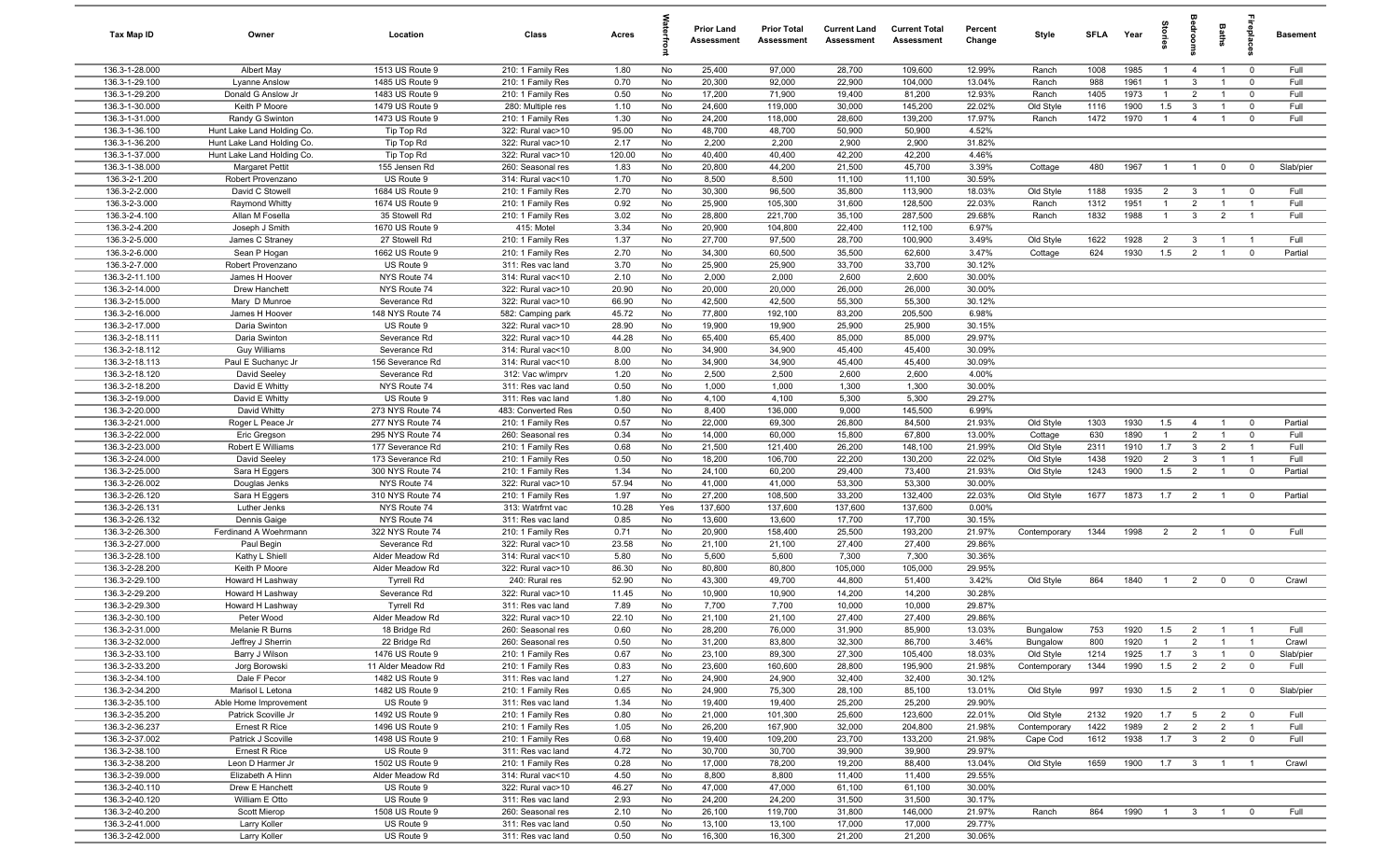| Tax Map ID | Owner | Location | Class | Acres | Waterfront | Prior Land Assessment | Prior Total Assessment | Current Land Assessment | Current Total Assessment | Percent Change | Style | SFLA | Year | Stories | Bedrooms | Baths | Fireplaces | Basement |
|---|---|---|---|---|---|---|---|---|---|---|---|---|---|---|---|---|---|---|
| 136.3-1-28.000 | Albert May | 1513 US Route 9 | 210: 1 Family Res | 1.80 | No | 25,400 | 97,000 | 28,700 | 109,600 | 12.99% | Ranch | 1008 | 1985 | 1 | 4 | 1 | 0 | Full |
| 136.3-1-29.100 | Lyanne Anslow | 1485 US Route 9 | 210: 1 Family Res | 0.70 | No | 20,300 | 92,000 | 22,900 | 104,000 | 13.04% | Ranch | 988 | 1961 | 1 | 3 | 1 | 0 | Full |
| 136.3-1-29.200 | Donald G Anslow Jr | 1483 US Route 9 | 210: 1 Family Res | 0.50 | No | 17,200 | 71,900 | 19,400 | 81,200 | 12.93% | Ranch | 1405 | 1973 | 1 | 2 | 1 | 0 | Full |
| 136.3-1-30.000 | Keith P Moore | 1479 US Route 9 | 280: Multiple res | 1.10 | No | 24,600 | 119,000 | 30,000 | 145,200 | 22.02% | Old Style | 1116 | 1900 | 1.5 | 3 | 1 | 0 | Full |
| 136.3-1-31.000 | Randy G Swinton | 1473 US Route 9 | 210: 1 Family Res | 1.30 | No | 24,200 | 118,000 | 28,600 | 139,200 | 17.97% | Ranch | 1472 | 1970 | 1 | 4 | 1 | 0 | Full |
| 136.3-1-36.100 | Hunt Lake Land Holding Co. | Tip Top Rd | 322: Rural vac>10 | 95.00 | No | 48,700 | 48,700 | 50,900 | 50,900 | 4.52% | | | | | | | | |
| 136.3-1-36.200 | Hunt Lake Land Holding Co. | Tip Top Rd | 322: Rural vac>10 | 2.17 | No | 2,200 | 2,200 | 2,900 | 2,900 | 31.82% | | | | | | | | |
| 136.3-1-37.000 | Hunt Lake Land Holding Co. | Tip Top Rd | 322: Rural vac>10 | 120.00 | No | 40,400 | 40,400 | 42,200 | 42,200 | 4.46% | | | | | | | | |
| 136.3-1-38.000 | Margaret Pettit | 155 Jensen Rd | 260: Seasonal res | 1.83 | No | 20,800 | 44,200 | 21,500 | 45,700 | 3.39% | Cottage | 480 | 1967 | 1 | 1 | 0 | 0 | Slab/pier |
| 136.3-2-1.200 | Robert Provenzano | US Route 9 | 314: Rural vac<10 | 1.70 | No | 8,500 | 8,500 | 11,100 | 11,100 | 30.59% | | | | | | | | |
| 136.3-2-2.000 | David C Stowell | 1684 US Route 9 | 210: 1 Family Res | 2.70 | No | 30,300 | 96,500 | 35,800 | 113,900 | 18.03% | Old Style | 1188 | 1935 | 2 | 3 | 1 | 0 | Full |
| 136.3-2-3.000 | Raymond Whitty | 1674 US Route 9 | 210: 1 Family Res | 0.92 | No | 25,900 | 105,300 | 31,600 | 128,500 | 22.03% | Ranch | 1312 | 1951 | 1 | 2 | 1 | 1 | Full |
| 136.3-2-4.100 | Allan M Fosella | 35 Stowell Rd | 210: 1 Family Res | 3.02 | No | 28,800 | 221,700 | 35,100 | 287,500 | 29.68% | Ranch | 1832 | 1988 | 1 | 3 | 2 | 1 | Full |
| 136.3-2-4.200 | Joseph J Smith | 1670 US Route 9 | 415: Motel | 3.34 | No | 20,900 | 104,800 | 22,400 | 112,100 | 6.97% | | | | | | | | |
| 136.3-2-5.000 | James C Straney | 27 Stowell Rd | 210: 1 Family Res | 1.37 | No | 27,700 | 97,500 | 28,700 | 100,900 | 3.49% | Old Style | 1622 | 1928 | 2 | 3 | 1 | 1 | Full |
| 136.3-2-6.000 | Sean P Hogan | 1662 US Route 9 | 210: 1 Family Res | 2.70 | No | 34,300 | 60,500 | 35,500 | 62,600 | 3.47% | Cottage | 624 | 1930 | 1.5 | 2 | 1 | 0 | Partial |
| 136.3-2-7.000 | Robert Provenzano | US Route 9 | 311: Res vac land | 3.70 | No | 25,900 | 25,900 | 33,700 | 33,700 | 30.12% | | | | | | | | |
| 136.3-2-11.100 | James H Hoover | NYS Route 74 | 314: Rural vac<10 | 2.10 | No | 2,000 | 2,000 | 2,600 | 2,600 | 30.00% | | | | | | | | |
| 136.3-2-14.000 | Drew Hanchett | NYS Route 74 | 322: Rural vac>10 | 20.90 | No | 20,000 | 20,000 | 26,000 | 26,000 | 30.00% | | | | | | | | |
| 136.3-2-15.000 | Mary D Munroe | Severance Rd | 322: Rural vac>10 | 66.90 | No | 42,500 | 42,500 | 55,300 | 55,300 | 30.12% | | | | | | | | |
| 136.3-2-16.000 | James H Hoover | 148 NYS Route 74 | 582: Camping park | 45.72 | No | 77,800 | 192,100 | 83,200 | 205,500 | 6.98% | | | | | | | | |
| 136.3-2-17.000 | Daria Swinton | US Route 9 | 322: Rural vac>10 | 28.90 | No | 19,900 | 19,900 | 25,900 | 25,900 | 30.15% | | | | | | | | |
| 136.3-2-18.111 | Daria Swinton | Severance Rd | 322: Rural vac>10 | 44.28 | No | 65,400 | 65,400 | 85,000 | 85,000 | 29.97% | | | | | | | | |
| 136.3-2-18.112 | Guy Williams | Severance Rd | 314: Rural vac<10 | 8.00 | No | 34,900 | 34,900 | 45,400 | 45,400 | 30.09% | | | | | | | | |
| 136.3-2-18.113 | Paul E Suchanyc Jr | 156 Severance Rd | 314: Rural vac<10 | 8.00 | No | 34,900 | 34,900 | 45,400 | 45,400 | 30.09% | | | | | | | | |
| 136.3-2-18.120 | David Seeley | Severance Rd | 312: Vac w/imprv | 1.20 | No | 2,500 | 2,500 | 2,600 | 2,600 | 4.00% | | | | | | | | |
| 136.3-2-18.200 | David E Whitty | NYS Route 74 | 311: Res vac land | 0.50 | No | 1,000 | 1,000 | 1,300 | 1,300 | 30.00% | | | | | | | | |
| 136.3-2-19.000 | David E Whitty | US Route 9 | 311: Res vac land | 1.80 | No | 4,100 | 4,100 | 5,300 | 5,300 | 29.27% | | | | | | | | |
| 136.3-2-20.000 | David Whitty | 273 NYS Route 74 | 483: Converted Res | 0.50 | No | 8,400 | 136,000 | 9,000 | 145,500 | 6.99% | | | | | | | | |
| 136.3-2-21.000 | Roger L Peace Jr | 277 NYS Route 74 | 210: 1 Family Res | 0.57 | No | 22,000 | 69,300 | 26,800 | 84,500 | 21.93% | Old Style | 1303 | 1930 | 1.5 | 4 | 1 | 0 | Partial |
| 136.3-2-22.000 | Eric Gregson | 295 NYS Route 74 | 260: Seasonal res | 0.34 | No | 14,000 | 60,000 | 15,800 | 67,800 | 13.00% | Cottage | 630 | 1890 | 1 | 2 | 1 | 0 | Full |
| 136.3-2-23.000 | Robert E Williams | 177 Severance Rd | 210: 1 Family Res | 0.68 | No | 21,500 | 121,400 | 26,200 | 148,100 | 21.99% | Old Style | 2311 | 1910 | 1.7 | 3 | 2 | 1 | Full |
| 136.3-2-24.000 | David Seeley | 173 Severance Rd | 210: 1 Family Res | 0.50 | No | 18,200 | 106,700 | 22,200 | 130,200 | 22.02% | Old Style | 1438 | 1920 | 2 | 3 | 1 | 1 | Full |
| 136.3-2-25.000 | Sara H Eggers | 300 NYS Route 74 | 210: 1 Family Res | 1.34 | No | 24,100 | 60,200 | 29,400 | 73,400 | 21.93% | Old Style | 1243 | 1900 | 1.5 | 2 | 1 | 0 | Partial |
| 136.3-2-26.002 | Douglas Jenks | NYS Route 74 | 322: Rural vac>10 | 57.94 | No | 41,000 | 41,000 | 53,300 | 53,300 | 30.00% | | | | | | | | |
| 136.3-2-26.120 | Sara H Eggers | 310 NYS Route 74 | 210: 1 Family Res | 1.97 | No | 27,200 | 108,500 | 33,200 | 132,400 | 22.03% | Old Style | 1677 | 1873 | 1.7 | 2 | 1 | 0 | Partial |
| 136.3-2-26.131 | Luther Jenks | NYS Route 74 | 313: Watrfrnt vac | 10.28 | Yes | 137,600 | 137,600 | 137,600 | 137,600 | 0.00% | | | | | | | | |
| 136.3-2-26.132 | Dennis Gaige | NYS Route 74 | 311: Res vac land | 0.85 | No | 13,600 | 13,600 | 17,700 | 17,700 | 30.15% | | | | | | | | |
| 136.3-2-26.300 | Ferdinand A Woehrmann | 322 NYS Route 74 | 210: 1 Family Res | 0.71 | No | 20,900 | 158,400 | 25,500 | 193,200 | 21.97% | Contemporary | 1344 | 1998 | 2 | 2 | 1 | 0 | Full |
| 136.3-2-27.000 | Paul Begin | Severance Rd | 322: Rural vac>10 | 23.58 | No | 21,100 | 21,100 | 27,400 | 27,400 | 29.86% | | | | | | | | |
| 136.3-2-28.100 | Kathy L Shiell | Alder Meadow Rd | 314: Rural vac<10 | 5.80 | No | 5,600 | 5,600 | 7,300 | 7,300 | 30.36% | | | | | | | | |
| 136.3-2-28.200 | Keith P Moore | Alder Meadow Rd | 322: Rural vac>10 | 86.30 | No | 80,800 | 80,800 | 105,000 | 105,000 | 29.95% | | | | | | | | |
| 136.3-2-29.100 | Howard H Lashway | Tyrrell Rd | 240: Rural res | 52.90 | No | 43,300 | 49,700 | 44,800 | 51,400 | 3.42% | Old Style | 864 | 1840 | 1 | 2 | 0 | 0 | Crawl |
| 136.3-2-29.200 | Howard H Lashway | Severance Rd | 322: Rural vac>10 | 11.45 | No | 10,900 | 10,900 | 14,200 | 14,200 | 30.28% | | | | | | | | |
| 136.3-2-29.300 | Howard H Lashway | Tyrrell Rd | 311: Res vac land | 7.89 | No | 7,700 | 7,700 | 10,000 | 10,000 | 29.87% | | | | | | | | |
| 136.3-2-30.100 | Peter Wood | Alder Meadow Rd | 322: Rural vac>10 | 22.10 | No | 21,100 | 21,100 | 27,400 | 27,400 | 29.86% | | | | | | | | |
| 136.3-2-31.000 | Melanie R Burns | 18 Bridge Rd | 260: Seasonal res | 0.60 | No | 28,200 | 76,000 | 31,900 | 85,900 | 13.03% | Bungalow | 753 | 1920 | 1.5 | 2 | 1 | 1 | Full |
| 136.3-2-32.000 | Jeffrey J Sherrin | 22 Bridge Rd | 260: Seasonal res | 0.50 | No | 31,200 | 83,800 | 32,300 | 86,700 | 3.46% | Bungalow | 800 | 1920 | 1 | 2 | 1 | 1 | Crawl |
| 136.3-2-33.100 | Barry J Wilson | 1476 US Route 9 | 210: 1 Family Res | 0.67 | No | 23,100 | 89,300 | 27,300 | 105,400 | 18.03% | Old Style | 1214 | 1925 | 1.7 | 3 | 1 | 0 | Slab/pier |
| 136.3-2-33.200 | Jorg Borowski | 11 Alder Meadow Rd | 210: 1 Family Res | 0.83 | No | 23,600 | 160,600 | 28,800 | 195,900 | 21.98% | Contemporary | 1344 | 1990 | 1.5 | 2 | 2 | 0 | Full |
| 136.3-2-34.100 | Dale F Pecor | 1482 US Route 9 | 311: Res vac land | 1.27 | No | 24,900 | 24,900 | 32,400 | 32,400 | 30.12% | | | | | | | | |
| 136.3-2-34.200 | Marisol L Letona | 1482 US Route 9 | 210: 1 Family Res | 0.65 | No | 24,900 | 75,300 | 28,100 | 85,100 | 13.01% | Old Style | 997 | 1930 | 1.5 | 2 | 1 | 0 | Slab/pier |
| 136.3-2-35.100 | Able Home Improvement | US Route 9 | 311: Res vac land | 1.34 | No | 19,400 | 19,400 | 25,200 | 25,200 | 29.90% | | | | | | | | |
| 136.3-2-35.200 | Patrick Scoville Jr | 1492 US Route 9 | 210: 1 Family Res | 0.80 | No | 21,000 | 101,300 | 25,600 | 123,600 | 22.01% | Old Style | 2132 | 1920 | 1.7 | 5 | 2 | 0 | Full |
| 136.3-2-36.237 | Ernest R Rice | 1496 US Route 9 | 210: 1 Family Res | 1.05 | No | 26,200 | 167,900 | 32,000 | 204,800 | 21.98% | Contemporary | 1422 | 1989 | 2 | 2 | 2 | 1 | Full |
| 136.3-2-37.002 | Patrick J Scoville | 1498 US Route 9 | 210: 1 Family Res | 0.68 | No | 19,400 | 109,200 | 23,700 | 133,200 | 21.98% | Cape Cod | 1612 | 1938 | 1.7 | 3 | 2 | 0 | Full |
| 136.3-2-38.100 | Ernest R Rice | US Route 9 | 311: Res vac land | 4.72 | No | 30,700 | 30,700 | 39,900 | 39,900 | 29.97% | | | | | | | | |
| 136.3-2-38.200 | Leon D Harmer Jr | 1502 US Route 9 | 210: 1 Family Res | 0.28 | No | 17,000 | 78,200 | 19,200 | 88,400 | 13.04% | Old Style | 1659 | 1900 | 1.7 | 3 | 1 | 1 | Crawl |
| 136.3-2-39.000 | Elizabeth A Hinn | Alder Meadow Rd | 314: Rural vac<10 | 4.50 | No | 8,800 | 8,800 | 11,400 | 11,400 | 29.55% | | | | | | | | |
| 136.3-2-40.110 | Drew E Hanchett | US Route 9 | 322: Rural vac>10 | 46.27 | No | 47,000 | 47,000 | 61,100 | 61,100 | 30.00% | | | | | | | | |
| 136.3-2-40.120 | William E Otto | US Route 9 | 311: Res vac land | 2.93 | No | 24,200 | 24,200 | 31,500 | 31,500 | 30.17% | | | | | | | | |
| 136.3-2-40.200 | Scott Mierop | 1508 US Route 9 | 260: Seasonal res | 2.10 | No | 26,100 | 119,700 | 31,800 | 146,000 | 21.97% | Ranch | 864 | 1990 | 1 | 3 | 1 | 0 | Full |
| 136.3-2-41.000 | Larry Koller | US Route 9 | 311: Res vac land | 0.50 | No | 13,100 | 13,100 | 17,000 | 17,000 | 29.77% | | | | | | | | |
| 136.3-2-42.000 | Larry Koller | US Route 9 | 311: Res vac land | 0.50 | No | 16,300 | 16,300 | 21,200 | 21,200 | 30.06% | | | | | | | | |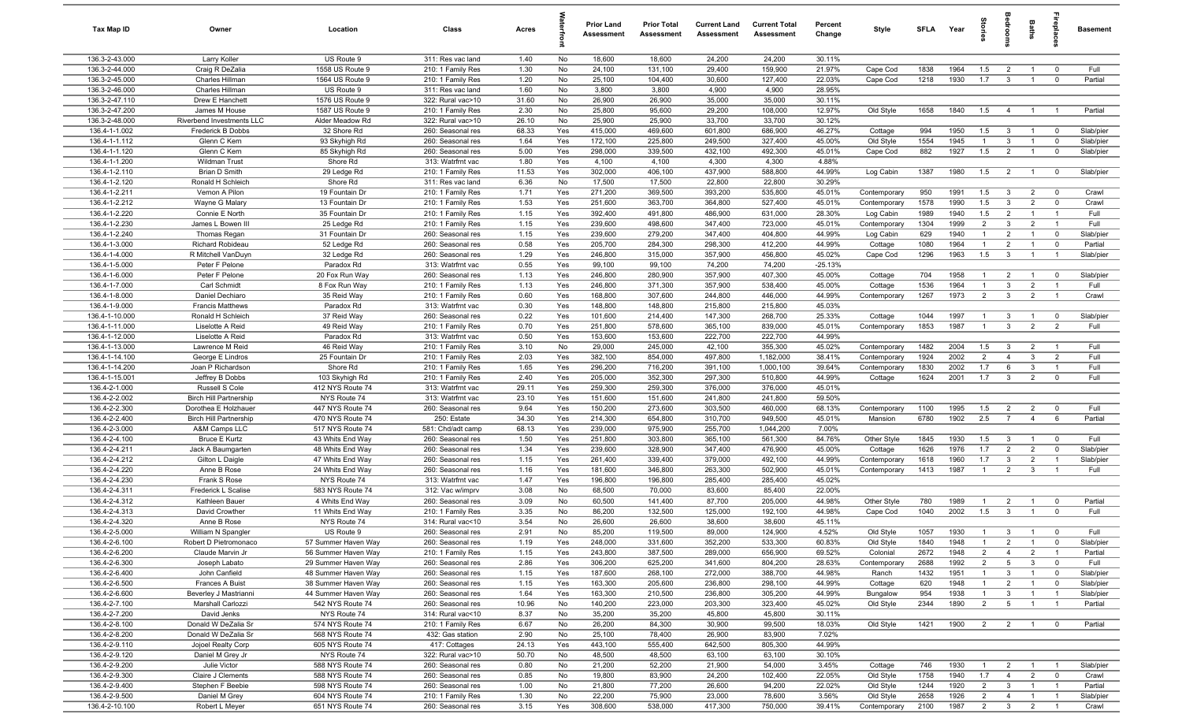| Tax Map ID | Owner | Location | Class | Acres | Waterfront | Prior Land Assessment | Prior Total Assessment | Current Land Assessment | Current Total Assessment | Percent Change | Style | SFLA | Year | Stories | Bedrooms | Baths | Fireplaces | Basement |
|---|---|---|---|---|---|---|---|---|---|---|---|---|---|---|---|---|---|---|
| 136.3-2-43.000 | Larry Koller | US Route 9 | 311: Res vac land | 1.40 | No | 18,600 | 18,600 | 24,200 | 24,200 | 30.11% | | | | | | | | |
| 136.3-2-44.000 | Craig R DeZalia | 1558 US Route 9 | 210: 1 Family Res | 1.30 | No | 24,100 | 131,100 | 29,400 | 159,900 | 21.97% | Cape Cod | 1838 | 1964 | 1.5 | 2 | 1 | 0 | Full |
| 136.3-2-45.000 | Charles Hillman | 1564 US Route 9 | 210: 1 Family Res | 1.20 | No | 25,100 | 104,400 | 30,600 | 127,400 | 22.03% | Cape Cod | 1218 | 1930 | 1.7 | 3 | 1 | 0 | Partial |
| 136.3-2-46.000 | Charles Hillman | US Route 9 | 311: Res vac land | 1.60 | No | 3,800 | 3,800 | 4,900 | 4,900 | 28.95% | | | | | | | | |
| 136.3-2-47.110 | Drew E Hanchett | 1576 US Route 9 | 322: Rural vac>10 | 31.60 | No | 26,900 | 26,900 | 35,000 | 35,000 | 30.11% | | | | | | | | |
| 136.3-2-47.200 | James M House | 1587 US Route 9 | 210: 1 Family Res | 2.30 | No | 25,800 | 95,600 | 29,200 | 108,000 | 12.97% | Old Style | 1658 | 1840 | 1.5 | 4 | 1 | 1 | Partial |
| 136.3-2-48.000 | Riverbend Investments LLC | Alder Meadow Rd | 322: Rural vac>10 | 26.10 | No | 25,900 | 25,900 | 33,700 | 33,700 | 30.12% | | | | | | | | |
| 136.4-1-1.002 | Frederick B Dobbs | 32 Shore Rd | 260: Seasonal res | 68.33 | Yes | 415,000 | 469,600 | 601,800 | 686,900 | 46.27% | Cottage | 994 | 1950 | 1.5 | 3 | 1 | 0 | Slab/pier |
| 136.4-1-1.112 | Glenn C Kern | 93 Skyhigh Rd | 260: Seasonal res | 1.64 | Yes | 172,100 | 225,800 | 249,500 | 327,400 | 45.00% | Old Style | 1554 | 1945 | 1 | 3 | 1 | 0 | Slab/pier |
| 136.4-1-1.120 | Glenn C Kern | 85 Skyhigh Rd | 260: Seasonal res | 5.00 | Yes | 298,000 | 339,500 | 432,100 | 492,300 | 45.01% | Cape Cod | 882 | 1927 | 1.5 | 2 | 1 | 0 | Slab/pier |
| 136.4-1-1.200 | Wildman Trust | Shore Rd | 313: Watrfrnt vac | 1.80 | Yes | 4,100 | 4,100 | 4,300 | 4,300 | 4.88% | | | | | | | | |
| 136.4-1-2.110 | Brian D Smith | 29 Ledge Rd | 210: 1 Family Res | 11.53 | Yes | 302,000 | 406,100 | 437,900 | 588,800 | 44.99% | Log Cabin | 1387 | 1980 | 1.5 | 2 | 1 | 0 | Slab/pier |
| 136.4-1-2.120 | Ronald H Schleich | Ledge Rd | 311: Res vac land | 6.36 | No | 17,500 | 17,500 | 22,800 | 22,800 | 30.29% | | | | | | | | |
| 136.4-1-2.211 | Vernon A Pilon | 19 Fountain Dr | 210: 1 Family Res | 1.71 | Yes | 271,200 | 369,500 | 393,200 | 535,800 | 45.01% | Contemporary | 950 | 1991 | 1.5 | 3 | 2 | 0 | Crawl |
| 136.4-1-2.212 | Wayne G Malary | 13 Fountain Dr | 210: 1 Family Res | 1.53 | Yes | 251,600 | 363,700 | 364,800 | 527,400 | 45.01% | Contemporary | 1578 | 1990 | 1.5 | 3 | 2 | 0 | Crawl |
| 136.4-1-2.220 | Connie E North | 35 Fountain Dr | 210: 1 Family Res | 1.15 | Yes | 392,400 | 491,800 | 486,900 | 631,000 | 28.30% | Log Cabin | 1989 | 1940 | 1.5 | 2 | 1 | 1 | Full |
| 136.4-1-2.230 | James L Bowen III | 25 Ledge Rd | 210: 1 Family Res | 1.15 | Yes | 239,600 | 498,600 | 347,400 | 723,000 | 45.01% | Contemporary | 1304 | 1999 | 2 | 3 | 2 | 1 | Full |
| 136.4-1-2.240 | Thomas Regan | 31 Fountain Dr | 260: Seasonal res | 1.15 | Yes | 239,600 | 279,200 | 347,400 | 404,800 | 44.99% | Log Cabin | 629 | 1940 | 1 | 2 | 1 | 0 | Slab/pier |
| 136.4-1-3.000 | Richard Robideau | 52 Ledge Rd | 260: Seasonal res | 0.58 | Yes | 205,700 | 284,300 | 298,300 | 412,200 | 44.99% | Cottage | 1080 | 1964 | 1 | 2 | 1 | 0 | Partial |
| 136.4-1-4.000 | R Mitchell VanDuyn | 32 Ledge Rd | 260: Seasonal res | 1.29 | Yes | 246,800 | 315,000 | 357,900 | 456,800 | 45.02% | Cape Cod | 1296 | 1963 | 1.5 | 3 | 1 | 1 | Slab/pier |
| 136.4-1-5.000 | Peter F Pelone | Paradox Rd | 313: Watrfrnt vac | 0.55 | Yes | 99,100 | 99,100 | 74,200 | 74,200 | -25.13% | | | | | | | | |
| 136.4-1-6.000 | Peter F Pelone | 20 Fox Run Way | 260: Seasonal res | 1.13 | Yes | 246,800 | 280,900 | 357,900 | 407,300 | 45.00% | Cottage | 704 | 1958 | 1 | 2 | 1 | 0 | Slab/pier |
| 136.4-1-7.000 | Carl Schmidt | 8 Fox Run Way | 210: 1 Family Res | 1.13 | Yes | 246,800 | 371,300 | 357,900 | 538,400 | 45.00% | Cottage | 1536 | 1964 | 1 | 3 | 2 | 1 | Full |
| 136.4-1-8.000 | Daniel Dechiaro | 35 Reid Way | 210: 1 Family Res | 0.60 | Yes | 168,800 | 307,600 | 244,800 | 446,000 | 44.99% | Contemporary | 1267 | 1973 | 2 | 3 | 2 | 1 | Crawl |
| 136.4-1-9.000 | Francis Matthews | Paradox Rd | 313: Watrfrnt vac | 0.30 | Yes | 148,800 | 148,800 | 215,800 | 215,800 | 45.03% | | | | | | | | |
| 136.4-1-10.000 | Ronald H Schleich | 37 Reid Way | 260: Seasonal res | 0.22 | Yes | 101,600 | 214,400 | 147,300 | 268,700 | 25.33% | Cottage | 1044 | 1997 | 1 | 3 | 1 | 0 | Slab/pier |
| 136.4-1-11.000 | Liselotte A Reid | 49 Reid Way | 210: 1 Family Res | 0.70 | Yes | 251,800 | 578,600 | 365,100 | 839,000 | 45.01% | Contemporary | 1853 | 1987 | 1 | 3 | 2 | 2 | Full |
| 136.4-1-12.000 | Liselotte A Reid | Paradox Rd | 313: Watrfrnt vac | 0.50 | Yes | 153,600 | 153,600 | 222,700 | 222,700 | 44.99% | | | | | | | | |
| 136.4-1-13.000 | Lawrence M Reid | 46 Reid Way | 210: 1 Family Res | 3.10 | No | 29,000 | 245,000 | 42,100 | 355,300 | 45.02% | Contemporary | 1482 | 2004 | 1.5 | 3 | 2 | 1 | Full |
| 136.4-1-14.100 | George E Lindros | 25 Fountain Dr | 210: 1 Family Res | 2.03 | Yes | 382,100 | 854,000 | 497,800 | 1,182,000 | 38.41% | Contemporary | 1924 | 2002 | 2 | 4 | 3 | 2 | Full |
| 136.4-1-14.200 | Joan P Richardson | Shore Rd | 210: 1 Family Res | 1.65 | Yes | 296,200 | 716,200 | 391,100 | 1,000,100 | 39.64% | Contemporary | 1830 | 2002 | 1.7 | 6 | 3 | 1 | Full |
| 136.4-1-15.001 | Jeffrey B Dobbs | 103 Skyhigh Rd | 210: 1 Family Res | 2.40 | Yes | 205,000 | 352,300 | 297,300 | 510,800 | 44.99% | Cottage | 1624 | 2001 | 1.7 | 3 | 2 | 0 | Full |
| 136.4-2-1.000 | Russell S Cole | 412 NYS Route 74 | 313: Watrfrnt vac | 29.11 | Yes | 259,300 | 259,300 | 376,000 | 376,000 | 45.01% | | | | | | | | |
| 136.4-2-2.002 | Birch Hill Partnership | NYS Route 74 | 313: Watrfrnt vac | 23.10 | Yes | 151,600 | 151,600 | 241,800 | 241,800 | 59.50% | | | | | | | | |
| 136.4-2-2.300 | Dorothea E Holzhauer | 447 NYS Route 74 | 260: Seasonal res | 9.64 | Yes | 150,200 | 273,600 | 303,500 | 460,000 | 68.13% | Contemporary | 1100 | 1995 | 1.5 | 2 | 2 | 0 | Full |
| 136.4-2-2.400 | Birch Hill Partnership | 470 NYS Route 74 | 250: Estate | 34.30 | Yes | 214,300 | 654,800 | 310,700 | 949,500 | 45.01% | Mansion | 6780 | 1902 | 2.5 | 7 | 4 | 6 | Partial |
| 136.4-2-3.000 | A&M Camps LLC | 517 NYS Route 74 | 581: Chd/adt camp | 68.13 | Yes | 239,000 | 975,900 | 255,700 | 1,044,200 | 7.00% | | | | | | | | |
| 136.4-2-4.100 | Bruce E Kurtz | 43 Whits End Way | 260: Seasonal res | 1.50 | Yes | 251,800 | 303,800 | 365,100 | 561,300 | 84.76% | Other Style | 1845 | 1930 | 1.5 | 3 | 1 | 0 | Full |
| 136.4-2-4.211 | Jack A Baumgarten | 48 Whits End Way | 260: Seasonal res | 1.34 | Yes | 239,600 | 328,900 | 347,400 | 476,900 | 45.00% | Cottage | 1626 | 1976 | 1.7 | 2 | 2 | 0 | Slab/pier |
| 136.4-2-4.212 | Gilton L Daigle | 47 Whits End Way | 260: Seasonal res | 1.15 | Yes | 261,400 | 339,400 | 379,000 | 492,100 | 44.99% | Contemporary | 1618 | 1960 | 1.7 | 3 | 2 | 1 | Slab/pier |
| 136.4-2-4.220 | Anne B Rose | 24 Whits End Way | 260: Seasonal res | 1.16 | Yes | 181,600 | 346,800 | 263,300 | 502,900 | 45.01% | Contemporary | 1413 | 1987 | 1 | 2 | 3 | 1 | Full |
| 136.4-2-4.230 | Frank S Rose | NYS Route 74 | 313: Watrfrnt vac | 1.47 | Yes | 196,800 | 196,800 | 285,400 | 285,400 | 45.02% | | | | | | | | |
| 136.4-2-4.311 | Frederick L Scalise | 583 NYS Route 74 | 312: Vac w/imprv | 3.08 | No | 68,500 | 70,000 | 83,600 | 85,400 | 22.00% | | | | | | | | |
| 136.4-2-4.312 | Kathleen Bauer | 4 Whits End Way | 260: Seasonal res | 3.09 | No | 60,500 | 141,400 | 87,700 | 205,000 | 44.98% | Other Style | 780 | 1989 | 1 | 2 | 1 | 0 | Partial |
| 136.4-2-4.313 | David Crowther | 11 Whits End Way | 210: 1 Family Res | 3.35 | No | 86,200 | 132,500 | 125,000 | 192,100 | 44.98% | Cape Cod | 1040 | 2002 | 1.5 | 3 | 1 | 0 | Full |
| 136.4-2-4.320 | Anne B Rose | NYS Route 74 | 314: Rural vac<10 | 3.54 | No | 26,600 | 26,600 | 38,600 | 38,600 | 45.11% | | | | | | | | |
| 136.4-2-5.000 | William N Spangler | US Route 9 | 260: Seasonal res | 2.91 | No | 85,200 | 119,500 | 89,000 | 124,900 | 4.52% | Old Style | 1057 | 1930 | 1 | 3 | 1 | 0 | Full |
| 136.4-2-6.100 | Robert D Pietromonaco | 57 Summer Haven Way | 260: Seasonal res | 1.19 | Yes | 248,000 | 331,600 | 352,200 | 533,300 | 60.83% | Old Style | 1840 | 1948 | 1 | 2 | 1 | 0 | Slab/pier |
| 136.4-2-6.200 | Claude Marvin Jr | 56 Summer Haven Way | 210: 1 Family Res | 1.15 | Yes | 243,800 | 387,500 | 289,000 | 656,900 | 69.52% | Colonial | 2672 | 1948 | 2 | 4 | 2 | 1 | Partial |
| 136.4-2-6.300 | Joseph Labato | 29 Summer Haven Way | 260: Seasonal res | 2.86 | Yes | 306,200 | 625,200 | 341,600 | 804,200 | 28.63% | Contemporary | 2688 | 1992 | 2 | 5 | 3 | 0 | Full |
| 136.4-2-6.400 | John Canfield | 48 Summer Haven Way | 260: Seasonal res | 1.15 | Yes | 187,600 | 268,100 | 272,000 | 388,700 | 44.98% | Ranch | 1432 | 1951 | 1 | 3 | 1 | 0 | Slab/pier |
| 136.4-2-6.500 | Frances A Buist | 38 Summer Haven Way | 260: Seasonal res | 1.15 | Yes | 163,300 | 205,600 | 236,800 | 298,100 | 44.99% | Cottage | 620 | 1948 | 1 | 2 | 1 | 0 | Slab/pier |
| 136.4-2-6.600 | Beverley J Mastrianni | 44 Summer Haven Way | 260: Seasonal res | 1.64 | Yes | 163,300 | 210,500 | 236,800 | 305,200 | 44.99% | Bungalow | 954 | 1938 | 1 | 3 | 1 | 1 | Slab/pier |
| 136.4-2-7.100 | Marshall Carlozzi | 542 NYS Route 74 | 260: Seasonal res | 10.96 | No | 140,200 | 223,000 | 203,300 | 323,400 | 45.02% | Old Style | 2344 | 1890 | 2 | 5 | 1 | 1 | Partial |
| 136.4-2-7.200 | David Jenks | NYS Route 74 | 314: Rural vac<10 | 8.37 | No | 35,200 | 35,200 | 45,800 | 45,800 | 30.11% | | | | | | | | |
| 136.4-2-8.100 | Donald W DeZalia Sr | 574 NYS Route 74 | 210: 1 Family Res | 6.67 | No | 26,200 | 84,300 | 30,900 | 99,500 | 18.03% | Old Style | 1421 | 1900 | 2 | 2 | 1 | 0 | Partial |
| 136.4-2-8.200 | Donald W DeZalia Sr | 568 NYS Route 74 | 432: Gas station | 2.90 | No | 25,100 | 78,400 | 26,900 | 83,900 | 7.02% | | | | | | | | |
| 136.4-2-9.110 | Jojoel Realty Corp | 605 NYS Route 74 | 417: Cottages | 24.13 | Yes | 443,100 | 555,400 | 642,500 | 805,300 | 44.99% | | | | | | | | |
| 136.4-2-9.120 | Daniel M Grey Jr | NYS Route 74 | 322: Rural vac>10 | 50.70 | No | 48,500 | 48,500 | 63,100 | 63,100 | 30.10% | | | | | | | | |
| 136.4-2-9.200 | Julie Victor | 588 NYS Route 74 | 260: Seasonal res | 0.80 | No | 21,200 | 52,200 | 21,900 | 54,000 | 3.45% | Cottage | 746 | 1930 | 1 | 2 | 1 | 1 | Slab/pier |
| 136.4-2-9.300 | Claire J Clements | 588 NYS Route 74 | 260: Seasonal res | 0.85 | No | 19,800 | 83,900 | 24,200 | 102,400 | 22.05% | Old Style | 1758 | 1940 | 1.7 | 4 | 2 | 0 | Crawl |
| 136.4-2-9.400 | Stephen F Beebie | 598 NYS Route 74 | 260: Seasonal res | 1.00 | No | 21,800 | 77,200 | 26,600 | 94,200 | 22.02% | Old Style | 1244 | 1920 | 2 | 3 | 1 | 1 | Partial |
| 136.4-2-9.500 | Daniel M Grey | 604 NYS Route 74 | 210: 1 Family Res | 1.30 | No | 22,200 | 75,900 | 23,000 | 78,600 | 3.56% | Old Style | 2658 | 1926 | 2 | 4 | 1 | 1 | Slab/pier |
| 136.4-2-10.100 | Robert L Meyer | 651 NYS Route 74 | 260: Seasonal res | 3.15 | Yes | 308,600 | 538,000 | 417,300 | 750,000 | 39.41% | Contemporary | 2100 | 1987 | 2 | 3 | 2 | 1 | Crawl |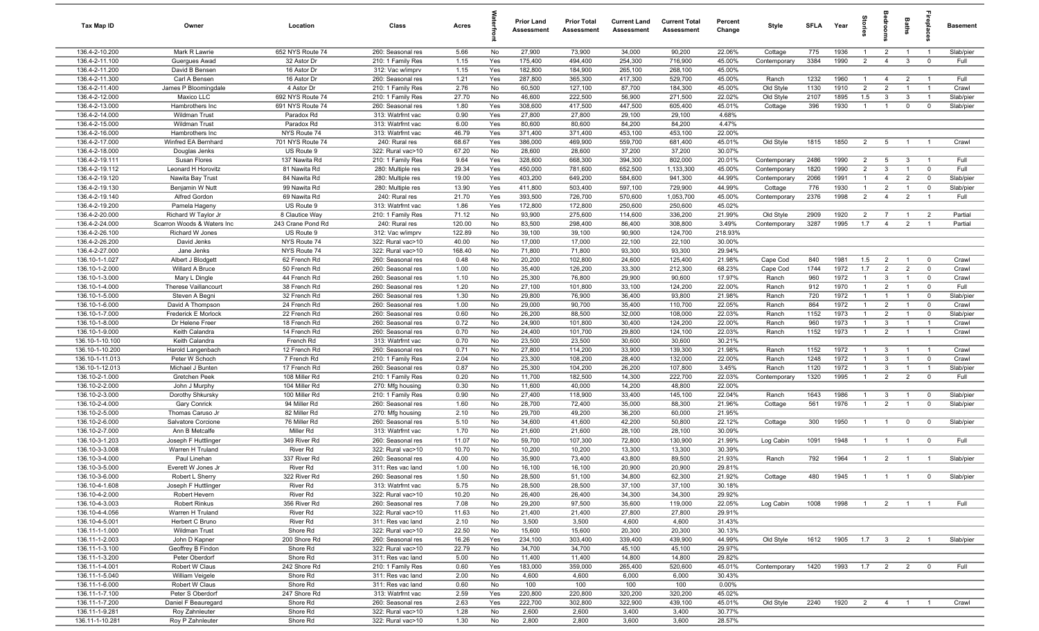| Tax Map ID | Owner | Location | Class | Acres | Waterfront | Prior Land Assessment | Prior Total Assessment | Current Land Assessment | Current Total Assessment | Percent Change | Style | SFLA | Year | Stories | Bedrooms | Baths | Fireplaces | Basement |
|---|---|---|---|---|---|---|---|---|---|---|---|---|---|---|---|---|---|---|
| 136.4-2-10.200 | Mark R Lawrie | 652 NYS Route 74 | 260: Seasonal res | 5.66 | No | 27,900 | 73,900 | 34,000 | 90,200 | 22.06% | Cottage | 775 | 1936 | 1 | 2 | 1 | 1 | Slab/pier |
| 136.4-2-11.100 | Guergues Awad | 32 Astor Dr | 210: 1 Family Res | 1.15 | Yes | 175,400 | 494,400 | 254,300 | 716,900 | 45.00% | Contemporary | 3384 | 1990 | 2 | 4 | 3 | 0 | Full |
| 136.4-2-11.200 | David B Bensen | 16 Astor Dr | 312: Vac w/imprv | 1.15 | Yes | 182,800 | 184,900 | 265,100 | 268,100 | 45.00% | | | | | | | | |
| 136.4-2-11.300 | Carl A Bensen | 16 Astor Dr | 260: Seasonal res | 1.21 | Yes | 287,800 | 365,300 | 417,300 | 529,700 | 45.00% | Ranch | 1232 | 1960 | 1 | 4 | 2 | 1 | Full |
| 136.4-2-11.400 | James P Bloomingdale | 4 Astor Dr | 210: 1 Family Res | 2.76 | No | 60,500 | 127,100 | 87,700 | 184,300 | 45.00% | Old Style | 1130 | 1910 | 2 | 2 | 1 | 1 | Crawl |
| 136.4-2-12.000 | Maxico LLC | 692 NYS Route 74 | 210: 1 Family Res | 27.70 | No | 46,600 | 222,500 | 56,900 | 271,500 | 22.02% | Old Style | 2107 | 1895 | 1.5 | 3 | 3 | 1 | Slab/pier |
| 136.4-2-13.000 | Hambrothers Inc | 691 NYS Route 74 | 260: Seasonal res | 1.80 | Yes | 308,600 | 417,500 | 447,500 | 605,400 | 45.01% | Cottage | 396 | 1930 | 1 | 1 | 0 | 0 | Slab/pier |
| 136.4-2-14.000 | Wildman Trust | Paradox Rd | 313: Watrfrnt vac | 0.90 | Yes | 27,800 | 27,800 | 29,100 | 29,100 | 4.68% | | | | | | | | |
| 136.4-2-15.000 | Wildman Trust | Paradox Rd | 313: Watrfrnt vac | 6.00 | Yes | 80,600 | 80,600 | 84,200 | 84,200 | 4.47% | | | | | | | | |
| 136.4-2-16.000 | Hambrothers Inc | NYS Route 74 | 313: Watrfrnt vac | 46.79 | Yes | 371,400 | 371,400 | 453,100 | 453,100 | 22.00% | | | | | | | | |
| 136.4-2-17.000 | Winfred EA Bernhard | 701 NYS Route 74 | 240: Rural res | 68.67 | Yes | 386,000 | 469,900 | 559,700 | 681,400 | 45.01% | Old Style | 1815 | 1850 | 2 | 5 | 1 | 1 | Crawl |
| 136.4-2-18.000 | Douglas Jenks | US Route 9 | 322: Rural vac>10 | 67.20 | No | 28,600 | 28,600 | 37,200 | 37,200 | 30.07% | | | | | | | | |
| 136.4-2-19.111 | Susan Flores | 137 Nawita Rd | 210: 1 Family Res | 9.64 | Yes | 328,600 | 668,300 | 394,300 | 802,000 | 20.01% | Contemporary | 2486 | 1990 | 2 | 5 | 3 | 1 | Full |
| 136.4-2-19.112 | Leonard H Horovitz | 81 Nawita Rd | 280: Multiple res | 29.34 | Yes | 450,000 | 781,600 | 652,500 | 1,133,300 | 45.00% | Contemporary | 1820 | 1990 | 2 | 3 | 1 | 0 | Full |
| 136.4-2-19.120 | Nawita Bay Trust | 84 Nawita Rd | 280: Multiple res | 19.00 | Yes | 403,200 | 649,200 | 584,600 | 941,300 | 44.99% | Contemporary | 2066 | 1991 | 1 | 4 | 2 | 0 | Slab/pier |
| 136.4-2-19.130 | Benjamin W Nutt | 99 Nawita Rd | 280: Multiple res | 13.90 | Yes | 411,800 | 503,400 | 597,100 | 729,900 | 44.99% | Cottage | 776 | 1930 | 1 | 2 | 1 | 0 | Slab/pier |
| 136.4-2-19.140 | Alfred Gordon | 69 Nawita Rd | 240: Rural res | 21.70 | Yes | 393,500 | 726,700 | 570,600 | 1,053,700 | 45.00% | Contemporary | 2376 | 1998 | 2 | 4 | 2 | 1 | Full |
| 136.4-2-19.200 | Pamela Hageny | US Route 9 | 313: Watrfrnt vac | 1.86 | Yes | 172,800 | 172,800 | 250,600 | 250,600 | 45.02% | | | | | | | | |
| 136.4-2-20.000 | Richard W Taylor Jr | 8 Clautice Way | 210: 1 Family Res | 71.12 | No | 93,900 | 275,600 | 114,600 | 336,200 | 21.99% | Old Style | 2909 | 1920 | 2 | 7 | 1 | 2 | Partial |
| 136.4-2-24.000 | Scarron Woods & Waters Inc | 243 Crane Pond Rd | 240: Rural res | 120.00 | No | 83,500 | 298,400 | 86,400 | 308,800 | 3.49% | Contemporary | 3287 | 1995 | 1.7 | 4 | 2 | 1 | Partial |
| 136.4-2-26.100 | Richard W Jones | US Route 9 | 312: Vac w/imprv | 122.89 | No | 39,100 | 39,100 | 90,900 | 124,700 | 218.93% | | | | | | | | |
| 136.4-2-26.200 | David Jenks | NYS Route 74 | 322: Rural vac>10 | 40.00 | No | 17,000 | 17,000 | 22,100 | 22,100 | 30.00% | | | | | | | | |
| 136.4-2-27.000 | Jane Jenks | NYS Route 74 | 322: Rural vac>10 | 168.40 | No | 71,800 | 71,800 | 93,300 | 93,300 | 29.94% | | | | | | | | |
| 136.10-1-1.027 | Albert J Blodgett | 62 French Rd | 260: Seasonal res | 0.48 | No | 20,200 | 102,800 | 24,600 | 125,400 | 21.98% | Cape Cod | 840 | 1981 | 1.5 | 2 | 1 | 0 | Crawl |
| 136.10-1-2.000 | Willard A Bruce | 50 French Rd | 260: Seasonal res | 1.00 | No | 35,400 | 126,200 | 33,300 | 212,300 | 68.23% | Cape Cod | 1744 | 1972 | 1.7 | 2 | 2 | 0 | Crawl |
| 136.10-1-3.000 | Mary L Dingle | 44 French Rd | 260: Seasonal res | 1.10 | No | 25,300 | 76,800 | 29,900 | 90,600 | 17.97% | Ranch | 960 | 1972 | 1 | 3 | 1 | 0 | Crawl |
| 136.10-1-4.000 | Therese Vaillancourt | 38 French Rd | 260: Seasonal res | 1.20 | No | 27,100 | 101,800 | 33,100 | 124,200 | 22.00% | Ranch | 912 | 1970 | 1 | 2 | 1 | 0 | Full |
| 136.10-1-5.000 | Steven A Begni | 32 French Rd | 260: Seasonal res | 1.30 | No | 29,800 | 76,900 | 36,400 | 93,800 | 21.98% | Ranch | 720 | 1972 | 1 | 1 | 1 | 0 | Slab/pier |
| 136.10-1-6.000 | David A Thompson | 24 French Rd | 260: Seasonal res | 1.00 | No | 29,000 | 90,700 | 35,400 | 110,700 | 22.05% | Ranch | 864 | 1972 | 1 | 2 | 1 | 0 | Crawl |
| 136.10-1-7.000 | Frederick E Morlock | 22 French Rd | 260: Seasonal res | 0.60 | No | 26,200 | 88,500 | 32,000 | 108,000 | 22.03% | Ranch | 1152 | 1973 | 1 | 2 | 1 | 0 | Slab/pier |
| 136.10-1-8.000 | Dr Helene Freer | 18 French Rd | 260: Seasonal res | 0.72 | No | 24,900 | 101,800 | 30,400 | 124,200 | 22.00% | Ranch | 960 | 1973 | 1 | 3 | 1 | 1 | Crawl |
| 136.10-1-9.000 | Keith Calandra | 14 French Rd | 260: Seasonal res | 0.70 | No | 24,400 | 101,700 | 29,800 | 124,100 | 22.03% | Ranch | 1152 | 1973 | 1 | 2 | 1 | 1 | Crawl |
| 136.10-1-10.100 | Keith Calandra | French Rd | 313: Watrfrnt vac | 0.70 | No | 23,500 | 23,500 | 30,600 | 30,600 | 30.21% | | | | | | | | |
| 136.10-1-10.200 | Harold Langenbach | 12 French Rd | 260: Seasonal res | 0.71 | No | 27,800 | 114,200 | 33,900 | 139,300 | 21.98% | Ranch | 1152 | 1972 | 1 | 3 | 1 | 1 | Crawl |
| 136.10-1-11.013 | Peter W Schoch | 7 French Rd | 210: 1 Family Res | 2.04 | No | 23,300 | 108,200 | 28,400 | 132,000 | 22.00% | Ranch | 1248 | 1972 | 1 | 3 | 1 | 0 | Crawl |
| 136.10-1-12.013 | Michael J Bunten | 17 French Rd | 260: Seasonal res | 0.87 | No | 25,300 | 104,200 | 26,200 | 107,800 | 3.45% | Ranch | 1120 | 1972 | 1 | 3 | 1 | 1 | Slab/pier |
| 136.10-2-1.000 | Gretchen Peek | 108 Miller Rd | 210: 1 Family Res | 0.20 | No | 11,700 | 182,500 | 14,300 | 222,700 | 22.03% | Contemporary | 1320 | 1995 | 1 | 2 | 2 | 0 | Full |
| 136.10-2-2.000 | John J Murphy | 104 Miller Rd | 270: Mfg housing | 0.30 | No | 11,600 | 40,000 | 14,200 | 48,800 | 22.00% | | | | | | | | |
| 136.10-2-3.000 | Dorothy Shkursky | 100 Miller Rd | 210: 1 Family Res | 0.90 | No | 27,400 | 118,900 | 33,400 | 145,100 | 22.04% | Ranch | 1643 | 1986 | 1 | 3 | 1 | 0 | Slab/pier |
| 136.10-2-4.000 | Gary Conrick | 94 Miller Rd | 260: Seasonal res | 1.60 | No | 28,700 | 72,400 | 35,000 | 88,300 | 21.96% | Cottage | 561 | 1976 | 1 | 2 | 1 | 0 | Slab/pier |
| 136.10-2-5.000 | Thomas Caruso Jr | 82 Miller Rd | 270: Mfg housing | 2.10 | No | 29,700 | 49,200 | 36,200 | 60,000 | 21.95% | | | | | | | | |
| 136.10-2-6.000 | Salvatore Corcione | 76 Miller Rd | 260: Seasonal res | 5.10 | No | 34,600 | 41,600 | 42,200 | 50,800 | 22.12% | Cottage | 300 | 1950 | 1 | 1 | 0 | 0 | Slab/pier |
| 136.10-2-7.000 | Ann B Metcalfe | Miller Rd | 313: Watrfrnt vac | 1.70 | No | 21,600 | 21,600 | 28,100 | 28,100 | 30.09% | | | | | | | | |
| 136.10-3-1.203 | Joseph F Huttlinger | 349 River Rd | 260: Seasonal res | 11.07 | No | 59,700 | 107,300 | 72,800 | 130,900 | 21.99% | Log Cabin | 1091 | 1948 | 1 | 1 | 1 | 0 | Full |
| 136.10-3-3.008 | Warren H Truland | River Rd | 322: Rural vac>10 | 10.70 | No | 10,200 | 10,200 | 13,300 | 13,300 | 30.39% | | | | | | | | |
| 136.10-3-4.000 | Paul Linehan | 337 River Rd | 260: Seasonal res | 4.00 | No | 35,900 | 73,400 | 43,800 | 89,500 | 21.93% | Ranch | 792 | 1964 | 1 | 2 | 1 | 1 | Slab/pier |
| 136.10-3-5.000 | Everett W Jones Jr | River Rd | 311: Res vac land | 1.00 | No | 16,100 | 16,100 | 20,900 | 20,900 | 29.81% | | | | | | | | |
| 136.10-3-6.000 | Robert L Sherry | 322 River Rd | 260: Seasonal res | 1.50 | No | 28,500 | 51,100 | 34,800 | 62,300 | 21.92% | Cottage | 480 | 1945 | 1 | 1 | 1 | 0 | Slab/pier |
| 136.10-4-1.608 | Joseph F Huttlinger | River Rd | 313: Watrfrnt vac | 5.75 | No | 28,500 | 28,500 | 37,100 | 37,100 | 30.18% | | | | | | | | |
| 136.10-4-2.000 | Robert Hevern | River Rd | 322: Rural vac>10 | 10.20 | No | 26,400 | 26,400 | 34,300 | 34,300 | 29.92% | | | | | | | | |
| 136.10-4-3.003 | Robert Rinkus | 356 River Rd | 260: Seasonal res | 7.08 | No | 29,200 | 97,500 | 35,600 | 119,000 | 22.05% | Log Cabin | 1008 | 1998 | 1 | 2 | 1 | 1 | Full |
| 136.10-4-4.056 | Warren H Truland | River Rd | 322: Rural vac>10 | 11.63 | No | 21,400 | 21,400 | 27,800 | 27,800 | 29.91% | | | | | | | | |
| 136.10-4-5.001 | Herbert C Bruno | River Rd | 311: Res vac land | 2.10 | No | 3,500 | 3,500 | 4,600 | 4,600 | 31.43% | | | | | | | | |
| 136.11-1-1.000 | Wildman Trust | Shore Rd | 322: Rural vac>10 | 22.50 | No | 15,600 | 15,600 | 20,300 | 20,300 | 30.13% | | | | | | | | |
| 136.11-1-2.003 | John D Kapner | 200 Shore Rd | 260: Seasonal res | 16.26 | Yes | 234,100 | 303,400 | 339,400 | 439,900 | 44.99% | Old Style | 1612 | 1905 | 1.7 | 3 | 2 | 1 | Slab/pier |
| 136.11-1-3.100 | Geoffrey B Findon | Shore Rd | 322: Rural vac>10 | 22.79 | No | 34,700 | 34,700 | 45,100 | 45,100 | 29.97% | | | | | | | | |
| 136.11-1-3.200 | Peter Oberdorf | Shore Rd | 311: Res vac land | 5.00 | No | 11,400 | 11,400 | 14,800 | 14,800 | 29.82% | | | | | | | | |
| 136.11-1-4.001 | Robert W Claus | 242 Shore Rd | 210: 1 Family Res | 0.60 | Yes | 183,000 | 359,000 | 265,400 | 520,600 | 45.01% | Contemporary | 1420 | 1993 | 1.7 | 2 | 2 | 0 | Full |
| 136.11-1-5.040 | William Veigele | Shore Rd | 311: Res vac land | 2.00 | No | 4,600 | 4,600 | 6,000 | 6,000 | 30.43% | | | | | | | | |
| 136.11-1-6.000 | Robert W Claus | Shore Rd | 311: Res vac land | 0.60 | No | 100 | 100 | 100 | 100 | 0.00% | | | | | | | | |
| 136.11-1-7.100 | Peter S Oberdorf | 247 Shore Rd | 313: Watrfrnt vac | 2.59 | Yes | 220,800 | 220,800 | 320,200 | 320,200 | 45.02% | | | | | | | | |
| 136.11-1-7.200 | Daniel F Beauregard | Shore Rd | 260: Seasonal res | 2.63 | Yes | 222,700 | 302,800 | 322,900 | 439,100 | 45.01% | Old Style | 2240 | 1920 | 2 | 4 | 1 | 1 | Crawl |
| 136.11-1-9.281 | Roy Zahnleuter | Shore Rd | 322: Rural vac>10 | 1.28 | No | 2,600 | 2,600 | 3,400 | 3,400 | 30.77% | | | | | | | | |
| 136.11-1-10.281 | Roy P Zahnleuter | Shore Rd | 322: Rural vac>10 | 1.30 | No | 2,800 | 2,800 | 3,600 | 3,600 | 28.57% | | | | | | | | |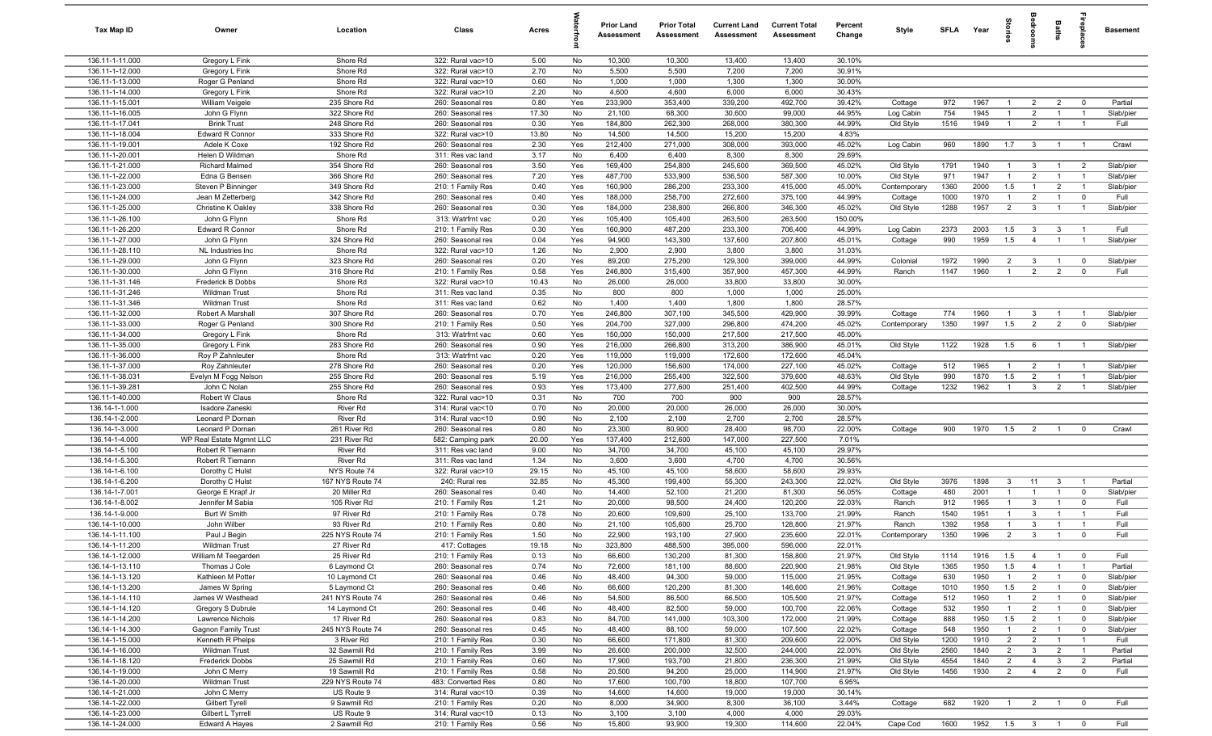| Tax Map ID | Owner | Location | Class | Acres | Waterfront | Prior Land Assessment | Prior Total Assessment | Current Land Assessment | Current Total Assessment | Percent Change | Style | SFLA | Year | Stories | Bedrooms | Baths | Fireplaces | Basement |
|---|---|---|---|---|---|---|---|---|---|---|---|---|---|---|---|---|---|---|
| 136.11-1-11.000 | Gregory L Fink | Shore Rd | 322: Rural vac>10 | 5.00 | No | 10,300 | 10,300 | 13,400 | 13,400 | 30.10% | | | | | | | | |
| 136.11-1-12.000 | Gregory L Fink | Shore Rd | 322: Rural vac>10 | 2.70 | No | 5,500 | 5,500 | 7,200 | 7,200 | 30.91% | | | | | | | | |
| 136.11-1-13.000 | Roger G Penland | Shore Rd | 322: Rural vac>10 | 0.60 | No | 1,000 | 1,000 | 1,300 | 1,300 | 30.00% | | | | | | | | |
| 136.11-1-14.000 | Gregory L Fink | Shore Rd | 322: Rural vac>10 | 2.20 | No | 4,600 | 4,600 | 6,000 | 6,000 | 30.43% | | | | | | | | |
| 136.11-1-15.001 | William Veigele | 235 Shore Rd | 260: Seasonal res | 0.80 | Yes | 233,900 | 353,400 | 339,200 | 492,700 | 39.42% | Cottage | 972 | 1967 | 1 | 2 | 2 | 0 | Partial |
| 136.11-1-16.005 | John G Flynn | 322 Shore Rd | 260: Seasonal res | 17.30 | No | 21,100 | 68,300 | 30,600 | 99,000 | 44.95% | Log Cabin | 754 | 1945 | 1 | 2 | 1 | 1 | Slab/pier |
| 136.11-1-17.041 | Brink Trust | 248 Shore Rd | 260: Seasonal res | 0.30 | Yes | 184,800 | 262,300 | 268,000 | 380,300 | 44.99% | Old Style | 1516 | 1949 | 1 | 2 | 1 | 1 | Full |
| 136.11-1-18.004 | Edward R Connor | 333 Shore Rd | 322: Rural vac>10 | 13.80 | No | 14,500 | 14,500 | 15,200 | 15,200 | 4.83% | | | | | | | | |
| 136.11-1-19.001 | Adele K Coxe | 192 Shore Rd | 260: Seasonal res | 2.30 | Yes | 212,400 | 271,000 | 308,000 | 393,000 | 45.02% | Log Cabin | 960 | 1890 | 1.7 | 3 | 1 | 1 | Crawl |
| 136.11-1-20.001 | Helen D Wildman | Shore Rd | 311: Res vac land | 3.17 | No | 6,400 | 6,400 | 8,300 | 8,300 | 29.69% | | | | | | | | |
| 136.11-1-21.000 | Richard Malmed | 354 Shore Rd | 260: Seasonal res | 3.50 | Yes | 169,400 | 254,800 | 245,600 | 369,500 | 45.02% | Old Style | 1791 | 1940 | 1 | 3 | 1 | 2 | Slab/pier |
| 136.11-1-22.000 | Edna G Bensen | 366 Shore Rd | 260: Seasonal res | 7.20 | Yes | 487,700 | 533,900 | 536,500 | 587,300 | 10.00% | Old Style | 971 | 1947 | 1 | 2 | 1 | 1 | Slab/pier |
| 136.11-1-23.000 | Steven P Binninger | 349 Shore Rd | 210: 1 Family Res | 0.40 | Yes | 160,900 | 286,200 | 233,300 | 415,000 | 45.00% | Contemporary | 1360 | 2000 | 1.5 | 1 | 2 | 1 | Slab/pier |
| 136.11-1-24.000 | Jean M Zetterberg | 342 Shore Rd | 260: Seasonal res | 0.40 | Yes | 188,000 | 258,700 | 272,600 | 375,100 | 44.99% | Cottage | 1000 | 1970 | 1 | 2 | 1 | 0 | Full |
| 136.11-1-25.000 | Christine K Oakley | 338 Shore Rd | 260: Seasonal res | 0.30 | Yes | 184,000 | 238,800 | 266,800 | 346,300 | 45.02% | Old Style | 1288 | 1957 | 2 | 3 | 1 | 1 | Slab/pier |
| 136.11-1-26.100 | John G Flynn | Shore Rd | 313: Watrfrnt vac | 0.20 | Yes | 105,400 | 105,400 | 263,500 | 263,500 | 150.00% | | | | | | | | |
| 136.11-1-26.200 | Edward R Connor | Shore Rd | 210: 1 Family Res | 0.30 | Yes | 160,900 | 487,200 | 233,300 | 706,400 | 44.99% | Log Cabin | 2373 | 2003 | 1.5 | 3 | 3 | 1 | Full |
| 136.11-1-27.000 | John G Flynn | 324 Shore Rd | 260: Seasonal res | 0.04 | Yes | 94,900 | 143,300 | 137,600 | 207,800 | 45.01% | Cottage | 990 | 1959 | 1.5 | 4 | 1 | 1 | Slab/pier |
| 136.11-1-28.110 | NL Industries Inc | Shore Rd | 322: Rural vac>10 | 1.26 | No | 2,900 | 2,900 | 3,800 | 3,800 | 31.03% | | | | | | | | |
| 136.11-1-29.000 | John G Flynn | 323 Shore Rd | 260: Seasonal res | 0.20 | Yes | 89,200 | 275,200 | 129,300 | 399,000 | 44.99% | Colonial | 1972 | 1990 | 2 | 3 | 1 | 0 | Slab/pier |
| 136.11-1-30.000 | John G Flynn | 316 Shore Rd | 210: 1 Family Res | 0.58 | Yes | 246,800 | 315,400 | 357,900 | 457,300 | 44.99% | Ranch | 1147 | 1960 | 1 | 2 | 2 | 0 | Full |
| 136.11-1-31.146 | Frederick B Dobbs | Shore Rd | 322: Rural vac>10 | 10.43 | No | 26,000 | 26,000 | 33,800 | 33,800 | 30.00% | | | | | | | | |
| 136.11-1-31.246 | Wildman Trust | Shore Rd | 311: Res vac land | 0.35 | No | 800 | 800 | 1,000 | 1,000 | 25.00% | | | | | | | | |
| 136.11-1-31.346 | Wildman Trust | Shore Rd | 311: Res vac land | 0.62 | No | 1,400 | 1,400 | 1,800 | 1,800 | 28.57% | | | | | | | | |
| 136.11-1-32.000 | Robert A Marshall | 307 Shore Rd | 260: Seasonal res | 0.70 | Yes | 246,800 | 307,100 | 345,500 | 429,900 | 39.99% | Cottage | 774 | 1960 | 1 | 3 | 1 | 1 | Slab/pier |
| 136.11-1-33.000 | Roger G Penland | 300 Shore Rd | 210: 1 Family Res | 0.50 | Yes | 204,700 | 327,000 | 296,800 | 474,200 | 45.02% | Contemporary | 1350 | 1997 | 1.5 | 2 | 2 | 0 | Slab/pier |
| 136.11-1-34.000 | Gregory L Fink | Shore Rd | 313: Watrfrnt vac | 0.60 | Yes | 150,000 | 150,000 | 217,500 | 217,500 | 45.00% | | | | | | | | |
| 136.11-1-35.000 | Gregory L Fink | 283 Shore Rd | 260: Seasonal res | 0.90 | Yes | 216,000 | 266,800 | 313,200 | 386,900 | 45.01% | Old Style | 1122 | 1928 | 1.5 | 6 | 1 | 1 | Slab/pier |
| 136.11-1-36.000 | Roy P Zahnleuter | Shore Rd | 313: Watrfrnt vac | 0.20 | Yes | 119,000 | 119,000 | 172,600 | 172,600 | 45.04% | | | | | | | | |
| 136.11-1-37.000 | Roy Zahnleuter | 278 Shore Rd | 260: Seasonal res | 0.20 | Yes | 120,000 | 156,600 | 174,000 | 227,100 | 45.02% | Cottage | 512 | 1965 | 1 | 2 | 1 | 1 | Slab/pier |
| 136.11-1-38.031 | Evelyn M Fogg Nelson | 255 Shore Rd | 260: Seasonal res | 5.19 | Yes | 216,000 | 255,400 | 322,500 | 379,600 | 48.63% | Old Style | 990 | 1870 | 1.5 | 2 | 1 | 1 | Slab/pier |
| 136.11-1-39.281 | John C Nolan | 255 Shore Rd | 260: Seasonal res | 0.93 | Yes | 173,400 | 277,600 | 251,400 | 402,500 | 44.99% | Cottage | 1232 | 1962 | 1 | 3 | 2 | 1 | Slab/pier |
| 136.11-1-40.000 | Robert W Claus | Shore Rd | 322: Rural vac>10 | 0.31 | No | 700 | 700 | 900 | 900 | 28.57% | | | | | | | | |
| 136.14-1-1.000 | Isadore Zaneski | River Rd | 314: Rural vac<10 | 0.70 | No | 20,000 | 20,000 | 26,000 | 26,000 | 30.00% | | | | | | | | |
| 136.14-1-2.000 | Leonard P Dornan | River Rd | 314: Rural vac<10 | 0.90 | No | 2,100 | 2,100 | 2,700 | 2,700 | 28.57% | | | | | | | | |
| 136.14-1-3.000 | Leonard P Dornan | 261 River Rd | 260: Seasonal res | 0.80 | No | 23,300 | 80,900 | 28,400 | 98,700 | 22.00% | Cottage | 900 | 1970 | 1.5 | 2 | 1 | 0 | Crawl |
| 136.14-1-4.000 | WP Real Estate Mgmnt LLC | 231 River Rd | 582: Camping park | 20.00 | Yes | 137,400 | 212,600 | 147,000 | 227,500 | 7.01% | | | | | | | | |
| 136.14-1-5.100 | Robert R Tiemann | River Rd | 311: Res vac land | 9.00 | No | 34,700 | 34,700 | 45,100 | 45,100 | 29.97% | | | | | | | | |
| 136.14-1-5.300 | Robert R Tiemann | River Rd | 311: Res vac land | 1.34 | No | 3,600 | 3,600 | 4,700 | 4,700 | 30.56% | | | | | | | | |
| 136.14-1-6.100 | Dorothy C Hulst | NYS Route 74 | 322: Rural vac>10 | 29.15 | No | 45,100 | 45,100 | 58,600 | 58,600 | 29.93% | | | | | | | | |
| 136.14-1-6.200 | Dorothy C Hulst | 167 NYS Route 74 | 240: Rural res | 32.85 | No | 45,300 | 199,400 | 55,300 | 243,300 | 22.02% | Old Style | 3976 | 1898 | 3 | 11 | 3 | 1 | Partial |
| 136.14-1-7.001 | George E Krapf Jr | 20 Miller Rd | 260: Seasonal res | 0.40 | No | 14,400 | 52,100 | 21,200 | 81,300 | 56.05% | Cottage | 480 | 2001 | 1 | 1 | 1 | 0 | Slab/pier |
| 136.14-1-8.002 | Jennifer M Sabia | 105 River Rd | 210: 1 Family Res | 1.21 | No | 20,000 | 98,500 | 24,400 | 120,200 | 22.03% | Ranch | 912 | 1965 | 1 | 3 | 1 | 0 | Full |
| 136.14-1-9.000 | Burt W Smith | 97 River Rd | 210: 1 Family Res | 0.78 | No | 20,600 | 109,600 | 25,100 | 133,700 | 21.99% | Ranch | 1540 | 1951 | 1 | 3 | 1 | 1 | Full |
| 136.14-1-10.000 | John Wilber | 93 River Rd | 210: 1 Family Res | 0.80 | No | 21,100 | 105,600 | 25,700 | 128,800 | 21.97% | Ranch | 1392 | 1958 | 1 | 3 | 1 | 1 | Full |
| 136.14-1-11.100 | Paul J Begin | 225 NYS Route 74 | 210: 1 Family Res | 1.50 | No | 22,900 | 193,100 | 27,900 | 235,600 | 22.01% | Contemporary | 1350 | 1996 | 2 | 3 | 1 | 0 | Full |
| 136.14-1-11.200 | Wildman Trust | 27 River Rd | 417: Cottages | 19.18 | No | 323,800 | 488,500 | 395,000 | 596,000 | 22.01% | | | | | | | | |
| 136.14-1-12.000 | William M Teegarden | 25 River Rd | 210: 1 Family Res | 0.13 | No | 66,600 | 130,200 | 81,300 | 158,800 | 21.97% | Old Style | 1114 | 1916 | 1.5 | 4 | 1 | 0 | Full |
| 136.14-1-13.110 | Thomas J Cole | 6 Laymond Ct | 260: Seasonal res | 0.74 | No | 72,600 | 181,100 | 88,600 | 220,900 | 21.98% | Old Style | 1365 | 1950 | 1.5 | 4 | 1 | 1 | Partial |
| 136.14-1-13.120 | Kathleen M Potter | 10 Laymond Ct | 260: Seasonal res | 0.46 | No | 48,400 | 94,300 | 59,000 | 115,000 | 21.95% | Cottage | 630 | 1950 | 1 | 2 | 1 | 0 | Slab/pier |
| 136.14-1-13.200 | James W Spring | 5 Laymond Ct | 260: Seasonal res | 0.46 | No | 66,600 | 120,200 | 81,300 | 146,600 | 21.96% | Cottage | 1010 | 1950 | 1.5 | 2 | 1 | 0 | Slab/pier |
| 136.14-1-14.110 | James W Westhead | 241 NYS Route 74 | 260: Seasonal res | 0.46 | No | 54,500 | 86,500 | 66,500 | 105,500 | 21.97% | Cottage | 512 | 1950 | 1 | 2 | 1 | 0 | Slab/pier |
| 136.14-1-14.120 | Gregory S Dubrule | 14 Laymond Ct | 260: Seasonal res | 0.46 | No | 48,400 | 82,500 | 59,000 | 100,700 | 22.06% | Cottage | 532 | 1950 | 1 | 2 | 1 | 0 | Slab/pier |
| 136.14-1-14.200 | Lawrence Nichols | 17 River Rd | 260: Seasonal res | 0.83 | No | 84,700 | 141,000 | 103,300 | 172,000 | 21.99% | Cottage | 888 | 1950 | 1.5 | 2 | 1 | 0 | Slab/pier |
| 136.14-1-14.300 | Gagnon Family Trust | 245 NYS Route 74 | 260: Seasonal res | 0.45 | No | 48,400 | 88,100 | 59,000 | 107,500 | 22.02% | Cottage | 548 | 1950 | 1 | 2 | 1 | 0 | Slab/pier |
| 136.14-1-15.000 | Kenneth R Phelps | 3 River Rd | 210: 1 Family Res | 0.30 | No | 66,600 | 171,800 | 81,300 | 209,600 | 22.00% | Old Style | 1200 | 1910 | 2 | 2 | 1 | 1 | Full |
| 136.14-1-16.000 | Wildman Trust | 32 Sawmill Rd | 210: 1 Family Res | 3.99 | No | 26,600 | 200,000 | 32,500 | 244,000 | 22.00% | Old Style | 2560 | 1840 | 2 | 3 | 2 | 1 | Partial |
| 136.14-1-18.120 | Frederick Dobbs | 25 Sawmill Rd | 210: 1 Family Res | 0.60 | No | 17,900 | 193,700 | 21,800 | 236,300 | 21.99% | Old Style | 4554 | 1840 | 2 | 4 | 3 | 2 | Partial |
| 136.14-1-19.000 | John C Merry | 19 Sawmill Rd | 210: 1 Family Res | 0.58 | No | 20,500 | 94,200 | 25,000 | 114,900 | 21.97% | Old Style | 1456 | 1930 | 2 | 4 | 2 | 0 | Full |
| 136.14-1-20.000 | Wildman Trust | 229 NYS Route 74 | 483: Converted Res | 0.80 | No | 17,600 | 100,700 | 18,800 | 107,700 | 6.95% | | | | | | | | |
| 136.14-1-21.000 | John C Merry | US Route 9 | 314: Rural vac<10 | 0.39 | No | 14,600 | 14,600 | 19,000 | 19,000 | 30.14% | | | | | | | | |
| 136.14-1-22.000 | Gilbert Tyrell | 9 Sawmill Rd | 210: 1 Family Res | 0.20 | No | 8,000 | 34,900 | 8,300 | 36,100 | 3.44% | Cottage | 682 | 1920 | 1 | 2 | 1 | 0 | Full |
| 136.14-1-23.000 | Gilbert L Tyrrell | US Route 9 | 314: Rural vac<10 | 0.13 | No | 3,100 | 3,100 | 4,000 | 4,000 | 29.03% | | | | | | | | |
| 136.14-1-24.000 | Edward A Hayes | 2 Sawmill Rd | 210: 1 Family Res | 0.56 | No | 15,800 | 93,900 | 19,300 | 114,600 | 22.04% | Cape Cod | 1600 | 1952 | 1.5 | 3 | 1 | 0 | Full |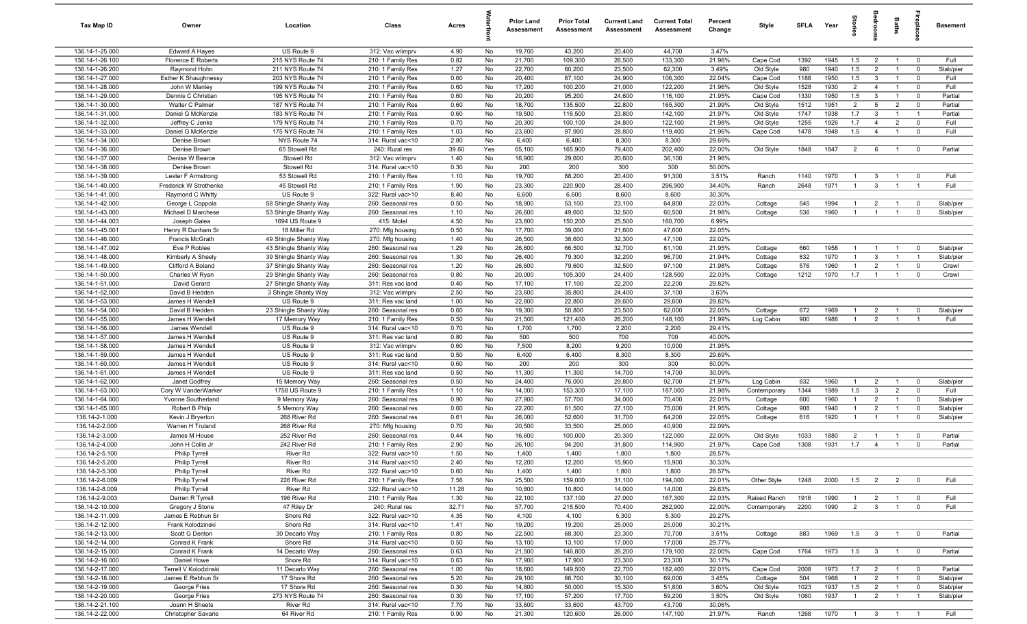| Tax Map ID | Owner | Location | Class | Acres | Waterfront | Prior Land Assessment | Prior Total Assessment | Current Land Assessment | Current Total Assessment | Percent Change | Style | SFLA | Year | Stories | Bedrooms | Baths | Fireplaces | Basement |
|---|---|---|---|---|---|---|---|---|---|---|---|---|---|---|---|---|---|---|
| 136.14-1-25.000 | Edward A Hayes | US Route 9 | 312: Vac w/imprv | 4.90 | No | 19,700 | 43,200 | 20,400 | 44,700 | 3.47% | | | | | | | | |
| 136.14-1-26.100 | Florence E Roberts | 215 NYS Route 74 | 210: 1 Family Res | 0.82 | No | 21,700 | 109,300 | 26,500 | 133,300 | 21.96% | Cape Cod | 1392 | 1945 | 1.5 | 2 | 1 | 0 | Full |
| 136.14-1-26.200 | Raymond Hohn | 211 NYS Route 74 | 210: 1 Family Res | 1.27 | No | 22,700 | 60,200 | 23,500 | 62,300 | 3.49% | Old Style | 980 | 1940 | 1.5 | 2 | 1 | 0 | Slab/pier |
| 136.14-1-27.000 | Esther K Shaughnessy | 203 NYS Route 74 | 210: 1 Family Res | 0.60 | No | 20,400 | 87,100 | 24,900 | 106,300 | 22.04% | Cape Cod | 1188 | 1950 | 1.5 | 3 | 1 | 0 | Full |
| 136.14-1-28.000 | John W Manley | 199 NYS Route 74 | 210: 1 Family Res | 0.60 | No | 17,200 | 100,200 | 21,000 | 122,200 | 21.96% | Old Style | 1528 | 1930 | 2 | 4 | 1 | 0 | Full |
| 136.14-1-29.000 | Dennis C Christian | 195 NYS Route 74 | 210: 1 Family Res | 0.60 | No | 20,200 | 95,200 | 24,600 | 116,100 | 21.95% | Cape Cod | 1330 | 1950 | 1.5 | 3 | 1 | 0 | Partial |
| 136.14-1-30.000 | Walter C Palmer | 187 NYS Route 74 | 210: 1 Family Res | 0.60 | No | 18,700 | 135,500 | 22,800 | 165,300 | 21.99% | Old Style | 1512 | 1951 | 2 | 5 | 2 | 0 | Partial |
| 136.14-1-31.000 | Daniel G McKenzie | 183 NYS Route 74 | 210: 1 Family Res | 0.60 | No | 19,500 | 116,500 | 23,800 | 142,100 | 21.97% | Old Style | 1747 | 1938 | 1.7 | 3 | 1 | 1 | Partial |
| 136.14-1-32.000 | Jeffrey C Jenks | 179 NYS Route 74 | 210: 1 Family Res | 0.70 | No | 20,300 | 100,100 | 24,800 | 122,100 | 21.98% | Old Style | 1255 | 1926 | 1.7 | 4 | 2 | 0 | Full |
| 136.14-1-33.000 | Daniel G McKenzie | 175 NYS Route 74 | 210: 1 Family Res | 1.03 | No | 23,600 | 97,900 | 28,800 | 119,400 | 21.96% | Cape Cod | 1478 | 1948 | 1.5 | 4 | 1 | 0 | Full |
| 136.14-1-34.000 | Denise Brown | NYS Route 74 | 314: Rural vac<10 | 2.80 | No | 6,400 | 6,400 | 8,300 | 8,300 | 29.69% | | | | | | | | |
| 136.14-1-36.000 | Denise Brown | 65 Stowell Rd | 240: Rural res | 39.60 | Yes | 65,100 | 165,900 | 79,400 | 202,400 | 22.00% | Old Style | 1848 | 1847 | 2 | 6 | 1 | 0 | Partial |
| 136.14-1-37.000 | Denise W Bearce | Stowell Rd | 312: Vac w/imprv | 1.40 | No | 16,900 | 29,600 | 20,600 | 36,100 | 21.96% | | | | | | | | |
| 136.14-1-38.000 | Denise Brown | Stowell Rd | 314: Rural vac<10 | 0.30 | No | 200 | 200 | 300 | 300 | 50.00% | | | | | | | | |
| 136.14-1-39.000 | Lester F Armstrong | 53 Stowell Rd | 210: 1 Family Res | 1.10 | No | 19,700 | 88,200 | 20,400 | 91,300 | 3.51% | Ranch | 1140 | 1970 | 1 | 3 | 1 | 0 | Full |
| 136.14-1-40.000 | Frederick W Strothenke | 45 Stowell Rd | 210: 1 Family Res | 1.90 | No | 23,300 | 220,900 | 28,400 | 296,900 | 34.40% | Ranch | 2648 | 1971 | 1 | 3 | 1 | 1 | Full |
| 136.14-1-41.000 | Raymond C Whitty | US Route 9 | 322: Rural vac>10 | 8.40 | No | 6,600 | 6,600 | 8,600 | 8,600 | 30.30% | | | | | | | | |
| 136.14-1-42.000 | George L Coppola | 58 Shingle Shanty Way | 260: Seasonal res | 0.50 | No | 18,900 | 53,100 | 23,100 | 64,800 | 22.03% | Cottage | 545 | 1994 | 1 | 2 | 1 | 0 | Slab/pier |
| 136.14-1-43.000 | Michael D Marchese | 53 Shingle Shanty Way | 260: Seasonal res | 1.10 | No | 26,600 | 49,600 | 32,500 | 60,500 | 21.98% | Cottage | 536 | 1960 | 1 | 1 | 1 | 0 | Slab/pier |
| 136.14-1-44.003 | Joseph Galea | 1694 US Route 9 | 415: Motel | 4.50 | No | 23,800 | 150,200 | 25,500 | 160,700 | 6.99% | | | | | | | | |
| 136.14-1-45.001 | Henry R Dunham Sr | 18 Miller Rd | 270: Mfg housing | 0.50 | No | 17,700 | 39,000 | 21,600 | 47,600 | 22.05% | | | | | | | | |
| 136.14-1-46.000 | Francis McGrath | 49 Shingle Shanty Way | 270: Mfg housing | 1.40 | No | 26,500 | 38,600 | 32,300 | 47,100 | 22.02% | | | | | | | | |
| 136.14-1-47.002 | Eve P Roblee | 43 Shingle Shanty Way | 260: Seasonal res | 1.29 | No | 26,800 | 66,500 | 32,700 | 81,100 | 21.95% | Cottage | 660 | 1958 | 1 | 1 | 1 | 0 | Slab/pier |
| 136.14-1-48.000 | Kimberly A Sheely | 39 Shingle Shanty Way | 260: Seasonal res | 1.30 | No | 26,400 | 79,300 | 32,200 | 96,700 | 21.94% | Cottage | 832 | 1970 | 1 | 3 | 1 | 1 | Slab/pier |
| 136.14-1-49.000 | Clifford A Boland | 37 Shingle Shanty Way | 260: Seasonal res | 1.20 | No | 26,600 | 79,600 | 32,500 | 97,100 | 21.98% | Cottage | 576 | 1960 | 1 | 2 | 1 | 0 | Crawl |
| 136.14-1-50.000 | Charles W Ryan | 29 Shingle Shanty Way | 260: Seasonal res | 0.80 | No | 20,000 | 105,300 | 24,400 | 128,500 | 22.03% | Cottage | 1212 | 1970 | 1.7 | 1 | 1 | 0 | Crawl |
| 136.14-1-51.000 | David Gerard | 27 Shingle Shanty Way | 311: Res vac land | 0.40 | No | 17,100 | 17,100 | 22,200 | 22,200 | 29.82% | | | | | | | | |
| 136.14-1-52.000 | David B Hedden | 3 Shingle Shanty Way | 312: Vac w/imprv | 2.50 | No | 23,600 | 35,800 | 24,400 | 37,100 | 3.63% | | | | | | | | |
| 136.14-1-53.000 | James H Wendell | US Route 9 | 311: Res vac land | 1.00 | No | 22,800 | 22,800 | 29,600 | 29,600 | 29.82% | | | | | | | | |
| 136.14-1-54.000 | David B Hedden | 23 Shingle Shanty Way | 260: Seasonal res | 0.60 | No | 19,300 | 50,800 | 23,500 | 62,000 | 22.05% | Cottage | 672 | 1969 | 1 | 2 | 1 | 0 | Slab/pier |
| 136.14-1-55.000 | James H Wendell | 17 Memory Way | 210: 1 Family Res | 0.50 | No | 21,500 | 121,400 | 26,200 | 148,100 | 21.99% | Log Cabin | 900 | 1988 | 1 | 2 | 1 | 1 | Full |
| 136.14-1-56.000 | James Wendell | US Route 9 | 314: Rural vac<10 | 0.70 | No | 1,700 | 1,700 | 2,200 | 2,200 | 29.41% | | | | | | | | |
| 136.14-1-57.000 | James H Wendell | US Route 9 | 311: Res vac land | 0.80 | No | 500 | 500 | 700 | 700 | 40.00% | | | | | | | | |
| 136.14-1-58.000 | James H Wendell | US Route 9 | 312: Vac w/imprv | 0.60 | No | 7,500 | 8,200 | 9,200 | 10,000 | 21.95% | | | | | | | | |
| 136.14-1-59.000 | James H Wendell | US Route 9 | 311: Res vac land | 0.50 | No | 6,400 | 6,400 | 8,300 | 8,300 | 29.69% | | | | | | | | |
| 136.14-1-60.000 | James H Wendell | US Route 9 | 314: Rural vac<10 | 0.60 | No | 200 | 200 | 300 | 300 | 50.00% | | | | | | | | |
| 136.14-1-61.000 | James H Wendell | US Route 9 | 311: Res vac land | 0.50 | No | 11,300 | 11,300 | 14,700 | 14,700 | 30.09% | | | | | | | | |
| 136.14-1-62.000 | Janet Godfrey | 15 Memory Way | 260: Seasonal res | 0.50 | No | 24,400 | 76,000 | 29,800 | 92,700 | 21.97% | Log Cabin | 832 | 1960 | 1 | 2 | 1 | 0 | Slab/pier |
| 136.14-1-63.000 | Cory W VanderWarker | 1758 US Route 9 | 210: 1 Family Res | 1.10 | No | 14,000 | 153,300 | 17,100 | 187,000 | 21.98% | Contemporary | 1344 | 1989 | 1.5 | 3 | 2 | 0 | Full |
| 136.14-1-64.000 | Yvonne Southerland | 9 Memory Way | 260: Seasonal res | 0.90 | No | 27,900 | 57,700 | 34,000 | 70,400 | 22.01% | Cottage | 600 | 1960 | 1 | 2 | 1 | 0 | Slab/pier |
| 136.14-1-65.000 | Robert B Philp | 5 Memory Way | 260: Seasonal res | 0.60 | No | 22,200 | 61,500 | 27,100 | 75,000 | 21.95% | Cottage | 908 | 1940 | 1 | 2 | 1 | 0 | Slab/pier |
| 136.14-2-1.000 | Kevin J Bryerton | 268 River Rd | 260: Seasonal res | 0.61 | No | 26,000 | 52,600 | 31,700 | 64,200 | 22.05% | Cottage | 616 | 1920 | 1 | 1 | 1 | 0 | Slab/pier |
| 136.14-2-2.000 | Warren H Truland | 268 River Rd | 270: Mfg housing | 0.70 | No | 20,500 | 33,500 | 25,000 | 40,900 | 22.09% | | | | | | | | |
| 136.14-2-3.000 | James M House | 252 River Rd | 260: Seasonal res | 0.44 | No | 16,600 | 100,000 | 20,300 | 122,000 | 22.00% | Old Style | 1033 | 1880 | 2 | 1 | 1 | 0 | Partial |
| 136.14-2-4.000 | John H Collis Jr | 242 River Rd | 210: 1 Family Res | 2.90 | No | 26,100 | 94,200 | 31,800 | 114,900 | 21.97% | Cape Cod | 1308 | 1931 | 1.7 | 4 | 1 | 0 | Partial |
| 136.14-2-5.100 | Philip Tyrrell | River Rd | 322: Rural vac>10 | 1.50 | No | 1,400 | 1,400 | 1,800 | 1,800 | 28.57% | | | | | | | | |
| 136.14-2-5.200 | Philip Tyrrell | River Rd | 314: Rural vac<10 | 2.40 | No | 12,200 | 12,200 | 15,900 | 15,900 | 30.33% | | | | | | | | |
| 136.14-2-5.300 | Philip Tyrrell | River Rd | 322: Rural vac>10 | 0.60 | No | 1,400 | 1,400 | 1,800 | 1,800 | 28.57% | | | | | | | | |
| 136.14-2-6.009 | Philip Tyrrell | 226 River Rd | 210: 1 Family Res | 7.56 | No | 25,500 | 159,000 | 31,100 | 194,000 | 22.01% | Other Style | 1248 | 2000 | 1.5 | 2 | 2 | 0 | Full |
| 136.14-2-8.009 | Philip Tyrrell | River Rd | 322: Rural vac>10 | 11.28 | No | 10,800 | 10,800 | 14,000 | 14,000 | 29.63% | | | | | | | | |
| 136.14-2-9.003 | Darren R Tyrrell | 196 River Rd | 210: 1 Family Res | 1.30 | No | 22,100 | 137,100 | 27,000 | 167,300 | 22.03% | Raised Ranch | 1916 | 1990 | 1 | 2 | 1 | 0 | Full |
| 136.14-2-10.009 | Gregory J Stone | 47 Riley Dr | 240: Rural res | 32.71 | No | 57,700 | 215,500 | 70,400 | 262,900 | 22.00% | Contemporary | 2200 | 1990 | 2 | 3 | 1 | 0 | Full |
| 136.14-2-11.009 | James E Rebhun Sr | Shore Rd | 322: Rural vac>10 | 4.35 | No | 4,100 | 4,100 | 5,300 | 5,300 | 29.27% | | | | | | | | |
| 136.14-2-12.000 | Frank Kolodzinski | Shore Rd | 314: Rural vac<10 | 1.41 | No | 19,200 | 19,200 | 25,000 | 25,000 | 30.21% | | | | | | | | |
| 136.14-2-13.000 | Scott G Denton | 30 Decarlo Way | 210: 1 Family Res | 0.80 | No | 22,500 | 68,300 | 23,300 | 70,700 | 3.51% | Cottage | 883 | 1969 | 1.5 | 3 | 1 | 0 | Partial |
| 136.14-2-14.000 | Conrad K Frank | Shore Rd | 314: Rural vac<10 | 0.50 | No | 13,100 | 13,100 | 17,000 | 17,000 | 29.77% | | | | | | | | |
| 136.14-2-15.000 | Conrad K Frank | 14 Decarlo Way | 260: Seasonal res | 0.63 | No | 21,500 | 146,800 | 26,200 | 179,100 | 22.00% | Cape Cod | 1764 | 1973 | 1.5 | 3 | 1 | 0 | Partial |
| 136.14-2-16.000 | Daniel Howe | Shore Rd | 314: Rural vac<10 | 0.63 | No | 17,900 | 17,900 | 23,300 | 23,300 | 30.17% | | | | | | | | |
| 136.14-2-17.000 | Terrell V Kolodzinski | 11 Decarlo Way | 260: Seasonal res | 1.00 | No | 18,600 | 149,500 | 22,700 | 182,400 | 22.01% | Cape Cod | 2008 | 1973 | 1.7 | 2 | 1 | 0 | Partial |
| 136.14-2-18.000 | James E Rebhun Sr | 17 Shore Rd | 260: Seasonal res | 5.20 | No | 29,100 | 66,700 | 30,100 | 69,000 | 3.45% | Cottage | 504 | 1968 | 1 | 2 | 1 | 0 | Slab/pier |
| 136.14-2-19.000 | George Fries | 17 Shore Rd | 260: Seasonal res | 0.30 | No | 14,800 | 50,000 | 15,300 | 51,800 | 3.60% | Old Style | 1023 | 1937 | 1.5 | 2 | 1 | 0 | Slab/pier |
| 136.14-2-20.000 | George Fries | 273 NYS Route 74 | 260: Seasonal res | 0.30 | No | 17,100 | 57,200 | 17,700 | 59,200 | 3.50% | Old Style | 1060 | 1937 | 1 | 2 | 1 | 1 | Slab/pier |
| 136.14-2-21.100 | Joann H Sheets | River Rd | 314: Rural vac<10 | 7.70 | No | 33,600 | 33,600 | 43,700 | 43,700 | 30.06% | | | | | | | | |
| 136.14-2-22.000 | Christopher Savarie | 64 River Rd | 210: 1 Family Res | 0.90 | No | 21,300 | 120,600 | 26,000 | 147,100 | 21.97% | Ranch | 1268 | 1970 | 1 | 3 | 1 | 1 | Full |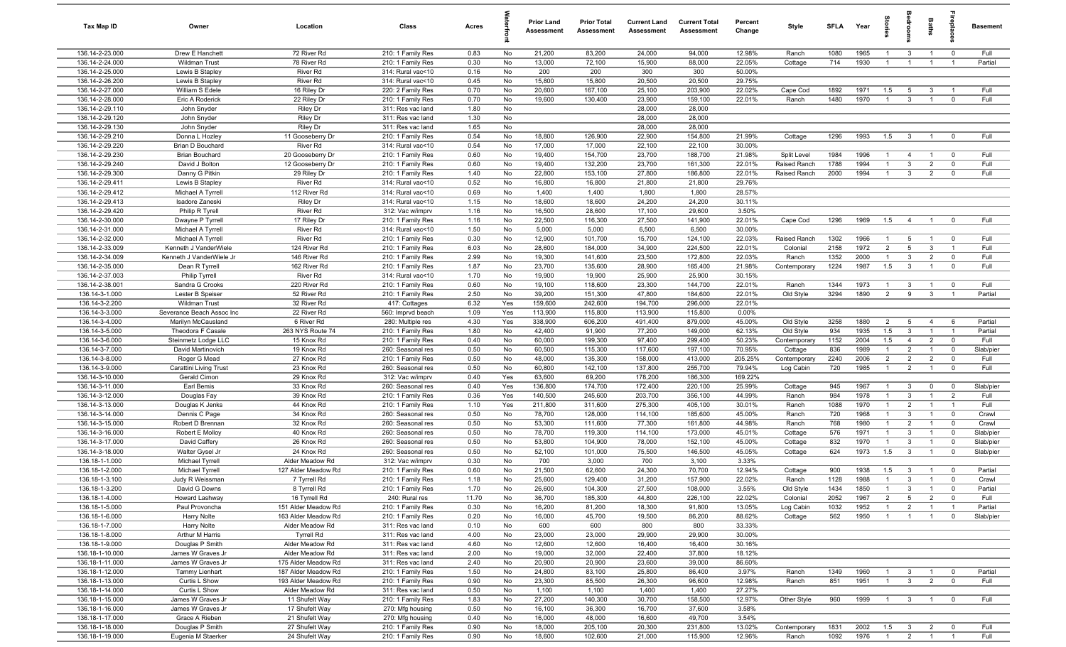| Tax Map ID | Owner | Location | Class | Acres | Waterfront | Prior Land Assessment | Prior Total Assessment | Current Land Assessment | Current Total Assessment | Percent Change | Style | SFLA | Year | Stories | Bedrooms | Baths | Fireplaces | Basement |
|---|---|---|---|---|---|---|---|---|---|---|---|---|---|---|---|---|---|---|
| 136.14-2-23.000 | Drew E Hanchett | 72 River Rd | 210: 1 Family Res | 0.83 | No | 21,200 | 83,200 | 24,000 | 94,000 | 12.98% | Ranch | 1080 | 1965 | 1 | 3 | 1 | 0 | Full |
| 136.14-2-24.000 | Wildman Trust | 78 River Rd | 210: 1 Family Res | 0.30 | No | 13,000 | 72,100 | 15,900 | 88,000 | 22.05% | Cottage | 714 | 1930 | 1 | 1 | 1 | 1 | Partial |
| 136.14-2-25.000 | Lewis B Stapley | River Rd | 314: Rural vac<10 | 0.16 | No | 200 | 200 | 300 | 300 | 50.00% | | | | | | | | |
| 136.14-2-26.200 | Lewis B Stapley | River Rd | 314: Rural vac<10 | 0.45 | No | 15,800 | 15,800 | 20,500 | 20,500 | 29.75% | | | | | | | | |
| 136.14-2-27.000 | William S Edele | 16 Riley Dr | 220: 2 Family Res | 0.70 | No | 20,600 | 167,100 | 25,100 | 203,900 | 22.02% | Cape Cod | 1892 | 1971 | 1.5 | 5 | 3 | 1 | Full |
| 136.14-2-28.000 | Eric A Roderick | 22 Riley Dr | 210: 1 Family Res | 0.70 | No | 19,600 | 130,400 | 23,900 | 159,100 | 22.01% | Ranch | 1480 | 1970 | 1 | 3 | 1 | 0 | Full |
| 136.14-2-29.110 | John Snyder | Riley Dr | 311: Res vac land | 1.80 | No | | | 28,000 | 28,000 | | | | | | | | | |
| 136.14-2-29.120 | John Snyder | Riley Dr | 311: Res vac land | 1.30 | No | | | 28,000 | 28,000 | | | | | | | | | |
| 136.14-2-29.130 | John Snyder | Riley Dr | 311: Res vac land | 1.65 | No | | | 28,000 | 28,000 | | | | | | | | | |
| 136.14-2-29.210 | Donna L Hozley | 11 Gooseberry Dr | 210: 1 Family Res | 0.54 | No | 18,800 | 126,900 | 22,900 | 154,800 | 21.99% | Cottage | 1296 | 1993 | 1.5 | 3 | 1 | 0 | Full |
| 136.14-2-29.220 | Brian D Bouchard | River Rd | 314: Rural vac<10 | 0.54 | No | 17,000 | 17,000 | 22,100 | 22,100 | 30.00% | | | | | | | | |
| 136.14-2-29.230 | Brian Bouchard | 20 Gooseberry Dr | 210: 1 Family Res | 0.60 | No | 19,400 | 154,700 | 23,700 | 188,700 | 21.98% | Split Level | 1984 | 1996 | 1 | 4 | 1 | 0 | Full |
| 136.14-2-29.240 | David J Bolton | 12 Gooseberry Dr | 210: 1 Family Res | 0.60 | No | 19,400 | 132,200 | 23,700 | 161,300 | 22.01% | Raised Ranch | 1788 | 1994 | 1 | 3 | 2 | 0 | Full |
| 136.14-2-29.300 | Danny G Pitkin | 29 Riley Dr | 210: 1 Family Res | 1.40 | No | 22,800 | 153,100 | 27,800 | 186,800 | 22.01% | Raised Ranch | 2000 | 1994 | 1 | 3 | 2 | 0 | Full |
| 136.14-2-29.411 | Lewis B Stapley | River Rd | 314: Rural vac<10 | 0.52 | No | 16,800 | 16,800 | 21,800 | 21,800 | 29.76% | | | | | | | | |
| 136.14-2-29.412 | Michael A Tyrrell | 112 River Rd | 314: Rural vac<10 | 0.69 | No | 1,400 | 1,400 | 1,800 | 1,800 | 28.57% | | | | | | | | |
| 136.14-2-29.413 | Isadore Zaneski | Riley Dr | 314: Rural vac<10 | 1.15 | No | 18,600 | 18,600 | 24,200 | 24,200 | 30.11% | | | | | | | | |
| 136.14-2-29.420 | Philip R Tyrell | River Rd | 312: Vac w/imprv | 1.16 | No | 16,500 | 28,600 | 17,100 | 29,600 | 3.50% | | | | | | | | |
| 136.14-2-30.000 | Dwayne P Tyrrell | 17 Riley Dr | 210: 1 Family Res | 1.16 | No | 22,500 | 116,300 | 27,500 | 141,900 | 22.01% | Cape Cod | 1296 | 1969 | 1.5 | 4 | 1 | 0 | Full |
| 136.14-2-31.000 | Michael A Tyrrell | River Rd | 314: Rural vac<10 | 1.50 | No | 5,000 | 5,000 | 6,500 | 6,500 | 30.00% | | | | | | | | |
| 136.14-2-32.000 | Michael A Tyrrell | River Rd | 210: 1 Family Res | 0.30 | No | 12,900 | 101,700 | 15,700 | 124,100 | 22.03% | Raised Ranch | 1302 | 1966 | 1 | 5 | 1 | 0 | Full |
| 136.14-2-33.009 | Kenneth J VanderWiele | 124 River Rd | 210: 1 Family Res | 6.03 | No | 28,600 | 184,000 | 34,900 | 224,500 | 22.01% | Colonial | 2158 | 1972 | 2 | 5 | 3 | 1 | Full |
| 136.14-2-34.009 | Kenneth J VanderWiele Jr | 146 River Rd | 210: 1 Family Res | 2.99 | No | 19,300 | 141,600 | 23,500 | 172,800 | 22.03% | Ranch | 1352 | 2000 | 1 | 3 | 2 | 0 | Full |
| 136.14-2-35.000 | Dean R Tyrrell | 162 River Rd | 210: 1 Family Res | 1.87 | No | 23,700 | 135,600 | 28,900 | 165,400 | 21.98% | Contemporary | 1224 | 1987 | 1.5 | 3 | 1 | 0 | Full |
| 136.14-2-37.003 | Philip Tyrrell | River Rd | 314: Rural vac<10 | 1.70 | No | 19,900 | 19,900 | 25,900 | 25,900 | 30.15% | | | | | | | | |
| 136.14-2-38.001 | Sandra G Crooks | 220 River Rd | 210: 1 Family Res | 0.60 | No | 19,100 | 118,600 | 23,300 | 144,700 | 22.01% | Ranch | 1344 | 1973 | 1 | 3 | 1 | 0 | Full |
| 136.14-3-1.000 | Lester B Speiser | 52 River Rd | 210: 1 Family Res | 2.50 | No | 39,200 | 151,300 | 47,800 | 184,600 | 22.01% | Old Style | 3294 | 1890 | 2 | 9 | 3 | 1 | Partial |
| 136.14-3-2.200 | Wildman Trust | 32 River Rd | 417: Cottages | 6.32 | Yes | 159,600 | 242,600 | 194,700 | 296,000 | 22.01% | | | | | | | | |
| 136.14-3-3.000 | Severance Beach Assoc Inc | 22 River Rd | 560: Imprvd beach | 1.09 | Yes | 113,900 | 115,800 | 113,900 | 115,800 | 0.00% | | | | | | | | |
| 136.14-3-4.000 | Marilyn McCausland | 6 River Rd | 280: Multiple res | 4.30 | Yes | 338,900 | 606,200 | 491,400 | 879,000 | 45.00% | Old Style | 3258 | 1880 | 2 | 5 | 4 | 6 | Partial |
| 136.14-3-5.000 | Theodora F Casale | 263 NYS Route 74 | 210: 1 Family Res | 1.80 | No | 42,400 | 91,900 | 77,200 | 149,000 | 62.13% | Old Style | 934 | 1935 | 1.5 | 3 | 1 | 1 | Partial |
| 136.14-3-6.000 | Steinmetz Lodge LLC | 15 Knox Rd | 210: 1 Family Res | 0.40 | No | 60,000 | 199,300 | 97,400 | 299,400 | 50.23% | Contemporary | 1152 | 2004 | 1.5 | 4 | 2 | 0 | Full |
| 136.14-3-7.000 | David Martinovich | 19 Knox Rd | 260: Seasonal res | 0.50 | No | 60,500 | 115,300 | 117,600 | 197,100 | 70.95% | Cottage | 836 | 1989 | 1 | 2 | 1 | 0 | Slab/pier |
| 136.14-3-8.000 | Roger G Mead | 27 Knox Rd | 210: 1 Family Res | 0.50 | No | 48,000 | 135,300 | 158,000 | 413,000 | 205.25% | Contemporary | 2240 | 2006 | 2 | 2 | 2 | 0 | Full |
| 136.14-3-9.000 | Carattini Living Trust | 23 Knox Rd | 260: Seasonal res | 0.50 | No | 60,800 | 142,100 | 137,800 | 255,700 | 79.94% | Log Cabin | 720 | 1985 | 1 | 2 | 1 | 0 | Full |
| 136.14-3-10.000 | Gerald Cimon | 29 Knox Rd | 312: Vac w/imprv | 0.40 | Yes | 63,600 | 69,200 | 178,200 | 186,300 | 169.22% | | | | | | | | |
| 136.14-3-11.000 | Earl Bemis | 33 Knox Rd | 260: Seasonal res | 0.40 | Yes | 136,800 | 174,700 | 172,400 | 220,100 | 25.99% | Cottage | 945 | 1967 | 1 | 3 | 0 | 0 | Slab/pier |
| 136.14-3-12.000 | Douglas Fay | 39 Knox Rd | 210: 1 Family Res | 0.36 | Yes | 140,500 | 245,600 | 203,700 | 356,100 | 44.99% | Ranch | 984 | 1978 | 1 | 3 | 1 | 2 | Full |
| 136.14-3-13.000 | Douglas K Jenks | 44 Knox Rd | 210: 1 Family Res | 1.10 | Yes | 211,800 | 311,600 | 275,300 | 405,100 | 30.01% | Ranch | 1088 | 1970 | 1 | 2 | 1 | 1 | Full |
| 136.14-3-14.000 | Dennis C Page | 34 Knox Rd | 260: Seasonal res | 0.50 | No | 78,700 | 128,000 | 114,100 | 185,600 | 45.00% | Ranch | 720 | 1968 | 1 | 3 | 1 | 0 | Crawl |
| 136.14-3-15.000 | Robert D Brennan | 32 Knox Rd | 260: Seasonal res | 0.50 | No | 53,300 | 111,600 | 77,300 | 161,800 | 44.98% | Ranch | 768 | 1980 | 1 | 2 | 1 | 0 | Crawl |
| 136.14-3-16.000 | Robert E Molloy | 40 Knox Rd | 260: Seasonal res | 0.50 | No | 78,700 | 119,300 | 114,100 | 173,000 | 45.01% | Cottage | 576 | 1971 | 1 | 3 | 1 | 0 | Slab/pier |
| 136.14-3-17.000 | David Caffery | 26 Knox Rd | 260: Seasonal res | 0.50 | No | 53,800 | 104,900 | 78,000 | 152,100 | 45.00% | Cottage | 832 | 1970 | 1 | 3 | 1 | 0 | Slab/pier |
| 136.14-3-18.000 | Walter Gysel Jr | 24 Knox Rd | 260: Seasonal res | 0.50 | No | 52,100 | 101,000 | 75,500 | 146,500 | 45.05% | Cottage | 624 | 1973 | 1.5 | 3 | 1 | 0 | Slab/pier |
| 136.18-1-1.000 | Michael Tyrrell | Alder Meadow Rd | 312: Vac w/imprv | 0.30 | No | 700 | 3,000 | 700 | 3,100 | 3.33% | | | | | | | | |
| 136.18-1-2.000 | Michael Tyrrell | 127 Alder Meadow Rd | 210: 1 Family Res | 0.60 | No | 21,500 | 62,600 | 24,300 | 70,700 | 12.94% | Cottage | 900 | 1938 | 1.5 | 3 | 1 | 0 | Partial |
| 136.18-1-3.100 | Judy R Weissman | 7 Tyrrell Rd | 210: 1 Family Res | 1.18 | No | 25,600 | 129,400 | 31,200 | 157,900 | 22.02% | Ranch | 1128 | 1988 | 1 | 3 | 1 | 0 | Crawl |
| 136.18-1-3.200 | David G Downs | 8 Tyrrell Rd | 210: 1 Family Res | 1.70 | No | 26,600 | 104,300 | 27,500 | 108,000 | 3.55% | Old Style | 1434 | 1850 | 1 | 3 | 1 | 0 | Partial |
| 136.18-1-4.000 | Howard Lashway | 16 Tyrrell Rd | 240: Rural res | 11.70 | No | 36,700 | 185,300 | 44,800 | 226,100 | 22.02% | Colonial | 2052 | 1967 | 2 | 5 | 2 | 0 | Full |
| 136.18-1-5.000 | Paul Provoncha | 151 Alder Meadow Rd | 210: 1 Family Res | 0.30 | No | 16,200 | 81,200 | 18,300 | 91,800 | 13.05% | Log Cabin | 1032 | 1952 | 1 | 2 | 1 | 1 | Partial |
| 136.18-1-6.000 | Harry Nolte | 163 Alder Meadow Rd | 210: 1 Family Res | 0.20 | No | 16,000 | 45,700 | 19,500 | 86,200 | 88.62% | Cottage | 562 | 1950 | 1 | 1 | 1 | 0 | Slab/pier |
| 136.18-1-7.000 | Harry Nolte | Alder Meadow Rd | 311: Res vac land | 0.10 | No | 600 | 600 | 800 | 800 | 33.33% | | | | | | | | |
| 136.18-1-8.000 | Arthur M Harris | Tyrrell Rd | 311: Res vac land | 4.00 | No | 23,000 | 23,000 | 29,900 | 29,900 | 30.00% | | | | | | | | |
| 136.18-1-9.000 | Douglas P Smith | Alder Meadow Rd | 311: Res vac land | 4.60 | No | 12,600 | 12,600 | 16,400 | 16,400 | 30.16% | | | | | | | | |
| 136.18-1-10.000 | James W Graves Jr | Alder Meadow Rd | 311: Res vac land | 2.00 | No | 19,000 | 32,000 | 22,400 | 37,800 | 18.12% | | | | | | | | |
| 136.18-1-11.000 | James W Graves Jr | 175 Alder Meadow Rd | 311: Res vac land | 2.40 | No | 20,900 | 20,900 | 23,600 | 39,000 | 86.60% | | | | | | | | |
| 136.18-1-12.000 | Tammy Lienhart | 187 Alder Meadow Rd | 210: 1 Family Res | 1.50 | No | 24,800 | 83,100 | 25,800 | 86,400 | 3.97% | Ranch | 1349 | 1960 | 1 | 3 | 1 | 0 | Partial |
| 136.18-1-13.000 | Curtis L Show | 193 Alder Meadow Rd | 210: 1 Family Res | 0.90 | No | 23,300 | 85,500 | 26,300 | 96,600 | 12.98% | Ranch | 851 | 1951 | 1 | 3 | 2 | 0 | Full |
| 136.18-1-14.000 | Curtis L Show | Alder Meadow Rd | 311: Res vac land | 0.50 | No | 1,100 | 1,100 | 1,400 | 1,400 | 27.27% | | | | | | | | |
| 136.18-1-15.000 | James W Graves Jr | 11 Shufelt Way | 210: 1 Family Res | 1.83 | No | 27,200 | 140,300 | 30,700 | 158,500 | 12.97% | Other Style | 960 | 1999 | 1 | 3 | 1 | 0 | Full |
| 136.18-1-16.000 | James W Graves Jr | 17 Shufelt Way | 270: Mfg housing | 0.50 | No | 16,100 | 36,300 | 16,700 | 37,600 | 3.58% | | | | | | | | |
| 136.18-1-17.000 | Grace A Rieben | 21 Shufelt Way | 270: Mfg housing | 0.40 | No | 16,000 | 48,000 | 16,600 | 49,700 | 3.54% | | | | | | | | |
| 136.18-1-18.000 | Douglas P Smith | 27 Shufelt Way | 210: 1 Family Res | 0.90 | No | 18,000 | 205,100 | 20,300 | 231,800 | 13.02% | Contemporary | 1831 | 2002 | 1.5 | 3 | 2 | 0 | Full |
| 136.18-1-19.000 | Eugenia M Staerker | 24 Shufelt Way | 210: 1 Family Res | 0.90 | No | 18,600 | 102,600 | 21,000 | 115,900 | 12.96% | Ranch | 1092 | 1976 | 1 | 2 | 1 | 1 | Full |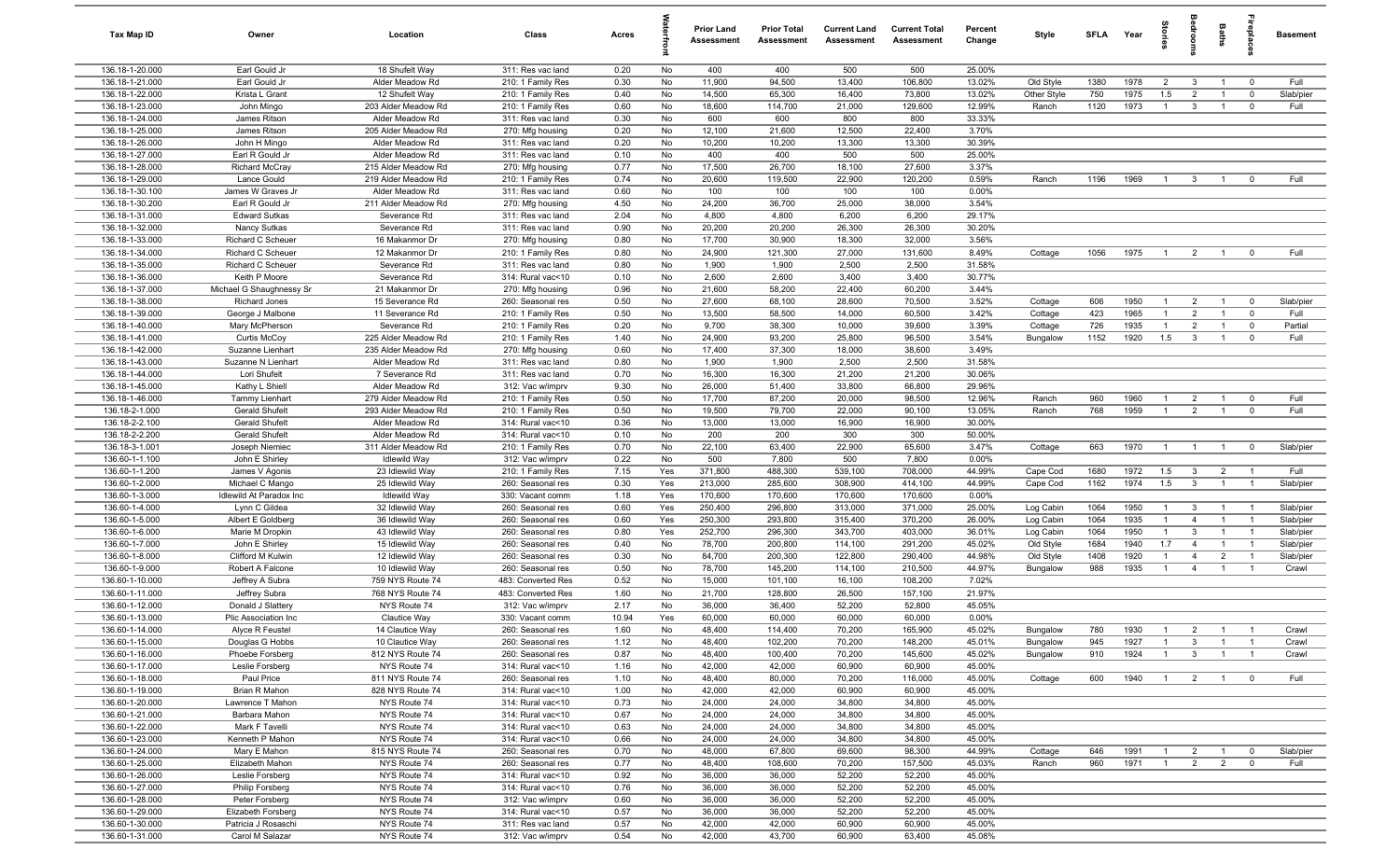| Tax Map ID | Owner | Location | Class | Acres | Waterfront | Prior Land Assessment | Prior Total Assessment | Current Land Assessment | Current Total Assessment | Percent Change | Style | SFLA | Year | Stories | Bedrooms | Baths | Fireplaces | Basement |
|---|---|---|---|---|---|---|---|---|---|---|---|---|---|---|---|---|---|---|
| 136.18-1-20.000 | Earl Gould Jr | 18 Shufelt Way | 311: Res vac land | 0.20 | No | 400 | 400 | 500 | 500 | 25.00% | | | | | | | | |
| 136.18-1-21.000 | Earl Gould Jr | Alder Meadow Rd | 210: 1 Family Res | 0.30 | No | 11,900 | 94,500 | 13,400 | 106,800 | 13.02% | Old Style | 1380 | 1978 | 2 | 3 | 1 | 0 | Full |
| 136.18-1-22.000 | Krista L Grant | 12 Shufelt Way | 210: 1 Family Res | 0.40 | No | 14,500 | 65,300 | 16,400 | 73,800 | 13.02% | Other Style | 750 | 1975 | 1.5 | 2 | 1 | 0 | Slab/pier |
| 136.18-1-23.000 | John Mingo | 203 Alder Meadow Rd | 210: 1 Family Res | 0.60 | No | 18,600 | 114,700 | 21,000 | 129,600 | 12.99% | Ranch | 1120 | 1973 | 1 | 3 | 1 | 0 | Full |
| 136.18-1-24.000 | James Ritson | Alder Meadow Rd | 311: Res vac land | 0.30 | No | 600 | 600 | 800 | 800 | 33.33% | | | | | | | | |
| 136.18-1-25.000 | James Ritson | 205 Alder Meadow Rd | 270: Mfg housing | 0.20 | No | 12,100 | 21,600 | 12,500 | 22,400 | 3.70% | | | | | | | | |
| 136.18-1-26.000 | John H Mingo | Alder Meadow Rd | 311: Res vac land | 0.20 | No | 10,200 | 10,200 | 13,300 | 13,300 | 30.39% | | | | | | | | |
| 136.18-1-27.000 | Earl R Gould Jr | Alder Meadow Rd | 311: Res vac land | 0.10 | No | 400 | 400 | 500 | 500 | 25.00% | | | | | | | | |
| 136.18-1-28.000 | Richard McCray | 215 Alder Meadow Rd | 270: Mfg housing | 0.77 | No | 17,500 | 26,700 | 18,100 | 27,600 | 3.37% | | | | | | | | |
| 136.18-1-29.000 | Lance Gould | 219 Alder Meadow Rd | 210: 1 Family Res | 0.74 | No | 20,600 | 119,500 | 22,900 | 120,200 | 0.59% | Ranch | 1196 | 1969 | 1 | 3 | 1 | 0 | Full |
| 136.18-1-30.100 | James W Graves Jr | Alder Meadow Rd | 311: Res vac land | 0.60 | No | 100 | 100 | 100 | 100 | 0.00% | | | | | | | | |
| 136.18-1-30.200 | Earl R Gould Jr | 211 Alder Meadow Rd | 270: Mfg housing | 4.50 | No | 24,200 | 36,700 | 25,000 | 38,000 | 3.54% | | | | | | | | |
| 136.18-1-31.000 | Edward Sutkas | Severance Rd | 311: Res vac land | 2.04 | No | 4,800 | 4,800 | 6,200 | 6,200 | 29.17% | | | | | | | | |
| 136.18-1-32.000 | Nancy Sutkas | Severance Rd | 311: Res vac land | 0.90 | No | 20,200 | 20,200 | 26,300 | 26,300 | 30.20% | | | | | | | | |
| 136.18-1-33.000 | Richard C Scheuer | 16 Makanmor Dr | 270: Mfg housing | 0.80 | No | 17,700 | 30,900 | 18,300 | 32,000 | 3.56% | | | | | | | | |
| 136.18-1-34.000 | Richard C Scheuer | 12 Makanmor Dr | 210: 1 Family Res | 0.80 | No | 24,900 | 121,300 | 27,000 | 131,600 | 8.49% | Cottage | 1056 | 1975 | 1 | 2 | 1 | 0 | Full |
| 136.18-1-35.000 | Richard C Scheuer | Severance Rd | 311: Res vac land | 0.80 | No | 1,900 | 1,900 | 2,500 | 2,500 | 31.58% | | | | | | | | |
| 136.18-1-36.000 | Keith P Moore | Severance Rd | 314: Rural vac<10 | 0.10 | No | 2,600 | 2,600 | 3,400 | 3,400 | 30.77% | | | | | | | | |
| 136.18-1-37.000 | Michael G Shaughnessy Sr | 21 Makanmor Dr | 270: Mfg housing | 0.96 | No | 21,600 | 58,200 | 22,400 | 60,200 | 3.44% | | | | | | | | |
| 136.18-1-38.000 | Richard Jones | 15 Severance Rd | 260: Seasonal res | 0.50 | No | 27,600 | 68,100 | 28,600 | 70,500 | 3.52% | Cottage | 606 | 1950 | 1 | 2 | 1 | 0 | Slab/pier |
| 136.18-1-39.000 | George J Malbone | 11 Severance Rd | 210: 1 Family Res | 0.50 | No | 13,500 | 58,500 | 14,000 | 60,500 | 3.42% | Cottage | 423 | 1965 | 1 | 2 | 1 | 0 | Full |
| 136.18-1-40.000 | Mary McPherson | Severance Rd | 210: 1 Family Res | 0.20 | No | 9,700 | 38,300 | 10,000 | 39,600 | 3.39% | Cottage | 726 | 1935 | 1 | 2 | 1 | 0 | Partial |
| 136.18-1-41.000 | Curtis McCoy | 225 Alder Meadow Rd | 210: 1 Family Res | 1.40 | No | 24,900 | 93,200 | 25,800 | 96,500 | 3.54% | Bungalow | 1152 | 1920 | 1.5 | 3 | 1 | 0 | Full |
| 136.18-1-42.000 | Suzanne Lienhart | 235 Alder Meadow Rd | 270: Mfg housing | 0.60 | No | 17,400 | 37,300 | 18,000 | 38,600 | 3.49% | | | | | | | | |
| 136.18-1-43.000 | Suzanne N Lienhart | Alder Meadow Rd | 311: Res vac land | 0.80 | No | 1,900 | 1,900 | 2,500 | 2,500 | 31.58% | | | | | | | | |
| 136.18-1-44.000 | Lori Shufelt | 7 Severance Rd | 311: Res vac land | 0.70 | No | 16,300 | 16,300 | 21,200 | 21,200 | 30.06% | | | | | | | | |
| 136.18-1-45.000 | Kathy L Shiell | Alder Meadow Rd | 312: Vac w/imprv | 9.30 | No | 26,000 | 51,400 | 33,800 | 66,800 | 29.96% | | | | | | | | |
| 136.18-1-46.000 | Tammy Lienhart | 279 Alder Meadow Rd | 210: 1 Family Res | 0.50 | No | 17,700 | 87,200 | 20,000 | 98,500 | 12.96% | Ranch | 960 | 1960 | 1 | 2 | 1 | 0 | Full |
| 136.18-2-1.000 | Gerald Shufelt | 293 Alder Meadow Rd | 210: 1 Family Res | 0.50 | No | 19,500 | 79,700 | 22,000 | 90,100 | 13.05% | Ranch | 768 | 1959 | 1 | 2 | 1 | 0 | Full |
| 136.18-2-2.100 | Gerald Shufelt | Alder Meadow Rd | 314: Rural vac<10 | 0.36 | No | 13,000 | 13,000 | 16,900 | 16,900 | 30.00% | | | | | | | | |
| 136.18-2-2.200 | Gerald Shufelt | Alder Meadow Rd | 314: Rural vac<10 | 0.10 | No | 200 | 200 | 300 | 300 | 50.00% | | | | | | | | |
| 136.18-3-1.001 | Joseph Niemiec | 311 Alder Meadow Rd | 210: 1 Family Res | 0.70 | No | 22,100 | 63,400 | 22,900 | 65,600 | 3.47% | Cottage | 663 | 1970 | 1 | 1 | 1 | 0 | Slab/pier |
| 136.60-1-1.100 | John E Shirley | Idlewild Way | 312: Vac w/imprv | 0.22 | No | 500 | 7,800 | 500 | 7,800 | 0.00% | | | | | | | | |
| 136.60-1-1.200 | James V Agonis | 23 Idlewild Way | 210: 1 Family Res | 7.15 | Yes | 371,800 | 488,300 | 539,100 | 708,000 | 44.99% | Cape Cod | 1680 | 1972 | 1.5 | 3 | 2 | 1 | Full |
| 136.60-1-2.000 | Michael C Mango | 25 Idlewild Way | 260: Seasonal res | 0.30 | Yes | 213,000 | 285,600 | 308,900 | 414,100 | 44.99% | Cape Cod | 1162 | 1974 | 1.5 | 3 | 1 | 1 | Slab/pier |
| 136.60-1-3.000 | Idlewild At Paradox Inc | Idlewild Way | 330: Vacant comm | 1.18 | Yes | 170,600 | 170,600 | 170,600 | 170,600 | 0.00% | | | | | | | | |
| 136.60-1-4.000 | Lynn C Gildea | 32 Idlewild Way | 260: Seasonal res | 0.60 | Yes | 250,400 | 296,800 | 313,000 | 371,000 | 25.00% | Log Cabin | 1064 | 1950 | 1 | 3 | 1 | 1 | Slab/pier |
| 136.60-1-5.000 | Albert E Goldberg | 36 Idlewild Way | 260: Seasonal res | 0.60 | Yes | 250,300 | 293,800 | 315,400 | 370,200 | 26.00% | Log Cabin | 1064 | 1935 | 1 | 4 | 1 | 1 | Slab/pier |
| 136.60-1-6.000 | Marie M Dropkin | 43 Idlewild Way | 260: Seasonal res | 0.80 | Yes | 252,700 | 296,300 | 343,700 | 403,000 | 36.01% | Log Cabin | 1064 | 1950 | 1 | 3 | 1 | 1 | Slab/pier |
| 136.60-1-7.000 | John E Shirley | 15 Idlewild Way | 260: Seasonal res | 0.40 | No | 78,700 | 200,800 | 114,100 | 291,200 | 45.02% | Old Style | 1684 | 1940 | 1.7 | 4 | 1 | 1 | Slab/pier |
| 136.60-1-8.000 | Clifford M Kulwin | 12 Idlewild Way | 260: Seasonal res | 0.30 | No | 84,700 | 200,300 | 122,800 | 290,400 | 44.98% | Old Style | 1408 | 1920 | 1 | 4 | 2 | 1 | Slab/pier |
| 136.60-1-9.000 | Robert A Falcone | 10 Idlewild Way | 260: Seasonal res | 0.50 | No | 78,700 | 145,200 | 114,100 | 210,500 | 44.97% | Bungalow | 988 | 1935 | 1 | 4 | 1 | 1 | Crawl |
| 136.60-1-10.000 | Jeffrey A Subra | 759 NYS Route 74 | 483: Converted Res | 0.52 | No | 15,000 | 101,100 | 16,100 | 108,200 | 7.02% | | | | | | | | |
| 136.60-1-11.000 | Jeffrey Subra | 768 NYS Route 74 | 483: Converted Res | 1.60 | No | 21,700 | 128,800 | 26,500 | 157,100 | 21.97% | | | | | | | | |
| 136.60-1-12.000 | Donald J Slattery | NYS Route 74 | 312: Vac w/imprv | 2.17 | No | 36,000 | 36,400 | 52,200 | 52,800 | 45.05% | | | | | | | | |
| 136.60-1-13.000 | Plic Association Inc | Clautice Way | 330: Vacant comm | 10.94 | Yes | 60,000 | 60,000 | 60,000 | 60,000 | 0.00% | | | | | | | | |
| 136.60-1-14.000 | Alyce R Feustel | 14 Clautice Way | 260: Seasonal res | 1.60 | No | 48,400 | 114,400 | 70,200 | 165,900 | 45.02% | Bungalow | 780 | 1930 | 1 | 2 | 1 | 1 | Crawl |
| 136.60-1-15.000 | Douglas G Hobbs | 10 Clautice Way | 260: Seasonal res | 1.12 | No | 48,400 | 102,200 | 70,200 | 148,200 | 45.01% | Bungalow | 945 | 1927 | 1 | 3 | 1 | 1 | Crawl |
| 136.60-1-16.000 | Phoebe Forsberg | 812 NYS Route 74 | 260: Seasonal res | 0.87 | No | 48,400 | 100,400 | 70,200 | 145,600 | 45.02% | Bungalow | 910 | 1924 | 1 | 3 | 1 | 1 | Crawl |
| 136.60-1-17.000 | Leslie Forsberg | NYS Route 74 | 314: Rural vac<10 | 1.16 | No | 42,000 | 42,000 | 60,900 | 60,900 | 45.00% | | | | | | | | |
| 136.60-1-18.000 | Paul Price | 811 NYS Route 74 | 260: Seasonal res | 1.10 | No | 48,400 | 80,000 | 70,200 | 116,000 | 45.00% | Cottage | 600 | 1940 | 1 | 2 | 1 | 0 | Full |
| 136.60-1-19.000 | Brian R Mahon | 828 NYS Route 74 | 314: Rural vac<10 | 1.00 | No | 42,000 | 42,000 | 60,900 | 60,900 | 45.00% | | | | | | | | |
| 136.60-1-20.000 | Lawrence T Mahon | NYS Route 74 | 314: Rural vac<10 | 0.73 | No | 24,000 | 24,000 | 34,800 | 34,800 | 45.00% | | | | | | | | |
| 136.60-1-21.000 | Barbara Mahon | NYS Route 74 | 314: Rural vac<10 | 0.67 | No | 24,000 | 24,000 | 34,800 | 34,800 | 45.00% | | | | | | | | |
| 136.60-1-22.000 | Mark F Tavelli | NYS Route 74 | 314: Rural vac<10 | 0.63 | No | 24,000 | 24,000 | 34,800 | 34,800 | 45.00% | | | | | | | | |
| 136.60-1-23.000 | Kenneth P Mahon | NYS Route 74 | 314: Rural vac<10 | 0.66 | No | 24,000 | 24,000 | 34,800 | 34,800 | 45.00% | | | | | | | | |
| 136.60-1-24.000 | Mary E Mahon | 815 NYS Route 74 | 260: Seasonal res | 0.70 | No | 48,000 | 67,800 | 69,600 | 98,300 | 44.99% | Cottage | 646 | 1991 | 1 | 2 | 1 | 0 | Slab/pier |
| 136.60-1-25.000 | Elizabeth Mahon | NYS Route 74 | 260: Seasonal res | 0.77 | No | 48,400 | 108,600 | 70,200 | 157,500 | 45.03% | Ranch | 960 | 1971 | 1 | 2 | 2 | 0 | Full |
| 136.60-1-26.000 | Leslie Forsberg | NYS Route 74 | 314: Rural vac<10 | 0.92 | No | 36,000 | 36,000 | 52,200 | 52,200 | 45.00% | | | | | | | | |
| 136.60-1-27.000 | Philip Forsberg | NYS Route 74 | 314: Rural vac<10 | 0.76 | No | 36,000 | 36,000 | 52,200 | 52,200 | 45.00% | | | | | | | | |
| 136.60-1-28.000 | Peter Forsberg | NYS Route 74 | 312: Vac w/imprv | 0.60 | No | 36,000 | 36,000 | 52,200 | 52,200 | 45.00% | | | | | | | | |
| 136.60-1-29.000 | Elizabeth Forsberg | NYS Route 74 | 314: Rural vac<10 | 0.57 | No | 36,000 | 36,000 | 52,200 | 52,200 | 45.00% | | | | | | | | |
| 136.60-1-30.000 | Patricia J Rosaschi | NYS Route 74 | 311: Res vac land | 0.57 | No | 42,000 | 42,000 | 60,900 | 60,900 | 45.00% | | | | | | | | |
| 136.60-1-31.000 | Carol M Salazar | NYS Route 74 | 312: Vac w/imprv | 0.54 | No | 42,000 | 43,700 | 60,900 | 63,400 | 45.08% | | | | | | | | |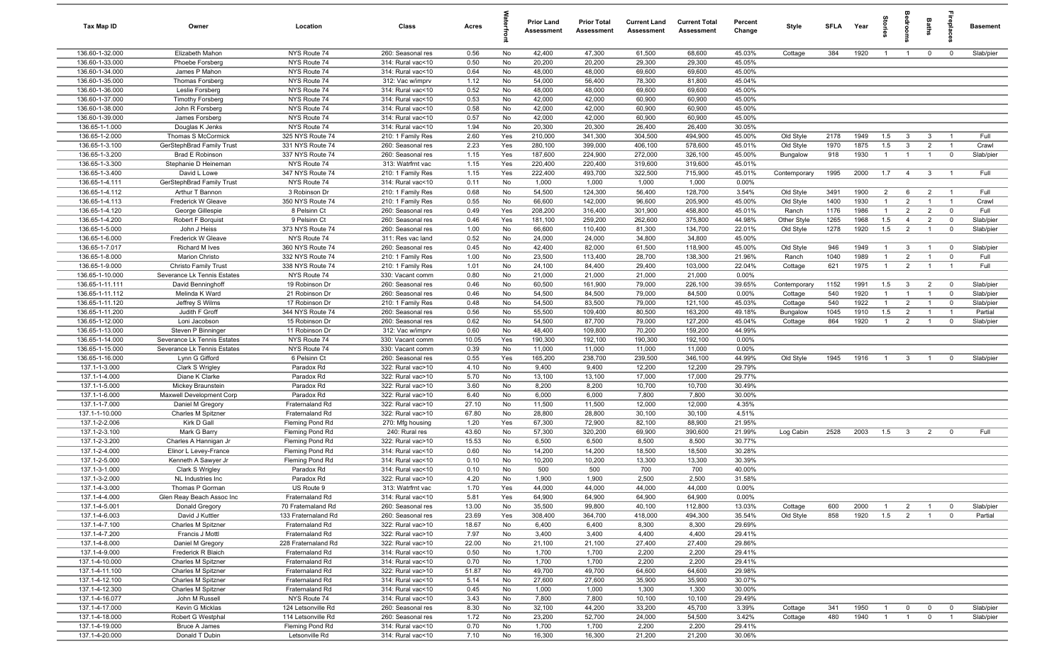| Tax Map ID | Owner | Location | Class | Acres | Waterfront | Prior Land Assessment | Prior Total Assessment | Current Land Assessment | Current Total Assessment | Percent Change | Style | SFLA | Year | Stories | Bedrooms | Baths | Fireplaces | Basement |
|---|---|---|---|---|---|---|---|---|---|---|---|---|---|---|---|---|---|---|
| 136.60-1-32.000 | Elizabeth Mahon | NYS Route 74 | 260: Seasonal res | 0.56 | No | 42,400 | 47,300 | 61,500 | 68,600 | 45.03% | Cottage | 384 | 1920 | 1 | 1 | 0 | 0 | Slab/pier |
| 136.60-1-33.000 | Phoebe Forsberg | NYS Route 74 | 314: Rural vac<10 | 0.50 | No | 20,200 | 20,200 | 29,300 | 29,300 | 45.05% | | | | | | | | |
| 136.60-1-34.000 | James P Mahon | NYS Route 74 | 314: Rural vac<10 | 0.64 | No | 48,000 | 48,000 | 69,600 | 69,600 | 45.00% | | | | | | | | |
| 136.60-1-35.000 | Thomas Forsberg | NYS Route 74 | 312: Vac w/imprv | 1.12 | No | 54,000 | 56,400 | 78,300 | 81,800 | 45.04% | | | | | | | | |
| 136.60-1-36.000 | Leslie Forsberg | NYS Route 74 | 314: Rural vac<10 | 0.52 | No | 48,000 | 48,000 | 69,600 | 69,600 | 45.00% | | | | | | | | |
| 136.60-1-37.000 | Timothy Forsberg | NYS Route 74 | 314: Rural vac<10 | 0.53 | No | 42,000 | 42,000 | 60,900 | 60,900 | 45.00% | | | | | | | | |
| 136.60-1-38.000 | John R Forsberg | NYS Route 74 | 314: Rural vac<10 | 0.58 | No | 42,000 | 42,000 | 60,900 | 60,900 | 45.00% | | | | | | | | |
| 136.60-1-39.000 | James Forsberg | NYS Route 74 | 314: Rural vac<10 | 0.57 | No | 42,000 | 42,000 | 60,900 | 60,900 | 45.00% | | | | | | | | |
| 136.65-1-1.000 | Douglas K Jenks | NYS Route 74 | 314: Rural vac<10 | 1.94 | No | 20,300 | 20,300 | 26,400 | 26,400 | 30.05% | | | | | | | | |
| 136.65-1-2.000 | Thomas S McCormick | 325 NYS Route 74 | 210: 1 Family Res | 2.60 | Yes | 210,000 | 341,300 | 304,500 | 494,900 | 45.00% | Old Style | 2178 | 1949 | 1.5 | 3 | 3 | 1 | Full |
| 136.65-1-3.100 | GerStephBrad Family Trust | 331 NYS Route 74 | 260: Seasonal res | 2.23 | Yes | 280,100 | 399,000 | 406,100 | 578,600 | 45.01% | Old Style | 1970 | 1875 | 1.5 | 3 | 2 | 1 | Crawl |
| 136.65-1-3.200 | Brad E Robinson | 337 NYS Route 74 | 260: Seasonal res | 1.15 | Yes | 187,600 | 224,900 | 272,000 | 326,100 | 45.00% | Bungalow | 918 | 1930 | 1 | 1 | 1 | 0 | Slab/pier |
| 136.65-1-3.300 | Stephanie D Heineman | NYS Route 74 | 313: Watrfrnt vac | 1.15 | Yes | 220,400 | 220,400 | 319,600 | 319,600 | 45.01% | | | | | | | | |
| 136.65-1-3.400 | David L Lowe | 347 NYS Route 74 | 210: 1 Family Res | 1.15 | Yes | 222,400 | 493,700 | 322,500 | 715,900 | 45.01% | Contemporary | 1995 | 2000 | 1.7 | 4 | 3 | 1 | Full |
| 136.65-1-4.111 | GerStephBrad Family Trust | NYS Route 74 | 314: Rural vac<10 | 0.11 | No | 1,000 | 1,000 | 1,000 | 1,000 | 0.00% | | | | | | | | |
| 136.65-1-4.112 | Arthur T Bannon | 3 Robinson Dr | 210: 1 Family Res | 0.68 | No | 54,500 | 124,300 | 56,400 | 128,700 | 3.54% | Old Style | 3491 | 1900 | 2 | 6 | 2 | 1 | Full |
| 136.65-1-4.113 | Frederick W Gleave | 350 NYS Route 74 | 210: 1 Family Res | 0.55 | No | 66,600 | 142,000 | 96,600 | 205,900 | 45.00% | Old Style | 1400 | 1930 | 1 | 2 | 1 | 1 | Crawl |
| 136.65-1-4.120 | George Gillespie | 8 Pelsinn Ct | 260: Seasonal res | 0.49 | Yes | 208,200 | 316,400 | 301,900 | 458,800 | 45.01% | Ranch | 1176 | 1986 | 1 | 2 | 2 | 0 | Full |
| 136.65-1-4.200 | Robert F Borquist | 9 Pelsinn Ct | 260: Seasonal res | 0.46 | Yes | 181,100 | 259,200 | 262,600 | 375,800 | 44.98% | Other Style | 1265 | 1968 | 1.5 | 4 | 2 | 0 | Slab/pier |
| 136.65-1-5.000 | John J Heiss | 373 NYS Route 74 | 260: Seasonal res | 1.00 | No | 66,600 | 110,400 | 81,300 | 134,700 | 22.01% | Old Style | 1278 | 1920 | 1.5 | 2 | 1 | 0 | Slab/pier |
| 136.65-1-6.000 | Frederick W Gleave | NYS Route 74 | 311: Res vac land | 0.52 | No | 24,000 | 24,000 | 34,800 | 34,800 | 45.00% | | | | | | | | |
| 136.65-1-7.017 | Richard M Ives | 360 NYS Route 74 | 260: Seasonal res | 0.45 | No | 42,400 | 82,000 | 61,500 | 118,900 | 45.00% | Old Style | 946 | 1949 | 1 | 3 | 1 | 0 | Slab/pier |
| 136.65-1-8.000 | Marion Christo | 332 NYS Route 74 | 210: 1 Family Res | 1.00 | No | 23,500 | 113,400 | 28,700 | 138,300 | 21.96% | Ranch | 1040 | 1989 | 1 | 2 | 1 | 0 | Full |
| 136.65-1-9.000 | Christo Family Trust | 338 NYS Route 74 | 210: 1 Family Res | 1.01 | No | 24,100 | 84,400 | 29,400 | 103,000 | 22.04% | Cottage | 621 | 1975 | 1 | 2 | 1 | 1 | Full |
| 136.65-1-10.000 | Severance Lk Tennis Estates | NYS Route 74 | 330: Vacant comm | 0.80 | No | 21,000 | 21,000 | 21,000 | 21,000 | 0.00% | | | | | | | | |
| 136.65-1-11.111 | David Benninghoff | 19 Robinson Dr | 260: Seasonal res | 0.46 | No | 60,500 | 161,900 | 79,000 | 226,100 | 39.65% | Contemporary | 1152 | 1991 | 1.5 | 3 | 2 | 0 | Slab/pier |
| 136.65-1-11.112 | Melinda K Ward | 21 Robinson Dr | 260: Seasonal res | 0.46 | No | 54,500 | 84,500 | 79,000 | 84,500 | 0.00% | Cottage | 540 | 1920 | 1 | 1 | 1 | 0 | Slab/pier |
| 136.65-1-11.120 | Jeffrey S Wilms | 17 Robinson Dr | 210: 1 Family Res | 0.48 | No | 54,500 | 83,500 | 79,000 | 121,100 | 45.03% | Cottage | 540 | 1922 | 1 | 2 | 1 | 0 | Slab/pier |
| 136.65-1-11.200 | Judith F Groff | 344 NYS Route 74 | 260: Seasonal res | 0.56 | No | 55,500 | 109,400 | 80,500 | 163,200 | 49.18% | Bungalow | 1045 | 1910 | 1.5 | 2 | 1 | 1 | Partial |
| 136.65-1-12.000 | Loni Jacobson | 15 Robinson Dr | 260: Seasonal res | 0.62 | No | 54,500 | 87,700 | 79,000 | 127,200 | 45.04% | Cottage | 864 | 1920 | 1 | 2 | 1 | 0 | Slab/pier |
| 136.65-1-13.000 | Steven P Binninger | 11 Robinson Dr | 312: Vac w/imprv | 0.60 | No | 48,400 | 109,800 | 70,200 | 159,200 | 44.99% | | | | | | | | |
| 136.65-1-14.000 | Severance Lk Tennis Estates | NYS Route 74 | 330: Vacant comm | 10.05 | Yes | 190,300 | 192,100 | 190,300 | 192,100 | 0.00% | | | | | | | | |
| 136.65-1-15.000 | Severance Lk Tennis Estates | NYS Route 74 | 330: Vacant comm | 0.39 | No | 11,000 | 11,000 | 11,000 | 11,000 | 0.00% | | | | | | | | |
| 136.65-1-16.000 | Lynn G Gifford | 6 Pelsinn Ct | 260: Seasonal res | 0.55 | Yes | 165,200 | 238,700 | 239,500 | 346,100 | 44.99% | Old Style | 1945 | 1916 | 1 | 3 | 1 | 0 | Slab/pier |
| 137.1-1-3.000 | Clark S Wrigley | Paradox Rd | 322: Rural vac>10 | 4.10 | No | 9,400 | 9,400 | 12,200 | 12,200 | 29.79% | | | | | | | | |
| 137.1-1-4.000 | Diane K Clarke | Paradox Rd | 322: Rural vac>10 | 5.70 | No | 13,100 | 13,100 | 17,000 | 17,000 | 29.77% | | | | | | | | |
| 137.1-1-5.000 | Mickey Braunstein | Paradox Rd | 322: Rural vac>10 | 3.60 | No | 8,200 | 8,200 | 10,700 | 10,700 | 30.49% | | | | | | | | |
| 137.1-1-6.000 | Maxwell Development Corp | Paradox Rd | 322: Rural vac>10 | 6.40 | No | 6,000 | 6,000 | 7,800 | 7,800 | 30.00% | | | | | | | | |
| 137.1-1-7.000 | Daniel M Gregory | Fraternaland Rd | 322: Rural vac>10 | 27.10 | No | 11,500 | 11,500 | 12,000 | 12,000 | 4.35% | | | | | | | | |
| 137.1-1-10.000 | Charles M Spitzner | Fraternaland Rd | 322: Rural vac>10 | 67.80 | No | 28,800 | 28,800 | 30,100 | 30,100 | 4.51% | | | | | | | | |
| 137.1-2-2.006 | Kirk D Gall | Fleming Pond Rd | 270: Mfg housing | 1.20 | Yes | 67,300 | 72,900 | 82,100 | 88,900 | 21.95% | | | | | | | | |
| 137.1-2-3.100 | Mark G Barry | Fleming Pond Rd | 240: Rural res | 43.60 | No | 57,300 | 320,200 | 69,900 | 390,600 | 21.99% | Log Cabin | 2528 | 2003 | 1.5 | 3 | 2 | 0 | Full |
| 137.1-2-3.200 | Charles A Hannigan Jr | Fleming Pond Rd | 322: Rural vac>10 | 15.53 | No | 6,500 | 6,500 | 8,500 | 8,500 | 30.77% | | | | | | | | |
| 137.1-2-4.000 | Elinor L Levey-France | Fleming Pond Rd | 314: Rural vac<10 | 0.60 | No | 14,200 | 14,200 | 18,500 | 18,500 | 30.28% | | | | | | | | |
| 137.1-2-5.000 | Kenneth A Sawyer Jr | Fleming Pond Rd | 314: Rural vac<10 | 0.10 | No | 10,200 | 10,200 | 13,300 | 13,300 | 30.39% | | | | | | | | |
| 137.1-3-1.000 | Clark S Wrigley | Paradox Rd | 314: Rural vac<10 | 0.10 | No | 500 | 500 | 700 | 700 | 40.00% | | | | | | | | |
| 137.1-3-2.000 | NL Industries Inc | Paradox Rd | 322: Rural vac>10 | 4.20 | No | 1,900 | 1,900 | 2,500 | 2,500 | 31.58% | | | | | | | | |
| 137.1-4-3.000 | Thomas P Gorman | US Route 9 | 313: Watrfrnt vac | 1.70 | Yes | 44,000 | 44,000 | 44,000 | 44,000 | 0.00% | | | | | | | | |
| 137.1-4-4.000 | Glen Reay Beach Assoc Inc | Fraternaland Rd | 314: Rural vac<10 | 5.81 | Yes | 64,900 | 64,900 | 64,900 | 64,900 | 0.00% | | | | | | | | |
| 137.1-4-5.001 | Donald Gregory | 70 Fraternaland Rd | 260: Seasonal res | 13.00 | No | 35,500 | 99,800 | 40,100 | 112,800 | 13.03% | Cottage | 600 | 2000 | 1 | 2 | 1 | 0 | Slab/pier |
| 137.1-4-6.003 | David J Kuttler | 133 Fraternaland Rd | 260: Seasonal res | 23.69 | Yes | 308,400 | 364,700 | 418,000 | 494,300 | 35.54% | Old Style | 858 | 1920 | 1.5 | 2 | 1 | 0 | Partial |
| 137.1-4-7.100 | Charles M Spitzner | Fraternaland Rd | 322: Rural vac>10 | 18.67 | No | 6,400 | 6,400 | 8,300 | 8,300 | 29.69% | | | | | | | | |
| 137.1-4-7.200 | Francis J Mottl | Fraternaland Rd | 322: Rural vac>10 | 7.97 | No | 3,400 | 3,400 | 4,400 | 4,400 | 29.41% | | | | | | | | |
| 137.1-4-8.000 | Daniel M Gregory | 228 Fraternaland Rd | 322: Rural vac>10 | 22.00 | No | 21,100 | 21,100 | 27,400 | 27,400 | 29.86% | | | | | | | | |
| 137.1-4-9.000 | Frederick R Blaich | Fraternaland Rd | 314: Rural vac<10 | 0.50 | No | 1,700 | 1,700 | 2,200 | 2,200 | 29.41% | | | | | | | | |
| 137.1-4-10.000 | Charles M Spitzner | Fraternaland Rd | 314: Rural vac<10 | 0.70 | No | 1,700 | 1,700 | 2,200 | 2,200 | 29.41% | | | | | | | | |
| 137.1-4-11.100 | Charles M Spitzner | Fraternaland Rd | 322: Rural vac>10 | 51.87 | No | 49,700 | 49,700 | 64,600 | 64,600 | 29.98% | | | | | | | | |
| 137.1-4-12.100 | Charles M Spitzner | Fraternaland Rd | 314: Rural vac<10 | 5.14 | No | 27,600 | 27,600 | 35,900 | 35,900 | 30.07% | | | | | | | | |
| 137.1-4-12.300 | Charles M Spitzner | Fraternaland Rd | 314: Rural vac<10 | 0.45 | No | 1,000 | 1,000 | 1,300 | 1,300 | 30.00% | | | | | | | | |
| 137.1-4-16.077 | John M Russell | NYS Route 74 | 314: Rural vac<10 | 3.43 | No | 7,800 | 7,800 | 10,100 | 10,100 | 29.49% | | | | | | | | |
| 137.1-4-17.000 | Kevin G Micklas | 124 Letsonville Rd | 260: Seasonal res | 8.30 | No | 32,100 | 44,200 | 33,200 | 45,700 | 3.39% | Cottage | 341 | 1950 | 1 | 0 | 0 | 0 | Slab/pier |
| 137.1-4-18.000 | Robert G Westphal | 114 Letsonville Rd | 260: Seasonal res | 1.72 | No | 23,200 | 52,700 | 24,000 | 54,500 | 3.42% | Cottage | 480 | 1940 | 1 | 1 | 0 | 1 | Slab/pier |
| 137.1-4-19.000 | Bruce A James | Fleming Pond Rd | 314: Rural vac<10 | 0.70 | No | 1,700 | 1,700 | 2,200 | 2,200 | 29.41% | | | | | | | | |
| 137.1-4-20.000 | Donald T Dubin | Letsonville Rd | 314: Rural vac<10 | 7.10 | No | 16,300 | 16,300 | 21,200 | 21,200 | 30.06% | | | | | | | | |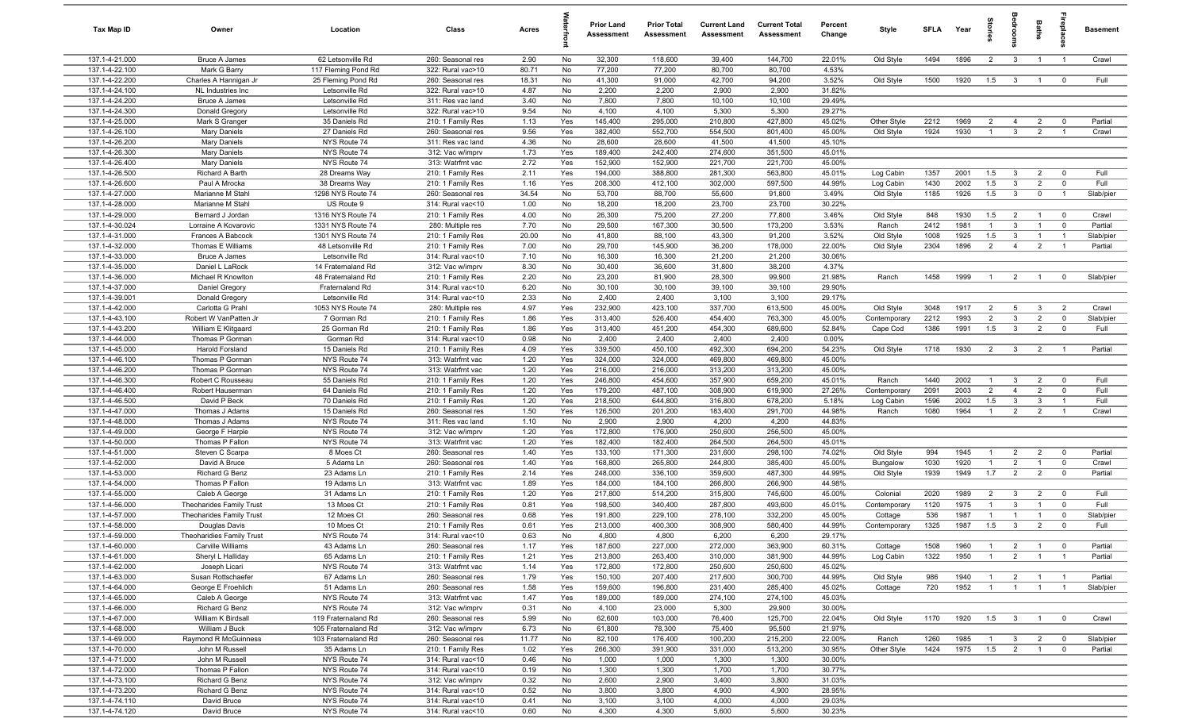| Tax Map ID | Owner | Location | Class | Acres | Waterfront | Prior Land Assessment | Prior Total Assessment | Current Land Assessment | Current Total Assessment | Percent Change | Style | SFLA | Year | Stories | Bedrooms | Baths | Fireplaces | Basement |
|---|---|---|---|---|---|---|---|---|---|---|---|---|---|---|---|---|---|---|
| 137.1-4-21.000 | Bruce A James | 62 Letsonville Rd | 260: Seasonal res | 2.90 | No | 32,300 | 118,600 | 39,400 | 144,700 | 22.01% | Old Style | 1494 | 1896 | 2 | 3 | 1 | 1 | Crawl |
| 137.1-4-22.100 | Mark G Barry | 117 Fleming Pond Rd | 322: Rural vac>10 | 80.71 | No | 77,200 | 77,200 | 80,700 | 80,700 | 4.53% | | | | | | | | |
| 137.1-4-22.200 | Charles A Hannigan Jr | 25 Fleming Pond Rd | 260: Seasonal res | 18.31 | No | 41,300 | 91,000 | 42,700 | 94,200 | 3.52% | Old Style | 1500 | 1920 | 1.5 | 3 | 1 | 0 | Full |
| 137.1-4-24.100 | NL Industries Inc | Letsonville Rd | 322: Rural vac>10 | 4.87 | No | 2,200 | 2,200 | 2,900 | 2,900 | 31.82% | | | | | | | | |
| 137.1-4-24.200 | Bruce A James | Letsonville Rd | 311: Res vac land | 3.40 | No | 7,800 | 7,800 | 10,100 | 10,100 | 29.49% | | | | | | | | |
| 137.1-4-24.300 | Donald Gregory | Letsonville Rd | 322: Rural vac>10 | 9.54 | No | 4,100 | 4,100 | 5,300 | 5,300 | 29.27% | | | | | | | | |
| 137.1-4-25.000 | Mark S Granger | 35 Daniels Rd | 210: 1 Family Res | 1.13 | Yes | 145,400 | 295,000 | 210,800 | 427,800 | 45.02% | Other Style | 2212 | 1969 | 2 | 4 | 2 | 0 | Partial |
| 137.1-4-26.100 | Mary Daniels | 27 Daniels Rd | 260: Seasonal res | 9.56 | Yes | 382,400 | 552,700 | 554,500 | 801,400 | 45.00% | Old Style | 1924 | 1930 | 1 | 3 | 2 | 1 | Crawl |
| 137.1-4-26.200 | Mary Daniels | NYS Route 74 | 311: Res vac land | 4.36 | No | 28,600 | 28,600 | 41,500 | 41,500 | 45.10% | | | | | | | | |
| 137.1-4-26.300 | Mary Daniels | NYS Route 74 | 312: Vac w/imprv | 1.73 | Yes | 189,400 | 242,400 | 274,600 | 351,500 | 45.01% | | | | | | | | |
| 137.1-4-26.400 | Mary Daniels | NYS Route 74 | 313: Watrfrnt vac | 2.72 | Yes | 152,900 | 152,900 | 221,700 | 221,700 | 45.00% | | | | | | | | |
| 137.1-4-26.500 | Richard A Barth | 28 Dreams Way | 210: 1 Family Res | 2.11 | Yes | 194,000 | 388,800 | 281,300 | 563,800 | 45.01% | Log Cabin | 1357 | 2001 | 1.5 | 3 | 2 | 0 | Full |
| 137.1-4-26.600 | Paul A Mrocka | 38 Dreams Way | 210: 1 Family Res | 1.16 | Yes | 208,300 | 412,100 | 302,000 | 597,500 | 44.99% | Log Cabin | 1430 | 2002 | 1.5 | 3 | 2 | 0 | Full |
| 137.1-4-27.000 | Marianne M Stahl | 1298 NYS Route 74 | 260: Seasonal res | 34.54 | No | 53,700 | 88,700 | 55,600 | 91,800 | 3.49% | Old Style | 1185 | 1926 | 1.5 | 3 | 0 | 1 | Slab/pier |
| 137.1-4-28.000 | Marianne M Stahl | US Route 9 | 314: Rural vac<10 | 1.00 | No | 18,200 | 18,200 | 23,700 | 23,700 | 30.22% | | | | | | | | |
| 137.1-4-29.000 | Bernard J Jordan | 1316 NYS Route 74 | 210: 1 Family Res | 4.00 | No | 26,300 | 75,200 | 27,200 | 77,800 | 3.46% | Old Style | 848 | 1930 | 1.5 | 2 | 1 | 0 | Crawl |
| 137.1-4-30.024 | Lorraine A Kovarovic | 1331 NYS Route 74 | 280: Multiple res | 7.70 | No | 29,500 | 167,300 | 30,500 | 173,200 | 3.53% | Ranch | 2412 | 1981 | 1 | 3 | 1 | 0 | Partial |
| 137.1-4-31.000 | Frances A Babcock | 1301 NYS Route 74 | 210: 1 Family Res | 20.00 | No | 41,800 | 88,100 | 43,300 | 91,200 | 3.52% | Old Style | 1008 | 1925 | 1.5 | 3 | 1 | 1 | Slab/pier |
| 137.1-4-32.000 | Thomas E Williams | 48 Letsonville Rd | 210: 1 Family Res | 7.00 | No | 29,700 | 145,900 | 36,200 | 178,000 | 22.00% | Old Style | 2304 | 1896 | 2 | 4 | 2 | 1 | Partial |
| 137.1-4-33.000 | Bruce A James | Letsonville Rd | 314: Rural vac<10 | 7.10 | No | 16,300 | 16,300 | 21,200 | 21,200 | 30.06% | | | | | | | | |
| 137.1-4-35.000 | Daniel L LaRock | 14 Fraternaland Rd | 312: Vac w/imprv | 8.30 | No | 30,400 | 36,600 | 31,800 | 38,200 | 4.37% | | | | | | | | |
| 137.1-4-36.000 | Michael R Knowlton | 48 Fraternaland Rd | 210: 1 Family Res | 2.20 | No | 23,200 | 81,900 | 28,300 | 99,900 | 21.98% | Ranch | 1458 | 1999 | 1 | 2 | 1 | 0 | Slab/pier |
| 137.1-4-37.000 | Daniel Gregory | Fraternaland Rd | 314: Rural vac<10 | 6.20 | No | 30,100 | 30,100 | 39,100 | 39,100 | 29.90% | | | | | | | | |
| 137.1-4-39.001 | Donald Gregory | Letsonville Rd | 314: Rural vac<10 | 2.33 | No | 2,400 | 2,400 | 3,100 | 3,100 | 29.17% | | | | | | | | |
| 137.1-4-42.000 | Carlotta G Prahl | 1053 NYS Route 74 | 280: Multiple res | 4.97 | Yes | 232,900 | 423,100 | 337,700 | 613,500 | 45.00% | Old Style | 3048 | 1917 | 2 | 5 | 3 | 2 | Crawl |
| 137.1-4-43.100 | Robert W VanPatten Jr | 7 Gorman Rd | 210: 1 Family Res | 1.86 | Yes | 313,400 | 526,400 | 454,400 | 763,300 | 45.00% | Contemporary | 2212 | 1993 | 2 | 3 | 2 | 0 | Slab/pier |
| 137.1-4-43.200 | William E Klitgaard | 25 Gorman Rd | 210: 1 Family Res | 1.86 | Yes | 313,400 | 451,200 | 454,300 | 689,600 | 52.84% | Cape Cod | 1386 | 1991 | 1.5 | 3 | 2 | 0 | Full |
| 137.1-4-44.000 | Thomas P Gorman | Gorman Rd | 314: Rural vac<10 | 0.98 | No | 2,400 | 2,400 | 2,400 | 2,400 | 0.00% | | | | | | | | |
| 137.1-4-45.000 | Harold Forsland | 15 Daniels Rd | 210: 1 Family Res | 4.09 | Yes | 339,500 | 450,100 | 492,300 | 694,200 | 54.23% | Old Style | 1718 | 1930 | 2 | 3 | 2 | 1 | Partial |
| 137.1-4-46.100 | Thomas P Gorman | NYS Route 74 | 313: Watrfrnt vac | 1.20 | Yes | 324,000 | 324,000 | 469,800 | 469,800 | 45.00% | | | | | | | | |
| 137.1-4-46.200 | Thomas P Gorman | NYS Route 74 | 313: Watrfrnt vac | 1.20 | Yes | 216,000 | 216,000 | 313,200 | 313,200 | 45.00% | | | | | | | | |
| 137.1-4-46.300 | Robert C Rousseau | 55 Daniels Rd | 210: 1 Family Res | 1.20 | Yes | 246,800 | 454,600 | 357,900 | 659,200 | 45.01% | Ranch | 1440 | 2002 | 1 | 3 | 2 | 0 | Full |
| 137.1-4-46.400 | Robert Hauserman | 64 Daniels Rd | 210: 1 Family Res | 1.20 | Yes | 179,200 | 487,100 | 308,900 | 619,900 | 27.26% | Contemporary | 2091 | 2003 | 2 | 4 | 2 | 0 | Full |
| 137.1-4-46.500 | David P Beck | 70 Daniels Rd | 210: 1 Family Res | 1.20 | Yes | 218,500 | 644,800 | 316,800 | 678,200 | 5.18% | Log Cabin | 1596 | 2002 | 1.5 | 3 | 3 | 1 | Full |
| 137.1-4-47.000 | Thomas J Adams | 15 Daniels Rd | 260: Seasonal res | 1.50 | Yes | 126,500 | 201,200 | 183,400 | 291,700 | 44.98% | Ranch | 1080 | 1964 | 1 | 2 | 2 | 1 | Crawl |
| 137.1-4-48.000 | Thomas J Adams | NYS Route 74 | 311: Res vac land | 1.10 | No | 2,900 | 2,900 | 4,200 | 4,200 | 44.83% | | | | | | | | |
| 137.1-4-49.000 | George F Harple | NYS Route 74 | 312: Vac w/imprv | 1.20 | Yes | 172,800 | 176,900 | 250,600 | 256,500 | 45.00% | | | | | | | | |
| 137.1-4-50.000 | Thomas P Fallon | NYS Route 74 | 313: Watrfrnt vac | 1.20 | Yes | 182,400 | 182,400 | 264,500 | 264,500 | 45.01% | | | | | | | | |
| 137.1-4-51.000 | Steven C Scarpa | 8 Moes Ct | 260: Seasonal res | 1.40 | Yes | 133,100 | 171,300 | 231,600 | 298,100 | 74.02% | Old Style | 994 | 1945 | 1 | 2 | 2 | 0 | Partial |
| 137.1-4-52.000 | David A Bruce | 5 Adams Ln | 260: Seasonal res | 1.40 | Yes | 168,800 | 265,800 | 244,800 | 385,400 | 45.00% | Bungalow | 1030 | 1920 | 1 | 2 | 1 | 0 | Crawl |
| 137.1-4-53.000 | Richard G Benz | 23 Adams Ln | 210: 1 Family Res | 2.14 | Yes | 248,000 | 336,100 | 359,600 | 487,300 | 44.99% | Old Style | 1939 | 1949 | 1.7 | 2 | 2 | 0 | Partial |
| 137.1-4-54.000 | Thomas P Fallon | 19 Adams Ln | 313: Watrfrnt vac | 1.89 | Yes | 184,000 | 184,100 | 266,800 | 266,900 | 44.98% | | | | | | | | |
| 137.1-4-55.000 | Caleb A George | 31 Adams Ln | 210: 1 Family Res | 1.20 | Yes | 217,800 | 514,200 | 315,800 | 745,600 | 45.00% | Colonial | 2020 | 1989 | 2 | 3 | 2 | 0 | Full |
| 137.1-4-56.000 | Theoharides Family Trust | 13 Moes Ct | 210: 1 Family Res | 0.81 | Yes | 198,500 | 340,400 | 287,800 | 493,600 | 45.01% | Contemporary | 1120 | 1975 | 1 | 3 | 1 | 0 | Full |
| 137.1-4-57.000 | Theoharides Family Trust | 12 Moes Ct | 260: Seasonal res | 0.68 | Yes | 191,800 | 229,100 | 278,100 | 332,200 | 45.00% | Cottage | 536 | 1987 | 1 | 1 | 1 | 0 | Slab/pier |
| 137.1-4-58.000 | Douglas Davis | 10 Moes Ct | 210: 1 Family Res | 0.61 | Yes | 213,000 | 400,300 | 308,900 | 580,400 | 44.99% | Contemporary | 1325 | 1987 | 1.5 | 3 | 2 | 0 | Full |
| 137.1-4-59.000 | Theoharidies Family Trust | NYS Route 74 | 314: Rural vac<10 | 0.63 | No | 4,800 | 4,800 | 6,200 | 6,200 | 29.17% | | | | | | | | |
| 137.1-4-60.000 | Carville Williams | 43 Adams Ln | 260: Seasonal res | 1.17 | Yes | 187,600 | 227,000 | 272,000 | 363,900 | 60.31% | Cottage | 1508 | 1960 | 1 | 2 | 1 | 0 | Partial |
| 137.1-4-61.000 | Sheryl L Halliday | 65 Adams Ln | 210: 1 Family Res | 1.21 | Yes | 213,800 | 263,400 | 310,000 | 381,900 | 44.99% | Log Cabin | 1322 | 1950 | 1 | 2 | 1 | 1 | Partial |
| 137.1-4-62.000 | Joseph Licari | NYS Route 74 | 313: Watrfrnt vac | 1.14 | Yes | 172,800 | 172,800 | 250,600 | 250,600 | 45.02% | | | | | | | | |
| 137.1-4-63.000 | Susan Rottschaefer | 67 Adams Ln | 260: Seasonal res | 1.79 | Yes | 150,100 | 207,400 | 217,600 | 300,700 | 44.99% | Old Style | 986 | 1940 | 1 | 2 | 1 | 1 | Partial |
| 137.1-4-64.000 | George E Froehlich | 51 Adams Ln | 260: Seasonal res | 1.58 | Yes | 159,600 | 196,800 | 231,400 | 285,400 | 45.02% | Cottage | 720 | 1952 | 1 | 1 | 1 | 1 | Slab/pier |
| 137.1-4-65.000 | Caleb A George | NYS Route 74 | 313: Watrfrnt vac | 1.47 | Yes | 189,000 | 189,000 | 274,100 | 274,100 | 45.03% | | | | | | | | |
| 137.1-4-66.000 | Richard G Benz | NYS Route 74 | 312: Vac w/imprv | 0.31 | No | 4,100 | 23,000 | 5,300 | 29,900 | 30.00% | | | | | | | | |
| 137.1-4-67.000 | William K Birdsall | 119 Fraternaland Rd | 260: Seasonal res | 5.99 | No | 62,600 | 103,000 | 76,400 | 125,700 | 22.04% | Old Style | 1170 | 1920 | 1.5 | 3 | 1 | 0 | Crawl |
| 137.1-4-68.000 | William J Buck | 105 Fraternaland Rd | 312: Vac w/imprv | 6.73 | No | 61,800 | 78,300 | 75,400 | 95,500 | 21.97% | | | | | | | | |
| 137.1-4-69.000 | Raymond R McGuinness | 103 Fraternaland Rd | 260: Seasonal res | 11.77 | No | 82,100 | 176,400 | 100,200 | 215,200 | 22.00% | Ranch | 1260 | 1985 | 1 | 3 | 2 | 0 | Slab/pier |
| 137.1-4-70.000 | John M Russell | 35 Adams Ln | 210: 1 Family Res | 1.02 | Yes | 266,300 | 391,900 | 331,000 | 513,200 | 30.95% | Other Style | 1424 | 1975 | 1.5 | 2 | 1 | 0 | Partial |
| 137.1-4-71.000 | John M Russell | NYS Route 74 | 314: Rural vac<10 | 0.46 | No | 1,000 | 1,000 | 1,300 | 1,300 | 30.00% | | | | | | | | |
| 137.1-4-72.000 | Thomas P Fallon | NYS Route 74 | 314: Rural vac<10 | 0.19 | No | 1,300 | 1,300 | 1,700 | 1,700 | 30.77% | | | | | | | | |
| 137.1-4-73.100 | Richard G Benz | NYS Route 74 | 312: Vac w/imprv | 0.32 | No | 2,600 | 2,900 | 3,400 | 3,800 | 31.03% | | | | | | | | |
| 137.1-4-73.200 | Richard G Benz | NYS Route 74 | 314: Rural vac<10 | 0.52 | No | 3,800 | 3,800 | 4,900 | 4,900 | 28.95% | | | | | | | | |
| 137.1-4-74.110 | David Bruce | NYS Route 74 | 314: Rural vac<10 | 0.41 | No | 3,100 | 3,100 | 4,000 | 4,000 | 29.03% | | | | | | | | |
| 137.1-4-74.120 | David Bruce | NYS Route 74 | 314: Rural vac<10 | 0.60 | No | 4,300 | 4,300 | 5,600 | 5,600 | 30.23% | | | | | | | | |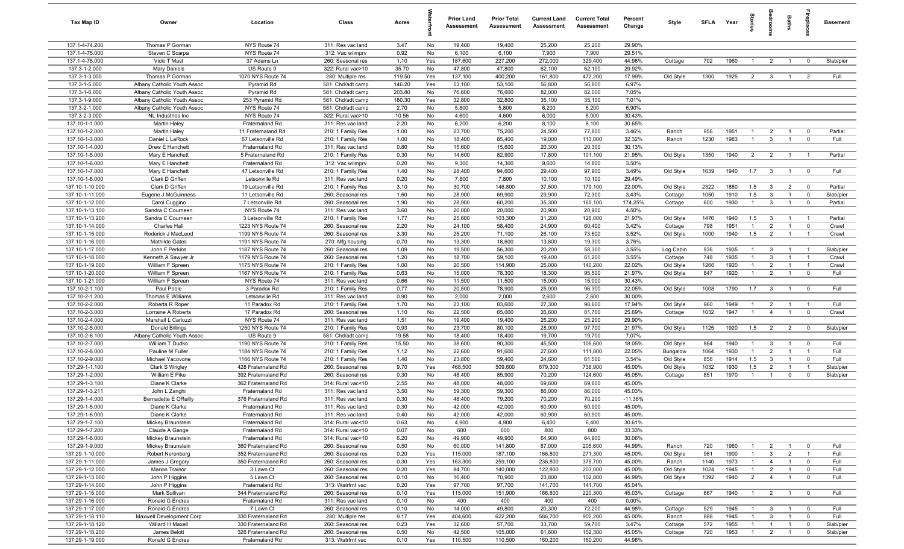| Tax Map ID | Owner | Location | Class | Acres | Waterfront | Prior Land Assessment | Prior Total Assessment | Current Land Assessment | Current Total Assessment | Percent Change | Style | SFLA | Year | Stories | Bedrooms | Baths | Fireplaces | Basement |
|---|---|---|---|---|---|---|---|---|---|---|---|---|---|---|---|---|---|---|
| 137.1-4-74.200 | Thomas P Gorman | NYS Route 74 | 311: Res vac land | 3.47 | No | 19,400 | 19,400 | 25,200 | 25,200 | 29.90% | | | | | | | | |
| 137.1-4-75.000 | Steven C Scarpa | NYS Route 74 | 312: Vac w/imprv | 0.92 | No | 6,100 | 6,100 | 7,900 | 7,900 | 29.51% | | | | | | | | |
| 137.1-4-76.000 | Vicki T Mast | 37 Adams Ln | 260: Seasonal res | 1.10 | Yes | 187,600 | 227,200 | 272,000 | 329,400 | 44.98% | Cottage | 702 | 1960 | 1 | 2 | 1 | 0 | Slab/pier |
| 137.3-1-2.000 | Mary Daniels | US Route 9 | 322: Rural vac>10 | 35.70 | No | 47,800 | 47,800 | 62,100 | 62,100 | 29.92% | | | | | | | | |
| 137.3-1-3.000 | Thomas P Gorman | 1070 NYS Route 74 | 280: Multiple res | 119.50 | Yes | 137,100 | 400,200 | 161,800 | 472,200 | 17.99% | Old Style | 1300 | 1925 | 2 | 3 | 1 | 2 | Full |
| 137.3-1-5.000 | Albany Catholic Youth Assoc | Pyramid Rd | 581: Chd/adt camp | 146.20 | Yes | 53,100 | 53,100 | 56,800 | 56,800 | 6.97% | | | | | | | | |
| 137.3-1-6.000 | Albany Catholic Youth Assoc | Pyramid Rd | 581: Chd/adt camp | 203.80 | No | 76,600 | 76,600 | 82,000 | 82,000 | 7.05% | | | | | | | | |
| 137.3-1-9.000 | Albany Catholic Youth Assoc | 253 Pyramid Rd | 581: Chd/adt camp | 180.30 | Yes | 32,800 | 32,800 | 35,100 | 35,100 | 7.01% | | | | | | | | |
| 137.3-2-1.000 | Albany Catholic Youth Assoc | NYS Route 74 | 581: Chd/adt camp | 2.70 | No | 5,800 | 5,800 | 6,200 | 6,200 | 6.90% | | | | | | | | |
| 137.3-2-3.000 | NL Industries Inc | NYS Route 74 | 322: Rural vac>10 | 10.56 | No | 4,600 | 4,600 | 6,000 | 6,000 | 30.43% | | | | | | | | |
| 137.10-1-1.000 | Martin Haley | Fraternaland Rd | 311: Res vac land | 2.20 | No | 6,200 | 6,200 | 8,100 | 8,100 | 30.65% | | | | | | | | |
| 137.10-1-2.000 | Martin Haley | 11 Fraternaland Rd | 210: 1 Family Res | 1.00 | No | 23,700 | 75,200 | 24,500 | 77,800 | 3.46% | Ranch | 956 | 1951 | 1 | 2 | 1 | 0 | Partial |
| 137.10-1-3.000 | Daniel L LaRock | 67 Letsonville Rd | 210: 1 Family Res | 1.00 | No | 18,400 | 85,400 | 19,000 | 113,000 | 32.32% | Ranch | 1230 | 1983 | 1 | 3 | 1 | 0 | Full |
| 137.10-1-4.000 | Drew E Hanchett | Fraternaland Rd | 311: Res vac land | 0.80 | No | 15,600 | 15,600 | 20,300 | 20,300 | 30.13% | | | | | | | | |
| 137.10-1-5.000 | Mary E Hanchett | 5 Fraternaland Rd | 210: 1 Family Res | 0.30 | No | 14,600 | 82,900 | 17,800 | 101,100 | 21.95% | Old Style | 1350 | 1940 | 2 | 2 | 1 | 1 | Partial |
| 137.10-1-6.000 | Mary E Hanchett | Fraternaland Rd | 312: Vac w/imprv | 0.20 | No | 9,300 | 14,300 | 9,600 | 14,800 | 3.50% | | | | | | | | |
| 137.10-1-7.000 | Mary E Hanchett | 47 Letsonville Rd | 210: 1 Family Res | 1.40 | No | 28,400 | 94,600 | 29,400 | 97,900 | 3.49% | Old Style | 1639 | 1940 | 1.7 | 3 | 1 | 0 | Full |
| 137.10-1-8.000 | Clark D Griffen | Letsonville Rd | 311: Res vac land | 0.20 | No | 7,800 | 7,800 | 10,100 | 10,100 | 29.49% | | | | | | | | |
| 137.10-1-10.000 | Clark D Griffen | 19 Letsonville Rd | 210: 1 Family Res | 3.10 | No | 30,700 | 146,800 | 37,500 | 179,100 | 22.00% | Old Style | 2322 | 1880 | 1.5 | 3 | 2 | 0 | Partial |
| 137.10-1-11.000 | Eugene J McGuinness | 11 Letsonville Rd | 260: Seasonal res | 1.60 | No | 28,900 | 69,900 | 29,900 | 72,300 | 3.43% | Cottage | 1050 | 1910 | 1.5 | 3 | 1 | 0 | Slab/pier |
| 137.10-1-12.000 | Carol Cuggino | 7 Letsonville Rd | 260: Seasonal res | 1.90 | No | 28,900 | 60,200 | 35,300 | 165,100 | 174.25% | Cottage | 600 | 1930 | 1 | 3 | 1 | 0 | Partial |
| 137.10-1-13.100 | Sandra C Courneen | NYS Route 74 | 311: Res vac land | 3.60 | No | 20,000 | 20,000 | 20,900 | 20,900 | 4.50% | | | | | | | | |
| 137.10-1-13.200 | Sandra C Courneen | 3 Letsonville Rd | 210: 1 Family Res | 1.77 | No | 25,600 | 103,300 | 31,200 | 126,000 | 21.97% | Old Style | 1476 | 1940 | 1.5 | 3 | 1 | 1 | Partial |
| 137.10-1-14.000 | Charles Hall | 1223 NYS Route 74 | 260: Seasonal res | 2.20 | No | 24,100 | 58,400 | 24,900 | 60,400 | 3.42% | Cottage | 798 | 1951 | 1 | 2 | 1 | 0 | Crawl |
| 137.10-1-15.000 | Roderick J MacLeod | 1199 NYS Route 74 | 260: Seasonal res | 3.30 | No | 25,200 | 71,100 | 26,100 | 73,600 | 3.52% | Old Style | 1000 | 1940 | 1.5 | 2 | 1 | 1 | Crawl |
| 137.10-1-16.000 | Mathilde Gates | 1191 NYS Route 74 | 270: Mfg housing | 0.70 | No | 13,300 | 18,600 | 13,800 | 19,300 | 3.76% | | | | | | | | |
| 137.10-1-17.000 | John F Perkins | 1187 NYS Route 74 | 260: Seasonal res | 1.09 | No | 19,500 | 56,300 | 20,200 | 58,300 | 3.55% | Log Cabin | 936 | 1935 | 1 | 3 | 1 | 1 | Slab/pier |
| 137.10-1-18.000 | Kenneth A Sawyer Jr | 1179 NYS Route 74 | 260: Seasonal res | 1.20 | No | 18,700 | 59,100 | 19,400 | 61,200 | 3.55% | Cottage | 748 | 1935 | 1 | 3 | 1 | 1 | Crawl |
| 137.10-1-19.000 | William F Spreen | 1175 NYS Route 74 | 210: 1 Family Res | 1.00 | No | 20,500 | 114,900 | 25,000 | 140,200 | 22.02% | Old Style | 1266 | 1920 | 1 | 2 | 1 | 1 | Crawl |
| 137.10-1-20.000 | William F Spreen | 1167 NYS Route 74 | 210: 1 Family Res | 0.63 | No | 15,000 | 78,300 | 18,300 | 95,500 | 21.97% | Old Style | 847 | 1920 | 1 | 2 | 1 | 0 | Full |
| 137.10-1-21.000 | William F Spreen | NYS Route 74 | 311: Res vac land | 0.66 | No | 11,500 | 11,500 | 15,000 | 15,000 | 30.43% | | | | | | | | |
| 137.10-2-1.100 | Paul Poole | 3 Paradox Rd | 210: 1 Family Res | 0.77 | No | 20,500 | 78,900 | 25,000 | 96,300 | 22.05% | Old Style | 1008 | 1790 | 1.7 | 3 | 1 | 0 | Full |
| 137.10-2-1.200 | Thomas E Williams | Letsonville Rd | 311: Res vac land | 0.90 | No | 2,000 | 2,000 | 2,600 | 2,600 | 30.00% | | | | | | | | |
| 137.10-2-2.000 | Roberta R Roper | 11 Paradox Rd | 210: 1 Family Res | 1.70 | No | 23,100 | 83,600 | 27,300 | 98,600 | 17.94% | Old Style | 960 | 1949 | 1 | 2 | 1 | 1 | Full |
| 137.10-2-3.000 | Lorraine A Roberts | 17 Paradox Rd | 260: Seasonal res | 1.10 | No | 22,500 | 65,000 | 26,600 | 81,700 | 25.69% | Cottage | 1032 | 1947 | 1 | 4 | 1 | 0 | Crawl |
| 137.10-2-4.000 | Marshall L Carlozzi | NYS Route 74 | 311: Res vac land | 1.51 | No | 19,400 | 19,400 | 25,200 | 25,200 | 29.90% | | | | | | | | |
| 137.10-2-5.000 | Donald Billings | 1250 NYS Route 74 | 210: 1 Family Res | 0.93 | No | 23,700 | 80,100 | 28,900 | 97,700 | 21.97% | Old Style | 1125 | 1920 | 1.5 | 2 | 2 | 0 | Slab/pier |
| 137.10-2-6.100 | Albany Catholic Youth Assoc | US Route 9 | 581: Chd/adt camp | 19.58 | No | 18,400 | 18,400 | 19,700 | 19,700 | 7.07% | | | | | | | | |
| 137.10-2-7.000 | William T Dudko | 1190 NYS Route 74 | 210: 1 Family Res | 15.50 | No | 38,600 | 90,300 | 45,500 | 106,600 | 18.05% | Old Style | 864 | 1940 | 1 | 3 | 1 | 0 | Full |
| 137.10-2-8.000 | Pauline M Fuller | 1184 NYS Route 74 | 210: 1 Family Res | 1.12 | No | 22,600 | 91,600 | 27,600 | 111,800 | 22.05% | Bungalow | 1064 | 1930 | 1 | 2 | 1 | 1 | Full |
| 137.10-2-9.000 | Michael Yacovone | 1166 NYS Route 74 | 210: 1 Family Res | 1.46 | No | 23,800 | 59,400 | 24,600 | 61,500 | 3.54% | Old Style | 856 | 1914 | 1.5 | 3 | 1 | 0 | Full |
| 137.29-1-1.100 | Clark S Wrigley | 428 Fraternaland Rd | 260: Seasonal res | 9.70 | Yes | 468,500 | 509,600 | 679,300 | 738,900 | 45.00% | Old Style | 1032 | 1930 | 1.5 | 2 | 1 | 1 | Slab/pier |
| 137.29-1-2.000 | William E Pike | 392 Fraternaland Rd | 260: Seasonal res | 0.30 | No | 48,400 | 85,900 | 70,200 | 124,600 | 45.05% | Cottage | 851 | 1970 | 1 | 1 | 0 | 0 | Slab/pier |
| 137.29-1-3.100 | Diane K Clarke | 362 Fraternaland Rd | 314: Rural vac<10 | 2.55 | No | 48,000 | 48,000 | 69,600 | 69,600 | 45.00% | | | | | | | | |
| 137.29-1-3.211 | John L Zanghi | Fraternaland Rd | 311: Res vac land | 3.50 | No | 59,300 | 59,300 | 86,000 | 86,000 | 45.03% | | | | | | | | |
| 137.29-1-4.000 | Bernadette E OReilly | 376 Fraternaland Rd | 311: Res vac land | 0.30 | No | 48,400 | 79,200 | 70,200 | 70,200 | -11.36% | | | | | | | | |
| 137.29-1-5.000 | Diane K Clarke | Fraternaland Rd | 311: Res vac land | 0.30 | No | 42,000 | 42,000 | 60,900 | 60,900 | 45.00% | | | | | | | | |
| 137.29-1-6.000 | Diane K Clarke | Fraternaland Rd | 311: Res vac land | 0.40 | No | 42,000 | 42,000 | 60,900 | 60,900 | 45.00% | | | | | | | | |
| 137.29-1-7.100 | Mickey Braunstein | Fraternaland Rd | 314: Rural vac<10 | 0.63 | No | 4,900 | 4,900 | 6,400 | 6,400 | 30.61% | | | | | | | | |
| 137.29-1-7.200 | Claude A Gange | Fraternaland Rd | 314: Rural vac<10 | 0.07 | No | 600 | 600 | 800 | 800 | 33.33% | | | | | | | | |
| 137.29-1-8.000 | Mickey Braunstein | Fraternaland Rd | 314: Rural vac<10 | 6.20 | No | 49,900 | 49,900 | 64,900 | 64,900 | 30.06% | | | | | | | | |
| 137.29-1-9.000 | Mickey Braunstein | 360 Fraternaland Rd | 260: Seasonal res | 0.50 | No | 60,000 | 141,800 | 87,000 | 205,600 | 44.99% | Ranch | 720 | 1960 | 1 | 2 | 1 | 0 | Full |
| 137.29-1-10.000 | Robert Nerenberg | 352 Fraternaland Rd | 260: Seasonal res | 0.20 | Yes | 115,000 | 187,100 | 166,800 | 271,300 | 45.00% | Old Style | 961 | 1900 | 1 | 3 | 2 | 1 | Full |
| 137.29-1-11.000 | James J Gregory | 350 Fraternaland Rd | 260: Seasonal res | 0.30 | Yes | 163,300 | 259,100 | 236,800 | 375,700 | 45.00% | Ranch | 1140 | 1973 | 1 | 4 | 1 | 0 | Full |
| 137.29-1-12.000 | Marion Trainor | 3 Lawn Ct | 260: Seasonal res | 0.20 | Yes | 84,700 | 140,000 | 122,800 | 203,000 | 45.00% | Old Style | 1024 | 1945 | 1 | 2 | 1 | 0 | Full |
| 137.29-1-13.000 | John P Higgins | 5 Lawn Ct | 260: Seasonal res | 0.10 | No | 16,400 | 70,900 | 23,800 | 102,800 | 44.99% | Old Style | 1392 | 1940 | 2 | 4 | 1 | 0 | Full |
| 137.29-1-14.000 | John P Higgins | Fraternaland Rd | 313: Watrfrnt vac | 0.20 | Yes | 97,700 | 97,700 | 141,700 | 141,700 | 45.04% | | | | | | | | |
| 137.29-1-15.000 | Mark Sullivan | 344 Fraternaland Rd | 260: Seasonal res | 0.10 | Yes | 115,000 | 151,900 | 166,800 | 220,300 | 45.03% | Cottage | 667 | 1940 | 1 | 2 | 1 | 0 | Full |
| 137.29-1-16.000 | Ronald G Endres | Fraternaland Rd | 311: Res vac land | 0.10 | No | 400 | 400 | 400 | 400 | 0.00% | | | | | | | | |
| 137.29-1-17.000 | Ronald G Endres | 7 Lawn Ct | 260: Seasonal res | 0.10 | No | 14,000 | 49,800 | 20,300 | 72,200 | 44.98% | Cottage | 529 | 1945 | 1 | 3 | 1 | 0 | Full |
| 137.29-1-18.110 | Maxwell Development Corp | 330 Fraternaland Rd | 280: Multiple res | 9.17 | Yes | 404,600 | 622,200 | 586,700 | 902,200 | 45.00% | Ranch | 888 | 1945 | 1 | 3 | 1 | 0 | Full |
| 137.29-1-18.120 | Willard H Maxell | 330 Fraternaland Rd | 260: Seasonal res | 0.23 | Yes | 32,600 | 57,700 | 33,700 | 59,700 | 3.47% | Cottage | 572 | 1955 | 1 | 1 | 1 | 0 | Slab/pier |
| 137.29-1-18.200 | James Belott | 326 Fraternaland Rd | 260: Seasonal res | 0.50 | No | 42,500 | 105,000 | 61,600 | 152,300 | 45.05% | Cottage | 720 | 1953 | 1 | 2 | 1 | 0 | Slab/pier |
| 137.29-1-19.000 | Ronald G Endres | Fraternaland Rd | 313: Watrfrnt vac | 0.10 | Yes | 110,500 | 110,500 | 160,200 | 160,200 | 44.98% | | | | | | | | |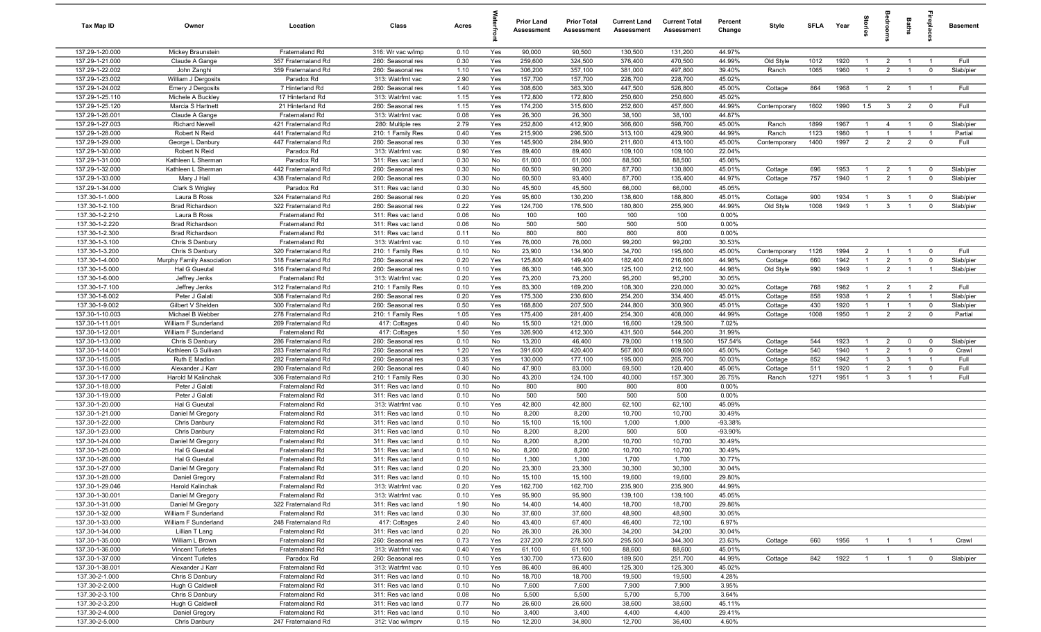| Tax Map ID | Owner | Location | Class | Acres | Waterfront | Prior Land Assessment | Prior Total Assessment | Current Land Assessment | Current Total Assessment | Percent Change | Style | SFLA | Year | Stories | Bedrooms | Baths | Fireplaces | Basement |
|---|---|---|---|---|---|---|---|---|---|---|---|---|---|---|---|---|---|---|
| 137.29-1-20.000 | Mickey Braunstein | Fraternaland Rd | 316: Wr vac w/imp | 0.10 | Yes | 90,000 | 90,500 | 130,500 | 131,200 | 44.97% | | | | | | | | |
| 137.29-1-21.000 | Claude A Gange | 357 Fraternaland Rd | 260: Seasonal res | 0.30 | Yes | 259,600 | 324,500 | 376,400 | 470,500 | 44.99% | Old Style | 1012 | 1920 | 1 | 2 | 1 | 1 | Full |
| 137.29-1-22.002 | John Zanghi | 359 Fraternaland Rd | 260: Seasonal res | 1.10 | Yes | 306,200 | 357,100 | 381,000 | 497,800 | 39.40% | Ranch | 1065 | 1960 | 1 | 2 | 1 | 0 | Slab/pier |
| 137.29-1-23.002 | William J Dergosits | Paradox Rd | 313: Watrfrnt vac | 2.90 | Yes | 157,700 | 157,700 | 228,700 | 228,700 | 45.02% | | | | | | | | |
| 137.29-1-24.002 | Emery J Dergosits | 7 Hinterland Rd | 260: Seasonal res | 1.40 | Yes | 308,600 | 363,300 | 447,500 | 526,800 | 45.00% | Cottage | 864 | 1968 | 1 | 2 | 1 | 1 | Full |
| 137.29-1-25.110 | Michele A Buckley | 17 Hinterland Rd | 313: Watrfrnt vac | 1.15 | Yes | 172,800 | 172,800 | 250,600 | 250,600 | 45.02% | | | | | | | | |
| 137.29-1-25.120 | Marcia S Hartnett | 21 Hinterland Rd | 260: Seasonal res | 1.15 | Yes | 174,200 | 315,600 | 252,600 | 457,600 | 45.00% | Contemporary | 1602 | 1990 | 1.5 | 3 | 2 | 0 | Full |
| 137.29-1-26.001 | Claude A Gange | Fraternaland Rd | 313: Watrfrnt vac | 0.08 | Yes | 26,300 | 26,300 | 38,100 | 38,100 | 44.87% | | | | | | | | |
| 137.29-1-27.003 | Richard Newell | 421 Fraternaland Rd | 280: Multiple res | 2.79 | Yes | 252,800 | 412,900 | 366,600 | 598,700 | 45.00% | Ranch | 1899 | 1967 | 1 | 4 | 1 | 0 | Slab/pier |
| 137.29-1-28.000 | Robert N Reid | 441 Fraternaland Rd | 210: 1 Family Res | 0.40 | Yes | 215,900 | 296,500 | 313,100 | 429,900 | 44.99% | Ranch | 1123 | 1980 | 1 | 1 | 1 | 1 | Partial |
| 137.29-1-29.000 | George L Danbury | 447 Fraternaland Rd | 260: Seasonal res | 0.30 | Yes | 145,900 | 284,900 | 211,600 | 413,100 | 45.00% | Contemporary | 1400 | 1997 | 2 | 2 | 2 | 0 | Full |
| 137.29-1-30.000 | Robert N Reid | Paradox Rd | 313: Watrfrnt vac | 0.90 | Yes | 89,400 | 89,400 | 109,100 | 109,100 | 22.04% | | | | | | | | |
| 137.29-1-31.000 | Kathleen L Sherman | Paradox Rd | 311: Res vac land | 0.30 | No | 61,000 | 61,000 | 88,500 | 88,500 | 45.08% | | | | | | | | |
| 137.29-1-32.000 | Kathleen L Sherman | 442 Fraternaland Rd | 260: Seasonal res | 0.30 | No | 60,500 | 90,200 | 87,700 | 130,800 | 45.01% | Cottage | 696 | 1953 | 1 | 2 | 1 | 0 | Slab/pier |
| 137.29-1-33.000 | Mary J Hall | 438 Fraternaland Rd | 260: Seasonal res | 0.30 | No | 60,500 | 93,400 | 87,700 | 135,400 | 44.97% | Cottage | 757 | 1940 | 1 | 2 | 1 | 0 | Slab/pier |
| 137.29-1-34.000 | Clark S Wrigley | Paradox Rd | 311: Res vac land | 0.30 | No | 45,500 | 45,500 | 66,000 | 66,000 | 45.05% | | | | | | | | |
| 137.30-1-1.000 | Laura B Ross | 324 Fraternaland Rd | 260: Seasonal res | 0.20 | Yes | 95,600 | 130,200 | 138,600 | 188,800 | 45.01% | Cottage | 900 | 1934 | 1 | 3 | 1 | 0 | Slab/pier |
| 137.30-1-2.100 | Brad Richardson | 322 Fraternaland Rd | 260: Seasonal res | 0.22 | Yes | 124,700 | 176,500 | 180,800 | 255,900 | 44.99% | Old Style | 1008 | 1949 | 1 | 3 | 1 | 0 | Slab/pier |
| 137.30-1-2.210 | Laura B Ross | Fraternaland Rd | 311: Res vac land | 0.06 | No | 100 | 100 | 100 | 100 | 0.00% | | | | | | | | |
| 137.30-1-2.220 | Brad Richardson | Fraternaland Rd | 311: Res vac land | 0.06 | No | 500 | 500 | 500 | 500 | 0.00% | | | | | | | | |
| 137.30-1-2.300 | Brad Richardson | Fraternaland Rd | 311: Res vac land | 0.11 | No | 800 | 800 | 800 | 800 | 0.00% | | | | | | | | |
| 137.30-1-3.100 | Chris S Danbury | Fraternaland Rd | 313: Watrfrnt vac | 0.10 | Yes | 76,000 | 76,000 | 99,200 | 99,200 | 30.53% | | | | | | | | |
| 137.30-1-3.200 | Chris S Danbury | 320 Fraternaland Rd | 210: 1 Family Res | 0.10 | No | 23,900 | 134,900 | 34,700 | 195,600 | 45.00% | Contemporary | 1126 | 1994 | 2 | 1 | 1 | 0 | Full |
| 137.30-1-4.000 | Murphy Family Association | 318 Fraternaland Rd | 260: Seasonal res | 0.20 | Yes | 125,800 | 149,400 | 182,400 | 216,600 | 44.98% | Cottage | 660 | 1942 | 1 | 2 | 1 | 0 | Slab/pier |
| 137.30-1-5.000 | Hal G Gueutal | 316 Fraternaland Rd | 260: Seasonal res | 0.10 | Yes | 86,300 | 146,300 | 125,100 | 212,100 | 44.98% | Old Style | 990 | 1949 | 1 | 2 | 1 | 1 | Slab/pier |
| 137.30-1-6.000 | Jeffrey Jenks | Fraternaland Rd | 313: Watrfrnt vac | 0.20 | Yes | 73,200 | 73,200 | 95,200 | 95,200 | 30.05% | | | | | | | | |
| 137.30-1-7.100 | Jeffrey Jenks | 312 Fraternaland Rd | 210: 1 Family Res | 0.10 | Yes | 83,300 | 169,200 | 108,300 | 220,000 | 30.02% | Cottage | 768 | 1982 | 1 | 2 | 1 | 2 | Full |
| 137.30-1-8.002 | Peter J Galati | 308 Fraternaland Rd | 260: Seasonal res | 0.20 | Yes | 175,300 | 230,600 | 254,200 | 334,400 | 45.01% | Cottage | 858 | 1938 | 1 | 2 | 1 | 1 | Slab/pier |
| 137.30-1-9.002 | Gilbert V Shelden | 300 Fraternaland Rd | 260: Seasonal res | 0.50 | Yes | 168,800 | 207,500 | 244,800 | 300,900 | 45.01% | Cottage | 430 | 1920 | 1 | 1 | 1 | 0 | Slab/pier |
| 137.30-1-10.003 | Michael B Webber | 278 Fraternaland Rd | 210: 1 Family Res | 1.05 | Yes | 175,400 | 281,400 | 254,300 | 408,000 | 44.99% | Cottage | 1008 | 1950 | 1 | 2 | 2 | 0 | Partial |
| 137.30-1-11.001 | William F Sunderland | 269 Fraternaland Rd | 417: Cottages | 0.40 | No | 15,500 | 121,000 | 16,600 | 129,500 | 7.02% | | | | | | | | |
| 137.30-1-12.001 | William F Sunderland | Fraternaland Rd | 417: Cottages | 1.50 | Yes | 326,900 | 412,300 | 431,500 | 544,200 | 31.99% | | | | | | | | |
| 137.30-1-13.000 | Chris S Danbury | 286 Fraternaland Rd | 260: Seasonal res | 0.10 | No | 13,200 | 46,400 | 79,000 | 119,500 | 157.54% | Cottage | 544 | 1923 | 1 | 2 | 0 | 0 | Slab/pier |
| 137.30-1-14.001 | Kathleen G Sullivan | 283 Fraternaland Rd | 260: Seasonal res | 1.20 | Yes | 391,600 | 420,400 | 567,800 | 609,600 | 45.00% | Cottage | 540 | 1940 | 1 | 2 | 1 | 0 | Crawl |
| 137.30-1-15.005 | Ruth E Madlon | 282 Fraternaland Rd | 260: Seasonal res | 0.35 | Yes | 130,000 | 177,100 | 195,000 | 265,700 | 50.03% | Cottage | 852 | 1942 | 1 | 3 | 1 | 1 | Full |
| 137.30-1-16.000 | Alexander J Karr | 280 Fraternaland Rd | 260: Seasonal res | 0.40 | No | 47,900 | 83,000 | 69,500 | 120,400 | 45.06% | Cottage | 511 | 1920 | 1 | 2 | 1 | 0 | Full |
| 137.30-1-17.000 | Harold M Kalinchak | 306 Fraternaland Rd | 210: 1 Family Res | 0.30 | No | 43,200 | 124,100 | 40,000 | 157,300 | 26.75% | Ranch | 1271 | 1951 | 1 | 3 | 1 | 1 | Full |
| 137.30-1-18.000 | Peter J Galati | Fraternaland Rd | 311: Res vac land | 0.10 | No | 800 | 800 | 800 | 800 | 0.00% | | | | | | | | |
| 137.30-1-19.000 | Peter J Galati | Fraternaland Rd | 311: Res vac land | 0.10 | No | 500 | 500 | 500 | 500 | 0.00% | | | | | | | | |
| 137.30-1-20.000 | Hal G Gueutal | Fraternaland Rd | 313: Watrfrnt vac | 0.10 | Yes | 42,800 | 42,800 | 62,100 | 62,100 | 45.09% | | | | | | | | |
| 137.30-1-21.000 | Daniel M Gregory | Fraternaland Rd | 311: Res vac land | 0.10 | No | 8,200 | 8,200 | 10,700 | 10,700 | 30.49% | | | | | | | | |
| 137.30-1-22.000 | Chris Danbury | Fraternaland Rd | 311: Res vac land | 0.10 | No | 15,100 | 15,100 | 1,000 | 1,000 | -93.38% | | | | | | | | |
| 137.30-1-23.000 | Chris Danbury | Fraternaland Rd | 311: Res vac land | 0.10 | No | 8,200 | 8,200 | 500 | 500 | -93.90% | | | | | | | | |
| 137.30-1-24.000 | Daniel M Gregory | Fraternaland Rd | 311: Res vac land | 0.10 | No | 8,200 | 8,200 | 10,700 | 10,700 | 30.49% | | | | | | | | |
| 137.30-1-25.000 | Hal G Gueutal | Fraternaland Rd | 311: Res vac land | 0.10 | No | 8,200 | 8,200 | 10,700 | 10,700 | 30.49% | | | | | | | | |
| 137.30-1-26.000 | Hal G Gueutal | Fraternaland Rd | 311: Res vac land | 0.10 | No | 1,300 | 1,300 | 1,700 | 1,700 | 30.77% | | | | | | | | |
| 137.30-1-27.000 | Daniel M Gregory | Fraternaland Rd | 311: Res vac land | 0.20 | No | 23,300 | 23,300 | 30,300 | 30,300 | 30.04% | | | | | | | | |
| 137.30-1-28.000 | Daniel Gregory | Fraternaland Rd | 311: Res vac land | 0.10 | No | 15,100 | 15,100 | 19,600 | 19,600 | 29.80% | | | | | | | | |
| 137.30-1-29.046 | Harold Kalinchak | Fraternaland Rd | 313: Watrfrnt vac | 0.20 | Yes | 162,700 | 162,700 | 235,900 | 235,900 | 44.99% | | | | | | | | |
| 137.30-1-30.001 | Daniel M Gregory | Fraternaland Rd | 313: Watrfrnt vac | 0.10 | Yes | 95,900 | 95,900 | 139,100 | 139,100 | 45.05% | | | | | | | | |
| 137.30-1-31.000 | Daniel M Gregory | 322 Fraternaland Rd | 311: Res vac land | 1.90 | No | 14,400 | 14,400 | 18,700 | 18,700 | 29.86% | | | | | | | | |
| 137.30-1-32.000 | William F Sunderland | Fraternaland Rd | 311: Res vac land | 0.30 | No | 37,600 | 37,600 | 48,900 | 48,900 | 30.05% | | | | | | | | |
| 137.30-1-33.000 | William F Sunderland | 248 Fraternaland Rd | 417: Cottages | 2.40 | No | 43,400 | 67,400 | 46,400 | 72,100 | 6.97% | | | | | | | | |
| 137.30-1-34.000 | Lillian T Lang | Fraternaland Rd | 311: Res vac land | 0.20 | No | 26,300 | 26,300 | 34,200 | 34,200 | 30.04% | | | | | | | | |
| 137.30-1-35.000 | William L Brown | Fraternaland Rd | 260: Seasonal res | 0.73 | Yes | 237,200 | 278,500 | 295,500 | 344,300 | 23.63% | Cottage | 660 | 1956 | 1 | 1 | 1 | 1 | Crawl |
| 137.30-1-36.000 | Vincent Turletes | Fraternaland Rd | 313: Watrfrnt vac | 0.40 | Yes | 61,100 | 61,100 | 88,600 | 88,600 | 45.01% | | | | | | | | |
| 137.30-1-37.000 | Vincent Turletes | Paradox Rd | 260: Seasonal res | 0.10 | Yes | 130,700 | 173,600 | 189,500 | 251,700 | 44.99% | Cottage | 842 | 1922 | 1 | 1 | 1 | 0 | Slab/pier |
| 137.30-1-38.001 | Alexander J Karr | Fraternaland Rd | 313: Watrfrnt vac | 0.10 | Yes | 86,400 | 86,400 | 125,300 | 125,300 | 45.02% | | | | | | | | |
| 137.30-2-1.000 | Chris S Danbury | Fraternaland Rd | 311: Res vac land | 0.10 | No | 18,700 | 18,700 | 19,500 | 19,500 | 4.28% | | | | | | | | |
| 137.30-2-2.000 | Hugh G Caldwell | Fraternaland Rd | 311: Res vac land | 0.10 | No | 7,600 | 7,600 | 7,900 | 7,900 | 3.95% | | | | | | | | |
| 137.30-2-3.100 | Chris S Danbury | Fraternaland Rd | 311: Res vac land | 0.08 | No | 5,500 | 5,500 | 5,700 | 5,700 | 3.64% | | | | | | | | |
| 137.30-2-3.200 | Hugh G Caldwell | Fraternaland Rd | 311: Res vac land | 0.77 | No | 26,600 | 26,600 | 38,600 | 38,600 | 45.11% | | | | | | | | |
| 137.30-2-4.000 | Daniel Gregory | Fraternaland Rd | 311: Res vac land | 0.10 | No | 3,400 | 3,400 | 4,400 | 4,400 | 29.41% | | | | | | | | |
| 137.30-2-5.000 | Chris Danbury | 247 Fraternaland Rd | 312: Vac w/imprv | 0.15 | No | 12,200 | 34,800 | 12,700 | 36,400 | 4.60% | | | | | | | | |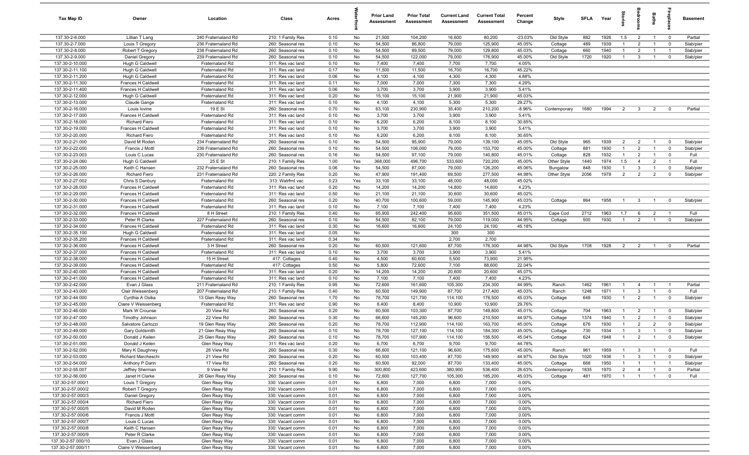| Tax Map ID | Owner | Location | Class | Acres | Waterfront | Prior Land Assessment | Prior Total Assessment | Current Land Assessment | Current Total Assessment | Percent Change | Style | SFLA | Year | Stories | Bedrooms | Baths | Fireplaces | Basement |
|---|---|---|---|---|---|---|---|---|---|---|---|---|---|---|---|---|---|---|
| 137.30-2-6.000 | Lillian T Lang | 240 Fraternaland Rd | 210: 1 Family Res | 0.10 | No | 21,500 | 104,200 | 16,600 | 80,200 | -23.03% | Old Style | 882 | 1926 | 1.5 | 2 | 1 | 0 | Partial |
| 137.30-2-7.000 | Louis T Gregory | 236 Fraternaland Rd | 260: Seasonal res | 0.10 | No | 54,500 | 86,800 | 79,000 | 125,900 | 45.05% | Cottage | 489 | 1939 | 1 | 2 | 1 | 0 | Slab/pier |
| 137.30-2-8.000 | Robert T Gregory | 238 Fraternaland Rd | 260: Seasonal res | 0.10 | No | 54,500 | 89,500 | 79,000 | 129,800 | 45.03% | Cottage | 660 | 1940 | 1 | 2 | 1 | 1 | Slab/pier |
| 137.30-2-9.000 | Daniel Gregory | 239 Fraternaland Rd | 260: Seasonal res | 0.10 | No | 54,500 | 122,000 | 79,000 | 176,900 | 45.00% | Old Style | 1720 | 1920 | 1 | 3 | 1 | 0 | Slab/pier |
| 137.30-2-10.000 | Hugh G Caldwell | Fraternaland Rd | 311: Res vac land | 0.10 | No | 7,400 | 7,400 | 7,700 | 7,700 | 4.05% | | | | | | | | |
| 137.30-2-11.100 | Hugh G Caldwell | Fraternaland Rd | 311: Res vac land | 0.17 | No | 11,500 | 11,500 | 16,700 | 16,700 | 45.22% | | | | | | | | |
| 137.30-2-11.200 | Hugh G Caldwell | Fraternaland Rd | 311: Res vac land | 0.06 | No | 4,100 | 4,100 | 4,300 | 4,300 | 4.88% | | | | | | | | |
| 137.30-2-11.300 | Frances H Caldwell | Fraternaland Rd | 311: Res vac land | 0.11 | No | 7,000 | 7,000 | 7,300 | 7,300 | 4.29% | | | | | | | | |
| 137.30-2-11.400 | Frances H Caldwell | Fraternaland Rd | 311: Res vac land | 0.06 | No | 3,700 | 3,700 | 3,900 | 3,900 | 5.41% | | | | | | | | |
| 137.30-2-12.000 | Hugh G Caldwell | Fraternaland Rd | 311: Res vac land | 0.20 | No | 15,100 | 15,100 | 21,900 | 21,900 | 45.03% | | | | | | | | |
| 137.30-2-13.000 | Claude Gange | Fraternaland Rd | 311: Res vac land | 0.10 | No | 4,100 | 4,100 | 5,300 | 5,300 | 29.27% | | | | | | | | |
| 137.30-2-16.000 | Louis Iovine | 19 E St | 260: Seasonal res | 0.70 | No | 63,100 | 230,900 | 35,400 | 210,200 | -8.96% | Contemporary | 1680 | 1994 | 2 | 3 | 2 | 0 | Partial |
| 137.30-2-17.000 | Frances H Caldwell | Fraternaland Rd | 311: Res vac land | 0.10 | No | 3,700 | 3,700 | 3,900 | 3,900 | 5.41% | | | | | | | | |
| 137.30-2-18.000 | Richard Fiero | Fraternaland Rd | 311: Res vac land | 0.10 | No | 6,200 | 6,200 | 8,100 | 8,100 | 30.65% | | | | | | | | |
| 137.30-2-19.000 | Frances H Caldwell | Fraternaland Rd | 311: Res vac land | 0.10 | No | 3,700 | 3,700 | 3,900 | 3,900 | 5.41% | | | | | | | | |
| 137.30-2-20.000 | Richard Fiero | Fraternaland Rd | 311: Res vac land | 0.10 | No | 6,200 | 6,200 | 8,100 | 8,100 | 30.65% | | | | | | | | |
| 137.30-2-21.000 | David M Roden | 234 Fraternaland Rd | 260: Seasonal res | 0.10 | No | 54,500 | 95,900 | 79,000 | 139,100 | 45.05% | Old Style | 965 | 1939 | 2 | 2 | 1 | 0 | Slab/pier |
| 137.30-2-22.000 | Francis J Mottl | 236 Fraternaland Rd | 260: Seasonal res | 0.10 | No | 54,500 | 106,000 | 79,000 | 153,700 | 45.00% | Cottage | 881 | 1930 | 1 | 2 | 1 | 0 | Slab/pier |
| 137.30-2-23.003 | Louis C Lucas | 230 Fraternaland Rd | 260: Seasonal res | 0.16 | No | 54,500 | 97,100 | 79,000 | 140,800 | 45.01% | Cottage | 828 | 1932 | 1 | 2 | 1 | 0 | Full |
| 137.30-2-24.060 | Hugh G Caldwell | 25 E St | 210: 1 Family Res | 1.00 | Yes | 368,000 | 496,700 | 533,600 | 720,200 | 45.00% | Other Style | 1440 | 1974 | 1.5 | 4 | 2 | 1 | Full |
| 137.30-2-25.000 | Keith C Hansen | 232 Fraternaland Rd | 260: Seasonal res | 0.06 | No | 54,500 | 87,000 | 79,000 | 126,200 | 45.06% | Bungalow | 848 | 1930 | 1 | 3 | 1 | 0 | Slab/pier |
| 137.30-2-26.000 | Richard Fiero | 231 Fraternaland Rd | 220: 2 Family Res | 0.20 | No | 47,900 | 191,400 | 69,500 | 277,500 | 44.98% | Other Style | 2056 | 1978 | 2 | 2 | 2 | 0 | Slab/pier |
| 137.30-2-27.002 | Chris S Danbury | Fraternaland Rd | 313: Watrfrnt vac | 0.23 | Yes | 33,100 | 33,100 | 48,000 | 48,000 | 45.02% | | | | | | | | |
| 137.30-2-28.000 | Frances H Caldwell | Fraternaland Rd | 311: Res vac land | 0.20 | No | 14,200 | 14,200 | 14,800 | 14,800 | 4.23% | | | | | | | | |
| 137.30-2-29.000 | Frances H Caldwell | Fraternaland Rd | 311: Res vac land | 0.50 | No | 21,100 | 21,100 | 30,600 | 30,600 | 45.02% | | | | | | | | |
| 137.30-2-30.000 | Frances H Caldwell | Fraternaland Rd | 260: Seasonal res | 0.20 | No | 40,700 | 100,600 | 59,000 | 145,900 | 45.03% | Cottage | 864 | 1958 | 1 | 3 | 1 | 0 | Slab/pier |
| 137.30-2-31.000 | Frances H Caldwell | Fraternaland Rd | 311: Res vac land | 0.10 | No | 7,100 | 7,100 | 7,400 | 7,400 | 4.23% | | | | | | | | |
| 137.30-2-32.000 | Frances H Caldwell | 8 H Street | 210: 1 Family Res | 0.40 | No | 65,900 | 242,400 | 95,600 | 351,500 | 45.01% | Cape Cod | 2712 | 1963 | 1.7 | 6 | 2 | 1 | Full |
| 137.30-2-33.000 | Peter R Clarke | 227 Fraternaland Rd | 260: Seasonal res | 0.10 | No | 54,500 | 82,100 | 79,000 | 119,000 | 44.95% | Cottage | 500 | 1930 | 1 | 2 | 1 | 0 | Slab/pier |
| 137.30-2-34.000 | Frances H Caldwell | Fraternaland Rd | 311: Res vac land | 0.30 | No | 16,600 | 16,600 | 24,100 | 24,100 | 45.18% | | | | | | | | |
| 137.30-2-35.100 | Hugh G Caldwell | Fraternaland Rd | 311: Res vac land | 0.05 | No | | | 300 | 300 | | | | | | | | | |
| 137.30-2-35.200 | Frances H Caldwell | Fraternaland Rd | 311: Res vac land | 0.34 | No | | | 2,700 | 2,700 | | | | | | | | | |
| 137.30-2-36.000 | Frances H Caldwell | 3 H Street | 260: Seasonal res | 0.20 | No | 60,500 | 121,600 | 87,700 | 176,300 | 44.98% | Old Style | 1708 | 1928 | 2 | 2 | 1 | 0 | Partial |
| 137.30-2-37.000 | Frances H Caldwell | Fraternaland Rd | 311: Res vac land | 0.10 | No | 3,700 | 3,700 | 3,900 | 3,900 | 5.41% | | | | | | | | |
| 137.30-2-38.000 | Frances H Caldwell | 15 H Street | 417: Cottages | 0.40 | No | 4,500 | 60,600 | 5,500 | 73,900 | 21.95% | | | | | | | | |
| 137.30-2-39.000 | Frances H Caldwell | Fraternaland Rd | 417: Cottages | 0.50 | No | 5,800 | 72,600 | 7,100 | 88,600 | 22.04% | | | | | | | | |
| 137.30-2-40.000 | Frances H Caldwell | Fraternaland Rd | 311: Res vac land | 0.20 | No | 14,200 | 14,200 | 20,600 | 20,600 | 45.07% | | | | | | | | |
| 137.30-2-41.000 | Frances H Caldwell | Fraternaland Rd | 311: Res vac land | 0.10 | No | 7,100 | 7,100 | 7,400 | 7,400 | 4.23% | | | | | | | | |
| 137.30-2-42.000 | Evan J Glass | 211 Fraternaland Rd | 210: 1 Family Res | 0.95 | No | 72,600 | 161,600 | 105,300 | 234,300 | 44.99% | Ranch | 1462 | 1961 | 1 | 4 | 1 | 1 | Partial |
| 137.30-2-43.000 | Clair Weissenberg | 207 Fraternaland Rd | 210: 1 Family Res | 0.40 | No | 60,500 | 149,900 | 87,700 | 217,400 | 45.03% | Ranch | 1248 | 1971 | 1 | 3 | 1 | 0 | Full |
| 137.30-2-44.000 | Cynthia A Osika | 13 Glen Reay Way | 260: Seasonal res | 1.70 | No | 78,700 | 121,700 | 114,100 | 176,500 | 45.03% | Cottage | 648 | 1930 | 1 | 2 | 1 | 0 | Slab/pier |
| 137.30-2-45.000 | Claire V Weissenberg | Fraternaland Rd | 311: Res vac land | 0.90 | No | 8,400 | 8,400 | 10,900 | 10,900 | 29.76% | | | | | | | | |
| 137.30-2-46.000 | Mark W Crounse | 20 View Rd | 260: Seasonal res | 0.20 | No | 60,500 | 103,300 | 87,700 | 149,800 | 45.01% | Cottage | 704 | 1963 | 1 | 2 | 1 | 0 | Slab/pier |
| 137.30-2-47.000 | Timothy Johnson | 22 View Rd | 260: Seasonal res | 0.30 | No | 66,600 | 145,200 | 96,600 | 210,500 | 44.97% | Cottage | 1374 | 1940 | 1 | 2 | 1 | 0 | Slab/pier |
| 137.30-2-48.000 | Salvatore Carlozzi | 19 Glen Reay Way | 260: Seasonal res | 0.20 | No | 78,700 | 112,900 | 114,100 | 163,700 | 45.00% | Cottage | 676 | 1930 | 1 | 2 | 2 | 0 | Slab/pier |
| 137.30-2-49.000 | Gary Goldsmith | 21 Glen Reay Way | 260: Seasonal res | 0.10 | No | 78,700 | 127,100 | 114,100 | 184,300 | 45.00% | Cottage | 730 | 1934 | 1 | 3 | 1 | 0 | Slab/pier |
| 137.30-2-50.000 | Donald J Keilen | 25 Glen Reay Way | 260: Seasonal res | 0.10 | No | 78,700 | 107,900 | 114,100 | 156,500 | 45.04% | Cottage | 624 | 1948 | 1 | 2 | 1 | 0 | Slab/pier |
| 137.30-2-51.000 | Donald J Keilen | Glen Reay Way | 311: Res vac land | 0.20 | No | 6,700 | 6,700 | 9,700 | 9,700 | 44.78% | | | | | | | | |
| 137.30-2-52.000 | Mary K Daughney | 26 View Rd | 260: Seasonal res | 0.30 | No | 66,600 | 121,100 | 96,600 | 175,600 | 45.00% | Ranch | 961 | 1959 | 1 | 3 | 1 | 0 | Full |
| 137.30-2-53.000 | Richard Marcheschi | 21 View Rd | 260: Seasonal res | 0.20 | No | 60,500 | 103,400 | 87,700 | 149,900 | 44.97% | Old Style | 1020 | 1936 | 1 | 3 | 1 | 0 | Slab/pier |
| 137.30-2-54.000 | Anthony P Darin | 17 View Rd | 260: Seasonal res | 0.20 | No | 60,500 | 92,000 | 87,700 | 133,400 | 45.00% | Cottage | 668 | 1950 | 1 | 1 | 1 | 1 | Slab/pier |
| 137.30-2-55.007 | Jeffrey Sherman | 9 View Rd | 210: 1 Family Res | 9.90 | No | 300,800 | 423,600 | 380,900 | 536,400 | 26.63% | Contemporary | 1835 | 1970 | 2 | 4 | 1 | 0 | Partial |
| 137.30-2-56.000 | Janet H Clarke | 26 Glen Reay Way | 260: Seasonal res | 0.10 | No | 72,600 | 127,700 | 105,300 | 185,200 | 45.03% | Cottage | 481 | 1970 | 1 | 1 | 1 | 0 | Full |
| 137.30-2-57.000/1 | Louis T Gregory | Glen Reay Way | 330: Vacant comm | 0.01 | No | 6,800 | 7,000 | 6,800 | 7,000 | 0.00% | | | | | | | | |
| 137.30-2-57.000/2 | Robert T Gregory | Glen Reay Way | 330: Vacant comm | 0.01 | No | 6,800 | 7,000 | 6,800 | 7,000 | 0.00% | | | | | | | | |
| 137.30-2-57.000/3 | Daniel Gregory | Glen Reay Way | 330: Vacant comm | 0.01 | No | 6,800 | 7,000 | 6,800 | 7,000 | 0.00% | | | | | | | | |
| 137.30-2-57.000/4 | Richard Fiero | Glen Reay Way | 330: Vacant comm | 0.01 | No | 6,800 | 7,000 | 6,800 | 7,000 | 0.00% | | | | | | | | |
| 137.30-2-57.000/5 | David M Roden | Glen Reay Way | 330: Vacant comm | 0.01 | No | 6,800 | 7,000 | 6,800 | 7,000 | 0.00% | | | | | | | | |
| 137.30-2-57.000/6 | Francis J Mottl | Glen Reay Way | 330: Vacant comm | 0.01 | No | 6,800 | 7,000 | 6,800 | 7,000 | 0.00% | | | | | | | | |
| 137.30-2-57.000/7 | Louis C Lucas | Glen Reay Way | 330: Vacant comm | 0.01 | No | 6,800 | 7,000 | 6,800 | 7,000 | 0.00% | | | | | | | | |
| 137.30-2-57.000/8 | Keith C Hansen | Glen Reay Way | 330: Vacant comm | 0.01 | No | 6,800 | 7,000 | 6,800 | 7,000 | 0.00% | | | | | | | | |
| 137.30-2-57.000/9 | Peter R Clarke | Glen Reay Way | 330: Vacant comm | 0.01 | No | 6,800 | 7,000 | 6,800 | 7,000 | 0.00% | | | | | | | | |
| 137.30-2-57.000/10 | Evan J Glass | Glen Reay Way | 330: Vacant comm | 0.01 | No | 6,800 | 7,000 | 6,800 | 7,000 | 0.00% | | | | | | | | |
| 137.30-2-57.000/11 | Claire V Weissenberg | Glen Reay Way | 330: Vacant comm | 0.01 | No | 6,800 | 7,000 | 6,800 | 7,000 | 0.00% | | | | | | | | |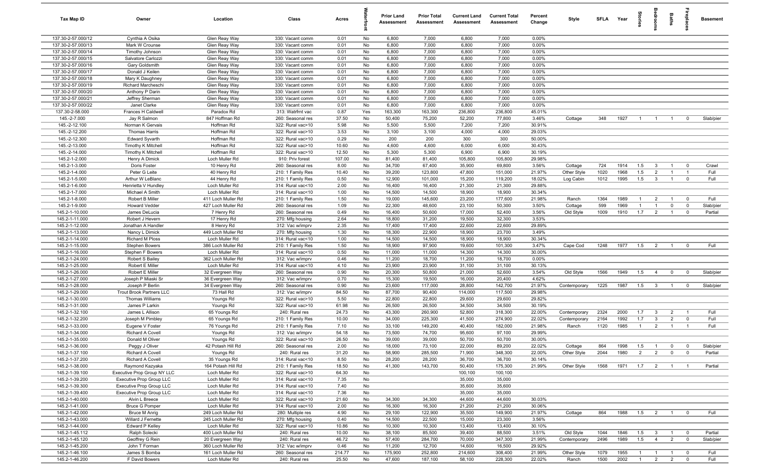| Tax Map ID | Owner | Location | Class | Acres | Waterfront | Prior Land Assessment | Prior Total Assessment | Current Land Assessment | Current Total Assessment | Percent Change | Style | SFLA | Year | Stories | Bedrooms | Baths | Fireplaces | Basement |
|---|---|---|---|---|---|---|---|---|---|---|---|---|---|---|---|---|---|---|
| 137.30-2-57.000/12 | Cynthia A Osika | Glen Reay Way | 330: Vacant comm | 0.01 | No | 6,800 | 7,000 | 6,800 | 7,000 | 0.00% | | | | | | | | |
| 137.30-2-57.000/13 | Mark W Crounse | Glen Reay Way | 330: Vacant comm | 0.01 | No | 6,800 | 7,000 | 6,800 | 7,000 | 0.00% | | | | | | | | |
| 137.30-2-57.000/14 | Timothy Johnson | Glen Reay Way | 330: Vacant comm | 0.01 | No | 6,800 | 7,000 | 6,800 | 7,000 | 0.00% | | | | | | | | |
| 137.30-2-57.000/15 | Salvatore Carlozzi | Glen Reay Way | 330: Vacant comm | 0.01 | No | 6,800 | 7,000 | 6,800 | 7,000 | 0.00% | | | | | | | | |
| 137.30-2-57.000/16 | Gary Goldsmith | Glen Reay Way | 330: Vacant comm | 0.01 | No | 6,800 | 7,000 | 6,800 | 7,000 | 0.00% | | | | | | | | |
| 137.30-2-57.000/17 | Donald J Keilen | Glen Reay Way | 330: Vacant comm | 0.01 | No | 6,800 | 7,000 | 6,800 | 7,000 | 0.00% | | | | | | | | |
| 137.30-2-57.000/18 | Mary K Daughney | Glen Reay Way | 330: Vacant comm | 0.01 | No | 6,800 | 7,000 | 6,800 | 7,000 | 0.00% | | | | | | | | |
| 137.30-2-57.000/19 | Richard Marcheschi | Glen Reay Way | 330: Vacant comm | 0.01 | No | 6,800 | 7,000 | 6,800 | 7,000 | 0.00% | | | | | | | | |
| 137.30-2-57.000/20 | Anthony P Darin | Glen Reay Way | 330: Vacant comm | 0.01 | No | 6,800 | 7,000 | 6,800 | 7,000 | 0.00% | | | | | | | | |
| 137.30-2-57.000/21 | Jeffrey Sherman | Glen Reay Way | 330: Vacant comm | 0.01 | No | 6,800 | 7,000 | 6,800 | 7,000 | 0.00% | | | | | | | | |
| 137.30-2-57.000/22 | Janet Clarke | Glen Reay Way | 330: Vacant comm | 0.01 | No | 6,800 | 7,000 | 6,800 | 7,000 | 0.00% | | | | | | | | |
| 137.30-2-58.000 | Frances H Caldwell | Paradox Rd | 313: Watrfrnt vac | 0.87 | Yes | 163,300 | 163,300 | 236,800 | 236,800 | 45.01% | | | | | | | | |
| 145.-2-7.000 | Jay R Salmon | 847 Hoffman Rd | 260: Seasonal res | 37.50 | No | 50,400 | 75,200 | 52,200 | 77,800 | 3.46% | Cottage | 348 | 1927 | 1 | 1 | 1 | 0 | Slab/pier |
| 145.-2-12.100 | Norman K Gervais | Hoffman Rd | 322: Rural vac>10 | 5.98 | No | 5,500 | 5,500 | 7,200 | 7,200 | 30.91% | | | | | | | | |
| 145.-2-12.200 | Thomas Harris | Hoffman Rd | 322: Rural vac>10 | 3.53 | No | 3,100 | 3,100 | 4,000 | 4,000 | 29.03% | | | | | | | | |
| 145.-2-12.300 | Edward Syvarth | Hoffman Rd | 322: Rural vac>10 | 0.29 | No | 200 | 200 | 300 | 300 | 50.00% | | | | | | | | |
| 145.-2-13.000 | Timothy K Mitchell | Hoffman Rd | 322: Rural vac>10 | 10.60 | No | 4,600 | 4,600 | 6,000 | 6,000 | 30.43% | | | | | | | | |
| 145.-2-14.000 | Timothy K Mitchell | Hoffman Rd | 322: Rural vac>10 | 12.50 | No | 5,300 | 5,300 | 6,900 | 6,900 | 30.19% | | | | | | | | |
| 145.2-1-2.000 | Henry A Dimick | Loch Muller Rd | 910: Priv forest | 107.00 | No | 81,400 | 81,400 | 105,800 | 105,800 | 29.98% | | | | | | | | |
| 145.2-1-3.000 | Doris Foster | 10 Henry Rd | 260: Seasonal res | 8.00 | No | 34,700 | 67,400 | 35,900 | 69,800 | 3.56% | Cottage | 724 | 1914 | 1.5 | 3 | 1 | 0 | Crawl |
| 145.2-1-4.000 | Peter G Leite | 40 Henry Rd | 210: 1 Family Res | 10.40 | No | 39,200 | 123,800 | 47,800 | 151,000 | 21.97% | Other Style | 1020 | 1968 | 1.5 | 2 | 1 | 1 | Full |
| 145.2-1-5.000 | Arthur W LeBlanc | 44 Henry Rd | 210: 1 Family Res | 0.50 | No | 12,900 | 101,000 | 15,200 | 119,200 | 18.02% | Log Cabin | 1012 | 1995 | 1.5 | 3 | 1 | 0 | Full |
| 145.2-1-6.000 | Henrietta V Hundley | Loch Muller Rd | 314: Rural vac<10 | 2.00 | No | 16,400 | 16,400 | 21,300 | 21,300 | 29.88% | | | | | | | | |
| 145.2-1-7.000 | Michael A Smith | Loch Muller Rd | 314: Rural vac<10 | 1.00 | No | 14,500 | 14,500 | 18,900 | 18,900 | 30.34% | | | | | | | | |
| 145.2-1-8.000 | Robert B Miller | 411 Loch Muller Rd | 210: 1 Family Res | 1.50 | No | 19,000 | 145,600 | 23,200 | 177,600 | 21.98% | Ranch | 1364 | 1989 | 1 | 2 | 1 | 0 | Full |
| 145.2-1-9.000 | Howard Vedder | 427 Loch Muller Rd | 260: Seasonal res | 1.09 | No | 22,300 | 48,600 | 23,100 | 50,300 | 3.50% | Cottage | 599 | 1969 | 1 | 1 | 0 | 0 | Slab/pier |
| 145.2-1-10.000 | James DeLucia | 7 Henry Rd | 260: Seasonal res | 0.49 | No | 16,400 | 50,600 | 17,000 | 52,400 | 3.56% | Old Style | 1009 | 1910 | 1.7 | 2 | 1 | 0 | Partial |
| 145.2-1-11.000 | Robert J Hevern | 17 Henry Rd | 270: Mfg housing | 2.64 | No | 18,800 | 31,200 | 19,500 | 32,300 | 3.53% | | | | | | | | |
| 145.2-1-12.000 | Jonathan A Handler | 8 Henry Rd | 312: Vac w/imprv | 2.35 | No | 17,400 | 17,400 | 22,600 | 22,600 | 29.89% | | | | | | | | |
| 145.2-1-13.000 | Nancy L Dimick | 449 Loch Muller Rd | 270: Mfg housing | 1.30 | No | 18,300 | 22,900 | 18,900 | 23,700 | 3.49% | | | | | | | | |
| 145.2-1-14.000 | Richard M Ploss | Loch Muller Rd | 314: Rural vac<10 | 1.00 | No | 14,500 | 14,500 | 18,900 | 18,900 | 30.34% | | | | | | | | |
| 145.2-1-15.000 | Stephen Bowers | 386 Loch Muller Rd | 210: 1 Family Res | 1.50 | No | 18,900 | 97,900 | 19,600 | 101,300 | 3.47% | Cape Cod | 1248 | 1977 | 1.5 | 2 | 1 | 0 | Full |
| 145.2-1-16.000 | Stephen F Bowers | Loch Muller Rd | 314: Rural vac<10 | 0.50 | No | 11,000 | 11,000 | 14,300 | 14,300 | 30.00% | | | | | | | | |
| 145.2-1-24.000 | Robert S Bailey | 362 Loch Muller Rd | 312: Vac w/imprv | 0.46 | No | 11,200 | 18,700 | 11,200 | 18,700 | 0.00% | | | | | | | | |
| 145.2-1-25.000 | Robert E Miller | Loch Muller Rd | 314: Rural vac<10 | 4.10 | No | 23,900 | 23,900 | 31,100 | 31,100 | 30.13% | | | | | | | | |
| 145.2-1-26.000 | Robert E Miller | 32 Evergreen Way | 260: Seasonal res | 0.90 | No | 20,300 | 50,800 | 21,000 | 52,600 | 3.54% | Old Style | 1566 | 1949 | 1.5 | 4 | 0 | 0 | Slab/pier |
| 145.2-1-27.000 | Joseph P Miaski Sr | 36 Evergreen Way | 312: Vac w/imprv | 0.70 | No | 15,300 | 19,500 | 16,000 | 20,400 | 4.62% | | | | | | | | |
| 145.2-1-28.000 | Joseph P Berlin | 34 Evergreen Way | 260: Seasonal res | 0.90 | No | 23,600 | 117,000 | 28,800 | 142,700 | 21.97% | Contemporary | 1225 | 1987 | 1.5 | 3 | 1 | 0 | Slab/pier |
| 145.2-1-29.000 | Trout Brook Partners LLC | 73 Hall Rd | 312: Vac w/imprv | 84.50 | No | 87,700 | 90,400 | 114,000 | 117,500 | 29.98% | | | | | | | | |
| 145.2-1-30.000 | Thomas Williams | Youngs Rd | 322: Rural vac>10 | 5.50 | No | 22,800 | 22,800 | 29,600 | 29,600 | 29.82% | | | | | | | | |
| 145.2-1-31.000 | James P Larkin | Youngs Rd | 322: Rural vac>10 | 61.98 | No | 26,500 | 26,500 | 34,500 | 34,500 | 30.19% | | | | | | | | |
| 145.2-1-32.100 | James L Allison | 65 Youngs Rd | 240: Rural res | 24.73 | No | 43,300 | 260,900 | 52,800 | 318,300 | 22.00% | Contemporary | 2324 | 2000 | 1.7 | 3 | 2 | 1 | Full |
| 145.2-1-32.200 | Joseph M Pimbley | 65 Youngs Rd | 210: 1 Family Res | 10.00 | No | 34,000 | 225,300 | 41,500 | 274,900 | 22.02% | Contemporary | 2164 | 1992 | 1.7 | 3 | 2 | 0 | Full |
| 145.2-1-33.000 | Eugene V Foster | 76 Youngs Rd | 210: 1 Family Res | 7.10 | No | 33,100 | 149,200 | 40,400 | 182,000 | 21.98% | Ranch | 1120 | 1985 | 1 | 2 | 1 | 1 | Full |
| 145.2-1-34.000 | Richard A Covell | Youngs Rd | 312: Vac w/imprv | 54.18 | No | 73,500 | 74,700 | 95,600 | 97,100 | 29.99% | | | | | | | | |
| 145.2-1-35.000 | Donald M Oliver | Youngs Rd | 322: Rural vac>10 | 26.50 | No | 39,000 | 39,000 | 50,700 | 50,700 | 30.00% | | | | | | | | |
| 145.2-1-36.000 | Peggy J Oliver | 42 Potash Hill Rd | 260: Seasonal res | 2.00 | No | 18,000 | 73,100 | 22,000 | 89,200 | 22.02% | Cottage | 864 | 1998 | 1.5 | 1 | 0 | 0 | Slab/pier |
| 145.2-1-37.100 | Richard A Covell | Youngs Rd | 240: Rural res | 31.20 | No | 58,900 | 285,500 | 71,900 | 348,300 | 22.00% | Other Style | 2044 | 1980 | 2 | 2 | 0 | 0 | Partial |
| 145.2-1-37.200 | Richard A Covell | 35 Youngs Rd | 314: Rural vac<10 | 8.50 | No | 28,200 | 28,200 | 36,700 | 36,700 | 30.14% | | | | | | | | |
| 145.2-1-38.000 | Raymond Kazyaka | 164 Potash Hill Rd | 210: 1 Family Res | 18.50 | No | 41,300 | 143,700 | 50,400 | 175,300 | 21.99% | Other Style | 1568 | 1971 | 1.7 | 2 | 1 | 1 | Partial |
| 145.2-1-39.100 | Executive Prop Group NY LLC | Loch Muller Rd | 322: Rural vac>10 | 64.30 | No | | | 100,100 | 100,100 | | | | | | | | | |
| 145.2-1-39.200 | Executive Prop Group LLC | Loch Muller Rd | 314: Rural vac<10 | 7.35 | No | | | 35,000 | 35,000 | | | | | | | | | |
| 145.2-1-39.300 | Executive Prop Group LLC | Loch Muller Rd | 314: Rural vac<10 | 7.40 | No | | | 35,600 | 35,600 | | | | | | | | | |
| 145.2-1-39.400 | Executive Prop Group LLC | Loch Muller Rd | 314: Rural vac<10 | 7.36 | No | | | 35,000 | 35,000 | | | | | | | | | |
| 145.2-1-40.000 | Alvin L Breece | Loch Muller Rd | 322: Rural vac>10 | 21.60 | No | 34,300 | 34,300 | 44,600 | 44,600 | 30.03% | | | | | | | | |
| 145.2-1-41.000 | Bruce G Pomper | Loch Muller Rd | 314: Rural vac<10 | 2.00 | No | 16,300 | 16,300 | 21,200 | 21,200 | 30.06% | | | | | | | | |
| 145.2-1-42.000 | Bruce M Anrig | 249 Loch Muller Rd | 280: Multiple res | 4.90 | No | 29,100 | 122,900 | 35,500 | 149,900 | 21.97% | Cottage | 864 | 1988 | 1.5 | 2 | 1 | 0 | Full |
| 145.2-1-43.000 | Willard J Fernette | 245 Loch Muller Rd | 270: Mfg housing | 0.40 | No | 14,500 | 22,500 | 15,000 | 23,300 | 3.56% | | | | | | | | |
| 145.2-1-44.000 | Edward P Kelley | Loch Muller Rd | 322: Rural vac>10 | 10.86 | No | 10,300 | 10,300 | 13,400 | 13,400 | 30.10% | | | | | | | | |
| 145.2-1-45.112 | Ralph Solecki | 400 Loch Muller Rd | 240: Rural res | 10.00 | No | 38,100 | 85,500 | 39,400 | 88,500 | 3.51% | Old Style | 1044 | 1846 | 1.5 | 3 | 1 | 0 | Partial |
| 145.2-1-45.120 | Geoffrey G Rein | 20 Evergreen Way | 240: Rural res | 46.72 | No | 57,400 | 284,700 | 70,000 | 347,300 | 21.99% | Contemporary | 2496 | 1989 | 1.5 | 4 | 2 | 0 | Slab/pier |
| 145.2-1-45.200 | John T Forman | 360 Loch Muller Rd | 312: Vac w/imprv | 0.46 | No | 11,200 | 12,700 | 14,600 | 16,500 | 29.92% | | | | | | | | |
| 145.2-1-46.100 | James S Bomba | 161 Loch Muller Rd | 260: Seasonal res | 214.77 | No | 175,900 | 252,800 | 214,600 | 308,400 | 21.99% | Other Style | 1079 | 1955 | 1 | 1 | 1 | 0 | Full |
| 145.2-1-46.200 | F David Bowers | Loch Muller Rd | 240: Rural res | 25.50 | No | 47,600 | 187,100 | 58,100 | 228,300 | 22.02% | Ranch | 1500 | 2002 | 1 | 2 | 2 | 0 | Full |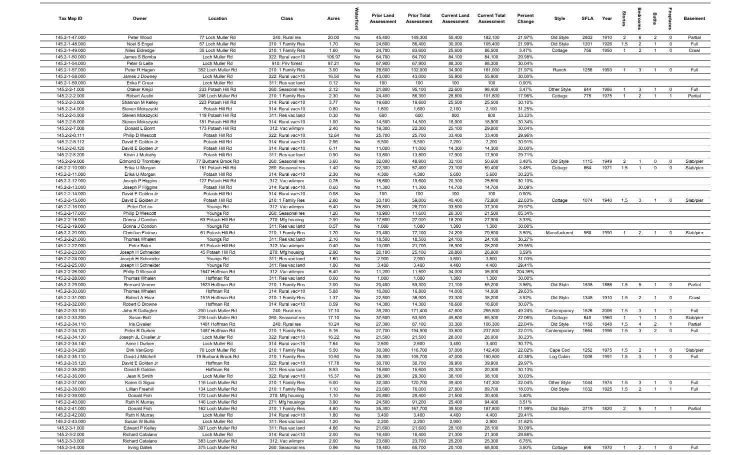| Tax Map ID | Owner | Location | Class | Acres | Waterfront | Prior Land Assessment | Prior Total Assessment | Current Land Assessment | Current Total Assessment | Percent Change | Style | SFLA | Year | Stories | Bedrooms | Baths | Fireplaces | Basement |
|---|---|---|---|---|---|---|---|---|---|---|---|---|---|---|---|---|---|---|
| 145.2-1-47.000 | Peter Wood | 77 Loch Muller Rd | 240: Rural res | 20.00 | No | 45,400 | 149,300 | 55,400 | 182,100 | 21.97% | Old Style | 2802 | 1910 | 2 | 6 | 2 | 0 | Partial |
| 145.2-1-48.000 | Noel S Engel | 57 Loch Muller Rd | 210: 1 Family Res | 1.70 | No | 24,600 | 86,400 | 30,000 | 105,400 | 21.99% | Old Style | 1201 | 1926 | 1.5 | 2 | 1 | 0 | Full |
| 145.2-1-49.000 | Niles Eldredge | 35 Loch Muller Rd | 210: 1 Family Res | 1.60 | No | 24,700 | 83,600 | 25,600 | 86,500 | 3.47% | Cottage | 756 | 1950 | 1 | 2 | 1 | 0 | Crawl |
| 145.2-1-50.000 | James S Bomba | Loch Muller Rd | 322: Rural vac>10 | 106.97 | No | 64,700 | 64,700 | 84,100 | 84,100 | 29.98% | | | | | | | | |
| 145.2-1-54.000 | Peter G Leite | Loch Muller Rd | 910: Priv forest | 97.21 | No | 67,900 | 67,900 | 88,300 | 88,300 | 30.04% | | | | | | | | |
| 145.2-1-57.000 | Peter R Hagen | 352 Loch Muller Rd | 210: 1 Family Res | 3.00 | No | 28,600 | 132,000 | 34,900 | 161,000 | 21.97% | Ranch | 1256 | 1993 | 1 | 3 | 1 | 0 | Full |
| 145.2-1-58.000 | James J Downey | Loch Muller Rd | 322: Rural vac>10 | 16.50 | No | 43,000 | 43,000 | 55,900 | 55,900 | 30.00% | | | | | | | | |
| 145.2-1-59.000 | Erika F Crear | Loch Muller Rd | 311: Res vac land | 0.12 | No | 100 | 100 | 100 | 100 | 0.00% | | | | | | | | |
| 145.2-2-1.000 | Otaker Krejci | 233 Potash Hill Rd | 260: Seasonal res | 2.12 | No | 21,800 | 95,100 | 22,600 | 98,400 | 3.47% | Other Style | 844 | 1986 | 1 | 3 | 1 | 0 | Full |
| 145.2-2-2.000 | Robert Austin | 246 Loch Muller Rd | 210: 1 Family Res | 2.30 | No | 24,400 | 86,300 | 28,800 | 101,800 | 17.96% | Cottage | 775 | 1975 | 1 | 2 | 1 | 1 | Partial |
| 145.2-2-3.000 | Shannon M Kelley | 223 Potash Hill Rd | 314: Rural vac<10 | 3.77 | No | 19,600 | 19,600 | 25,500 | 25,500 | 30.10% | | | | | | | | |
| 145.2-2-4.000 | Steven Mokszycki | Potash Hill Rd | 314: Rural vac<10 | 0.80 | No | 1,600 | 1,600 | 2,100 | 2,100 | 31.25% | | | | | | | | |
| 145.2-2-5.000 | Steven Mokszycki | 119 Potash Hill Rd | 311: Res vac land | 0.30 | No | 600 | 600 | 800 | 800 | 33.33% | | | | | | | | |
| 145.2-2-6.000 | Steven Mokszycki | 181 Potash Hill Rd | 314: Rural vac<10 | 1.00 | No | 14,500 | 14,500 | 18,900 | 18,900 | 30.34% | | | | | | | | |
| 145.2-2-7.000 | Donald L Bornt | 173 Potash Hill Rd | 312: Vac w/imprv | 2.40 | No | 19,300 | 22,300 | 25,100 | 29,000 | 30.04% | | | | | | | | |
| 145.2-2-8.111 | Philip D Wescott | Potash Hill Rd | 322: Rural vac>10 | 12.64 | No | 25,700 | 25,700 | 33,400 | 33,400 | 29.96% | | | | | | | | |
| 145.2-2-8.112 | David E Golden Jr | Potash Hill Rd | 314: Rural vac<10 | 2.96 | No | 5,500 | 5,500 | 7,200 | 7,200 | 30.91% | | | | | | | | |
| 145.2-2-8.120 | David E Golden Jr | Potash Hill Rd | 314: Rural vac<10 | 6.11 | No | 11,000 | 11,000 | 14,300 | 14,300 | 30.00% | | | | | | | | |
| 145.2-2-8.200 | Kevin J Mulcahy | Potash Hill Rd | 311: Res vac land | 0.90 | No | 13,800 | 13,800 | 17,900 | 17,900 | 29.71% | | | | | | | | |
| 145.2-2-9.000 | Edmond D Trombley | 77 Burbank Brook Rd | 260: Seasonal res | 3.60 | No | 32,000 | 48,900 | 33,100 | 50,600 | 3.48% | Old Style | 1115 | 1949 | 2 | 1 | 0 | 0 | Slab/pier |
| 145.2-2-10.000 | Erika U Morgan | 151 Potash Hill Rd | 260: Seasonal res | 1.40 | No | 22,300 | 57,400 | 23,100 | 59,400 | 3.48% | Cottage | 864 | 1971 | 1.5 | 1 | 0 | 0 | Slab/pier |
| 145.2-2-11.000 | Erika U Morgan | Potash Hill Rd | 314: Rural vac<10 | 2.30 | No | 4,300 | 4,300 | 5,600 | 5,600 | 30.23% | | | | | | | | |
| 145.2-2-12.000 | Joseph P Higgins | 127 Potash Hill Rd | 312: Vac w/imprv | 0.75 | No | 15,600 | 19,600 | 20,300 | 25,500 | 30.10% | | | | | | | | |
| 145.2-2-13.000 | Joseph P Higgins | Potash Hill Rd | 314: Rural vac<10 | 0.60 | No | 11,300 | 11,300 | 14,700 | 14,700 | 30.09% | | | | | | | | |
| 145.2-2-14.000 | David E Golden Jr | Potash Hill Rd | 314: Rural vac<10 | 0.08 | No | 100 | 100 | 100 | 100 | 0.00% | | | | | | | | |
| 145.2-2-15.000 | David E Golden Jr | Potash Hill Rd | 210: 1 Family Res | 2.00 | No | 33,100 | 59,000 | 40,400 | 72,000 | 22.03% | Cottage | 1074 | 1940 | 1.5 | 3 | 1 | 0 | Slab/pier |
| 145.2-2-16.000 | Peter DeLeo | Youngs Rd | 312: Vac w/imprv | 5.40 | No | 25,800 | 28,700 | 33,500 | 37,300 | 29.97% | | | | | | | | |
| 145.2-2-17.000 | Philip D Wescott | Youngs Rd | 260: Seasonal res | 1.20 | No | 10,900 | 11,600 | 20,300 | 21,500 | 85.34% | | | | | | | | |
| 145.2-2-18.000 | Donna J Condon | 63 Potash Hill Rd | 270: Mfg housing | 2.90 | No | 17,600 | 27,000 | 18,200 | 27,900 | 3.33% | | | | | | | | |
| 145.2-2-19.000 | Donna J Condon | Youngs Rd | 311: Res vac land | 0.57 | No | 1,000 | 1,000 | 1,300 | 1,300 | 30.00% | | | | | | | | |
| 145.2-2-20.000 | Christian Flateau | 61 Potash Hill Rd | 210: 1 Family Res | 1.70 | No | 23,400 | 77,100 | 24,200 | 79,800 | 3.50% | Manufactured | 960 | 1990 | 1 | 2 | 1 | 0 | Slab/pier |
| 145.2-2-21.000 | Thomas Whalen | Youngs Rd | 311: Res vac land | 2.10 | No | 18,500 | 18,500 | 24,100 | 24,100 | 30.27% | | | | | | | | |
| 145.2-2-22.000 | Peter Soler | 51 Potash Hill Rd | 312: Vac w/imprv | 0.40 | No | 13,000 | 21,700 | 16,900 | 28,200 | 29.95% | | | | | | | | |
| 145.2-2-23.000 | Joseph H Schneider | 45 Potash Hill Rd | 270: Mfg housing | 2.00 | No | 20,100 | 25,100 | 20,800 | 26,000 | 3.59% | | | | | | | | |
| 145.2-2-24.000 | Joseph H Schneider | Youngs Rd | 311: Res vac land | 1.60 | No | 2,900 | 2,900 | 3,800 | 3,800 | 31.03% | | | | | | | | |
| 145.2-2-25.000 | Joseph H Schneider | Youngs Rd | 311: Res vac land | 1.80 | No | 3,400 | 3,400 | 4,400 | 4,400 | 29.41% | | | | | | | | |
| 145.2-2-26.000 | Philip D Wescott | 1547 Hoffman Rd | 312: Vac w/imprv | 6.40 | No | 11,200 | 11,500 | 34,000 | 35,000 | 204.35% | | | | | | | | |
| 145.2-2-28.000 | Thomas Whalen | Hoffman Rd | 311: Res vac land | 0.60 | No | 1,000 | 1,000 | 1,300 | 1,300 | 30.00% | | | | | | | | |
| 145.2-2-29.000 | Bernard Venner | 1523 Hoffman Rd | 210: 1 Family Res | 2.00 | No | 20,400 | 53,300 | 21,100 | 55,200 | 3.56% | Old Style | 1538 | 1886 | 1.5 | 5 | 1 | 0 | Partial |
| 145.2-2-30.000 | Thomas Whalen | Hoffman Rd | 314: Rural vac<10 | 5.88 | No | 10,800 | 10,800 | 14,000 | 14,000 | 29.63% | | | | | | | | |
| 145.2-2-31.000 | Robert A Hoar | 1515 Hoffman Rd | 210: 1 Family Res | 1.37 | No | 22,500 | 36,900 | 23,300 | 38,200 | 3.52% | Old Style | 1348 | 1910 | 1.5 | 2 | 1 | 0 | Crawl |
| 145.2-2-32.000 | Robert C Browne | Hoffman Rd | 314: Rural vac<10 | 0.59 | No | 14,300 | 14,300 | 18,600 | 18,600 | 30.07% | | | | | | | | |
| 145.2-2-33.100 | John R Gallagher | 200 Loch Muller Rd | 240: Rural res | 17.10 | No | 39,200 | 171,400 | 47,800 | 255,800 | 49.24% | Contemporary | 1526 | 2006 | 1.5 | 3 | 1 | 1 | Full |
| 145.2-2-33.200 | Susan Bott | 218 Loch Muller Rd | 260: Seasonal res | 17.10 | No | 37,500 | 53,500 | 45,800 | 65,300 | 22.06% | Cottage | 640 | 1960 | 1 | 1 | 1 | 0 | Slab/pier |
| 145.2-2-34.110 | Iris Civalier | 1481 Hoffman Rd | 240: Rural res | 10.24 | No | 27,300 | 87,100 | 33,300 | 106,300 | 22.04% | Old Style | 1156 | 1848 | 1.5 | 4 | 2 | 1 | Partial |
| 145.2-2-34.120 | Peter R Durkee | 1487 Hoffman Rd | 210: 1 Family Res | 8.16 | No | 27,700 | 194,900 | 33,800 | 237,800 | 22.01% | Contemporary | 1664 | 1996 | 1.5 | 3 | 2 | 0 | Full |
| 145.2-2-34.130 | Joseph JL Civalier Jr | Loch Muller Rd | 322: Rural vac>10 | 16.22 | No | 21,500 | 21,500 | 28,000 | 28,000 | 30.23% | | | | | | | | |
| 145.2-2-34.140 | Anne I Durkee | Loch Muller Rd | 314: Rural vac<10 | 7.64 | No | 2,600 | 2,600 | 3,400 | 3,400 | 30.77% | | | | | | | | |
| 145.2-2-34.200 | Dirk VanGorp | 70 Loch Muller Rd | 210: 1 Family Res | 5.50 | No | 30,300 | 116,700 | 37,000 | 142,400 | 22.02% | Cape Cod | 1252 | 1975 | 1.5 | 2 | 1 | 0 | Slab/pier |
| 145.2-2-35.110 | David J Mitchell | 19 Burbank Brook Rd | 210: 1 Family Res | 10.50 | No | 39,300 | 105,700 | 47,000 | 150,500 | 42.38% | Log Cabin | 1008 | 1991 | 1.5 | 3 | 1 | 0 | Full |
| 145.2-2-35.120 | David E Golden Jr | Hoffman Rd | 322: Rural vac>10 | 17.78 | No | 30,700 | 30,700 | 39,900 | 39,900 | 29.97% | | | | | | | | |
| 145.2-2-35.200 | David E Golden | Hoffman Rd | 311: Res vac land | 8.53 | No | 15,600 | 15,600 | 20,300 | 20,300 | 30.13% | | | | | | | | |
| 145.2-2-36.000 | Jean K Smith | Loch Muller Rd | 322: Rural vac>10 | 15.37 | No | 29,300 | 29,300 | 38,100 | 38,100 | 30.03% | | | | | | | | |
| 145.2-2-37.000 | Karen G Sigua | 116 Loch Muller Rd | 210: 1 Family Res | 5.00 | No | 32,300 | 120,700 | 39,400 | 147,300 | 22.04% | Other Style | 1044 | 1974 | 1.5 | 3 | 1 | 0 | Full |
| 145.2-2-38.000 | Lillian Freehill | 134 Loch Muller Rd | 210: 1 Family Res | 1.10 | No | 23,600 | 76,000 | 27,800 | 89,700 | 18.03% | Old Style | 1032 | 1925 | 1.5 | 2 | 1 | 1 | Full |
| 145.2-2-39.000 | Donald Fish | 172 Loch Muller Rd | 270: Mfg housing | 1.10 | No | 20,800 | 29,400 | 21,500 | 30,400 | 3.40% | | | | | | | | |
| 145.2-2-40.000 | Ruth K Murray | 146 Loch Muller Rd | 271: Mfg housings | 3.90 | No | 24,500 | 91,200 | 25,400 | 94,400 | 3.51% | | | | | | | | |
| 145.2-2-41.000 | Donald Fish | 162 Loch Muller Rd | 210: 1 Family Res | 4.80 | No | 35,300 | 167,700 | 39,500 | 187,800 | 11.99% | Old Style | 2719 | 1820 | 2 | 5 | 1 | 1 | Partial |
| 145.2-2-42.000 | Ruth K Murray | Loch Muller Rd | 314: Rural vac<10 | 1.80 | No | 3,400 | 3,400 | 4,400 | 4,400 | 29.41% | | | | | | | | |
| 145.2-2-43.000 | Susan W Bullis | Loch Muller Rd | 311: Res vac land | 1.20 | No | 2,200 | 2,200 | 2,900 | 2,900 | 31.82% | | | | | | | | |
| 145.2-3-1.000 | Edward P Kelley | 397 Loch Muller Rd | 311: Res vac land | 4.86 | No | 21,600 | 21,600 | 28,100 | 28,100 | 30.09% | | | | | | | | |
| 145.2-3-2.000 | Richard Catalano | Loch Muller Rd | 314: Rural vac<10 | 2.00 | No | 16,400 | 16,400 | 21,300 | 21,300 | 29.88% | | | | | | | | |
| 145.2-3-3.000 | Richard Catalano | 383 Loch Muller Rd | 312: Vac w/imprv | 2.00 | No | 23,600 | 23,700 | 25,200 | 25,300 | 6.75% | | | | | | | | |
| 145.2-3-4.000 | Irving Dallek | 375 Loch Muller Rd | 260: Seasonal res | 0.96 | No | 19,400 | 65,700 | 20,100 | 68,000 | 3.50% | Cottage | 696 | 1970 | 1 | 2 | 1 | 0 | Full |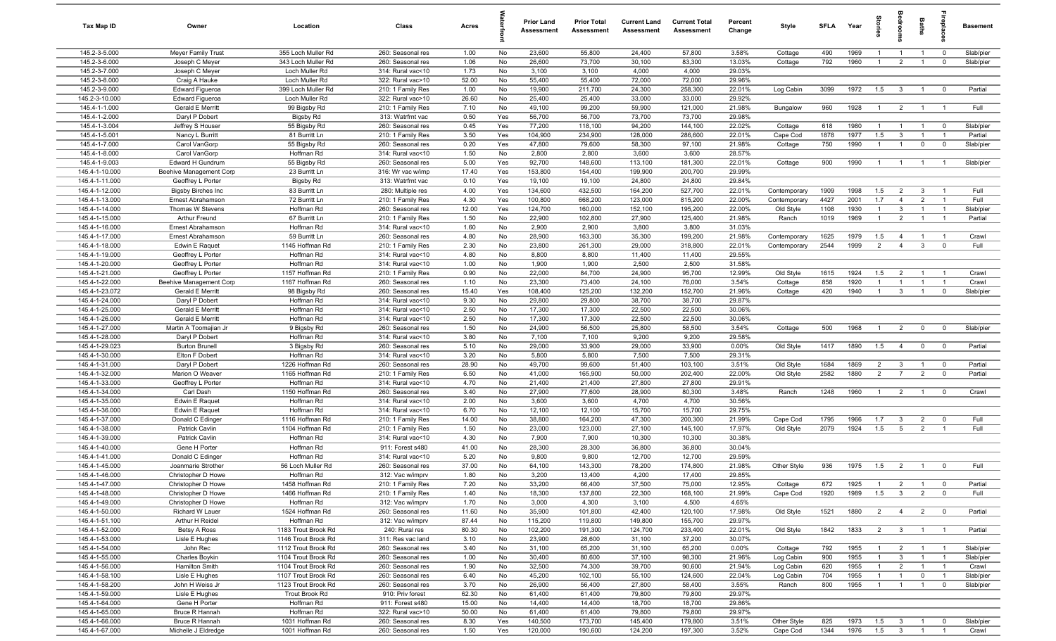| Tax Map ID | Owner | Location | Class | Acres | Waterfront | Prior Land Assessment | Prior Total Assessment | Current Land Assessment | Current Total Assessment | Percent Change | Style | SFLA | Year | Stories | Bedrooms | Baths | Fireplaces | Basement |
|---|---|---|---|---|---|---|---|---|---|---|---|---|---|---|---|---|---|---|
| 145.2-3-5.000 | Meyer Family Trust | 355 Loch Muller Rd | 260: Seasonal res | 1.00 | No | 23,600 | 55,800 | 24,400 | 57,800 | 3.58% | Cottage | 490 | 1969 | 1 | 1 | 1 | 0 | Slab/pier |
| 145.2-3-6.000 | Joseph C Meyer | 343 Loch Muller Rd | 260: Seasonal res | 1.06 | No | 26,600 | 73,700 | 30,100 | 83,300 | 13.03% | Cottage | 792 | 1960 | 1 | 2 | 1 | 0 | Slab/pier |
| 145.2-3-7.000 | Joseph C Meyer | Loch Muller Rd | 314: Rural vac<10 | 1.73 | No | 3,100 | 3,100 | 4,000 | 4,000 | 29.03% | | | | | | | | |
| 145.2-3-8.000 | Craig A Hauke | Loch Muller Rd | 322: Rural vac>10 | 52.00 | No | 55,400 | 55,400 | 72,000 | 72,000 | 29.96% | | | | | | | | |
| 145.2-3-9.000 | Edward Figueroa | 399 Loch Muller Rd | 210: 1 Family Res | 1.00 | No | 19,900 | 211,700 | 24,300 | 258,300 | 22.01% | Log Cabin | 3099 | 1972 | 1.5 | 3 | 1 | 0 | Partial |
| 145.2-3-10.000 | Edward Figueroa | Loch Muller Rd | 322: Rural vac>10 | 26.60 | No | 25,400 | 25,400 | 33,000 | 33,000 | 29.92% | | | | | | | | |
| 145.4-1-1.000 | Gerald E Merritt | 99 Bigsby Rd | 210: 1 Family Res | 7.10 | No | 49,100 | 99,200 | 59,900 | 121,000 | 21.98% | Bungalow | 960 | 1928 | 1 | 2 | 1 | 1 | Full |
| 145.4-1-2.000 | Daryl P Dobert | Bigsby Rd | 313: Watrfrnt vac | 0.50 | Yes | 56,700 | 56,700 | 73,700 | 73,700 | 29.98% | | | | | | | | |
| 145.4-1-3.004 | Jeffrey S Houser | 55 Bigsby Rd | 260: Seasonal res | 0.45 | Yes | 77,200 | 118,100 | 94,200 | 144,100 | 22.02% | Cottage | 618 | 1980 | 1 | 1 | 1 | 0 | Slab/pier |
| 145.4-1-5.001 | Nancy L Burritt | 81 Burritt Ln | 210: 1 Family Res | 3.50 | Yes | 104,900 | 234,900 | 128,000 | 286,600 | 22.01% | Cape Cod | 1878 | 1977 | 1.5 | 3 | 1 | 1 | Partial |
| 145.4-1-7.000 | Carol VanGorp | 55 Bigsby Rd | 260: Seasonal res | 0.20 | Yes | 47,800 | 79,600 | 58,300 | 97,100 | 21.98% | Cottage | 750 | 1990 | 1 | 1 | 0 | 0 | Slab/pier |
| 145.4-1-8.000 | Carol VanGorp | Hoffman Rd | 314: Rural vac<10 | 1.50 | No | 2,800 | 2,800 | 3,600 | 3,600 | 28.57% | | | | | | | | |
| 145.4-1-9.003 | Edward H Gundrum | 55 Bigsby Rd | 260: Seasonal res | 5.00 | Yes | 92,700 | 148,600 | 113,100 | 181,300 | 22.01% | Cottage | 900 | 1990 | 1 | 1 | 1 | 1 | Slab/pier |
| 145.4-1-10.000 | Beehive Management Corp | 23 Burritt Ln | 316: Wr vac w/imp | 17.40 | Yes | 153,800 | 154,400 | 199,900 | 200,700 | 29.99% | | | | | | | | |
| 145.4-1-11.000 | Geoffrey L Porter | Bigsby Rd | 313: Watrfrnt vac | 0.10 | Yes | 19,100 | 19,100 | 24,800 | 24,800 | 29.84% | | | | | | | | |
| 145.4-1-12.000 | Bigsby Birches Inc | 83 Burritt Ln | 280: Multiple res | 4.00 | Yes | 134,600 | 432,500 | 164,200 | 527,700 | 22.01% | Contemporary | 1909 | 1998 | 1.5 | 2 | 3 | 1 | Full |
| 145.4-1-13.000 | Ernest Abrahamson | 72 Burritt Ln | 210: 1 Family Res | 4.30 | Yes | 100,800 | 668,200 | 123,000 | 815,200 | 22.00% | Contemporary | 4427 | 2001 | 1.7 | 4 | 2 | 1 | Full |
| 145.4-1-14.000 | Thomas W Stevens | Hoffman Rd | 260: Seasonal res | 12.00 | Yes | 124,700 | 160,000 | 152,100 | 195,200 | 22.00% | Old Style | 1108 | 1930 | 1 | 3 | 1 | 1 | Slab/pier |
| 145.4-1-15.000 | Arthur Freund | 67 Burritt Ln | 210: 1 Family Res | 1.50 | No | 22,900 | 102,800 | 27,900 | 125,400 | 21.98% | Ranch | 1019 | 1969 | 1 | 2 | 1 | 1 | Partial |
| 145.4-1-16.000 | Ernest Abrahamson | Hoffman Rd | 314: Rural vac<10 | 1.60 | No | 2,900 | 2,900 | 3,800 | 3,800 | 31.03% | | | | | | | | |
| 145.4-1-17.000 | Ernest Abrahamson | 59 Burritt Ln | 260: Seasonal res | 4.80 | No | 28,900 | 163,300 | 35,300 | 199,200 | 21.98% | Contemporary | 1625 | 1979 | 1.5 | 4 | 1 | 1 | Crawl |
| 145.4-1-18.000 | Edwin E Raquet | 1145 Hoffman Rd | 210: 1 Family Res | 2.30 | No | 23,800 | 261,300 | 29,000 | 318,800 | 22.01% | Contemporary | 2544 | 1999 | 2 | 4 | 3 | 0 | Full |
| 145.4-1-19.000 | Geoffrey L Porter | Hoffman Rd | 314: Rural vac<10 | 4.80 | No | 8,800 | 8,800 | 11,400 | 11,400 | 29.55% | | | | | | | | |
| 145.4-1-20.000 | Geoffrey L Porter | Hoffman Rd | 314: Rural vac<10 | 1.00 | No | 1,900 | 1,900 | 2,500 | 2,500 | 31.58% | | | | | | | | |
| 145.4-1-21.000 | Geoffrey L Porter | 1157 Hoffman Rd | 210: 1 Family Res | 0.90 | No | 22,000 | 84,700 | 24,900 | 95,700 | 12.99% | Old Style | 1615 | 1924 | 1.5 | 2 | 1 | 1 | Crawl |
| 145.4-1-22.000 | Beehive Management Corp | 1167 Hoffman Rd | 260: Seasonal res | 1.10 | No | 23,300 | 73,400 | 24,100 | 76,000 | 3.54% | Cottage | 858 | 1920 | 1 | 1 | 1 | 1 | Crawl |
| 145.4-1-23.072 | Gerald E Merritt | 98 Bigsby Rd | 260: Seasonal res | 15.40 | Yes | 108,400 | 125,200 | 132,200 | 152,700 | 21.96% | Cottage | 420 | 1940 | 1 | 3 | 1 | 0 | Slab/pier |
| 145.4-1-24.000 | Daryl P Dobert | Hoffman Rd | 314: Rural vac<10 | 9.30 | No | 29,800 | 29,800 | 38,700 | 38,700 | 29.87% | | | | | | | | |
| 145.4-1-25.000 | Gerald E Merritt | Hoffman Rd | 314: Rural vac<10 | 2.50 | No | 17,300 | 17,300 | 22,500 | 22,500 | 30.06% | | | | | | | | |
| 145.4-1-26.000 | Gerald E Merritt | Hoffman Rd | 314: Rural vac<10 | 2.50 | No | 17,300 | 17,300 | 22,500 | 22,500 | 30.06% | | | | | | | | |
| 145.4-1-27.000 | Martin A Toomajian Jr | 9 Bigsby Rd | 260: Seasonal res | 1.50 | No | 24,900 | 56,500 | 25,800 | 58,500 | 3.54% | Cottage | 500 | 1968 | 1 | 2 | 0 | 0 | Slab/pier |
| 145.4-1-28.000 | Daryl P Dobert | Hoffman Rd | 314: Rural vac<10 | 3.80 | No | 7,100 | 7,100 | 9,200 | 9,200 | 29.58% | | | | | | | | |
| 145.4-1-29.023 | Burton Brunell | 3 Bigsby Rd | 260: Seasonal res | 5.10 | No | 29,000 | 33,900 | 29,000 | 33,900 | 0.00% | Old Style | 1417 | 1890 | 1.5 | 4 | 0 | 0 | Partial |
| 145.4-1-30.000 | Elton F Dobert | Hoffman Rd | 314: Rural vac<10 | 3.20 | No | 5,800 | 5,800 | 7,500 | 7,500 | 29.31% | | | | | | | | |
| 145.4-1-31.000 | Daryl P Dobert | 1226 Hoffman Rd | 260: Seasonal res | 28.90 | No | 49,700 | 99,600 | 51,400 | 103,100 | 3.51% | Old Style | 1684 | 1869 | 2 | 3 | 1 | 0 | Partial |
| 145.4-1-32.000 | Marion O Weaver | 1165 Hoffman Rd | 210: 1 Family Res | 6.50 | No | 41,000 | 165,900 | 50,000 | 202,400 | 22.00% | Old Style | 2582 | 1880 | 2 | 7 | 2 | 0 | Partial |
| 145.4-1-33.000 | Geoffrey L Porter | Hoffman Rd | 314: Rural vac<10 | 4.70 | No | 21,400 | 21,400 | 27,800 | 27,800 | 29.91% | | | | | | | | |
| 145.4-1-34.000 | Carl Dash | 1150 Hoffman Rd | 260: Seasonal res | 3.40 | No | 27,900 | 77,600 | 28,900 | 80,300 | 3.48% | Ranch | 1248 | 1960 | 1 | 2 | 1 | 0 | Crawl |
| 145.4-1-35.000 | Edwin E Raquet | Hoffman Rd | 314: Rural vac<10 | 2.00 | No | 3,600 | 3,600 | 4,700 | 4,700 | 30.56% | | | | | | | | |
| 145.4-1-36.000 | Edwin E Raquet | Hoffman Rd | 314: Rural vac<10 | 6.70 | No | 12,100 | 12,100 | 15,700 | 15,700 | 29.75% | | | | | | | | |
| 145.4-1-37.000 | Donald C Edinger | 1116 Hoffman Rd | 210: 1 Family Res | 14.00 | No | 38,800 | 164,200 | 47,300 | 200,300 | 21.99% | Cape Cod | 1795 | 1966 | 1.7 | 3 | 2 | 0 | Full |
| 145.4-1-38.000 | Patrick Cavlin | 1104 Hoffman Rd | 210: 1 Family Res | 1.50 | No | 23,000 | 123,000 | 27,100 | 145,100 | 17.97% | Old Style | 2079 | 1924 | 1.5 | 5 | 2 | 1 | Full |
| 145.4-1-39.000 | Patrick Cavlin | Hoffman Rd | 314: Rural vac<10 | 4.30 | No | 7,900 | 7,900 | 10,300 | 10,300 | 30.38% | | | | | | | | |
| 145.4-1-40.000 | Gene H Porter | Hoffman Rd | 911: Forest s480 | 41.00 | No | 28,300 | 28,300 | 36,800 | 36,800 | 30.04% | | | | | | | | |
| 145.4-1-41.000 | Donald C Edinger | Hoffman Rd | 314: Rural vac<10 | 5.20 | No | 9,800 | 9,800 | 12,700 | 12,700 | 29.59% | | | | | | | | |
| 145.4-1-45.000 | Joanmarie Strother | 56 Loch Muller Rd | 260: Seasonal res | 37.00 | No | 64,100 | 143,300 | 78,200 | 174,800 | 21.98% | Other Style | 936 | 1975 | 1.5 | 2 | 1 | 0 | Full |
| 145.4-1-46.000 | Christopher D Howe | Hoffman Rd | 312: Vac w/imprv | 1.80 | No | 3,200 | 13,400 | 4,200 | 17,400 | 29.85% | | | | | | | | |
| 145.4-1-47.000 | Christopher D Howe | 1458 Hoffman Rd | 210: 1 Family Res | 7.20 | No | 33,200 | 66,400 | 37,500 | 75,000 | 12.95% | Cottage | 672 | 1925 | 1 | 2 | 1 | 0 | Partial |
| 145.4-1-48.000 | Christopher D Howe | 1466 Hoffman Rd | 210: 1 Family Res | 1.40 | No | 18,300 | 137,800 | 22,300 | 168,100 | 21.99% | Cape Cod | 1920 | 1989 | 1.5 | 3 | 2 | 0 | Full |
| 145.4-1-49.000 | Christopher D Howe | Hoffman Rd | 312: Vac w/imprv | 1.70 | No | 3,000 | 4,300 | 3,100 | 4,500 | 4.65% | | | | | | | | |
| 145.4-1-50.000 | Richard W Lauer | 1524 Hoffman Rd | 260: Seasonal res | 11.60 | No | 35,900 | 101,800 | 42,400 | 120,100 | 17.98% | Old Style | 1521 | 1880 | 2 | 4 | 2 | 0 | Partial |
| 145.4-1-51.100 | Arthur H Reidel | Hoffman Rd | 312: Vac w/imprv | 87.44 | No | 115,200 | 119,800 | 149,800 | 155,700 | 29.97% | | | | | | | | |
| 145.4-1-52.000 | Betsy A Ross | 1183 Trout Brook Rd | 240: Rural res | 80.30 | No | 102,200 | 191,300 | 124,700 | 233,400 | 22.01% | Old Style | 1842 | 1833 | 2 | 3 | 1 | 1 | Partial |
| 145.4-1-53.000 | Lisle E Hughes | 1146 Trout Brook Rd | 311: Res vac land | 3.10 | No | 23,900 | 28,600 | 31,100 | 37,200 | 30.07% | | | | | | | | |
| 145.4-1-54.000 | John Rec | 1112 Trout Brook Rd | 260: Seasonal res | 3.40 | No | 31,100 | 65,200 | 31,100 | 65,200 | 0.00% | Cottage | 792 | 1955 | 1 | 2 | 1 | 1 | Slab/pier |
| 145.4-1-55.000 | Charles Boykin | 1104 Trout Brook Rd | 260: Seasonal res | 1.00 | No | 30,400 | 80,600 | 37,100 | 98,300 | 21.96% | Log Cabin | 900 | 1955 | 1 | 3 | 1 | 1 | Slab/pier |
| 145.4-1-56.000 | Hamilton Smith | 1104 Trout Brook Rd | 260: Seasonal res | 1.90 | No | 32,500 | 74,300 | 39,700 | 90,600 | 21.94% | Log Cabin | 620 | 1955 | 1 | 2 | 1 | 1 | Crawl |
| 145.4-1-58.100 | Lisle E Hughes | 1107 Trout Brook Rd | 260: Seasonal res | 6.40 | No | 45,200 | 102,100 | 55,100 | 124,600 | 22.04% | Log Cabin | 704 | 1955 | 1 | 1 | 0 | 1 | Slab/pier |
| 145.4-1-58.200 | John H Weiss Jr | 1123 Trout Brook Rd | 260: Seasonal res | 3.70 | No | 26,900 | 56,400 | 27,800 | 58,400 | 3.55% | Ranch | 800 | 1955 | 1 | 1 | 1 | 0 | Slab/pier |
| 145.4-1-59.000 | Lisle E Hughes | Trout Brook Rd | 910: Priv forest | 62.30 | No | 61,400 | 61,400 | 79,800 | 79,800 | 29.97% | | | | | | | | |
| 145.4-1-64.000 | Gene H Porter | Hoffman Rd | 911: Forest s480 | 15.00 | No | 14,400 | 14,400 | 18,700 | 18,700 | 29.86% | | | | | | | | |
| 145.4-1-65.000 | Bruce R Hannah | Hoffman Rd | 322: Rural vac>10 | 50.00 | No | 61,400 | 61,400 | 79,800 | 79,800 | 29.97% | | | | | | | | |
| 145.4-1-66.000 | Bruce R Hannah | 1031 Hoffman Rd | 260: Seasonal res | 8.30 | Yes | 140,500 | 173,700 | 145,400 | 179,800 | 3.51% | Other Style | 825 | 1973 | 1.5 | 3 | 1 | 0 | Slab/pier |
| 145.4-1-67.000 | Michelle J Eldredge | 1001 Hoffman Rd | 260: Seasonal res | 1.50 | Yes | 120,000 | 190,600 | 124,200 | 197,300 | 3.52% | Cape Cod | 1344 | 1976 | 1.5 | 3 | 1 | 1 | Crawl |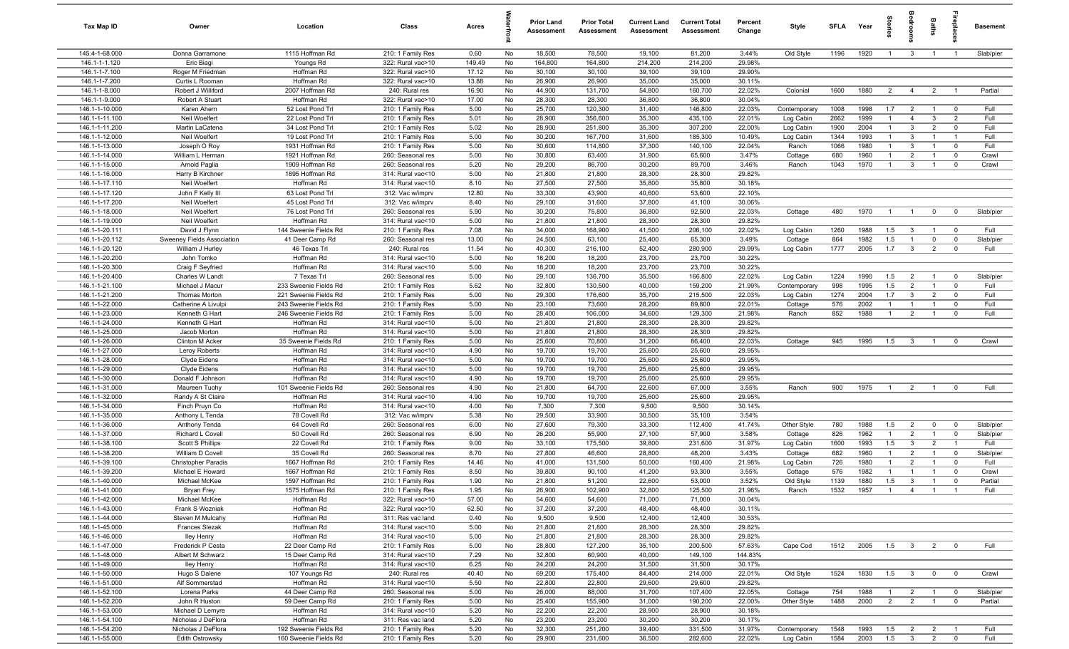| Tax Map ID | Owner | Location | Class | Acres | Waterfront | Prior Land Assessment | Prior Total Assessment | Current Land Assessment | Current Total Assessment | Percent Change | Style | SFLA | Year | Stories | Bedrooms | Baths | Fireplaces | Basement |
|---|---|---|---|---|---|---|---|---|---|---|---|---|---|---|---|---|---|---|
| 145.4-1-68.000 | Donna Garramone | 1115 Hoffman Rd | 210: 1 Family Res | 0.60 | No | 18,500 | 78,500 | 19,100 | 81,200 | 3.44% | Old Style | 1196 | 1920 | 1 | 3 | 1 | 1 | Slab/pier |
| 146.1-1-1.120 | Eric Biagi | Youngs Rd | 322: Rural vac>10 | 149.49 | No | 164,800 | 164,800 | 214,200 | 214,200 | 29.98% | | | | | | | | |
| 146.1-1-7.100 | Roger M Friedman | Hoffman Rd | 322: Rural vac>10 | 17.12 | No | 30,100 | 30,100 | 39,100 | 39,100 | 29.90% | | | | | | | | |
| 146.1-1-7.200 | Curtis L Rooman | Hoffman Rd | 322: Rural vac>10 | 13.88 | No | 26,900 | 26,900 | 35,000 | 35,000 | 30.11% | | | | | | | | |
| 146.1-1-8.000 | Robert J Williford | 2007 Hoffman Rd | 240: Rural res | 16.90 | No | 44,900 | 131,700 | 54,800 | 160,700 | 22.02% | Colonial | 1600 | 1880 | 2 | 4 | 2 | 1 | Partial |
| 146.1-1-9.000 | Robert A Stuart | Hoffman Rd | 322: Rural vac>10 | 17.00 | No | 28,300 | 28,300 | 36,800 | 36,800 | 30.04% | | | | | | | | |
| 146.1-1-10.000 | Karen Ahern | 52 Lost Pond Trl | 210: 1 Family Res | 5.00 | No | 25,700 | 120,300 | 31,400 | 146,800 | 22.03% | Contemporary | 1008 | 1998 | 1.7 | 2 | 1 | 0 | Full |
| 146.1-1-11.100 | Neil Woelfert | 22 Lost Pond Trl | 210: 1 Family Res | 5.01 | No | 28,900 | 356,600 | 35,300 | 435,100 | 22.01% | Log Cabin | 2662 | 1999 | 1 | 4 | 3 | 2 | Full |
| 146.1-1-11.200 | Martin LaCatena | 34 Lost Pond Trl | 210: 1 Family Res | 5.02 | No | 28,900 | 251,800 | 35,300 | 307,200 | 22.00% | Log Cabin | 1900 | 2004 | 1 | 3 | 2 | 0 | Full |
| 146.1-1-12.000 | Neil Woelfert | 19 Lost Pond Trl | 210: 1 Family Res | 5.00 | No | 30,200 | 167,700 | 31,600 | 185,300 | 10.49% | Log Cabin | 1344 | 1993 | 1 | 3 | 1 | 1 | Full |
| 146.1-1-13.000 | Joseph O Roy | 1931 Hoffman Rd | 210: 1 Family Res | 5.00 | No | 30,600 | 114,800 | 37,300 | 140,100 | 22.04% | Ranch | 1066 | 1980 | 1 | 3 | 1 | 0 | Full |
| 146.1-1-14.000 | William L Herman | 1921 Hoffman Rd | 260: Seasonal res | 5.00 | No | 30,800 | 63,400 | 31,900 | 65,600 | 3.47% | Cottage | 680 | 1960 | 1 | 2 | 1 | 0 | Crawl |
| 146.1-1-15.000 | Arnold Paglia | 1909 Hoffman Rd | 260: Seasonal res | 5.20 | No | 29,200 | 86,700 | 30,200 | 89,700 | 3.46% | Ranch | 1043 | 1970 | 1 | 3 | 1 | 0 | Crawl |
| 146.1-1-16.000 | Harry B Kirchner | 1895 Hoffman Rd | 314: Rural vac<10 | 5.00 | No | 21,800 | 21,800 | 28,300 | 28,300 | 29.82% | | | | | | | | |
| 146.1-1-17.110 | Neil Woelfert | Hoffman Rd | 314: Rural vac<10 | 8.10 | No | 27,500 | 27,500 | 35,800 | 35,800 | 30.18% | | | | | | | | |
| 146.1-1-17.120 | John F Kelly III | 63 Lost Pond Trl | 312: Vac w/imprv | 12.80 | No | 33,300 | 43,900 | 40,600 | 53,600 | 22.10% | | | | | | | | |
| 146.1-1-17.200 | Neil Woelfert | 45 Lost Pond Trl | 312: Vac w/imprv | 8.40 | No | 29,100 | 31,600 | 37,800 | 41,100 | 30.06% | | | | | | | | |
| 146.1-1-18.000 | Neil Woelfert | 76 Lost Pond Trl | 260: Seasonal res | 5.90 | No | 30,200 | 75,800 | 36,800 | 92,500 | 22.03% | Cottage | 480 | 1970 | 1 | 1 | 0 | 0 | Slab/pier |
| 146.1-1-19.000 | Neil Woelfert | Hoffman Rd | 314: Rural vac<10 | 5.00 | No | 21,800 | 21,800 | 28,300 | 28,300 | 29.82% | | | | | | | | |
| 146.1-1-20.111 | David J Flynn | 144 Sweenie Fields Rd | 210: 1 Family Res | 7.08 | No | 34,000 | 168,900 | 41,500 | 206,100 | 22.02% | Log Cabin | 1260 | 1988 | 1.5 | 3 | 1 | 0 | Full |
| 146.1-1-20.112 | Sweeney Fields Association | 41 Deer Camp Rd | 260: Seasonal res | 13.00 | No | 24,500 | 63,100 | 25,400 | 65,300 | 3.49% | Cottage | 864 | 1982 | 1.5 | 1 | 0 | 0 | Slab/pier |
| 146.1-1-20.120 | William J Hurley | 46 Texas Trl | 240: Rural res | 11.54 | No | 40,300 | 216,100 | 52,400 | 280,900 | 29.99% | Log Cabin | 1777 | 2005 | 1.7 | 3 | 2 | 0 | Full |
| 146.1-1-20.200 | John Tomko | Hoffman Rd | 314: Rural vac<10 | 5.00 | No | 18,200 | 18,200 | 23,700 | 23,700 | 30.22% | | | | | | | | |
| 146.1-1-20.300 | Craig F Seyfried | Hoffman Rd | 314: Rural vac<10 | 5.00 | No | 18,200 | 18,200 | 23,700 | 23,700 | 30.22% | | | | | | | | |
| 146.1-1-20.400 | Charles W Landt | 7 Texas Trl | 260: Seasonal res | 5.00 | No | 29,100 | 136,700 | 35,500 | 166,800 | 22.02% | Log Cabin | 1224 | 1990 | 1.5 | 2 | 1 | 0 | Slab/pier |
| 146.1-1-21.100 | Michael J Macur | 233 Sweenie Fields Rd | 210: 1 Family Res | 5.62 | No | 32,800 | 130,500 | 40,000 | 159,200 | 21.99% | Contemporary | 998 | 1995 | 1.5 | 2 | 1 | 0 | Full |
| 146.1-1-21.200 | Thomas Morton | 221 Sweenie Fields Rd | 210: 1 Family Res | 5.00 | No | 29,300 | 176,600 | 35,700 | 215,500 | 22.03% | Log Cabin | 1274 | 2004 | 1.7 | 3 | 2 | 0 | Full |
| 146.1-1-22.000 | Catherine A Livulpi | 243 Sweenie Fields Rd | 210: 1 Family Res | 5.00 | No | 23,100 | 73,600 | 28,200 | 89,800 | 22.01% | Cottage | 576 | 2002 | 1 | 1 | 1 | 0 | Full |
| 146.1-1-23.000 | Kenneth G Hart | 246 Sweenie Fields Rd | 210: 1 Family Res | 5.00 | No | 28,400 | 106,000 | 34,600 | 129,300 | 21.98% | Ranch | 852 | 1988 | 1 | 2 | 1 | 0 | Full |
| 146.1-1-24.000 | Kenneth G Hart | Hoffman Rd | 314: Rural vac<10 | 5.00 | No | 21,800 | 21,800 | 28,300 | 28,300 | 29.82% | | | | | | | | |
| 146.1-1-25.000 | Jacob Morton | Hoffman Rd | 314: Rural vac<10 | 5.00 | No | 21,800 | 21,800 | 28,300 | 28,300 | 29.82% | | | | | | | | |
| 146.1-1-26.000 | Clinton M Acker | 35 Sweenie Fields Rd | 210: 1 Family Res | 5.00 | No | 25,600 | 70,800 | 31,200 | 86,400 | 22.03% | Cottage | 945 | 1995 | 1.5 | 3 | 1 | 0 | Crawl |
| 146.1-1-27.000 | Leroy Roberts | Hoffman Rd | 314: Rural vac<10 | 4.90 | No | 19,700 | 19,700 | 25,600 | 25,600 | 29.95% | | | | | | | | |
| 146.1-1-28.000 | Clyde Eidens | Hoffman Rd | 314: Rural vac<10 | 5.00 | No | 19,700 | 19,700 | 25,600 | 25,600 | 29.95% | | | | | | | | |
| 146.1-1-29.000 | Clyde Eidens | Hoffman Rd | 314: Rural vac<10 | 5.00 | No | 19,700 | 19,700 | 25,600 | 25,600 | 29.95% | | | | | | | | |
| 146.1-1-30.000 | Donald F Johnson | Hoffman Rd | 314: Rural vac<10 | 4.90 | No | 19,700 | 19,700 | 25,600 | 25,600 | 29.95% | | | | | | | | |
| 146.1-1-31.000 | Maureen Tuohy | 101 Sweenie Fields Rd | 260: Seasonal res | 4.90 | No | 21,800 | 64,700 | 22,600 | 67,000 | 3.55% | Ranch | 900 | 1975 | 1 | 2 | 1 | 0 | Full |
| 146.1-1-32.000 | Randy A St Claire | Hoffman Rd | 314: Rural vac<10 | 4.90 | No | 19,700 | 19,700 | 25,600 | 25,600 | 29.95% | | | | | | | | |
| 146.1-1-34.000 | Finch Pruyn Co | Hoffman Rd | 314: Rural vac<10 | 4.00 | No | 7,300 | 7,300 | 9,500 | 9,500 | 30.14% | | | | | | | | |
| 146.1-1-35.000 | Anthony L Tenda | 78 Covell Rd | 312: Vac w/imprv | 5.38 | No | 29,500 | 33,900 | 30,500 | 35,100 | 3.54% | | | | | | | | |
| 146.1-1-36.000 | Anthony Tenda | 64 Covell Rd | 260: Seasonal res | 6.00 | No | 27,600 | 79,300 | 33,300 | 112,400 | 41.74% | Other Style | 780 | 1988 | 1.5 | 2 | 0 | 0 | Slab/pier |
| 146.1-1-37.000 | Richard L Covell | 50 Covell Rd | 260: Seasonal res | 6.90 | No | 26,200 | 55,900 | 27,100 | 57,900 | 3.58% | Cottage | 826 | 1962 | 1 | 2 | 1 | 0 | Slab/pier |
| 146.1-1-38.100 | Scott S Phillips | 22 Covell Rd | 210: 1 Family Res | 9.00 | No | 33,100 | 175,500 | 39,800 | 231,600 | 31.97% | Log Cabin | 1600 | 1993 | 1.5 | 3 | 2 | 1 | Full |
| 146.1-1-38.200 | William D Covell | 35 Covell Rd | 260: Seasonal res | 8.70 | No | 27,800 | 46,600 | 28,800 | 48,200 | 3.43% | Cottage | 682 | 1960 | 1 | 2 | 1 | 0 | Slab/pier |
| 146.1-1-39.100 | Christopher Paradis | 1667 Hoffman Rd | 210: 1 Family Res | 14.46 | No | 41,000 | 131,500 | 50,000 | 160,400 | 21.98% | Log Cabin | 726 | 1980 | 1 | 2 | 1 | 0 | Full |
| 146.1-1-39.200 | Michael E Howard | 1667 Hoffman Rd | 210: 1 Family Res | 8.50 | No | 39,800 | 90,100 | 41,200 | 93,300 | 3.55% | Cottage | 576 | 1982 | 1 | 1 | 1 | 0 | Crawl |
| 146.1-1-40.000 | Michael McKee | 1597 Hoffman Rd | 210: 1 Family Res | 1.90 | No | 21,800 | 51,200 | 22,600 | 53,000 | 3.52% | Old Style | 1139 | 1880 | 1.5 | 3 | 1 | 0 | Partial |
| 146.1-1-41.000 | Bryan Frey | 1575 Hoffman Rd | 210: 1 Family Res | 1.95 | No | 26,900 | 102,900 | 32,800 | 125,500 | 21.96% | Ranch | 1532 | 1957 | 1 | 4 | 1 | 1 | Full |
| 146.1-1-42.000 | Michael McKee | Hoffman Rd | 322: Rural vac>10 | 57.00 | No | 54,600 | 54,600 | 71,000 | 71,000 | 30.04% | | | | | | | | |
| 146.1-1-43.000 | Frank S Wozniak | Hoffman Rd | 322: Rural vac>10 | 62.50 | No | 37,200 | 37,200 | 48,400 | 48,400 | 30.11% | | | | | | | | |
| 146.1-1-44.000 | Steven M Mulcahy | Hoffman Rd | 311: Res vac land | 0.40 | No | 9,500 | 9,500 | 12,400 | 12,400 | 30.53% | | | | | | | | |
| 146.1-1-45.000 | Frances Slezak | Hoffman Rd | 314: Rural vac<10 | 5.00 | No | 21,800 | 21,800 | 28,300 | 28,300 | 29.82% | | | | | | | | |
| 146.1-1-46.000 | Iley Henry | Hoffman Rd | 314: Rural vac<10 | 5.00 | No | 21,800 | 21,800 | 28,300 | 28,300 | 29.82% | | | | | | | | |
| 146.1-1-47.000 | Frederick P Cesta | 22 Deer Camp Rd | 210: 1 Family Res | 5.00 | No | 28,800 | 127,200 | 35,100 | 200,500 | 57.63% | Cape Cod | 1512 | 2005 | 1.5 | 3 | 2 | 0 | Full |
| 146.1-1-48.000 | Albert M Schwarz | 15 Deer Camp Rd | 314: Rural vac<10 | 7.29 | No | 32,800 | 60,900 | 40,000 | 149,100 | 144.83% | | | | | | | | |
| 146.1-1-49.000 | Iley Henry | Hoffman Rd | 314: Rural vac<10 | 6.25 | No | 24,200 | 24,200 | 31,500 | 31,500 | 30.17% | | | | | | | | |
| 146.1-1-50.000 | Hugo S Dalene | 107 Youngs Rd | 240: Rural res | 40.40 | No | 69,200 | 175,400 | 84,400 | 214,000 | 22.01% | Old Style | 1524 | 1830 | 1.5 | 3 | 0 | 0 | Crawl |
| 146.1-1-51.000 | Alf Sommerstad | Hoffman Rd | 314: Rural vac<10 | 5.50 | No | 22,800 | 22,800 | 29,600 | 29,600 | 29.82% | | | | | | | | |
| 146.1-1-52.100 | Lorena Parks | 44 Deer Camp Rd | 260: Seasonal res | 5.00 | No | 26,000 | 88,000 | 31,700 | 107,400 | 22.05% | Cottage | 754 | 1988 | 1 | 2 | 1 | 0 | Slab/pier |
| 146.1-1-52.200 | John R Huston | 59 Deer Camp Rd | 210: 1 Family Res | 5.00 | No | 25,400 | 155,900 | 31,000 | 190,200 | 22.00% | Other Style | 1488 | 2000 | 2 | 2 | 1 | 0 | Partial |
| 146.1-1-53.000 | Michael D Lemyre | Hoffman Rd | 314: Rural vac<10 | 5.20 | No | 22,200 | 22,200 | 28,900 | 28,900 | 30.18% | | | | | | | | |
| 146.1-1-54.100 | Nicholas J DeFlora | Hoffman Rd | 311: Res vac land | 5.20 | No | 23,200 | 23,200 | 30,200 | 30,200 | 30.17% | | | | | | | | |
| 146.1-1-54.200 | Nicholas J DeFlora | 192 Sweenie Fields Rd | 210: 1 Family Res | 5.20 | No | 32,300 | 251,200 | 39,400 | 331,500 | 31.97% | Contemporary | 1548 | 1993 | 1.5 | 2 | 2 | 1 | Full |
| 146.1-1-55.000 | Edith Ostrowsky | 160 Sweenie Fields Rd | 210: 1 Family Res | 5.20 | No | 29,900 | 231,600 | 36,500 | 282,600 | 22.02% | Log Cabin | 1584 | 2003 | 1.5 | 3 | 2 | 0 | Full |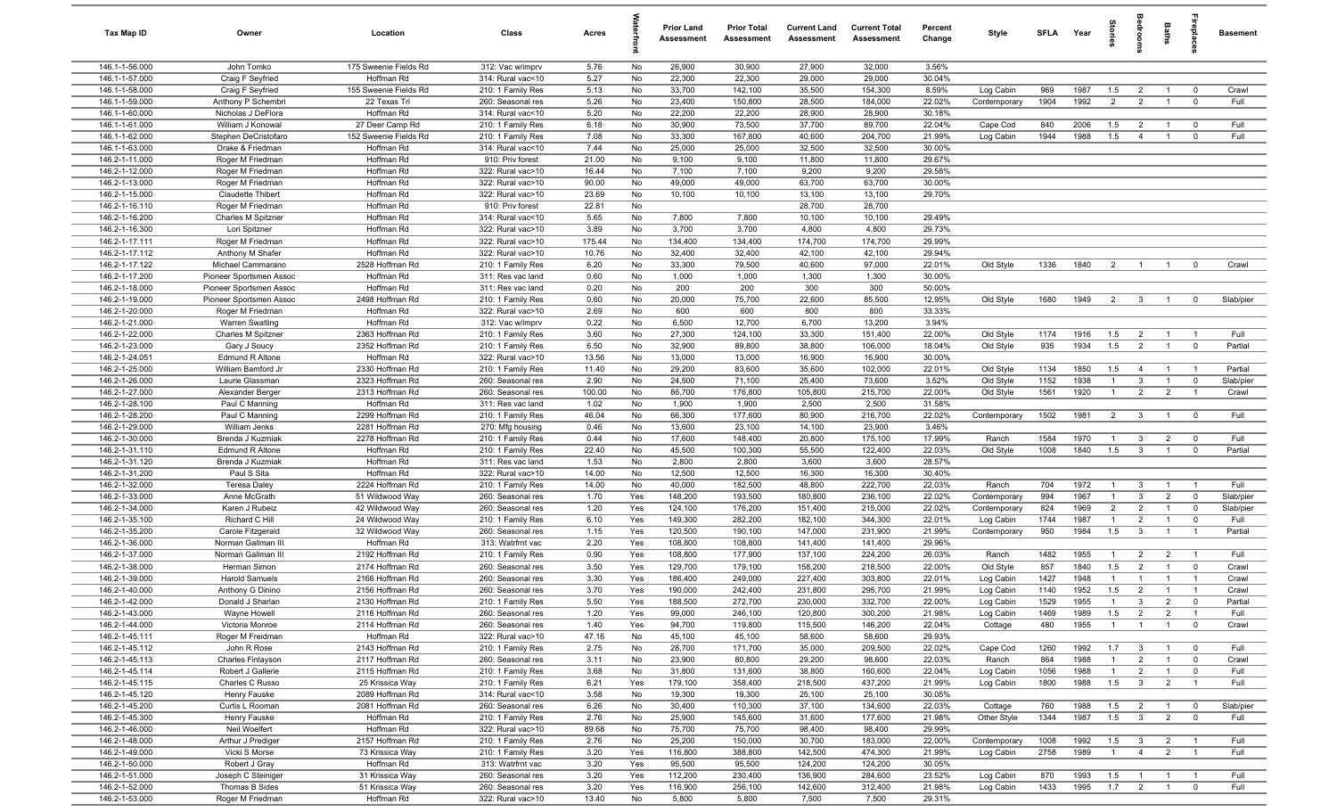| Tax Map ID | Owner | Location | Class | Acres | Waterfront | Prior Land Assessment | Prior Total Assessment | Current Land Assessment | Current Total Assessment | Percent Change | Style | SFLA | Year | Stories | Bedrooms | Baths | Fireplaces | Basement |
|---|---|---|---|---|---|---|---|---|---|---|---|---|---|---|---|---|---|---|
| 146.1-1-56.000 | John Tomko | 175 Sweenie Fields Rd | 312: Vac w/imprv | 5.76 | No | 26,900 | 30,900 | 27,900 | 32,000 | 3.56% | | | | | | | | |
| 146.1-1-57.000 | Craig F Seyfried | Hoffman Rd | 314: Rural vac<10 | 5.27 | No | 22,300 | 22,300 | 29,000 | 29,000 | 30.04% | | | | | | | | |
| 146.1-1-58.000 | Craig F Seyfried | 155 Sweenie Fields Rd | 210: 1 Family Res | 5.13 | No | 33,700 | 142,100 | 35,500 | 154,300 | 8.59% | Log Cabin | 969 | 1987 | 1.5 | 2 | 1 | 0 | Crawl |
| 146.1-1-59.000 | Anthony P Schembri | 22 Texas Trl | 260: Seasonal res | 5.26 | No | 23,400 | 150,800 | 28,500 | 184,000 | 22.02% | Contemporary | 1904 | 1992 | 2 | 2 | 1 | 0 | Full |
| 146.1-1-60.000 | Nicholas J DeFlora | Hoffman Rd | 314: Rural vac<10 | 5.20 | No | 22,200 | 22,200 | 28,900 | 28,900 | 30.18% | | | | | | | | |
| 146.1-1-61.000 | William J Konowal | 27 Deer Camp Rd | 210: 1 Family Res | 6.18 | No | 30,900 | 73,500 | 37,700 | 89,700 | 22.04% | Cape Cod | 840 | 2006 | 1.5 | 2 | 1 | 0 | Full |
| 146.1-1-62.000 | Stephen DeCristofaro | 152 Sweenie Fields Rd | 210: 1 Family Res | 7.08 | No | 33,300 | 167,800 | 40,600 | 204,700 | 21.99% | Log Cabin | 1944 | 1988 | 1.5 | 4 | 1 | 0 | Full |
| 146.1-1-63.000 | Drake & Friedman | Hoffman Rd | 314: Rural vac<10 | 7.44 | No | 25,000 | 25,000 | 32,500 | 32,500 | 30.00% | | | | | | | | |
| 146.2-1-11.000 | Roger M Friedman | Hoffman Rd | 910: Priv forest | 21.00 | No | 9,100 | 9,100 | 11,800 | 11,800 | 29.67% | | | | | | | | |
| 146.2-1-12.000 | Roger M Friedman | Hoffman Rd | 322: Rural vac>10 | 16.44 | No | 7,100 | 7,100 | 9,200 | 9,200 | 29.58% | | | | | | | | |
| 146.2-1-13.000 | Roger M Friedman | Hoffman Rd | 322: Rural vac>10 | 90.00 | No | 49,000 | 49,000 | 63,700 | 63,700 | 30.00% | | | | | | | | |
| 146.2-1-15.000 | Claudette Thibert | Hoffman Rd | 322: Rural vac>10 | 23.69 | No | 10,100 | 10,100 | 13,100 | 13,100 | 29.70% | | | | | | | | |
| 146.2-1-16.110 | Roger M Friedman | Hoffman Rd | 910: Priv forest | 22.81 | No | | | 28,700 | 28,700 | | | | | | | | | |
| 146.2-1-16.200 | Charles M Spitzner | Hoffman Rd | 314: Rural vac<10 | 5.65 | No | 7,800 | 7,800 | 10,100 | 10,100 | 29.49% | | | | | | | | |
| 146.2-1-16.300 | Lori Spitzner | Hoffman Rd | 322: Rural vac>10 | 3.89 | No | 3,700 | 3,700 | 4,800 | 4,800 | 29.73% | | | | | | | | |
| 146.2-1-17.111 | Roger M Friedman | Hoffman Rd | 322: Rural vac>10 | 175.44 | No | 134,400 | 134,400 | 174,700 | 174,700 | 29.99% | | | | | | | | |
| 146.2-1-17.112 | Anthony M Shafer | Hoffman Rd | 322: Rural vac>10 | 10.76 | No | 32,400 | 32,400 | 42,100 | 42,100 | 29.94% | | | | | | | | |
| 146.2-1-17.122 | Michael Cammarano | 2528 Hoffman Rd | 210: 1 Family Res | 6.20 | No | 33,300 | 79,500 | 40,600 | 97,000 | 22.01% | Old Style | 1336 | 1840 | 2 | 1 | 1 | 0 | Crawl |
| 146.2-1-17.200 | Pioneer Sportsmen Assoc | Hoffman Rd | 311: Res vac land | 0.60 | No | 1,000 | 1,000 | 1,300 | 1,300 | 30.00% | | | | | | | | |
| 146.2-1-18.000 | Pioneer Sportsmen Assoc | Hoffman Rd | 311: Res vac land | 0.20 | No | 200 | 200 | 300 | 300 | 50.00% | | | | | | | | |
| 146.2-1-19.000 | Pioneer Sportsmen Assoc | 2498 Hoffman Rd | 210: 1 Family Res | 0.60 | No | 20,000 | 75,700 | 22,600 | 85,500 | 12.95% | Old Style | 1680 | 1949 | 2 | 3 | 1 | 0 | Slab/pier |
| 146.2-1-20.000 | Roger M Friedman | Hoffman Rd | 322: Rural vac>10 | 2.69 | No | 600 | 600 | 800 | 800 | 33.33% | | | | | | | | |
| 146.2-1-21.000 | Warren Swatling | Hoffman Rd | 312: Vac w/imprv | 0.22 | No | 6,500 | 12,700 | 6,700 | 13,200 | 3.94% | | | | | | | | |
| 146.2-1-22.000 | Charles M Spitzner | 2363 Hoffman Rd | 210: 1 Family Res | 3.60 | No | 27,300 | 124,100 | 33,300 | 151,400 | 22.00% | Old Style | 1174 | 1916 | 1.5 | 2 | 1 | 1 | Full |
| 146.2-1-23.000 | Gary J Soucy | 2352 Hoffman Rd | 210: 1 Family Res | 6.50 | No | 32,900 | 89,800 | 38,800 | 106,000 | 18.04% | Old Style | 935 | 1934 | 1.5 | 2 | 1 | 0 | Partial |
| 146.2-1-24.051 | Edmund R Altone | Hoffman Rd | 322: Rural vac>10 | 13.56 | No | 13,000 | 13,000 | 16,900 | 16,900 | 30.00% | | | | | | | | |
| 146.2-1-25.000 | William Bamford Jr | 2330 Hoffman Rd | 210: 1 Family Res | 11.40 | No | 29,200 | 83,600 | 35,600 | 102,000 | 22.01% | Old Style | 1134 | 1850 | 1.5 | 4 | 1 | 1 | Partial |
| 146.2-1-26.000 | Laurie Glassman | 2323 Hoffman Rd | 260: Seasonal res | 2.90 | No | 24,500 | 71,100 | 25,400 | 73,600 | 3.52% | Old Style | 1152 | 1938 | 1 | 3 | 1 | 0 | Slab/pier |
| 146.2-1-27.000 | Alexander Berger | 2313 Hoffman Rd | 260: Seasonal res | 100.00 | No | 86,700 | 176,800 | 105,800 | 215,700 | 22.00% | Old Style | 1561 | 1920 | 1 | 2 | 2 | 1 | Crawl |
| 146.2-1-28.100 | Paul C Manning | Hoffman Rd | 311: Res vac land | 1.02 | No | 1,900 | 1,900 | 2,500 | 2,500 | 31.58% | | | | | | | | |
| 146.2-1-28.200 | Paul C Manning | 2299 Hoffman Rd | 210: 1 Family Res | 46.04 | No | 66,300 | 177,600 | 80,900 | 216,700 | 22.02% | Contemporary | 1502 | 1981 | 2 | 3 | 1 | 0 | Full |
| 146.2-1-29.000 | William Jenks | 2281 Hoffman Rd | 270: Mfg housing | 0.46 | No | 13,600 | 23,100 | 14,100 | 23,900 | 3.46% | | | | | | | | |
| 146.2-1-30.000 | Brenda J Kuzmiak | 2278 Hoffman Rd | 210: 1 Family Res | 0.44 | No | 17,600 | 148,400 | 20,800 | 175,100 | 17.99% | Ranch | 1584 | 1970 | 1 | 3 | 2 | 0 | Full |
| 146.2-1-31.110 | Edmund R Altone | Hoffman Rd | 210: 1 Family Res | 22.40 | No | 45,500 | 100,300 | 55,500 | 122,400 | 22.03% | Old Style | 1008 | 1840 | 1.5 | 3 | 1 | 0 | Partial |
| 146.2-1-31.120 | Brenda J Kuzmiak | Hoffman Rd | 311: Res vac land | 1.53 | No | 2,800 | 2,800 | 3,600 | 3,600 | 28.57% | | | | | | | | |
| 146.2-1-31.200 | Paul S Sita | Hoffman Rd | 322: Rural vac>10 | 14.00 | No | 12,500 | 12,500 | 16,300 | 16,300 | 30.40% | | | | | | | | |
| 146.2-1-32.000 | Teresa Daley | 2224 Hoffman Rd | 210: 1 Family Res | 14.00 | No | 40,000 | 182,500 | 48,800 | 222,700 | 22.03% | Ranch | 704 | 1972 | 1 | 3 | 1 | 1 | Full |
| 146.2-1-33.000 | Anne McGrath | 51 Wildwood Way | 260: Seasonal res | 1.70 | Yes | 148,200 | 193,500 | 180,800 | 236,100 | 22.02% | Contemporary | 994 | 1967 | 1 | 3 | 2 | 0 | Slab/pier |
| 146.2-1-34.000 | Karen J Rubeiz | 42 Wildwood Way | 260: Seasonal res | 1.20 | Yes | 124,100 | 176,200 | 151,400 | 215,000 | 22.02% | Contemporary | 824 | 1969 | 2 | 2 | 1 | 0 | Slab/pier |
| 146.2-1-35.100 | Richard C Hill | 24 Wildwood Way | 210: 1 Family Res | 6.10 | Yes | 149,300 | 282,200 | 182,100 | 344,300 | 22.01% | Log Cabin | 1744 | 1987 | 1 | 2 | 1 | 0 | Full |
| 146.2-1-35.200 | Carole Fitzgerald | 32 Wildwood Way | 260: Seasonal res | 1.15 | Yes | 120,500 | 190,100 | 147,000 | 231,900 | 21.99% | Contemporary | 950 | 1984 | 1.5 | 3 | 1 | 1 | Partial |
| 146.2-1-36.000 | Norman Gallman III | Hoffman Rd | 313: Watrfrnt vac | 2.20 | Yes | 108,800 | 108,800 | 141,400 | 141,400 | 29.96% | | | | | | | | |
| 146.2-1-37.000 | Norman Gallman III | 2192 Hoffman Rd | 210: 1 Family Res | 0.90 | Yes | 108,800 | 177,900 | 137,100 | 224,200 | 26.03% | Ranch | 1482 | 1955 | 1 | 2 | 2 | 1 | Full |
| 146.2-1-38.000 | Herman Simon | 2174 Hoffman Rd | 260: Seasonal res | 3.50 | Yes | 129,700 | 179,100 | 158,200 | 218,500 | 22.00% | Old Style | 857 | 1840 | 1.5 | 2 | 1 | 0 | Crawl |
| 146.2-1-39.000 | Harold Samuels | 2166 Hoffman Rd | 260: Seasonal res | 3.30 | Yes | 186,400 | 249,000 | 227,400 | 303,800 | 22.01% | Log Cabin | 1427 | 1948 | 1 | 1 | 1 | 1 | Crawl |
| 146.2-1-40.000 | Anthony G Dinino | 2156 Hoffman Rd | 260: Seasonal res | 3.70 | Yes | 190,000 | 242,400 | 231,800 | 295,700 | 21.99% | Log Cabin | 1140 | 1952 | 1.5 | 2 | 1 | 1 | Crawl |
| 146.2-1-42.000 | Donald J Sharlan | 2130 Hoffman Rd | 210: 1 Family Res | 5.50 | Yes | 188,500 | 272,700 | 230,000 | 332,700 | 22.00% | Log Cabin | 1529 | 1955 | 1 | 3 | 2 | 0 | Partial |
| 146.2-1-43.000 | Wayne Howell | 2116 Hoffman Rd | 260: Seasonal res | 1.20 | Yes | 99,000 | 246,100 | 120,800 | 300,200 | 21.98% | Log Cabin | 1469 | 1989 | 1.5 | 2 | 2 | 1 | Full |
| 146.2-1-44.000 | Victoria Monroe | 2114 Hoffman Rd | 260: Seasonal res | 1.40 | Yes | 94,700 | 119,800 | 115,500 | 146,200 | 22.04% | Cottage | 480 | 1955 | 1 | 1 | 1 | 0 | Crawl |
| 146.2-1-45.111 | Roger M Freidman | Hoffman Rd | 322: Rural vac>10 | 47.16 | No | 45,100 | 45,100 | 58,600 | 58,600 | 29.93% | | | | | | | | |
| 146.2-1-45.112 | John R Rose | 2143 Hoffman Rd | 210: 1 Family Res | 2.75 | No | 28,700 | 171,700 | 35,000 | 209,500 | 22.02% | Cape Cod | 1260 | 1992 | 1.7 | 3 | 1 | 0 | Full |
| 146.2-1-45.113 | Charles Finlayson | 2117 Hoffman Rd | 260: Seasonal res | 3.11 | No | 23,900 | 80,800 | 29,200 | 98,600 | 22.03% | Ranch | 864 | 1988 | 1 | 2 | 1 | 0 | Crawl |
| 146.2-1-45.114 | Robert J Gallerie | 2115 Hoffman Rd | 210: 1 Family Res | 3.68 | No | 31,800 | 131,600 | 38,800 | 160,600 | 22.04% | Log Cabin | 1056 | 1988 | 1 | 2 | 1 | 0 | Full |
| 146.2-1-45.115 | Charles C Russo | 25 Krissica Way | 210: 1 Family Res | 6.21 | Yes | 179,100 | 358,400 | 218,500 | 437,200 | 21.99% | Log Cabin | 1800 | 1988 | 1.5 | 3 | 2 | 1 | Full |
| 146.2-1-45.120 | Henry Fauske | 2089 Hoffman Rd | 314: Rural vac<10 | 3.58 | No | 19,300 | 19,300 | 25,100 | 25,100 | 30.05% | | | | | | | | |
| 146.2-1-45.200 | Curtis L Rooman | 2081 Hoffman Rd | 260: Seasonal res | 6.26 | No | 30,400 | 110,300 | 37,100 | 134,600 | 22.03% | Cottage | 760 | 1988 | 1.5 | 2 | 1 | 0 | Slab/pier |
| 146.2-1-45.300 | Henry Fauske | Hoffman Rd | 210: 1 Family Res | 2.76 | No | 25,900 | 145,600 | 31,600 | 177,600 | 21.98% | Other Style | 1344 | 1987 | 1.5 | 3 | 2 | 0 | Full |
| 146.2-1-46.000 | Neil Woelfert | Hoffman Rd | 322: Rural vac>10 | 89.68 | No | 75,700 | 75,700 | 98,400 | 98,400 | 29.99% | | | | | | | | |
| 146.2-1-48.000 | Arthur J Prediger | 2157 Hoffman Rd | 210: 1 Family Res | 2.76 | No | 25,200 | 150,000 | 30,700 | 183,000 | 22.00% | Contemporary | 1008 | 1992 | 1.5 | 3 | 2 | 1 | Full |
| 146.2-1-49.000 | Vicki S Morse | 73 Krissica Way | 210: 1 Family Res | 3.20 | Yes | 116,800 | 388,800 | 142,500 | 474,300 | 21.99% | Log Cabin | 2758 | 1989 | 1 | 4 | 2 | 1 | Full |
| 146.2-1-50.000 | Robert J Gray | Hoffman Rd | 313: Watrfrnt vac | 3.20 | Yes | 95,500 | 95,500 | 124,200 | 124,200 | 30.05% | | | | | | | | |
| 146.2-1-51.000 | Joseph C Steiniger | 31 Krissica Way | 260: Seasonal res | 3.20 | Yes | 112,200 | 230,400 | 136,900 | 284,600 | 23.52% | Log Cabin | 870 | 1993 | 1.5 | 1 | 1 | 1 | Full |
| 146.2-1-52.000 | Thomas B Sides | 51 Krissica Way | 260: Seasonal res | 3.20 | Yes | 116,900 | 256,100 | 142,600 | 312,400 | 21.98% | Log Cabin | 1433 | 1995 | 1.7 | 2 | 1 | 0 | Full |
| 146.2-1-53.000 | Roger M Friedman | Hoffman Rd | 322: Rural vac>10 | 13.40 | No | 5,800 | 5,800 | 7,500 | 7,500 | 29.31% | | | | | | | | |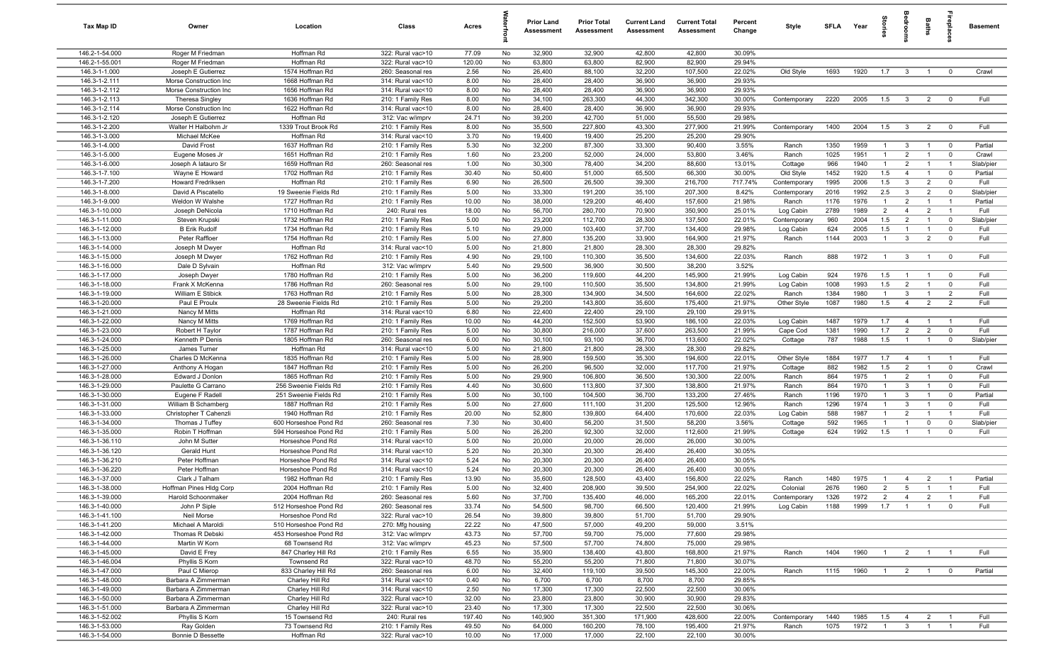| Tax Map ID | Owner | Location | Class | Acres | Waterfront | Prior Land Assessment | Prior Total Assessment | Current Land Assessment | Current Total Assessment | Percent Change | Style | SFLA | Year | Stories | Bedrooms | Baths | Fireplaces | Basement |
|---|---|---|---|---|---|---|---|---|---|---|---|---|---|---|---|---|---|---|
| 146.2-1-54.000 | Roger M Friedman | Hoffman Rd | 322: Rural vac>10 | 77.09 | No | 32,900 | 32,900 | 42,800 | 42,800 | 30.09% | | | | | | | | |
| 146.2-1-55.001 | Roger M Friedman | Hoffman Rd | 322: Rural vac>10 | 120.00 | No | 63,800 | 63,800 | 82,900 | 82,900 | 29.94% | | | | | | | | |
| 146.3-1-1.000 | Joseph E Gutierrez | 1574 Hoffman Rd | 260: Seasonal res | 2.56 | No | 26,400 | 88,100 | 32,200 | 107,500 | 22.02% | Old Style | 1693 | 1920 | 1.7 | 3 | 1 | 0 | Crawl |
| 146.3-1-2.111 | Morse Construction Inc | 1668 Hoffman Rd | 314: Rural vac<10 | 8.00 | No | 28,400 | 28,400 | 36,900 | 36,900 | 29.93% | | | | | | | | |
| 146.3-1-2.112 | Morse Construction Inc | 1656 Hoffman Rd | 314: Rural vac<10 | 8.00 | No | 28,400 | 28,400 | 36,900 | 36,900 | 29.93% | | | | | | | | |
| 146.3-1-2.113 | Theresa Singley | 1636 Hoffman Rd | 210: 1 Family Res | 8.00 | No | 34,100 | 263,300 | 44,300 | 342,300 | 30.00% | Contemporary | 2220 | 2005 | 1.5 | 3 | 2 | 0 | Full |
| 146.3-1-2.114 | Morse Construction Inc | 1622 Hoffman Rd | 314: Rural vac<10 | 8.00 | No | 28,400 | 28,400 | 36,900 | 36,900 | 29.93% | | | | | | | | |
| 146.3-1-2.120 | Joseph E Gutierrez | Hoffman Rd | 312: Vac w/imprv | 24.71 | No | 39,200 | 42,700 | 51,000 | 55,500 | 29.98% | | | | | | | | |
| 146.3-1-2.200 | Walter H Halbohm Jr | 1339 Trout Brook Rd | 210: 1 Family Res | 8.00 | No | 35,500 | 227,800 | 43,300 | 277,900 | 21.99% | Contemporary | 1400 | 2004 | 1.5 | 3 | 2 | 0 | Full |
| 146.3-1-3.000 | Michael McKee | Hoffman Rd | 314: Rural vac<10 | 3.70 | No | 19,400 | 19,400 | 25,200 | 25,200 | 29.90% | | | | | | | | |
| 146.3-1-4.000 | David Frost | 1637 Hoffman Rd | 210: 1 Family Res | 5.30 | No | 32,200 | 87,300 | 33,300 | 90,400 | 3.55% | Ranch | 1350 | 1959 | 1 | 3 | 1 | 0 | Partial |
| 146.3-1-5.000 | Eugene Moses Jr | 1651 Hoffman Rd | 210: 1 Family Res | 1.60 | No | 23,200 | 52,000 | 24,000 | 53,800 | 3.46% | Ranch | 1025 | 1951 | 1 | 2 | 1 | 0 | Crawl |
| 146.3-1-6.000 | Joseph A Iatauro Sr | 1659 Hoffman Rd | 260: Seasonal res | 1.00 | No | 30,300 | 78,400 | 34,200 | 88,600 | 13.01% | Cottage | 966 | 1940 | 1 | 2 | 1 | 1 | Slab/pier |
| 146.3-1-7.100 | Wayne E Howard | 1702 Hoffman Rd | 210: 1 Family Res | 30.40 | No | 50,400 | 51,000 | 65,500 | 66,300 | 30.00% | Old Style | 1452 | 1920 | 1.5 | 4 | 1 | 0 | Partial |
| 146.3-1-7.200 | Howard Fredriksen | Hoffman Rd | 210: 1 Family Res | 6.90 | No | 26,500 | 26,500 | 39,300 | 216,700 | 717.74% | Contemporary | 1995 | 2006 | 1.5 | 3 | 2 | 0 | Full |
| 146.3-1-8.000 | David A Piscatello | 19 Sweenie Fields Rd | 210: 1 Family Res | 5.00 | No | 33,300 | 191,200 | 35,100 | 207,300 | 8.42% | Contemporary | 2016 | 1992 | 2.5 | 3 | 2 | 0 | Slab/pier |
| 146.3-1-9.000 | Weldon W Walshe | 1727 Hoffman Rd | 210: 1 Family Res | 10.00 | No | 38,000 | 129,200 | 46,400 | 157,600 | 21.98% | Ranch | 1176 | 1976 | 1 | 2 | 1 | 1 | Partial |
| 146.3-1-10.000 | Joseph DeNicola | 1710 Hoffman Rd | 240: Rural res | 18.00 | No | 56,700 | 280,700 | 70,900 | 350,900 | 25.01% | Log Cabin | 2789 | 1989 | 2 | 4 | 2 | 1 | Full |
| 146.3-1-11.000 | Steven Krupski | 1732 Hoffman Rd | 210: 1 Family Res | 5.00 | No | 23,200 | 112,700 | 28,300 | 137,500 | 22.01% | Contemporary | 960 | 2004 | 1.5 | 2 | 1 | 0 | Slab/pier |
| 146.3-1-12.000 | B Erik Rudolf | 1734 Hoffman Rd | 210: 1 Family Res | 5.10 | No | 29,000 | 103,400 | 37,700 | 134,400 | 29.98% | Log Cabin | 624 | 2005 | 1.5 | 1 | 1 | 0 | Full |
| 146.3-1-13.000 | Peter Raffloer | 1754 Hoffman Rd | 210: 1 Family Res | 5.00 | No | 27,800 | 135,200 | 33,900 | 164,900 | 21.97% | Ranch | 1144 | 2003 | 1 | 3 | 2 | 0 | Full |
| 146.3-1-14.000 | Joseph M Dwyer | Hoffman Rd | 314: Rural vac<10 | 5.00 | No | 21,800 | 21,800 | 28,300 | 28,300 | 29.82% | | | | | | | | |
| 146.3-1-15.000 | Joseph M Dwyer | 1762 Hoffman Rd | 210: 1 Family Res | 4.90 | No | 29,100 | 110,300 | 35,500 | 134,600 | 22.03% | Ranch | 888 | 1972 | 1 | 3 | 1 | 0 | Full |
| 146.3-1-16.000 | Dale D Sylvain | Hoffman Rd | 312: Vac w/imprv | 5.40 | No | 29,500 | 36,900 | 30,500 | 38,200 | 3.52% | | | | | | | | |
| 146.3-1-17.000 | Joseph Dwyer | 1780 Hoffman Rd | 210: 1 Family Res | 5.00 | No | 36,200 | 119,600 | 44,200 | 145,900 | 21.99% | Log Cabin | 924 | 1976 | 1.5 | 1 | 1 | 0 | Full |
| 146.3-1-18.000 | Frank X McKenna | 1786 Hoffman Rd | 260: Seasonal res | 5.00 | No | 29,100 | 110,500 | 35,500 | 134,800 | 21.99% | Log Cabin | 1008 | 1993 | 1.5 | 2 | 1 | 0 | Full |
| 146.3-1-19.000 | William E Stibick | 1763 Hoffman Rd | 210: 1 Family Res | 5.00 | No | 28,300 | 134,900 | 34,500 | 164,600 | 22.02% | Ranch | 1384 | 1980 | 1 | 3 | 1 | 2 | Full |
| 146.3-1-20.000 | Paul E Proulx | 28 Sweenie Fields Rd | 210: 1 Family Res | 5.00 | No | 29,200 | 143,800 | 35,600 | 175,400 | 21.97% | Other Style | 1087 | 1980 | 1.5 | 4 | 2 | 2 | Full |
| 146.3-1-21.000 | Nancy M Mitts | Hoffman Rd | 314: Rural vac<10 | 6.80 | No | 22,400 | 22,400 | 29,100 | 29,100 | 29.91% | | | | | | | | |
| 146.3-1-22.000 | Nancy M Mitts | 1769 Hoffman Rd | 210: 1 Family Res | 10.00 | No | 44,200 | 152,500 | 53,900 | 186,100 | 22.03% | Log Cabin | 1487 | 1979 | 1.7 | 4 | 1 | 1 | Full |
| 146.3-1-23.000 | Robert H Taylor | 1787 Hoffman Rd | 210: 1 Family Res | 5.00 | No | 30,800 | 216,000 | 37,600 | 263,500 | 21.99% | Cape Cod | 1381 | 1990 | 1.7 | 2 | 2 | 0 | Full |
| 146.3-1-24.000 | Kenneth P Denis | 1805 Hoffman Rd | 260: Seasonal res | 6.00 | No | 30,100 | 93,100 | 36,700 | 113,600 | 22.02% | Cottage | 787 | 1988 | 1.5 | 1 | 1 | 0 | Slab/pier |
| 146.3-1-25.000 | James Turner | Hoffman Rd | 314: Rural vac<10 | 5.00 | No | 21,800 | 21,800 | 28,300 | 28,300 | 29.82% | | | | | | | | |
| 146.3-1-26.000 | Charles D McKenna | 1835 Hoffman Rd | 210: 1 Family Res | 5.00 | No | 28,900 | 159,500 | 35,300 | 194,600 | 22.01% | Other Style | 1884 | 1977 | 1.7 | 4 | 1 | 1 | Full |
| 146.3-1-27.000 | Anthony A Hogan | 1847 Hoffman Rd | 210: 1 Family Res | 5.00 | No | 26,200 | 96,500 | 32,000 | 117,700 | 21.97% | Cottage | 882 | 1982 | 1.5 | 2 | 1 | 0 | Crawl |
| 146.3-1-28.000 | Edward J Donlon | 1865 Hoffman Rd | 210: 1 Family Res | 5.00 | No | 29,900 | 106,800 | 36,500 | 130,300 | 22.00% | Ranch | 864 | 1975 | 1 | 2 | 1 | 0 | Full |
| 146.3-1-29.000 | Paulette G Carrano | 256 Sweenie Fields Rd | 210: 1 Family Res | 4.40 | No | 30,600 | 113,800 | 37,300 | 138,800 | 21.97% | Ranch | 864 | 1970 | 1 | 3 | 1 | 0 | Full |
| 146.3-1-30.000 | Eugene F Radell | 251 Sweenie Fields Rd | 210: 1 Family Res | 5.00 | No | 30,100 | 104,500 | 36,700 | 133,200 | 27.46% | Ranch | 1196 | 1970 | 1 | 3 | 1 | 0 | Partial |
| 146.3-1-31.000 | William B Schamberg | 1887 Hoffman Rd | 210: 1 Family Res | 5.00 | No | 27,600 | 111,100 | 31,200 | 125,500 | 12.96% | Ranch | 1296 | 1974 | 1 | 3 | 1 | 0 | Full |
| 146.3-1-33.000 | Christopher T Cahenzli | 1940 Hoffman Rd | 210: 1 Family Res | 20.00 | No | 52,800 | 139,800 | 64,400 | 170,600 | 22.03% | Log Cabin | 588 | 1987 | 1 | 2 | 1 | 1 | Full |
| 146.3-1-34.000 | Thomas J Tuffey | 600 Horseshoe Pond Rd | 260: Seasonal res | 7.30 | No | 30,400 | 56,200 | 31,500 | 58,200 | 3.56% | Cottage | 592 | 1965 | 1 | 1 | 0 | 0 | Slab/pier |
| 146.3-1-35.000 | Robin T Hoffman | 594 Horseshoe Pond Rd | 210: 1 Family Res | 5.00 | No | 26,200 | 92,300 | 32,000 | 112,600 | 21.99% | Cottage | 624 | 1992 | 1.5 | 1 | 1 | 0 | Full |
| 146.3-1-36.110 | John M Sutter | Horseshoe Pond Rd | 314: Rural vac<10 | 5.00 | No | 20,000 | 20,000 | 26,000 | 26,000 | 30.00% | | | | | | | | |
| 146.3-1-36.120 | Gerald Hunt | Horseshoe Pond Rd | 314: Rural vac<10 | 5.20 | No | 20,300 | 20,300 | 26,400 | 26,400 | 30.05% | | | | | | | | |
| 146.3-1-36.210 | Peter Hoffman | Horseshoe Pond Rd | 314: Rural vac<10 | 5.24 | No | 20,300 | 20,300 | 26,400 | 26,400 | 30.05% | | | | | | | | |
| 146.3-1-36.220 | Peter Hoffman | Horseshoe Pond Rd | 314: Rural vac<10 | 5.24 | No | 20,300 | 20,300 | 26,400 | 26,400 | 30.05% | | | | | | | | |
| 146.3-1-37.000 | Clark J Talham | 1982 Hoffman Rd | 210: 1 Family Res | 13.90 | No | 35,600 | 128,500 | 43,400 | 156,800 | 22.02% | Ranch | 1480 | 1975 | 1 | 4 | 2 | 1 | Partial |
| 146.3-1-38.000 | Hoffman Pines Hldg Corp | 2004 Hoffman Rd | 210: 1 Family Res | 5.00 | No | 32,400 | 208,900 | 39,500 | 254,900 | 22.02% | Colonial | 2676 | 1960 | 2 | 5 | 1 | 1 | Full |
| 146.3-1-39.000 | Harold Schoonmaker | 2004 Hoffman Rd | 260: Seasonal res | 5.60 | No | 37,700 | 135,400 | 46,000 | 165,200 | 22.01% | Contemporary | 1326 | 1972 | 2 | 4 | 2 | 1 | Full |
| 146.3-1-40.000 | John P Siple | 512 Horseshoe Pond Rd | 260: Seasonal res | 33.74 | No | 54,500 | 98,700 | 66,500 | 120,400 | 21.99% | Log Cabin | 1188 | 1999 | 1.7 | 1 | 1 | 0 | Full |
| 146.3-1-41.100 | Neil Morse | Horseshoe Pond Rd | 322: Rural vac>10 | 26.54 | No | 39,800 | 39,800 | 51,700 | 51,700 | 29.90% | | | | | | | | |
| 146.3-1-41.200 | Michael A Maroldi | 510 Horseshoe Pond Rd | 270: Mfg housing | 22.22 | No | 47,500 | 57,000 | 49,200 | 59,000 | 3.51% | | | | | | | | |
| 146.3-1-42.000 | Thomas R Debski | 453 Horseshoe Pond Rd | 312: Vac w/imprv | 43.73 | No | 57,700 | 59,700 | 75,000 | 77,600 | 29.98% | | | | | | | | |
| 146.3-1-44.000 | Martin W Korn | 68 Townsend Rd | 312: Vac w/imprv | 45.23 | No | 57,500 | 57,700 | 74,800 | 75,000 | 29.98% | | | | | | | | |
| 146.3-1-45.000 | David E Frey | 847 Charley Hill Rd | 210: 1 Family Res | 6.55 | No | 35,900 | 138,400 | 43,800 | 168,800 | 21.97% | Ranch | 1404 | 1960 | 1 | 2 | 1 | 1 | Full |
| 146.3-1-46.004 | Phyllis S Korn | Townsend Rd | 322: Rural vac>10 | 48.70 | No | 55,200 | 55,200 | 71,800 | 71,800 | 30.07% | | | | | | | | |
| 146.3-1-47.000 | Paul C Mierop | 833 Charley Hill Rd | 260: Seasonal res | 6.00 | No | 32,400 | 119,100 | 39,500 | 145,300 | 22.00% | Ranch | 1115 | 1960 | 1 | 2 | 1 | 0 | Partial |
| 146.3-1-48.000 | Barbara A Zimmerman | Charley Hill Rd | 314: Rural vac<10 | 0.40 | No | 6,700 | 6,700 | 8,700 | 8,700 | 29.85% | | | | | | | | |
| 146.3-1-49.000 | Barbara A Zimmerman | Charley Hill Rd | 314: Rural vac<10 | 2.50 | No | 17,300 | 17,300 | 22,500 | 22,500 | 30.06% | | | | | | | | |
| 146.3-1-50.000 | Barbara A Zimmerman | Charley Hill Rd | 322: Rural vac>10 | 32.00 | No | 23,800 | 23,800 | 30,900 | 30,900 | 29.83% | | | | | | | | |
| 146.3-1-51.000 | Barbara A Zimmerman | Charley Hill Rd | 322: Rural vac>10 | 23.40 | No | 17,300 | 17,300 | 22,500 | 22,500 | 30.06% | | | | | | | | |
| 146.3-1-52.002 | Phyllis S Korn | 15 Townsend Rd | 240: Rural res | 197.40 | No | 140,900 | 351,300 | 171,900 | 428,600 | 22.00% | Contemporary | 1440 | 1985 | 1.5 | 4 | 2 | 1 | Full |
| 146.3-1-53.000 | Ray Golden | 73 Townsend Rd | 210: 1 Family Res | 49.50 | No | 64,000 | 160,200 | 78,100 | 195,400 | 21.97% | Ranch | 1075 | 1972 | 1 | 3 | 1 | 1 | Full |
| 146.3-1-54.000 | Bonnie D Bessette | Hoffman Rd | 322: Rural vac>10 | 10.00 | No | 17,000 | 17,000 | 22,100 | 22,100 | 30.00% | | | | | | | | |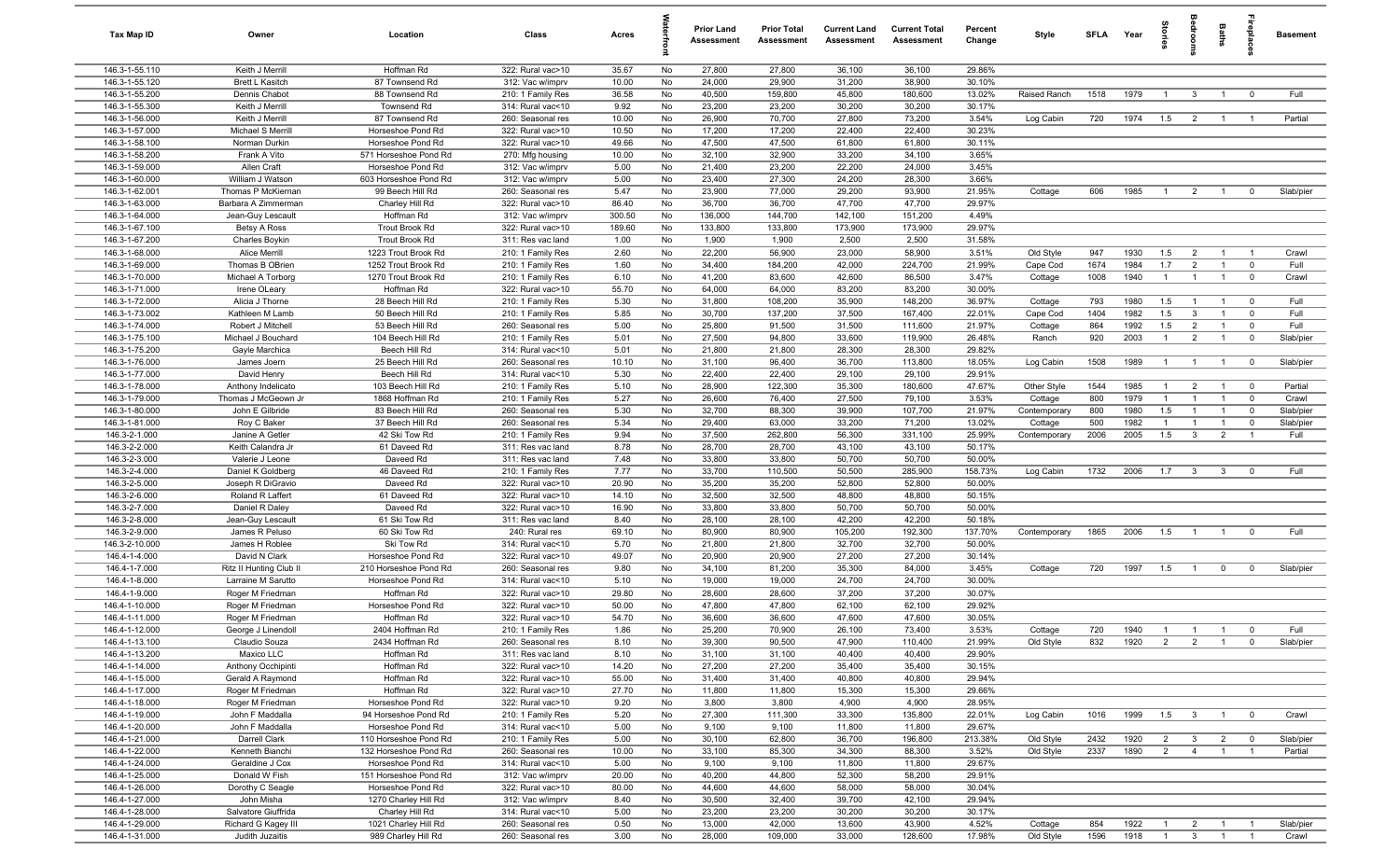| Tax Map ID | Owner | Location | Class | Acres | Waterfront | Prior Land Assessment | Prior Total Assessment | Current Land Assessment | Current Total Assessment | Percent Change | Style | SFLA | Year | Stories | Bedrooms | Baths | Fireplaces | Basement |
|---|---|---|---|---|---|---|---|---|---|---|---|---|---|---|---|---|---|---|
| 146.3-1-55.110 | Keith J Merrill | Hoffman Rd | 322: Rural vac>10 | 35.67 | No | 27,800 | 27,800 | 36,100 | 36,100 | 29.86% | | | | | | | | |
| 146.3-1-55.120 | Brett L Kasitch | 87 Townsend Rd | 312: Vac w/imprv | 10.00 | No | 24,000 | 29,900 | 31,200 | 38,900 | 30.10% | | | | | | | | |
| 146.3-1-55.200 | Dennis Chabot | 88 Townsend Rd | 210: 1 Family Res | 36.58 | No | 40,500 | 159,800 | 45,800 | 180,600 | 13.02% | Raised Ranch | 1518 | 1979 | 1 | 3 | 1 | 0 | Full |
| 146.3-1-55.300 | Keith J Merrill | Townsend Rd | 314: Rural vac<10 | 9.92 | No | 23,200 | 23,200 | 30,200 | 30,200 | 30.17% | | | | | | | | |
| 146.3-1-56.000 | Keith J Merrill | 87 Townsend Rd | 260: Seasonal res | 10.00 | No | 26,900 | 70,700 | 27,800 | 73,200 | 3.54% | Log Cabin | 720 | 1974 | 1.5 | 2 | 1 | 1 | Partial |
| 146.3-1-57.000 | Michael S Merrill | Horseshoe Pond Rd | 322: Rural vac>10 | 10.50 | No | 17,200 | 17,200 | 22,400 | 22,400 | 30.23% | | | | | | | | |
| 146.3-1-58.100 | Norman Durkin | Horseshoe Pond Rd | 322: Rural vac>10 | 49.66 | No | 47,500 | 47,500 | 61,800 | 61,800 | 30.11% | | | | | | | | |
| 146.3-1-58.200 | Frank A Vito | 571 Horseshoe Pond Rd | 270: Mfg housing | 10.00 | No | 32,100 | 32,900 | 33,200 | 34,100 | 3.65% | | | | | | | | |
| 146.3-1-59.000 | Allen Craft | Horseshoe Pond Rd | 312: Vac w/imprv | 5.00 | No | 21,400 | 23,200 | 22,200 | 24,000 | 3.45% | | | | | | | | |
| 146.3-1-60.000 | William J Watson | 603 Horseshoe Pond Rd | 312: Vac w/imprv | 5.00 | No | 23,400 | 27,300 | 24,200 | 28,300 | 3.66% | | | | | | | | |
| 146.3-1-62.001 | Thomas P McKiernan | 99 Beech Hill Rd | 260: Seasonal res | 5.47 | No | 23,900 | 77,000 | 29,200 | 93,900 | 21.95% | Cottage | 606 | 1985 | 1 | 2 | 1 | 0 | Slab/pier |
| 146.3-1-63.000 | Barbara A Zimmerman | Charley Hill Rd | 322: Rural vac>10 | 86.40 | No | 36,700 | 36,700 | 47,700 | 47,700 | 29.97% | | | | | | | | |
| 146.3-1-64.000 | Jean-Guy Lescault | Hoffman Rd | 312: Vac w/imprv | 300.50 | No | 136,000 | 144,700 | 142,100 | 151,200 | 4.49% | | | | | | | | |
| 146.3-1-67.100 | Betsy A Ross | Trout Brook Rd | 322: Rural vac>10 | 189.60 | No | 133,800 | 133,800 | 173,900 | 173,900 | 29.97% | | | | | | | | |
| 146.3-1-67.200 | Charles Boykin | Trout Brook Rd | 311: Res vac land | 1.00 | No | 1,900 | 1,900 | 2,500 | 2,500 | 31.58% | | | | | | | | |
| 146.3-1-68.000 | Alice Merrill | 1223 Trout Brook Rd | 210: 1 Family Res | 2.60 | No | 22,200 | 56,900 | 23,000 | 58,900 | 3.51% | Old Style | 947 | 1930 | 1.5 | 2 | 1 | 1 | Crawl |
| 146.3-1-69.000 | Thomas B OBrien | 1252 Trout Brook Rd | 210: 1 Family Res | 1.60 | No | 34,400 | 184,200 | 42,000 | 224,700 | 21.99% | Cape Cod | 1674 | 1984 | 1.7 | 2 | 1 | 0 | Full |
| 146.3-1-70.000 | Michael A Torborg | 1270 Trout Brook Rd | 210: 1 Family Res | 6.10 | No | 41,200 | 83,600 | 42,600 | 86,500 | 3.47% | Cottage | 1008 | 1940 | 1 | 1 | 1 | 0 | Crawl |
| 146.3-1-71.000 | Irene OLeary | Hoffman Rd | 322: Rural vac>10 | 55.70 | No | 64,000 | 64,000 | 83,200 | 83,200 | 30.00% | | | | | | | | |
| 146.3-1-72.000 | Alicia J Thorne | 28 Beech Hill Rd | 210: 1 Family Res | 5.30 | No | 31,800 | 108,200 | 35,900 | 148,200 | 36.97% | Cottage | 793 | 1980 | 1.5 | 1 | 1 | 0 | Full |
| 146.3-1-73.002 | Kathleen M Lamb | 50 Beech Hill Rd | 210: 1 Family Res | 5.85 | No | 30,700 | 137,200 | 37,500 | 167,400 | 22.01% | Cape Cod | 1404 | 1982 | 1.5 | 3 | 1 | 0 | Full |
| 146.3-1-74.000 | Robert J Mitchell | 53 Beech Hill Rd | 260: Seasonal res | 5.00 | No | 25,800 | 91,500 | 31,500 | 111,600 | 21.97% | Cottage | 864 | 1992 | 1.5 | 2 | 1 | 0 | Full |
| 146.3-1-75.100 | Michael J Bouchard | 104 Beech Hill Rd | 210: 1 Family Res | 5.01 | No | 27,500 | 94,800 | 33,600 | 119,900 | 26.48% | Ranch | 920 | 2003 | 1 | 2 | 1 | 0 | Slab/pier |
| 146.3-1-75.200 | Gayle Marchica | Beech Hill Rd | 314: Rural vac<10 | 5.01 | No | 21,800 | 21,800 | 28,300 | 28,300 | 29.82% | | | | | | | | |
| 146.3-1-76.000 | James Joern | 25 Beech Hill Rd | 260: Seasonal res | 10.10 | No | 31,100 | 96,400 | 36,700 | 113,800 | 18.05% | Log Cabin | 1508 | 1989 | 1 | 1 | 1 | 0 | Slab/pier |
| 146.3-1-77.000 | David Henry | Beech Hill Rd | 314: Rural vac<10 | 5.30 | No | 22,400 | 22,400 | 29,100 | 29,100 | 29.91% | | | | | | | | |
| 146.3-1-78.000 | Anthony Indelicato | 103 Beech Hill Rd | 210: 1 Family Res | 5.10 | No | 28,900 | 122,300 | 35,300 | 180,600 | 47.67% | Other Style | 1544 | 1985 | 1 | 2 | 1 | 0 | Partial |
| 146.3-1-79.000 | Thomas J McGeown Jr | 1868 Hoffman Rd | 210: 1 Family Res | 5.27 | No | 26,600 | 76,400 | 27,500 | 79,100 | 3.53% | Cottage | 800 | 1979 | 1 | 1 | 1 | 0 | Crawl |
| 146.3-1-80.000 | John E Gilbride | 83 Beech Hill Rd | 260: Seasonal res | 5.30 | No | 32,700 | 88,300 | 39,900 | 107,700 | 21.97% | Contemporary | 800 | 1980 | 1.5 | 1 | 1 | 0 | Slab/pier |
| 146.3-1-81.000 | Roy C Baker | 37 Beech Hill Rd | 260: Seasonal res | 5.34 | No | 29,400 | 63,000 | 33,200 | 71,200 | 13.02% | Cottage | 500 | 1982 | 1 | 1 | 1 | 0 | Slab/pier |
| 146.3-2-1.000 | Janine A Getler | 42 Ski Tow Rd | 210: 1 Family Res | 9.94 | No | 37,500 | 262,800 | 56,300 | 331,100 | 25.99% | Contemporary | 2006 | 2005 | 1.5 | 3 | 2 | 1 | Full |
| 146.3-2-2.000 | Keith Calandra Jr | 61 Daveed Rd | 311: Res vac land | 8.78 | No | 28,700 | 28,700 | 43,100 | 43,100 | 50.17% | | | | | | | | |
| 146.3-2-3.000 | Valerie J Leone | Daveed Rd | 311: Res vac land | 7.48 | No | 33,800 | 33,800 | 50,700 | 50,700 | 50.00% | | | | | | | | |
| 146.3-2-4.000 | Daniel K Goldberg | 46 Daveed Rd | 210: 1 Family Res | 7.77 | No | 33,700 | 110,500 | 50,500 | 285,900 | 158.73% | Log Cabin | 1732 | 2006 | 1.7 | 3 | 3 | 0 | Full |
| 146.3-2-5.000 | Joseph R DiGravio | Daveed Rd | 322: Rural vac>10 | 20.90 | No | 35,200 | 35,200 | 52,800 | 52,800 | 50.00% | | | | | | | | |
| 146.3-2-6.000 | Roland R Laffert | 61 Daveed Rd | 322: Rural vac>10 | 14.10 | No | 32,500 | 32,500 | 48,800 | 48,800 | 50.15% | | | | | | | | |
| 146.3-2-7.000 | Daniel R Daley | Daveed Rd | 322: Rural vac>10 | 16.90 | No | 33,800 | 33,800 | 50,700 | 50,700 | 50.00% | | | | | | | | |
| 146.3-2-8.000 | Jean-Guy Lescault | 61 Ski Tow Rd | 311: Res vac land | 8.40 | No | 28,100 | 28,100 | 42,200 | 42,200 | 50.18% | | | | | | | | |
| 146.3-2-9.000 | James R Peluso | 60 Ski Tow Rd | 240: Rural res | 69.10 | No | 80,900 | 80,900 | 105,200 | 192,300 | 137.70% | Contemporary | 1865 | 2006 | 1.5 | 1 | 1 | 0 | Full |
| 146.3-2-10.000 | James H Roblee | Ski Tow Rd | 314: Rural vac<10 | 5.70 | No | 21,800 | 21,800 | 32,700 | 32,700 | 50.00% | | | | | | | | |
| 146.4-1-4.000 | David N Clark | Horseshoe Pond Rd | 322: Rural vac>10 | 49.07 | No | 20,900 | 20,900 | 27,200 | 27,200 | 30.14% | | | | | | | | |
| 146.4-1-7.000 | Ritz II Hunting Club II | 210 Horseshoe Pond Rd | 260: Seasonal res | 9.80 | No | 34,100 | 81,200 | 35,300 | 84,000 | 3.45% | Cottage | 720 | 1997 | 1.5 | 1 | 0 | 0 | Slab/pier |
| 146.4-1-8.000 | Larraine M Sarutto | Horseshoe Pond Rd | 314: Rural vac<10 | 5.10 | No | 19,000 | 19,000 | 24,700 | 24,700 | 30.00% | | | | | | | | |
| 146.4-1-9.000 | Roger M Friedman | Hoffman Rd | 322: Rural vac>10 | 29.80 | No | 28,600 | 28,600 | 37,200 | 37,200 | 30.07% | | | | | | | | |
| 146.4-1-10.000 | Roger M Friedman | Horseshoe Pond Rd | 322: Rural vac>10 | 50.00 | No | 47,800 | 47,800 | 62,100 | 62,100 | 29.92% | | | | | | | | |
| 146.4-1-11.000 | Roger M Friedman | Hoffman Rd | 322: Rural vac>10 | 54.70 | No | 36,600 | 36,600 | 47,600 | 47,600 | 30.05% | | | | | | | | |
| 146.4-1-12.000 | George J Linendoll | 2404 Hoffman Rd | 210: 1 Family Res | 1.86 | No | 25,200 | 70,900 | 26,100 | 73,400 | 3.53% | Cottage | 720 | 1940 | 1 | 1 | 1 | 0 | Full |
| 146.4-1-13.100 | Claudio Souza | 2434 Hoffman Rd | 260: Seasonal res | 8.10 | No | 39,300 | 90,500 | 47,900 | 110,400 | 21.99% | Old Style | 832 | 1920 | 2 | 2 | 1 | 0 | Slab/pier |
| 146.4-1-13.200 | Maxico LLC | Hoffman Rd | 311: Res vac land | 8.10 | No | 31,100 | 31,100 | 40,400 | 40,400 | 29.90% | | | | | | | | |
| 146.4-1-14.000 | Anthony Occhipinti | Hoffman Rd | 322: Rural vac>10 | 14.20 | No | 27,200 | 27,200 | 35,400 | 35,400 | 30.15% | | | | | | | | |
| 146.4-1-15.000 | Gerald A Raymond | Hoffman Rd | 322: Rural vac>10 | 55.00 | No | 31,400 | 31,400 | 40,800 | 40,800 | 29.94% | | | | | | | | |
| 146.4-1-17.000 | Roger M Friedman | Hoffman Rd | 322: Rural vac>10 | 27.70 | No | 11,800 | 11,800 | 15,300 | 15,300 | 29.66% | | | | | | | | |
| 146.4-1-18.000 | Roger M Friedman | Horseshoe Pond Rd | 322: Rural vac>10 | 9.20 | No | 3,800 | 3,800 | 4,900 | 4,900 | 28.95% | | | | | | | | |
| 146.4-1-19.000 | John F Maddalla | 94 Horseshoe Pond Rd | 210: 1 Family Res | 5.20 | No | 27,300 | 111,300 | 33,300 | 135,800 | 22.01% | Log Cabin | 1016 | 1999 | 1.5 | 3 | 1 | 0 | Crawl |
| 146.4-1-20.000 | John F Maddalla | Horseshoe Pond Rd | 314: Rural vac<10 | 5.00 | No | 9,100 | 9,100 | 11,800 | 11,800 | 29.67% | | | | | | | | |
| 146.4-1-21.000 | Darrell Clark | 110 Horseshoe Pond Rd | 210: 1 Family Res | 5.00 | No | 30,100 | 62,800 | 36,700 | 196,800 | 213.38% | Old Style | 2432 | 1920 | 2 | 3 | 2 | 0 | Slab/pier |
| 146.4-1-22.000 | Kenneth Bianchi | 132 Horseshoe Pond Rd | 260: Seasonal res | 10.00 | No | 33,100 | 85,300 | 34,300 | 88,300 | 3.52% | Old Style | 2337 | 1890 | 2 | 4 | 1 | 1 | Partial |
| 146.4-1-24.000 | Geraldine J Cox | Horseshoe Pond Rd | 314: Rural vac<10 | 5.00 | No | 9,100 | 9,100 | 11,800 | 11,800 | 29.67% | | | | | | | | |
| 146.4-1-25.000 | Donald W Fish | 151 Horseshoe Pond Rd | 312: Vac w/imprv | 20.00 | No | 40,200 | 44,800 | 52,300 | 58,200 | 29.91% | | | | | | | | |
| 146.4-1-26.000 | Dorothy C Seagle | Horseshoe Pond Rd | 322: Rural vac>10 | 80.00 | No | 44,600 | 44,600 | 58,000 | 58,000 | 30.04% | | | | | | | | |
| 146.4-1-27.000 | John Misha | 1270 Charley Hill Rd | 312: Vac w/imprv | 8.40 | No | 30,500 | 32,400 | 39,700 | 42,100 | 29.94% | | | | | | | | |
| 146.4-1-28.000 | Salvatore Giuffrida | Charley Hill Rd | 314: Rural vac<10 | 5.00 | No | 23,200 | 23,200 | 30,200 | 30,200 | 30.17% | | | | | | | | |
| 146.4-1-29.000 | Richard G Kagey III | 1021 Charley Hill Rd | 260: Seasonal res | 0.50 | No | 13,000 | 42,000 | 13,600 | 43,900 | 4.52% | Cottage | 854 | 1922 | 1 | 2 | 1 | 1 | Slab/pier |
| 146.4-1-31.000 | Judith Juzaitis | 989 Charley Hill Rd | 260: Seasonal res | 3.00 | No | 28,000 | 109,000 | 33,000 | 128,600 | 17.98% | Old Style | 1596 | 1918 | 1 | 3 | 1 | 1 | Crawl |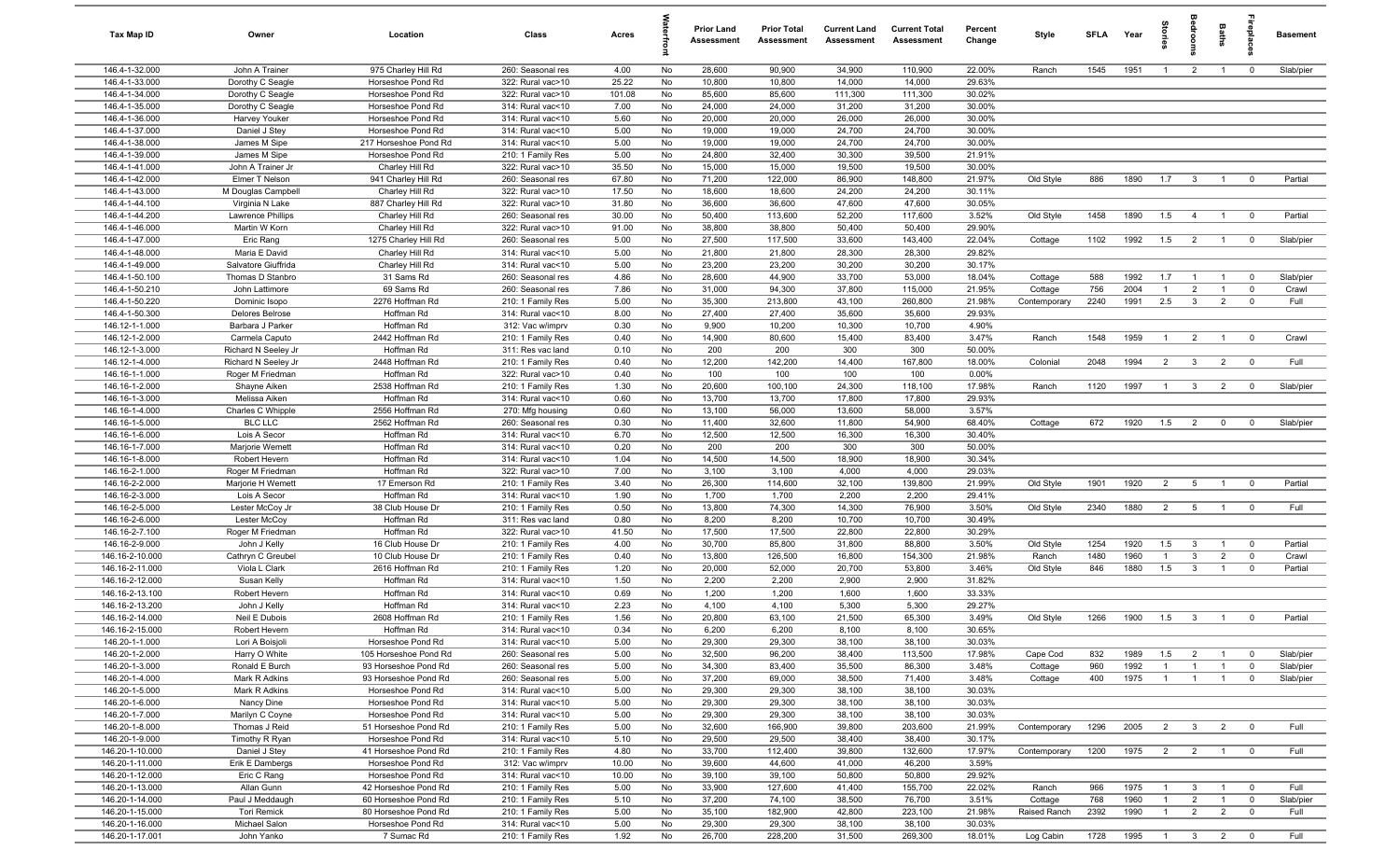| Tax Map ID | Owner | Location | Class | Acres | Waterfront | Prior Land Assessment | Prior Total Assessment | Current Land Assessment | Current Total Assessment | Percent Change | Style | SFLA | Year | Stories | Bedrooms | Baths | Fireplaces | Basement |
|---|---|---|---|---|---|---|---|---|---|---|---|---|---|---|---|---|---|---|
| 146.4-1-32.000 | John A Trainer | 975 Charley Hill Rd | 260: Seasonal res | 4.00 | No | 28,600 | 90,900 | 34,900 | 110,900 | 22.00% | Ranch | 1545 | 1951 | 1 | 2 | 1 | 0 | Slab/pier |
| 146.4-1-33.000 | Dorothy C Seagle | Horseshoe Pond Rd | 322: Rural vac>10 | 25.22 | No | 10,800 | 10,800 | 14,000 | 14,000 | 29.63% | | | | | | | | |
| 146.4-1-34.000 | Dorothy C Seagle | Horseshoe Pond Rd | 322: Rural vac>10 | 101.08 | No | 85,600 | 85,600 | 111,300 | 111,300 | 30.02% | | | | | | | | |
| 146.4-1-35.000 | Dorothy C Seagle | Horseshoe Pond Rd | 314: Rural vac<10 | 7.00 | No | 24,000 | 24,000 | 31,200 | 31,200 | 30.00% | | | | | | | | |
| 146.4-1-36.000 | Harvey Youker | Horseshoe Pond Rd | 314: Rural vac<10 | 5.60 | No | 20,000 | 20,000 | 26,000 | 26,000 | 30.00% | | | | | | | | |
| 146.4-1-37.000 | Daniel J Stey | Horseshoe Pond Rd | 314: Rural vac<10 | 5.00 | No | 19,000 | 19,000 | 24,700 | 24,700 | 30.00% | | | | | | | | |
| 146.4-1-38.000 | James M Sipe | 217 Horseshoe Pond Rd | 314: Rural vac<10 | 5.00 | No | 19,000 | 19,000 | 24,700 | 24,700 | 30.00% | | | | | | | | |
| 146.4-1-39.000 | James M Sipe | Horseshoe Pond Rd | 210: 1 Family Res | 5.00 | No | 24,800 | 32,400 | 30,300 | 39,500 | 21.91% | | | | | | | | |
| 146.4-1-41.000 | John A Trainer Jr | Charley Hill Rd | 322: Rural vac>10 | 35.50 | No | 15,000 | 15,000 | 19,500 | 19,500 | 30.00% | | | | | | | | |
| 146.4-1-42.000 | Elmer T Nelson | 941 Charley Hill Rd | 260: Seasonal res | 67.80 | No | 71,200 | 122,000 | 86,900 | 148,800 | 21.97% | Old Style | 886 | 1890 | 1.7 | 3 | 1 | 0 | Partial |
| 146.4-1-43.000 | M Douglas Campbell | Charley Hill Rd | 322: Rural vac>10 | 17.50 | No | 18,600 | 18,600 | 24,200 | 24,200 | 30.11% | | | | | | | | |
| 146.4-1-44.100 | Virginia N Lake | 887 Charley Hill Rd | 322: Rural vac>10 | 31.80 | No | 36,600 | 36,600 | 47,600 | 47,600 | 30.05% | | | | | | | | |
| 146.4-1-44.200 | Lawrence Phillips | Charley Hill Rd | 260: Seasonal res | 30.00 | No | 50,400 | 113,600 | 52,200 | 117,600 | 3.52% | Old Style | 1458 | 1890 | 1.5 | 4 | 1 | 0 | Partial |
| 146.4-1-46.000 | Martin W Korn | Charley Hill Rd | 322: Rural vac>10 | 91.00 | No | 38,800 | 38,800 | 50,400 | 50,400 | 29.90% | | | | | | | | |
| 146.4-1-47.000 | Eric Rang | 1275 Charley Hill Rd | 260: Seasonal res | 5.00 | No | 27,500 | 117,500 | 33,600 | 143,400 | 22.04% | Cottage | 1102 | 1992 | 1.5 | 2 | 1 | 0 | Slab/pier |
| 146.4-1-48.000 | Maria E David | Charley Hill Rd | 314: Rural vac<10 | 5.00 | No | 21,800 | 21,800 | 28,300 | 28,300 | 29.82% | | | | | | | | |
| 146.4-1-49.000 | Salvatore Giuffrida | Charley Hill Rd | 314: Rural vac<10 | 5.00 | No | 23,200 | 23,200 | 30,200 | 30,200 | 30.17% | | | | | | | | |
| 146.4-1-50.100 | Thomas D Stanbro | 31 Sams Rd | 260: Seasonal res | 4.86 | No | 28,600 | 44,900 | 33,700 | 53,000 | 18.04% | Cottage | 588 | 1992 | 1.7 | 1 | 1 | 0 | Slab/pier |
| 146.4-1-50.210 | John Lattimore | 69 Sams Rd | 260: Seasonal res | 7.86 | No | 31,000 | 94,300 | 37,800 | 115,000 | 21.95% | Cottage | 756 | 2004 | 1 | 2 | 1 | 0 | Crawl |
| 146.4-1-50.220 | Dominic Isopo | 2276 Hoffman Rd | 210: 1 Family Res | 5.00 | No | 35,300 | 213,800 | 43,100 | 260,800 | 21.98% | Contemporary | 2240 | 1991 | 2.5 | 3 | 2 | 0 | Full |
| 146.4-1-50.300 | Delores Belrose | Hoffman Rd | 314: Rural vac<10 | 8.00 | No | 27,400 | 27,400 | 35,600 | 35,600 | 29.93% | | | | | | | | |
| 146.12-1-1.000 | Barbara J Parker | Hoffman Rd | 312: Vac w/imprv | 0.30 | No | 9,900 | 10,200 | 10,300 | 10,700 | 4.90% | | | | | | | | |
| 146.12-1-2.000 | Carmela Caputo | 2442 Hoffman Rd | 210: 1 Family Res | 0.40 | No | 14,900 | 80,600 | 15,400 | 83,400 | 3.47% | Ranch | 1548 | 1959 | 1 | 2 | 1 | 0 | Crawl |
| 146.12-1-3.000 | Richard N Seeley Jr | Hoffman Rd | 311: Res vac land | 0.10 | No | 200 | 200 | 300 | 300 | 50.00% | | | | | | | | |
| 146.12-1-4.000 | Richard N Seeley Jr | 2448 Hoffman Rd | 210: 1 Family Res | 0.40 | No | 12,200 | 142,200 | 14,400 | 167,800 | 18.00% | Colonial | 2048 | 1994 | 2 | 3 | 2 | 0 | Full |
| 146.16-1-1.000 | Roger M Friedman | Hoffman Rd | 322: Rural vac>10 | 0.40 | No | 100 | 100 | 100 | 100 | 0.00% | | | | | | | | |
| 146.16-1-2.000 | Shayne Aiken | 2538 Hoffman Rd | 210: 1 Family Res | 1.30 | No | 20,600 | 100,100 | 24,300 | 118,100 | 17.98% | Ranch | 1120 | 1997 | 1 | 3 | 2 | 0 | Slab/pier |
| 146.16-1-3.000 | Melissa Aiken | Hoffman Rd | 314: Rural vac<10 | 0.60 | No | 13,700 | 13,700 | 17,800 | 17,800 | 29.93% | | | | | | | | |
| 146.16-1-4.000 | Charles C Whipple | 2556 Hoffman Rd | 270: Mfg housing | 0.60 | No | 13,100 | 56,000 | 13,600 | 58,000 | 3.57% | | | | | | | | |
| 146.16-1-5.000 | BLC LLC | 2562 Hoffman Rd | 260: Seasonal res | 0.30 | No | 11,400 | 32,600 | 11,800 | 54,900 | 68.40% | Cottage | 672 | 1920 | 1.5 | 2 | 0 | 0 | Slab/pier |
| 146.16-1-6.000 | Lois A Secor | Hoffman Rd | 314: Rural vac<10 | 6.70 | No | 12,500 | 12,500 | 16,300 | 16,300 | 30.40% | | | | | | | | |
| 146.16-1-7.000 | Marjorie Wemett | Hoffman Rd | 314: Rural vac<10 | 0.20 | No | 200 | 200 | 300 | 300 | 50.00% | | | | | | | | |
| 146.16-1-8.000 | Robert Hevern | Hoffman Rd | 314: Rural vac<10 | 1.04 | No | 14,500 | 14,500 | 18,900 | 18,900 | 30.34% | | | | | | | | |
| 146.16-2-1.000 | Roger M Friedman | Hoffman Rd | 322: Rural vac>10 | 7.00 | No | 3,100 | 3,100 | 4,000 | 4,000 | 29.03% | | | | | | | | |
| 146.16-2-2.000 | Marjorie H Wemett | 17 Emerson Rd | 210: 1 Family Res | 3.40 | No | 26,300 | 114,600 | 32,100 | 139,800 | 21.99% | Old Style | 1901 | 1920 | 2 | 5 | 1 | 0 | Partial |
| 146.16-2-3.000 | Lois A Secor | Hoffman Rd | 314: Rural vac<10 | 1.90 | No | 1,700 | 1,700 | 2,200 | 2,200 | 29.41% | | | | | | | | |
| 146.16-2-5.000 | Lester McCoy Jr | 38 Club House Dr | 210: 1 Family Res | 0.50 | No | 13,800 | 74,300 | 14,300 | 76,900 | 3.50% | Old Style | 2340 | 1880 | 2 | 5 | 1 | 0 | Full |
| 146.16-2-6.000 | Lester McCoy | Hoffman Rd | 311: Res vac land | 0.80 | No | 8,200 | 8,200 | 10,700 | 10,700 | 30.49% | | | | | | | | |
| 146.16-2-7.100 | Roger M Friedman | Hoffman Rd | 322: Rural vac>10 | 41.50 | No | 17,500 | 17,500 | 22,800 | 22,800 | 30.29% | | | | | | | | |
| 146.16-2-9.000 | John J Kelly | 16 Club House Dr | 210: 1 Family Res | 4.00 | No | 30,700 | 85,800 | 31,800 | 88,800 | 3.50% | Old Style | 1254 | 1920 | 1.5 | 3 | 1 | 0 | Partial |
| 146.16-2-10.000 | Cathryn C Greubel | 10 Club House Dr | 210: 1 Family Res | 0.40 | No | 13,800 | 126,500 | 16,800 | 154,300 | 21.98% | Ranch | 1480 | 1960 | 1 | 3 | 2 | 0 | Crawl |
| 146.16-2-11.000 | Viola L Clark | 2616 Hoffman Rd | 210: 1 Family Res | 1.20 | No | 20,000 | 52,000 | 20,700 | 53,800 | 3.46% | Old Style | 846 | 1880 | 1.5 | 3 | 1 | 0 | Partial |
| 146.16-2-12.000 | Susan Kelly | Hoffman Rd | 314: Rural vac<10 | 1.50 | No | 2,200 | 2,200 | 2,900 | 2,900 | 31.82% | | | | | | | | |
| 146.16-2-13.100 | Robert Hevern | Hoffman Rd | 314: Rural vac<10 | 0.69 | No | 1,200 | 1,200 | 1,600 | 1,600 | 33.33% | | | | | | | | |
| 146.16-2-13.200 | John J Kelly | Hoffman Rd | 314: Rural vac<10 | 2.23 | No | 4,100 | 4,100 | 5,300 | 5,300 | 29.27% | | | | | | | | |
| 146.16-2-14.000 | Neil E Dubois | 2608 Hoffman Rd | 210: 1 Family Res | 1.56 | No | 20,800 | 63,100 | 21,500 | 65,300 | 3.49% | Old Style | 1266 | 1900 | 1.5 | 3 | 1 | 0 | Partial |
| 146.16-2-15.000 | Robert Hevern | Hoffman Rd | 314: Rural vac<10 | 0.34 | No | 6,200 | 6,200 | 8,100 | 8,100 | 30.65% | | | | | | | | |
| 146.20-1-1.000 | Lori A Boisjoli | Horseshoe Pond Rd | 314: Rural vac<10 | 5.00 | No | 29,300 | 29,300 | 38,100 | 38,100 | 30.03% | | | | | | | | |
| 146.20-1-2.000 | Harry O White | 105 Horseshoe Pond Rd | 260: Seasonal res | 5.00 | No | 32,500 | 96,200 | 38,400 | 113,500 | 17.98% | Cape Cod | 832 | 1989 | 1.5 | 2 | 1 | 0 | Slab/pier |
| 146.20-1-3.000 | Ronald E Burch | 93 Horseshoe Pond Rd | 260: Seasonal res | 5.00 | No | 34,300 | 83,400 | 35,500 | 86,300 | 3.48% | Cottage | 960 | 1992 | 1 | 1 | 1 | 0 | Slab/pier |
| 146.20-1-4.000 | Mark R Adkins | 93 Horseshoe Pond Rd | 260: Seasonal res | 5.00 | No | 37,200 | 69,000 | 38,500 | 71,400 | 3.48% | Cottage | 400 | 1975 | 1 | 1 | 1 | 0 | Slab/pier |
| 146.20-1-5.000 | Mark R Adkins | Horseshoe Pond Rd | 314: Rural vac<10 | 5.00 | No | 29,300 | 29,300 | 38,100 | 38,100 | 30.03% | | | | | | | | |
| 146.20-1-6.000 | Nancy Dine | Horseshoe Pond Rd | 314: Rural vac<10 | 5.00 | No | 29,300 | 29,300 | 38,100 | 38,100 | 30.03% | | | | | | | | |
| 146.20-1-7.000 | Marilyn C Coyne | Horseshoe Pond Rd | 314: Rural vac<10 | 5.00 | No | 29,300 | 29,300 | 38,100 | 38,100 | 30.03% | | | | | | | | |
| 146.20-1-8.000 | Thomas J Reid | 51 Horseshoe Pond Rd | 210: 1 Family Res | 5.00 | No | 32,600 | 166,900 | 39,800 | 203,600 | 21.99% | Contemporary | 1296 | 2005 | 2 | 3 | 2 | 0 | Full |
| 146.20-1-9.000 | Timothy R Ryan | Horseshoe Pond Rd | 314: Rural vac<10 | 5.10 | No | 29,500 | 29,500 | 38,400 | 38,400 | 30.17% | | | | | | | | |
| 146.20-1-10.000 | Daniel J Stey | 41 Horseshoe Pond Rd | 210: 1 Family Res | 4.80 | No | 33,700 | 112,400 | 39,800 | 132,600 | 17.97% | Contemporary | 1200 | 1975 | 2 | 2 | 1 | 0 | Full |
| 146.20-1-11.000 | Erik E Dambergs | Horseshoe Pond Rd | 312: Vac w/imprv | 10.00 | No | 39,600 | 44,600 | 41,000 | 46,200 | 3.59% | | | | | | | | |
| 146.20-1-12.000 | Eric C Rang | Horseshoe Pond Rd | 314: Rural vac<10 | 10.00 | No | 39,100 | 39,100 | 50,800 | 50,800 | 29.92% | | | | | | | | |
| 146.20-1-13.000 | Allan Gunn | 42 Horseshoe Pond Rd | 210: 1 Family Res | 5.00 | No | 33,900 | 127,600 | 41,400 | 155,700 | 22.02% | Ranch | 966 | 1975 | 1 | 3 | 1 | 0 | Full |
| 146.20-1-14.000 | Paul J Meddaugh | 60 Horseshoe Pond Rd | 210: 1 Family Res | 5.10 | No | 37,200 | 74,100 | 38,500 | 76,700 | 3.51% | Cottage | 768 | 1960 | 1 | 2 | 1 | 0 | Slab/pier |
| 146.20-1-15.000 | Tori Remick | 80 Horseshoe Pond Rd | 210: 1 Family Res | 5.00 | No | 35,100 | 182,900 | 42,800 | 223,100 | 21.98% | Raised Ranch | 2392 | 1990 | 1 | 2 | 2 | 0 | Full |
| 146.20-1-16.000 | Michael Salon | Horseshoe Pond Rd | 314: Rural vac<10 | 5.00 | No | 29,300 | 29,300 | 38,100 | 38,100 | 30.03% | | | | | | | | |
| 146.20-1-17.001 | John Yanko | 7 Sumac Rd | 210: 1 Family Res | 1.92 | No | 26,700 | 228,200 | 31,500 | 269,300 | 18.01% | Log Cabin | 1728 | 1995 | 1 | 3 | 2 | 0 | Full |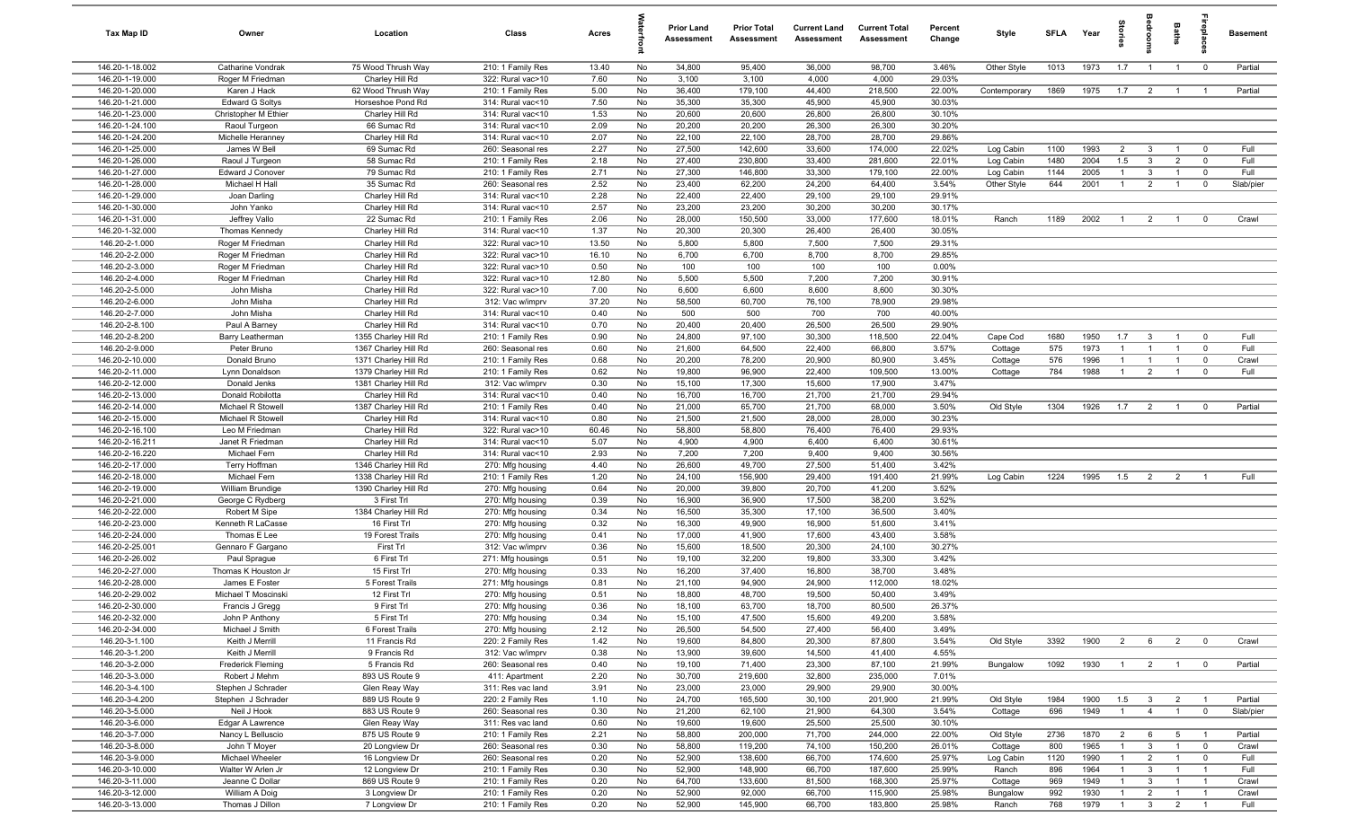| Tax Map ID | Owner | Location | Class | Acres | Waterfront | Prior Land Assessment | Prior Total Assessment | Current Land Assessment | Current Total Assessment | Percent Change | Style | SFLA | Year | Stories | Bedrooms | Baths | Fireplaces | Basement |
|---|---|---|---|---|---|---|---|---|---|---|---|---|---|---|---|---|---|---|
| 146.20-1-18.002 | Catharine Vondrak | 75 Wood Thrush Way | 210: 1 Family Res | 13.40 | No | 34,800 | 95,400 | 36,000 | 98,700 | 3.46% | Other Style | 1013 | 1973 | 1.7 | 1 | 1 | 0 | Partial |
| 146.20-1-19.000 | Roger M Friedman | Charley Hill Rd | 322: Rural vac>10 | 7.60 | No | 3,100 | 3,100 | 4,000 | 4,000 | 29.03% | | | | | | | | |
| 146.20-1-20.000 | Karen J Hack | 62 Wood Thrush Way | 210: 1 Family Res | 5.00 | No | 36,400 | 179,100 | 44,400 | 218,500 | 22.00% | Contemporary | 1869 | 1975 | 1.7 | 2 | 1 | 1 | Partial |
| 146.20-1-21.000 | Edward G Soltys | Horseshoe Pond Rd | 314: Rural vac<10 | 7.50 | No | 35,300 | 35,300 | 45,900 | 45,900 | 30.03% | | | | | | | | |
| 146.20-1-23.000 | Christopher M Ethier | Charley Hill Rd | 314: Rural vac<10 | 1.53 | No | 20,600 | 20,600 | 26,800 | 26,800 | 30.10% | | | | | | | | |
| 146.20-1-24.100 | Raoul Turgeon | 66 Sumac Rd | 314: Rural vac<10 | 2.09 | No | 20,200 | 20,200 | 26,300 | 26,300 | 30.20% | | | | | | | | |
| 146.20-1-24.200 | Michelle Heranney | Charley Hill Rd | 314: Rural vac<10 | 2.07 | No | 22,100 | 22,100 | 28,700 | 28,700 | 29.86% | | | | | | | | |
| 146.20-1-25.000 | James W Bell | 69 Sumac Rd | 260: Seasonal res | 2.27 | No | 27,500 | 142,600 | 33,600 | 174,000 | 22.02% | Log Cabin | 1100 | 1993 | 2 | 3 | 1 | 0 | Full |
| 146.20-1-26.000 | Raoul J Turgeon | 58 Sumac Rd | 210: 1 Family Res | 2.18 | No | 27,400 | 230,800 | 33,400 | 281,600 | 22.01% | Log Cabin | 1480 | 2004 | 1.5 | 3 | 2 | 0 | Full |
| 146.20-1-27.000 | Edward J Conover | 79 Sumac Rd | 210: 1 Family Res | 2.71 | No | 27,300 | 146,800 | 33,300 | 179,100 | 22.00% | Log Cabin | 1144 | 2005 | 1 | 3 | 1 | 0 | Full |
| 146.20-1-28.000 | Michael H Hall | 35 Sumac Rd | 260: Seasonal res | 2.52 | No | 23,400 | 62,200 | 24,200 | 64,400 | 3.54% | Other Style | 644 | 2001 | 1 | 2 | 1 | 0 | Slab/pier |
| 146.20-1-29.000 | Joan Darling | Charley Hill Rd | 314: Rural vac<10 | 2.28 | No | 22,400 | 22,400 | 29,100 | 29,100 | 29.91% | | | | | | | | |
| 146.20-1-30.000 | John Yanko | Charley Hill Rd | 314: Rural vac<10 | 2.57 | No | 23,200 | 23,200 | 30,200 | 30,200 | 30.17% | | | | | | | | |
| 146.20-1-31.000 | Jeffrey Vallo | 22 Sumac Rd | 210: 1 Family Res | 2.06 | No | 28,000 | 150,500 | 33,000 | 177,600 | 18.01% | Ranch | 1189 | 2002 | 1 | 2 | 1 | 0 | Crawl |
| 146.20-1-32.000 | Thomas Kennedy | Charley Hill Rd | 314: Rural vac<10 | 1.37 | No | 20,300 | 20,300 | 26,400 | 26,400 | 30.05% | | | | | | | | |
| 146.20-2-1.000 | Roger M Friedman | Charley Hill Rd | 322: Rural vac>10 | 13.50 | No | 5,800 | 5,800 | 7,500 | 7,500 | 29.31% | | | | | | | | |
| 146.20-2-2.000 | Roger M Friedman | Charley Hill Rd | 322: Rural vac>10 | 16.10 | No | 6,700 | 6,700 | 8,700 | 8,700 | 29.85% | | | | | | | | |
| 146.20-2-3.000 | Roger M Friedman | Charley Hill Rd | 322: Rural vac>10 | 0.50 | No | 100 | 100 | 100 | 100 | 0.00% | | | | | | | | |
| 146.20-2-4.000 | Roger M Friedman | Charley Hill Rd | 322: Rural vac>10 | 12.80 | No | 5,500 | 5,500 | 7,200 | 7,200 | 30.91% | | | | | | | | |
| 146.20-2-5.000 | John Misha | Charley Hill Rd | 322: Rural vac>10 | 7.00 | No | 6,600 | 6,600 | 8,600 | 8,600 | 30.30% | | | | | | | | |
| 146.20-2-6.000 | John Misha | Charley Hill Rd | 312: Vac w/imprv | 37.20 | No | 58,500 | 60,700 | 76,100 | 78,900 | 29.98% | | | | | | | | |
| 146.20-2-7.000 | John Misha | Charley Hill Rd | 314: Rural vac<10 | 0.40 | No | 500 | 500 | 700 | 700 | 40.00% | | | | | | | | |
| 146.20-2-8.100 | Paul A Barney | Charley Hill Rd | 314: Rural vac<10 | 0.70 | No | 20,400 | 20,400 | 26,500 | 26,500 | 29.90% | | | | | | | | |
| 146.20-2-8.200 | Barry Leatherman | 1355 Charley Hill Rd | 210: 1 Family Res | 0.90 | No | 24,800 | 97,100 | 30,300 | 118,500 | 22.04% | Cape Cod | 1680 | 1950 | 1.7 | 3 | 1 | 0 | Full |
| 146.20-2-9.000 | Peter Bruno | 1367 Charley Hill Rd | 260: Seasonal res | 0.60 | No | 21,600 | 64,500 | 22,400 | 66,800 | 3.57% | Cottage | 575 | 1973 | 1 | 1 | 1 | 0 | Full |
| 146.20-2-10.000 | Donald Bruno | 1371 Charley Hill Rd | 210: 1 Family Res | 0.68 | No | 20,200 | 78,200 | 20,900 | 80,900 | 3.45% | Cottage | 576 | 1996 | 1 | 1 | 1 | 0 | Crawl |
| 146.20-2-11.000 | Lynn Donaldson | 1379 Charley Hill Rd | 210: 1 Family Res | 0.62 | No | 19,800 | 96,900 | 22,400 | 109,500 | 13.00% | Cottage | 784 | 1988 | 1 | 2 | 1 | 0 | Full |
| 146.20-2-12.000 | Donald Jenks | 1381 Charley Hill Rd | 312: Vac w/imprv | 0.30 | No | 15,100 | 17,300 | 15,600 | 17,900 | 3.47% | | | | | | | | |
| 146.20-2-13.000 | Donald Robilotta | Charley Hill Rd | 314: Rural vac<10 | 0.40 | No | 16,700 | 16,700 | 21,700 | 21,700 | 29.94% | | | | | | | | |
| 146.20-2-14.000 | Michael R Stowell | 1387 Charley Hill Rd | 210: 1 Family Res | 0.40 | No | 21,000 | 65,700 | 21,700 | 68,000 | 3.50% | Old Style | 1304 | 1926 | 1.7 | 2 | 1 | 0 | Partial |
| 146.20-2-15.000 | Michael R Stowell | Charley Hill Rd | 314: Rural vac<10 | 0.80 | No | 21,500 | 21,500 | 28,000 | 28,000 | 30.23% | | | | | | | | |
| 146.20-2-16.100 | Leo M Friedman | Charley Hill Rd | 322: Rural vac>10 | 60.46 | No | 58,800 | 58,800 | 76,400 | 76,400 | 29.93% | | | | | | | | |
| 146.20-2-16.211 | Janet R Friedman | Charley Hill Rd | 314: Rural vac<10 | 5.07 | No | 4,900 | 4,900 | 6,400 | 6,400 | 30.61% | | | | | | | | |
| 146.20-2-16.220 | Michael Fern | Charley Hill Rd | 314: Rural vac<10 | 2.93 | No | 7,200 | 7,200 | 9,400 | 9,400 | 30.56% | | | | | | | | |
| 146.20-2-17.000 | Terry Hoffman | 1346 Charley Hill Rd | 270: Mfg housing | 4.40 | No | 26,600 | 49,700 | 27,500 | 51,400 | 3.42% | | | | | | | | |
| 146.20-2-18.000 | Michael Fern | 1338 Charley Hill Rd | 210: 1 Family Res | 1.20 | No | 24,100 | 156,900 | 29,400 | 191,400 | 21.99% | Log Cabin | 1224 | 1995 | 1.5 | 2 | 2 | 1 | Full |
| 146.20-2-19.000 | William Brundige | 1390 Charley Hill Rd | 270: Mfg housing | 0.64 | No | 20,000 | 39,800 | 20,700 | 41,200 | 3.52% | | | | | | | | |
| 146.20-2-21.000 | George C Rydberg | 3 First Trl | 270: Mfg housing | 0.39 | No | 16,900 | 36,900 | 17,500 | 38,200 | 3.52% | | | | | | | | |
| 146.20-2-22.000 | Robert M Sipe | 1384 Charley Hill Rd | 270: Mfg housing | 0.34 | No | 16,500 | 35,300 | 17,100 | 36,500 | 3.40% | | | | | | | | |
| 146.20-2-23.000 | Kenneth R LaCasse | 16 First Trl | 270: Mfg housing | 0.32 | No | 16,300 | 49,900 | 16,900 | 51,600 | 3.41% | | | | | | | | |
| 146.20-2-24.000 | Thomas E Lee | 19 Forest Trails | 270: Mfg housing | 0.41 | No | 17,000 | 41,900 | 17,600 | 43,400 | 3.58% | | | | | | | | |
| 146.20-2-25.001 | Gennaro F Gargano | First Trl | 312: Vac w/imprv | 0.36 | No | 15,600 | 18,500 | 20,300 | 24,100 | 30.27% | | | | | | | | |
| 146.20-2-26.002 | Paul Sprague | 6 First Trl | 271: Mfg housings | 0.51 | No | 19,100 | 32,200 | 19,800 | 33,300 | 3.42% | | | | | | | | |
| 146.20-2-27.000 | Thomas K Houston Jr | 15 First Trl | 270: Mfg housing | 0.33 | No | 16,200 | 37,400 | 16,800 | 38,700 | 3.48% | | | | | | | | |
| 146.20-2-28.000 | James E Foster | 5 Forest Trails | 271: Mfg housings | 0.81 | No | 21,100 | 94,900 | 24,900 | 112,000 | 18.02% | | | | | | | | |
| 146.20-2-29.002 | Michael T Moscinski | 12 First Trl | 270: Mfg housing | 0.51 | No | 18,800 | 48,700 | 19,500 | 50,400 | 3.49% | | | | | | | | |
| 146.20-2-30.000 | Francis J Gregg | 9 First Trl | 270: Mfg housing | 0.36 | No | 18,100 | 63,700 | 18,700 | 80,500 | 26.37% | | | | | | | | |
| 146.20-2-32.000 | John P Anthony | 5 First Trl | 270: Mfg housing | 0.34 | No | 15,100 | 47,500 | 15,600 | 49,200 | 3.58% | | | | | | | | |
| 146.20-2-34.000 | Michael J Smith | 6 Forest Trails | 270: Mfg housing | 2.12 | No | 26,500 | 54,500 | 27,400 | 56,400 | 3.49% | | | | | | | | |
| 146.20-3-1.100 | Keith J Merrill | 11 Francis Rd | 220: 2 Family Res | 1.42 | No | 19,600 | 84,800 | 20,300 | 87,800 | 3.54% | Old Style | 3392 | 1900 | 2 | 6 | 2 | 0 | Crawl |
| 146.20-3-1.200 | Keith J Merrill | 9 Francis Rd | 312: Vac w/imprv | 0.38 | No | 13,900 | 39,600 | 14,500 | 41,400 | 4.55% | | | | | | | | |
| 146.20-3-2.000 | Frederick Fleming | 5 Francis Rd | 260: Seasonal res | 0.40 | No | 19,100 | 71,400 | 23,300 | 87,100 | 21.99% | Bungalow | 1092 | 1930 | 1 | 2 | 1 | 0 | Partial |
| 146.20-3-3.000 | Robert J Mehm | 893 US Route 9 | 411: Apartment | 2.20 | No | 30,700 | 219,600 | 32,800 | 235,000 | 7.01% | | | | | | | | |
| 146.20-3-4.100 | Stephen J Schrader | Glen Reay Way | 311: Res vac land | 3.91 | No | 23,000 | 23,000 | 29,900 | 29,900 | 30.00% | | | | | | | | |
| 146.20-3-4.200 | Stephen J Schrader | 889 US Route 9 | 220: 2 Family Res | 1.10 | No | 24,700 | 165,500 | 30,100 | 201,900 | 21.99% | Old Style | 1984 | 1900 | 1.5 | 3 | 2 | 1 | Partial |
| 146.20-3-5.000 | Neil J Hook | 883 US Route 9 | 260: Seasonal res | 0.30 | No | 21,200 | 62,100 | 21,900 | 64,300 | 3.54% | Cottage | 696 | 1949 | 1 | 4 | 1 | 0 | Slab/pier |
| 146.20-3-6.000 | Edgar A Lawrence | Glen Reay Way | 311: Res vac land | 0.60 | No | 19,600 | 19,600 | 25,500 | 25,500 | 30.10% | | | | | | | | |
| 146.20-3-7.000 | Nancy L Belluscio | 875 US Route 9 | 210: 1 Family Res | 2.21 | No | 58,800 | 200,000 | 71,700 | 244,000 | 22.00% | Old Style | 2736 | 1870 | 2 | 6 | 5 | 1 | Partial |
| 146.20-3-8.000 | John T Moyer | 20 Longview Dr | 260: Seasonal res | 0.30 | No | 58,800 | 119,200 | 74,100 | 150,200 | 26.01% | Cottage | 800 | 1965 | 1 | 3 | 1 | 0 | Crawl |
| 146.20-3-9.000 | Michael Wheeler | 16 Longview Dr | 260: Seasonal res | 0.20 | No | 52,900 | 138,600 | 66,700 | 174,600 | 25.97% | Log Cabin | 1120 | 1990 | 1 | 2 | 1 | 0 | Full |
| 146.20-3-10.000 | Walter W Arlen Jr | 12 Longview Dr | 210: 1 Family Res | 0.30 | No | 52,900 | 148,900 | 66,700 | 187,600 | 25.99% | Ranch | 896 | 1964 | 1 | 3 | 1 | 1 | Full |
| 146.20-3-11.000 | Jeanne C Dollar | 869 US Route 9 | 210: 1 Family Res | 0.20 | No | 64,700 | 133,600 | 81,500 | 168,300 | 25.97% | Cottage | 969 | 1949 | 1 | 3 | 1 | 1 | Crawl |
| 146.20-3-12.000 | William A Doig | 3 Longview Dr | 210: 1 Family Res | 0.20 | No | 52,900 | 92,000 | 66,700 | 115,900 | 25.98% | Bungalow | 992 | 1930 | 1 | 2 | 1 | 1 | Crawl |
| 146.20-3-13.000 | Thomas J Dillon | 7 Longview Dr | 210: 1 Family Res | 0.20 | No | 52,900 | 145,900 | 66,700 | 183,800 | 25.98% | Ranch | 768 | 1979 | 1 | 3 | 2 | 1 | Full |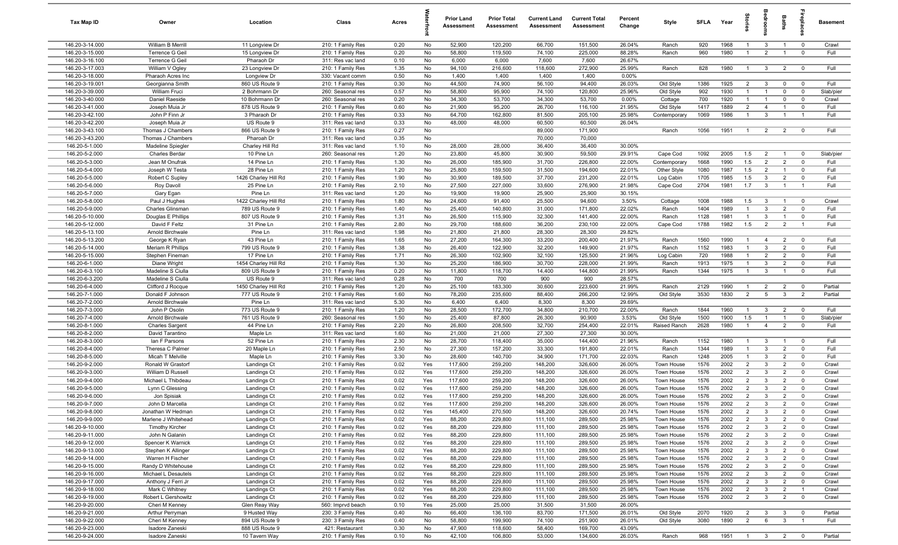| Tax Map ID | Owner | Location | Class | Acres | Waterfront | Prior Land Assessment | Prior Total Assessment | Current Land Assessment | Current Total Assessment | Percent Change | Style | SFLA | Year | Stories | Bedrooms | Baths | Fireplaces | Basement |
|---|---|---|---|---|---|---|---|---|---|---|---|---|---|---|---|---|---|---|
| 146.20-3-14.000 | William B Merrill | 11 Longview Dr | 210: 1 Family Res | 0.20 | No | 52,900 | 120,200 | 66,700 | 151,500 | 26.04% | Ranch | 920 | 1968 | 1 | 3 | 1 | 0 | Crawl |
| 146.20-3-15.000 | Terrence G Geil | 15 Longview Dr | 210: 1 Family Res | 0.20 | No | 58,800 | 119,500 | 74,100 | 225,000 | 88.28% | Ranch | 960 | 1980 | 1 | 2 | 1 | 0 | Full |
| 146.20-3-16.100 | Terrence G Geil | Pharaoh Dr | 311: Res vac land | 0.10 | No | 6,000 | 6,000 | 7,600 | 7,600 | 26.67% | | | | | | | | |
| 146.20-3-17.003 | William V Ogley | 23 Longview Dr | 210: 1 Family Res | 1.35 | No | 94,100 | 216,600 | 118,600 | 272,900 | 25.99% | Ranch | 828 | 1980 | 1 | 3 | 2 | 0 | Full |
| 146.20-3-18.000 | Pharaoh Acres Inc | Longview Dr | 330: Vacant comm | 0.50 | No | 1,400 | 1,400 | 1,400 | 1,400 | 0.00% | | | | | | | | |
| 146.20-3-19.001 | Georgianna Smith | 860 US Route 9 | 210: 1 Family Res | 0.30 | No | 44,500 | 74,900 | 56,100 | 94,400 | 26.03% | Old Style | 1386 | 1925 | 2 | 3 | 0 | 0 | Full |
| 146.20-3-39.000 | William Fruci | 2 Bohrmann Dr | 260: Seasonal res | 0.57 | No | 58,800 | 95,900 | 74,100 | 120,800 | 25.96% | Old Style | 902 | 1930 | 1 | 1 | 0 | 0 | Slab/pier |
| 146.20-3-40.000 | Daniel Raeside | 10 Bohrmann Dr | 260: Seasonal res | 0.20 | No | 34,300 | 53,700 | 34,300 | 53,700 | 0.00% | Cottage | 700 | 1920 | 1 | 1 | 0 | 0 | Crawl |
| 146.20-3-41.000 | Joseph Muia Jr | 878 US Route 9 | 210: 1 Family Res | 0.60 | No | 21,900 | 95,200 | 26,700 | 116,100 | 21.95% | Old Style | 1417 | 1889 | 2 | 4 | 1 | 0 | Full |
| 146.20-3-42.100 | John P Finn Jr | 3 Pharaoh Dr | 210: 1 Family Res | 0.33 | No | 64,700 | 162,800 | 81,500 | 205,100 | 25.98% | Contemporary | 1069 | 1986 | 1 | 3 | 1 | 1 | Full |
| 146.20-3-42.200 | Joseph Muia Jr | US Route 9 | 311: Res vac land | 0.33 | No | 48,000 | 48,000 | 60,500 | 60,500 | 26.04% | | | | | | | | |
| 146.20-3-43.100 | Thomas J Chambers | 866 US Route 9 | 210: 1 Family Res | 0.27 | No | | | 89,000 | 171,900 | | Ranch | 1056 | 1951 | 1 | 2 | 2 | 0 | Full |
| 146.20-3-43.200 | Thomas J Chambers | Pharoah Dr | 311: Res vac land | 0.35 | No | | | 70,000 | 70,000 | | | | | | | | | |
| 146.20-5-1.000 | Madeline Spiegler | Charley Hill Rd | 311: Res vac land | 1.10 | No | 28,000 | 28,000 | 36,400 | 36,400 | 30.00% | | | | | | | | |
| 146.20-5-2.000 | Charles Berdar | 10 Pine Ln | 260: Seasonal res | 1.20 | No | 23,800 | 45,800 | 30,900 | 59,500 | 29.91% | Cape Cod | 1092 | 2005 | 1.5 | 2 | 1 | 0 | Slab/pier |
| 146.20-5-3.000 | Jean M Onufrak | 14 Pine Ln | 210: 1 Family Res | 1.30 | No | 26,000 | 185,900 | 31,700 | 226,800 | 22.00% | Contemporary | 1668 | 1990 | 1.5 | 2 | 2 | 0 | Full |
| 146.20-5-4.000 | Joseph W Testa | 28 Pine Ln | 210: 1 Family Res | 1.20 | No | 25,800 | 159,500 | 31,500 | 194,600 | 22.01% | Other Style | 1080 | 1987 | 1.5 | 2 | 1 | 0 | Full |
| 146.20-5-5.000 | Robert C Supley | 1426 Charley Hill Rd | 210: 1 Family Res | 1.90 | No | 30,900 | 189,500 | 37,700 | 231,200 | 22.01% | Log Cabin | 1705 | 1985 | 1.5 | 3 | 2 | 0 | Full |
| 146.20-5-6.000 | Roy Davoll | 25 Pine Ln | 210: 1 Family Res | 2.10 | No | 27,500 | 227,000 | 33,600 | 276,900 | 21.98% | Cape Cod | 2704 | 1981 | 1.7 | 3 | 1 | 1 | Full |
| 146.20-5-7.000 | Gary Egan | Pine Ln | 311: Res vac land | 1.20 | No | 19,900 | 19,900 | 25,900 | 25,900 | 30.15% | | | | | | | | |
| 146.20-5-8.000 | Paul J Hughes | 1422 Charley Hill Rd | 210: 1 Family Res | 1.80 | No | 24,600 | 91,400 | 25,500 | 94,600 | 3.50% | Cottage | 1008 | 1988 | 1.5 | 3 | 1 | 0 | Crawl |
| 146.20-5-9.000 | Charles Glinsman | 789 US Route 9 | 210: 1 Family Res | 1.40 | No | 25,400 | 140,800 | 31,000 | 171,800 | 22.02% | Ranch | 1404 | 1989 | 1 | 3 | 2 | 0 | Full |
| 146.20-5-10.000 | Douglas E Phillips | 807 US Route 9 | 210: 1 Family Res | 1.31 | No | 26,500 | 115,900 | 32,300 | 141,400 | 22.00% | Ranch | 1128 | 1981 | 1 | 3 | 1 | 0 | Full |
| 146.20-5-12.000 | David F Feltz | 31 Pine Ln | 210: 1 Family Res | 2.80 | No | 29,700 | 188,600 | 36,200 | 230,100 | 22.00% | Cape Cod | 1788 | 1982 | 1.5 | 2 | 2 | 1 | Full |
| 146.20-5-13.100 | Arnold Birchwale | Pine Ln | 311: Res vac land | 1.98 | No | 21,800 | 21,800 | 28,300 | 28,300 | 29.82% | | | | | | | | |
| 146.20-5-13.200 | George K Ryan | 43 Pine Ln | 210: 1 Family Res | 1.65 | No | 27,200 | 164,300 | 33,200 | 200,400 | 21.97% | Ranch | 1560 | 1990 | 1 | 4 | 2 | 0 | Full |
| 146.20-5-14.000 | Meriam R Phillips | 799 US Route 9 | 210: 1 Family Res | 1.38 | No | 26,400 | 122,900 | 32,200 | 149,900 | 21.97% | Ranch | 1152 | 1983 | 1 | 3 | 2 | 0 | Full |
| 146.20-5-15.000 | Stephen Fineman | 17 Pine Ln | 210: 1 Family Res | 1.71 | No | 26,300 | 102,900 | 32,100 | 125,500 | 21.96% | Log Cabin | 720 | 1988 | 1 | 2 | 2 | 0 | Full |
| 146.20-6-1.000 | Diane Wright | 1454 Charley Hill Rd | 210: 1 Family Res | 1.30 | No | 25,200 | 186,900 | 30,700 | 228,000 | 21.99% | Ranch | 1913 | 1975 | 1 | 3 | 2 | 0 | Full |
| 146.20-6-3.100 | Madeline S Ciulla | 809 US Route 9 | 210: 1 Family Res | 0.20 | No | 11,800 | 118,700 | 14,400 | 144,800 | 21.99% | Ranch | 1344 | 1975 | 1 | 3 | 1 | 0 | Full |
| 146.20-6-3.200 | Madeline S Ciulla | US Route 9 | 311: Res vac land | 0.28 | No | 700 | 700 | 900 | 900 | 28.57% | | | | | | | | |
| 146.20-6-4.000 | Clifford J Rocque | 1450 Charley Hill Rd | 210: 1 Family Res | 1.20 | No | 25,100 | 183,300 | 30,600 | 223,600 | 21.99% | Ranch | 2129 | 1990 | 1 | 2 | 2 | 0 | Partial |
| 146.20-7-1.000 | Donald F Johnson | 777 US Route 9 | 210: 1 Family Res | 1.60 | No | 78,200 | 235,600 | 88,400 | 266,200 | 12.99% | Old Style | 3530 | 1830 | 2 | 5 | 3 | 2 | Partial |
| 146.20-7-2.000 | Arnold Birchwale | Pine Ln | 311: Res vac land | 5.30 | No | 6,400 | 6,400 | 8,300 | 8,300 | 29.69% | | | | | | | | |
| 146.20-7-3.000 | John P Osolin | 773 US Route 9 | 210: 1 Family Res | 1.20 | No | 28,500 | 172,700 | 34,800 | 210,700 | 22.00% | Ranch | 1844 | 1960 | 1 | 3 | 2 | 0 | Full |
| 146.20-7-4.000 | Arnold Birchwale | 761 US Route 9 | 260: Seasonal res | 1.50 | No | 25,400 | 87,800 | 26,300 | 90,900 | 3.53% | Old Style | 1500 | 1900 | 1.5 | 1 | 1 | 0 | Slab/pier |
| 146.20-8-1.000 | Charles Sargent | 44 Pine Ln | 210: 1 Family Res | 2.20 | No | 26,800 | 208,500 | 32,700 | 254,400 | 22.01% | Raised Ranch | 2628 | 1980 | 1 | 4 | 2 | 0 | Full |
| 146.20-8-2.000 | David Tarantino | Maple Ln | 311: Res vac land | 1.60 | No | 21,000 | 21,000 | 27,300 | 27,300 | 30.00% | | | | | | | | |
| 146.20-8-3.000 | Ian F Parsons | 52 Pine Ln | 210: 1 Family Res | 2.30 | No | 28,700 | 118,400 | 35,000 | 144,400 | 21.96% | Ranch | 1152 | 1980 | 1 | 3 | 1 | 0 | Full |
| 146.20-8-4.000 | Theresa C Palmer | 20 Maple Ln | 210: 1 Family Res | 2.50 | No | 27,300 | 157,200 | 33,300 | 191,800 | 22.01% | Ranch | 1344 | 1989 | 1 | 3 | 2 | 0 | Full |
| 146.20-8-5.000 | Micah T Melville | Maple Ln | 210: 1 Family Res | 3.30 | No | 28,600 | 140,700 | 34,900 | 171,700 | 22.03% | Ranch | 1248 | 2005 | 1 | 3 | 2 | 0 | Full |
| 146.20-9-2.000 | Ronald W Grastorf | Landings Ct | 210: 1 Family Res | 0.02 | Yes | 117,600 | 259,200 | 148,200 | 326,600 | 26.00% | Town House | 1576 | 2002 | 2 | 3 | 2 | 0 | Crawl |
| 146.20-9-3.000 | William D Russell | Landings Ct | 210: 1 Family Res | 0.02 | Yes | 117,600 | 259,200 | 148,200 | 326,600 | 26.00% | Town House | 1576 | 2002 | 2 | 3 | 2 | 0 | Crawl |
| 146.20-9-4.000 | Michael L Thibdeau | Landings Ct | 210: 1 Family Res | 0.02 | Yes | 117,600 | 259,200 | 148,200 | 326,600 | 26.00% | Town House | 1576 | 2002 | 2 | 3 | 2 | 0 | Crawl |
| 146.20-9-5.000 | Lynn C Glessing | Landings Ct | 210: 1 Family Res | 0.02 | Yes | 117,600 | 259,200 | 148,200 | 326,600 | 26.00% | Town House | 1576 | 2002 | 2 | 3 | 2 | 0 | Crawl |
| 146.20-9-6.000 | Jon Spisiak | Landings Ct | 210: 1 Family Res | 0.02 | Yes | 117,600 | 259,200 | 148,200 | 326,600 | 26.00% | Town House | 1576 | 2002 | 2 | 3 | 2 | 0 | Crawl |
| 146.20-9-7.000 | John D Marcella | Landings Ct | 210: 1 Family Res | 0.02 | Yes | 117,600 | 259,200 | 148,200 | 326,600 | 26.00% | Town House | 1576 | 2002 | 2 | 3 | 2 | 0 | Crawl |
| 146.20-9-8.000 | Jonathan W Hedman | Landings Ct | 210: 1 Family Res | 0.02 | Yes | 145,400 | 270,500 | 148,200 | 326,600 | 20.74% | Town House | 1576 | 2002 | 2 | 3 | 2 | 0 | Crawl |
| 146.20-9-9.000 | Marlene J Whitehead | Landings Ct | 210: 1 Family Res | 0.02 | Yes | 88,200 | 229,800 | 111,100 | 289,500 | 25.98% | Town House | 1576 | 2002 | 2 | 3 | 2 | 0 | Crawl |
| 146.20-9-10.000 | Timothy Kircher | Landings Ct | 210: 1 Family Res | 0.02 | Yes | 88,200 | 229,800 | 111,100 | 289,500 | 25.98% | Town House | 1576 | 2002 | 2 | 3 | 2 | 0 | Crawl |
| 146.20-9-11.000 | John N Galanin | Landings Ct | 210: 1 Family Res | 0.02 | Yes | 88,200 | 229,800 | 111,100 | 289,500 | 25.98% | Town House | 1576 | 2002 | 2 | 3 | 2 | 0 | Crawl |
| 146.20-9-12.000 | Spencer K Warnick | Landings Ct | 210: 1 Family Res | 0.02 | Yes | 88,200 | 229,800 | 111,100 | 289,500 | 25.98% | Town House | 1576 | 2002 | 2 | 3 | 2 | 0 | Crawl |
| 146.20-9-13.000 | Stephen K Allinger | Landings Ct | 210: 1 Family Res | 0.02 | Yes | 88,200 | 229,800 | 111,100 | 289,500 | 25.98% | Town House | 1576 | 2002 | 2 | 3 | 2 | 0 | Crawl |
| 146.20-9-14.000 | Warren H Fischer | Landings Ct | 210: 1 Family Res | 0.02 | Yes | 88,200 | 229,800 | 111,100 | 289,500 | 25.98% | Town House | 1576 | 2002 | 2 | 3 | 2 | 0 | Crawl |
| 146.20-9-15.000 | Randy D Whitehouse | Landings Ct | 210: 1 Family Res | 0.02 | Yes | 88,200 | 229,800 | 111,100 | 289,500 | 25.98% | Town House | 1576 | 2002 | 2 | 3 | 2 | 0 | Crawl |
| 146.20-9-16.000 | Michael L Desautels | Landings Ct | 210: 1 Family Res | 0.02 | Yes | 88,200 | 229,800 | 111,100 | 289,500 | 25.98% | Town House | 1576 | 2002 | 2 | 3 | 2 | 0 | Crawl |
| 146.20-9-17.000 | Anthony J Ferri Jr | Landings Ct | 210: 1 Family Res | 0.02 | Yes | 88,200 | 229,800 | 111,100 | 289,500 | 25.98% | Town House | 1576 | 2002 | 2 | 3 | 2 | 0 | Crawl |
| 146.20-9-18.000 | Mark C Whitney | Landings Ct | 210: 1 Family Res | 0.02 | Yes | 88,200 | 229,800 | 111,100 | 289,500 | 25.98% | Town House | 1576 | 2002 | 2 | 3 | 2 | 1 | Crawl |
| 146.20-9-19.000 | Robert L Gershowitz | Landings Ct | 210: 1 Family Res | 0.02 | Yes | 88,200 | 229,800 | 111,100 | 289,500 | 25.98% | Town House | 1576 | 2002 | 2 | 3 | 2 | 0 | Crawl |
| 146.20-9-20.000 | Cheri M Kenney | Glen Reay Way | 560: Imprvd beach | 0.10 | Yes | 25,000 | 25,000 | 31,500 | 31,500 | 26.00% | | | | | | | | |
| 146.20-9-21.000 | Arthur Perryman | 9 Husted Way | 230: 3 Family Res | 0.40 | No | 66,400 | 136,100 | 83,700 | 171,500 | 26.01% | Old Style | 2070 | 1920 | 2 | 3 | 3 | 0 | Partial |
| 146.20-9-22.000 | Cheri M Kenney | 894 US Route 9 | 230: 3 Family Res | 0.40 | No | 58,800 | 199,900 | 74,100 | 251,900 | 26.01% | Old Style | 3080 | 1890 | 2 | 6 | 3 | 1 | Full |
| 146.20-9-23.000 | Isadore Zaneski | 888 US Route 9 | 421: Restaurant | 0.30 | No | 47,900 | 118,600 | 58,400 | 169,700 | 43.09% | | | | | | | | |
| 146.20-9-24.000 | Isadore Zaneski | 10 Tavern Way | 210: 1 Family Res | 0.10 | No | 42,100 | 106,800 | 53,000 | 134,600 | 26.03% | Ranch | 968 | 1951 | 1 | 3 | 2 | 0 | Partial |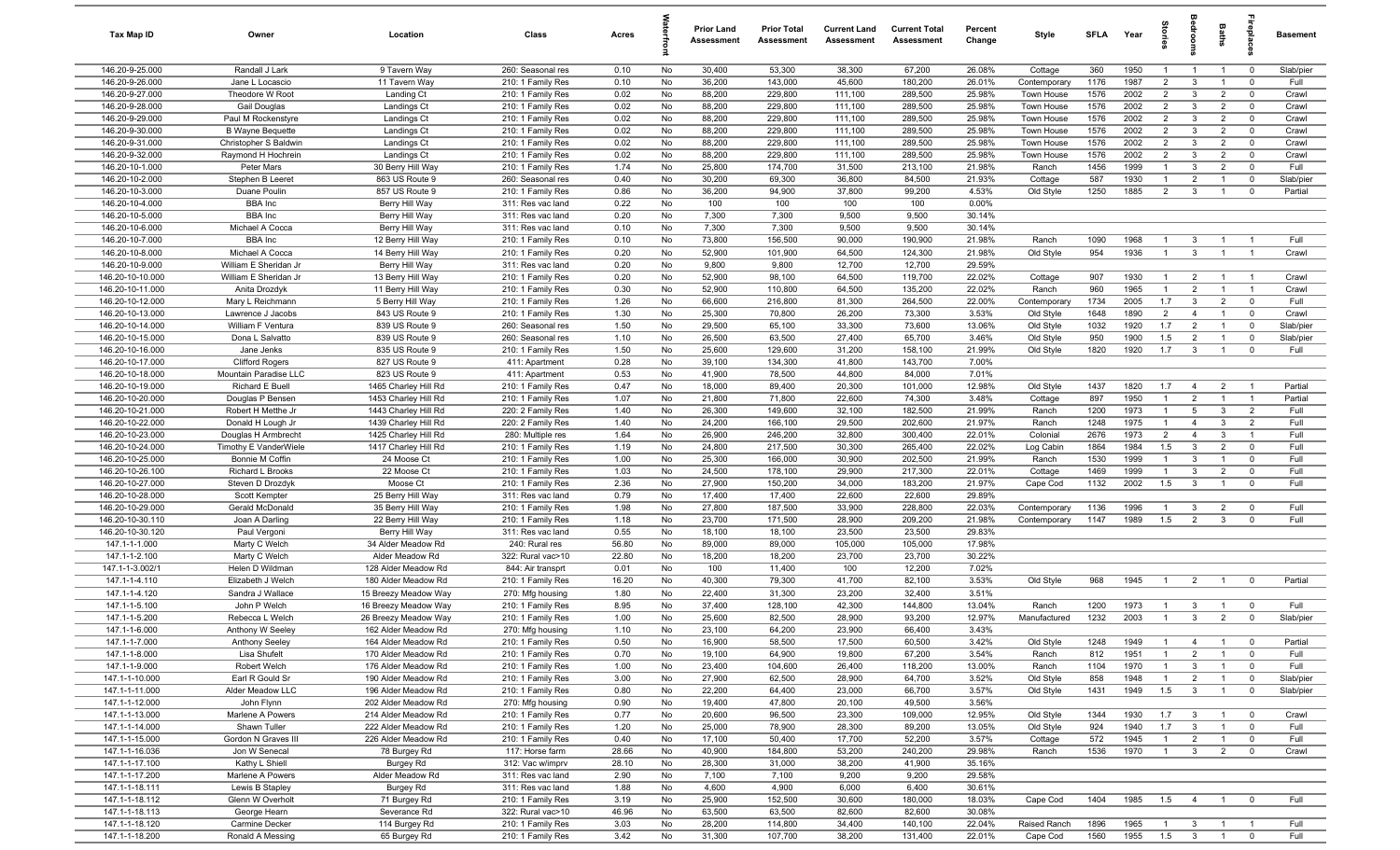| Tax Map ID | Owner | Location | Class | Acres | Waterfront | Prior Land Assessment | Prior Total Assessment | Current Land Assessment | Current Total Assessment | Percent Change | Style | SFLA | Year | Stories | Bedrooms | Baths | Fireplaces | Basement |
|---|---|---|---|---|---|---|---|---|---|---|---|---|---|---|---|---|---|---|
| 146.20-9-25.000 | Randall J Lark | 9 Tavern Way | 260: Seasonal res | 0.10 | No | 30,400 | 53,300 | 38,300 | 67,200 | 26.08% | Cottage | 360 | 1950 | 1 | 1 | 1 | 0 | Slab/pier |
| 146.20-9-26.000 | Jane L Locascio | 11 Tavern Way | 210: 1 Family Res | 0.10 | No | 36,200 | 143,000 | 45,600 | 180,200 | 26.01% | Contemporary | 1176 | 1987 | 2 | 3 | 1 | 0 | Full |
| 146.20-9-27.000 | Theodore W Root | Landing Ct | 210: 1 Family Res | 0.02 | No | 88,200 | 229,800 | 111,100 | 289,500 | 25.98% | Town House | 1576 | 2002 | 2 | 3 | 2 | 0 | Crawl |
| 146.20-9-28.000 | Gail Douglas | Landings Ct | 210: 1 Family Res | 0.02 | No | 88,200 | 229,800 | 111,100 | 289,500 | 25.98% | Town House | 1576 | 2002 | 2 | 3 | 2 | 0 | Crawl |
| 146.20-9-29.000 | Paul M Rockenstyre | Landings Ct | 210: 1 Family Res | 0.02 | No | 88,200 | 229,800 | 111,100 | 289,500 | 25.98% | Town House | 1576 | 2002 | 2 | 3 | 2 | 0 | Crawl |
| 146.20-9-30.000 | B Wayne Bequette | Landings Ct | 210: 1 Family Res | 0.02 | No | 88,200 | 229,800 | 111,100 | 289,500 | 25.98% | Town House | 1576 | 2002 | 2 | 3 | 2 | 0 | Crawl |
| 146.20-9-31.000 | Christopher S Baldwin | Landings Ct | 210: 1 Family Res | 0.02 | No | 88,200 | 229,800 | 111,100 | 289,500 | 25.98% | Town House | 1576 | 2002 | 2 | 3 | 2 | 0 | Crawl |
| 146.20-9-32.000 | Raymond H Hochrein | Landings Ct | 210: 1 Family Res | 0.02 | No | 88,200 | 229,800 | 111,100 | 289,500 | 25.98% | Town House | 1576 | 2002 | 2 | 3 | 2 | 0 | Crawl |
| 146.20-10-1.000 | Peter Mars | 30 Berry Hill Way | 210: 1 Family Res | 1.74 | No | 25,800 | 174,700 | 31,500 | 213,100 | 21.98% | Ranch | 1456 | 1999 | 1 | 3 | 2 | 0 | Full |
| 146.20-10-2.000 | Stephen B Leeret | 863 US Route 9 | 260: Seasonal res | 0.40 | No | 30,200 | 69,300 | 36,800 | 84,500 | 21.93% | Cottage | 587 | 1930 | 1 | 2 | 1 | 0 | Slab/pier |
| 146.20-10-3.000 | Duane Poulin | 857 US Route 9 | 210: 1 Family Res | 0.86 | No | 36,200 | 94,900 | 37,800 | 99,200 | 4.53% | Old Style | 1250 | 1885 | 2 | 3 | 1 | 0 | Partial |
| 146.20-10-4.000 | BBA Inc | Berry Hill Way | 311: Res vac land | 0.22 | No | 100 | 100 | 100 | 100 | 0.00% | | | | | | | | |
| 146.20-10-5.000 | BBA Inc | Berry Hill Way | 311: Res vac land | 0.20 | No | 7,300 | 7,300 | 9,500 | 9,500 | 30.14% | | | | | | | | |
| 146.20-10-6.000 | Michael A Cocca | Berry Hill Way | 311: Res vac land | 0.10 | No | 7,300 | 7,300 | 9,500 | 9,500 | 30.14% | | | | | | | | |
| 146.20-10-7.000 | BBA Inc | 12 Berry Hill Way | 210: 1 Family Res | 0.10 | No | 73,800 | 156,500 | 90,000 | 190,900 | 21.98% | Ranch | 1090 | 1968 | 1 | 3 | 1 | 1 | Full |
| 146.20-10-8.000 | Michael A Cocca | 14 Berry Hill Way | 210: 1 Family Res | 0.20 | No | 52,900 | 101,900 | 64,500 | 124,300 | 21.98% | Old Style | 954 | 1936 | 1 | 3 | 1 | 1 | Crawl |
| 146.20-10-9.000 | William E Sheridan Jr | Berry Hill Way | 311: Res vac land | 0.20 | No | 9,800 | 9,800 | 12,700 | 12,700 | 29.59% | | | | | | | | |
| 146.20-10-10.000 | William E Sheridan Jr | 13 Berry Hill Way | 210: 1 Family Res | 0.20 | No | 52,900 | 98,100 | 64,500 | 119,700 | 22.02% | Cottage | 907 | 1930 | 1 | 2 | 1 | 1 | Crawl |
| 146.20-10-11.000 | Anita Drozdyk | 11 Berry Hill Way | 210: 1 Family Res | 0.30 | No | 52,900 | 110,800 | 64,500 | 135,200 | 22.02% | Ranch | 960 | 1965 | 1 | 2 | 1 | 1 | Crawl |
| 146.20-10-12.000 | Mary L Reichmann | 5 Berry Hill Way | 210: 1 Family Res | 1.26 | No | 66,600 | 216,800 | 81,300 | 264,500 | 22.00% | Contemporary | 1734 | 2005 | 1.7 | 3 | 2 | 0 | Full |
| 146.20-10-13.000 | Lawrence J Jacobs | 843 US Route 9 | 210: 1 Family Res | 1.30 | No | 25,300 | 70,800 | 26,200 | 73,300 | 3.53% | Old Style | 1648 | 1890 | 2 | 4 | 1 | 0 | Crawl |
| 146.20-10-14.000 | William F Ventura | 839 US Route 9 | 260: Seasonal res | 1.50 | No | 29,500 | 65,100 | 33,300 | 73,600 | 13.06% | Old Style | 1032 | 1920 | 1.7 | 2 | 1 | 0 | Slab/pier |
| 146.20-10-15.000 | Dona L Salvatto | 839 US Route 9 | 260: Seasonal res | 1.10 | No | 26,500 | 63,500 | 27,400 | 65,700 | 3.46% | Old Style | 950 | 1900 | 1.5 | 2 | 1 | 0 | Slab/pier |
| 146.20-10-16.000 | Jane Jenks | 835 US Route 9 | 210: 1 Family Res | 1.50 | No | 25,600 | 129,600 | 31,200 | 158,100 | 21.99% | Old Style | 1820 | 1920 | 1.7 | 3 | 1 | 0 | Full |
| 146.20-10-17.000 | Clifford Rogers | 827 US Route 9 | 411: Apartment | 0.28 | No | 39,100 | 134,300 | 41,800 | 143,700 | 7.00% | | | | | | | | |
| 146.20-10-18.000 | Mountain Paradise LLC | 823 US Route 9 | 411: Apartment | 0.53 | No | 41,900 | 78,500 | 44,800 | 84,000 | 7.01% | | | | | | | | |
| 146.20-10-19.000 | Richard E Buell | 1465 Charley Hill Rd | 210: 1 Family Res | 0.47 | No | 18,000 | 89,400 | 20,300 | 101,000 | 12.98% | Old Style | 1437 | 1820 | 1.7 | 4 | 2 | 1 | Partial |
| 146.20-10-20.000 | Douglas P Bensen | 1453 Charley Hill Rd | 210: 1 Family Res | 1.07 | No | 21,800 | 71,800 | 22,600 | 74,300 | 3.48% | Cottage | 897 | 1950 | 1 | 2 | 1 | 1 | Partial |
| 146.20-10-21.000 | Robert H Metthe Jr | 1443 Charley Hill Rd | 220: 2 Family Res | 1.40 | No | 26,300 | 149,600 | 32,100 | 182,500 | 21.99% | Ranch | 1200 | 1973 | 1 | 5 | 3 | 2 | Full |
| 146.20-10-22.000 | Donald H Lough Jr | 1439 Charley Hill Rd | 220: 2 Family Res | 1.40 | No | 24,200 | 166,100 | 29,500 | 202,600 | 21.97% | Ranch | 1248 | 1975 | 1 | 4 | 3 | 2 | Full |
| 146.20-10-23.000 | Douglas H Armbrecht | 1425 Charley Hill Rd | 280: Multiple res | 1.64 | No | 26,900 | 246,200 | 32,800 | 300,400 | 22.01% | Colonial | 2676 | 1973 | 2 | 4 | 3 | 1 | Full |
| 146.20-10-24.000 | Timothy E VanderWiele | 1417 Charley Hill Rd | 210: 1 Family Res | 1.19 | No | 24,800 | 217,500 | 30,300 | 265,400 | 22.02% | Log Cabin | 1864 | 1984 | 1.5 | 3 | 2 | 0 | Full |
| 146.20-10-25.000 | Bonnie M Coffin | 24 Moose Ct | 210: 1 Family Res | 1.00 | No | 25,300 | 166,000 | 30,900 | 202,500 | 21.99% | Ranch | 1530 | 1999 | 1 | 3 | 1 | 0 | Full |
| 146.20-10-26.100 | Richard L Brooks | 22 Moose Ct | 210: 1 Family Res | 1.03 | No | 24,500 | 178,100 | 29,900 | 217,300 | 22.01% | Cottage | 1469 | 1999 | 1 | 3 | 2 | 0 | Full |
| 146.20-10-27.000 | Steven D Drozdyk | Moose Ct | 210: 1 Family Res | 2.36 | No | 27,900 | 150,200 | 34,000 | 183,200 | 21.97% | Cape Cod | 1132 | 2002 | 1.5 | 3 | 1 | 0 | Full |
| 146.20-10-28.000 | Scott Kempter | 25 Berry Hill Way | 311: Res vac land | 0.79 | No | 17,400 | 17,400 | 22,600 | 22,600 | 29.89% | | | | | | | | |
| 146.20-10-29.000 | Gerald McDonald | 35 Berry Hill Way | 210: 1 Family Res | 1.98 | No | 27,800 | 187,500 | 33,900 | 228,800 | 22.03% | Contemporary | 1136 | 1996 | 1 | 3 | 2 | 0 | Full |
| 146.20-10-30.110 | Joan A Darling | 22 Berry Hill Way | 210: 1 Family Res | 1.18 | No | 23,700 | 171,500 | 28,900 | 209,200 | 21.98% | Contemporary | 1147 | 1989 | 1.5 | 2 | 3 | 0 | Full |
| 146.20-10-30.120 | Paul Vergoni | Berry Hill Way | 311: Res vac land | 0.55 | No | 18,100 | 18,100 | 23,500 | 23,500 | 29.83% | | | | | | | | |
| 147.1-1-1.000 | Marty C Welch | 34 Alder Meadow Rd | 240: Rural res | 56.80 | No | 89,000 | 89,000 | 105,000 | 105,000 | 17.98% | | | | | | | | |
| 147.1-1-2.100 | Marty C Welch | Alder Meadow Rd | 322: Rural vac>10 | 22.80 | No | 18,200 | 18,200 | 23,700 | 23,700 | 30.22% | | | | | | | | |
| 147.1-1-3.002/1 | Helen D Wildman | 128 Alder Meadow Rd | 844: Air transprt | 0.01 | No | 100 | 11,400 | 100 | 12,200 | 7.02% | | | | | | | | |
| 147.1-1-4.110 | Elizabeth J Welch | 180 Alder Meadow Rd | 210: 1 Family Res | 16.20 | No | 40,300 | 79,300 | 41,700 | 82,100 | 3.53% | Old Style | 968 | 1945 | 1 | 2 | 1 | 0 | Partial |
| 147.1-1-4.120 | Sandra J Wallace | 15 Breezy Meadow Way | 270: Mfg housing | 1.80 | No | 22,400 | 31,300 | 23,200 | 32,400 | 3.51% | | | | | | | | |
| 147.1-1-5.100 | John P Welch | 16 Breezy Meadow Way | 210: 1 Family Res | 8.95 | No | 37,400 | 128,100 | 42,300 | 144,800 | 13.04% | Ranch | 1200 | 1973 | 1 | 3 | 1 | 0 | Full |
| 147.1-1-5.200 | Rebecca L Welch | 26 Breezy Meadow Way | 210: 1 Family Res | 1.00 | No | 25,600 | 82,500 | 28,900 | 93,200 | 12.97% | Manufactured | 1232 | 2003 | 1 | 3 | 2 | 0 | Slab/pier |
| 147.1-1-6.000 | Anthony W Seeley | 162 Alder Meadow Rd | 270: Mfg housing | 1.10 | No | 23,100 | 64,200 | 23,900 | 66,400 | 3.43% | | | | | | | | |
| 147.1-1-7.000 | Anthony Seeley | 164 Alder Meadow Rd | 210: 1 Family Res | 0.50 | No | 16,900 | 58,500 | 17,500 | 60,500 | 3.42% | Old Style | 1248 | 1949 | 1 | 4 | 1 | 0 | Partial |
| 147.1-1-8.000 | Lisa Shufelt | 170 Alder Meadow Rd | 210: 1 Family Res | 0.70 | No | 19,100 | 64,900 | 19,800 | 67,200 | 3.54% | Ranch | 812 | 1951 | 1 | 2 | 1 | 0 | Full |
| 147.1-1-9.000 | Robert Welch | 176 Alder Meadow Rd | 210: 1 Family Res | 1.00 | No | 23,400 | 104,600 | 26,400 | 118,200 | 13.00% | Ranch | 1104 | 1970 | 1 | 3 | 1 | 0 | Full |
| 147.1-1-10.000 | Earl R Gould Sr | 190 Alder Meadow Rd | 210: 1 Family Res | 3.00 | No | 27,900 | 62,500 | 28,900 | 64,700 | 3.52% | Old Style | 858 | 1948 | 1 | 2 | 1 | 0 | Slab/pier |
| 147.1-1-11.000 | Alder Meadow LLC | 196 Alder Meadow Rd | 210: 1 Family Res | 0.80 | No | 22,200 | 64,400 | 23,000 | 66,700 | 3.57% | Old Style | 1431 | 1949 | 1.5 | 3 | 1 | 0 | Slab/pier |
| 147.1-1-12.000 | John Flynn | 202 Alder Meadow Rd | 270: Mfg housing | 0.90 | No | 19,400 | 47,800 | 20,100 | 49,500 | 3.56% | | | | | | | | |
| 147.1-1-13.000 | Marlene A Powers | 214 Alder Meadow Rd | 210: 1 Family Res | 0.77 | No | 20,600 | 96,500 | 23,300 | 109,000 | 12.95% | Old Style | 1344 | 1930 | 1.7 | 3 | 1 | 0 | Crawl |
| 147.1-1-14.000 | Shawn Tuller | 222 Alder Meadow Rd | 210: 1 Family Res | 1.20 | No | 25,000 | 78,900 | 28,300 | 89,200 | 13.05% | Old Style | 924 | 1940 | 1.7 | 3 | 1 | 0 | Full |
| 147.1-1-15.000 | Gordon N Graves III | 226 Alder Meadow Rd | 210: 1 Family Res | 0.40 | No | 17,100 | 50,400 | 17,700 | 52,200 | 3.57% | Cottage | 572 | 1945 | 1 | 2 | 1 | 0 | Full |
| 147.1-1-16.036 | Jon W Senecal | 78 Burgey Rd | 117: Horse farm | 28.66 | No | 40,900 | 184,800 | 53,200 | 240,200 | 29.98% | Ranch | 1536 | 1970 | 1 | 3 | 2 | 0 | Crawl |
| 147.1-1-17.100 | Kathy L Shiell | Burgey Rd | 312: Vac w/imprv | 28.10 | No | 28,300 | 31,000 | 38,200 | 41,900 | 35.16% | | | | | | | | |
| 147.1-1-17.200 | Marlene A Powers | Alder Meadow Rd | 311: Res vac land | 2.90 | No | 7,100 | 7,100 | 9,200 | 9,200 | 29.58% | | | | | | | | |
| 147.1-1-18.111 | Lewis B Stapley | Burgey Rd | 311: Res vac land | 1.88 | No | 4,600 | 4,900 | 6,000 | 6,400 | 30.61% | | | | | | | | |
| 147.1-1-18.112 | Glenn W Overholt | 71 Burgey Rd | 210: 1 Family Res | 3.19 | No | 25,900 | 152,500 | 30,600 | 180,000 | 18.03% | Cape Cod | 1404 | 1985 | 1.5 | 4 | 1 | 0 | Full |
| 147.1-1-18.113 | George Hearn | Severance Rd | 322: Rural vac>10 | 46.96 | No | 63,500 | 63,500 | 82,600 | 82,600 | 30.08% | | | | | | | | |
| 147.1-1-18.120 | Carmine Decker | 114 Burgey Rd | 210: 1 Family Res | 3.03 | No | 28,200 | 114,800 | 34,400 | 140,100 | 22.04% | Raised Ranch | 1896 | 1965 | 1 | 3 | 1 | 1 | Full |
| 147.1-1-18.200 | Ronald A Messing | 65 Burgey Rd | 210: 1 Family Res | 3.42 | No | 31,300 | 107,700 | 38,200 | 131,400 | 22.01% | Cape Cod | 1560 | 1955 | 1.5 | 3 | 1 | 0 | Full |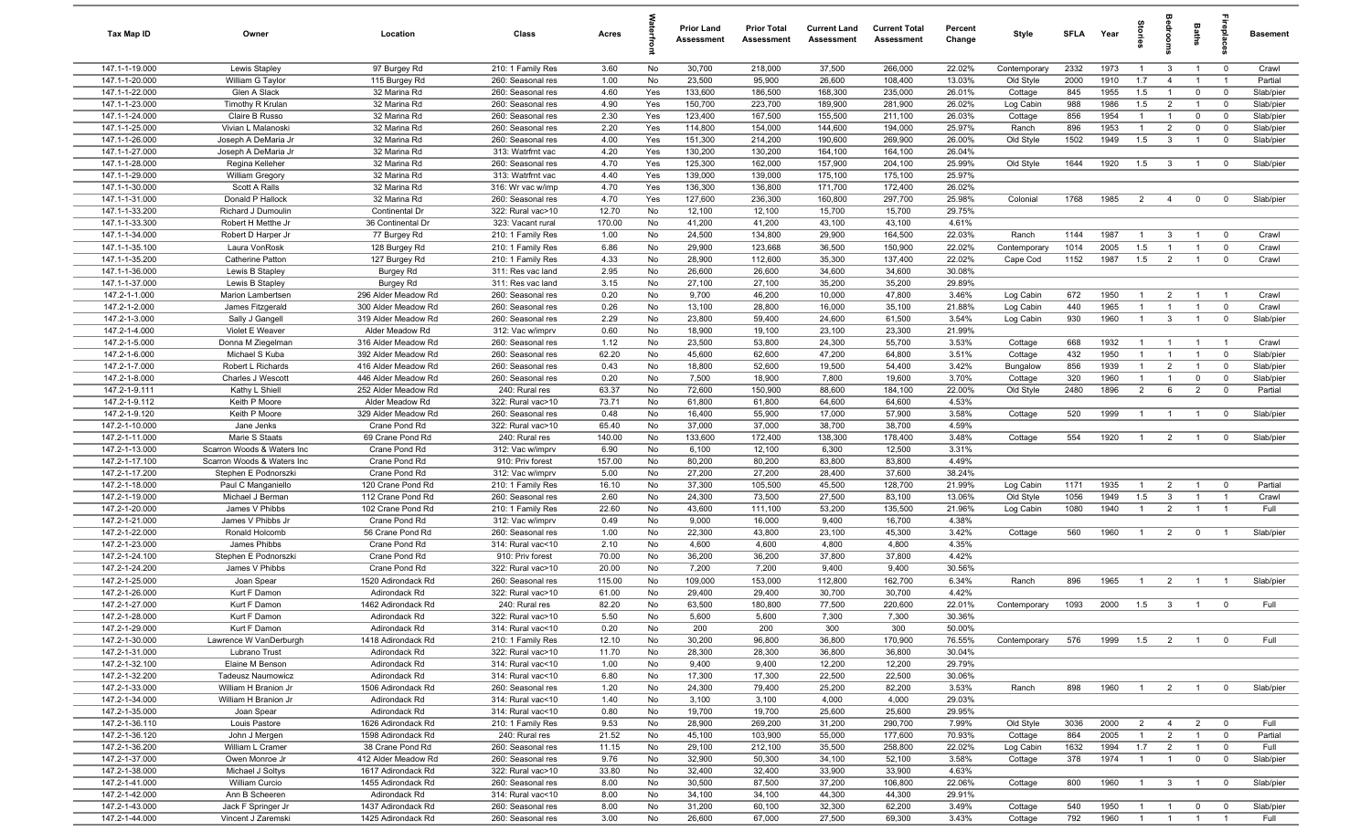| Tax Map ID | Owner | Location | Class | Acres | Waterfront | Prior Land Assessment | Prior Total Assessment | Current Land Assessment | Current Total Assessment | Percent Change | Style | SFLA | Year | Stories | Bedrooms | Baths | Fireplaces | Basement |
|---|---|---|---|---|---|---|---|---|---|---|---|---|---|---|---|---|---|---|
| 147.1-1-19.000 | Lewis Stapley | 97 Burgey Rd | 210: 1 Family Res | 3.60 | No | 30,700 | 218,000 | 37,500 | 266,000 | 22.02% | Contemporary | 2332 | 1973 | 1 | 3 | 1 | 0 | Crawl |
| 147.1-1-20.000 | William G Taylor | 115 Burgey Rd | 260: Seasonal res | 1.00 | No | 23,500 | 95,900 | 26,600 | 108,400 | 13.03% | Old Style | 2000 | 1910 | 1.7 | 4 | 1 | 1 | Partial |
| 147.1-1-22.000 | Glen A Slack | 32 Marina Rd | 260: Seasonal res | 4.60 | Yes | 133,600 | 186,500 | 168,300 | 235,000 | 26.01% | Cottage | 845 | 1955 | 1.5 | 1 | 0 | 0 | Slab/pier |
| 147.1-1-23.000 | Timothy R Krulan | 32 Marina Rd | 260: Seasonal res | 4.90 | Yes | 150,700 | 223,700 | 189,900 | 281,900 | 26.02% | Log Cabin | 988 | 1986 | 1.5 | 2 | 1 | 0 | Slab/pier |
| 147.1-1-24.000 | Claire B Russo | 32 Marina Rd | 260: Seasonal res | 2.30 | Yes | 123,400 | 167,500 | 155,500 | 211,100 | 26.03% | Cottage | 856 | 1954 | 1 | 1 | 0 | 0 | Slab/pier |
| 147.1-1-25.000 | Vivian L Malanoski | 32 Marina Rd | 260: Seasonal res | 2.20 | Yes | 114,800 | 154,000 | 144,600 | 194,000 | 25.97% | Ranch | 896 | 1953 | 1 | 2 | 0 | 0 | Slab/pier |
| 147.1-1-26.000 | Joseph A DeMaria Jr | 32 Marina Rd | 260: Seasonal res | 4.00 | Yes | 151,300 | 214,200 | 190,600 | 269,900 | 26.00% | Old Style | 1502 | 1949 | 1.5 | 3 | 1 | 0 | Slab/pier |
| 147.1-1-27.000 | Joseph A DeMaria Jr | 32 Marina Rd | 313: Watrfrnt vac | 4.20 | Yes | 130,200 | 130,200 | 164,100 | 164,100 | 26.04% | | | | | | | | |
| 147.1-1-28.000 | Regina Kelleher | 32 Marina Rd | 260: Seasonal res | 4.70 | Yes | 125,300 | 162,000 | 157,900 | 204,100 | 25.99% | Old Style | 1644 | 1920 | 1.5 | 3 | 1 | 0 | Slab/pier |
| 147.1-1-29.000 | William Gregory | 32 Marina Rd | 313: Watrfrnt vac | 4.40 | Yes | 139,000 | 139,000 | 175,100 | 175,100 | 25.97% | | | | | | | | |
| 147.1-1-30.000 | Scott A Ralls | 32 Marina Rd | 316: Wr vac w/imp | 4.70 | Yes | 136,300 | 136,800 | 171,700 | 172,400 | 26.02% | | | | | | | | |
| 147.1-1-31.000 | Donald P Hallock | 32 Marina Rd | 260: Seasonal res | 4.70 | Yes | 127,600 | 236,300 | 160,800 | 297,700 | 25.98% | Colonial | 1768 | 1985 | 2 | 4 | 0 | 0 | Slab/pier |
| 147.1-1-33.200 | Richard J Dumoulin | Continental Dr | 322: Rural vac>10 | 12.70 | No | 12,100 | 12,100 | 15,700 | 15,700 | 29.75% | | | | | | | | |
| 147.1-1-33.300 | Robert H Metthe Jr | 36 Continental Dr | 323: Vacant rural | 170.00 | No | 41,200 | 41,200 | 43,100 | 43,100 | 4.61% | | | | | | | | |
| 147.1-1-34.000 | Robert D Harper Jr | 77 Burgey Rd | 210: 1 Family Res | 1.00 | No | 24,500 | 134,800 | 29,900 | 164,500 | 22.03% | Ranch | 1144 | 1987 | 1 | 3 | 1 | 0 | Crawl |
| 147.1-1-35.100 | Laura VonRosk | 128 Burgey Rd | 210: 1 Family Res | 6.86 | No | 29,900 | 123,668 | 36,500 | 150,900 | 22.02% | Contemporary | 1014 | 2005 | 1.5 | 1 | 1 | 0 | Crawl |
| 147.1-1-35.200 | Catherine Patton | 127 Burgey Rd | 210: 1 Family Res | 4.33 | No | 28,900 | 112,600 | 35,300 | 137,400 | 22.02% | Cape Cod | 1152 | 1987 | 1.5 | 2 | 1 | 0 | Crawl |
| 147.1-1-36.000 | Lewis B Stapley | Burgey Rd | 311: Res vac land | 2.95 | No | 26,600 | 26,600 | 34,600 | 34,600 | 30.08% | | | | | | | | |
| 147.1-1-37.000 | Lewis B Stapley | Burgey Rd | 311: Res vac land | 3.15 | No | 27,100 | 27,100 | 35,200 | 35,200 | 29.89% | | | | | | | | |
| 147.2-1-1.000 | Marion Lambertsen | 296 Alder Meadow Rd | 260: Seasonal res | 0.20 | No | 9,700 | 46,200 | 10,000 | 47,800 | 3.46% | Log Cabin | 672 | 1950 | 1 | 2 | 1 | 1 | Crawl |
| 147.2-1-2.000 | James Fitzgerald | 300 Alder Meadow Rd | 260: Seasonal res | 0.26 | No | 13,100 | 28,800 | 16,000 | 35,100 | 21.88% | Log Cabin | 440 | 1965 | 1 | 1 | 1 | 0 | Crawl |
| 147.2-1-3.000 | Sally J Gangell | 319 Alder Meadow Rd | 260: Seasonal res | 2.29 | No | 23,800 | 59,400 | 24,600 | 61,500 | 3.54% | Log Cabin | 930 | 1960 | 1 | 3 | 1 | 0 | Slab/pier |
| 147.2-1-4.000 | Violet E Weaver | Alder Meadow Rd | 312: Vac w/imprv | 0.60 | No | 18,900 | 19,100 | 23,100 | 23,300 | 21.99% | | | | | | | | |
| 147.2-1-5.000 | Donna M Ziegelman | 316 Alder Meadow Rd | 260: Seasonal res | 1.12 | No | 23,500 | 53,800 | 24,300 | 55,700 | 3.53% | Cottage | 668 | 1932 | 1 | 1 | 1 | 1 | Crawl |
| 147.2-1-6.000 | Michael S Kuba | 392 Alder Meadow Rd | 260: Seasonal res | 62.20 | No | 45,600 | 62,600 | 47,200 | 64,800 | 3.51% | Cottage | 432 | 1950 | 1 | 1 | 1 | 0 | Slab/pier |
| 147.2-1-7.000 | Robert L Richards | 416 Alder Meadow Rd | 260: Seasonal res | 0.43 | No | 18,800 | 52,600 | 19,500 | 54,400 | 3.42% | Bungalow | 856 | 1939 | 1 | 2 | 1 | 0 | Slab/pier |
| 147.2-1-8.000 | Charles J Wescott | 446 Alder Meadow Rd | 260: Seasonal res | 0.20 | No | 7,500 | 18,900 | 7,800 | 19,600 | 3.70% | Cottage | 320 | 1960 | 1 | 1 | 0 | 0 | Slab/pier |
| 147.2-1-9.111 | Kathy L Shiell | 252 Alder Meadow Rd | 240: Rural res | 63.37 | No | 72,600 | 150,900 | 88,600 | 184,100 | 22.00% | Old Style | 2480 | 1896 | 2 | 6 | 2 | 0 | Partial |
| 147.2-1-9.112 | Keith P Moore | Alder Meadow Rd | 322: Rural vac>10 | 73.71 | No | 61,800 | 61,800 | 64,600 | 64,600 | 4.53% | | | | | | | | |
| 147.2-1-9.120 | Keith P Moore | 329 Alder Meadow Rd | 260: Seasonal res | 0.48 | No | 16,400 | 55,900 | 17,000 | 57,900 | 3.58% | Cottage | 520 | 1999 | 1 | 1 | 1 | 0 | Slab/pier |
| 147.2-1-10.000 | Jane Jenks | Crane Pond Rd | 322: Rural vac>10 | 65.40 | No | 37,000 | 37,000 | 38,700 | 38,700 | 4.59% | | | | | | | | |
| 147.2-1-11.000 | Marie S Staats | 69 Crane Pond Rd | 240: Rural res | 140.00 | No | 133,600 | 172,400 | 138,300 | 178,400 | 3.48% | Cottage | 554 | 1920 | 1 | 2 | 1 | 0 | Slab/pier |
| 147.2-1-13.000 | Scarron Woods & Waters Inc | Crane Pond Rd | 312: Vac w/imprv | 6.90 | No | 6,100 | 12,100 | 6,300 | 12,500 | 3.31% | | | | | | | | |
| 147.2-1-17.100 | Scarron Woods & Waters Inc | Crane Pond Rd | 910: Priv forest | 157.00 | No | 80,200 | 80,200 | 83,800 | 83,800 | 4.49% | | | | | | | | |
| 147.2-1-17.200 | Stephen E Podnorszki | Crane Pond Rd | 312: Vac w/imprv | 5.00 | No | 27,200 | 27,200 | 28,400 | 37,600 | 38.24% | | | | | | | | |
| 147.2-1-18.000 | Paul C Manganiello | 120 Crane Pond Rd | 210: 1 Family Res | 16.10 | No | 37,300 | 105,500 | 45,500 | 128,700 | 21.99% | Log Cabin | 1171 | 1935 | 1 | 2 | 1 | 0 | Partial |
| 147.2-1-19.000 | Michael J Berman | 112 Crane Pond Rd | 260: Seasonal res | 2.60 | No | 24,300 | 73,500 | 27,500 | 83,100 | 13.06% | Old Style | 1056 | 1949 | 1.5 | 3 | 1 | 1 | Crawl |
| 147.2-1-20.000 | James V Phibbs | 102 Crane Pond Rd | 210: 1 Family Res | 22.60 | No | 43,600 | 111,100 | 53,200 | 135,500 | 21.96% | Log Cabin | 1080 | 1940 | 1 | 2 | 1 | 1 | Full |
| 147.2-1-21.000 | James V Phibbs Jr | Crane Pond Rd | 312: Vac w/imprv | 0.49 | No | 9,000 | 16,000 | 9,400 | 16,700 | 4.38% | | | | | | | | |
| 147.2-1-22.000 | Ronald Holcomb | 56 Crane Pond Rd | 260: Seasonal res | 1.00 | No | 22,300 | 43,800 | 23,100 | 45,300 | 3.42% | Cottage | 560 | 1960 | 1 | 2 | 0 | 1 | Slab/pier |
| 147.2-1-23.000 | James Phibbs | Crane Pond Rd | 314: Rural vac<10 | 2.10 | No | 4,600 | 4,600 | 4,800 | 4,800 | 4.35% | | | | | | | | |
| 147.2-1-24.100 | Stephen E Podnorszki | Crane Pond Rd | 910: Priv forest | 70.00 | No | 36,200 | 36,200 | 37,800 | 37,800 | 4.42% | | | | | | | | |
| 147.2-1-24.200 | James V Phibbs | Crane Pond Rd | 322: Rural vac>10 | 20.00 | No | 7,200 | 7,200 | 9,400 | 9,400 | 30.56% | | | | | | | | |
| 147.2-1-25.000 | Joan Spear | 1520 Adirondack Rd | 260: Seasonal res | 115.00 | No | 109,000 | 153,000 | 112,800 | 162,700 | 6.34% | Ranch | 896 | 1965 | 1 | 2 | 1 | 1 | Slab/pier |
| 147.2-1-26.000 | Kurt F Damon | Adirondack Rd | 322: Rural vac>10 | 61.00 | No | 29,400 | 29,400 | 30,700 | 30,700 | 4.42% | | | | | | | | |
| 147.2-1-27.000 | Kurt F Damon | 1462 Adirondack Rd | 240: Rural res | 82.20 | No | 63,500 | 180,800 | 77,500 | 220,600 | 22.01% | Contemporary | 1093 | 2000 | 1.5 | 3 | 1 | 0 | Full |
| 147.2-1-28.000 | Kurt F Damon | Adirondack Rd | 322: Rural vac>10 | 5.50 | No | 5,600 | 5,600 | 7,300 | 7,300 | 30.36% | | | | | | | | |
| 147.2-1-29.000 | Kurt F Damon | Adirondack Rd | 314: Rural vac<10 | 0.20 | No | 200 | 200 | 300 | 300 | 50.00% | | | | | | | | |
| 147.2-1-30.000 | Lawrence W VanDerburgh | 1418 Adirondack Rd | 210: 1 Family Res | 12.10 | No | 30,200 | 96,800 | 36,800 | 170,900 | 76.55% | Contemporary | 576 | 1999 | 1.5 | 2 | 1 | 0 | Full |
| 147.2-1-31.000 | Lubrano Trust | Adirondack Rd | 322: Rural vac>10 | 11.70 | No | 28,300 | 28,300 | 36,800 | 36,800 | 30.04% | | | | | | | | |
| 147.2-1-32.100 | Elaine M Benson | Adirondack Rd | 314: Rural vac<10 | 1.00 | No | 9,400 | 9,400 | 12,200 | 12,200 | 29.79% | | | | | | | | |
| 147.2-1-32.200 | Tadeusz Naumowicz | Adirondack Rd | 314: Rural vac<10 | 6.80 | No | 17,300 | 17,300 | 22,500 | 22,500 | 30.06% | | | | | | | | |
| 147.2-1-33.000 | William H Branion Jr | 1506 Adirondack Rd | 260: Seasonal res | 1.20 | No | 24,300 | 79,400 | 25,200 | 82,200 | 3.53% | Ranch | 898 | 1960 | 1 | 2 | 1 | 0 | Slab/pier |
| 147.2-1-34.000 | William H Branion Jr | Adirondack Rd | 314: Rural vac<10 | 1.40 | No | 3,100 | 3,100 | 4,000 | 4,000 | 29.03% | | | | | | | | |
| 147.2-1-35.000 | Joan Spear | Adirondack Rd | 314: Rural vac<10 | 0.80 | No | 19,700 | 19,700 | 25,600 | 25,600 | 29.95% | | | | | | | | |
| 147.2-1-36.110 | Louis Pastore | 1626 Adirondack Rd | 210: 1 Family Res | 9.53 | No | 28,900 | 269,200 | 31,200 | 290,700 | 7.99% | Old Style | 3036 | 2000 | 2 | 4 | 2 | 0 | Full |
| 147.2-1-36.120 | John J Mergen | 1598 Adirondack Rd | 240: Rural res | 21.52 | No | 45,100 | 103,900 | 55,000 | 177,600 | 70.93% | Cottage | 864 | 2005 | 1 | 2 | 1 | 0 | Partial |
| 147.2-1-36.200 | William L Cramer | 38 Crane Pond Rd | 260: Seasonal res | 11.15 | No | 29,100 | 212,100 | 35,500 | 258,800 | 22.02% | Log Cabin | 1632 | 1994 | 1.7 | 2 | 1 | 0 | Full |
| 147.2-1-37.000 | Owen Monroe Jr | 412 Alder Meadow Rd | 260: Seasonal res | 9.76 | No | 32,900 | 50,300 | 34,100 | 52,100 | 3.58% | Cottage | 378 | 1974 | 1 | 1 | 0 | 0 | Slab/pier |
| 147.2-1-38.000 | Michael J Soltys | 1617 Adirondack Rd | 322: Rural vac>10 | 33.80 | No | 32,400 | 32,400 | 33,900 | 33,900 | 4.63% | | | | | | | | |
| 147.2-1-41.000 | William Curcio | 1455 Adirondack Rd | 260: Seasonal res | 8.00 | No | 30,500 | 87,500 | 37,200 | 106,800 | 22.06% | Cottage | 800 | 1960 | 1 | 3 | 1 | 0 | Slab/pier |
| 147.2-1-42.000 | Ann B Scheeren | Adirondack Rd | 314: Rural vac<10 | 8.00 | No | 34,100 | 34,100 | 44,300 | 44,300 | 29.91% | | | | | | | | |
| 147.2-1-43.000 | Jack F Springer Jr | 1437 Adirondack Rd | 260: Seasonal res | 8.00 | No | 31,200 | 60,100 | 32,300 | 62,200 | 3.49% | Cottage | 540 | 1950 | 1 | 1 | 0 | 0 | Slab/pier |
| 147.2-1-44.000 | Vincent J Zaremski | 1425 Adirondack Rd | 260: Seasonal res | 3.00 | No | 26,600 | 67,000 | 27,500 | 69,300 | 3.43% | Cottage | 792 | 1960 | 1 | 1 | 1 | 1 | Full |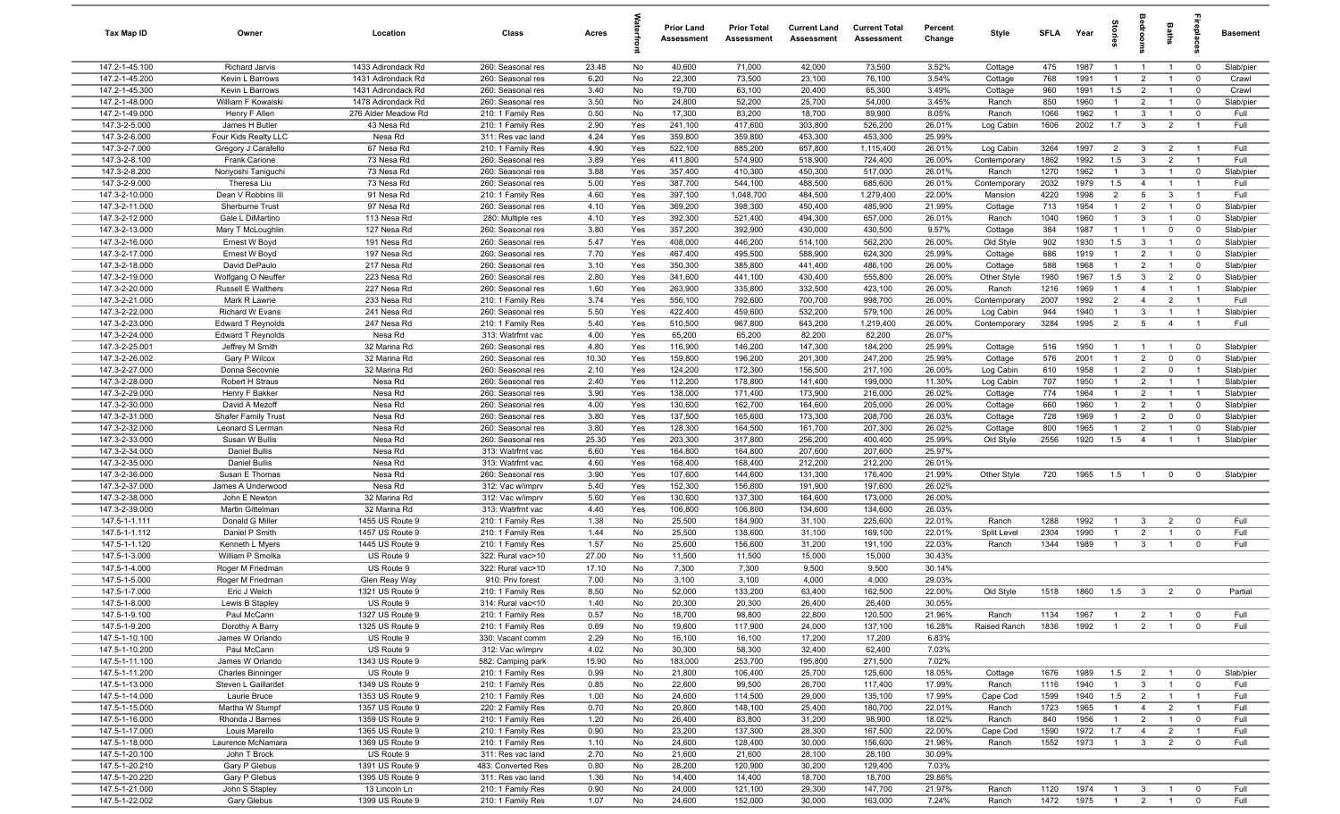| Tax Map ID | Owner | Location | Class | Acres | Waterfront | Prior Land Assessment | Prior Total Assessment | Current Land Assessment | Current Total Assessment | Percent Change | Style | SFLA | Year | Stories | Bedrooms | Baths | Fireplaces | Basement |
|---|---|---|---|---|---|---|---|---|---|---|---|---|---|---|---|---|---|---|
| 147.2-1-45.100 | Richard Jarvis | 1433 Adirondack Rd | 260: Seasonal res | 23.48 | No | 40,600 | 71,000 | 42,000 | 73,500 | 3.52% | Cottage | 475 | 1987 | 1 | 1 | 1 | 0 | Slab/pier |
| 147.2-1-45.200 | Kevin L Barrows | 1431 Adirondack Rd | 260: Seasonal res | 6.20 | No | 22,300 | 73,500 | 23,100 | 76,100 | 3.54% | Cottage | 768 | 1991 | 1 | 2 | 1 | 0 | Crawl |
| 147.2-1-45.300 | Kevin L Barrows | 1431 Adirondack Rd | 260: Seasonal res | 3.40 | No | 19,700 | 63,100 | 20,400 | 65,300 | 3.49% | Cottage | 960 | 1991 | 1.5 | 2 | 1 | 0 | Crawl |
| 147.2-1-48.000 | William F Kowalski | 1478 Adirondack Rd | 260: Seasonal res | 3.50 | No | 24,800 | 52,200 | 25,700 | 54,000 | 3.45% | Ranch | 850 | 1960 | 1 | 2 | 1 | 0 | Slab/pier |
| 147.2-1-49.000 | Henry F Allen | 276 Alder Meadow Rd | 210: 1 Family Res | 0.50 | No | 17,300 | 83,200 | 18,700 | 89,900 | 8.05% | Ranch | 1066 | 1962 | 1 | 3 | 1 | 0 | Full |
| 147.3-2-5.000 | James H Butler | 43 Nesa Rd | 210: 1 Family Res | 2.90 | Yes | 241,100 | 417,600 | 303,800 | 526,200 | 26.01% | Log Cabin | 1606 | 2002 | 1.7 | 3 | 2 | 1 | Full |
| 147.3-2-6.000 | Four Kids Realty LLC | Nesa Rd | 311: Res vac land | 4.24 | Yes | 359,800 | 359,800 | 453,300 | 453,300 | 25.99% | | | | | | | | |
| 147.3-2-7.000 | Gregory J Carafello | 67 Nesa Rd | 210: 1 Family Res | 4.90 | Yes | 522,100 | 885,200 | 657,800 | 1,115,400 | 26.01% | Log Cabin | 3264 | 1997 | 2 | 3 | 2 | 1 | Full |
| 147.3-2-8.100 | Frank Carione | 73 Nesa Rd | 260: Seasonal res | 3.89 | Yes | 411,800 | 574,900 | 518,900 | 724,400 | 26.00% | Contemporary | 1862 | 1992 | 1.5 | 3 | 2 | 1 | Full |
| 147.3-2-8.200 | Noriyoshi Taniguchi | 73 Nesa Rd | 260: Seasonal res | 3.88 | Yes | 357,400 | 410,300 | 450,300 | 517,000 | 26.01% | Ranch | 1270 | 1962 | 1 | 3 | 1 | 0 | Slab/pier |
| 147.3-2-9.000 | Theresa Liu | 73 Nesa Rd | 260: Seasonal res | 5.00 | Yes | 387,700 | 544,100 | 488,500 | 685,600 | 26.01% | Contemporary | 2032 | 1979 | 1.5 | 4 | 1 | 1 | Full |
| 147.3-2-10.000 | Dean V Robbins III | 91 Nesa Rd | 210: 1 Family Res | 4.60 | Yes | 397,100 | 1,048,700 | 484,500 | 1,279,400 | 22.00% | Mansion | 4220 | 1998 | 2 | 5 | 3 | 1 | Full |
| 147.3-2-11.000 | Sherburne Trust | 97 Nesa Rd | 260: Seasonal res | 4.10 | Yes | 369,200 | 398,300 | 450,400 | 485,900 | 21.99% | Cottage | 713 | 1954 | 1 | 2 | 1 | 0 | Slab/pier |
| 147.3-2-12.000 | Gale L DiMartino | 113 Nesa Rd | 280: Multiple res | 4.10 | Yes | 392,300 | 521,400 | 494,300 | 657,000 | 26.01% | Ranch | 1040 | 1960 | 1 | 3 | 1 | 0 | Slab/pier |
| 147.3-2-13.000 | Mary T McLoughlin | 127 Nesa Rd | 260: Seasonal res | 3.80 | Yes | 357,200 | 392,900 | 430,000 | 430,500 | 9.57% | Cottage | 384 | 1987 | 1 | 1 | 0 | 0 | Slab/pier |
| 147.3-2-16.000 | Ernest W Boyd | 191 Nesa Rd | 260: Seasonal res | 5.47 | Yes | 408,000 | 446,200 | 514,100 | 562,200 | 26.00% | Old Style | 902 | 1930 | 1.5 | 3 | 1 | 0 | Slab/pier |
| 147.3-2-17.000 | Ernest W Boyd | 197 Nesa Rd | 260: Seasonal res | 7.70 | Yes | 467,400 | 495,500 | 588,900 | 624,300 | 25.99% | Cottage | 686 | 1919 | 1 | 2 | 1 | 0 | Slab/pier |
| 147.3-2-18.000 | David DePaulo | 217 Nesa Rd | 260: Seasonal res | 3.10 | Yes | 350,300 | 385,800 | 441,400 | 486,100 | 26.00% | Cottage | 588 | 1968 | 1 | 2 | 1 | 0 | Slab/pier |
| 147.3-2-19.000 | Wolfgang O Neuffer | 223 Nesa Rd | 260: Seasonal res | 2.80 | Yes | 341,600 | 441,100 | 430,400 | 555,800 | 26.00% | Other Style | 1980 | 1967 | 1.5 | 3 | 2 | 0 | Slab/pier |
| 147.3-2-20.000 | Russell E Walthers | 227 Nesa Rd | 260: Seasonal res | 1.60 | Yes | 263,900 | 335,800 | 332,500 | 423,100 | 26.00% | Ranch | 1216 | 1969 | 1 | 4 | 1 | 1 | Slab/pier |
| 147.3-2-21.000 | Mark R Lawrie | 233 Nesa Rd | 210: 1 Family Res | 3.74 | Yes | 556,100 | 792,600 | 700,700 | 998,700 | 26.00% | Contemporary | 2007 | 1992 | 2 | 4 | 2 | 1 | Full |
| 147.3-2-22.000 | Richard W Evans | 241 Nesa Rd | 260: Seasonal res | 5.50 | Yes | 422,400 | 459,600 | 532,200 | 579,100 | 26.00% | Log Cabin | 944 | 1940 | 1 | 3 | 1 | 1 | Slab/pier |
| 147.3-2-23.000 | Edward T Reynolds | 247 Nesa Rd | 210: 1 Family Res | 5.40 | Yes | 510,500 | 967,800 | 643,200 | 1,219,400 | 26.00% | Contemporary | 3284 | 1995 | 2 | 5 | 4 | 1 | Full |
| 147.3-2-24.000 | Edward T Reynolds | Nesa Rd | 313: Watrfrnt vac | 4.00 | Yes | 65,200 | 65,200 | 82,200 | 82,200 | 26.07% | | | | | | | | |
| 147.3-2-25.001 | Jeffrey M Smith | 32 Marina Rd | 260: Seasonal res | 4.80 | Yes | 116,900 | 146,200 | 147,300 | 184,200 | 25.99% | Cottage | 516 | 1950 | 1 | 1 | 1 | 0 | Slab/pier |
| 147.3-2-26.002 | Gary P Wilcox | 32 Marina Rd | 260: Seasonal res | 10.30 | Yes | 159,800 | 196,200 | 201,300 | 247,200 | 25.99% | Cottage | 576 | 2001 | 1 | 2 | 0 | 0 | Slab/pier |
| 147.3-2-27.000 | Donna Secovnie | 32 Marina Rd | 260: Seasonal res | 2.10 | Yes | 124,200 | 172,300 | 156,500 | 217,100 | 26.00% | Log Cabin | 610 | 1958 | 1 | 2 | 0 | 1 | Slab/pier |
| 147.3-2-28.000 | Robert H Straus | Nesa Rd | 260: Seasonal res | 2.40 | Yes | 112,200 | 178,800 | 141,400 | 199,000 | 11.30% | Log Cabin | 707 | 1950 | 1 | 2 | 1 | 1 | Slab/pier |
| 147.3-2-29.000 | Henry F Bakker | Nesa Rd | 260: Seasonal res | 3.90 | Yes | 138,000 | 171,400 | 173,900 | 216,000 | 26.02% | Cottage | 774 | 1964 | 1 | 2 | 1 | 1 | Slab/pier |
| 147.3-2-30.000 | David A Mezoff | Nesa Rd | 260: Seasonal res | 4.00 | Yes | 130,600 | 162,700 | 164,600 | 205,000 | 26.00% | Cottage | 660 | 1960 | 1 | 2 | 1 | 0 | Slab/pier |
| 147.3-2-31.000 | Shafer Family Trust | Nesa Rd | 260: Seasonal res | 3.80 | Yes | 137,500 | 165,600 | 173,300 | 208,700 | 26.03% | Cottage | 728 | 1969 | 1 | 2 | 0 | 0 | Slab/pier |
| 147.3-2-32.000 | Leonard S Lerman | Nesa Rd | 260: Seasonal res | 3.80 | Yes | 128,300 | 164,500 | 161,700 | 207,300 | 26.02% | Cottage | 800 | 1965 | 1 | 2 | 1 | 0 | Slab/pier |
| 147.3-2-33.000 | Susan W Bullis | Nesa Rd | 260: Seasonal res | 25.30 | Yes | 203,300 | 317,800 | 256,200 | 400,400 | 25.99% | Old Style | 2556 | 1920 | 1.5 | 4 | 1 | 1 | Slab/pier |
| 147.3-2-34.000 | Daniel Bullis | Nesa Rd | 313: Watrfrnt vac | 6.60 | Yes | 164,800 | 164,800 | 207,600 | 207,600 | 25.97% | | | | | | | | |
| 147.3-2-35.000 | Daniel Bullis | Nesa Rd | 313: Watrfrnt vac | 4.60 | Yes | 168,400 | 168,400 | 212,200 | 212,200 | 26.01% | | | | | | | | |
| 147.3-2-36.000 | Susan E Thomas | Nesa Rd | 260: Seasonal res | 3.90 | Yes | 107,600 | 144,600 | 131,300 | 176,400 | 21.99% | Other Style | 720 | 1965 | 1.5 | 1 | 0 | 0 | Slab/pier |
| 147.3-2-37.000 | James A Underwood | Nesa Rd | 312: Vac w/imprv | 5.40 | Yes | 152,300 | 156,800 | 191,900 | 197,600 | 26.02% | | | | | | | | |
| 147.3-2-38.000 | John E Newton | 32 Marina Rd | 312: Vac w/imprv | 5.60 | Yes | 130,600 | 137,300 | 164,600 | 173,000 | 26.00% | | | | | | | | |
| 147.3-2-39.000 | Martin Gittelman | 32 Marina Rd | 313: Watrfrnt vac | 4.40 | Yes | 106,800 | 106,800 | 134,600 | 134,600 | 26.03% | | | | | | | | |
| 147.5-1-1.111 | Donald G Miller | 1455 US Route 9 | 210: 1 Family Res | 1.38 | No | 25,500 | 184,900 | 31,100 | 225,600 | 22.01% | Ranch | 1288 | 1992 | 1 | 3 | 2 | 0 | Full |
| 147.5-1-1.112 | Daniel P Smith | 1457 US Route 9 | 210: 1 Family Res | 1.44 | No | 25,500 | 138,600 | 31,100 | 169,100 | 22.01% | Split Level | 2304 | 1990 | 1 | 2 | 1 | 0 | Full |
| 147.5-1-1.120 | Kenneth L Myers | 1445 US Route 9 | 210: 1 Family Res | 1.57 | No | 25,600 | 156,600 | 31,200 | 191,100 | 22.03% | Ranch | 1344 | 1989 | 1 | 3 | 1 | 0 | Full |
| 147.5-1-3.000 | William P Smolka | US Route 9 | 322: Rural vac>10 | 27.00 | No | 11,500 | 11,500 | 15,000 | 15,000 | 30.43% | | | | | | | | |
| 147.5-1-4.000 | Roger M Friedman | US Route 9 | 322: Rural vac>10 | 17.10 | No | 7,300 | 7,300 | 9,500 | 9,500 | 30.14% | | | | | | | | |
| 147.5-1-5.000 | Roger M Friedman | Glen Reay Way | 910: Priv forest | 7.00 | No | 3,100 | 3,100 | 4,000 | 4,000 | 29.03% | | | | | | | | |
| 147.5-1-7.000 | Eric J Welch | 1321 US Route 9 | 210: 1 Family Res | 8.50 | No | 52,000 | 133,200 | 63,400 | 162,500 | 22.00% | Old Style | 1518 | 1860 | 1.5 | 3 | 2 | 0 | Partial |
| 147.5-1-8.000 | Lewis B Stapley | US Route 9 | 314: Rural vac<10 | 1.40 | No | 20,300 | 20,300 | 26,400 | 26,400 | 30.05% | | | | | | | | |
| 147.5-1-9.100 | Paul McCann | 1327 US Route 9 | 210: 1 Family Res | 0.57 | No | 18,700 | 98,800 | 22,800 | 120,500 | 21.96% | Ranch | 1134 | 1967 | 1 | 2 | 1 | 0 | Full |
| 147.5-1-9.200 | Dorothy A Barry | 1325 US Route 9 | 210: 1 Family Res | 0.69 | No | 19,600 | 117,900 | 24,000 | 137,100 | 16.28% | Raised Ranch | 1836 | 1992 | 1 | 2 | 1 | 0 | Full |
| 147.5-1-10.100 | James W Orlando | US Route 9 | 330: Vacant comm | 2.29 | No | 16,100 | 16,100 | 17,200 | 17,200 | 6.83% | | | | | | | | |
| 147.5-1-10.200 | Paul McCann | US Route 9 | 312: Vac w/imprv | 4.02 | No | 30,300 | 58,300 | 32,400 | 62,400 | 7.03% | | | | | | | | |
| 147.5-1-11.100 | James W Orlando | 1343 US Route 9 | 582: Camping park | 15.90 | No | 183,000 | 253,700 | 195,800 | 271,500 | 7.02% | | | | | | | | |
| 147.5-1-11.200 | Charles Binninger | US Route 9 | 210: 1 Family Res | 0.99 | No | 21,800 | 106,400 | 25,700 | 125,600 | 18.05% | Cottage | 1676 | 1989 | 1.5 | 2 | 1 | 0 | Slab/pier |
| 147.5-1-13.000 | Steven L Gaillardet | 1349 US Route 9 | 210: 1 Family Res | 0.85 | No | 22,600 | 99,500 | 26,700 | 117,400 | 17.99% | Ranch | 1116 | 1940 | 1 | 3 | 1 | 0 | Full |
| 147.5-1-14.000 | Laurie Bruce | 1353 US Route 9 | 210: 1 Family Res | 1.00 | No | 24,600 | 114,500 | 29,000 | 135,100 | 17.99% | Cape Cod | 1599 | 1940 | 1.5 | 2 | 1 | 1 | Full |
| 147.5-1-15.000 | Martha W Stumpf | 1357 US Route 9 | 220: 2 Family Res | 0.70 | No | 20,800 | 148,100 | 25,400 | 180,700 | 22.01% | Ranch | 1723 | 1965 | 1 | 4 | 2 | 1 | Full |
| 147.5-1-16.000 | Rhonda J Barnes | 1359 US Route 9 | 210: 1 Family Res | 1.20 | No | 26,400 | 83,800 | 31,200 | 98,900 | 18.02% | Ranch | 840 | 1956 | 1 | 2 | 1 | 0 | Full |
| 147.5-1-17.000 | Louis Marello | 1365 US Route 9 | 210: 1 Family Res | 0.90 | No | 23,200 | 137,300 | 28,300 | 167,500 | 22.00% | Cape Cod | 1590 | 1972 | 1.7 | 4 | 2 | 1 | Full |
| 147.5-1-18.000 | Laurence McNamara | 1369 US Route 9 | 210: 1 Family Res | 1.10 | No | 24,600 | 128,400 | 30,000 | 156,600 | 21.96% | Ranch | 1552 | 1973 | 1 | 3 | 2 | 0 | Full |
| 147.5-1-20.100 | John T Brock | US Route 9 | 311: Res vac land | 2.70 | No | 21,600 | 21,600 | 28,100 | 28,100 | 30.09% | | | | | | | | |
| 147.5-1-20.210 | Gary P Glebus | 1391 US Route 9 | 483: Converted Res | 0.80 | No | 28,200 | 120,900 | 30,200 | 129,400 | 7.03% | | | | | | | | |
| 147.5-1-20.220 | Gary P Glebus | 1395 US Route 9 | 311: Res vac land | 1.36 | No | 14,400 | 14,400 | 18,700 | 18,700 | 29.86% | | | | | | | | |
| 147.5-1-21.000 | John S Stapley | 13 Lincoln Ln | 210: 1 Family Res | 0.90 | No | 24,000 | 121,100 | 29,300 | 147,700 | 21.97% | Ranch | 1120 | 1974 | 1 | 3 | 1 | 0 | Full |
| 147.5-1-22.002 | Gary Glebus | 1399 US Route 9 | 210: 1 Family Res | 1.07 | No | 24,600 | 152,000 | 30,000 | 163,000 | 7.24% | Ranch | 1472 | 1975 | 1 | 2 | 1 | 0 | Full |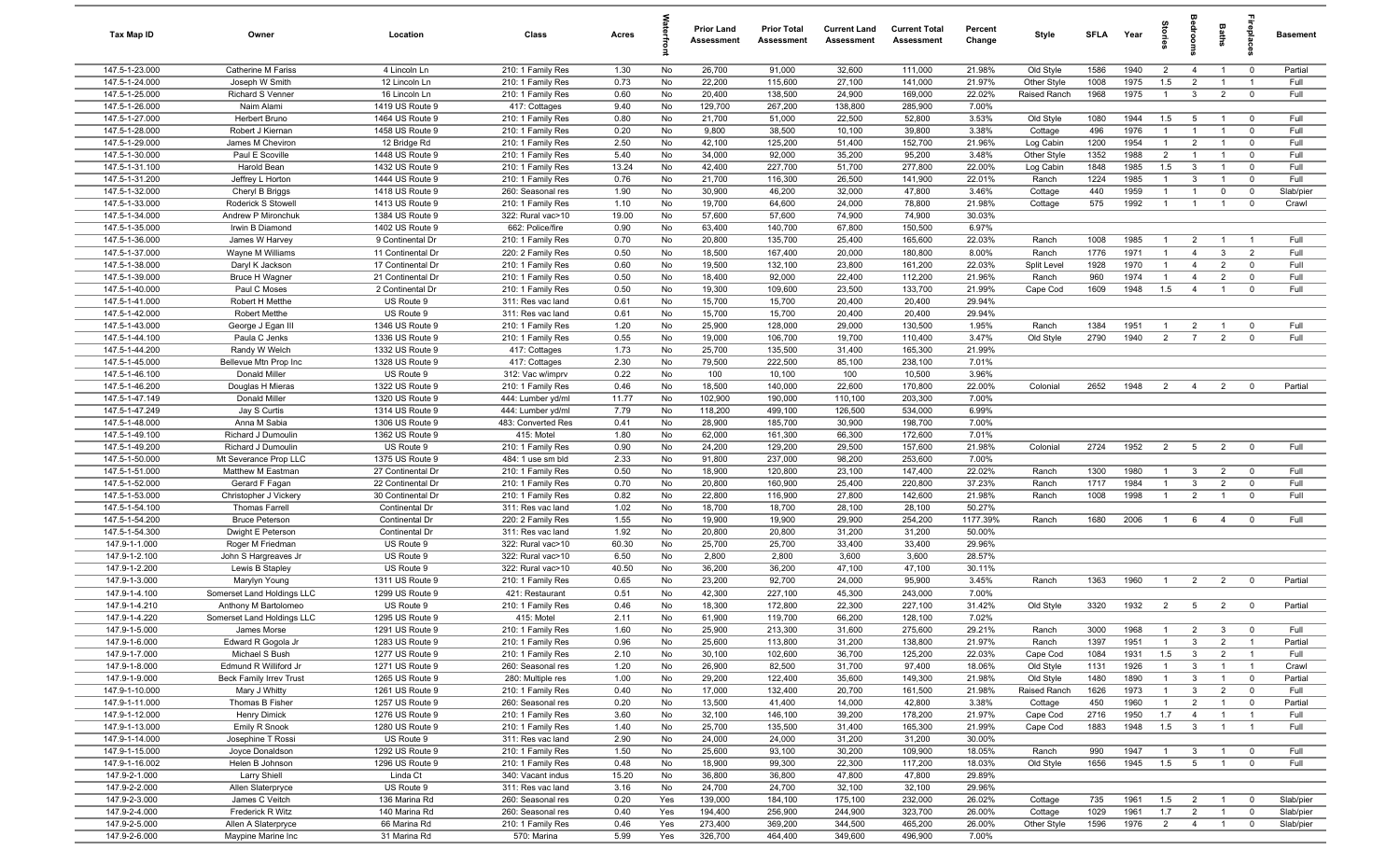| Tax Map ID | Owner | Location | Class | Acres | Waterfront | Prior Land Assessment | Prior Total Assessment | Current Land Assessment | Current Total Assessment | Percent Change | Style | SFLA | Year | Stories | Bedrooms | Baths | Fireplaces | Basement |
|---|---|---|---|---|---|---|---|---|---|---|---|---|---|---|---|---|---|---|
| 147.5-1-23.000 | Catherine M Fariss | 4 Lincoln Ln | 210: 1 Family Res | 1.30 | No | 26,700 | 91,000 | 32,600 | 111,000 | 21.98% | Old Style | 1586 | 1940 | 2 | 4 | 1 | 0 | Partial |
| 147.5-1-24.000 | Joseph W Smith | 12 Lincoln Ln | 210: 1 Family Res | 0.73 | No | 22,200 | 115,600 | 27,100 | 141,000 | 21.97% | Other Style | 1008 | 1975 | 1.5 | 2 | 1 | 1 | Full |
| 147.5-1-25.000 | Richard S Venner | 16 Lincoln Ln | 210: 1 Family Res | 0.60 | No | 20,400 | 138,500 | 24,900 | 169,000 | 22.02% | Raised Ranch | 1968 | 1975 | 1 | 3 | 2 | 0 | Full |
| 147.5-1-26.000 | Naim Alami | 1419 US Route 9 | 417: Cottages | 9.40 | No | 129,700 | 267,200 | 138,800 | 285,900 | 7.00% | | | | | | | | |
| 147.5-1-27.000 | Herbert Bruno | 1464 US Route 9 | 210: 1 Family Res | 0.80 | No | 21,700 | 51,000 | 22,500 | 52,800 | 3.53% | Old Style | 1080 | 1944 | 1.5 | 5 | 1 | 0 | Full |
| 147.5-1-28.000 | Robert J Kiernan | 1458 US Route 9 | 210: 1 Family Res | 0.20 | No | 9,800 | 38,500 | 10,100 | 39,800 | 3.38% | Cottage | 496 | 1976 | 1 | 1 | 1 | 0 | Full |
| 147.5-1-29.000 | James M Cheviron | 12 Bridge Rd | 210: 1 Family Res | 2.50 | No | 42,100 | 125,200 | 51,400 | 152,700 | 21.96% | Log Cabin | 1200 | 1954 | 1 | 2 | 1 | 0 | Full |
| 147.5-1-30.000 | Paul E Scoville | 1448 US Route 9 | 210: 1 Family Res | 5.40 | No | 34,000 | 92,000 | 35,200 | 95,200 | 3.48% | Other Style | 1352 | 1988 | 2 | 1 | 1 | 0 | Full |
| 147.5-1-31.100 | Harold Bean | 1432 US Route 9 | 210: 1 Family Res | 13.24 | No | 42,400 | 227,700 | 51,700 | 277,800 | 22.00% | Log Cabin | 1848 | 1985 | 1.5 | 3 | 1 | 0 | Full |
| 147.5-1-31.200 | Jeffrey L Horton | 1444 US Route 9 | 210: 1 Family Res | 0.76 | No | 21,700 | 116,300 | 26,500 | 141,900 | 22.01% | Ranch | 1224 | 1985 | 1 | 3 | 1 | 0 | Full |
| 147.5-1-32.000 | Cheryl B Briggs | 1418 US Route 9 | 260: Seasonal res | 1.90 | No | 30,900 | 46,200 | 32,000 | 47,800 | 3.46% | Cottage | 440 | 1959 | 1 | 1 | 0 | 0 | Slab/pier |
| 147.5-1-33.000 | Roderick S Stowell | 1413 US Route 9 | 210: 1 Family Res | 1.10 | No | 19,700 | 64,600 | 24,000 | 78,800 | 21.98% | Cottage | 575 | 1992 | 1 | 1 | 1 | 0 | Crawl |
| 147.5-1-34.000 | Andrew P Mironchuk | 1384 US Route 9 | 322: Rural vac>10 | 19.00 | No | 57,600 | 57,600 | 74,900 | 74,900 | 30.03% | | | | | | | | |
| 147.5-1-35.000 | Irwin B Diamond | 1402 US Route 9 | 662: Police/fire | 0.90 | No | 63,400 | 140,700 | 67,800 | 150,500 | 6.97% | | | | | | | | |
| 147.5-1-36.000 | James W Harvey | 9 Continental Dr | 210: 1 Family Res | 0.70 | No | 20,800 | 135,700 | 25,400 | 165,600 | 22.03% | Ranch | 1008 | 1985 | 1 | 2 | 1 | 1 | Full |
| 147.5-1-37.000 | Wayne M Williams | 11 Continental Dr | 220: 2 Family Res | 0.50 | No | 18,500 | 167,400 | 20,000 | 180,800 | 8.00% | Ranch | 1776 | 1971 | 1 | 4 | 3 | 2 | Full |
| 147.5-1-38.000 | Daryl K Jackson | 17 Continental Dr | 210: 1 Family Res | 0.60 | No | 19,500 | 132,100 | 23,800 | 161,200 | 22.03% | Split Level | 1928 | 1970 | 1 | 4 | 2 | 0 | Full |
| 147.5-1-39.000 | Bruce H Wagner | 21 Continental Dr | 210: 1 Family Res | 0.50 | No | 18,400 | 92,000 | 22,400 | 112,200 | 21.96% | Ranch | 960 | 1974 | 1 | 4 | 2 | 0 | Full |
| 147.5-1-40.000 | Paul C Moses | 2 Continental Dr | 210: 1 Family Res | 0.50 | No | 19,300 | 109,600 | 23,500 | 133,700 | 21.99% | Cape Cod | 1609 | 1948 | 1.5 | 4 | 1 | 0 | Full |
| 147.5-1-41.000 | Robert H Metthe | US Route 9 | 311: Res vac land | 0.61 | No | 15,700 | 15,700 | 20,400 | 20,400 | 29.94% | | | | | | | | |
| 147.5-1-42.000 | Robert Metthe | US Route 9 | 311: Res vac land | 0.61 | No | 15,700 | 15,700 | 20,400 | 20,400 | 29.94% | | | | | | | | |
| 147.5-1-43.000 | George J Egan III | 1346 US Route 9 | 210: 1 Family Res | 1.20 | No | 25,900 | 128,000 | 29,000 | 130,500 | 1.95% | Ranch | 1384 | 1951 | 1 | 2 | 1 | 0 | Full |
| 147.5-1-44.100 | Paula C Jenks | 1336 US Route 9 | 210: 1 Family Res | 0.55 | No | 19,000 | 106,700 | 19,700 | 110,400 | 3.47% | Old Style | 2790 | 1940 | 2 | 7 | 2 | 0 | Full |
| 147.5-1-44.200 | Randy W Welch | 1332 US Route 9 | 417: Cottages | 1.73 | No | 25,700 | 135,500 | 31,400 | 165,300 | 21.99% | | | | | | | | |
| 147.5-1-45.000 | Bellevue Mtn Prop Inc | 1328 US Route 9 | 417: Cottages | 2.30 | No | 79,500 | 222,500 | 85,100 | 238,100 | 7.01% | | | | | | | | |
| 147.5-1-46.100 | Donald Miller | US Route 9 | 312: Vac w/imprv | 0.22 | No | 100 | 10,100 | 100 | 10,500 | 3.96% | | | | | | | | |
| 147.5-1-46.200 | Douglas H Mieras | 1322 US Route 9 | 210: 1 Family Res | 0.46 | No | 18,500 | 140,000 | 22,600 | 170,800 | 22.00% | Colonial | 2652 | 1948 | 2 | 4 | 2 | 0 | Partial |
| 147.5-1-47.149 | Donald Miller | 1320 US Route 9 | 444: Lumber yd/ml | 11.77 | No | 102,900 | 190,000 | 110,100 | 203,300 | 7.00% | | | | | | | | |
| 147.5-1-47.249 | Jay S Curtis | 1314 US Route 9 | 444: Lumber yd/ml | 7.79 | No | 118,200 | 499,100 | 126,500 | 534,000 | 6.99% | | | | | | | | |
| 147.5-1-48.000 | Anna M Sabia | 1306 US Route 9 | 483: Converted Res | 0.41 | No | 28,900 | 185,700 | 30,900 | 198,700 | 7.00% | | | | | | | | |
| 147.5-1-49.100 | Richard J Dumoulin | 1362 US Route 9 | 415: Motel | 1.80 | No | 62,000 | 161,300 | 66,300 | 172,600 | 7.01% | | | | | | | | |
| 147.5-1-49.200 | Richard J Dumoulin | US Route 9 | 210: 1 Family Res | 0.90 | No | 24,200 | 129,200 | 29,500 | 157,600 | 21.98% | Colonial | 2724 | 1952 | 2 | 5 | 2 | 0 | Full |
| 147.5-1-50.000 | Mt Severance Prop LLC | 1375 US Route 9 | 484: 1 use sm bld | 2.33 | No | 91,800 | 237,000 | 98,200 | 253,600 | 7.00% | | | | | | | | |
| 147.5-1-51.000 | Matthew M Eastman | 27 Continental Dr | 210: 1 Family Res | 0.50 | No | 18,900 | 120,800 | 23,100 | 147,400 | 22.02% | Ranch | 1300 | 1980 | 1 | 3 | 2 | 0 | Full |
| 147.5-1-52.000 | Gerard F Fagan | 22 Continental Dr | 210: 1 Family Res | 0.70 | No | 20,800 | 160,900 | 25,400 | 220,800 | 37.23% | Ranch | 1717 | 1984 | 1 | 3 | 2 | 0 | Full |
| 147.5-1-53.000 | Christopher J Vickery | 30 Continental Dr | 210: 1 Family Res | 0.82 | No | 22,800 | 116,900 | 27,800 | 142,600 | 21.98% | Ranch | 1008 | 1998 | 1 | 2 | 1 | 0 | Full |
| 147.5-1-54.100 | Thomas Farrell | Continental Dr | 311: Res vac land | 1.02 | No | 18,700 | 18,700 | 28,100 | 28,100 | 50.27% | | | | | | | | |
| 147.5-1-54.200 | Bruce Peterson | Continental Dr | 220: 2 Family Res | 1.55 | No | 19,900 | 19,900 | 29,900 | 254,200 | 1177.39% | Ranch | 1680 | 2006 | 1 | 6 | 4 | 0 | Full |
| 147.5-1-54.300 | Dwight E Peterson | Continental Dr | 311: Res vac land | 1.92 | No | 20,800 | 20,800 | 31,200 | 31,200 | 50.00% | | | | | | | | |
| 147.9-1-1.000 | Roger M Friedman | US Route 9 | 322: Rural vac>10 | 60.30 | No | 25,700 | 25,700 | 33,400 | 33,400 | 29.96% | | | | | | | | |
| 147.9-1-2.100 | John S Hargreaves Jr | US Route 9 | 322: Rural vac>10 | 6.50 | No | 2,800 | 2,800 | 3,600 | 3,600 | 28.57% | | | | | | | | |
| 147.9-1-2.200 | Lewis B Stapley | US Route 9 | 322: Rural vac>10 | 40.50 | No | 36,200 | 36,200 | 47,100 | 47,100 | 30.11% | | | | | | | | |
| 147.9-1-3.000 | Marylyn Young | 1311 US Route 9 | 210: 1 Family Res | 0.65 | No | 23,200 | 92,700 | 24,000 | 95,900 | 3.45% | Ranch | 1363 | 1960 | 1 | 2 | 2 | 0 | Partial |
| 147.9-1-4.100 | Somerset Land Holdings LLC | 1299 US Route 9 | 421: Restaurant | 0.51 | No | 42,300 | 227,100 | 45,300 | 243,000 | 7.00% | | | | | | | | |
| 147.9-1-4.210 | Anthony M Bartolomeo | US Route 9 | 210: 1 Family Res | 0.46 | No | 18,300 | 172,800 | 22,300 | 227,100 | 31.42% | Old Style | 3320 | 1932 | 2 | 5 | 2 | 0 | Partial |
| 147.9-1-4.220 | Somerset Land Holdings LLC | 1295 US Route 9 | 415: Motel | 2.11 | No | 61,900 | 119,700 | 66,200 | 128,100 | 7.02% | | | | | | | | |
| 147.9-1-5.000 | James Morse | 1291 US Route 9 | 210: 1 Family Res | 1.60 | No | 25,900 | 213,300 | 31,600 | 275,600 | 29.21% | Ranch | 3000 | 1968 | 1 | 2 | 3 | 0 | Full |
| 147.9-1-6.000 | Edward R Gogola Jr | 1283 US Route 9 | 210: 1 Family Res | 0.96 | No | 25,600 | 113,800 | 31,200 | 138,800 | 21.97% | Ranch | 1397 | 1951 | 1 | 3 | 2 | 1 | Partial |
| 147.9-1-7.000 | Michael S Bush | 1277 US Route 9 | 210: 1 Family Res | 2.10 | No | 30,100 | 102,600 | 36,700 | 125,200 | 22.03% | Cape Cod | 1084 | 1931 | 1.5 | 3 | 2 | 1 | Full |
| 147.9-1-8.000 | Edmund R Williford Jr | 1271 US Route 9 | 260: Seasonal res | 1.20 | No | 26,900 | 82,500 | 31,700 | 97,400 | 18.06% | Old Style | 1131 | 1926 | 1 | 3 | 1 | 1 | Crawl |
| 147.9-1-9.000 | Beck Family Irrev Trust | 1265 US Route 9 | 280: Multiple res | 1.00 | No | 29,200 | 122,400 | 35,600 | 149,300 | 21.98% | Old Style | 1480 | 1890 | 1 | 3 | 1 | 0 | Partial |
| 147.9-1-10.000 | Mary J Whitty | 1261 US Route 9 | 210: 1 Family Res | 0.40 | No | 17,000 | 132,400 | 20,700 | 161,500 | 21.98% | Raised Ranch | 1626 | 1973 | 1 | 3 | 2 | 0 | Full |
| 147.9-1-11.000 | Thomas B Fisher | 1257 US Route 9 | 260: Seasonal res | 0.20 | No | 13,500 | 41,400 | 14,000 | 42,800 | 3.38% | Cottage | 450 | 1960 | 1 | 2 | 1 | 0 | Partial |
| 147.9-1-12.000 | Henry Dimick | 1276 US Route 9 | 210: 1 Family Res | 3.60 | No | 32,100 | 146,100 | 39,200 | 178,200 | 21.97% | Cape Cod | 2716 | 1950 | 1.7 | 4 | 1 | 1 | Full |
| 147.9-1-13.000 | Emily R Snook | 1280 US Route 9 | 210: 1 Family Res | 1.40 | No | 25,700 | 135,500 | 31,400 | 165,300 | 21.99% | Cape Cod | 1883 | 1948 | 1.5 | 3 | 1 | 1 | Full |
| 147.9-1-14.000 | Josephine T Rossi | US Route 9 | 311: Res vac land | 2.90 | No | 24,000 | 24,000 | 31,200 | 31,200 | 30.00% | | | | | | | | |
| 147.9-1-15.000 | Joyce Donaldson | 1292 US Route 9 | 210: 1 Family Res | 1.50 | No | 25,600 | 93,100 | 30,200 | 109,900 | 18.05% | Ranch | 990 | 1947 | 1 | 3 | 1 | 0 | Full |
| 147.9-1-16.002 | Helen B Johnson | 1296 US Route 9 | 210: 1 Family Res | 0.48 | No | 18,900 | 99,300 | 22,300 | 117,200 | 18.03% | Old Style | 1656 | 1945 | 1.5 | 5 | 1 | 0 | Full |
| 147.9-2-1.000 | Larry Shiell | Linda Ct | 340: Vacant indus | 15.20 | No | 36,800 | 36,800 | 47,800 | 47,800 | 29.89% | | | | | | | | |
| 147.9-2-2.000 | Allen Slaterpryce | US Route 9 | 311: Res vac land | 3.16 | No | 24,700 | 24,700 | 32,100 | 32,100 | 29.96% | | | | | | | | |
| 147.9-2-3.000 | James C Veitch | 136 Marina Rd | 260: Seasonal res | 0.20 | Yes | 139,000 | 184,100 | 175,100 | 232,000 | 26.02% | Cottage | 735 | 1961 | 1.5 | 2 | 1 | 0 | Slab/pier |
| 147.9-2-4.000 | Frederick R Witz | 140 Marina Rd | 260: Seasonal res | 0.40 | Yes | 194,400 | 256,900 | 244,900 | 323,700 | 26.00% | Cottage | 1029 | 1961 | 1.7 | 2 | 1 | 0 | Slab/pier |
| 147.9-2-5.000 | Allen A Slaterpryce | 66 Marina Rd | 210: 1 Family Res | 0.46 | Yes | 273,400 | 369,200 | 344,500 | 465,200 | 26.00% | Other Style | 1596 | 1976 | 2 | 4 | 1 | 0 | Slab/pier |
| 147.9-2-6.000 | Maypine Marine Inc | 31 Marina Rd | 570: Marina | 5.99 | Yes | 326,700 | 464,400 | 349,600 | 496,900 | 7.00% | | | | | | | | |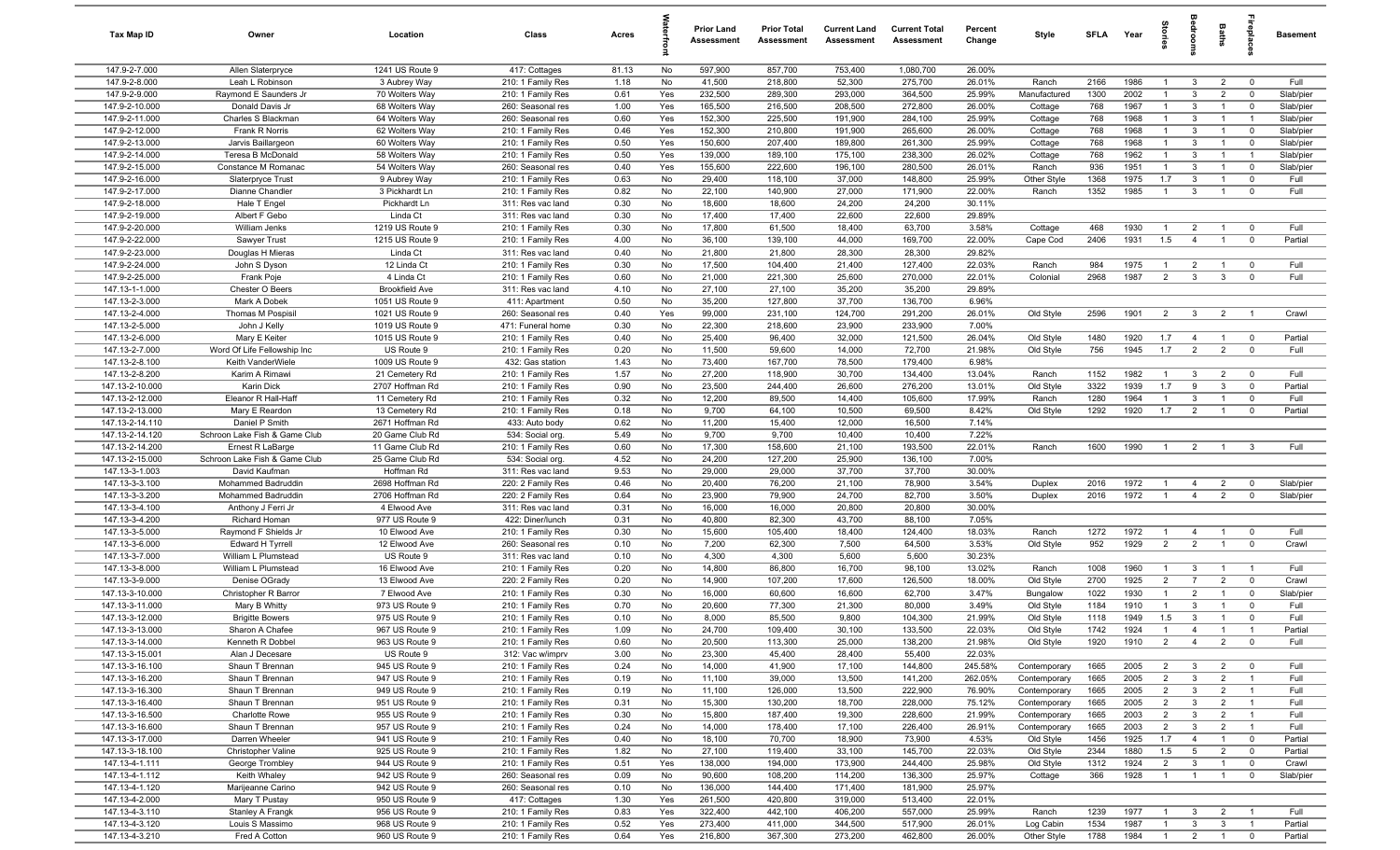| Tax Map ID | Owner | Location | Class | Acres | Waterfront | Prior Land Assessment | Prior Total Assessment | Current Land Assessment | Current Total Assessment | Percent Change | Style | SFLA | Year | Stories | Bedrooms | Baths | Fireplaces | Basement |
|---|---|---|---|---|---|---|---|---|---|---|---|---|---|---|---|---|---|---|
| 147.9-2-7.000 | Allen Slaterpryce | 1241 US Route 9 | 417: Cottages | 81.13 | No | 597,900 | 857,700 | 753,400 | 1,080,700 | 26.00% | | | | | | | | |
| 147.9-2-8.000 | Leah L Robinson | 3 Aubrey Way | 210: 1 Family Res | 1.18 | No | 41,500 | 218,800 | 52,300 | 275,700 | 26.01% | Ranch | 2166 | 1986 | 1 | 3 | 2 | 0 | Full |
| 147.9-2-9.000 | Raymond E Saunders Jr | 70 Wolters Way | 210: 1 Family Res | 0.61 | Yes | 232,500 | 289,300 | 293,000 | 364,500 | 25.99% | Manufactured | 1300 | 2002 | 1 | 3 | 2 | 0 | Slab/pier |
| 147.9-2-10.000 | Donald Davis Jr | 68 Wolters Way | 260: Seasonal res | 1.00 | Yes | 165,500 | 216,500 | 208,500 | 272,800 | 26.00% | Cottage | 768 | 1967 | 1 | 3 | 1 | 0 | Slab/pier |
| 147.9-2-11.000 | Charles S Blackman | 64 Wolters Way | 260: Seasonal res | 0.60 | Yes | 152,300 | 225,500 | 191,900 | 284,100 | 25.99% | Cottage | 768 | 1968 | 1 | 3 | 1 | 1 | Slab/pier |
| 147.9-2-12.000 | Frank R Norris | 62 Wolters Way | 210: 1 Family Res | 0.46 | Yes | 152,300 | 210,800 | 191,900 | 265,600 | 26.00% | Cottage | 768 | 1968 | 1 | 3 | 1 | 0 | Slab/pier |
| 147.9-2-13.000 | Jarvis Baillargeon | 60 Wolters Way | 210: 1 Family Res | 0.50 | Yes | 150,600 | 207,400 | 189,800 | 261,300 | 25.99% | Cottage | 768 | 1968 | 1 | 3 | 1 | 0 | Slab/pier |
| 147.9-2-14.000 | Teresa B McDonald | 58 Wolters Way | 210: 1 Family Res | 0.50 | Yes | 139,000 | 189,100 | 175,100 | 238,300 | 26.02% | Cottage | 768 | 1962 | 1 | 3 | 1 | 1 | Slab/pier |
| 147.9-2-15.000 | Constance M Romanac | 54 Wolters Way | 260: Seasonal res | 0.40 | Yes | 155,600 | 222,600 | 196,100 | 280,500 | 26.01% | Ranch | 936 | 1951 | 1 | 3 | 1 | 0 | Slab/pier |
| 147.9-2-16.000 | Slaterpryce Trust | 9 Aubrey Way | 210: 1 Family Res | 0.63 | No | 29,400 | 118,100 | 37,000 | 148,800 | 25.99% | Other Style | 1368 | 1975 | 1.7 | 3 | 1 | 0 | Full |
| 147.9-2-17.000 | Dianne Chandler | 3 Pickhardt Ln | 210: 1 Family Res | 0.82 | No | 22,100 | 140,900 | 27,000 | 171,900 | 22.00% | Ranch | 1352 | 1985 | 1 | 3 | 1 | 0 | Full |
| 147.9-2-18.000 | Hale T Engel | Pickhardt Ln | 311: Res vac land | 0.30 | No | 18,600 | 18,600 | 24,200 | 24,200 | 30.11% | | | | | | | | |
| 147.9-2-19.000 | Albert F Gebo | Linda Ct | 311: Res vac land | 0.30 | No | 17,400 | 17,400 | 22,600 | 22,600 | 29.89% | | | | | | | | |
| 147.9-2-20.000 | William Jenks | 1219 US Route 9 | 210: 1 Family Res | 0.30 | No | 17,800 | 61,500 | 18,400 | 63,700 | 3.58% | Cottage | 468 | 1930 | 1 | 2 | 1 | 0 | Full |
| 147.9-2-22.000 | Sawyer Trust | 1215 US Route 9 | 210: 1 Family Res | 4.00 | No | 36,100 | 139,100 | 44,000 | 169,700 | 22.00% | Cape Cod | 2406 | 1931 | 1.5 | 4 | 1 | 0 | Partial |
| 147.9-2-23.000 | Douglas H Mieras | Linda Ct | 311: Res vac land | 0.40 | No | 21,800 | 21,800 | 28,300 | 28,300 | 29.82% | | | | | | | | |
| 147.9-2-24.000 | John S Dyson | 12 Linda Ct | 210: 1 Family Res | 0.30 | No | 17,500 | 104,400 | 21,400 | 127,400 | 22.03% | Ranch | 984 | 1975 | 1 | 2 | 1 | 0 | Full |
| 147.9-2-25.000 | Frank Poje | 4 Linda Ct | 210: 1 Family Res | 0.60 | No | 21,000 | 221,300 | 25,600 | 270,000 | 22.01% | Colonial | 2968 | 1987 | 2 | 3 | 3 | 0 | Full |
| 147.13-1-1.000 | Chester O Beers | Brookfield Ave | 311: Res vac land | 4.10 | No | 27,100 | 27,100 | 35,200 | 35,200 | 29.89% | | | | | | | | |
| 147.13-2-3.000 | Mark A Dobek | 1051 US Route 9 | 411: Apartment | 0.50 | No | 35,200 | 127,800 | 37,700 | 136,700 | 6.96% | | | | | | | | |
| 147.13-2-4.000 | Thomas M Pospisil | 1021 US Route 9 | 260: Seasonal res | 0.40 | Yes | 99,000 | 231,100 | 124,700 | 291,200 | 26.01% | Old Style | 2596 | 1901 | 2 | 3 | 2 | 1 | Crawl |
| 147.13-2-5.000 | John J Kelly | 1019 US Route 9 | 471: Funeral home | 0.30 | No | 22,300 | 218,600 | 23,900 | 233,900 | 7.00% | | | | | | | | |
| 147.13-2-6.000 | Mary E Keiter | 1015 US Route 9 | 210: 1 Family Res | 0.40 | No | 25,400 | 96,400 | 32,000 | 121,500 | 26.04% | Old Style | 1480 | 1920 | 1.7 | 4 | 1 | 0 | Partial |
| 147.13-2-7.000 | Word Of Life Fellowship Inc | US Route 9 | 210: 1 Family Res | 0.20 | No | 11,500 | 59,600 | 14,000 | 72,700 | 21.98% | Old Style | 756 | 1945 | 1.7 | 2 | 2 | 0 | Full |
| 147.13-2-8.100 | Keith VanderWiele | 1009 US Route 9 | 432: Gas station | 1.43 | No | 73,400 | 167,700 | 78,500 | 179,400 | 6.98% | | | | | | | | |
| 147.13-2-8.200 | Karim A Rimawi | 21 Cemetery Rd | 210: 1 Family Res | 1.57 | No | 27,200 | 118,900 | 30,700 | 134,400 | 13.04% | Ranch | 1152 | 1982 | 1 | 3 | 2 | 0 | Full |
| 147.13-2-10.000 | Karin Dick | 2707 Hoffman Rd | 210: 1 Family Res | 0.90 | No | 23,500 | 244,400 | 26,600 | 276,200 | 13.01% | Old Style | 3322 | 1939 | 1.7 | 9 | 3 | 0 | Partial |
| 147.13-2-12.000 | Eleanor R Hall-Haff | 11 Cemetery Rd | 210: 1 Family Res | 0.32 | No | 12,200 | 89,500 | 14,400 | 105,600 | 17.99% | Ranch | 1280 | 1964 | 1 | 3 | 1 | 0 | Full |
| 147.13-2-13.000 | Mary E Reardon | 13 Cemetery Rd | 210: 1 Family Res | 0.18 | No | 9,700 | 64,100 | 10,500 | 69,500 | 8.42% | Old Style | 1292 | 1920 | 1.7 | 2 | 1 | 0 | Partial |
| 147.13-2-14.110 | Daniel P Smith | 2671 Hoffman Rd | 433: Auto body | 0.62 | No | 11,200 | 15,400 | 12,000 | 16,500 | 7.14% | | | | | | | | |
| 147.13-2-14.120 | Schroon Lake Fish & Game Club | 20 Game Club Rd | 534: Social org. | 5.49 | No | 9,700 | 9,700 | 10,400 | 10,400 | 7.22% | | | | | | | | |
| 147.13-2-14.200 | Ernest R LaBarge | 11 Game Club Rd | 210: 1 Family Res | 0.60 | No | 17,300 | 158,600 | 21,100 | 193,500 | 22.01% | Ranch | 1600 | 1990 | 1 | 2 | 1 | 3 | Full |
| 147.13-2-15.000 | Schroon Lake Fish & Game Club | 25 Game Club Rd | 534: Social org. | 4.52 | No | 24,200 | 127,200 | 25,900 | 136,100 | 7.00% | | | | | | | | |
| 147.13-3-1.003 | David Kaufman | Hoffman Rd | 311: Res vac land | 9.53 | No | 29,000 | 29,000 | 37,700 | 37,700 | 30.00% | | | | | | | | |
| 147.13-3-3.100 | Mohammed Badruddin | 2698 Hoffman Rd | 220: 2 Family Res | 0.46 | No | 20,400 | 76,200 | 21,100 | 78,900 | 3.54% | Duplex | 2016 | 1972 | 1 | 4 | 2 | 0 | Slab/pier |
| 147.13-3-3.200 | Mohammed Badruddin | 2706 Hoffman Rd | 220: 2 Family Res | 0.64 | No | 23,900 | 79,900 | 24,700 | 82,700 | 3.50% | Duplex | 2016 | 1972 | 1 | 4 | 2 | 0 | Slab/pier |
| 147.13-3-4.100 | Anthony J Ferri Jr | 4 Elwood Ave | 311: Res vac land | 0.31 | No | 16,000 | 16,000 | 20,800 | 20,800 | 30.00% | | | | | | | | |
| 147.13-3-4.200 | Richard Homan | 977 US Route 9 | 422: Diner/lunch | 0.31 | No | 40,800 | 82,300 | 43,700 | 88,100 | 7.05% | | | | | | | | |
| 147.13-3-5.000 | Raymond F Shields Jr | 10 Elwood Ave | 210: 1 Family Res | 0.30 | No | 15,600 | 105,400 | 18,400 | 124,400 | 18.03% | Ranch | 1272 | 1972 | 1 | 4 | 1 | 0 | Full |
| 147.13-3-6.000 | Edward H Tyrrell | 12 Elwood Ave | 260: Seasonal res | 0.10 | No | 7,200 | 62,300 | 7,500 | 64,500 | 3.53% | Old Style | 952 | 1929 | 2 | 2 | 1 | 0 | Crawl |
| 147.13-3-7.000 | William L Plumstead | US Route 9 | 311: Res vac land | 0.10 | No | 4,300 | 4,300 | 5,600 | 5,600 | 30.23% | | | | | | | | |
| 147.13-3-8.000 | William L Plumstead | 16 Elwood Ave | 210: 1 Family Res | 0.20 | No | 14,800 | 86,800 | 16,700 | 98,100 | 13.02% | Ranch | 1008 | 1960 | 1 | 3 | 1 | 1 | Full |
| 147.13-3-9.000 | Denise OGrady | 13 Elwood Ave | 220: 2 Family Res | 0.20 | No | 14,900 | 107,200 | 17,600 | 126,500 | 18.00% | Old Style | 2700 | 1925 | 2 | 7 | 2 | 0 | Crawl |
| 147.13-3-10.000 | Christopher R Barror | 7 Elwood Ave | 210: 1 Family Res | 0.30 | No | 16,000 | 60,600 | 16,600 | 62,700 | 3.47% | Bungalow | 1022 | 1930 | 1 | 2 | 1 | 0 | Slab/pier |
| 147.13-3-11.000 | Mary B Whitty | 973 US Route 9 | 210: 1 Family Res | 0.70 | No | 20,600 | 77,300 | 21,300 | 80,000 | 3.49% | Old Style | 1184 | 1910 | 1 | 3 | 1 | 0 | Full |
| 147.13-3-12.000 | Brigitte Bowers | 975 US Route 9 | 210: 1 Family Res | 0.10 | No | 8,000 | 85,500 | 9,800 | 104,300 | 21.99% | Old Style | 1118 | 1949 | 1.5 | 3 | 1 | 0 | Full |
| 147.13-3-13.000 | Sharon A Chafee | 967 US Route 9 | 210: 1 Family Res | 1.09 | No | 24,700 | 109,400 | 30,100 | 133,500 | 22.03% | Old Style | 1742 | 1924 | 1 | 4 | 1 | 1 | Partial |
| 147.13-3-14.000 | Kenneth R Dobbel | 963 US Route 9 | 210: 1 Family Res | 0.60 | No | 20,500 | 113,300 | 25,000 | 138,200 | 21.98% | Old Style | 1920 | 1910 | 2 | 4 | 2 | 0 | Full |
| 147.13-3-15.001 | Alan J Decesare | US Route 9 | 312: Vac w/imprv | 3.00 | No | 23,300 | 45,400 | 28,400 | 55,400 | 22.03% | | | | | | | | |
| 147.13-3-16.100 | Shaun T Brennan | 945 US Route 9 | 210: 1 Family Res | 0.24 | No | 14,000 | 41,900 | 17,100 | 144,800 | 245.58% | Contemporary | 1665 | 2005 | 2 | 3 | 2 | 0 | Full |
| 147.13-3-16.200 | Shaun T Brennan | 947 US Route 9 | 210: 1 Family Res | 0.19 | No | 11,100 | 39,000 | 13,500 | 141,200 | 262.05% | Contemporary | 1665 | 2005 | 2 | 3 | 2 | 1 | Full |
| 147.13-3-16.300 | Shaun T Brennan | 949 US Route 9 | 210: 1 Family Res | 0.19 | No | 11,100 | 126,000 | 13,500 | 222,900 | 76.90% | Contemporary | 1665 | 2005 | 2 | 3 | 2 | 1 | Full |
| 147.13-3-16.400 | Shaun T Brennan | 951 US Route 9 | 210: 1 Family Res | 0.31 | No | 15,300 | 130,200 | 18,700 | 228,000 | 75.12% | Contemporary | 1665 | 2005 | 2 | 3 | 2 | 1 | Full |
| 147.13-3-16.500 | Charlotte Rowe | 955 US Route 9 | 210: 1 Family Res | 0.30 | No | 15,800 | 187,400 | 19,300 | 228,600 | 21.99% | Contemporary | 1665 | 2003 | 2 | 3 | 2 | 1 | Full |
| 147.13-3-16.600 | Shaun T Brennan | 957 US Route 9 | 210: 1 Family Res | 0.24 | No | 14,000 | 178,400 | 17,100 | 226,400 | 26.91% | Contemporary | 1665 | 2003 | 2 | 3 | 2 | 1 | Full |
| 147.13-3-17.000 | Darren Wheeler | 941 US Route 9 | 210: 1 Family Res | 0.40 | No | 18,100 | 70,700 | 18,900 | 73,900 | 4.53% | Old Style | 1456 | 1925 | 1.7 | 4 | 1 | 0 | Partial |
| 147.13-3-18.100 | Christopher Valine | 925 US Route 9 | 210: 1 Family Res | 1.82 | No | 27,100 | 119,400 | 33,100 | 145,700 | 22.03% | Old Style | 2344 | 1880 | 1.5 | 5 | 2 | 0 | Partial |
| 147.13-4-1.111 | George Trombley | 944 US Route 9 | 210: 1 Family Res | 0.51 | Yes | 138,000 | 194,000 | 173,900 | 244,400 | 25.98% | Old Style | 1312 | 1924 | 2 | 3 | 1 | 0 | Crawl |
| 147.13-4-1.112 | Keith Whaley | 942 US Route 9 | 260: Seasonal res | 0.09 | No | 90,600 | 108,200 | 114,200 | 136,300 | 25.97% | Cottage | 366 | 1928 | 1 | 1 | 1 | 0 | Slab/pier |
| 147.13-4-1.120 | Marijeanne Carino | 942 US Route 9 | 260: Seasonal res | 0.10 | No | 136,000 | 144,400 | 171,400 | 181,900 | 25.97% | | | | | | | | |
| 147.13-4-2.000 | Mary T Pustay | 950 US Route 9 | 417: Cottages | 1.30 | Yes | 261,500 | 420,800 | 319,000 | 513,400 | 22.01% | | | | | | | | |
| 147.13-4-3.110 | Stanley A Frangk | 956 US Route 9 | 210: 1 Family Res | 0.83 | Yes | 322,400 | 442,100 | 406,200 | 557,000 | 25.99% | Ranch | 1239 | 1977 | 1 | 3 | 2 | 1 | Full |
| 147.13-4-3.120 | Louis S Massimo | 968 US Route 9 | 210: 1 Family Res | 0.52 | Yes | 273,400 | 411,000 | 344,500 | 517,900 | 26.01% | Log Cabin | 1534 | 1987 | 1 | 3 | 3 | 1 | Partial |
| 147.13-4-3.210 | Fred A Cotton | 960 US Route 9 | 210: 1 Family Res | 0.64 | Yes | 216,800 | 367,300 | 273,200 | 462,800 | 26.00% | Other Style | 1788 | 1984 | 1 | 2 | 1 | 0 | Partial |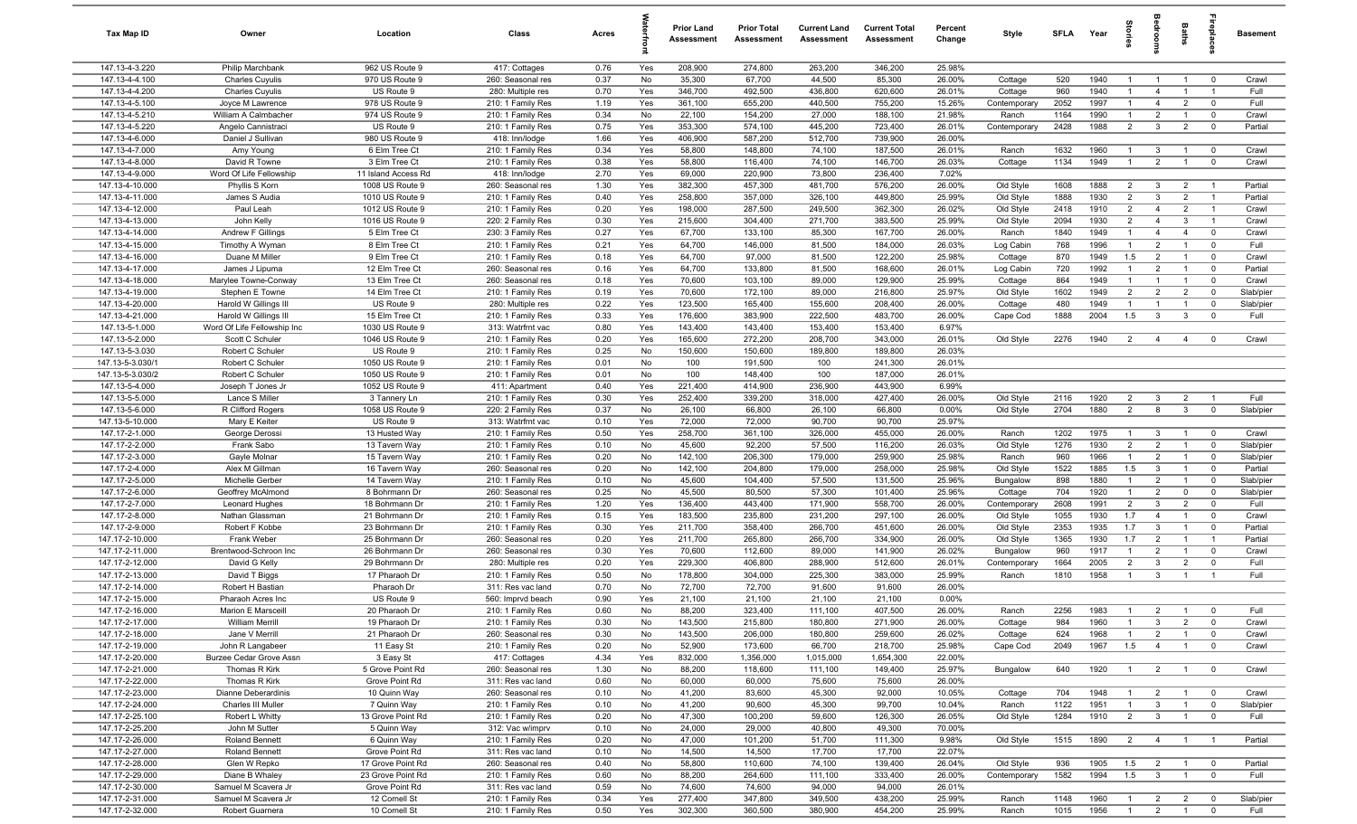| Tax Map ID | Owner | Location | Class | Acres | Waterfront | Prior Land Assessment | Prior Total Assessment | Current Land Assessment | Current Total Assessment | Percent Change | Style | SFLA | Year | Stories | Bedrooms | Baths | Fireplaces | Basement |
|---|---|---|---|---|---|---|---|---|---|---|---|---|---|---|---|---|---|---|
| 147.13-4-3.220 | Philip Marchbank | 962 US Route 9 | 417: Cottages | 0.76 | Yes | 208,900 | 274,800 | 263,200 | 346,200 | 25.98% | | | | | | | | |
| 147.13-4-4.100 | Charles Cuyulis | 970 US Route 9 | 260: Seasonal res | 0.37 | No | 35,300 | 67,700 | 44,500 | 85,300 | 26.00% | Cottage | 520 | 1940 | 1 | 1 | 1 | 0 | Crawl |
| 147.13-4-4.200 | Charles Cuyulis | US Route 9 | 280: Multiple res | 0.70 | Yes | 346,700 | 492,500 | 436,800 | 620,600 | 26.01% | Cottage | 960 | 1940 | 1 | 4 | 1 | 1 | Full |
| 147.13-4-5.100 | Joyce M Lawrence | 978 US Route 9 | 210: 1 Family Res | 1.19 | Yes | 361,100 | 655,200 | 440,500 | 755,200 | 15.26% | Contemporary | 2052 | 1997 | 1 | 4 | 2 | 0 | Full |
| 147.13-4-5.210 | William A Calmbacher | 974 US Route 9 | 210: 1 Family Res | 0.34 | No | 22,100 | 154,200 | 27,000 | 188,100 | 21.98% | Ranch | 1164 | 1990 | 1 | 2 | 1 | 0 | Crawl |
| 147.13-4-5.220 | Angelo Cannistraci | US Route 9 | 210: 1 Family Res | 0.75 | Yes | 353,300 | 574,100 | 445,200 | 723,400 | 26.01% | Contemporary | 2428 | 1988 | 2 | 3 | 2 | 0 | Partial |
| 147.13-4-6.000 | Daniel J Sullivan | 980 US Route 9 | 418: Inn/lodge | 1.66 | Yes | 406,900 | 587,200 | 512,700 | 739,900 | 26.00% | | | | | | | | |
| 147.13-4-7.000 | Amy Young | 6 Elm Tree Ct | 210: 1 Family Res | 0.34 | Yes | 58,800 | 148,800 | 74,100 | 187,500 | 26.01% | Ranch | 1632 | 1960 | 1 | 3 | 1 | 0 | Crawl |
| 147.13-4-8.000 | David R Towne | 3 Elm Tree Ct | 210: 1 Family Res | 0.38 | Yes | 58,800 | 116,400 | 74,100 | 146,700 | 26.03% | Cottage | 1134 | 1949 | 1 | 2 | 1 | 0 | Crawl |
| 147.13-4-9.000 | Word Of Life Fellowship | 11 Island Access Rd | 418: Inn/lodge | 2.70 | Yes | 69,000 | 220,900 | 73,800 | 236,400 | 7.02% | | | | | | | | |
| 147.13-4-10.000 | Phyllis S Korn | 1008 US Route 9 | 260: Seasonal res | 1.30 | Yes | 382,300 | 457,300 | 481,700 | 576,200 | 26.00% | Old Style | 1608 | 1888 | 2 | 3 | 2 | 1 | Partial |
| 147.13-4-11.000 | James S Audia | 1010 US Route 9 | 210: 1 Family Res | 0.40 | Yes | 258,800 | 357,000 | 326,100 | 449,800 | 25.99% | Old Style | 1888 | 1930 | 2 | 3 | 2 | 1 | Partial |
| 147.13-4-12.000 | Paul Leah | 1012 US Route 9 | 210: 1 Family Res | 0.20 | Yes | 198,000 | 287,500 | 249,500 | 362,300 | 26.02% | Old Style | 2418 | 1910 | 2 | 4 | 2 | 1 | Crawl |
| 147.13-4-13.000 | John Kelly | 1016 US Route 9 | 220: 2 Family Res | 0.30 | Yes | 215,600 | 304,400 | 271,700 | 383,500 | 25.99% | Old Style | 2094 | 1930 | 2 | 4 | 3 | 1 | Crawl |
| 147.13-4-14.000 | Andrew F Gillings | 5 Elm Tree Ct | 230: 3 Family Res | 0.27 | Yes | 67,700 | 133,100 | 85,300 | 167,700 | 26.00% | Ranch | 1840 | 1949 | 1 | 4 | 4 | 0 | Crawl |
| 147.13-4-15.000 | Timothy A Wyman | 8 Elm Tree Ct | 210: 1 Family Res | 0.21 | Yes | 64,700 | 146,000 | 81,500 | 184,000 | 26.03% | Log Cabin | 768 | 1996 | 1 | 2 | 1 | 0 | Full |
| 147.13-4-16.000 | Duane M Miller | 9 Elm Tree Ct | 210: 1 Family Res | 0.18 | Yes | 64,700 | 97,000 | 81,500 | 122,200 | 25.98% | Cottage | 870 | 1949 | 1.5 | 2 | 1 | 0 | Crawl |
| 147.13-4-17.000 | James J Lipuma | 12 Elm Tree Ct | 260: Seasonal res | 0.16 | Yes | 64,700 | 133,800 | 81,500 | 168,600 | 26.01% | Log Cabin | 720 | 1992 | 1 | 2 | 1 | 0 | Partial |
| 147.13-4-18.000 | Marylee Towne-Conway | 13 Elm Tree Ct | 260: Seasonal res | 0.18 | Yes | 70,600 | 103,100 | 89,000 | 129,900 | 25.99% | Cottage | 864 | 1949 | 1 | 1 | 1 | 0 | Crawl |
| 147.13-4-19.000 | Stephen E Towne | 14 Elm Tree Ct | 210: 1 Family Res | 0.19 | Yes | 70,600 | 172,100 | 89,000 | 216,800 | 25.97% | Old Style | 1602 | 1949 | 2 | 2 | 2 | 0 | Slab/pier |
| 147.13-4-20.000 | Harold W Gillings III | US Route 9 | 280: Multiple res | 0.22 | Yes | 123,500 | 165,400 | 155,600 | 208,400 | 26.00% | Cottage | 480 | 1949 | 1 | 1 | 1 | 0 | Slab/pier |
| 147.13-4-21.000 | Harold W Gillings III | 15 Elm Tree Ct | 210: 1 Family Res | 0.33 | Yes | 176,600 | 383,900 | 222,500 | 483,700 | 26.00% | Cape Cod | 1888 | 2004 | 1.5 | 3 | 3 | 0 | Full |
| 147.13-5-1.000 | Word Of Life Fellowship Inc | 1030 US Route 9 | 313: Watrfrnt vac | 0.80 | Yes | 143,400 | 143,400 | 153,400 | 153,400 | 6.97% | | | | | | | | |
| 147.13-5-2.000 | Scott C Schuler | 1046 US Route 9 | 210: 1 Family Res | 0.20 | Yes | 165,600 | 272,200 | 208,700 | 343,000 | 26.01% | Old Style | 2276 | 1940 | 2 | 4 | 4 | 0 | Crawl |
| 147.13-5-3.030 | Robert C Schuler | US Route 9 | 210: 1 Family Res | 0.25 | No | 150,600 | 150,600 | 189,800 | 189,800 | 26.03% | | | | | | | | |
| 147.13-5-3.030/1 | Robert C Schuler | 1050 US Route 9 | 210: 1 Family Res | 0.01 | No | 100 | 191,500 | 100 | 241,300 | 26.01% | | | | | | | | |
| 147.13-5-3.030/2 | Robert C Schuler | 1050 US Route 9 | 210: 1 Family Res | 0.01 | No | 100 | 148,400 | 100 | 187,000 | 26.01% | | | | | | | | |
| 147.13-5-4.000 | Joseph T Jones Jr | 1052 US Route 9 | 411: Apartment | 0.40 | Yes | 221,400 | 414,900 | 236,900 | 443,900 | 6.99% | | | | | | | | |
| 147.13-5-5.000 | Lance S Miller | 3 Tannery Ln | 210: 1 Family Res | 0.30 | Yes | 252,400 | 339,200 | 318,000 | 427,400 | 26.00% | Old Style | 2116 | 1920 | 2 | 3 | 2 | 1 | Full |
| 147.13-5-6.000 | R Clifford Rogers | 1058 US Route 9 | 220: 2 Family Res | 0.37 | No | 26,100 | 66,800 | 26,100 | 66,800 | 0.00% | Old Style | 2704 | 1880 | 2 | 8 | 3 | 0 | Slab/pier |
| 147.13-5-10.000 | Mary E Keiter | US Route 9 | 313: Watrfrnt vac | 0.10 | Yes | 72,000 | 72,000 | 90,700 | 90,700 | 25.97% | | | | | | | | |
| 147.17-2-1.000 | George Derossi | 13 Husted Way | 210: 1 Family Res | 0.50 | Yes | 258,700 | 361,100 | 326,000 | 455,000 | 26.00% | Ranch | 1202 | 1975 | 1 | 3 | 1 | 0 | Crawl |
| 147.17-2-2.000 | Frank Sabo | 13 Tavern Way | 210: 1 Family Res | 0.10 | No | 45,600 | 92,200 | 57,500 | 116,200 | 26.03% | Old Style | 1276 | 1930 | 2 | 2 | 1 | 0 | Slab/pier |
| 147.17-2-3.000 | Gayle Molnar | 15 Tavern Way | 210: 1 Family Res | 0.20 | No | 142,100 | 206,300 | 179,000 | 259,900 | 25.98% | Ranch | 960 | 1966 | 1 | 2 | 1 | 0 | Slab/pier |
| 147.17-2-4.000 | Alex M Gillman | 16 Tavern Way | 260: Seasonal res | 0.20 | No | 142,100 | 204,800 | 179,000 | 258,000 | 25.98% | Old Style | 1522 | 1885 | 1.5 | 3 | 1 | 0 | Partial |
| 147.17-2-5.000 | Michelle Gerber | 14 Tavern Way | 210: 1 Family Res | 0.10 | No | 45,600 | 104,400 | 57,500 | 131,500 | 25.96% | Bungalow | 898 | 1880 | 1 | 2 | 1 | 0 | Slab/pier |
| 147.17-2-6.000 | Geoffrey McAlmond | 8 Bohrmann Dr | 260: Seasonal res | 0.20 | No | 45,500 | 80,500 | 57,300 | 101,400 | 25.96% | Cottage | 704 | 1920 | 1 | 2 | 0 | 0 | Slab/pier |
| 147.17-2-7.000 | Leonard Hughes | 18 Bohrmann Dr | 210: 1 Family Res | 1.20 | Yes | 136,400 | 443,400 | 171,900 | 558,700 | 26.00% | Contemporary | 2608 | 1991 | 2 | 3 | 2 | 0 | Full |
| 147.17-2-8.000 | Nathan Glassman | 21 Bohrmann Dr | 210: 1 Family Res | 0.15 | Yes | 183,500 | 235,800 | 231,200 | 297,100 | 26.00% | Old Style | 1055 | 1930 | 1.7 | 4 | 1 | 0 | Crawl |
| 147.17-2-9.000 | Robert F Kobbe | 23 Bohrmann Dr | 210: 1 Family Res | 0.30 | Yes | 211,700 | 358,400 | 266,700 | 451,600 | 26.00% | Old Style | 2353 | 1935 | 1.7 | 3 | 1 | 0 | Partial |
| 147.17-2-10.000 | Frank Weber | 25 Bohrmann Dr | 260: Seasonal res | 0.20 | Yes | 211,700 | 265,800 | 266,700 | 334,900 | 26.00% | Old Style | 1365 | 1930 | 1.7 | 2 | 1 | 1 | Partial |
| 147.17-2-11.000 | Brentwood-Schroon Inc | 26 Bohrmann Dr | 260: Seasonal res | 0.30 | Yes | 70,600 | 112,600 | 89,000 | 141,900 | 26.02% | Bungalow | 960 | 1917 | 1 | 2 | 1 | 0 | Crawl |
| 147.17-2-12.000 | David G Kelly | 29 Bohrmann Dr | 280: Multiple res | 0.20 | Yes | 229,300 | 406,800 | 288,900 | 512,600 | 26.01% | Contemporary | 1664 | 2005 | 2 | 3 | 2 | 0 | Full |
| 147.17-2-13.000 | David T Biggs | 17 Pharaoh Dr | 210: 1 Family Res | 0.50 | No | 178,800 | 304,000 | 225,300 | 383,000 | 25.99% | Ranch | 1810 | 1958 | 1 | 3 | 1 | 1 | Full |
| 147.17-2-14.000 | Robert H Bastian | Pharaoh Dr | 311: Res vac land | 0.70 | No | 72,700 | 72,700 | 91,600 | 91,600 | 26.00% | | | | | | | | |
| 147.17-2-15.000 | Pharaoh Acres Inc | US Route 9 | 560: Imprvd beach | 0.90 | Yes | 21,100 | 21,100 | 21,100 | 21,100 | 0.00% | | | | | | | | |
| 147.17-2-16.000 | Marion E Marsceill | 20 Pharaoh Dr | 210: 1 Family Res | 0.60 | No | 88,200 | 323,400 | 111,100 | 407,500 | 26.00% | Ranch | 2256 | 1983 | 1 | 2 | 1 | 0 | Full |
| 147.17-2-17.000 | William Merrill | 19 Pharaoh Dr | 210: 1 Family Res | 0.30 | No | 143,500 | 215,800 | 180,800 | 271,900 | 26.00% | Cottage | 984 | 1960 | 1 | 3 | 2 | 0 | Crawl |
| 147.17-2-18.000 | Jane V Merrill | 21 Pharaoh Dr | 260: Seasonal res | 0.30 | No | 143,500 | 206,000 | 180,800 | 259,600 | 26.02% | Cottage | 624 | 1968 | 1 | 2 | 1 | 0 | Crawl |
| 147.17-2-19.000 | John R Langabeer | 11 Easy St | 210: 1 Family Res | 0.20 | No | 52,900 | 173,600 | 66,700 | 218,700 | 25.98% | Cape Cod | 2049 | 1967 | 1.5 | 4 | 1 | 0 | Crawl |
| 147.17-2-20.000 | Burzee Cedar Grove Assn | 3 Easy St | 417: Cottages | 4.34 | Yes | 832,000 | 1,356,000 | 1,015,000 | 1,654,300 | 22.00% | | | | | | | | |
| 147.17-2-21.000 | Thomas R Kirk | 5 Grove Point Rd | 260: Seasonal res | 1.30 | No | 88,200 | 118,600 | 111,100 | 149,400 | 25.97% | Bungalow | 640 | 1920 | 1 | 2 | 1 | 0 | Crawl |
| 147.17-2-22.000 | Thomas R Kirk | Grove Point Rd | 311: Res vac land | 0.60 | No | 60,000 | 60,000 | 75,600 | 75,600 | 26.00% | | | | | | | | |
| 147.17-2-23.000 | Dianne Deberardinis | 10 Quinn Way | 260: Seasonal res | 0.10 | No | 41,200 | 83,600 | 45,300 | 92,000 | 10.05% | Cottage | 704 | 1948 | 1 | 2 | 1 | 0 | Crawl |
| 147.17-2-24.000 | Charles III Muller | 7 Quinn Way | 210: 1 Family Res | 0.10 | No | 41,200 | 90,600 | 45,300 | 99,700 | 10.04% | Ranch | 1122 | 1951 | 1 | 3 | 1 | 0 | Slab/pier |
| 147.17-2-25.100 | Robert L Whitty | 13 Grove Point Rd | 210: 1 Family Res | 0.20 | No | 47,300 | 100,200 | 59,600 | 126,300 | 26.05% | Old Style | 1284 | 1910 | 2 | 3 | 1 | 0 | Full |
| 147.17-2-25.200 | John M Sutter | 5 Quinn Way | 312: Vac w/imprv | 0.10 | No | 24,000 | 29,000 | 40,800 | 49,300 | 70.00% | | | | | | | | |
| 147.17-2-26.000 | Roland Bennett | 6 Quinn Way | 210: 1 Family Res | 0.20 | No | 47,000 | 101,200 | 51,700 | 111,300 | 9.98% | Old Style | 1515 | 1890 | 2 | 4 | 1 | 1 | Partial |
| 147.17-2-27.000 | Roland Bennett | Grove Point Rd | 311: Res vac land | 0.10 | No | 14,500 | 14,500 | 17,700 | 17,700 | 22.07% | | | | | | | | |
| 147.17-2-28.000 | Glen W Repko | 17 Grove Point Rd | 260: Seasonal res | 0.40 | No | 58,800 | 110,600 | 74,100 | 139,400 | 26.04% | Old Style | 936 | 1905 | 1.5 | 2 | 1 | 0 | Partial |
| 147.17-2-29.000 | Diane B Whaley | 23 Grove Point Rd | 210: 1 Family Res | 0.60 | No | 88,200 | 264,600 | 111,100 | 333,400 | 26.00% | Contemporary | 1582 | 1994 | 1.5 | 3 | 1 | 0 | Full |
| 147.17-2-30.000 | Samuel M Scavera Jr | Grove Point Rd | 311: Res vac land | 0.59 | No | 74,600 | 74,600 | 94,000 | 94,000 | 26.01% | | | | | | | | |
| 147.17-2-31.000 | Samuel M Scavera Jr | 12 Cornell St | 210: 1 Family Res | 0.34 | Yes | 277,400 | 347,800 | 349,500 | 438,200 | 25.99% | Ranch | 1148 | 1960 | 1 | 2 | 2 | 0 | Slab/pier |
| 147.17-2-32.000 | Robert Guarnera | 10 Cornell St | 210: 1 Family Res | 0.50 | Yes | 302,300 | 360,500 | 380,900 | 454,200 | 25.99% | Ranch | 1015 | 1956 | 1 | 2 | 1 | 0 | Full |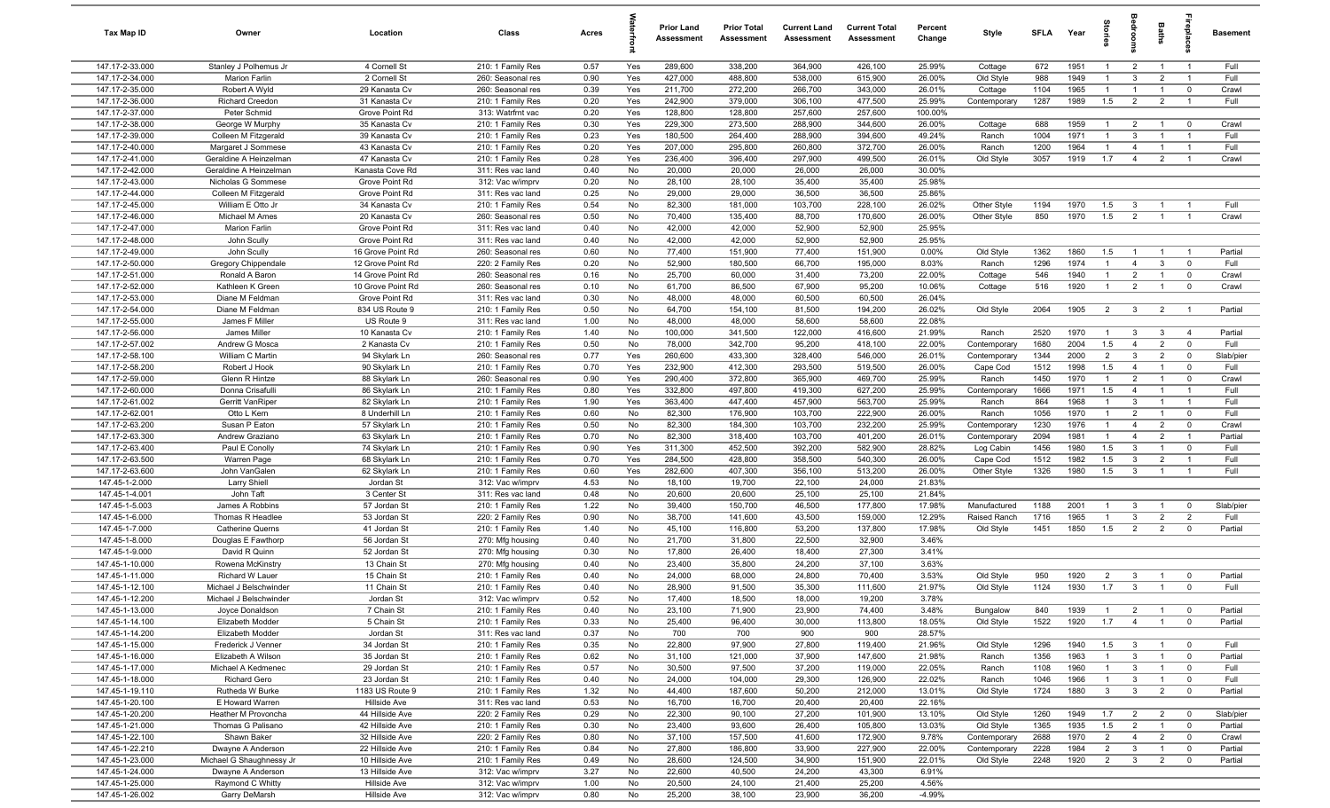| Tax Map ID | Owner | Location | Class | Acres | Waterfront | Prior Land Assessment | Prior Total Assessment | Current Land Assessment | Current Total Assessment | Percent Change | Style | SFLA | Year | Stories | Bedrooms | Baths | Fireplaces | Basement |
|---|---|---|---|---|---|---|---|---|---|---|---|---|---|---|---|---|---|---|
| 147.17-2-33.000 | Stanley J Polhemus Jr | 4 Cornell St | 210: 1 Family Res | 0.57 | Yes | 289,600 | 338,200 | 364,900 | 426,100 | 25.99% | Cottage | 672 | 1951 | 1 | 2 | 1 | 1 | Full |
| 147.17-2-34.000 | Marion Farlin | 2 Cornell St | 260: Seasonal res | 0.90 | Yes | 427,000 | 488,800 | 538,000 | 615,900 | 26.00% | Old Style | 988 | 1949 | 1 | 3 | 2 | 1 | Full |
| 147.17-2-35.000 | Robert A Wyld | 29 Kanasta Cv | 260: Seasonal res | 0.39 | Yes | 211,700 | 272,200 | 266,700 | 343,000 | 26.01% | Cottage | 1104 | 1965 | 1 | 1 | 1 | 0 | Crawl |
| 147.17-2-36.000 | Richard Creedon | 31 Kanasta Cv | 210: 1 Family Res | 0.20 | Yes | 242,900 | 379,000 | 306,100 | 477,500 | 25.99% | Contemporary | 1287 | 1989 | 1.5 | 2 | 2 | 1 | Full |
| 147.17-2-37.000 | Peter Schmid | Grove Point Rd | 313: Watrfrnt vac | 0.20 | Yes | 128,800 | 128,800 | 257,600 | 257,600 | 100.00% | | | | | | | | |
| 147.17-2-38.000 | George W Murphy | 35 Kanasta Cv | 210: 1 Family Res | 0.30 | Yes | 229,300 | 273,500 | 288,900 | 344,600 | 26.00% | Cottage | 688 | 1959 | 1 | 2 | 1 | 0 | Crawl |
| 147.17-2-39.000 | Colleen M Fitzgerald | 39 Kanasta Cv | 210: 1 Family Res | 0.23 | Yes | 180,500 | 264,400 | 288,900 | 394,600 | 49.24% | Ranch | 1004 | 1971 | 1 | 3 | 1 | 1 | Full |
| 147.17-2-40.000 | Margaret J Sommese | 43 Kanasta Cv | 210: 1 Family Res | 0.20 | Yes | 207,000 | 295,800 | 260,800 | 372,700 | 26.00% | Ranch | 1200 | 1964 | 1 | 4 | 1 | 1 | Full |
| 147.17-2-41.000 | Geraldine A Heinzelman | 47 Kanasta Cv | 210: 1 Family Res | 0.28 | Yes | 236,400 | 396,400 | 297,900 | 499,500 | 26.01% | Old Style | 3057 | 1919 | 1.7 | 4 | 2 | 1 | Crawl |
| 147.17-2-42.000 | Geraldine A Heinzelman | Kanasta Cove Rd | 311: Res vac land | 0.40 | No | 20,000 | 20,000 | 26,000 | 26,000 | 30.00% | | | | | | | | |
| 147.17-2-43.000 | Nicholas G Sommese | Grove Point Rd | 312: Vac w/imprv | 0.20 | No | 28,100 | 28,100 | 35,400 | 35,400 | 25.98% | | | | | | | | |
| 147.17-2-44.000 | Colleen M Fitzgerald | Grove Point Rd | 311: Res vac land | 0.25 | No | 29,000 | 29,000 | 36,500 | 36,500 | 25.86% | | | | | | | | |
| 147.17-2-45.000 | William E Otto Jr | 34 Kanasta Cv | 210: 1 Family Res | 0.54 | No | 82,300 | 181,000 | 103,700 | 228,100 | 26.02% | Other Style | 1194 | 1970 | 1.5 | 3 | 1 | 1 | Full |
| 147.17-2-46.000 | Michael M Ames | 20 Kanasta Cv | 260: Seasonal res | 0.50 | No | 70,400 | 135,400 | 88,700 | 170,600 | 26.00% | Other Style | 850 | 1970 | 1.5 | 2 | 1 | 1 | Crawl |
| 147.17-2-47.000 | Marion Farlin | Grove Point Rd | 311: Res vac land | 0.40 | No | 42,000 | 42,000 | 52,900 | 52,900 | 25.95% | | | | | | | | |
| 147.17-2-48.000 | John Scully | Grove Point Rd | 311: Res vac land | 0.40 | No | 42,000 | 42,000 | 52,900 | 52,900 | 25.95% | | | | | | | | |
| 147.17-2-49.000 | John Scully | 16 Grove Point Rd | 260: Seasonal res | 0.60 | No | 77,400 | 151,900 | 77,400 | 151,900 | 0.00% | Old Style | 1362 | 1860 | 1.5 | 1 | 1 | 1 | Partial |
| 147.17-2-50.000 | Gregory Chippendale | 12 Grove Point Rd | 220: 2 Family Res | 0.20 | No | 52,900 | 180,500 | 66,700 | 195,000 | 8.03% | Ranch | 1296 | 1974 | 1 | 4 | 3 | 0 | Full |
| 147.17-2-51.000 | Ronald A Baron | 14 Grove Point Rd | 260: Seasonal res | 0.16 | No | 25,700 | 60,000 | 31,400 | 73,200 | 22.00% | Cottage | 546 | 1940 | 1 | 2 | 1 | 0 | Crawl |
| 147.17-2-52.000 | Kathleen K Green | 10 Grove Point Rd | 260: Seasonal res | 0.10 | No | 61,700 | 86,500 | 67,900 | 95,200 | 10.06% | Cottage | 516 | 1920 | 1 | 2 | 1 | 0 | Crawl |
| 147.17-2-53.000 | Diane M Feldman | Grove Point Rd | 311: Res vac land | 0.30 | No | 48,000 | 48,000 | 60,500 | 60,500 | 26.04% | | | | | | | | |
| 147.17-2-54.000 | Diane M Feldman | 834 US Route 9 | 210: 1 Family Res | 0.50 | No | 64,700 | 154,100 | 81,500 | 194,200 | 26.02% | Old Style | 2064 | 1905 | 2 | 3 | 2 | 1 | Partial |
| 147.17-2-55.000 | James F Miller | US Route 9 | 311: Res vac land | 1.00 | No | 48,000 | 48,000 | 58,600 | 58,600 | 22.08% | | | | | | | | |
| 147.17-2-56.000 | James Miller | 10 Kanasta Cv | 210: 1 Family Res | 1.40 | No | 100,000 | 341,500 | 122,000 | 416,600 | 21.99% | Ranch | 2520 | 1970 | 1 | 3 | 3 | 4 | Partial |
| 147.17-2-57.002 | Andrew G Mosca | 2 Kanasta Cv | 210: 1 Family Res | 0.50 | No | 78,000 | 342,700 | 95,200 | 418,100 | 22.00% | Contemporary | 1680 | 2004 | 1.5 | 4 | 2 | 0 | Full |
| 147.17-2-58.100 | William C Martin | 94 Skylark Ln | 260: Seasonal res | 0.77 | Yes | 260,600 | 433,300 | 328,400 | 546,000 | 26.01% | Contemporary | 1344 | 2000 | 2 | 3 | 2 | 0 | Slab/pier |
| 147.17-2-58.200 | Robert J Hook | 90 Skylark Ln | 210: 1 Family Res | 0.70 | Yes | 232,900 | 412,300 | 293,500 | 519,500 | 26.00% | Cape Cod | 1512 | 1998 | 1.5 | 4 | 1 | 0 | Full |
| 147.17-2-59.000 | Glenn R Hintze | 88 Skylark Ln | 260: Seasonal res | 0.90 | Yes | 290,400 | 372,800 | 365,900 | 469,700 | 25.99% | Ranch | 1450 | 1970 | 1 | 2 | 1 | 0 | Crawl |
| 147.17-2-60.000 | Donna Crisafulli | 86 Skylark Ln | 210: 1 Family Res | 0.80 | Yes | 332,800 | 497,800 | 419,300 | 627,200 | 25.99% | Contemporary | 1666 | 1971 | 1.5 | 4 | 1 | 1 | Full |
| 147.17-2-61.002 | Gerritt VanRiper | 82 Skylark Ln | 210: 1 Family Res | 1.90 | Yes | 363,400 | 447,400 | 457,900 | 563,700 | 25.99% | Ranch | 864 | 1968 | 1 | 3 | 1 | 1 | Full |
| 147.17-2-62.001 | Otto L Kern | 8 Underhill Ln | 210: 1 Family Res | 0.60 | No | 82,300 | 176,900 | 103,700 | 222,900 | 26.00% | Ranch | 1056 | 1970 | 1 | 2 | 1 | 0 | Full |
| 147.17-2-63.200 | Susan P Eaton | 57 Skylark Ln | 210: 1 Family Res | 0.50 | No | 82,300 | 184,300 | 103,700 | 232,200 | 25.99% | Contemporary | 1230 | 1976 | 1 | 4 | 2 | 0 | Crawl |
| 147.17-2-63.300 | Andrew Graziano | 63 Skylark Ln | 210: 1 Family Res | 0.70 | No | 82,300 | 318,400 | 103,700 | 401,200 | 26.01% | Contemporary | 2094 | 1981 | 1 | 4 | 2 | 1 | Partial |
| 147.17-2-63.400 | Paul E Conolly | 74 Skylark Ln | 210: 1 Family Res | 0.90 | Yes | 311,300 | 452,500 | 392,200 | 582,900 | 28.82% | Log Cabin | 1456 | 1980 | 1.5 | 3 | 1 | 0 | Full |
| 147.17-2-63.500 | Warren Page | 68 Skylark Ln | 210: 1 Family Res | 0.70 | Yes | 284,500 | 428,800 | 358,500 | 540,300 | 26.00% | Cape Cod | 1512 | 1982 | 1.5 | 3 | 2 | 1 | Full |
| 147.17-2-63.600 | John VanGalen | 62 Skylark Ln | 210: 1 Family Res | 0.60 | Yes | 282,600 | 407,300 | 356,100 | 513,200 | 26.00% | Other Style | 1326 | 1980 | 1.5 | 3 | 1 | 1 | Full |
| 147.45-1-2.000 | Larry Shiell | Jordan St | 312: Vac w/imprv | 4.53 | No | 18,100 | 19,700 | 22,100 | 24,000 | 21.83% | | | | | | | | |
| 147.45-1-4.001 | John Taft | 3 Center St | 311: Res vac land | 0.48 | No | 20,600 | 20,600 | 25,100 | 25,100 | 21.84% | | | | | | | | |
| 147.45-1-5.003 | James A Robbins | 57 Jordan St | 210: 1 Family Res | 1.22 | No | 39,400 | 150,700 | 46,500 | 177,800 | 17.98% | Manufactured | 1188 | 2001 | 1 | 3 | 1 | 0 | Slab/pier |
| 147.45-1-6.000 | Thomas R Headlee | 53 Jordan St | 220: 2 Family Res | 0.90 | No | 38,700 | 141,600 | 43,500 | 159,000 | 12.29% | Raised Ranch | 1716 | 1965 | 1 | 3 | 2 | 2 | Full |
| 147.45-1-7.000 | Catherine Querns | 41 Jordan St | 210: 1 Family Res | 1.40 | No | 45,100 | 116,800 | 53,200 | 137,800 | 17.98% | Old Style | 1451 | 1850 | 1.5 | 2 | 2 | 0 | Partial |
| 147.45-1-8.000 | Douglas E Fawthorp | 56 Jordan St | 270: Mfg housing | 0.40 | No | 21,700 | 31,800 | 22,500 | 32,900 | 3.46% | | | | | | | | |
| 147.45-1-9.000 | David R Quinn | 52 Jordan St | 270: Mfg housing | 0.30 | No | 17,800 | 26,400 | 18,400 | 27,300 | 3.41% | | | | | | | | |
| 147.45-1-10.000 | Rowena McKinstry | 13 Chain St | 270: Mfg housing | 0.40 | No | 23,400 | 35,800 | 24,200 | 37,100 | 3.63% | | | | | | | | |
| 147.45-1-11.000 | Richard W Lauer | 15 Chain St | 210: 1 Family Res | 0.40 | No | 24,000 | 68,000 | 24,800 | 70,400 | 3.53% | Old Style | 950 | 1920 | 2 | 3 | 1 | 0 | Partial |
| 147.45-1-12.100 | Michael J Belschwinder | 11 Chain St | 210: 1 Family Res | 0.40 | No | 28,900 | 91,500 | 35,300 | 111,600 | 21.97% | Old Style | 1124 | 1930 | 1.7 | 3 | 1 | 0 | Full |
| 147.45-1-12.200 | Michael J Belschwinder | Jordan St | 312: Vac w/imprv | 0.52 | No | 17,400 | 18,500 | 18,000 | 19,200 | 3.78% | | | | | | | | |
| 147.45-1-13.000 | Joyce Donaldson | 7 Chain St | 210: 1 Family Res | 0.40 | No | 23,100 | 71,900 | 23,900 | 74,400 | 3.48% | Bungalow | 840 | 1939 | 1 | 2 | 1 | 0 | Partial |
| 147.45-1-14.100 | Elizabeth Modder | 5 Chain St | 210: 1 Family Res | 0.33 | No | 25,400 | 96,400 | 30,000 | 113,800 | 18.05% | Old Style | 1522 | 1920 | 1.7 | 4 | 1 | 0 | Partial |
| 147.45-1-14.200 | Elizabeth Modder | Jordan St | 311: Res vac land | 0.37 | No | 700 | 700 | 900 | 900 | 28.57% | | | | | | | | |
| 147.45-1-15.000 | Frederick J Venner | 34 Jordan St | 210: 1 Family Res | 0.35 | No | 22,800 | 97,900 | 27,800 | 119,400 | 21.96% | Old Style | 1296 | 1940 | 1.5 | 3 | 1 | 0 | Full |
| 147.45-1-16.000 | Elizabeth A Wilson | 35 Jordan St | 210: 1 Family Res | 0.62 | No | 31,100 | 121,000 | 37,900 | 147,600 | 21.98% | Ranch | 1356 | 1963 | 1 | 3 | 1 | 0 | Partial |
| 147.45-1-17.000 | Michael A Kedmenec | 29 Jordan St | 210: 1 Family Res | 0.57 | No | 30,500 | 97,500 | 37,200 | 119,000 | 22.05% | Ranch | 1108 | 1960 | 1 | 3 | 1 | 0 | Full |
| 147.45-1-18.000 | Richard Gero | 23 Jordan St | 210: 1 Family Res | 0.40 | No | 24,000 | 104,000 | 29,300 | 126,900 | 22.02% | Ranch | 1046 | 1966 | 1 | 3 | 1 | 0 | Full |
| 147.45-1-19.110 | Rutheda W Burke | 1183 US Route 9 | 210: 1 Family Res | 1.32 | No | 44,400 | 187,600 | 50,200 | 212,000 | 13.01% | Old Style | 1724 | 1880 | 3 | 3 | 2 | 0 | Partial |
| 147.45-1-20.100 | E Howard Warren | Hillside Ave | 311: Res vac land | 0.53 | No | 16,700 | 16,700 | 20,400 | 20,400 | 22.16% | | | | | | | | |
| 147.45-1-20.200 | Heather M Provoncha | 44 Hillside Ave | 220: 2 Family Res | 0.29 | No | 22,300 | 90,100 | 27,200 | 101,900 | 13.10% | Old Style | 1260 | 1949 | 1.7 | 2 | 2 | 0 | Slab/pier |
| 147.45-1-21.000 | Thomas G Palisano | 42 Hillside Ave | 210: 1 Family Res | 0.30 | No | 23,400 | 93,600 | 26,400 | 105,800 | 13.03% | Old Style | 1365 | 1935 | 1.5 | 2 | 1 | 0 | Partial |
| 147.45-1-22.100 | Shawn Baker | 32 Hillside Ave | 220: 2 Family Res | 0.80 | No | 37,100 | 157,500 | 41,600 | 172,900 | 9.78% | Contemporary | 2688 | 1970 | 2 | 4 | 2 | 0 | Crawl |
| 147.45-1-22.210 | Dwayne A Anderson | 22 Hillside Ave | 210: 1 Family Res | 0.84 | No | 27,800 | 186,800 | 33,900 | 227,900 | 22.00% | Contemporary | 2228 | 1984 | 2 | 3 | 1 | 0 | Partial |
| 147.45-1-23.000 | Michael G Shaughnessy Jr | 10 Hillside Ave | 210: 1 Family Res | 0.49 | No | 28,600 | 124,500 | 34,900 | 151,900 | 22.01% | Old Style | 2248 | 1920 | 2 | 3 | 2 | 0 | Partial |
| 147.45-1-24.000 | Dwayne A Anderson | 13 Hillside Ave | 312: Vac w/imprv | 3.27 | No | 22,600 | 40,500 | 24,200 | 43,300 | 6.91% | | | | | | | | |
| 147.45-1-25.000 | Raymond C Whitty | Hillside Ave | 312: Vac w/imprv | 1.00 | No | 20,500 | 24,100 | 21,400 | 25,200 | 4.56% | | | | | | | | |
| 147.45-1-26.002 | Garry DeMarsh | Hillside Ave | 312: Vac w/imprv | 0.80 | No | 25,200 | 38,100 | 23,900 | 36,200 | -4.99% | | | | | | | | |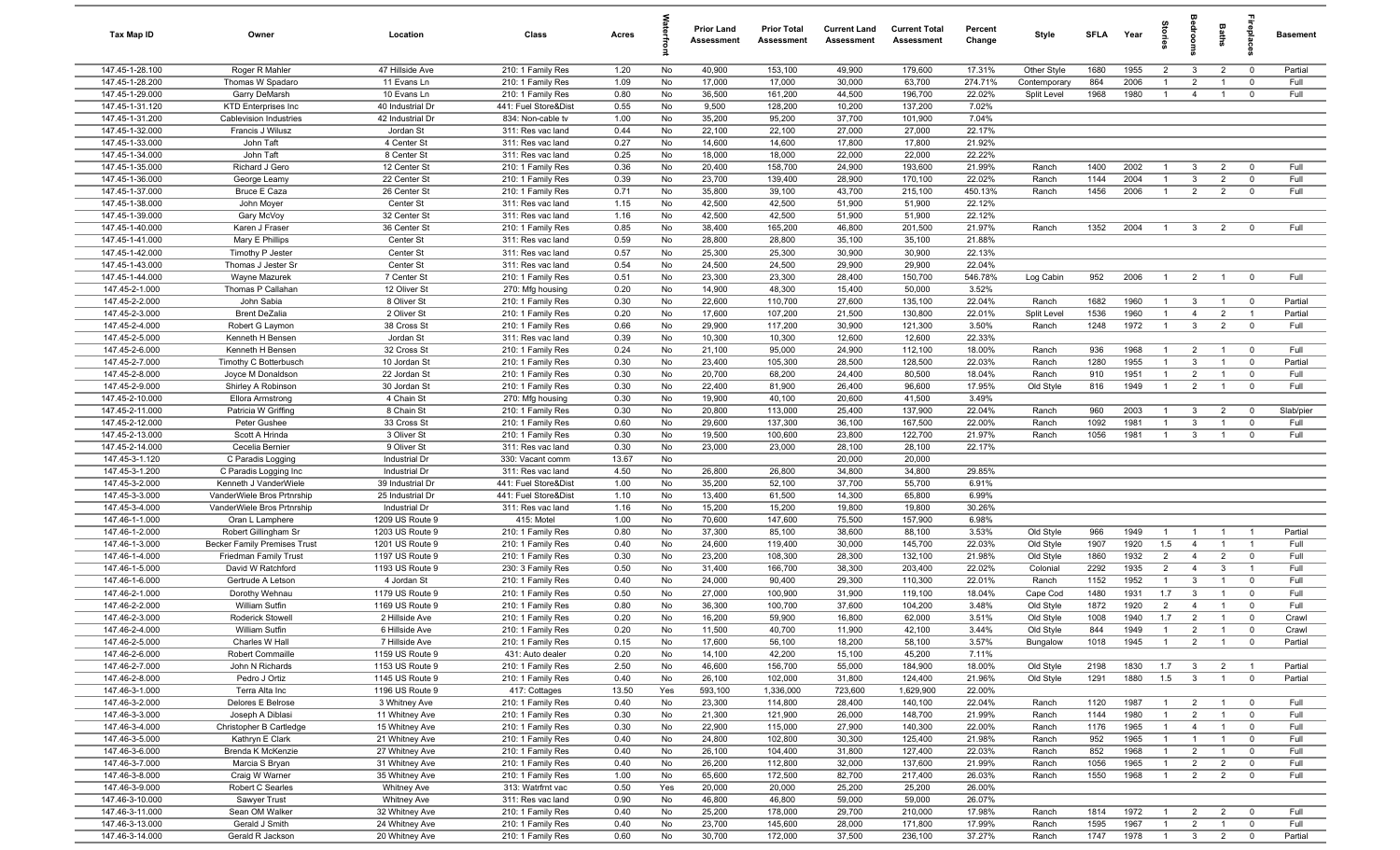| Tax Map ID | Owner | Location | Class | Acres | Waterfront | Prior Land Assessment | Prior Total Assessment | Current Land Assessment | Current Total Assessment | Percent Change | Style | SFLA | Year | Stories | Bedrooms | Baths | Fireplaces | Basement |
|---|---|---|---|---|---|---|---|---|---|---|---|---|---|---|---|---|---|---|
| 147.45-1-28.100 | Roger R Mahler | 47 Hillside Ave | 210: 1 Family Res | 1.20 | No | 40,900 | 153,100 | 49,900 | 179,600 | 17.31% | Other Style | 1680 | 1955 | 2 | 3 | 2 | 0 | Partial |
| 147.45-1-28.200 | Thomas W Spadaro | 11 Evans Ln | 210: 1 Family Res | 1.09 | No | 17,000 | 17,000 | 30,000 | 63,700 | 274.71% | Contemporary | 864 | 2006 | 1 | 2 | 1 | 0 | Full |
| 147.45-1-29.000 | Garry DeMarsh | 10 Evans Ln | 210: 1 Family Res | 0.80 | No | 36,500 | 161,200 | 44,500 | 196,700 | 22.02% | Split Level | 1968 | 1980 | 1 | 4 | 1 | 0 | Full |
| 147.45-1-31.120 | KTD Enterprises Inc | 40 Industrial Dr | 441: Fuel Store&Dist | 0.55 | No | 9,500 | 128,200 | 10,200 | 137,200 | 7.02% | | | | | | | | |
| 147.45-1-31.200 | Cablevision Industries | 42 Industrial Dr | 834: Non-cable tv | 1.00 | No | 35,200 | 95,200 | 37,700 | 101,900 | 7.04% | | | | | | | | |
| 147.45-1-32.000 | Francis J Wilusz | Jordan St | 311: Res vac land | 0.44 | No | 22,100 | 22,100 | 27,000 | 27,000 | 22.17% | | | | | | | | |
| 147.45-1-33.000 | John Taft | 4 Center St | 311: Res vac land | 0.27 | No | 14,600 | 14,600 | 17,800 | 17,800 | 21.92% | | | | | | | | |
| 147.45-1-34.000 | John Taft | 8 Center St | 311: Res vac land | 0.25 | No | 18,000 | 18,000 | 22,000 | 22,000 | 22.22% | | | | | | | | |
| 147.45-1-35.000 | Richard J Gero | 12 Center St | 210: 1 Family Res | 0.36 | No | 20,400 | 158,700 | 24,900 | 193,600 | 21.99% | Ranch | 1400 | 2002 | 1 | 3 | 2 | 0 | Full |
| 147.45-1-36.000 | George Leamy | 22 Center St | 210: 1 Family Res | 0.39 | No | 23,700 | 139,400 | 28,900 | 170,100 | 22.02% | Ranch | 1144 | 2004 | 1 | 3 | 2 | 0 | Full |
| 147.45-1-37.000 | Bruce E Caza | 26 Center St | 210: 1 Family Res | 0.71 | No | 35,800 | 39,100 | 43,700 | 215,100 | 450.13% | Ranch | 1456 | 2006 | 1 | 2 | 2 | 0 | Full |
| 147.45-1-38.000 | John Moyer | Center St | 311: Res vac land | 1.15 | No | 42,500 | 42,500 | 51,900 | 51,900 | 22.12% | | | | | | | | |
| 147.45-1-39.000 | Gary McVoy | 32 Center St | 311: Res vac land | 1.16 | No | 42,500 | 42,500 | 51,900 | 51,900 | 22.12% | | | | | | | | |
| 147.45-1-40.000 | Karen J Fraser | 36 Center St | 210: 1 Family Res | 0.85 | No | 38,400 | 165,200 | 46,800 | 201,500 | 21.97% | Ranch | 1352 | 2004 | 1 | 3 | 2 | 0 | Full |
| 147.45-1-41.000 | Mary E Phillips | Center St | 311: Res vac land | 0.59 | No | 28,800 | 28,800 | 35,100 | 35,100 | 21.88% | | | | | | | | |
| 147.45-1-42.000 | Timothy P Jester | Center St | 311: Res vac land | 0.57 | No | 25,300 | 25,300 | 30,900 | 30,900 | 22.13% | | | | | | | | |
| 147.45-1-43.000 | Thomas J Jester Sr | Center St | 311: Res vac land | 0.54 | No | 24,500 | 24,500 | 29,900 | 29,900 | 22.04% | | | | | | | | |
| 147.45-1-44.000 | Wayne Mazurek | 7 Center St | 210: 1 Family Res | 0.51 | No | 23,300 | 23,300 | 28,400 | 150,700 | 546.78% | Log Cabin | 952 | 2006 | 1 | 2 | 1 | 0 | Full |
| 147.45-2-1.000 | Thomas P Callahan | 12 Oliver St | 270: Mfg housing | 0.20 | No | 14,900 | 48,300 | 15,400 | 50,000 | 3.52% | | | | | | | | |
| 147.45-2-2.000 | John Sabia | 8 Oliver St | 210: 1 Family Res | 0.30 | No | 22,600 | 110,700 | 27,600 | 135,100 | 22.04% | Ranch | 1682 | 1960 | 1 | 3 | 1 | 0 | Partial |
| 147.45-2-3.000 | Brent DeZalia | 2 Oliver St | 210: 1 Family Res | 0.20 | No | 17,600 | 107,200 | 21,500 | 130,800 | 22.01% | Split Level | 1536 | 1960 | 1 | 4 | 2 | 1 | Partial |
| 147.45-2-4.000 | Robert G Laymon | 38 Cross St | 210: 1 Family Res | 0.66 | No | 29,900 | 117,200 | 30,900 | 121,300 | 3.50% | Ranch | 1248 | 1972 | 1 | 3 | 2 | 0 | Full |
| 147.45-2-5.000 | Kenneth H Bensen | Jordan St | 311: Res vac land | 0.39 | No | 10,300 | 10,300 | 12,600 | 12,600 | 22.33% | | | | | | | | |
| 147.45-2-6.000 | Kenneth H Bensen | 32 Cross St | 210: 1 Family Res | 0.24 | No | 21,100 | 95,000 | 24,900 | 112,100 | 18.00% | Ranch | 936 | 1968 | 1 | 2 | 1 | 0 | Full |
| 147.45-2-7.000 | Timothy C Botterbusch | 10 Jordan St | 210: 1 Family Res | 0.30 | No | 23,400 | 105,300 | 28,500 | 128,500 | 22.03% | Ranch | 1280 | 1955 | 1 | 3 | 1 | 0 | Partial |
| 147.45-2-8.000 | Joyce M Donaldson | 22 Jordan St | 210: 1 Family Res | 0.30 | No | 20,700 | 68,200 | 24,400 | 80,500 | 18.04% | Ranch | 910 | 1951 | 1 | 2 | 1 | 0 | Full |
| 147.45-2-9.000 | Shirley A Robinson | 30 Jordan St | 210: 1 Family Res | 0.30 | No | 22,400 | 81,900 | 26,400 | 96,600 | 17.95% | Old Style | 816 | 1949 | 1 | 2 | 1 | 0 | Full |
| 147.45-2-10.000 | Ellora Armstrong | 4 Chain St | 270: Mfg housing | 0.30 | No | 19,900 | 40,100 | 20,600 | 41,500 | 3.49% | | | | | | | | |
| 147.45-2-11.000 | Patricia W Griffing | 8 Chain St | 210: 1 Family Res | 0.30 | No | 20,800 | 113,000 | 25,400 | 137,900 | 22.04% | Ranch | 960 | 2003 | 1 | 3 | 2 | 0 | Slab/pier |
| 147.45-2-12.000 | Peter Gushee | 33 Cross St | 210: 1 Family Res | 0.60 | No | 29,600 | 137,300 | 36,100 | 167,500 | 22.00% | Ranch | 1092 | 1981 | 1 | 3 | 1 | 0 | Full |
| 147.45-2-13.000 | Scott A Hrinda | 3 Oliver St | 210: 1 Family Res | 0.30 | No | 19,500 | 100,600 | 23,800 | 122,700 | 21.97% | Ranch | 1056 | 1981 | 1 | 3 | 1 | 0 | Full |
| 147.45-2-14.000 | Cecelia Bernier | 9 Oliver St | 311: Res vac land | 0.30 | No | 23,000 | 23,000 | 28,100 | 28,100 | 22.17% | | | | | | | | |
| 147.45-3-1.120 | C Paradis Logging | Industrial Dr | 330: Vacant comm | 13.67 | No | | | 20,000 | 20,000 | | | | | | | | | |
| 147.45-3-1.200 | C Paradis Logging Inc | Industrial Dr | 311: Res vac land | 4.50 | No | 26,800 | 26,800 | 34,800 | 34,800 | 29.85% | | | | | | | | |
| 147.45-3-2.000 | Kenneth J VanderWiele | 39 Industrial Dr | 441: Fuel Store&Dist | 1.00 | No | 35,200 | 52,100 | 37,700 | 55,700 | 6.91% | | | | | | | | |
| 147.45-3-3.000 | VanderWiele Bros Prtnrship | 25 Industrial Dr | 441: Fuel Store&Dist | 1.10 | No | 13,400 | 61,500 | 14,300 | 65,800 | 6.99% | | | | | | | | |
| 147.45-3-4.000 | VanderWiele Bros Prtnrship | Industrial Dr | 311: Res vac land | 1.16 | No | 15,200 | 15,200 | 19,800 | 19,800 | 30.26% | | | | | | | | |
| 147.46-1-1.000 | Oran L Lamphere | 1209 US Route 9 | 415: Motel | 1.00 | No | 70,600 | 147,600 | 75,500 | 157,900 | 6.98% | | | | | | | | |
| 147.46-1-2.000 | Robert Gillingham Sr | 1203 US Route 9 | 210: 1 Family Res | 0.80 | No | 37,300 | 85,100 | 38,600 | 88,100 | 3.53% | Old Style | 966 | 1949 | 1 | 1 | 1 | 1 | Partial |
| 147.46-1-3.000 | Becker Family Premises Trust | 1201 US Route 9 | 210: 1 Family Res | 0.40 | No | 24,600 | 119,400 | 30,000 | 145,700 | 22.03% | Old Style | 1907 | 1920 | 1.5 | 4 | 1 | 1 | Full |
| 147.46-1-4.000 | Friedman Family Trust | 1197 US Route 9 | 210: 1 Family Res | 0.30 | No | 23,200 | 108,300 | 28,300 | 132,100 | 21.98% | Old Style | 1860 | 1932 | 2 | 4 | 2 | 0 | Full |
| 147.46-1-5.000 | David W Ratchford | 1193 US Route 9 | 230: 3 Family Res | 0.50 | No | 31,400 | 166,700 | 38,300 | 203,400 | 22.02% | Colonial | 2292 | 1935 | 2 | 4 | 3 | 1 | Full |
| 147.46-1-6.000 | Gertrude A Letson | 4 Jordan St | 210: 1 Family Res | 0.40 | No | 24,000 | 90,400 | 29,300 | 110,300 | 22.01% | Ranch | 1152 | 1952 | 1 | 3 | 1 | 0 | Full |
| 147.46-2-1.000 | Dorothy Wehnau | 1179 US Route 9 | 210: 1 Family Res | 0.50 | No | 27,000 | 100,900 | 31,900 | 119,100 | 18.04% | Cape Cod | 1480 | 1931 | 1.7 | 3 | 1 | 0 | Full |
| 147.46-2-2.000 | William Sutfin | 1169 US Route 9 | 210: 1 Family Res | 0.80 | No | 36,300 | 100,700 | 37,600 | 104,200 | 3.48% | Old Style | 1872 | 1920 | 2 | 4 | 1 | 0 | Full |
| 147.46-2-3.000 | Roderick Stowell | 2 Hillside Ave | 210: 1 Family Res | 0.20 | No | 16,200 | 59,900 | 16,800 | 62,000 | 3.51% | Old Style | 1008 | 1940 | 1.7 | 2 | 1 | 0 | Crawl |
| 147.46-2-4.000 | William Sutfin | 6 Hillside Ave | 210: 1 Family Res | 0.20 | No | 11,500 | 40,700 | 11,900 | 42,100 | 3.44% | Old Style | 844 | 1949 | 1 | 2 | 1 | 0 | Crawl |
| 147.46-2-5.000 | Charles W Hall | 7 Hillside Ave | 210: 1 Family Res | 0.15 | No | 17,600 | 56,100 | 18,200 | 58,100 | 3.57% | Bungalow | 1018 | 1945 | 1 | 2 | 1 | 0 | Partial |
| 147.46-2-6.000 | Robert Commaille | 1159 US Route 9 | 431: Auto dealer | 0.20 | No | 14,100 | 42,200 | 15,100 | 45,200 | 7.11% | | | | | | | | |
| 147.46-2-7.000 | John N Richards | 1153 US Route 9 | 210: 1 Family Res | 2.50 | No | 46,600 | 156,700 | 55,000 | 184,900 | 18.00% | Old Style | 2198 | 1830 | 1.7 | 3 | 2 | 1 | Partial |
| 147.46-2-8.000 | Pedro J Ortiz | 1145 US Route 9 | 210: 1 Family Res | 0.40 | No | 26,100 | 102,000 | 31,800 | 124,400 | 21.96% | Old Style | 1291 | 1880 | 1.5 | 3 | 1 | 0 | Partial |
| 147.46-3-1.000 | Terra Alta Inc | 1196 US Route 9 | 417: Cottages | 13.50 | Yes | 593,100 | 1,336,000 | 723,600 | 1,629,900 | 22.00% | | | | | | | | |
| 147.46-3-2.000 | Delores E Belrose | 3 Whitney Ave | 210: 1 Family Res | 0.40 | No | 23,300 | 114,800 | 28,400 | 140,100 | 22.04% | Ranch | 1120 | 1987 | 1 | 2 | 1 | 0 | Full |
| 147.46-3-3.000 | Joseph A Diblasi | 11 Whitney Ave | 210: 1 Family Res | 0.30 | No | 21,300 | 121,900 | 26,000 | 148,700 | 21.99% | Ranch | 1144 | 1980 | 1 | 2 | 1 | 0 | Full |
| 147.46-3-4.000 | Christopher B Cartledge | 15 Whitney Ave | 210: 1 Family Res | 0.30 | No | 22,900 | 115,000 | 27,900 | 140,300 | 22.00% | Ranch | 1176 | 1965 | 1 | 4 | 1 | 0 | Full |
| 147.46-3-5.000 | Kathryn E Clark | 21 Whitney Ave | 210: 1 Family Res | 0.40 | No | 24,800 | 102,800 | 30,300 | 125,400 | 21.98% | Ranch | 952 | 1965 | 1 | 1 | 1 | 0 | Full |
| 147.46-3-6.000 | Brenda K McKenzie | 27 Whitney Ave | 210: 1 Family Res | 0.40 | No | 26,100 | 104,400 | 31,800 | 127,400 | 22.03% | Ranch | 852 | 1968 | 1 | 2 | 1 | 0 | Full |
| 147.46-3-7.000 | Marcia S Bryan | 31 Whitney Ave | 210: 1 Family Res | 0.40 | No | 26,200 | 112,800 | 32,000 | 137,600 | 21.99% | Ranch | 1056 | 1965 | 1 | 2 | 2 | 0 | Full |
| 147.46-3-8.000 | Craig W Warner | 35 Whitney Ave | 210: 1 Family Res | 1.00 | No | 65,600 | 172,500 | 82,700 | 217,400 | 26.03% | Ranch | 1550 | 1968 | 1 | 2 | 2 | 0 | Full |
| 147.46-3-9.000 | Robert C Searles | Whitney Ave | 313: Watrfrnt vac | 0.50 | Yes | 20,000 | 20,000 | 25,200 | 25,200 | 26.00% | | | | | | | | |
| 147.46-3-10.000 | Sawyer Trust | Whitney Ave | 311: Res vac land | 0.90 | No | 46,800 | 46,800 | 59,000 | 59,000 | 26.07% | | | | | | | | |
| 147.46-3-11.000 | Sean OM Walker | 32 Whitney Ave | 210: 1 Family Res | 0.40 | No | 25,200 | 178,000 | 29,700 | 210,000 | 17.98% | Ranch | 1814 | 1972 | 1 | 2 | 2 | 0 | Full |
| 147.46-3-13.000 | Gerald J Smith | 24 Whitney Ave | 210: 1 Family Res | 0.40 | No | 23,700 | 145,600 | 28,000 | 171,800 | 17.99% | Ranch | 1595 | 1967 | 1 | 2 | 1 | 0 | Full |
| 147.46-3-14.000 | Gerald R Jackson | 20 Whitney Ave | 210: 1 Family Res | 0.60 | No | 30,700 | 172,000 | 37,500 | 236,100 | 37.27% | Ranch | 1747 | 1978 | 1 | 3 | 2 | 0 | Partial |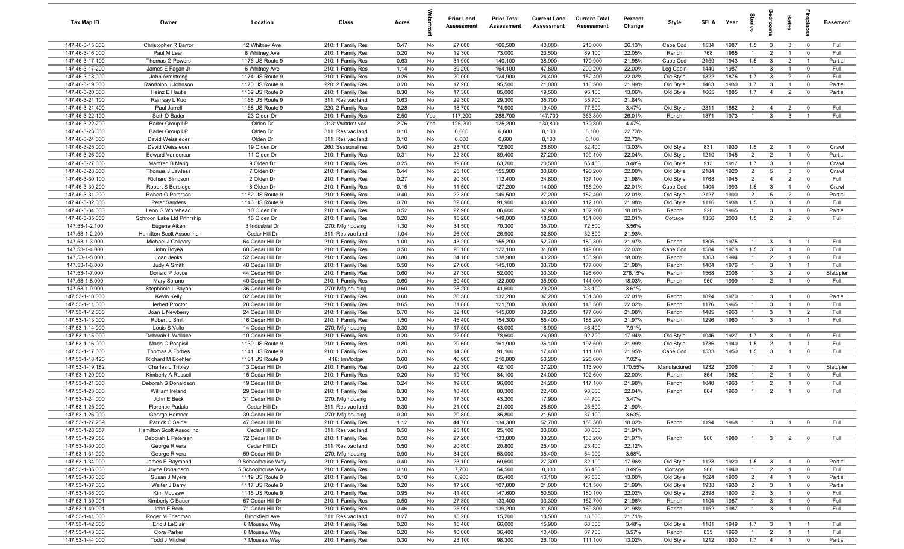| Tax Map ID | Owner | Location | Class | Acres | Waterfront | Prior Land Assessment | Prior Total Assessment | Current Land Assessment | Current Total Assessment | Percent Change | Style | SFLA | Year | Stories | Bedrooms | Baths | Fireplaces | Basement |
|---|---|---|---|---|---|---|---|---|---|---|---|---|---|---|---|---|---|---|
| 147.46-3-15.000 | Christopher R Barror | 12 Whitney Ave | 210: 1 Family Res | 0.47 | No | 27,000 | 166,500 | 40,000 | 210,000 | 26.13% | Cape Cod | 1534 | 1987 | 1.5 | 3 | 3 | 0 | Full |
| 147.46-3-16.000 | Paul M Leah | 8 Whitney Ave | 210: 1 Family Res | 0.20 | No | 19,300 | 73,000 | 23,500 | 89,100 | 22.05% | Ranch | 768 | 1965 | 1 | 2 | 1 | 0 | Full |
| 147.46-3-17.100 | Thomas G Powers | 1176 US Route 9 | 210: 1 Family Res | 0.63 | No | 31,900 | 140,100 | 38,900 | 170,900 | 21.98% | Cape Cod | 2159 | 1943 | 1.5 | 3 | 2 | 1 | Partial |
| 147.46-3-17.200 | James E Fagan Jr | 6 Whitney Ave | 210: 1 Family Res | 1.14 | No | 39,200 | 164,100 | 47,800 | 200,200 | 22.00% | Log Cabin | 1440 | 1987 | 1 | 3 | 1 | 0 | Full |
| 147.46-3-18.000 | John Armstrong | 1174 US Route 9 | 210: 1 Family Res | 0.25 | No | 20,000 | 124,900 | 24,400 | 152,400 | 22.02% | Old Style | 1822 | 1875 | 1.7 | 3 | 2 | 0 | Full |
| 147.46-3-19.000 | Randolph J Johnson | 1170 US Route 9 | 220: 2 Family Res | 0.20 | No | 17,200 | 95,500 | 21,000 | 116,500 | 21.99% | Old Style | 1463 | 1930 | 1.7 | 3 | 1 | 0 | Partial |
| 147.46-3-20.000 | Heinz E Hautle | 1162 US Route 9 | 210: 1 Family Res | 0.30 | No | 17,300 | 85,000 | 19,500 | 96,100 | 13.06% | Old Style | 1665 | 1885 | 1.7 | 4 | 2 | 0 | Partial |
| 147.46-3-21.100 | Ramsay L Kuo | 1168 US Route 9 | 311: Res vac land | 0.63 | No | 29,300 | 29,300 | 35,700 | 35,700 | 21.84% | | | | | | | | |
| 147.46-3-21.400 | Paul Jarrell | 1168 US Route 9 | 220: 2 Family Res | 0.28 | No | 18,700 | 74,900 | 19,400 | 77,500 | 3.47% | Old Style | 2311 | 1882 | 2 | 4 | 2 | 0 | Full |
| 147.46-3-22.100 | Seth D Bader | 23 Olden Dr | 210: 1 Family Res | 2.50 | Yes | 117,200 | 288,700 | 147,700 | 363,800 | 26.01% | Ranch | 1871 | 1973 | 1 | 3 | 3 | 1 | Full |
| 147.46-3-22.200 | Bader Group LP | Olden Dr | 313: Watrfrnt vac | 2.76 | Yes | 125,200 | 125,200 | 130,800 | 130,800 | 4.47% | | | | | | | | |
| 147.46-3-23.000 | Bader Group LP | Olden Dr | 311: Res vac land | 0.10 | No | 6,600 | 6,600 | 8,100 | 8,100 | 22.73% | | | | | | | | |
| 147.46-3-24.000 | David Weissleder | Olden Dr | 311: Res vac land | 0.10 | No | 6,600 | 6,600 | 8,100 | 8,100 | 22.73% | | | | | | | | |
| 147.46-3-25.000 | David Weissleder | 19 Olden Dr | 260: Seasonal res | 0.40 | No | 23,700 | 72,900 | 26,800 | 82,400 | 13.03% | Old Style | 831 | 1930 | 1.5 | 2 | 1 | 0 | Crawl |
| 147.46-3-26.000 | Edward Vandercar | 11 Olden Dr | 210: 1 Family Res | 0.31 | No | 22,300 | 89,400 | 27,200 | 109,100 | 22.04% | Old Style | 1210 | 1945 | 2 | 2 | 1 | 0 | Partial |
| 147.46-3-27.000 | Manfred B Mang | 9 Olden Dr | 210: 1 Family Res | 0.25 | No | 19,800 | 63,200 | 20,500 | 65,400 | 3.48% | Old Style | 913 | 1917 | 1.7 | 3 | 1 | 0 | Crawl |
| 147.46-3-28.000 | Thomas J Lawless | 7 Olden Dr | 210: 1 Family Res | 0.44 | No | 25,100 | 155,900 | 30,600 | 190,200 | 22.00% | Old Style | 2184 | 1920 | 2 | 5 | 3 | 0 | Crawl |
| 147.46-3-30.100 | Richard Simpson | 2 Olden Dr | 210: 1 Family Res | 0.27 | No | 20,300 | 112,400 | 24,800 | 137,100 | 21.98% | Old Style | 1768 | 1945 | 2 | 4 | 2 | 0 | Full |
| 147.46-3-30.200 | Robert S Burbidge | 8 Olden Dr | 210: 1 Family Res | 0.15 | No | 11,500 | 127,200 | 14,000 | 155,200 | 22.01% | Cape Cod | 1404 | 1993 | 1.5 | 3 | 1 | 0 | Crawl |
| 147.46-3-31.000 | Robert G Peterson | 1152 US Route 9 | 210: 1 Family Res | 0.40 | No | 22,300 | 149,500 | 27,200 | 182,400 | 22.01% | Old Style | 2127 | 1900 | 2 | 5 | 2 | 0 | Partial |
| 147.46-3-32.000 | Peter Sanders | 1146 US Route 9 | 210: 1 Family Res | 0.70 | No | 32,800 | 91,900 | 40,000 | 112,100 | 21.98% | Old Style | 1116 | 1938 | 1.5 | 3 | 1 | 0 | Full |
| 147.46-3-34.000 | Leon G Whitehead | 10 Olden Dr | 210: 1 Family Res | 0.52 | No | 27,900 | 86,600 | 32,900 | 102,200 | 18.01% | Ranch | 920 | 1965 | 1 | 3 | 1 | 0 | Partial |
| 147.46-3-35.000 | Schroon Lake Ltd Prtnrship | 16 Olden Dr | 210: 1 Family Res | 0.20 | No | 15,200 | 149,000 | 18,500 | 181,800 | 22.01% | Cottage | 1356 | 2003 | 1.5 | 2 | 2 | 0 | Full |
| 147.53-1-2.100 | Eugene Aiken | 3 Industrial Dr | 270: Mfg housing | 1.30 | No | 34,500 | 70,300 | 35,700 | 72,800 | 3.56% | | | | | | | | |
| 147.53-1-2.200 | Hamilton Scott Assoc Inc | Cedar Hill Dr | 311: Res vac land | 1.04 | No | 26,900 | 26,900 | 32,800 | 32,800 | 21.93% | | | | | | | | |
| 147.53-1-3.000 | Michael J Colleary | 64 Cedar Hill Dr | 210: 1 Family Res | 1.00 | No | 43,200 | 155,200 | 52,700 | 189,300 | 21.97% | Ranch | 1305 | 1975 | 1 | 3 | 1 | 1 | Full |
| 147.53-1-4.000 | John Boyea | 60 Cedar Hill Dr | 210: 1 Family Res | 0.50 | No | 26,100 | 122,100 | 31,800 | 149,000 | 22.03% | Cape Cod | 1584 | 1973 | 1.5 | 3 | 1 | 0 | Full |
| 147.53-1-5.000 | Joan Jenks | 52 Cedar Hill Dr | 210: 1 Family Res | 0.80 | No | 34,100 | 138,900 | 40,200 | 163,900 | 18.00% | Ranch | 1363 | 1994 | 1 | 2 | 1 | 0 | Full |
| 147.53-1-6.000 | Judy A Smith | 48 Cedar Hill Dr | 210: 1 Family Res | 0.50 | No | 27,600 | 145,100 | 33,700 | 177,000 | 21.98% | Ranch | 1404 | 1976 | 1 | 3 | 1 | 1 | Full |
| 147.53-1-7.000 | Donald P Joyce | 44 Cedar Hill Dr | 210: 1 Family Res | 0.60 | No | 27,300 | 52,000 | 33,300 | 195,600 | 276.15% | Ranch | 1568 | 2006 | 1 | 3 | 2 | 0 | Slab/pier |
| 147.53-1-8.000 | Mary Sprano | 40 Cedar Hill Dr | 210: 1 Family Res | 0.60 | No | 30,400 | 122,000 | 35,900 | 144,000 | 18.03% | Ranch | 960 | 1999 | 1 | 2 | 1 | 0 | Full |
| 147.53-1-9.000 | Stephanie L Bayan | 36 Cedar Hill Dr | 270: Mfg housing | 0.60 | No | 28,200 | 41,600 | 29,200 | 43,100 | 3.61% | | | | | | | | |
| 147.53-1-10.000 | Kevin Kelly | 32 Cedar Hill Dr | 210: 1 Family Res | 0.60 | No | 30,500 | 132,200 | 37,200 | 161,300 | 22.01% | Ranch | 1824 | 1970 | 1 | 3 | 1 | 0 | Partial |
| 147.53-1-11.000 | Herbert Proctor | 28 Cedar Hill Dr | 210: 1 Family Res | 0.65 | No | 31,800 | 121,700 | 38,800 | 148,500 | 22.02% | Ranch | 1176 | 1965 | 1 | 3 | 1 | 0 | Full |
| 147.53-1-12.000 | Joan L Newberry | 24 Cedar Hill Dr | 210: 1 Family Res | 0.70 | No | 32,100 | 145,600 | 39,200 | 177,600 | 21.98% | Ranch | 1485 | 1963 | 1 | 3 | 1 | 2 | Full |
| 147.53-1-13.000 | Robert L Smith | 16 Cedar Hill Dr | 210: 1 Family Res | 1.50 | No | 45,400 | 154,300 | 55,400 | 188,200 | 21.97% | Ranch | 1296 | 1960 | 1 | 3 | 1 | 1 | Full |
| 147.53-1-14.000 | Louis S Vullo | 14 Cedar Hill Dr | 270: Mfg housing | 0.30 | No | 17,500 | 43,000 | 18,900 | 46,400 | 7.91% | | | | | | | | |
| 147.53-1-15.000 | Deborah L Wallace | 10 Cedar Hill Dr | 210: 1 Family Res | 0.20 | No | 22,000 | 78,600 | 26,000 | 92,700 | 17.94% | Old Style | 1046 | 1927 | 1.7 | 3 | 1 | 0 | Full |
| 147.53-1-16.000 | Marie C Pospisil | 1139 US Route 9 | 210: 1 Family Res | 0.80 | No | 29,600 | 161,900 | 36,100 | 197,500 | 21.99% | Old Style | 1736 | 1940 | 1.5 | 2 | 1 | 1 | Full |
| 147.53-1-17.000 | Thomas A Forbes | 1141 US Route 9 | 210: 1 Family Res | 0.20 | No | 14,300 | 91,100 | 17,400 | 111,100 | 21.95% | Cape Cod | 1533 | 1950 | 1.5 | 3 | 1 | 0 | Full |
| 147.53-1-18.120 | Richard M Boehler | 1131 US Route 9 | 418: Inn/lodge | 0.60 | No | 46,900 | 210,800 | 50,200 | 225,600 | 7.02% | | | | | | | | |
| 147.53-1-19.182 | Charles L Tribley | 13 Cedar Hill Dr | 210: 1 Family Res | 0.40 | No | 22,300 | 42,100 | 27,200 | 113,900 | 170.55% | Manufactured | 1232 | 2006 | 1 | 2 | 1 | 0 | Slab/pier |
| 147.53-1-20.000 | Kimberly A Russell | 15 Cedar Hill Dr | 210: 1 Family Res | 0.20 | No | 19,700 | 84,100 | 24,000 | 102,600 | 22.00% | Ranch | 864 | 1962 | 1 | 2 | 1 | 0 | Full |
| 147.53-1-21.000 | Deborah S Donaldson | 19 Cedar Hill Dr | 210: 1 Family Res | 0.24 | No | 19,800 | 96,000 | 24,200 | 117,100 | 21.98% | Ranch | 1040 | 1963 | 1 | 2 | 1 | 0 | Full |
| 147.53-1-23.000 | William Ireland | 29 Cedar Hill Dr | 210: 1 Family Res | 0.30 | No | 18,400 | 80,300 | 22,400 | 98,000 | 22.04% | Ranch | 864 | 1960 | 1 | 2 | 1 | 0 | Full |
| 147.53-1-24.000 | John E Beck | 31 Cedar Hill Dr | 270: Mfg housing | 0.30 | No | 17,300 | 43,200 | 17,900 | 44,700 | 3.47% | | | | | | | | |
| 147.53-1-25.000 | Florence Padula | Cedar Hill Dr | 311: Res vac land | 0.30 | No | 21,000 | 21,000 | 25,600 | 25,600 | 21.90% | | | | | | | | |
| 147.53-1-26.000 | George Hamner | 39 Cedar Hill Dr | 270: Mfg housing | 0.30 | No | 20,800 | 35,800 | 21,500 | 37,100 | 3.63% | | | | | | | | |
| 147.53-1-27.289 | Patrick C Seidel | 47 Cedar Hill Dr | 210: 1 Family Res | 1.12 | No | 44,700 | 134,300 | 52,700 | 158,500 | 18.02% | Ranch | 1194 | 1968 | 1 | 3 | 1 | 0 | Full |
| 147.53-1-28.057 | Hamilton Scott Assoc Inc | Cedar Hill Dr | 311: Res vac land | 0.50 | No | 25,100 | 25,100 | 30,600 | 30,600 | 21.91% | | | | | | | | |
| 147.53-1-29.058 | Deborah L Petersen | 72 Cedar Hill Dr | 210: 1 Family Res | 0.50 | No | 27,200 | 133,800 | 33,200 | 163,200 | 21.97% | Ranch | 960 | 1980 | 1 | 3 | 2 | 0 | Full |
| 147.53-1-30.000 | George Rivera | Cedar Hill Dr | 311: Res vac land | 0.50 | No | 20,800 | 20,800 | 25,400 | 25,400 | 22.12% | | | | | | | | |
| 147.53-1-31.000 | George Rivera | 59 Cedar Hill Dr | 270: Mfg housing | 0.90 | No | 34,200 | 53,000 | 35,400 | 54,900 | 3.58% | | | | | | | | |
| 147.53-1-34.000 | James E Raymond | 9 Schoolhouse Way | 210: 1 Family Res | 0.40 | No | 23,100 | 69,600 | 27,300 | 82,100 | 17.96% | Old Style | 1128 | 1920 | 1.5 | 3 | 1 | 0 | Partial |
| 147.53-1-35.000 | Joyce Donaldson | 5 Schoolhouse Way | 210: 1 Family Res | 0.10 | No | 7,700 | 54,500 | 8,000 | 56,400 | 3.49% | Cottage | 908 | 1940 | 1 | 2 | 1 | 0 | Full |
| 147.53-1-36.000 | Susan J Myers | 1119 US Route 9 | 210: 1 Family Res | 0.10 | No | 8,900 | 85,400 | 10,100 | 96,500 | 13.00% | Old Style | 1624 | 1900 | 2 | 4 | 1 | 0 | Partial |
| 147.53-1-37.000 | Walter J Barry | 1117 US Route 9 | 210: 1 Family Res | 0.20 | No | 17,200 | 107,800 | 21,000 | 131,500 | 21.99% | Old Style | 1938 | 1930 | 2 | 3 | 1 | 0 | Partial |
| 147.53-1-38.000 | Kim Mousaw | 1115 US Route 9 | 210: 1 Family Res | 0.95 | No | 41,400 | 147,600 | 50,500 | 180,100 | 22.02% | Old Style | 2398 | 1900 | 2 | 3 | 1 | 0 | Full |
| 147.53-1-39.001 | Kimberly C Bauer | 67 Cedar Hill Dr | 210: 1 Family Res | 0.50 | No | 27,300 | 133,400 | 33,300 | 162,700 | 21.96% | Ranch | 1104 | 1987 | 1 | 3 | 1 | 0 | Full |
| 147.53-1-40.001 | John E Beck | 71 Cedar Hill Dr | 210: 1 Family Res | 0.46 | No | 25,900 | 139,200 | 31,600 | 169,800 | 21.98% | Ranch | 1152 | 1987 | 1 | 3 | 1 | 0 | Full |
| 147.53-1-41.000 | Roger M Friedman | Brookfield Ave | 311: Res vac land | 0.27 | No | 15,200 | 15,200 | 18,500 | 18,500 | 21.71% | | | | | | | | |
| 147.53-1-42.000 | Eric J LeClair | 6 Mousaw Way | 210: 1 Family Res | 0.20 | No | 15,400 | 66,000 | 15,900 | 68,300 | 3.48% | Old Style | 1181 | 1949 | 1.7 | 3 | 1 | 1 | Full |
| 147.53-1-43.000 | Cora Parker | 8 Mousaw Way | 210: 1 Family Res | 0.20 | No | 10,000 | 36,400 | 10,400 | 37,700 | 3.57% | Ranch | 835 | 1960 | 1 | 2 | 1 | 1 | Full |
| 147.53-1-44.000 | Todd J Mitchell | 7 Mousaw Way | 210: 1 Family Res | 0.30 | No | 23,100 | 98,300 | 26,100 | 111,100 | 13.02% | Old Style | 1212 | 1930 | 1.7 | 4 | 1 | 0 | Partial |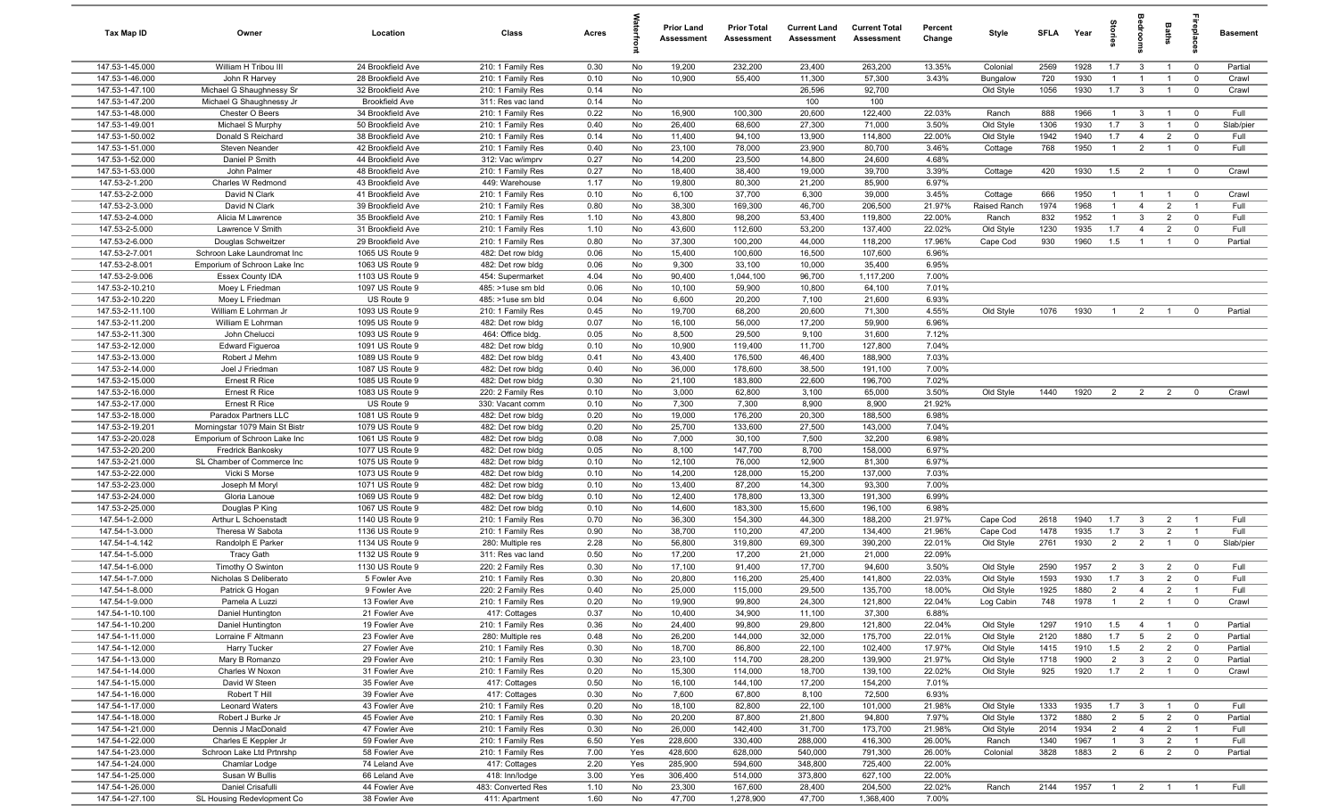| Tax Map ID | Owner | Location | Class | Acres | Waterfront | Prior Land Assessment | Prior Total Assessment | Current Land Assessment | Current Total Assessment | Percent Change | Style | SFLA | Year | Stories | Bedrooms | Baths | Fireplaces | Basement |
|---|---|---|---|---|---|---|---|---|---|---|---|---|---|---|---|---|---|---|
| 147.53-1-45.000 | William H Tribou III | 24 Brookfield Ave | 210: 1 Family Res | 0.30 | No | 19,200 | 232,200 | 23,400 | 263,200 | 13.35% | Colonial | 2569 | 1928 | 1.7 | 3 | 1 | 0 | Partial |
| 147.53-1-46.000 | John R Harvey | 28 Brookfield Ave | 210: 1 Family Res | 0.10 | No | 10,900 | 55,400 | 11,300 | 57,300 | 3.43% | Bungalow | 720 | 1930 | 1 | 1 | 1 | 0 | Crawl |
| 147.53-1-47.100 | Michael G Shaughnessy Sr | 32 Brookfield Ave | 210: 1 Family Res | 0.14 | No | | | 26,596 | 92,700 | | Old Style | 1056 | 1930 | 1.7 | 3 | 1 | 0 | Crawl |
| 147.53-1-47.200 | Michael G Shaughnessy Jr | Brookfield Ave | 311: Res vac land | 0.14 | No | | | 100 | 100 | | | | | | | | | |
| 147.53-1-48.000 | Chester O Beers | 34 Brookfield Ave | 210: 1 Family Res | 0.22 | No | 16,900 | 100,300 | 20,600 | 122,400 | 22.03% | Ranch | 888 | 1966 | 1 | 3 | 1 | 0 | Full |
| 147.53-1-49.001 | Michael S Murphy | 50 Brookfield Ave | 210: 1 Family Res | 0.40 | No | 26,400 | 68,600 | 27,300 | 71,000 | 3.50% | Old Style | 1306 | 1930 | 1.7 | 3 | 1 | 0 | Slab/pier |
| 147.53-1-50.002 | Donald S Reichard | 38 Brookfield Ave | 210: 1 Family Res | 0.14 | No | 11,400 | 94,100 | 13,900 | 114,800 | 22.00% | Old Style | 1942 | 1940 | 1.7 | 4 | 2 | 0 | Full |
| 147.53-1-51.000 | Steven Neander | 42 Brookfield Ave | 210: 1 Family Res | 0.40 | No | 23,100 | 78,000 | 23,900 | 80,700 | 3.46% | Cottage | 768 | 1950 | 1 | 2 | 1 | 0 | Full |
| 147.53-1-52.000 | Daniel P Smith | 44 Brookfield Ave | 312: Vac w/imprv | 0.27 | No | 14,200 | 23,500 | 14,800 | 24,600 | 4.68% | | | | | | | | |
| 147.53-1-53.000 | John Palmer | 48 Brookfield Ave | 210: 1 Family Res | 0.27 | No | 18,400 | 38,400 | 19,000 | 39,700 | 3.39% | Cottage | 420 | 1930 | 1.5 | 2 | 1 | 0 | Crawl |
| 147.53-2-1.200 | Charles W Redmond | 43 Brookfield Ave | 449: Warehouse | 1.17 | No | 19,800 | 80,300 | 21,200 | 85,900 | 6.97% | | | | | | | | |
| 147.53-2-2.000 | David N Clark | 41 Brookfield Ave | 210: 1 Family Res | 0.10 | No | 6,100 | 37,700 | 6,300 | 39,000 | 3.45% | Cottage | 666 | 1950 | 1 | 1 | 1 | 0 | Crawl |
| 147.53-2-3.000 | David N Clark | 39 Brookfield Ave | 210: 1 Family Res | 0.80 | No | 38,300 | 169,300 | 46,700 | 206,500 | 21.97% | Raised Ranch | 1974 | 1968 | 1 | 4 | 2 | 1 | Full |
| 147.53-2-4.000 | Alicia M Lawrence | 35 Brookfield Ave | 210: 1 Family Res | 1.10 | No | 43,800 | 98,200 | 53,400 | 119,800 | 22.00% | Ranch | 832 | 1952 | 1 | 3 | 2 | 0 | Full |
| 147.53-2-5.000 | Lawrence V Smith | 31 Brookfield Ave | 210: 1 Family Res | 1.10 | No | 43,600 | 112,600 | 53,200 | 137,400 | 22.02% | Old Style | 1230 | 1935 | 1.7 | 4 | 2 | 0 | Full |
| 147.53-2-6.000 | Douglas Schweitzer | 29 Brookfield Ave | 210: 1 Family Res | 0.80 | No | 37,300 | 100,200 | 44,000 | 118,200 | 17.96% | Cape Cod | 930 | 1960 | 1.5 | 1 | 1 | 0 | Partial |
| 147.53-2-7.001 | Schroon Lake Laundromat Inc | 1065 US Route 9 | 482: Det row bldg | 0.06 | No | 15,400 | 100,600 | 16,500 | 107,600 | 6.96% | | | | | | | | |
| 147.53-2-8.001 | Emporium of Schroon Lake Inc | 1063 US Route 9 | 482: Det row bldg | 0.06 | No | 9,300 | 33,100 | 10,000 | 35,400 | 6.95% | | | | | | | | |
| 147.53-2-9.006 | Essex County IDA | 1103 US Route 9 | 454: Supermarket | 4.04 | No | 90,400 | 1,044,100 | 96,700 | 1,117,200 | 7.00% | | | | | | | | |
| 147.53-2-10.210 | Moey L Friedman | 1097 US Route 9 | 485: >1use sm bld | 0.06 | No | 10,100 | 59,900 | 10,800 | 64,100 | 7.01% | | | | | | | | |
| 147.53-2-10.220 | Moey L Friedman | US Route 9 | 485: >1use sm bld | 0.04 | No | 6,600 | 20,200 | 7,100 | 21,600 | 6.93% | | | | | | | | |
| 147.53-2-11.100 | William E Lohrman Jr | 1093 US Route 9 | 210: 1 Family Res | 0.45 | No | 19,700 | 68,200 | 20,600 | 71,300 | 4.55% | Old Style | 1076 | 1930 | 1 | 2 | 1 | 0 | Partial |
| 147.53-2-11.200 | William E Lohrman | 1095 US Route 9 | 482: Det row bldg | 0.07 | No | 16,100 | 56,000 | 17,200 | 59,900 | 6.96% | | | | | | | | |
| 147.53-2-11.300 | John Chelucci | 1093 US Route 9 | 464: Office bldg. | 0.05 | No | 8,500 | 29,500 | 9,100 | 31,600 | 7.12% | | | | | | | | |
| 147.53-2-12.000 | Edward Figueroa | 1091 US Route 9 | 482: Det row bldg | 0.10 | No | 10,900 | 119,400 | 11,700 | 127,800 | 7.04% | | | | | | | | |
| 147.53-2-13.000 | Robert J Mehm | 1089 US Route 9 | 482: Det row bldg | 0.41 | No | 43,400 | 176,500 | 46,400 | 188,900 | 7.03% | | | | | | | | |
| 147.53-2-14.000 | Joel J Friedman | 1087 US Route 9 | 482: Det row bldg | 0.40 | No | 36,000 | 178,600 | 38,500 | 191,100 | 7.00% | | | | | | | | |
| 147.53-2-15.000 | Ernest R Rice | 1085 US Route 9 | 482: Det row bldg | 0.30 | No | 21,100 | 183,800 | 22,600 | 196,700 | 7.02% | | | | | | | | |
| 147.53-2-16.000 | Ernest R Rice | 1083 US Route 9 | 220: 2 Family Res | 0.10 | No | 3,000 | 62,800 | 3,100 | 65,000 | 3.50% | Old Style | 1440 | 1920 | 2 | 2 | 2 | 0 | Crawl |
| 147.53-2-17.000 | Ernest R Rice | US Route 9 | 330: Vacant comm | 0.10 | No | 7,300 | 7,300 | 8,900 | 8,900 | 21.92% | | | | | | | | |
| 147.53-2-18.000 | Paradox Partners LLC | 1081 US Route 9 | 482: Det row bldg | 0.20 | No | 19,000 | 176,200 | 20,300 | 188,500 | 6.98% | | | | | | | | |
| 147.53-2-19.201 | Morningstar 1079 Main St Bistr | 1079 US Route 9 | 482: Det row bldg | 0.20 | No | 25,700 | 133,600 | 27,500 | 143,000 | 7.04% | | | | | | | | |
| 147.53-2-20.028 | Emporium of Schroon Lake Inc | 1061 US Route 9 | 482: Det row bldg | 0.08 | No | 7,000 | 30,100 | 7,500 | 32,200 | 6.98% | | | | | | | | |
| 147.53-2-20.200 | Fredrick Bankosky | 1077 US Route 9 | 482: Det row bldg | 0.05 | No | 8,100 | 147,700 | 8,700 | 158,000 | 6.97% | | | | | | | | |
| 147.53-2-21.000 | SL Chamber of Commerce Inc | 1075 US Route 9 | 482: Det row bldg | 0.10 | No | 12,100 | 76,000 | 12,900 | 81,300 | 6.97% | | | | | | | | |
| 147.53-2-22.000 | Vicki S Morse | 1073 US Route 9 | 482: Det row bldg | 0.10 | No | 14,200 | 128,000 | 15,200 | 137,000 | 7.03% | | | | | | | | |
| 147.53-2-23.000 | Joseph M Moryl | 1071 US Route 9 | 482: Det row bldg | 0.10 | No | 13,400 | 87,200 | 14,300 | 93,300 | 7.00% | | | | | | | | |
| 147.53-2-24.000 | Gloria Lanoue | 1069 US Route 9 | 482: Det row bldg | 0.10 | No | 12,400 | 178,800 | 13,300 | 191,300 | 6.99% | | | | | | | | |
| 147.53-2-25.000 | Douglas P King | 1067 US Route 9 | 482: Det row bldg | 0.10 | No | 14,600 | 183,300 | 15,600 | 196,100 | 6.98% | | | | | | | | |
| 147.54-1-2.000 | Arthur L Schoenstadt | 1140 US Route 9 | 210: 1 Family Res | 0.70 | No | 36,300 | 154,300 | 44,300 | 188,200 | 21.97% | Cape Cod | 2618 | 1940 | 1.7 | 3 | 2 | 1 | Full |
| 147.54-1-3.000 | Theresa W Sabota | 1136 US Route 9 | 210: 1 Family Res | 0.90 | No | 38,700 | 110,200 | 47,200 | 134,400 | 21.96% | Cape Cod | 1478 | 1935 | 1.7 | 3 | 2 | 1 | Full |
| 147.54-1-4.142 | Randolph E Parker | 1134 US Route 9 | 280: Multiple res | 2.28 | No | 56,800 | 319,800 | 69,300 | 390,200 | 22.01% | Old Style | 2761 | 1930 | 2 | 2 | 1 | 0 | Slab/pier |
| 147.54-1-5.000 | Tracy Gath | 1132 US Route 9 | 311: Res vac land | 0.50 | No | 17,200 | 17,200 | 21,000 | 21,000 | 22.09% | | | | | | | | |
| 147.54-1-6.000 | Timothy O Swinton | 1130 US Route 9 | 220: 2 Family Res | 0.30 | No | 17,100 | 91,400 | 17,700 | 94,600 | 3.50% | Old Style | 2590 | 1957 | 2 | 3 | 2 | 0 | Full |
| 147.54-1-7.000 | Nicholas S Deliberato | 5 Fowler Ave | 210: 1 Family Res | 0.30 | No | 20,800 | 116,200 | 25,400 | 141,800 | 22.03% | Old Style | 1593 | 1930 | 1.7 | 3 | 2 | 0 | Full |
| 147.54-1-8.000 | Patrick G Hogan | 9 Fowler Ave | 220: 2 Family Res | 0.40 | No | 25,000 | 115,000 | 29,500 | 135,700 | 18.00% | Old Style | 1925 | 1880 | 2 | 4 | 2 | 1 | Full |
| 147.54-1-9.000 | Pamela A Luzzi | 13 Fowler Ave | 210: 1 Family Res | 0.20 | No | 19,900 | 99,800 | 24,300 | 121,800 | 22.04% | Log Cabin | 748 | 1978 | 1 | 2 | 1 | 0 | Crawl |
| 147.54-1-10.100 | Daniel Huntington | 21 Fowler Ave | 417: Cottages | 0.37 | No | 10,400 | 34,900 | 11,100 | 37,300 | 6.88% | | | | | | | | |
| 147.54-1-10.200 | Daniel Huntington | 19 Fowler Ave | 210: 1 Family Res | 0.36 | No | 24,400 | 99,800 | 29,800 | 121,800 | 22.04% | Old Style | 1297 | 1910 | 1.5 | 4 | 1 | 0 | Partial |
| 147.54-1-11.000 | Lorraine F Altmann | 23 Fowler Ave | 280: Multiple res | 0.48 | No | 26,200 | 144,000 | 32,000 | 175,700 | 22.01% | Old Style | 2120 | 1880 | 1.7 | 5 | 2 | 0 | Partial |
| 147.54-1-12.000 | Harry Tucker | 27 Fowler Ave | 210: 1 Family Res | 0.30 | No | 18,700 | 86,800 | 22,100 | 102,400 | 17.97% | Old Style | 1415 | 1910 | 1.5 | 2 | 2 | 0 | Partial |
| 147.54-1-13.000 | Mary B Romanzo | 29 Fowler Ave | 210: 1 Family Res | 0.30 | No | 23,100 | 114,700 | 28,200 | 139,900 | 21.97% | Old Style | 1718 | 1900 | 2 | 3 | 2 | 0 | Partial |
| 147.54-1-14.000 | Charles W Noxon | 31 Fowler Ave | 210: 1 Family Res | 0.20 | No | 15,300 | 114,000 | 18,700 | 139,100 | 22.02% | Old Style | 925 | 1920 | 1.7 | 2 | 1 | 0 | Crawl |
| 147.54-1-15.000 | David W Steen | 35 Fowler Ave | 417: Cottages | 0.50 | No | 16,100 | 144,100 | 17,200 | 154,200 | 7.01% | | | | | | | | |
| 147.54-1-16.000 | Robert T Hill | 39 Fowler Ave | 417: Cottages | 0.30 | No | 7,600 | 67,800 | 8,100 | 72,500 | 6.93% | | | | | | | | |
| 147.54-1-17.000 | Leonard Waters | 43 Fowler Ave | 210: 1 Family Res | 0.20 | No | 18,100 | 82,800 | 22,100 | 101,000 | 21.98% | Old Style | 1333 | 1935 | 1.7 | 3 | 1 | 0 | Full |
| 147.54-1-18.000 | Robert J Burke Jr | 45 Fowler Ave | 210: 1 Family Res | 0.30 | No | 20,200 | 87,800 | 21,800 | 94,800 | 7.97% | Old Style | 1372 | 1880 | 2 | 5 | 2 | 0 | Partial |
| 147.54-1-21.000 | Dennis J MacDonald | 47 Fowler Ave | 210: 1 Family Res | 0.30 | No | 26,000 | 142,400 | 31,700 | 173,700 | 21.98% | Old Style | 2014 | 1934 | 2 | 4 | 2 | 1 | Full |
| 147.54-1-22.000 | Charles E Keppler Jr | 59 Fowler Ave | 210: 1 Family Res | 6.50 | Yes | 228,600 | 330,400 | 288,000 | 416,300 | 26.00% | Ranch | 1340 | 1967 | 1 | 3 | 2 | 1 | Full |
| 147.54-1-23.000 | Schroon Lake Ltd Prtnrshp | 58 Fowler Ave | 210: 1 Family Res | 7.00 | Yes | 428,600 | 628,000 | 540,000 | 791,300 | 26.00% | Colonial | 3828 | 1883 | 2 | 6 | 2 | 0 | Partial |
| 147.54-1-24.000 | Chamlar Lodge | 74 Leland Ave | 417: Cottages | 2.20 | Yes | 285,900 | 594,600 | 348,800 | 725,400 | 22.00% | | | | | | | | |
| 147.54-1-25.000 | Susan W Bullis | 66 Leland Ave | 418: Inn/lodge | 3.00 | Yes | 306,400 | 514,000 | 373,800 | 627,100 | 22.00% | | | | | | | | |
| 147.54-1-26.000 | Daniel Crisafulli | 44 Fowler Ave | 483: Converted Res | 1.10 | No | 23,300 | 167,600 | 28,400 | 204,500 | 22.02% | Ranch | 2144 | 1957 | 1 | 2 | 1 | 1 | Full |
| 147.54-1-27.100 | SL Housing Redevlopment Co | 38 Fowler Ave | 411: Apartment | 1.60 | No | 47,700 | 1,278,900 | 47,700 | 1,368,400 | 7.00% | | | | | | | | |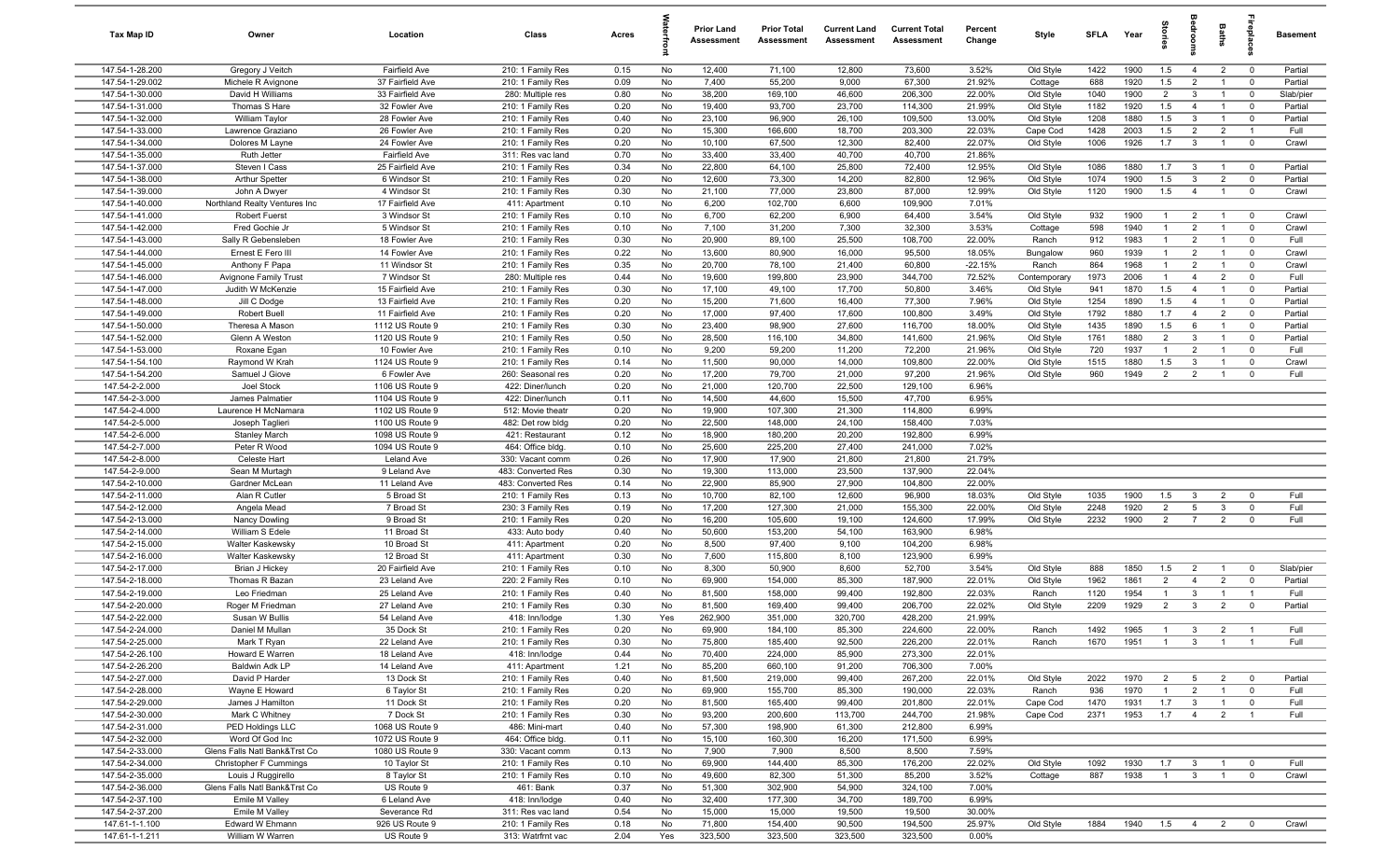| Tax Map ID | Owner | Location | Class | Acres | Waterfront | Prior Land Assessment | Prior Total Assessment | Current Land Assessment | Current Total Assessment | Percent Change | Style | SFLA | Year | Stories | Bedrooms | Baths | Fireplaces | Basement |
|---|---|---|---|---|---|---|---|---|---|---|---|---|---|---|---|---|---|---|
| 147.54-1-28.200 | Gregory J Veitch | Fairfield Ave | 210: 1 Family Res | 0.15 | No | 12,400 | 71,100 | 12,800 | 73,600 | 3.52% | Old Style | 1422 | 1900 | 1.5 | 4 | 2 | 0 | Partial |
| 147.54-1-29.002 | Michele R Avignone | 37 Fairfield Ave | 210: 1 Family Res | 0.09 | No | 7,400 | 55,200 | 9,000 | 67,300 | 21.92% | Cottage | 688 | 1920 | 1.5 | 2 | 1 | 0 | Partial |
| 147.54-1-30.000 | David H Williams | 33 Fairfield Ave | 280: Multiple res | 0.80 | No | 38,200 | 169,100 | 46,600 | 206,300 | 22.00% | Old Style | 1040 | 1900 | 2 | 3 | 1 | 0 | Slab/pier |
| 147.54-1-31.000 | Thomas S Hare | 32 Fowler Ave | 210: 1 Family Res | 0.20 | No | 19,400 | 93,700 | 23,700 | 114,300 | 21.99% | Old Style | 1182 | 1920 | 1.5 | 4 | 1 | 0 | Partial |
| 147.54-1-32.000 | William Taylor | 28 Fowler Ave | 210: 1 Family Res | 0.40 | No | 23,100 | 96,900 | 26,100 | 109,500 | 13.00% | Old Style | 1208 | 1880 | 1.5 | 3 | 1 | 0 | Partial |
| 147.54-1-33.000 | Lawrence Graziano | 26 Fowler Ave | 210: 1 Family Res | 0.20 | No | 15,300 | 166,600 | 18,700 | 203,300 | 22.03% | Cape Cod | 1428 | 2003 | 1.5 | 2 | 2 | 1 | Full |
| 147.54-1-34.000 | Dolores M Layne | 24 Fowler Ave | 210: 1 Family Res | 0.20 | No | 10,100 | 67,500 | 12,300 | 82,400 | 22.07% | Old Style | 1006 | 1926 | 1.7 | 3 | 1 | 0 | Crawl |
| 147.54-1-35.000 | Ruth Jetter | Fairfield Ave | 311: Res vac land | 0.70 | No | 33,400 | 33,400 | 40,700 | 40,700 | 21.86% | | | | | | | | |
| 147.54-1-37.000 | Steven I Cass | 25 Fairfield Ave | 210: 1 Family Res | 0.34 | No | 22,800 | 64,100 | 25,800 | 72,400 | 12.95% | Old Style | 1086 | 1880 | 1.7 | 3 | 1 | 0 | Partial |
| 147.54-1-38.000 | Arthur Spetter | 6 Windsor St | 210: 1 Family Res | 0.20 | No | 12,600 | 73,300 | 14,200 | 82,800 | 12.96% | Old Style | 1074 | 1900 | 1.5 | 3 | 2 | 0 | Partial |
| 147.54-1-39.000 | John A Dwyer | 4 Windsor St | 210: 1 Family Res | 0.30 | No | 21,100 | 77,000 | 23,800 | 87,000 | 12.99% | Old Style | 1120 | 1900 | 1.5 | 4 | 1 | 0 | Crawl |
| 147.54-1-40.000 | Northland Realty Ventures Inc | 17 Fairfield Ave | 411: Apartment | 0.10 | No | 6,200 | 102,700 | 6,600 | 109,900 | 7.01% | | | | | | | | |
| 147.54-1-41.000 | Robert Fuerst | 3 Windsor St | 210: 1 Family Res | 0.10 | No | 6,700 | 62,200 | 6,900 | 64,400 | 3.54% | Old Style | 932 | 1900 | 1 | 2 | 1 | 0 | Crawl |
| 147.54-1-42.000 | Fred Gochie Jr | 5 Windsor St | 210: 1 Family Res | 0.10 | No | 7,100 | 31,200 | 7,300 | 32,300 | 3.53% | Cottage | 598 | 1940 | 1 | 2 | 1 | 0 | Crawl |
| 147.54-1-43.000 | Sally R Gebensleben | 18 Fowler Ave | 210: 1 Family Res | 0.30 | No | 20,900 | 89,100 | 25,500 | 108,700 | 22.00% | Ranch | 912 | 1983 | 1 | 2 | 1 | 0 | Full |
| 147.54-1-44.000 | Ernest E Fero III | 14 Fowler Ave | 210: 1 Family Res | 0.22 | No | 13,600 | 80,900 | 16,000 | 95,500 | 18.05% | Bungalow | 960 | 1939 | 1 | 2 | 1 | 0 | Crawl |
| 147.54-1-45.000 | Anthony F Papa | 11 Windsor St | 210: 1 Family Res | 0.35 | No | 20,700 | 78,100 | 21,400 | 60,800 | -22.15% | Ranch | 864 | 1968 | 1 | 2 | 1 | 0 | Crawl |
| 147.54-1-46.000 | Avignone Family Trust | 7 Windsor St | 280: Multiple res | 0.44 | No | 19,600 | 199,800 | 23,900 | 344,700 | 72.52% | Contemporary | 1973 | 2006 | 1 | 4 | 2 | 0 | Full |
| 147.54-1-47.000 | Judith W McKenzie | 15 Fairfield Ave | 210: 1 Family Res | 0.30 | No | 17,100 | 49,100 | 17,700 | 50,800 | 3.46% | Old Style | 941 | 1870 | 1.5 | 4 | 1 | 0 | Partial |
| 147.54-1-48.000 | Jill C Dodge | 13 Fairfield Ave | 210: 1 Family Res | 0.20 | No | 15,200 | 71,600 | 16,400 | 77,300 | 7.96% | Old Style | 1254 | 1890 | 1.5 | 4 | 1 | 0 | Partial |
| 147.54-1-49.000 | Robert Buell | 11 Fairfield Ave | 210: 1 Family Res | 0.20 | No | 17,000 | 97,400 | 17,600 | 100,800 | 3.49% | Old Style | 1792 | 1880 | 1.7 | 4 | 2 | 0 | Partial |
| 147.54-1-50.000 | Theresa A Mason | 1112 US Route 9 | 210: 1 Family Res | 0.30 | No | 23,400 | 98,900 | 27,600 | 116,700 | 18.00% | Old Style | 1435 | 1890 | 1.5 | 6 | 1 | 0 | Partial |
| 147.54-1-52.000 | Glenn A Weston | 1120 US Route 9 | 210: 1 Family Res | 0.50 | No | 28,500 | 116,100 | 34,800 | 141,600 | 21.96% | Old Style | 1761 | 1880 | 2 | 3 | 1 | 0 | Partial |
| 147.54-1-53.000 | Roxane Egan | 10 Fowler Ave | 210: 1 Family Res | 0.10 | No | 9,200 | 59,200 | 11,200 | 72,200 | 21.96% | Old Style | 720 | 1937 | 1 | 2 | 1 | 0 | Full |
| 147.54-1-54.100 | Raymond W Krah | 1124 US Route 9 | 210: 1 Family Res | 0.14 | No | 11,500 | 90,000 | 14,000 | 109,800 | 22.00% | Old Style | 1515 | 1880 | 1.5 | 3 | 1 | 0 | Crawl |
| 147.54-1-54.200 | Samuel J Giove | 6 Fowler Ave | 260: Seasonal res | 0.20 | No | 17,200 | 79,700 | 21,000 | 97,200 | 21.96% | Old Style | 960 | 1949 | 2 | 2 | 1 | 0 | Full |
| 147.54-2-2.000 | Joel Stock | 1106 US Route 9 | 422: Diner/lunch | 0.20 | No | 21,000 | 120,700 | 22,500 | 129,100 | 6.96% | | | | | | | | |
| 147.54-2-3.000 | James Palmatier | 1104 US Route 9 | 422: Diner/lunch | 0.11 | No | 14,500 | 44,600 | 15,500 | 47,700 | 6.95% | | | | | | | | |
| 147.54-2-4.000 | Laurence H McNamara | 1102 US Route 9 | 512: Movie theatr | 0.20 | No | 19,900 | 107,300 | 21,300 | 114,800 | 6.99% | | | | | | | | |
| 147.54-2-5.000 | Joseph Taglieri | 1100 US Route 9 | 482: Det row bldg | 0.20 | No | 22,500 | 148,000 | 24,100 | 158,400 | 7.03% | | | | | | | | |
| 147.54-2-6.000 | Stanley March | 1098 US Route 9 | 421: Restaurant | 0.12 | No | 18,900 | 180,200 | 20,200 | 192,800 | 6.99% | | | | | | | | |
| 147.54-2-7.000 | Peter R Wood | 1094 US Route 9 | 464: Office bldg. | 0.10 | No | 25,600 | 225,200 | 27,400 | 241,000 | 7.02% | | | | | | | | |
| 147.54-2-8.000 | Celeste Hart | Leland Ave | 330: Vacant comm | 0.26 | No | 17,900 | 17,900 | 21,800 | 21,800 | 21.79% | | | | | | | | |
| 147.54-2-9.000 | Sean M Murtagh | 9 Leland Ave | 483: Converted Res | 0.30 | No | 19,300 | 113,000 | 23,500 | 137,900 | 22.04% | | | | | | | | |
| 147.54-2-10.000 | Gardner McLean | 11 Leland Ave | 483: Converted Res | 0.14 | No | 22,900 | 85,900 | 27,900 | 104,800 | 22.00% | | | | | | | | |
| 147.54-2-11.000 | Alan R Cutler | 5 Broad St | 210: 1 Family Res | 0.13 | No | 10,700 | 82,100 | 12,600 | 96,900 | 18.03% | Old Style | 1035 | 1900 | 1.5 | 3 | 2 | 0 | Full |
| 147.54-2-12.000 | Angela Mead | 7 Broad St | 230: 3 Family Res | 0.19 | No | 17,200 | 127,300 | 21,000 | 155,300 | 22.00% | Old Style | 2248 | 1920 | 2 | 5 | 3 | 0 | Full |
| 147.54-2-13.000 | Nancy Dowling | 9 Broad St | 210: 1 Family Res | 0.20 | No | 16,200 | 105,600 | 19,100 | 124,600 | 17.99% | Old Style | 2232 | 1900 | 2 | 7 | 2 | 0 | Full |
| 147.54-2-14.000 | William S Edele | 11 Broad St | 433: Auto body | 0.40 | No | 50,600 | 153,200 | 54,100 | 163,900 | 6.98% | | | | | | | | |
| 147.54-2-15.000 | Walter Kaskewsky | 10 Broad St | 411: Apartment | 0.20 | No | 8,500 | 97,400 | 9,100 | 104,200 | 6.98% | | | | | | | | |
| 147.54-2-16.000 | Walter Kaskewsky | 12 Broad St | 411: Apartment | 0.30 | No | 7,600 | 115,800 | 8,100 | 123,900 | 6.99% | | | | | | | | |
| 147.54-2-17.000 | Brian J Hickey | 20 Fairfield Ave | 210: 1 Family Res | 0.10 | No | 8,300 | 50,900 | 8,600 | 52,700 | 3.54% | Old Style | 888 | 1850 | 1.5 | 2 | 1 | 0 | Slab/pier |
| 147.54-2-18.000 | Thomas R Bazan | 23 Leland Ave | 220: 2 Family Res | 0.10 | No | 69,900 | 154,000 | 85,300 | 187,900 | 22.01% | Old Style | 1962 | 1861 | 2 | 4 | 2 | 0 | Partial |
| 147.54-2-19.000 | Leo Friedman | 25 Leland Ave | 210: 1 Family Res | 0.40 | No | 81,500 | 158,000 | 99,400 | 192,800 | 22.03% | Ranch | 1120 | 1954 | 1 | 3 | 1 | 1 | Full |
| 147.54-2-20.000 | Roger M Friedman | 27 Leland Ave | 210: 1 Family Res | 0.30 | No | 81,500 | 169,400 | 99,400 | 206,700 | 22.02% | Old Style | 2209 | 1929 | 2 | 3 | 2 | 0 | Partial |
| 147.54-2-22.000 | Susan W Bullis | 54 Leland Ave | 418: Inn/lodge | 1.30 | Yes | 262,900 | 351,000 | 320,700 | 428,200 | 21.99% | | | | | | | | |
| 147.54-2-24.000 | Daniel M Mullan | 35 Dock St | 210: 1 Family Res | 0.20 | No | 69,900 | 184,100 | 85,300 | 224,600 | 22.00% | Ranch | 1492 | 1965 | 1 | 3 | 2 | 1 | Full |
| 147.54-2-25.000 | Mark T Ryan | 22 Leland Ave | 210: 1 Family Res | 0.30 | No | 75,800 | 185,400 | 92,500 | 226,200 | 22.01% | Ranch | 1670 | 1951 | 1 | 3 | 1 | 1 | Full |
| 147.54-2-26.100 | Howard E Warren | 18 Leland Ave | 418: Inn/lodge | 0.44 | No | 70,400 | 224,000 | 85,900 | 273,300 | 22.01% | | | | | | | | |
| 147.54-2-26.200 | Baldwin Adk LP | 14 Leland Ave | 411: Apartment | 1.21 | No | 85,200 | 660,100 | 91,200 | 706,300 | 7.00% | | | | | | | | |
| 147.54-2-27.000 | David P Harder | 13 Dock St | 210: 1 Family Res | 0.40 | No | 81,500 | 219,000 | 99,400 | 267,200 | 22.01% | Old Style | 2022 | 1970 | 2 | 5 | 2 | 0 | Partial |
| 147.54-2-28.000 | Wayne E Howard | 6 Taylor St | 210: 1 Family Res | 0.20 | No | 69,900 | 155,700 | 85,300 | 190,000 | 22.03% | Ranch | 936 | 1970 | 1 | 2 | 1 | 0 | Full |
| 147.54-2-29.000 | James J Hamilton | 11 Dock St | 210: 1 Family Res | 0.20 | No | 81,500 | 165,400 | 99,400 | 201,800 | 22.01% | Cape Cod | 1470 | 1931 | 1.7 | 3 | 1 | 0 | Full |
| 147.54-2-30.000 | Mark C Whitney | 7 Dock St | 210: 1 Family Res | 0.30 | No | 93,200 | 200,600 | 113,700 | 244,700 | 21.98% | Cape Cod | 2371 | 1953 | 1.7 | 4 | 2 | 1 | Full |
| 147.54-2-31.000 | PED Holdings LLC | 1068 US Route 9 | 486: Mini-mart | 0.40 | No | 57,300 | 198,900 | 61,300 | 212,800 | 6.99% | | | | | | | | |
| 147.54-2-32.000 | Word Of God Inc | 1072 US Route 9 | 464: Office bldg. | 0.11 | No | 15,100 | 160,300 | 16,200 | 171,500 | 6.99% | | | | | | | | |
| 147.54-2-33.000 | Glens Falls Natl Bank&Trst Co | 1080 US Route 9 | 330: Vacant comm | 0.13 | No | 7,900 | 7,900 | 8,500 | 8,500 | 7.59% | | | | | | | | |
| 147.54-2-34.000 | Christopher F Cummings | 10 Taylor St | 210: 1 Family Res | 0.10 | No | 69,900 | 144,400 | 85,300 | 176,200 | 22.02% | Old Style | 1092 | 1930 | 1.7 | 3 | 1 | 0 | Full |
| 147.54-2-35.000 | Louis J Ruggirello | 8 Taylor St | 210: 1 Family Res | 0.10 | No | 49,600 | 82,300 | 51,300 | 85,200 | 3.52% | Cottage | 887 | 1938 | 1 | 3 | 1 | 0 | Crawl |
| 147.54-2-36.000 | Glens Falls Natl Bank&Trst Co | US Route 9 | 461: Bank | 0.37 | No | 51,300 | 302,900 | 54,900 | 324,100 | 7.00% | | | | | | | | |
| 147.54-2-37.100 | Emile M Valley | 6 Leland Ave | 418: Inn/lodge | 0.40 | No | 32,400 | 177,300 | 34,700 | 189,700 | 6.99% | | | | | | | | |
| 147.54-2-37.200 | Emile M Valley | Severance Rd | 311: Res vac land | 0.54 | No | 15,000 | 15,000 | 19,500 | 19,500 | 30.00% | | | | | | | | |
| 147.61-1-1.100 | Edward W Ehmann | 926 US Route 9 | 210: 1 Family Res | 0.18 | No | 71,800 | 154,400 | 90,500 | 194,500 | 25.97% | Old Style | 1884 | 1940 | 1.5 | 4 | 2 | 0 | Crawl |
| 147.61-1-1.211 | William W Warren | US Route 9 | 313: Watrfrnt vac | 2.04 | Yes | 323,500 | 323,500 | 323,500 | 323,500 | 0.00% | | | | | | | | |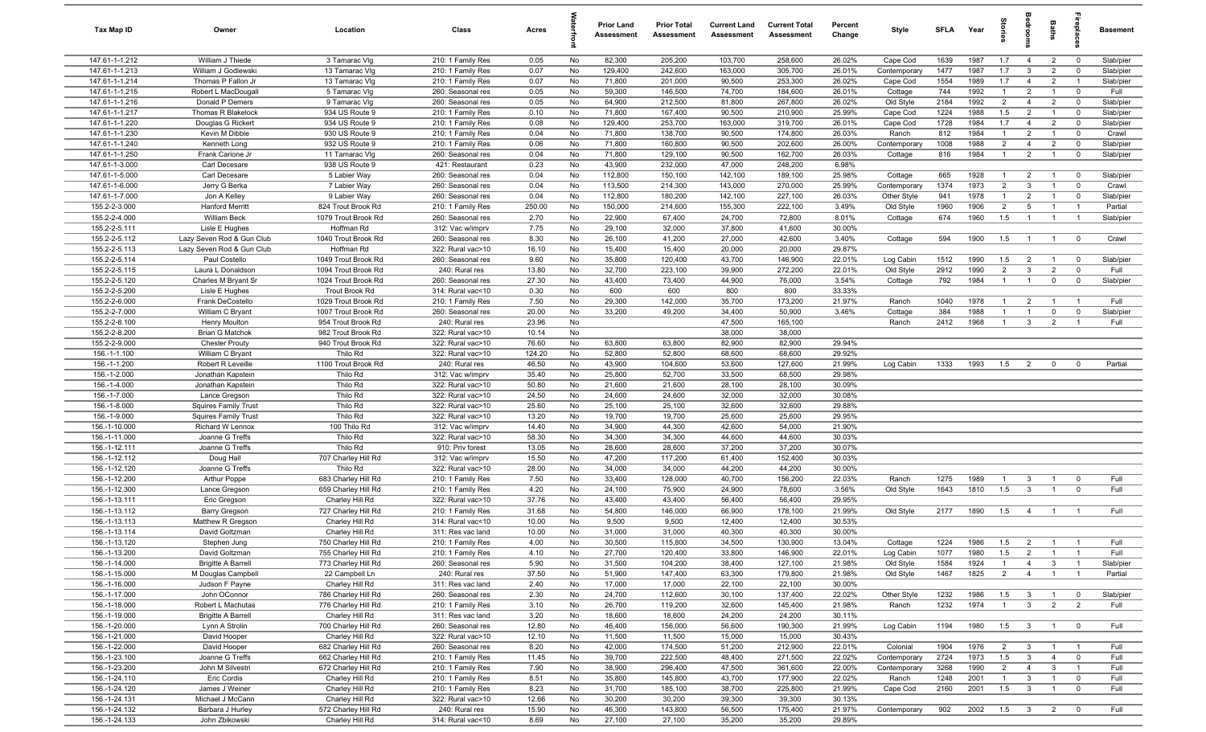| Tax Map ID | Owner | Location | Class | Acres | Waterfront | Prior Land Assessment | Prior Total Assessment | Current Land Assessment | Current Total Assessment | Percent Change | Style | SFLA | Year | Stories | Bedrooms | Baths | Fireplaces | Basement |
|---|---|---|---|---|---|---|---|---|---|---|---|---|---|---|---|---|---|---|
| 147.61-1-1.212 | William J Thiede | 3 Tamarac Vlg | 210: 1 Family Res | 0.05 | No | 82,300 | 205,200 | 103,700 | 258,600 | 26.02% | Cape Cod | 1639 | 1987 | 1.7 | 4 | 2 | 0 | Slab/pier |
| 147.61-1-1.213 | William J Godlewski | 13 Tamarac Vlg | 210: 1 Family Res | 0.07 | No | 129,400 | 242,600 | 163,000 | 305,700 | 26.01% | Contemporary | 1477 | 1987 | 1.7 | 3 | 2 | 0 | Slab/pier |
| 147.61-1-1.214 | Thomas P Fallon Jr | 13 Tamarac Vlg | 210: 1 Family Res | 0.07 | No | 71,800 | 201,000 | 90,500 | 253,300 | 26.02% | Cape Cod | 1554 | 1989 | 1.7 | 4 | 2 | 1 | Slab/pier |
| 147.61-1-1.215 | Robert L MacDougall | 5 Tamarac Vlg | 260: Seasonal res | 0.05 | No | 59,300 | 146,500 | 74,700 | 184,600 | 26.01% | Cottage | 744 | 1992 | 1 | 2 | 1 | 0 | Full |
| 147.61-1-1.216 | Donald P Demers | 9 Tamarac Vlg | 260: Seasonal res | 0.05 | No | 64,900 | 212,500 | 81,800 | 267,800 | 26.02% | Old Style | 2184 | 1992 | 2 | 4 | 2 | 0 | Slab/pier |
| 147.61-1-1.217 | Thomas R Blakelock | 934 US Route 9 | 210: 1 Family Res | 0.10 | No | 71,800 | 167,400 | 90,500 | 210,900 | 25.99% | Cape Cod | 1224 | 1988 | 1.5 | 2 | 1 | 0 | Slab/pier |
| 147.61-1-1.220 | Douglas G Rickert | 934 US Route 9 | 210: 1 Family Res | 0.08 | No | 129,400 | 253,700 | 163,000 | 319,700 | 26.01% | Cape Cod | 1728 | 1984 | 1.7 | 4 | 2 | 0 | Slab/pier |
| 147.61-1-1.230 | Kevin M Dibble | 930 US Route 9 | 210: 1 Family Res | 0.04 | No | 71,800 | 138,700 | 90,500 | 174,800 | 26.03% | Ranch | 812 | 1984 | 1 | 2 | 1 | 0 | Crawl |
| 147.61-1-1.240 | Kenneth Long | 932 US Route 9 | 210: 1 Family Res | 0.06 | No | 71,800 | 160,800 | 90,500 | 202,600 | 26.00% | Contemporary | 1008 | 1988 | 2 | 4 | 2 | 0 | Slab/pier |
| 147.61-1-1.250 | Frank Carione Jr | 11 Tamarac Vlg | 260: Seasonal res | 0.04 | No | 71,800 | 129,100 | 90,500 | 162,700 | 26.03% | Cottage | 816 | 1984 | 1 | 2 | 1 | 0 | Slab/pier |
| 147.61-1-3.000 | Carl Decesare | 938 US Route 9 | 421: Restaurant | 0.23 | No | 43,900 | 232,000 | 47,000 | 248,200 | 6.98% | | | | | | | | |
| 147.61-1-5.000 | Carl Decesare | 5 Labier Way | 260: Seasonal res | 0.04 | No | 112,800 | 150,100 | 142,100 | 189,100 | 25.98% | Cottage | 665 | 1928 | 1 | 2 | 1 | 0 | Slab/pier |
| 147.61-1-6.000 | Jerry G Berka | 7 Labier Way | 260: Seasonal res | 0.04 | No | 113,500 | 214,300 | 143,000 | 270,000 | 25.99% | Contemporary | 1374 | 1973 | 2 | 3 | 1 | 0 | Crawl |
| 147.61-1-7.000 | Jon A Kelley | 9 Labier Way | 260: Seasonal res | 0.04 | No | 112,800 | 180,200 | 142,100 | 227,100 | 26.03% | Other Style | 941 | 1978 | 1 | 2 | 1 | 0 | Slab/pier |
| 155.2-2-3.000 | Hanford Merritt | 824 Trout Brook Rd | 210: 1 Family Res | 250.00 | No | 150,000 | 214,600 | 155,300 | 222,100 | 3.49% | Old Style | 1960 | 1906 | 2 | 5 | 1 | 1 | Partial |
| 155.2-2-4.000 | William Beck | 1079 Trout Brook Rd | 260: Seasonal res | 2.70 | No | 22,900 | 67,400 | 24,700 | 72,800 | 8.01% | Cottage | 674 | 1960 | 1.5 | 1 | 1 | 1 | Slab/pier |
| 155.2-2-5.111 | Lisle E Hughes | Hoffman Rd | 312: Vac w/imprv | 7.75 | No | 29,100 | 32,000 | 37,800 | 41,600 | 30.00% | | | | | | | | |
| 155.2-2-5.112 | Lazy Seven Rod & Gun Club | 1040 Trout Brook Rd | 260: Seasonal res | 8.30 | No | 26,100 | 41,200 | 27,000 | 42,600 | 3.40% | Cottage | 594 | 1900 | 1.5 | 1 | 1 | 0 | Crawl |
| 155.2-2-5.113 | Lazy Seven Rod & Gun Club | Hoffman Rd | 322: Rural vac>10 | 16.10 | No | 15,400 | 15,400 | 20,000 | 20,000 | 29.87% | | | | | | | | |
| 155.2-2-5.114 | Paul Costello | 1049 Trout Brook Rd | 260: Seasonal res | 9.60 | No | 35,800 | 120,400 | 43,700 | 146,900 | 22.01% | Log Cabin | 1512 | 1990 | 1.5 | 2 | 1 | 0 | Slab/pier |
| 155.2-2-5.115 | Laura L Donaldson | 1094 Trout Brook Rd | 240: Rural res | 13.80 | No | 32,700 | 223,100 | 39,900 | 272,200 | 22.01% | Old Style | 2912 | 1990 | 2 | 3 | 2 | 0 | Full |
| 155.2-2-5.120 | Charles M Bryant Sr | 1024 Trout Brook Rd | 260: Seasonal res | 27.30 | No | 43,400 | 73,400 | 44,900 | 76,000 | 3.54% | Cottage | 792 | 1984 | 1 | 1 | 0 | 0 | Slab/pier |
| 155.2-2-5.200 | Lisle E Hughes | Trout Brook Rd | 314: Rural vac<10 | 0.30 | No | 600 | 600 | 800 | 800 | 33.33% | | | | | | | | |
| 155.2-2-6.000 | Frank DeCostello | 1029 Trout Brook Rd | 210: 1 Family Res | 7.50 | No | 29,300 | 142,000 | 35,700 | 173,200 | 21.97% | Ranch | 1040 | 1978 | 1 | 2 | 1 | 1 | Full |
| 155.2-2-7.000 | William C Bryant | 1007 Trout Brook Rd | 260: Seasonal res | 20.00 | No | 33,200 | 49,200 | 34,400 | 50,900 | 3.46% | Cottage | 384 | 1988 | 1 | 1 | 0 | 0 | Slab/pier |
| 155.2-2-8.100 | Henry Moulton | 954 Trout Brook Rd | 240: Rural res | 23.96 | No | | | 47,500 | 165,100 | | Ranch | 2412 | 1968 | 1 | 3 | 2 | 1 | Full |
| 155.2-2-8.200 | Brian G Matchok | 982 Trout Brook Rd | 322: Rural vac>10 | 10.14 | No | | | 38,000 | 38,000 | | | | | | | | | |
| 155.2-2-9.000 | Chester Prouty | 940 Trout Brook Rd | 322: Rural vac>10 | 76.60 | No | 63,800 | 63,800 | 82,900 | 82,900 | 29.94% | | | | | | | | |
| 156.-1-1.100 | William C Bryant | Thilo Rd | 322: Rural vac>10 | 124.20 | No | 52,800 | 52,800 | 68,600 | 68,600 | 29.92% | | | | | | | | |
| 156.-1-1.200 | Robert R Leveille | 1100 Trout Brook Rd | 240: Rural res | 46.50 | No | 43,900 | 104,600 | 53,600 | 127,600 | 21.99% | Log Cabin | 1333 | 1993 | 1.5 | 2 | 0 | 0 | Partial |
| 156.-1-2.000 | Jonathan Kapstein | Thilo Rd | 312: Vac w/imprv | 35.40 | No | 25,800 | 52,700 | 33,500 | 68,500 | 29.98% | | | | | | | | |
| 156.-1-4.000 | Jonathan Kapstein | Thilo Rd | 322: Rural vac>10 | 50.80 | No | 21,600 | 21,600 | 28,100 | 28,100 | 30.09% | | | | | | | | |
| 156.-1-7.000 | Lance Gregson | Thilo Rd | 322: Rural vac>10 | 24.50 | No | 24,600 | 24,600 | 32,000 | 32,000 | 30.08% | | | | | | | | |
| 156.-1-8.000 | Squires Family Trust | Thilo Rd | 322: Rural vac>10 | 25.60 | No | 25,100 | 25,100 | 32,600 | 32,600 | 29.88% | | | | | | | | |
| 156.-1-9.000 | Squires Family Trust | Thilo Rd | 322: Rural vac>10 | 13.20 | No | 19,700 | 19,700 | 25,600 | 25,600 | 29.95% | | | | | | | | |
| 156.-1-10.000 | Richard W Lennox | 100 Thilo Rd | 312: Vac w/imprv | 14.40 | No | 34,900 | 44,300 | 42,600 | 54,000 | 21.90% | | | | | | | | |
| 156.-1-11.000 | Joanne G Treffs | Thilo Rd | 322: Rural vac>10 | 58.30 | No | 34,300 | 34,300 | 44,600 | 44,600 | 30.03% | | | | | | | | |
| 156.-1-12.111 | Joanne G Treffs | Thilo Rd | 910: Priv forest | 13.05 | No | 28,600 | 28,600 | 37,200 | 37,200 | 30.07% | | | | | | | | |
| 156.-1-12.112 | Doug Hall | 707 Charley Hill Rd | 312: Vac w/imprv | 15.50 | No | 47,200 | 117,200 | 61,400 | 152,400 | 30.03% | | | | | | | | |
| 156.-1-12.120 | Joanne G Treffs | Thilo Rd | 322: Rural vac>10 | 28.00 | No | 34,000 | 34,000 | 44,200 | 44,200 | 30.00% | | | | | | | | |
| 156.-1-12.200 | Arthur Poppe | 683 Charley Hill Rd | 210: 1 Family Res | 7.50 | No | 33,400 | 128,000 | 40,700 | 156,200 | 22.03% | Ranch | 1275 | 1989 | 1 | 3 | 1 | 0 | Full |
| 156.-1-12.300 | Lance Gregson | 659 Charley Hill Rd | 210: 1 Family Res | 4.20 | No | 24,100 | 75,900 | 24,900 | 78,600 | 3.56% | Old Style | 1643 | 1810 | 1.5 | 3 | 1 | 0 | Full |
| 156.-1-13.111 | Eric Gregson | Charley Hill Rd | 322: Rural vac>10 | 37.76 | No | 43,400 | 43,400 | 56,400 | 56,400 | 29.95% | | | | | | | | |
| 156.-1-13.112 | Barry Gregson | 727 Charley Hill Rd | 210: 1 Family Res | 31.68 | No | 54,800 | 146,000 | 66,900 | 178,100 | 21.99% | Old Style | 2177 | 1890 | 1.5 | 4 | 1 | 1 | Full |
| 156.-1-13.113 | Matthew R Gregson | Charley Hill Rd | 314: Rural vac<10 | 10.00 | No | 9,500 | 9,500 | 12,400 | 12,400 | 30.53% | | | | | | | | |
| 156.-1-13.114 | David Goltzman | Charley Hill Rd | 311: Res vac land | 10.00 | No | 31,000 | 31,000 | 40,300 | 40,300 | 30.00% | | | | | | | | |
| 156.-1-13.120 | Stephen Jung | 750 Charley Hill Rd | 210: 1 Family Res | 4.00 | No | 30,500 | 115,800 | 34,500 | 130,900 | 13.04% | Cottage | 1224 | 1986 | 1.5 | 2 | 1 | 1 | Full |
| 156.-1-13.200 | David Goltzman | 755 Charley Hill Rd | 210: 1 Family Res | 4.10 | No | 27,700 | 120,400 | 33,800 | 146,900 | 22.01% | Log Cabin | 1077 | 1980 | 1.5 | 2 | 1 | 1 | Full |
| 156.-1-14.000 | Brigitte A Barrell | 773 Charley Hill Rd | 260: Seasonal res | 5.90 | No | 31,500 | 104,200 | 38,400 | 127,100 | 21.98% | Old Style | 1584 | 1924 | 1 | 4 | 3 | 1 | Slab/pier |
| 156.-1-15.000 | M Douglas Campbell | 22 Campbell Ln | 240: Rural res | 37.50 | No | 51,900 | 147,400 | 63,300 | 179,800 | 21.98% | Old Style | 1467 | 1825 | 2 | 4 | 1 | 1 | Partial |
| 156.-1-16.000 | Judson F Payne | Charley Hill Rd | 311: Res vac land | 2.40 | No | 17,000 | 17,000 | 22,100 | 22,100 | 30.00% | | | | | | | | |
| 156.-1-17.000 | John OConnor | 786 Charley Hill Rd | 260: Seasonal res | 2.30 | No | 24,700 | 112,600 | 30,100 | 137,400 | 22.02% | Other Style | 1232 | 1986 | 1.5 | 3 | 1 | 0 | Slab/pier |
| 156.-1-18.000 | Robert L Machutas | 776 Charley Hill Rd | 210: 1 Family Res | 3.10 | No | 26,700 | 119,200 | 32,600 | 145,400 | 21.98% | Ranch | 1232 | 1974 | 1 | 3 | 2 | 2 | Full |
| 156.-1-19.000 | Brigitte A Barrell | Charley Hill Rd | 311: Res vac land | 3.20 | No | 18,600 | 18,600 | 24,200 | 24,200 | 30.11% | | | | | | | | |
| 156.-1-20.000 | Lynn A Strolin | 700 Charley Hill Rd | 260: Seasonal res | 12.80 | No | 46,400 | 156,000 | 56,600 | 190,300 | 21.99% | Log Cabin | 1194 | 1980 | 1.5 | 3 | 1 | 0 | Full |
| 156.-1-21.000 | David Hooper | Charley Hill Rd | 322: Rural vac>10 | 12.10 | No | 11,500 | 11,500 | 15,000 | 15,000 | 30.43% | | | | | | | | |
| 156.-1-22.000 | David Hooper | 682 Charley Hill Rd | 260: Seasonal res | 8.20 | No | 42,000 | 174,500 | 51,200 | 212,900 | 22.01% | Colonial | 1904 | 1976 | 2 | 3 | 1 | 1 | Full |
| 156.-1-23.100 | Joanne G Treffs | 662 Charley Hill Rd | 210: 1 Family Res | 11.45 | No | 39,700 | 222,500 | 48,400 | 271,500 | 22.02% | Contemporary | 2724 | 1973 | 1.5 | 3 | 4 | 0 | Full |
| 156.-1-23.200 | John M Silvestri | 672 Charley Hill Rd | 210: 1 Family Res | 7.90 | No | 38,900 | 296,400 | 47,500 | 361,600 | 22.00% | Contemporary | 3268 | 1990 | 2 | 4 | 3 | 1 | Full |
| 156.-1-24.110 | Eric Cordis | Charley Hill Rd | 210: 1 Family Res | 8.51 | No | 35,800 | 145,800 | 43,700 | 177,900 | 22.02% | Ranch | 1248 | 2001 | 1 | 3 | 1 | 0 | Full |
| 156.-1-24.120 | James J Weiner | Charley Hill Rd | 210: 1 Family Res | 8.23 | No | 31,700 | 185,100 | 38,700 | 225,800 | 21.99% | Cape Cod | 2160 | 2001 | 1.5 | 3 | 1 | 0 | Full |
| 156.-1-24.131 | Michael J McCann | Charley Hill Rd | 322: Rural vac>10 | 12.66 | No | 30,200 | 30,200 | 39,300 | 39,300 | 30.13% | | | | | | | | |
| 156.-1-24.132 | Barbara J Hurley | 572 Charley Hill Rd | 240: Rural res | 15.90 | No | 46,300 | 143,800 | 56,500 | 175,400 | 21.97% | Contemporary | 902 | 2002 | 1.5 | 3 | 2 | 0 | Full |
| 156.-1-24.133 | John Zbikowski | Charley Hill Rd | 314: Rural vac<10 | 8.69 | No | 27,100 | 27,100 | 35,200 | 35,200 | 29.89% | | | | | | | | |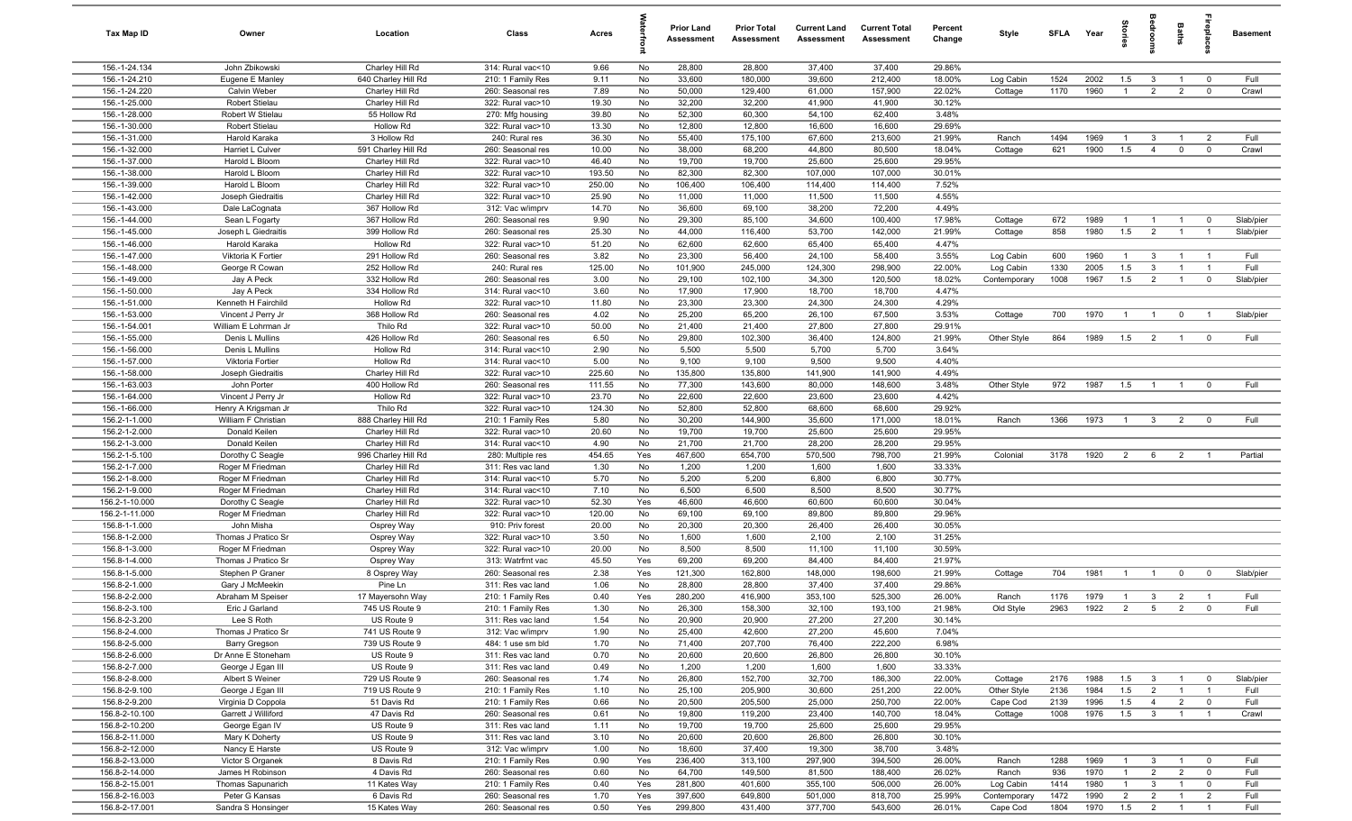| Tax Map ID | Owner | Location | Class | Acres | Waterfront | Prior Land Assessment | Prior Total Assessment | Current Land Assessment | Current Total Assessment | Percent Change | Style | SFLA | Year | Stories | Bedrooms | Baths | Fireplaces | Basement |
|---|---|---|---|---|---|---|---|---|---|---|---|---|---|---|---|---|---|---|
| 156.-1-24.134 | John Zbikowski | Charley Hill Rd | 314: Rural vac<10 | 9.66 | No | 28,800 | 28,800 | 37,400 | 37,400 | 29.86% | | | | | | | | |
| 156.-1-24.210 | Eugene E Manley | 640 Charley Hill Rd | 210: 1 Family Res | 9.11 | No | 33,600 | 180,000 | 39,600 | 212,400 | 18.00% | Log Cabin | 1524 | 2002 | 1.5 | 3 | 1 | 0 | Full |
| 156.-1-24.220 | Calvin Weber | Charley Hill Rd | 260: Seasonal res | 7.89 | No | 50,000 | 129,400 | 61,000 | 157,900 | 22.02% | Cottage | 1170 | 1960 | 1 | 2 | 2 | 0 | Crawl |
| 156.-1-25.000 | Robert Stielau | Charley Hill Rd | 322: Rural vac>10 | 19.30 | No | 32,200 | 32,200 | 41,900 | 41,900 | 30.12% | | | | | | | | |
| 156.-1-28.000 | Robert W Stielau | 55 Hollow Rd | 270: Mfg housing | 39.80 | No | 52,300 | 60,300 | 54,100 | 62,400 | 3.48% | | | | | | | | |
| 156.-1-30.000 | Robert Stielau | Hollow Rd | 322: Rural vac>10 | 13.30 | No | 12,800 | 12,800 | 16,600 | 16,600 | 29.69% | | | | | | | | |
| 156.-1-31.000 | Harold Karaka | 3 Hollow Rd | 240: Rural res | 36.30 | No | 55,400 | 175,100 | 67,600 | 213,600 | 21.99% | Ranch | 1494 | 1969 | 1 | 3 | 1 | 2 | Full |
| 156.-1-32.000 | Harriet L Culver | 591 Charley Hill Rd | 260: Seasonal res | 10.00 | No | 38,000 | 68,200 | 44,800 | 80,500 | 18.04% | Cottage | 621 | 1900 | 1.5 | 4 | 0 | 0 | Crawl |
| 156.-1-37.000 | Harold L Bloom | Charley Hill Rd | 322: Rural vac>10 | 46.40 | No | 19,700 | 19,700 | 25,600 | 25,600 | 29.95% | | | | | | | | |
| 156.-1-38.000 | Harold L Bloom | Charley Hill Rd | 322: Rural vac>10 | 193.50 | No | 82,300 | 82,300 | 107,000 | 107,000 | 30.01% | | | | | | | | |
| 156.-1-39.000 | Harold L Bloom | Charley Hill Rd | 322: Rural vac>10 | 250.00 | No | 106,400 | 106,400 | 114,400 | 114,400 | 7.52% | | | | | | | | |
| 156.-1-42.000 | Joseph Giedraitis | Charley Hill Rd | 322: Rural vac>10 | 25.90 | No | 11,000 | 11,000 | 11,500 | 11,500 | 4.55% | | | | | | | | |
| 156.-1-43.000 | Dale LaCognata | 367 Hollow Rd | 312: Vac w/imprv | 14.70 | No | 36,600 | 69,100 | 38,200 | 72,200 | 4.49% | | | | | | | | |
| 156.-1-44.000 | Sean L Fogarty | 367 Hollow Rd | 260: Seasonal res | 9.90 | No | 29,300 | 85,100 | 34,600 | 100,400 | 17.98% | Cottage | 672 | 1989 | 1 | 1 | 1 | 0 | Slab/pier |
| 156.-1-45.000 | Joseph L Giedraitis | 399 Hollow Rd | 260: Seasonal res | 25.30 | No | 44,000 | 116,400 | 53,700 | 142,000 | 21.99% | Cottage | 858 | 1980 | 1.5 | 2 | 1 | 1 | Slab/pier |
| 156.-1-46.000 | Harold Karaka | Hollow Rd | 322: Rural vac>10 | 51.20 | No | 62,600 | 62,600 | 65,400 | 65,400 | 4.47% | | | | | | | | |
| 156.-1-47.000 | Viktoria K Fortier | 291 Hollow Rd | 260: Seasonal res | 3.82 | No | 23,300 | 56,400 | 24,100 | 58,400 | 3.55% | Log Cabin | 600 | 1960 | 1 | 3 | 1 | 1 | Full |
| 156.-1-48.000 | George R Cowan | 252 Hollow Rd | 240: Rural res | 125.00 | No | 101,900 | 245,000 | 124,300 | 298,900 | 22.00% | Log Cabin | 1330 | 2005 | 1.5 | 3 | 1 | 1 | Full |
| 156.-1-49.000 | Jay A Peck | 332 Hollow Rd | 260: Seasonal res | 3.00 | No | 29,100 | 102,100 | 34,300 | 120,500 | 18.02% | Contemporary | 1008 | 1967 | 1.5 | 2 | 1 | 0 | Slab/pier |
| 156.-1-50.000 | Jay A Peck | 334 Hollow Rd | 314: Rural vac<10 | 3.60 | No | 17,900 | 17,900 | 18,700 | 18,700 | 4.47% | | | | | | | | |
| 156.-1-51.000 | Kenneth H Fairchild | Hollow Rd | 322: Rural vac>10 | 11.80 | No | 23,300 | 23,300 | 24,300 | 24,300 | 4.29% | | | | | | | | |
| 156.-1-53.000 | Vincent J Perry Jr | 368 Hollow Rd | 260: Seasonal res | 4.02 | No | 25,200 | 65,200 | 26,100 | 67,500 | 3.53% | Cottage | 700 | 1970 | 1 | 1 | 0 | 1 | Slab/pier |
| 156.-1-54.001 | William E Lohrman Jr | Thilo Rd | 322: Rural vac>10 | 50.00 | No | 21,400 | 21,400 | 27,800 | 27,800 | 29.91% | | | | | | | | |
| 156.-1-55.000 | Denis L Mullins | 426 Hollow Rd | 260: Seasonal res | 6.50 | No | 29,800 | 102,300 | 36,400 | 124,800 | 21.99% | Other Style | 864 | 1989 | 1.5 | 2 | 1 | 0 | Full |
| 156.-1-56.000 | Denis L Mullins | Hollow Rd | 314: Rural vac<10 | 2.90 | No | 5,500 | 5,500 | 5,700 | 5,700 | 3.64% | | | | | | | | |
| 156.-1-57.000 | Viktoria Fortier | Hollow Rd | 314: Rural vac<10 | 5.00 | No | 9,100 | 9,100 | 9,500 | 9,500 | 4.40% | | | | | | | | |
| 156.-1-58.000 | Joseph Giedraitis | Charley Hill Rd | 322: Rural vac>10 | 225.60 | No | 135,800 | 135,800 | 141,900 | 141,900 | 4.49% | | | | | | | | |
| 156.-1-63.003 | John Porter | 400 Hollow Rd | 260: Seasonal res | 111.55 | No | 77,300 | 143,600 | 80,000 | 148,600 | 3.48% | Other Style | 972 | 1987 | 1.5 | 1 | 1 | 0 | Full |
| 156.-1-64.000 | Vincent J Perry Jr | Hollow Rd | 322: Rural vac>10 | 23.70 | No | 22,600 | 22,600 | 23,600 | 23,600 | 4.42% | | | | | | | | |
| 156.-1-66.000 | Henry A Krigsman Jr | Thilo Rd | 322: Rural vac>10 | 124.30 | No | 52,800 | 52,800 | 68,600 | 68,600 | 29.92% | | | | | | | | |
| 156.2-1-1.000 | William F Christian | 888 Charley Hill Rd | 210: 1 Family Res | 5.80 | No | 30,200 | 144,900 | 35,600 | 171,000 | 18.01% | Ranch | 1366 | 1973 | 1 | 3 | 2 | 0 | Full |
| 156.2-1-2.000 | Donald Keilen | Charley Hill Rd | 322: Rural vac>10 | 20.60 | No | 19,700 | 19,700 | 25,600 | 25,600 | 29.95% | | | | | | | | |
| 156.2-1-3.000 | Donald Keilen | Charley Hill Rd | 314: Rural vac<10 | 4.90 | No | 21,700 | 21,700 | 28,200 | 28,200 | 29.95% | | | | | | | | |
| 156.2-1-5.100 | Dorothy C Seagle | 996 Charley Hill Rd | 280: Multiple res | 454.65 | Yes | 467,600 | 654,700 | 570,500 | 798,700 | 21.99% | Colonial | 3178 | 1920 | 2 | 6 | 2 | 1 | Partial |
| 156.2-1-7.000 | Roger M Friedman | Charley Hill Rd | 311: Res vac land | 1.30 | No | 1,200 | 1,200 | 1,600 | 1,600 | 33.33% | | | | | | | | |
| 156.2-1-8.000 | Roger M Friedman | Charley Hill Rd | 314: Rural vac<10 | 5.70 | No | 5,200 | 5,200 | 6,800 | 6,800 | 30.77% | | | | | | | | |
| 156.2-1-9.000 | Roger M Friedman | Charley Hill Rd | 314: Rural vac<10 | 7.10 | No | 6,500 | 6,500 | 8,500 | 8,500 | 30.77% | | | | | | | | |
| 156.2-1-10.000 | Dorothy C Seagle | Charley Hill Rd | 322: Rural vac>10 | 52.30 | Yes | 46,600 | 46,600 | 60,600 | 60,600 | 30.04% | | | | | | | | |
| 156.2-1-11.000 | Roger M Friedman | Charley Hill Rd | 322: Rural vac>10 | 120.00 | No | 69,100 | 69,100 | 89,800 | 89,800 | 29.96% | | | | | | | | |
| 156.8-1-1.000 | John Misha | Osprey Way | 910: Priv forest | 20.00 | No | 20,300 | 20,300 | 26,400 | 26,400 | 30.05% | | | | | | | | |
| 156.8-1-2.000 | Thomas J Pratico Sr | Osprey Way | 322: Rural vac>10 | 3.50 | No | 1,600 | 1,600 | 2,100 | 2,100 | 31.25% | | | | | | | | |
| 156.8-1-3.000 | Roger M Friedman | Osprey Way | 322: Rural vac>10 | 20.00 | No | 8,500 | 8,500 | 11,100 | 11,100 | 30.59% | | | | | | | | |
| 156.8-1-4.000 | Thomas J Pratico Sr | Osprey Way | 313: Watrfrnt vac | 45.50 | Yes | 69,200 | 69,200 | 84,400 | 84,400 | 21.97% | | | | | | | | |
| 156.8-1-5.000 | Stephen P Graner | 8 Osprey Way | 260: Seasonal res | 2.38 | Yes | 121,300 | 162,800 | 148,000 | 198,600 | 21.99% | Cottage | 704 | 1981 | 1 | 1 | 0 | 0 | Slab/pier |
| 156.8-2-1.000 | Gary J McMeekin | Pine Ln | 311: Res vac land | 1.06 | No | 28,800 | 28,800 | 37,400 | 37,400 | 29.86% | | | | | | | | |
| 156.8-2-2.000 | Abraham M Speiser | 17 Mayersohn Way | 210: 1 Family Res | 0.40 | Yes | 280,200 | 416,900 | 353,100 | 525,300 | 26.00% | Ranch | 1176 | 1979 | 1 | 3 | 2 | 1 | Full |
| 156.8-2-3.100 | Eric J Garland | 745 US Route 9 | 210: 1 Family Res | 1.30 | No | 26,300 | 158,300 | 32,100 | 193,100 | 21.98% | Old Style | 2963 | 1922 | 2 | 5 | 2 | 0 | Full |
| 156.8-2-3.200 | Lee S Roth | US Route 9 | 311: Res vac land | 1.54 | No | 20,900 | 20,900 | 27,200 | 27,200 | 30.14% | | | | | | | | |
| 156.8-2-4.000 | Thomas J Pratico Sr | 741 US Route 9 | 312: Vac w/imprv | 1.90 | No | 25,400 | 42,600 | 27,200 | 45,600 | 7.04% | | | | | | | | |
| 156.8-2-5.000 | Barry Gregson | 739 US Route 9 | 484: 1 use sm bld | 1.70 | No | 71,400 | 207,700 | 76,400 | 222,200 | 6.98% | | | | | | | | |
| 156.8-2-6.000 | Dr Anne E Stoneham | US Route 9 | 311: Res vac land | 0.70 | No | 20,600 | 20,600 | 26,800 | 26,800 | 30.10% | | | | | | | | |
| 156.8-2-7.000 | George J Egan III | US Route 9 | 311: Res vac land | 0.49 | No | 1,200 | 1,200 | 1,600 | 1,600 | 33.33% | | | | | | | | |
| 156.8-2-8.000 | Albert S Weiner | 729 US Route 9 | 260: Seasonal res | 1.74 | No | 26,800 | 152,700 | 32,700 | 186,300 | 22.00% | Cottage | 2176 | 1988 | 1.5 | 3 | 1 | 0 | Slab/pier |
| 156.8-2-9.100 | George J Egan III | 719 US Route 9 | 210: 1 Family Res | 1.10 | No | 25,100 | 205,900 | 30,600 | 251,200 | 22.00% | Other Style | 2136 | 1984 | 1.5 | 2 | 1 | 1 | Full |
| 156.8-2-9.200 | Virginia D Coppola | 51 Davis Rd | 210: 1 Family Res | 0.66 | No | 20,500 | 205,500 | 25,000 | 250,700 | 22.00% | Cape Cod | 2139 | 1996 | 1.5 | 4 | 2 | 0 | Full |
| 156.8-2-10.100 | Garrett J Williford | 47 Davis Rd | 260: Seasonal res | 0.61 | No | 19,800 | 119,200 | 23,400 | 140,700 | 18.04% | Cottage | 1008 | 1976 | 1.5 | 3 | 1 | 1 | Crawl |
| 156.8-2-10.200 | George Egan IV | US Route 9 | 311: Res vac land | 1.11 | No | 19,700 | 19,700 | 25,600 | 25,600 | 29.95% | | | | | | | | |
| 156.8-2-11.000 | Mary K Doherty | US Route 9 | 311: Res vac land | 3.10 | No | 20,600 | 20,600 | 26,800 | 26,800 | 30.10% | | | | | | | | |
| 156.8-2-12.000 | Nancy E Harste | US Route 9 | 312: Vac w/imprv | 1.00 | No | 18,600 | 37,400 | 19,300 | 38,700 | 3.48% | | | | | | | | |
| 156.8-2-13.000 | Victor S Organek | 8 Davis Rd | 210: 1 Family Res | 0.90 | Yes | 236,400 | 313,100 | 297,900 | 394,500 | 26.00% | Ranch | 1288 | 1969 | 1 | 3 | 1 | 0 | Full |
| 156.8-2-14.000 | James H Robinson | 4 Davis Rd | 260: Seasonal res | 0.60 | No | 64,700 | 149,500 | 81,500 | 188,400 | 26.02% | Ranch | 936 | 1970 | 1 | 2 | 2 | 0 | Full |
| 156.8-2-15.001 | Thomas Sapunarich | 11 Kates Way | 210: 1 Family Res | 0.40 | Yes | 281,800 | 401,600 | 355,100 | 506,000 | 26.00% | Log Cabin | 1414 | 1980 | 1 | 3 | 1 | 0 | Full |
| 156.8-2-16.003 | Peter G Kansas | 6 Davis Rd | 260: Seasonal res | 1.70 | Yes | 397,600 | 649,800 | 501,000 | 818,700 | 25.99% | Contemporary | 1472 | 1990 | 2 | 2 | 1 | 2 | Full |
| 156.8-2-17.001 | Sandra S Honsinger | 15 Kates Way | 260: Seasonal res | 0.50 | Yes | 299,800 | 431,400 | 377,700 | 543,600 | 26.01% | Cape Cod | 1804 | 1970 | 1.5 | 2 | 1 | 1 | Full |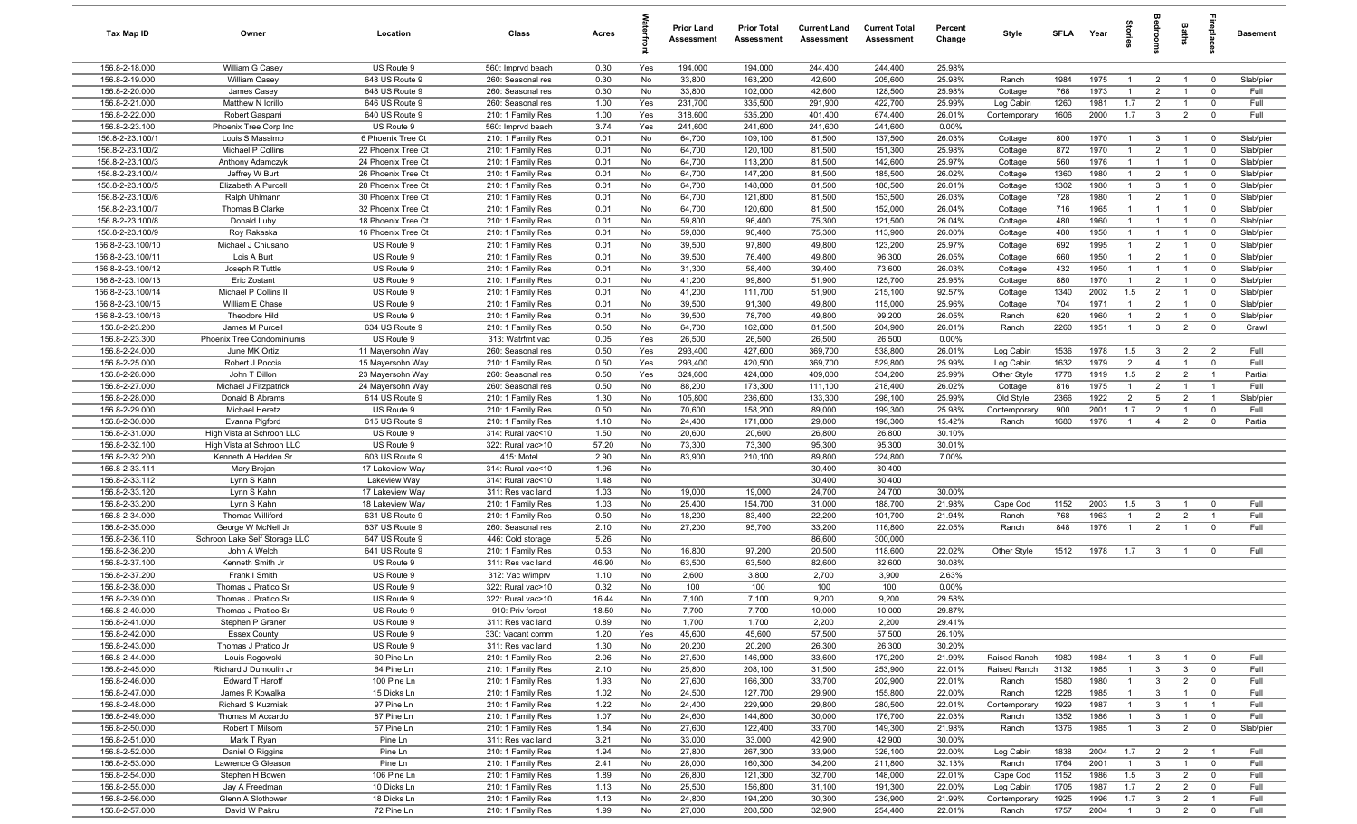| Tax Map ID | Owner | Location | Class | Acres | Waterfront | Prior Land Assessment | Prior Total Assessment | Current Land Assessment | Current Total Assessment | Percent Change | Style | SFLA | Year | Stories | Bedrooms | Baths | Fireplaces | Basement |
|---|---|---|---|---|---|---|---|---|---|---|---|---|---|---|---|---|---|---|
| 156.8-2-18.000 | William G Casey | US Route 9 | 560: Imprvd beach | 0.30 | Yes | 194,000 | 194,000 | 244,400 | 244,400 | 25.98% | | | | | | | | |
| 156.8-2-19.000 | William Casey | 648 US Route 9 | 260: Seasonal res | 0.30 | No | 33,800 | 163,200 | 42,600 | 205,600 | 25.98% | Ranch | 1984 | 1975 | 1 | 2 | 1 | 0 | Slab/pier |
| 156.8-2-20.000 | James Casey | 648 US Route 9 | 260: Seasonal res | 0.30 | No | 33,800 | 102,000 | 42,600 | 128,500 | 25.98% | Cottage | 768 | 1973 | 1 | 2 | 1 | 0 | Full |
| 156.8-2-21.000 | Matthew N Iorillo | 646 US Route 9 | 260: Seasonal res | 1.00 | Yes | 231,700 | 335,500 | 291,900 | 422,700 | 25.99% | Log Cabin | 1260 | 1981 | 1.7 | 2 | 1 | 0 | Full |
| 156.8-2-22.000 | Robert Gasparri | 640 US Route 9 | 210: 1 Family Res | 1.00 | Yes | 318,600 | 535,200 | 401,400 | 674,400 | 26.01% | Contemporary | 1606 | 2000 | 1.7 | 3 | 2 | 0 | Full |
| 156.8-2-23.100 | Phoenix Tree Corp Inc | US Route 9 | 560: Imprvd beach | 3.74 | Yes | 241,600 | 241,600 | 241,600 | 241,600 | 0.00% | | | | | | | | |
| 156.8-2-23.100/1 | Louis S Massimo | 6 Phoenix Tree Ct | 210: 1 Family Res | 0.01 | No | 64,700 | 109,100 | 81,500 | 137,500 | 26.03% | Cottage | 800 | 1970 | 1 | 3 | 1 | 0 | Slab/pier |
| 156.8-2-23.100/2 | Michael P Collins | 22 Phoenix Tree Ct | 210: 1 Family Res | 0.01 | No | 64,700 | 120,100 | 81,500 | 151,300 | 25.98% | Cottage | 872 | 1970 | 1 | 2 | 1 | 0 | Slab/pier |
| 156.8-2-23.100/3 | Anthony Adamczyk | 24 Phoenix Tree Ct | 210: 1 Family Res | 0.01 | No | 64,700 | 113,200 | 81,500 | 142,600 | 25.97% | Cottage | 560 | 1976 | 1 | 1 | 1 | 0 | Slab/pier |
| 156.8-2-23.100/4 | Jeffrey W Burt | 26 Phoenix Tree Ct | 210: 1 Family Res | 0.01 | No | 64,700 | 147,200 | 81,500 | 185,500 | 26.02% | Cottage | 1360 | 1980 | 1 | 2 | 1 | 0 | Slab/pier |
| 156.8-2-23.100/5 | Elizabeth A Purcell | 28 Phoenix Tree Ct | 210: 1 Family Res | 0.01 | No | 64,700 | 148,000 | 81,500 | 186,500 | 26.01% | Cottage | 1302 | 1980 | 1 | 3 | 1 | 0 | Slab/pier |
| 156.8-2-23.100/6 | Ralph Uhlmann | 30 Phoenix Tree Ct | 210: 1 Family Res | 0.01 | No | 64,700 | 121,800 | 81,500 | 153,500 | 26.03% | Cottage | 728 | 1980 | 1 | 2 | 1 | 0 | Slab/pier |
| 156.8-2-23.100/7 | Thomas B Clarke | 32 Phoenix Tree Ct | 210: 1 Family Res | 0.01 | No | 64,700 | 120,600 | 81,500 | 152,000 | 26.04% | Cottage | 716 | 1965 | 1 | 1 | 1 | 0 | Slab/pier |
| 156.8-2-23.100/8 | Donald Luby | 18 Phoenix Tree Ct | 210: 1 Family Res | 0.01 | No | 59,800 | 96,400 | 75,300 | 121,500 | 26.04% | Cottage | 480 | 1960 | 1 | 1 | 1 | 0 | Slab/pier |
| 156.8-2-23.100/9 | Roy Rakaska | 16 Phoenix Tree Ct | 210: 1 Family Res | 0.01 | No | 59,800 | 90,400 | 75,300 | 113,900 | 26.00% | Cottage | 480 | 1950 | 1 | 1 | 1 | 0 | Slab/pier |
| 156.8-2-23.100/10 | Michael J Chiusano | US Route 9 | 210: 1 Family Res | 0.01 | No | 39,500 | 97,800 | 49,800 | 123,200 | 25.97% | Cottage | 692 | 1995 | 1 | 2 | 1 | 0 | Slab/pier |
| 156.8-2-23.100/11 | Lois A Burt | US Route 9 | 210: 1 Family Res | 0.01 | No | 39,500 | 76,400 | 49,800 | 96,300 | 26.05% | Cottage | 660 | 1950 | 1 | 2 | 1 | 0 | Slab/pier |
| 156.8-2-23.100/12 | Joseph R Tuttle | US Route 9 | 210: 1 Family Res | 0.01 | No | 31,300 | 58,400 | 39,400 | 73,600 | 26.03% | Cottage | 432 | 1950 | 1 | 1 | 1 | 0 | Slab/pier |
| 156.8-2-23.100/13 | Eric Zostant | US Route 9 | 210: 1 Family Res | 0.01 | No | 41,200 | 99,800 | 51,900 | 125,700 | 25.95% | Cottage | 880 | 1970 | 1 | 2 | 1 | 0 | Slab/pier |
| 156.8-2-23.100/14 | Michael P Collins II | US Route 9 | 210: 1 Family Res | 0.01 | No | 41,200 | 111,700 | 51,900 | 215,100 | 92.57% | Cottage | 1340 | 2002 | 1.5 | 2 | 1 | 0 | Slab/pier |
| 156.8-2-23.100/15 | William E Chase | US Route 9 | 210: 1 Family Res | 0.01 | No | 39,500 | 91,300 | 49,800 | 115,000 | 25.96% | Cottage | 704 | 1971 | 1 | 2 | 1 | 0 | Slab/pier |
| 156.8-2-23.100/16 | Theodore Hild | US Route 9 | 210: 1 Family Res | 0.01 | No | 39,500 | 78,700 | 49,800 | 99,200 | 26.05% | Ranch | 620 | 1960 | 1 | 2 | 1 | 0 | Slab/pier |
| 156.8-2-23.200 | James M Purcell | 634 US Route 9 | 210: 1 Family Res | 0.50 | No | 64,700 | 162,600 | 81,500 | 204,900 | 26.01% | Ranch | 2260 | 1951 | 1 | 3 | 2 | 0 | Crawl |
| 156.8-2-23.300 | Phoenix Tree Condominiums | US Route 9 | 313: Watrfrnt vac | 0.05 | Yes | 26,500 | 26,500 | 26,500 | 26,500 | 0.00% | | | | | | | | |
| 156.8-2-24.000 | June MK Ortiz | 11 Mayersohn Way | 260: Seasonal res | 0.50 | Yes | 293,400 | 427,600 | 369,700 | 538,800 | 26.01% | Log Cabin | 1536 | 1978 | 1.5 | 3 | 2 | 2 | Full |
| 156.8-2-25.000 | Robert J Poccia | 15 Mayersohn Way | 210: 1 Family Res | 0.50 | Yes | 293,400 | 420,500 | 369,700 | 529,800 | 25.99% | Log Cabin | 1632 | 1979 | 2 | 4 | 1 | 0 | Full |
| 156.8-2-26.000 | John T Dillon | 23 Mayersohn Way | 260: Seasonal res | 0.50 | Yes | 324,600 | 424,000 | 409,000 | 534,200 | 25.99% | Other Style | 1778 | 1919 | 1.5 | 2 | 2 | 1 | Partial |
| 156.8-2-27.000 | Michael J Fitzpatrick | 24 Mayersohn Way | 260: Seasonal res | 0.50 | No | 88,200 | 173,300 | 111,100 | 218,400 | 26.02% | Cottage | 816 | 1975 | 1 | 2 | 1 | 1 | Full |
| 156.8-2-28.000 | Donald B Abrams | 614 US Route 9 | 210: 1 Family Res | 1.30 | No | 105,800 | 236,600 | 133,300 | 298,100 | 25.99% | Old Style | 2366 | 1922 | 2 | 5 | 2 | 1 | Slab/pier |
| 156.8-2-29.000 | Michael Heretz | US Route 9 | 210: 1 Family Res | 0.50 | No | 70,600 | 158,200 | 89,000 | 199,300 | 25.98% | Contemporary | 900 | 2001 | 1.7 | 2 | 1 | 0 | Full |
| 156.8-2-30.000 | Evanna Pigford | 615 US Route 9 | 210: 1 Family Res | 1.10 | No | 24,400 | 171,800 | 29,800 | 198,300 | 15.42% | Ranch | 1680 | 1976 | 1 | 4 | 2 | 0 | Partial |
| 156.8-2-31.000 | High Vista at Schroon LLC | US Route 9 | 314: Rural vac<10 | 1.50 | No | 20,600 | 20,600 | 26,800 | 26,800 | 30.10% | | | | | | | | |
| 156.8-2-32.100 | High Vista at Schroon LLC | US Route 9 | 322: Rural vac>10 | 57.20 | No | 73,300 | 73,300 | 95,300 | 95,300 | 30.01% | | | | | | | | |
| 156.8-2-32.200 | Kenneth A Hedden Sr | 603 US Route 9 | 415: Motel | 2.90 | No | 83,900 | 210,100 | 89,800 | 224,800 | 7.00% | | | | | | | | |
| 156.8-2-33.111 | Mary Brojan | 17 Lakeview Way | 314: Rural vac<10 | 1.96 | No | | | 30,400 | 30,400 | | | | | | | | | |
| 156.8-2-33.112 | Lynn S Kahn | Lakeview Way | 314: Rural vac<10 | 1.48 | No | | | 30,400 | 30,400 | | | | | | | | | |
| 156.8-2-33.120 | Lynn S Kahn | 17 Lakeview Way | 311: Res vac land | 1.03 | No | 19,000 | 19,000 | 24,700 | 24,700 | 30.00% | | | | | | | | |
| 156.8-2-33.200 | Lynn S Kahn | 18 Lakeview Way | 210: 1 Family Res | 1.03 | No | 25,400 | 154,700 | 31,000 | 188,700 | 21.98% | Cape Cod | 1152 | 2003 | 1.5 | 3 | 1 | 0 | Full |
| 156.8-2-34.000 | Thomas Williford | 631 US Route 9 | 210: 1 Family Res | 0.50 | No | 18,200 | 83,400 | 22,200 | 101,700 | 21.94% | Ranch | 768 | 1963 | 1 | 2 | 2 | 1 | Full |
| 156.8-2-35.000 | George W McNell Jr | 637 US Route 9 | 260: Seasonal res | 2.10 | No | 27,200 | 95,700 | 33,200 | 116,800 | 22.05% | Ranch | 848 | 1976 | 1 | 2 | 1 | 0 | Full |
| 156.8-2-36.110 | Schroon Lake Self Storage LLC | 647 US Route 9 | 446: Cold storage | 5.26 | No | | | 86,600 | 300,000 | | | | | | | | | |
| 156.8-2-36.200 | John A Welch | 641 US Route 9 | 210: 1 Family Res | 0.53 | No | 16,800 | 97,200 | 20,500 | 118,600 | 22.02% | Other Style | 1512 | 1978 | 1.7 | 3 | 1 | 0 | Full |
| 156.8-2-37.100 | Kenneth Smith Jr | US Route 9 | 311: Res vac land | 46.90 | No | 63,500 | 63,500 | 82,600 | 82,600 | 30.08% | | | | | | | | |
| 156.8-2-37.200 | Frank I Smith | US Route 9 | 312: Vac w/imprv | 1.10 | No | 2,600 | 3,800 | 2,700 | 3,900 | 2.63% | | | | | | | | |
| 156.8-2-38.000 | Thomas J Pratico Sr | US Route 9 | 322: Rural vac>10 | 0.32 | No | 100 | 100 | 100 | 100 | 0.00% | | | | | | | | |
| 156.8-2-39.000 | Thomas J Pratico Sr | US Route 9 | 322: Rural vac>10 | 16.44 | No | 7,100 | 7,100 | 9,200 | 9,200 | 29.58% | | | | | | | | |
| 156.8-2-40.000 | Thomas J Pratico Sr | US Route 9 | 910: Priv forest | 18.50 | No | 7,700 | 7,700 | 10,000 | 10,000 | 29.87% | | | | | | | | |
| 156.8-2-41.000 | Stephen P Graner | US Route 9 | 311: Res vac land | 0.89 | No | 1,700 | 1,700 | 2,200 | 2,200 | 29.41% | | | | | | | | |
| 156.8-2-42.000 | Essex County | US Route 9 | 330: Vacant comm | 1.20 | Yes | 45,600 | 45,600 | 57,500 | 57,500 | 26.10% | | | | | | | | |
| 156.8-2-43.000 | Thomas J Pratico Jr | US Route 9 | 311: Res vac land | 1.30 | No | 20,200 | 20,200 | 26,300 | 26,300 | 30.20% | | | | | | | | |
| 156.8-2-44.000 | Louis Rogowski | 60 Pine Ln | 210: 1 Family Res | 2.06 | No | 27,500 | 146,900 | 33,600 | 179,200 | 21.99% | Raised Ranch | 1980 | 1984 | 1 | 3 | 1 | 0 | Full |
| 156.8-2-45.000 | Richard J Dumoulin Jr | 64 Pine Ln | 210: 1 Family Res | 2.10 | No | 25,800 | 208,100 | 31,500 | 253,900 | 22.01% | Raised Ranch | 3132 | 1985 | 1 | 3 | 3 | 0 | Full |
| 156.8-2-46.000 | Edward T Haroff | 100 Pine Ln | 210: 1 Family Res | 1.93 | No | 27,600 | 166,300 | 33,700 | 202,900 | 22.01% | Ranch | 1580 | 1980 | 1 | 3 | 2 | 0 | Full |
| 156.8-2-47.000 | James R Kowalka | 15 Dicks Ln | 210: 1 Family Res | 1.02 | No | 24,500 | 127,700 | 29,900 | 155,800 | 22.00% | Ranch | 1228 | 1985 | 1 | 3 | 1 | 0 | Full |
| 156.8-2-48.000 | Richard S Kuzmiak | 97 Pine Ln | 210: 1 Family Res | 1.22 | No | 24,400 | 229,900 | 29,800 | 280,500 | 22.01% | Contemporary | 1929 | 1987 | 1 | 3 | 1 | 1 | Full |
| 156.8-2-49.000 | Thomas M Accardo | 87 Pine Ln | 210: 1 Family Res | 1.07 | No | 24,600 | 144,800 | 30,000 | 176,700 | 22.03% | Ranch | 1352 | 1986 | 1 | 3 | 1 | 0 | Full |
| 156.8-2-50.000 | Robert T Milsom | 57 Pine Ln | 210: 1 Family Res | 1.84 | No | 27,600 | 122,400 | 33,700 | 149,300 | 21.98% | Ranch | 1376 | 1985 | 1 | 3 | 2 | 0 | Slab/pier |
| 156.8-2-51.000 | Mark T Ryan | Pine Ln | 311: Res vac land | 3.21 | No | 33,000 | 33,000 | 42,900 | 42,900 | 30.00% | | | | | | | | |
| 156.8-2-52.000 | Daniel O Riggins | Pine Ln | 210: 1 Family Res | 1.94 | No | 27,800 | 267,300 | 33,900 | 326,100 | 22.00% | Log Cabin | 1838 | 2004 | 1.7 | 2 | 2 | 1 | Full |
| 156.8-2-53.000 | Lawrence G Gleason | Pine Ln | 210: 1 Family Res | 2.41 | No | 28,000 | 160,300 | 34,200 | 211,800 | 32.13% | Ranch | 1764 | 2001 | 1 | 3 | 1 | 0 | Full |
| 156.8-2-54.000 | Stephen H Bowen | 106 Pine Ln | 210: 1 Family Res | 1.89 | No | 26,800 | 121,300 | 32,700 | 148,000 | 22.01% | Cape Cod | 1152 | 1986 | 1.5 | 3 | 2 | 0 | Full |
| 156.8-2-55.000 | Jay A Freedman | 10 Dicks Ln | 210: 1 Family Res | 1.13 | No | 25,500 | 156,800 | 31,100 | 191,300 | 22.00% | Log Cabin | 1705 | 1987 | 1.7 | 2 | 2 | 0 | Full |
| 156.8-2-56.000 | Glenn A Slothower | 18 Dicks Ln | 210: 1 Family Res | 1.13 | No | 24,800 | 194,200 | 30,300 | 236,900 | 21.99% | Contemporary | 1925 | 1996 | 1.7 | 3 | 2 | 1 | Full |
| 156.8-2-57.000 | David W Pakrul | 72 Pine Ln | 210: 1 Family Res | 1.99 | No | 27,000 | 208,500 | 32,900 | 254,400 | 22.01% | Ranch | 1757 | 2004 | 1 | 3 | 2 | 0 | Full |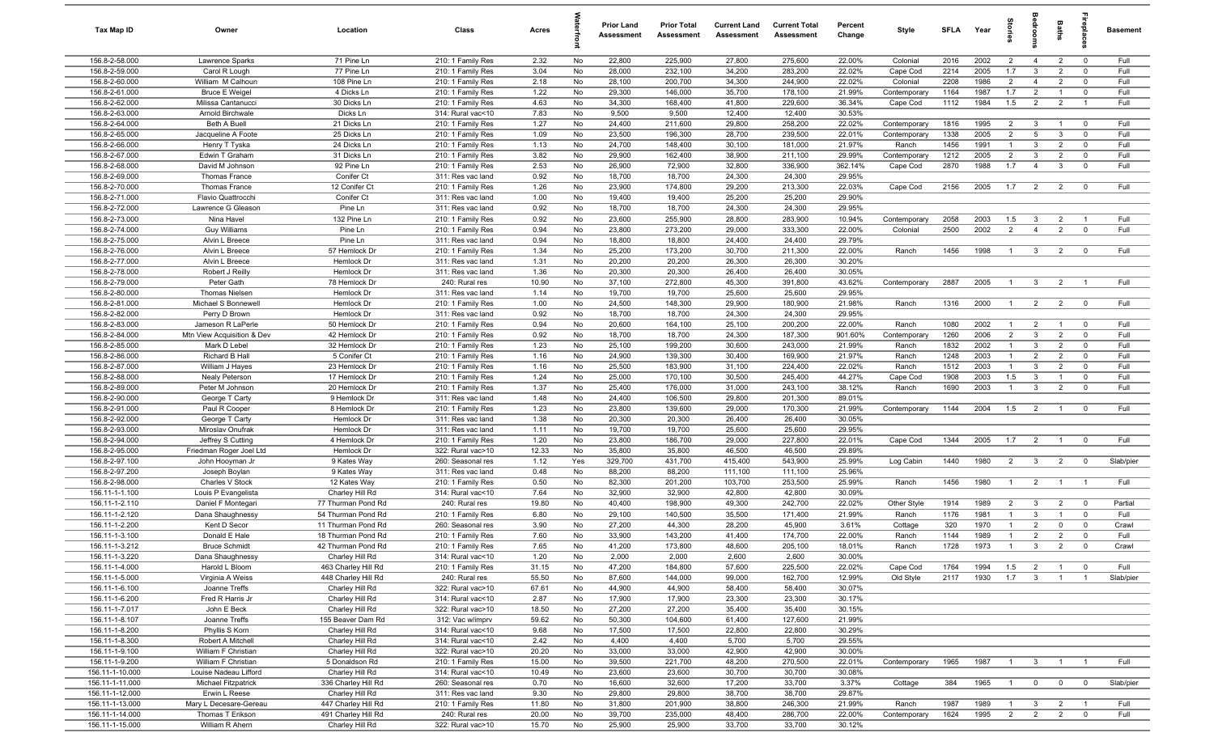| Tax Map ID | Owner | Location | Class | Acres | Waterfront | Prior Land Assessment | Prior Total Assessment | Current Land Assessment | Current Total Assessment | Percent Change | Style | SFLA | Year | Stories | Bedrooms | Baths | Fireplaces | Basement |
|---|---|---|---|---|---|---|---|---|---|---|---|---|---|---|---|---|---|---|
| 156.8-2-58.000 | Lawrence Sparks | 71 Pine Ln | 210: 1 Family Res | 2.32 | No | 22,800 | 225,900 | 27,800 | 275,600 | 22.00% | Colonial | 2016 | 2002 | 2 | 4 | 2 | 0 | Full |
| 156.8-2-59.000 | Carol R Lough | 77 Pine Ln | 210: 1 Family Res | 3.04 | No | 28,000 | 232,100 | 34,200 | 283,200 | 22.02% | Cape Cod | 2214 | 2005 | 1.7 | 3 | 2 | 0 | Full |
| 156.8-2-60.000 | William M Calhoun | 108 Pine Ln | 210: 1 Family Res | 2.18 | No | 28,100 | 200,700 | 34,300 | 244,900 | 22.02% | Colonial | 2208 | 1986 | 2 | 4 | 2 | 0 | Full |
| 156.8-2-61.000 | Bruce E Weigel | 4 Dicks Ln | 210: 1 Family Res | 1.22 | No | 29,300 | 146,000 | 35,700 | 178,100 | 21.99% | Contemporary | 1164 | 1987 | 1.7 | 2 | 1 | 0 | Full |
| 156.8-2-62.000 | Milissa Cantanucci | 30 Dicks Ln | 210: 1 Family Res | 4.63 | No | 34,300 | 168,400 | 41,800 | 229,600 | 36.34% | Cape Cod | 1112 | 1984 | 1.5 | 2 | 2 | 1 | Full |
| 156.8-2-63.000 | Arnold Birchwale | Dicks Ln | 314: Rural vac<10 | 7.83 | No | 9,500 | 9,500 | 12,400 | 12,400 | 30.53% | | | | | | | | |
| 156.8-2-64.000 | Beth A Buell | 21 Dicks Ln | 210: 1 Family Res | 1.27 | No | 24,400 | 211,600 | 29,800 | 258,200 | 22.02% | Contemporary | 1816 | 1995 | 2 | 3 | 1 | 0 | Full |
| 156.8-2-65.000 | Jacqueline A Foote | 25 Dicks Ln | 210: 1 Family Res | 1.09 | No | 23,500 | 196,300 | 28,700 | 239,500 | 22.01% | Contemporary | 1338 | 2005 | 2 | 5 | 3 | 0 | Full |
| 156.8-2-66.000 | Henry T Tyska | 24 Dicks Ln | 210: 1 Family Res | 1.13 | No | 24,700 | 148,400 | 30,100 | 181,000 | 21.97% | Ranch | 1456 | 1991 | 1 | 3 | 2 | 0 | Full |
| 156.8-2-67.000 | Edwin T Graham | 31 Dicks Ln | 210: 1 Family Res | 3.82 | No | 29,900 | 162,400 | 38,900 | 211,100 | 29.99% | Contemporary | 1212 | 2005 | 2 | 3 | 2 | 0 | Full |
| 156.8-2-68.000 | David M Johnson | 92 Pine Ln | 210: 1 Family Res | 2.53 | No | 26,900 | 72,900 | 32,800 | 336,900 | 362.14% | Cape Cod | 2870 | 1988 | 1.7 | 4 | 3 | 0 | Full |
| 156.8-2-69.000 | Thomas France | Conifer Ct | 311: Res vac land | 0.92 | No | 18,700 | 18,700 | 24,300 | 24,300 | 29.95% | | | | | | | | |
| 156.8-2-70.000 | Thomas France | 12 Conifer Ct | 210: 1 Family Res | 1.26 | No | 23,900 | 174,800 | 29,200 | 213,300 | 22.03% | Cape Cod | 2156 | 2005 | 1.7 | 2 | 2 | 0 | Full |
| 156.8-2-71.000 | Flavio Quattrocchi | Conifer Ct | 311: Res vac land | 1.00 | No | 19,400 | 19,400 | 25,200 | 25,200 | 29.90% | | | | | | | | |
| 156.8-2-72.000 | Lawrence G Gleason | Pine Ln | 311: Res vac land | 0.92 | No | 18,700 | 18,700 | 24,300 | 24,300 | 29.95% | | | | | | | | |
| 156.8-2-73.000 | Nina Havel | 132 Pine Ln | 210: 1 Family Res | 0.92 | No | 23,600 | 255,900 | 28,800 | 283,900 | 10.94% | Contemporary | 2058 | 2003 | 1.5 | 3 | 2 | 1 | Full |
| 156.8-2-74.000 | Guy Williams | Pine Ln | 210: 1 Family Res | 0.94 | No | 23,800 | 273,200 | 29,000 | 333,300 | 22.00% | Colonial | 2500 | 2002 | 2 | 4 | 2 | 0 | Full |
| 156.8-2-75.000 | Alvin L Breece | Pine Ln | 311: Res vac land | 0.94 | No | 18,800 | 18,800 | 24,400 | 24,400 | 29.79% | | | | | | | | |
| 156.8-2-76.000 | Alvin L Breece | 57 Hemlock Dr | 210: 1 Family Res | 1.34 | No | 25,200 | 173,200 | 30,700 | 211,300 | 22.00% | Ranch | 1456 | 1998 | 1 | 3 | 2 | 0 | Full |
| 156.8-2-77.000 | Alvin L Breece | Hemlock Dr | 311: Res vac land | 1.31 | No | 20,200 | 20,200 | 26,300 | 26,300 | 30.20% | | | | | | | | |
| 156.8-2-78.000 | Robert J Reilly | Hemlock Dr | 311: Res vac land | 1.36 | No | 20,300 | 20,300 | 26,400 | 26,400 | 30.05% | | | | | | | | |
| 156.8-2-79.000 | Peter Gath | 78 Hemlock Dr | 240: Rural res | 10.90 | No | 37,100 | 272,800 | 45,300 | 391,800 | 43.62% | Contemporary | 2887 | 2005 | 1 | 3 | 2 | 1 | Full |
| 156.8-2-80.000 | Thomas Nielsen | Hemlock Dr | 311: Res vac land | 1.14 | No | 19,700 | 19,700 | 25,600 | 25,600 | 29.95% | | | | | | | | |
| 156.8-2-81.000 | Michael S Bonnewell | Hemlock Dr | 210: 1 Family Res | 1.00 | No | 24,500 | 148,300 | 29,900 | 180,900 | 21.98% | Ranch | 1316 | 2000 | 1 | 2 | 2 | 0 | Full |
| 156.8-2-82.000 | Perry D Brown | Hemlock Dr | 311: Res vac land | 0.92 | No | 18,700 | 18,700 | 24,300 | 24,300 | 29.95% | | | | | | | | |
| 156.8-2-83.000 | Jameson R LaPerle | 50 Hemlock Dr | 210: 1 Family Res | 0.94 | No | 20,600 | 164,100 | 25,100 | 200,200 | 22.00% | Ranch | 1080 | 2002 | 1 | 2 | 1 | 0 | Full |
| 156.8-2-84.000 | Mtn View Acquisition & Dev | 42 Hemlock Dr | 210: 1 Family Res | 0.92 | No | 18,700 | 18,700 | 24,300 | 187,300 | 901.60% | Contemporary | 1260 | 2006 | 2 | 3 | 2 | 0 | Full |
| 156.8-2-85.000 | Mark D Lebel | 32 Hemlock Dr | 210: 1 Family Res | 1.23 | No | 25,100 | 199,200 | 30,600 | 243,000 | 21.99% | Ranch | 1832 | 2002 | 1 | 3 | 2 | 0 | Full |
| 156.8-2-86.000 | Richard B Hall | 5 Conifer Ct | 210: 1 Family Res | 1.16 | No | 24,900 | 139,300 | 30,400 | 169,900 | 21.97% | Ranch | 1248 | 2003 | 1 | 2 | 2 | 0 | Full |
| 156.8-2-87.000 | William J Hayes | 23 Hemlock Dr | 210: 1 Family Res | 1.16 | No | 25,500 | 183,900 | 31,100 | 224,400 | 22.02% | Ranch | 1512 | 2003 | 1 | 3 | 2 | 0 | Full |
| 156.8-2-88.000 | Nealy Peterson | 17 Hemlock Dr | 210: 1 Family Res | 1.24 | No | 25,000 | 170,100 | 30,500 | 245,400 | 44.27% | Cape Cod | 1908 | 2003 | 1.5 | 3 | 1 | 0 | Full |
| 156.8-2-89.000 | Peter M Johnson | 20 Hemlock Dr | 210: 1 Family Res | 1.37 | No | 25,400 | 176,000 | 31,000 | 243,100 | 38.12% | Ranch | 1690 | 2003 | 1 | 3 | 2 | 0 | Full |
| 156.8-2-90.000 | George T Carty | 9 Hemlock Dr | 311: Res vac land | 1.48 | No | 24,400 | 106,500 | 29,800 | 201,300 | 89.01% | | | | | | | | |
| 156.8-2-91.000 | Paul R Cooper | 8 Hemlock Dr | 210: 1 Family Res | 1.23 | No | 23,800 | 139,600 | 29,000 | 170,300 | 21.99% | Contemporary | 1144 | 2004 | 1.5 | 2 | 1 | 0 | Full |
| 156.8-2-92.000 | George T Carty | Hemlock Dr | 311: Res vac land | 1.38 | No | 20,300 | 20,300 | 26,400 | 26,400 | 30.05% | | | | | | | | |
| 156.8-2-93.000 | Miroslav Onufrak | Hemlock Dr | 311: Res vac land | 1.11 | No | 19,700 | 19,700 | 25,600 | 25,600 | 29.95% | | | | | | | | |
| 156.8-2-94.000 | Jeffrey S Cutting | 4 Hemlock Dr | 210: 1 Family Res | 1.20 | No | 23,800 | 186,700 | 29,000 | 227,800 | 22.01% | Cape Cod | 1344 | 2005 | 1.7 | 2 | 1 | 0 | Full |
| 156.8-2-95.000 | Friedman Roger Joel Ltd | Hemlock Dr | 322: Rural vac>10 | 12.33 | No | 35,800 | 35,800 | 46,500 | 46,500 | 29.89% | | | | | | | | |
| 156.8-2-97.100 | John Hooyman Jr | 9 Kates Way | 260: Seasonal res | 1.12 | Yes | 329,700 | 431,700 | 415,400 | 543,900 | 25.99% | Log Cabin | 1440 | 1980 | 2 | 3 | 2 | 0 | Slab/pier |
| 156.8-2-97.200 | Joseph Boylan | 9 Kates Way | 311: Res vac land | 0.48 | No | 88,200 | 88,200 | 111,100 | 111,100 | 25.96% | | | | | | | | |
| 156.8-2-98.000 | Charles V Stock | 12 Kates Way | 210: 1 Family Res | 0.50 | No | 82,300 | 201,200 | 103,700 | 253,500 | 25.99% | Ranch | 1456 | 1980 | 1 | 2 | 1 | 1 | Full |
| 156.11-1-1.100 | Louis P Evangelista | Charley Hill Rd | 314: Rural vac<10 | 7.64 | No | 32,900 | 32,900 | 42,800 | 42,800 | 30.09% | | | | | | | | |
| 156.11-1-2.110 | Daniel F Montegari | 77 Thurman Pond Rd | 240: Rural res | 19.80 | No | 40,400 | 198,900 | 49,300 | 242,700 | 22.02% | Other Style | 1914 | 1989 | 2 | 3 | 2 | 0 | Partial |
| 156.11-1-2.120 | Dana Shaughnessy | 54 Thurman Pond Rd | 210: 1 Family Res | 6.80 | No | 29,100 | 140,500 | 35,500 | 171,400 | 21.99% | Ranch | 1176 | 1981 | 1 | 3 | 1 | 0 | Full |
| 156.11-1-2.200 | Kent D Secor | 11 Thurman Pond Rd | 260: Seasonal res | 3.90 | No | 27,200 | 44,300 | 28,200 | 45,900 | 3.61% | Cottage | 320 | 1970 | 1 | 2 | 0 | 0 | Crawl |
| 156.11-1-3.100 | Donald E Hale | 18 Thurman Pond Rd | 210: 1 Family Res | 7.60 | No | 33,900 | 143,200 | 41,400 | 174,700 | 22.00% | Ranch | 1144 | 1989 | 1 | 2 | 2 | 0 | Full |
| 156.11-1-3.212 | Bruce Schmidt | 42 Thurman Pond Rd | 210: 1 Family Res | 7.65 | No | 41,200 | 173,800 | 48,600 | 205,100 | 18.01% | Ranch | 1728 | 1973 | 1 | 3 | 2 | 0 | Crawl |
| 156.11-1-3.220 | Dana Shaughnessy | Charley Hill Rd | 314: Rural vac<10 | 1.20 | No | 2,000 | 2,000 | 2,600 | 2,600 | 30.00% | | | | | | | | |
| 156.11-1-4.000 | Harold L Bloom | 463 Charley Hill Rd | 210: 1 Family Res | 31.15 | No | 47,200 | 184,800 | 57,600 | 225,500 | 22.02% | Cape Cod | 1764 | 1994 | 1.5 | 2 | 1 | 0 | Full |
| 156.11-1-5.000 | Virginia A Weiss | 448 Charley Hill Rd | 240: Rural res | 55.50 | No | 87,600 | 144,000 | 99,000 | 162,700 | 12.99% | Old Style | 2117 | 1930 | 1.7 | 3 | 1 | 1 | Slab/pier |
| 156.11-1-6.100 | Joanne Treffs | Charley Hill Rd | 322: Rural vac>10 | 67.61 | No | 44,900 | 44,900 | 58,400 | 58,400 | 30.07% | | | | | | | | |
| 156.11-1-6.200 | Fred R Harris Jr | Charley Hill Rd | 314: Rural vac<10 | 2.87 | No | 17,900 | 17,900 | 23,300 | 23,300 | 30.17% | | | | | | | | |
| 156.11-1-7.017 | John E Beck | Charley Hill Rd | 322: Rural vac>10 | 18.50 | No | 27,200 | 27,200 | 35,400 | 35,400 | 30.15% | | | | | | | | |
| 156.11-1-8.107 | Joanne Treffs | 155 Beaver Dam Rd | 312: Vac w/imprv | 59.62 | No | 50,300 | 104,600 | 61,400 | 127,600 | 21.99% | | | | | | | | |
| 156.11-1-8.200 | Phyllis S Korn | Charley Hill Rd | 314: Rural vac<10 | 9.68 | No | 17,500 | 17,500 | 22,800 | 22,800 | 30.29% | | | | | | | | |
| 156.11-1-8.300 | Robert A Mitchell | Charley Hill Rd | 314: Rural vac<10 | 2.42 | No | 4,400 | 4,400 | 5,700 | 5,700 | 29.55% | | | | | | | | |
| 156.11-1-9.100 | William F Christian | Charley Hill Rd | 322: Rural vac>10 | 20.20 | No | 33,000 | 33,000 | 42,900 | 42,900 | 30.00% | | | | | | | | |
| 156.11-1-9.200 | William F Christian | 5 Donaldson Rd | 210: 1 Family Res | 15.00 | No | 39,500 | 221,700 | 48,200 | 270,500 | 22.01% | Contemporary | 1965 | 1987 | 1 | 3 | 1 | 1 | Full |
| 156.11-1-10.000 | Louise Nadeau Lifford | Charley Hill Rd | 314: Rural vac<10 | 10.49 | No | 23,600 | 23,600 | 30,700 | 30,700 | 30.08% | | | | | | | | |
| 156.11-1-11.000 | Michael Fitzpatrick | 336 Charley Hill Rd | 260: Seasonal res | 0.70 | No | 16,600 | 32,600 | 17,200 | 33,700 | 3.37% | Cottage | 384 | 1965 | 1 | 0 | 0 | 0 | Slab/pier |
| 156.11-1-12.000 | Erwin L Reese | Charley Hill Rd | 311: Res vac land | 9.30 | No | 29,800 | 29,800 | 38,700 | 38,700 | 29.87% | | | | | | | | |
| 156.11-1-13.000 | Mary L Decesare-Gereau | 447 Charley Hill Rd | 210: 1 Family Res | 11.80 | No | 31,800 | 201,900 | 38,800 | 246,300 | 21.99% | Ranch | 1987 | 1989 | 1 | 3 | 2 | 1 | Full |
| 156.11-1-14.000 | Thomas T Erikson | 491 Charley Hill Rd | 240: Rural res | 20.00 | No | 39,700 | 235,000 | 48,400 | 286,700 | 22.00% | Contemporary | 1624 | 1995 | 2 | 2 | 2 | 0 | Full |
| 156.11-1-15.000 | William R Ahern | Charley Hill Rd | 322: Rural vac>10 | 15.70 | No | 25,900 | 25,900 | 33,700 | 33,700 | 30.12% | | | | | | | | |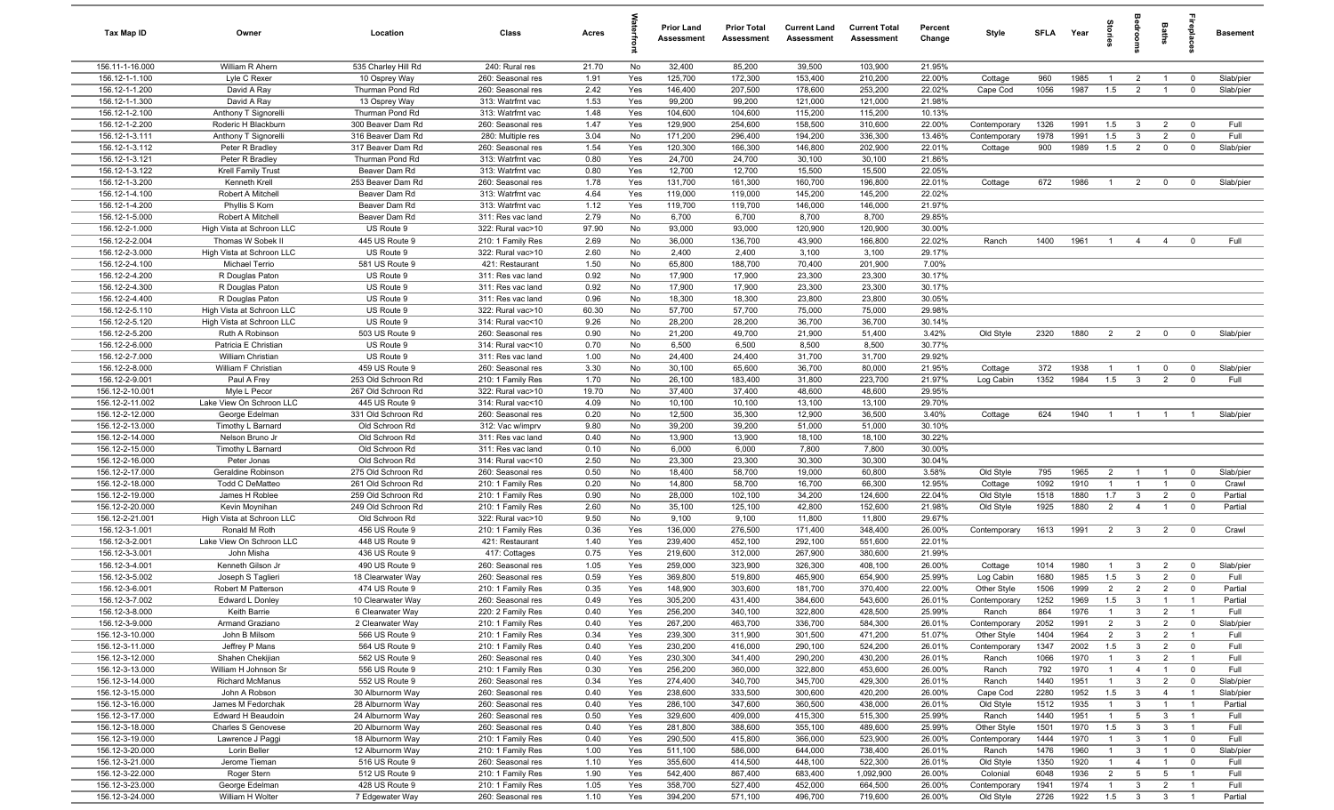| Tax Map ID | Owner | Location | Class | Acres | Waterfront | Prior Land Assessment | Prior Total Assessment | Current Land Assessment | Current Total Assessment | Percent Change | Style | SFLA | Year | Stories | Bedrooms | Baths | Fireplaces | Basement |
|---|---|---|---|---|---|---|---|---|---|---|---|---|---|---|---|---|---|---|
| 156.11-1-16.000 | William R Ahern | 535 Charley Hill Rd | 240: Rural res | 21.70 | No | 32,400 | 85,200 | 39,500 | 103,900 | 21.95% | | | | | | | | |
| 156.12-1-1.100 | Lyle C Rexer | 10 Osprey Way | 260: Seasonal res | 1.91 | Yes | 125,700 | 172,300 | 153,400 | 210,200 | 22.00% | Cottage | 960 | 1985 | 1 | 2 | 1 | 0 | Slab/pier |
| 156.12-1-1.200 | David A Ray | Thurman Pond Rd | 260: Seasonal res | 2.42 | Yes | 146,400 | 207,500 | 178,600 | 253,200 | 22.02% | Cape Cod | 1056 | 1987 | 1.5 | 2 | 1 | 0 | Slab/pier |
| 156.12-1-1.300 | David A Ray | 13 Osprey Way | 313: Watrfrnt vac | 1.53 | Yes | 99,200 | 99,200 | 121,000 | 121,000 | 21.98% | | | | | | | | |
| 156.12-1-2.100 | Anthony T Signorelli | Thurman Pond Rd | 313: Watrfrnt vac | 1.48 | Yes | 104,600 | 104,600 | 115,200 | 115,200 | 10.13% | | | | | | | | |
| 156.12-1-2.200 | Roderic H Blackburn | 300 Beaver Dam Rd | 260: Seasonal res | 1.47 | Yes | 129,900 | 254,600 | 158,500 | 310,600 | 22.00% | Contemporary | 1326 | 1991 | 1.5 | 3 | 2 | 0 | Full |
| 156.12-1-3.111 | Anthony T Signorelli | 316 Beaver Dam Rd | 280: Multiple res | 3.04 | No | 171,200 | 296,400 | 194,200 | 336,300 | 13.46% | Contemporary | 1978 | 1991 | 1.5 | 3 | 2 | 0 | Full |
| 156.12-1-3.112 | Peter R Bradley | 317 Beaver Dam Rd | 260: Seasonal res | 1.54 | Yes | 120,300 | 166,300 | 146,800 | 202,900 | 22.01% | Cottage | 900 | 1989 | 1.5 | 2 | 0 | 0 | Slab/pier |
| 156.12-1-3.121 | Peter R Bradley | Thurman Pond Rd | 313: Watrfrnt vac | 0.80 | Yes | 24,700 | 24,700 | 30,100 | 30,100 | 21.86% | | | | | | | | |
| 156.12-1-3.122 | Krell Family Trust | Beaver Dam Rd | 313: Watrfrnt vac | 0.80 | Yes | 12,700 | 12,700 | 15,500 | 15,500 | 22.05% | | | | | | | | |
| 156.12-1-3.200 | Kenneth Krell | 253 Beaver Dam Rd | 260: Seasonal res | 1.78 | Yes | 131,700 | 161,300 | 160,700 | 196,800 | 22.01% | Cottage | 672 | 1986 | 1 | 2 | 0 | 0 | Slab/pier |
| 156.12-1-4.100 | Robert A Mitchell | Beaver Dam Rd | 313: Watrfrnt vac | 4.64 | Yes | 119,000 | 119,000 | 145,200 | 145,200 | 22.02% | | | | | | | | |
| 156.12-1-4.200 | Phyllis S Korn | Beaver Dam Rd | 313: Watrfrnt vac | 1.12 | Yes | 119,700 | 119,700 | 146,000 | 146,000 | 21.97% | | | | | | | | |
| 156.12-1-5.000 | Robert A Mitchell | Beaver Dam Rd | 311: Res vac land | 2.79 | No | 6,700 | 6,700 | 8,700 | 8,700 | 29.85% | | | | | | | | |
| 156.12-2-1.000 | High Vista at Schroon LLC | US Route 9 | 322: Rural vac>10 | 97.90 | No | 93,000 | 93,000 | 120,900 | 120,900 | 30.00% | | | | | | | | |
| 156.12-2-2.004 | Thomas W Sobek II | 445 US Route 9 | 210: 1 Family Res | 2.69 | No | 36,000 | 136,700 | 43,900 | 166,800 | 22.02% | Ranch | 1400 | 1961 | 1 | 4 | 4 | 0 | Full |
| 156.12-2-3.000 | High Vista at Schroon LLC | US Route 9 | 322: Rural vac>10 | 2.60 | No | 2,400 | 2,400 | 3,100 | 3,100 | 29.17% | | | | | | | | |
| 156.12-2-4.100 | Michael Terrio | 581 US Route 9 | 421: Restaurant | 1.50 | No | 65,800 | 188,700 | 70,400 | 201,900 | 7.00% | | | | | | | | |
| 156.12-2-4.200 | R Douglas Paton | US Route 9 | 311: Res vac land | 0.92 | No | 17,900 | 17,900 | 23,300 | 23,300 | 30.17% | | | | | | | | |
| 156.12-2-4.300 | R Douglas Paton | US Route 9 | 311: Res vac land | 0.92 | No | 17,900 | 17,900 | 23,300 | 23,300 | 30.17% | | | | | | | | |
| 156.12-2-4.400 | R Douglas Paton | US Route 9 | 311: Res vac land | 0.96 | No | 18,300 | 18,300 | 23,800 | 23,800 | 30.05% | | | | | | | | |
| 156.12-2-5.110 | High Vista at Schroon LLC | US Route 9 | 322: Rural vac>10 | 60.30 | No | 57,700 | 57,700 | 75,000 | 75,000 | 29.98% | | | | | | | | |
| 156.12-2-5.120 | High Vista at Schroon LLC | US Route 9 | 314: Rural vac<10 | 9.26 | No | 28,200 | 28,200 | 36,700 | 36,700 | 30.14% | | | | | | | | |
| 156.12-2-5.200 | Ruth A Robinson | 503 US Route 9 | 260: Seasonal res | 0.90 | No | 21,200 | 49,700 | 21,900 | 51,400 | 3.42% | Old Style | 2320 | 1880 | 2 | 2 | 0 | 0 | Slab/pier |
| 156.12-2-6.000 | Patricia E Christian | US Route 9 | 314: Rural vac<10 | 0.70 | No | 6,500 | 6,500 | 8,500 | 8,500 | 30.77% | | | | | | | | |
| 156.12-2-7.000 | William Christian | US Route 9 | 311: Res vac land | 1.00 | No | 24,400 | 24,400 | 31,700 | 31,700 | 29.92% | | | | | | | | |
| 156.12-2-8.000 | William F Christian | 459 US Route 9 | 260: Seasonal res | 3.30 | No | 30,100 | 65,600 | 36,700 | 80,000 | 21.95% | Cottage | 372 | 1938 | 1 | 1 | 0 | 0 | Slab/pier |
| 156.12-2-9.001 | Paul A Frey | 253 Old Schroon Rd | 210: 1 Family Res | 1.70 | No | 26,100 | 183,400 | 31,800 | 223,700 | 21.97% | Log Cabin | 1352 | 1984 | 1.5 | 3 | 2 | 0 | Full |
| 156.12-2-10.001 | Myle L Pecor | 267 Old Schroon Rd | 322: Rural vac>10 | 19.70 | No | 37,400 | 37,400 | 48,600 | 48,600 | 29.95% | | | | | | | | |
| 156.12-2-11.002 | Lake View On Schroon LLC | 445 US Route 9 | 314: Rural vac<10 | 4.09 | No | 10,100 | 10,100 | 13,100 | 13,100 | 29.70% | | | | | | | | |
| 156.12-2-12.000 | George Edelman | 331 Old Schroon Rd | 260: Seasonal res | 0.20 | No | 12,500 | 35,300 | 12,900 | 36,500 | 3.40% | Cottage | 624 | 1940 | 1 | 1 | 1 | 1 | Slab/pier |
| 156.12-2-13.000 | Timothy L Barnard | Old Schroon Rd | 312: Vac w/imprv | 9.80 | No | 39,200 | 39,200 | 51,000 | 51,000 | 30.10% | | | | | | | | |
| 156.12-2-14.000 | Nelson Bruno Jr | Old Schroon Rd | 311: Res vac land | 0.40 | No | 13,900 | 13,900 | 18,100 | 18,100 | 30.22% | | | | | | | | |
| 156.12-2-15.000 | Timothy L Barnard | Old Schroon Rd | 311: Res vac land | 0.10 | No | 6,000 | 6,000 | 7,800 | 7,800 | 30.00% | | | | | | | | |
| 156.12-2-16.000 | Peter Jonas | Old Schroon Rd | 314: Rural vac<10 | 2.50 | No | 23,300 | 23,300 | 30,300 | 30,300 | 30.04% | | | | | | | | |
| 156.12-2-17.000 | Geraldine Robinson | 275 Old Schroon Rd | 260: Seasonal res | 0.50 | No | 18,400 | 58,700 | 19,000 | 60,800 | 3.58% | Old Style | 795 | 1965 | 2 | 1 | 1 | 0 | Slab/pier |
| 156.12-2-18.000 | Todd C DeMatteo | 261 Old Schroon Rd | 210: 1 Family Res | 0.20 | No | 14,800 | 58,700 | 16,700 | 66,300 | 12.95% | Cottage | 1092 | 1910 | 1 | 1 | 1 | 0 | Crawl |
| 156.12-2-19.000 | James H Roblee | 259 Old Schroon Rd | 210: 1 Family Res | 0.90 | No | 28,000 | 102,100 | 34,200 | 124,600 | 22.04% | Old Style | 1518 | 1880 | 1.7 | 3 | 2 | 0 | Partial |
| 156.12-2-20.000 | Kevin Moynihan | 249 Old Schroon Rd | 210: 1 Family Res | 2.60 | No | 35,100 | 125,100 | 42,800 | 152,600 | 21.98% | Old Style | 1925 | 1880 | 2 | 4 | 1 | 0 | Partial |
| 156.12-2-21.001 | High Vista at Schroon LLC | Old Schroon Rd | 322: Rural vac>10 | 9.50 | No | 9,100 | 9,100 | 11,800 | 11,800 | 29.67% | | | | | | | | |
| 156.12-3-1.001 | Ronald M Roth | 456 US Route 9 | 210: 1 Family Res | 0.36 | Yes | 136,000 | 276,500 | 171,400 | 348,400 | 26.00% | Contemporary | 1613 | 1991 | 2 | 3 | 2 | 0 | Crawl |
| 156.12-3-2.001 | Lake View On Schroon LLC | 448 US Route 9 | 421: Restaurant | 1.40 | Yes | 239,400 | 452,100 | 292,100 | 551,600 | 22.01% | | | | | | | | |
| 156.12-3-3.001 | John Misha | 436 US Route 9 | 417: Cottages | 0.75 | Yes | 219,600 | 312,000 | 267,900 | 380,600 | 21.99% | | | | | | | | |
| 156.12-3-4.001 | Kenneth Gilson Jr | 490 US Route 9 | 260: Seasonal res | 1.05 | Yes | 259,000 | 323,900 | 326,300 | 408,100 | 26.00% | Cottage | 1014 | 1980 | 1 | 3 | 2 | 0 | Slab/pier |
| 156.12-3-5.002 | Joseph S Taglieri | 18 Clearwater Way | 260: Seasonal res | 0.59 | Yes | 369,800 | 519,800 | 465,900 | 654,900 | 25.99% | Log Cabin | 1680 | 1985 | 1.5 | 3 | 2 | 0 | Full |
| 156.12-3-6.001 | Robert M Patterson | 474 US Route 9 | 210: 1 Family Res | 0.35 | Yes | 148,900 | 303,600 | 181,700 | 370,400 | 22.00% | Other Style | 1506 | 1999 | 2 | 2 | 2 | 0 | Partial |
| 156.12-3-7.002 | Edward L Donley | 10 Clearwater Way | 260: Seasonal res | 0.49 | Yes | 305,200 | 431,400 | 384,600 | 543,600 | 26.01% | Contemporary | 1252 | 1969 | 1.5 | 3 | 1 | 1 | Partial |
| 156.12-3-8.000 | Keith Barrie | 6 Clearwater Way | 220: 2 Family Res | 0.40 | Yes | 256,200 | 340,100 | 322,800 | 428,500 | 25.99% | Ranch | 864 | 1976 | 1 | 3 | 2 | 1 | Full |
| 156.12-3-9.000 | Armand Graziano | 2 Clearwater Way | 210: 1 Family Res | 0.40 | Yes | 267,200 | 463,700 | 336,700 | 584,300 | 26.01% | Contemporary | 2052 | 1991 | 2 | 3 | 2 | 0 | Slab/pier |
| 156.12-3-10.000 | John B Milsom | 566 US Route 9 | 210: 1 Family Res | 0.34 | Yes | 239,300 | 311,900 | 301,500 | 471,200 | 51.07% | Other Style | 1404 | 1964 | 2 | 3 | 2 | 1 | Full |
| 156.12-3-11.000 | Jeffrey P Mans | 564 US Route 9 | 210: 1 Family Res | 0.40 | Yes | 230,200 | 416,000 | 290,100 | 524,200 | 26.01% | Contemporary | 1347 | 2002 | 1.5 | 3 | 2 | 0 | Full |
| 156.12-3-12.000 | Shahen Chekijian | 562 US Route 9 | 260: Seasonal res | 0.40 | Yes | 230,300 | 341,400 | 290,200 | 430,200 | 26.01% | Ranch | 1066 | 1970 | 1 | 3 | 2 | 1 | Full |
| 156.12-3-13.000 | William H Johnson Sr | 556 US Route 9 | 210: 1 Family Res | 0.30 | Yes | 256,200 | 360,000 | 322,800 | 453,600 | 26.00% | Ranch | 792 | 1970 | 1 | 4 | 1 | 0 | Full |
| 156.12-3-14.000 | Richard McManus | 552 US Route 9 | 260: Seasonal res | 0.34 | Yes | 274,400 | 340,700 | 345,700 | 429,300 | 26.01% | Ranch | 1440 | 1951 | 1 | 3 | 2 | 0 | Slab/pier |
| 156.12-3-15.000 | John A Robson | 30 Alburnorm Way | 260: Seasonal res | 0.40 | Yes | 238,600 | 333,500 | 300,600 | 420,200 | 26.00% | Cape Cod | 2280 | 1952 | 1.5 | 3 | 4 | 1 | Slab/pier |
| 156.12-3-16.000 | James M Fedorchak | 28 Alburnorm Way | 260: Seasonal res | 0.40 | Yes | 286,100 | 347,600 | 360,500 | 438,000 | 26.01% | Old Style | 1512 | 1935 | 1 | 3 | 1 | 1 | Partial |
| 156.12-3-17.000 | Edward H Beaudoin | 24 Alburnorm Way | 260: Seasonal res | 0.50 | Yes | 329,600 | 409,000 | 415,300 | 515,300 | 25.99% | Ranch | 1440 | 1951 | 1 | 5 | 3 | 1 | Full |
| 156.12-3-18.000 | Charles S Genovese | 20 Alburnorm Way | 260: Seasonal res | 0.40 | Yes | 281,800 | 388,600 | 355,100 | 489,600 | 25.99% | Other Style | 1501 | 1970 | 1.5 | 3 | 3 | 1 | Full |
| 156.12-3-19.000 | Lawrence J Paggi | 18 Alburnorm Way | 210: 1 Family Res | 0.40 | Yes | 290,500 | 415,800 | 366,000 | 523,900 | 26.00% | Contemporary | 1444 | 1970 | 1 | 3 | 1 | 0 | Full |
| 156.12-3-20.000 | Lorin Beller | 12 Alburnorm Way | 210: 1 Family Res | 1.00 | Yes | 511,100 | 586,000 | 644,000 | 738,400 | 26.01% | Ranch | 1476 | 1960 | 1 | 3 | 1 | 0 | Slab/pier |
| 156.12-3-21.000 | Jerome Tieman | 516 US Route 9 | 260: Seasonal res | 1.10 | Yes | 355,600 | 414,500 | 448,100 | 522,300 | 26.01% | Old Style | 1350 | 1920 | 1 | 4 | 1 | 0 | Full |
| 156.12-3-22.000 | Roger Stern | 512 US Route 9 | 210: 1 Family Res | 1.90 | Yes | 542,400 | 867,400 | 683,400 | 1,092,900 | 26.00% | Colonial | 6048 | 1936 | 2 | 5 | 5 | 1 | Full |
| 156.12-3-23.000 | George Edelman | 428 US Route 9 | 210: 1 Family Res | 1.05 | Yes | 358,700 | 527,400 | 452,000 | 664,500 | 26.00% | Contemporary | 1941 | 1974 | 1 | 3 | 2 | 1 | Full |
| 156.12-3-24.000 | William H Wolter | 7 Edgewater Way | 260: Seasonal res | 1.10 | Yes | 394,200 | 571,100 | 496,700 | 719,600 | 26.00% | Old Style | 2726 | 1922 | 1.5 | 3 | 3 | 1 | Partial |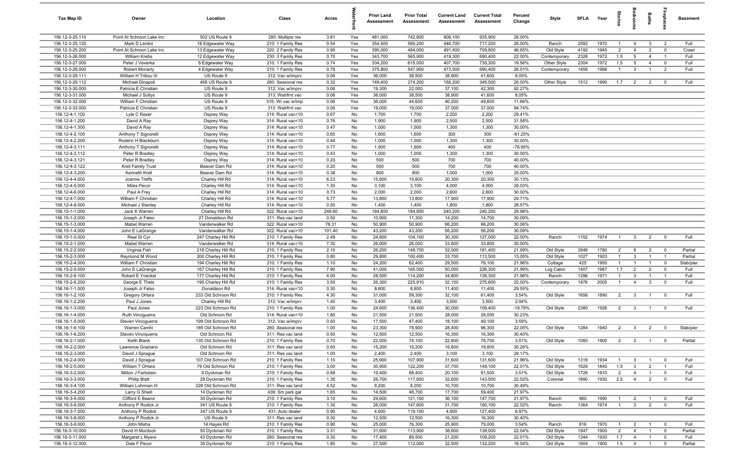| Tax Map ID | Owner | Location | Class | Acres | Waterfront | Prior Land Assessment | Prior Total Assessment | Current Land Assessment | Current Total Assessment | Percent Change | Style | SFLA | Year | Stories | Bedrooms | Baths | Fireplaces | Basement |
|---|---|---|---|---|---|---|---|---|---|---|---|---|---|---|---|---|---|---|
| 156.12-3-25.110 | Point At Schroon Lake Inc | 502 US Route 9 | 280: Multiple res | 3.81 | Yes | 481,000 | 742,800 | 606,100 | 935,900 | 26.00% | | | | | | | | |
| 156.12-3-25.120 | Mark D Lentini | 18 Edgewater Way | 210: 1 Family Res | 0.54 | Yes | 354,500 | 569,200 | 446,700 | 717,200 | 26.00% | Ranch | 2592 | 1970 | 1 | 4 | 3 | 2 | Full |
| 156.12-3-25.200 | Point At Schroon Lake Inc | 13 Edgewater Way | 220: 2 Family Res | 0.95 | Yes | 390,000 | 484,000 | 491,400 | 709,800 | 46.65% | Old Style | 4192 | 1945 | 2 | 4 | 2 | 0 | Crawl |
| 156.12-3-26.000 | William Krebs | 12 Edgewater Way | 230: 3 Family Res | 0.70 | Yes | 343,700 | 565,900 | 419,300 | 690,400 | 22.00% | Contemporary | 2328 | 1972 | 1.5 | 5 | 4 | 1 | Full |
| 156.12-3-27.000 | Peter J Veverka | 8 Edgewater Way | 210: 1 Family Res | 0.74 | Yes | 334,200 | 615,000 | 407,700 | 735,300 | 19.56% | Other Style | 2304 | 1972 | 1.5 | 5 | 4 | 0 | Full |
| 156.12-3-28.000 | Robert Moriarty | 4 Edgewater Way | 210: 1 Family Res | 0.78 | Yes | 375,800 | 547,900 | 473,500 | 690,400 | 26.01% | Contemporary | 1456 | 1988 | 1 | 3 | 1 | 2 | Full |
| 156.12-3-29.111 | William H Tribou III | US Route 9 | 312: Vac w/imprv | 0.06 | Yes | 36,000 | 38,500 | 38,900 | 41,600 | 8.05% | | | | | | | | |
| 156.12-3-29.112 | Michael Dinapoli | 468 US Route 9 | 260: Seasonal res | 0.32 | Yes | 149,400 | 274,200 | 188,200 | 345,500 | 26.00% | Other Style | 1512 | 1990 | 1.7 | 2 | 2 | 0 | Full |
| 156.12-3-30.000 | Patricia E Christian | US Route 9 | 312: Vac w/imprv | 0.06 | Yes | 19,300 | 22,000 | 37,100 | 42,300 | 92.27% | | | | | | | | |
| 156.12-3-31.000 | Michael J Soltys | US Route 9 | 313: Watrfrnt vac | 0.06 | Yes | 36,000 | 38,500 | 38,900 | 41,600 | 8.05% | | | | | | | | |
| 156.12-3-32.000 | William F Christian | US Route 9 | 316: Wr vac w/imp | 0.06 | Yes | 36,000 | 44,600 | 40,200 | 49,800 | 11.66% | | | | | | | | |
| 156.12-3-33.000 | Patricia E Christian | US Route 9 | 313: Watrfrnt vac | 0.06 | Yes | 19,000 | 19,000 | 37,000 | 37,000 | 94.74% | | | | | | | | |
| 156.12-4-1.100 | Lyle C Rexer | Osprey Way | 314: Rural vac<10 | 0.67 | No | 1,700 | 1,700 | 2,200 | 2,200 | 29.41% | | | | | | | | |
| 156.12-4-1.200 | David A Ray | Osprey Way | 314: Rural vac<10 | 0.76 | No | 1,900 | 1,900 | 2,500 | 2,500 | 31.58% | | | | | | | | |
| 156.12-4-1.300 | David A Ray | Osprey Way | 314: Rural vac<10 | 0.47 | No | 1,000 | 1,000 | 1,300 | 1,300 | 30.00% | | | | | | | | |
| 156.12-4-2.100 | Anthony T Signorelli | Osprey Way | 314: Rural vac<10 | 0.65 | No | 1,600 | 1,600 | 300 | 300 | -81.25% | | | | | | | | |
| 156.12-4-2.200 | Roderic H Blackburn | Osprey Way | 314: Rural vac<10 | 0.44 | No | 1,000 | 1,000 | 1,300 | 1,300 | 30.00% | | | | | | | | |
| 156.12-4-3.111 | Anthony T Signorelli | Osprey Way | 314: Rural vac<10 | 0.77 | No | 1,900 | 1,900 | 400 | 400 | -78.95% | | | | | | | | |
| 156.12-4-3.112 | Peter R Bradley | Osprey Way | 314: Rural vac<10 | 0.43 | No | 1,000 | 1,000 | 1,300 | 1,300 | 30.00% | | | | | | | | |
| 156.12-4-3.121 | Peter R Bradley | Osprey Way | 314: Rural vac<10 | 0.20 | No | 500 | 500 | 700 | 700 | 40.00% | | | | | | | | |
| 156.12-4-3.122 | Krell Family Trust | Beaver Dam Rd | 314: Rural vac<10 | 0.20 | No | 500 | 500 | 700 | 700 | 40.00% | | | | | | | | |
| 156.12-4-3.200 | Kenneth Krell | Beaver Dam Rd | 314: Rural vac<10 | 0.38 | No | 800 | 800 | 1,000 | 1,000 | 25.00% | | | | | | | | |
| 156.12-4-4.000 | Joanne Treffs | Charley Hill Rd | 314: Rural vac<10 | 6.23 | No | 15,600 | 15,600 | 20,300 | 20,300 | 30.13% | | | | | | | | |
| 156.12-4-5.000 | Miles Pecor | Charley Hill Rd | 314: Rural vac<10 | 1.30 | No | 3,100 | 3,100 | 4,000 | 4,000 | 29.03% | | | | | | | | |
| 156.12-4-6.000 | Paul A Frey | Charley Hill Rd | 314: Rural vac<10 | 0.73 | No | 2,000 | 2,000 | 2,600 | 2,600 | 30.00% | | | | | | | | |
| 156.12-4-7.000 | William F Christian | Charley Hill Rd | 314: Rural vac<10 | 5.77 | No | 13,800 | 13,800 | 17,900 | 17,900 | 29.71% | | | | | | | | |
| 156.12-4-8.000 | Michael J Stanley | Charley Hill Rd | 314: Rural vac<10 | 0.50 | No | 1,400 | 1,400 | 1,800 | 1,800 | 28.57% | | | | | | | | |
| 156.15-1-1.000 | Jack K Warren | Charley Hill Rd | 322: Rural vac>10 | 248.60 | No | 184,800 | 184,800 | 240,200 | 240,200 | 29.98% | | | | | | | | |
| 156.15-1-2.000 | Joseph Jr Felso | 27 Donaldson Rd | 311: Res vac land | 0.50 | No | 10,900 | 11,300 | 14,200 | 14,700 | 30.09% | | | | | | | | |
| 156.15-1-3.000 | Mabel Warren | Vanderwalker Rd | 322: Rural vac>10 | 78.31 | No | 50,900 | 50,900 | 66,200 | 66,200 | 30.06% | | | | | | | | |
| 156.15-1-4.000 | John E LaGrange | Vanderwalker Rd | 322: Rural vac>10 | 101.40 | No | 43,200 | 43,200 | 56,200 | 56,200 | 30.09% | | | | | | | | |
| 156.15-1-5.000 | Real St Cyr | 247 Charley Hill Rd | 210: 1 Family Res | 2.49 | No | 24,800 | 104,100 | 30,300 | 127,000 | 22.00% | Ranch | 1152 | 1974 | 1 | 3 | 2 | 0 | Full |
| 156.15-2-1.000 | Mabel Warren | Vanderwalker Rd | 314: Rural vac<10 | 7.30 | No | 26,000 | 26,000 | 33,800 | 33,800 | 30.00% | | | | | | | | |
| 156.15-2-2.000 | Virginia Fish | 216 Charley Hill Rd | 210: 1 Family Res | 2.10 | No | 26,200 | 148,700 | 32,000 | 181,400 | 21.99% | Old Style | 2848 | 1780 | 2 | 6 | 2 | 0 | Partial |
| 156.15-2-3.000 | Raymond M Wood | 200 Charley Hill Rd | 210: 1 Family Res | 0.80 | No | 29,800 | 100,400 | 33,700 | 113,500 | 13.05% | Old Style | 1027 | 1920 | 1 | 3 | 1 | 1 | Partial |
| 156.15-2-4.000 | William F Christian | 194 Charley Hill Rd | 210: 1 Family Res | 1.10 | No | 24,200 | 62,400 | 29,500 | 76,100 | 21.96% | Cottage | 425 | 1950 | 1 | 1 | 1 | 0 | Slab/pier |
| 156.15-2-5.000 | John E LaGrange | 167 Charley Hill Rd | 210: 1 Family Res | 7.90 | No | 41,000 | 185,500 | 50,000 | 226,300 | 21.99% | Log Cabin | 1407 | 1987 | 1.7 | 2 | 2 | 0 | Full |
| 156.15-2-6.100 | Robert E Yoeckel | 177 Charley Hill Rd | 210: 1 Family Res | 4.00 | No | 28,500 | 114,200 | 34,800 | 139,300 | 21.98% | Ranch | 1296 | 1971 | 1 | 3 | 1 | 1 | Full |
| 156.15-2-6.200 | George E Theis | 195 Charley Hill Rd | 210: 1 Family Res | 3.55 | No | 26,300 | 225,910 | 32,100 | 275,600 | 22.00% | Contemporary | 1476 | 2005 | 1 | 4 | 3 | 0 | Full |
| 156.16-1-1.000 | Joseph Jr Felso | Donaldson Rd | 314: Rural vac<10 | 0.30 | No | 8,800 | 8,800 | 11,400 | 11,400 | 29.55% | | | | | | | | |
| 156.16-1-2.100 | Gregory OHara | 233 Old Schroon Rd | 210: 1 Family Res | 4.30 | No | 31,000 | 59,300 | 32,100 | 61,400 | 3.54% | Old Style | 1656 | 1890 | 2 | 3 | 1 | 0 | Full |
| 156.16-1-2.200 | Paul J Jones | Charley Hill Rd | 312: Vac w/imprv | 1.40 | No | 3,400 | 3,400 | 3,500 | 3,500 | 2.94% | | | | | | | | |
| 156.16-1-3.000 | Paul Jones | 223 Old Schroon Rd | 210: 1 Family Res | 1.00 | No | 24,600 | 136,400 | 30,000 | 109,400 | -19.79% | Old Style | 2380 | 1926 | 2 | 3 | 1 | 0 | Full |
| 156.16-1-4.000 | Ruth Vinciguerra | Old Schroon Rd | 314: Rural vac<10 | 1.80 | No | 21,500 | 21,500 | 28,000 | 28,000 | 30.23% | | | | | | | | |
| 156.16-1-5.000 | Steven Vinciguerra | 199 Old Schroon Rd | 312: Vac w/imprv | 0.50 | No | 17,500 | 47,400 | 18,100 | 49,100 | 3.59% | | | | | | | | |
| 156.16-1-6.100 | Warren Camhi | 185 Old Schroon Rd | 260: Seasonal res | 1.00 | No | 23,300 | 78,900 | 28,400 | 96,300 | 22.05% | Old Style | 1284 | 1940 | 2 | 3 | 2 | 0 | Slab/pier |
| 156.16-1-6.200 | Steven Vinciquerra | Old Schroon Rd | 311: Res vac land | 0.50 | No | 12,500 | 12,500 | 16,300 | 16,300 | 30.40% | | | | | | | | |
| 156.16-2-1.000 | Keith Blank | 135 Old Schroon Rd | 210: 1 Family Res | 0.70 | No | 22,000 | 74,100 | 22,800 | 76,700 | 3.51% | Old Style | 1080 | 1900 | 2 | 2 | 1 | 0 | Partial |
| 156.16-2-2.000 | Lawrence Graziano | Old Schroon Rd | 311: Res vac land | 0.60 | No | 15,200 | 15,200 | 19,800 | 19,800 | 30.26% | | | | | | | | |
| 156.16-2-3.000 | David J Sprague | Old Schroon Rd | 311: Res vac land | 1.00 | No | 2,400 | 2,400 | 3,100 | 3,100 | 29.17% | | | | | | | | |
| 156.16-2-4.000 | David J Sprague | 107 Old Schroon Rd | 210: 1 Family Res | 1.10 | No | 25,900 | 107,900 | 31,600 | 131,600 | 21.96% | Old Style | 1316 | 1934 | 1 | 3 | 1 | 0 | Full |
| 156.16-2-5.000 | William T OHara | 79 Old Schroon Rd | 210: 1 Family Res | 3.00 | No | 30,900 | 122,200 | 37,700 | 149,100 | 22.01% | Old Style | 1626 | 1840 | 1.5 | 3 | 2 | 1 | Full |
| 156.16-3-2.000 | Milton J Farbstein | 9 Dyckman Rd | 210: 1 Family Res | 0.68 | No | 19,400 | 88,400 | 20,100 | 91,500 | 3.51% | Old Style | 1726 | 1910 | 2 | 4 | 1 | 0 | Full |
| 156.16-3-3.000 | Philip Blatt | 29 Dyckman Rd | 210: 1 Family Res | 1.30 | No | 26,700 | 117,600 | 32,600 | 143,500 | 22.02% | Colonial | 1890 | 1930 | 2.5 | 4 | 2 | 0 | Full |
| 156.16-3-4.100 | William Lohrman III | 226 Old Schroon Rd | 311: Res vac land | 4.52 | No | 8,200 | 8,200 | 10,700 | 10,700 | 30.49% | | | | | | | | |
| 156.16-3-4.200 | Larry G Shiell | 14 Dyckman Rd | 439: Sm park gar | 1.65 | No | 14,500 | 48,700 | 17,700 | 59,400 | 21.97% | | | | | | | | |
| 156.16-3-5.000 | Clifford E Bearor | 30 Dyckman Rd | 210: 1 Family Res | 3.10 | No | 29,600 | 121,100 | 36,100 | 147,700 | 21.97% | Ranch | 960 | 1990 | 1 | 2 | 1 | 0 | Full |
| 156.16-3-6.000 | Anthony P Rodick Jr | 341 US Route 9 | 210: 1 Family Res | 1.30 | No | 26,000 | 147,600 | 31,700 | 180,100 | 22.02% | Ranch | 1364 | 1974 | 1 | 3 | 2 | 0 | Full |
| 156.16-3-7.000 | Anthony P Rodick | 347 US Route 9 | 431: Auto dealer | 0.90 | No | 4,600 | 119,100 | 4,900 | 127,400 | 6.97% | | | | | | | | |
| 156.16-3-8.000 | Anthony P Rodick Jr | US Route 9 | 311: Res vac land | 0.30 | No | 12,500 | 12,500 | 16,300 | 16,300 | 30.40% | | | | | | | | |
| 156.16-3-9.000 | John Misha | 14 Hayes Rd | 210: 1 Family Res | 0.90 | No | 25,000 | 76,300 | 25,900 | 79,000 | 3.54% | Ranch | 816 | 1970 | 1 | 2 | 1 | 0 | Full |
| 156.16-3-10.000 | David H Murdock | 50 Dyckman Rd | 210: 1 Family Res | 3.31 | No | 31,600 | 113,900 | 38,600 | 139,000 | 22.04% | Old Style | 1947 | 1900 | 2 | 4 | 1 | 0 | Partial |
| 156.16-3-11.000 | Margaret L Myers | 43 Dyckman Rd | 260: Seasonal res | 0.30 | No | 17,400 | 89,500 | 21,200 | 109,200 | 22.01% | Old Style | 1344 | 1930 | 1.7 | 4 | 1 | 0 | Full |
| 156.16-3-12.000 | Dale F Pecor | 35 Dyckman Rd | 210: 1 Family Res | 1.80 | No | 27,500 | 112,000 | 32,500 | 132,200 | 18.04% | Old Style | 1604 | 1900 | 1.5 | 4 | 1 | 0 | Partial |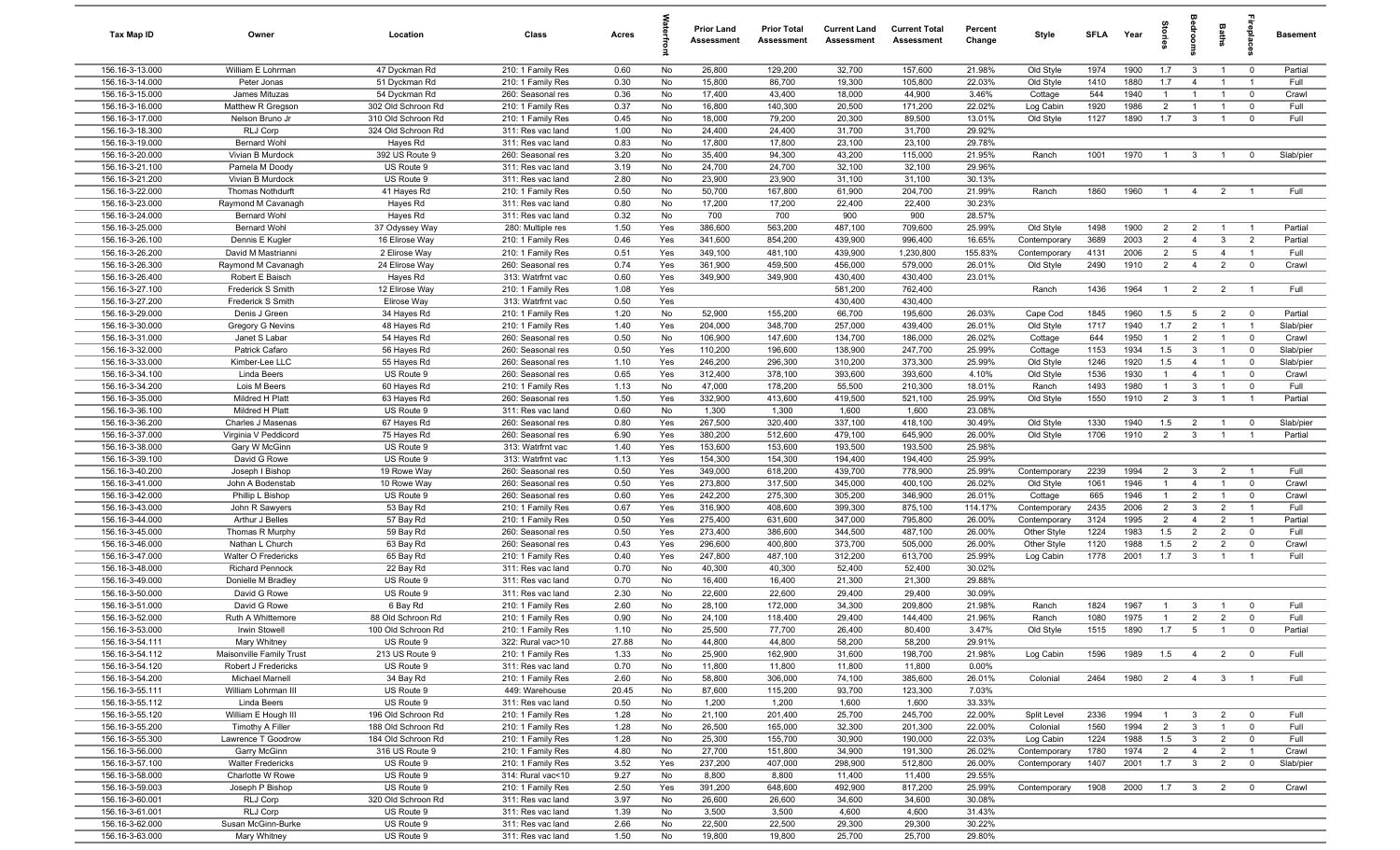| Tax Map ID | Owner | Location | Class | Acres | Waterfront | Prior Land Assessment | Prior Total Assessment | Current Land Assessment | Current Total Assessment | Percent Change | Style | SFLA | Year | Stories | Bedrooms | Baths | Fireplaces | Basement |
|---|---|---|---|---|---|---|---|---|---|---|---|---|---|---|---|---|---|---|
| 156.16-3-13.000 | William E Lohrman | 47 Dyckman Rd | 210: 1 Family Res | 0.60 | No | 26,800 | 129,200 | 32,700 | 157,600 | 21.98% | Old Style | 1974 | 1900 | 1.7 | 3 | 1 | 0 | Partial |
| 156.16-3-14.000 | Peter Jonas | 51 Dyckman Rd | 210: 1 Family Res | 0.30 | No | 15,800 | 86,700 | 19,300 | 105,800 | 22.03% | Old Style | 1410 | 1880 | 1.7 | 4 | 1 | 1 | Full |
| 156.16-3-15.000 | James Mituzas | 54 Dyckman Rd | 260: Seasonal res | 0.36 | No | 17,400 | 43,400 | 18,000 | 44,900 | 3.46% | Cottage | 544 | 1940 | 1 | 1 | 1 | 0 | Crawl |
| 156.16-3-16.000 | Matthew R Gregson | 302 Old Schroon Rd | 210: 1 Family Res | 0.37 | No | 16,800 | 140,300 | 20,500 | 171,200 | 22.02% | Log Cabin | 1920 | 1986 | 2 | 1 | 1 | 0 | Full |
| 156.16-3-17.000 | Nelson Bruno Jr | 310 Old Schroon Rd | 210: 1 Family Res | 0.45 | No | 18,000 | 79,200 | 20,300 | 89,500 | 13.01% | Old Style | 1127 | 1890 | 1.7 | 3 | 1 | 0 | Full |
| 156.16-3-18.300 | RLJ Corp | 324 Old Schroon Rd | 311: Res vac land | 1.00 | No | 24,400 | 24,400 | 31,700 | 31,700 | 29.92% | | | | | | | | |
| 156.16-3-19.000 | Bernard Wohl | Hayes Rd | 311: Res vac land | 0.83 | No | 17,800 | 17,800 | 23,100 | 23,100 | 29.78% | | | | | | | | |
| 156.16-3-20.000 | Vivian B Murdock | 392 US Route 9 | 260: Seasonal res | 3.20 | No | 35,400 | 94,300 | 43,200 | 115,000 | 21.95% | Ranch | 1001 | 1970 | 1 | 3 | 1 | 0 | Slab/pier |
| 156.16-3-21.100 | Pamela M Doody | US Route 9 | 311: Res vac land | 3.19 | No | 24,700 | 24,700 | 32,100 | 32,100 | 29.96% | | | | | | | | |
| 156.16-3-21.200 | Vivian B Murdock | US Route 9 | 311: Res vac land | 2.80 | No | 23,900 | 23,900 | 31,100 | 31,100 | 30.13% | | | | | | | | |
| 156.16-3-22.000 | Thomas Nothdurft | 41 Hayes Rd | 210: 1 Family Res | 0.50 | No | 50,700 | 167,800 | 61,900 | 204,700 | 21.99% | Ranch | 1860 | 1960 | 1 | 4 | 2 | 1 | Full |
| 156.16-3-23.000 | Raymond M Cavanagh | Hayes Rd | 311: Res vac land | 0.80 | No | 17,200 | 17,200 | 22,400 | 22,400 | 30.23% | | | | | | | | |
| 156.16-3-24.000 | Bernard Wohl | Hayes Rd | 311: Res vac land | 0.32 | No | 700 | 700 | 900 | 900 | 28.57% | | | | | | | | |
| 156.16-3-25.000 | Bernard Wohl | 37 Odyssey Way | 280: Multiple res | 1.50 | Yes | 386,600 | 563,200 | 487,100 | 709,600 | 25.99% | Old Style | 1498 | 1900 | 2 | 2 | 1 | 1 | Partial |
| 156.16-3-26.100 | Dennis E Kugler | 16 Elirose Way | 210: 1 Family Res | 0.46 | Yes | 341,600 | 854,200 | 439,900 | 996,400 | 16.65% | Contemporary | 3689 | 2003 | 2 | 4 | 3 | 2 | Partial |
| 156.16-3-26.200 | David M Mastrianni | 2 Elirose Way | 210: 1 Family Res | 0.51 | Yes | 349,100 | 481,100 | 439,900 | 1,230,800 | 155.83% | Contemporary | 4131 | 2006 | 2 | 5 | 4 | 1 | Full |
| 156.16-3-26.300 | Raymond M Cavanagh | 24 Elirose Way | 260: Seasonal res | 0.74 | Yes | 361,900 | 459,500 | 456,000 | 579,000 | 26.01% | Old Style | 2490 | 1910 | 2 | 4 | 2 | 0 | Crawl |
| 156.16-3-26.400 | Robert E Baisch | Hayes Rd | 313: Watrfrnt vac | 0.60 | Yes | 349,900 | 349,900 | 430,400 | 430,400 | 23.01% | | | | | | | | |
| 156.16-3-27.100 | Frederick S Smith | 12 Elirose Way | 210: 1 Family Res | 1.08 | Yes | | | 581,200 | 762,400 | | Ranch | 1436 | 1964 | 1 | 2 | 2 | 1 | Full |
| 156.16-3-27.200 | Frederick S Smith | Elirose Way | 313: Watrfrnt vac | 0.50 | Yes | | | 430,400 | 430,400 | | | | | | | | | |
| 156.16-3-29.000 | Denis J Green | 34 Hayes Rd | 210: 1 Family Res | 1.20 | No | 52,900 | 155,200 | 66,700 | 195,600 | 26.03% | Cape Cod | 1845 | 1960 | 1.5 | 5 | 2 | 0 | Partial |
| 156.16-3-30.000 | Gregory G Nevins | 48 Hayes Rd | 210: 1 Family Res | 1.40 | Yes | 204,000 | 348,700 | 257,000 | 439,400 | 26.01% | Old Style | 1717 | 1900 | 1.7 | 2 | 1 | 1 | Slab/pier |
| 156.16-3-31.000 | Janet S Labar | 54 Hayes Rd | 260: Seasonal res | 0.50 | No | 106,900 | 147,600 | 134,700 | 186,000 | 26.02% | Cottage | 644 | 1950 | 1 | 2 | 1 | 0 | Crawl |
| 156.16-3-32.000 | Patrick Cafaro | 56 Hayes Rd | 260: Seasonal res | 0.50 | Yes | 110,200 | 196,600 | 138,900 | 247,700 | 25.99% | Cottage | 1153 | 1934 | 1.5 | 3 | 1 | 0 | Slab/pier |
| 156.16-3-33.000 | Kimber-Lee LLC | 55 Hayes Rd | 260: Seasonal res | 1.10 | Yes | 246,200 | 296,300 | 310,200 | 373,300 | 25.99% | Old Style | 1246 | 1920 | 1.5 | 4 | 1 | 0 | Slab/pier |
| 156.16-3-34.100 | Linda Beers | US Route 9 | 260: Seasonal res | 0.65 | Yes | 312,400 | 378,100 | 393,600 | 393,600 | 4.10% | Old Style | 1536 | 1930 | 1 | 4 | 1 | 0 | Crawl |
| 156.16-3-34.200 | Lois M Beers | 60 Hayes Rd | 210: 1 Family Res | 1.13 | No | 47,000 | 178,200 | 55,500 | 210,300 | 18.01% | Ranch | 1493 | 1980 | 1 | 3 | 1 | 0 | Full |
| 156.16-3-35.000 | Mildred H Platt | 63 Hayes Rd | 260: Seasonal res | 1.50 | Yes | 332,900 | 413,600 | 419,500 | 521,100 | 25.99% | Old Style | 1550 | 1910 | 2 | 3 | 1 | 1 | Partial |
| 156.16-3-36.100 | Mildred H Platt | US Route 9 | 311: Res vac land | 0.60 | No | 1,300 | 1,300 | 1,600 | 1,600 | 23.08% | | | | | | | | |
| 156.16-3-36.200 | Charles J Masenas | 67 Hayes Rd | 260: Seasonal res | 0.80 | Yes | 267,500 | 320,400 | 337,100 | 418,100 | 30.49% | Old Style | 1330 | 1940 | 1.5 | 2 | 1 | 0 | Slab/pier |
| 156.16-3-37.000 | Virginia V Peddicord | 75 Hayes Rd | 260: Seasonal res | 6.90 | Yes | 380,200 | 512,600 | 479,100 | 645,900 | 26.00% | Old Style | 1706 | 1910 | 2 | 3 | 1 | 1 | Partial |
| 156.16-3-38.000 | Gary W McGinn | US Route 9 | 313: Watrfrnt vac | 1.40 | Yes | 153,600 | 153,600 | 193,500 | 193,500 | 25.98% | | | | | | | | |
| 156.16-3-39.100 | David G Rowe | US Route 9 | 313: Watrfrnt vac | 1.13 | Yes | 154,300 | 154,300 | 194,400 | 194,400 | 25.99% | | | | | | | | |
| 156.16-3-40.200 | Joseph I Bishop | 19 Rowe Way | 260: Seasonal res | 0.50 | Yes | 349,000 | 618,200 | 439,700 | 778,900 | 25.99% | Contemporary | 2239 | 1994 | 2 | 3 | 2 | 1 | Full |
| 156.16-3-41.000 | John A Bodenstab | 10 Rowe Way | 260: Seasonal res | 0.50 | Yes | 273,800 | 317,500 | 345,000 | 400,100 | 26.02% | Old Style | 1061 | 1946 | 1 | 4 | 1 | 0 | Crawl |
| 156.16-3-42.000 | Phillip L Bishop | US Route 9 | 260: Seasonal res | 0.60 | Yes | 242,200 | 275,300 | 305,200 | 346,900 | 26.01% | Cottage | 665 | 1946 | 1 | 2 | 1 | 0 | Crawl |
| 156.16-3-43.000 | John R Sawyers | 53 Bay Rd | 210: 1 Family Res | 0.67 | Yes | 316,900 | 408,600 | 399,300 | 875,100 | 114.17% | Contemporary | 2435 | 2006 | 2 | 3 | 2 | 1 | Full |
| 156.16-3-44.000 | Arthur J Belles | 57 Bay Rd | 210: 1 Family Res | 0.50 | Yes | 275,400 | 631,600 | 347,000 | 795,800 | 26.00% | Contemporary | 3124 | 1995 | 2 | 4 | 2 | 1 | Partial |
| 156.16-3-45.000 | Thomas R Murphy | 59 Bay Rd | 260: Seasonal res | 0.50 | Yes | 273,400 | 386,600 | 344,500 | 487,100 | 26.00% | Other Style | 1224 | 1983 | 1.5 | 2 | 2 | 0 | Full |
| 156.16-3-46.000 | Nathan L Church | 63 Bay Rd | 260: Seasonal res | 0.43 | Yes | 296,600 | 400,800 | 373,700 | 505,000 | 26.00% | Other Style | 1120 | 1988 | 1.5 | 2 | 2 | 0 | Crawl |
| 156.16-3-47.000 | Walter O Fredericks | 65 Bay Rd | 210: 1 Family Res | 0.40 | Yes | 247,800 | 487,100 | 312,200 | 613,700 | 25.99% | Log Cabin | 1778 | 2001 | 1.7 | 3 | 1 | 1 | Full |
| 156.16-3-48.000 | Richard Pennock | 22 Bay Rd | 311: Res vac land | 0.70 | No | 40,300 | 40,300 | 52,400 | 52,400 | 30.02% | | | | | | | | |
| 156.16-3-49.000 | Donielle M Bradley | US Route 9 | 311: Res vac land | 0.70 | No | 16,400 | 16,400 | 21,300 | 21,300 | 29.88% | | | | | | | | |
| 156.16-3-50.000 | David G Rowe | US Route 9 | 311: Res vac land | 2.30 | No | 22,600 | 22,600 | 29,400 | 29,400 | 30.09% | | | | | | | | |
| 156.16-3-51.000 | David G Rowe | 6 Bay Rd | 210: 1 Family Res | 2.60 | No | 28,100 | 172,000 | 34,300 | 209,800 | 21.98% | Ranch | 1824 | 1967 | 1 | 3 | 1 | 0 | Full |
| 156.16-3-52.000 | Ruth A Whittemore | 88 Old Schroon Rd | 210: 1 Family Res | 0.90 | No | 24,100 | 118,400 | 29,400 | 144,400 | 21.96% | Ranch | 1080 | 1975 | 1 | 2 | 2 | 0 | Full |
| 156.16-3-53.000 | Irwin Stowell | 100 Old Schroon Rd | 210: 1 Family Res | 1.10 | No | 25,500 | 77,700 | 26,400 | 80,400 | 3.47% | Old Style | 1515 | 1890 | 1.7 | 5 | 1 | 0 | Partial |
| 156.16-3-54.111 | Mary Whitney | US Route 9 | 322: Rural vac>10 | 27.88 | No | 44,800 | 44,800 | 58,200 | 58,200 | 29.91% | | | | | | | | |
| 156.16-3-54.112 | Maisonville Family Trust | 213 US Route 9 | 210: 1 Family Res | 1.33 | No | 25,900 | 162,900 | 31,600 | 198,700 | 21.98% | Log Cabin | 1596 | 1989 | 1.5 | 4 | 2 | 0 | Full |
| 156.16-3-54.120 | Robert J Fredericks | US Route 9 | 311: Res vac land | 0.70 | No | 11,800 | 11,800 | 11,800 | 11,800 | 0.00% | | | | | | | | |
| 156.16-3-54.200 | Michael Marnell | 34 Bay Rd | 210: 1 Family Res | 2.60 | No | 58,800 | 306,000 | 74,100 | 385,600 | 26.01% | Colonial | 2464 | 1980 | 2 | 4 | 3 | 1 | Full |
| 156.16-3-55.111 | William Lohrman III | US Route 9 | 449: Warehouse | 20.45 | No | 87,600 | 115,200 | 93,700 | 123,300 | 7.03% | | | | | | | | |
| 156.16-3-55.112 | Linda Beers | US Route 9 | 311: Res vac land | 0.50 | No | 1,200 | 1,200 | 1,600 | 1,600 | 33.33% | | | | | | | | |
| 156.16-3-55.120 | William E Hough III | 196 Old Schroon Rd | 210: 1 Family Res | 1.28 | No | 21,100 | 201,400 | 25,700 | 245,700 | 22.00% | Split Level | 2336 | 1994 | 1 | 3 | 2 | 0 | Full |
| 156.16-3-55.200 | Timothy A Filler | 188 Old Schroon Rd | 210: 1 Family Res | 1.28 | No | 26,500 | 165,000 | 32,300 | 201,300 | 22.00% | Colonial | 1560 | 1994 | 2 | 3 | 1 | 0 | Full |
| 156.16-3-55.300 | Lawrence T Goodrow | 184 Old Schroon Rd | 210: 1 Family Res | 1.28 | No | 25,300 | 155,700 | 30,900 | 190,000 | 22.03% | Log Cabin | 1224 | 1988 | 1.5 | 3 | 2 | 0 | Full |
| 156.16-3-56.000 | Garry McGinn | 316 US Route 9 | 210: 1 Family Res | 4.80 | No | 27,700 | 151,800 | 34,900 | 191,300 | 26.02% | Contemporary | 1780 | 1974 | 2 | 4 | 2 | 1 | Crawl |
| 156.16-3-57.100 | Walter Fredericks | US Route 9 | 210: 1 Family Res | 3.52 | Yes | 237,200 | 407,000 | 298,900 | 512,800 | 26.00% | Contemporary | 1407 | 2001 | 1.7 | 3 | 2 | 0 | Slab/pier |
| 156.16-3-58.000 | Charlotte W Rowe | US Route 9 | 314: Rural vac<10 | 9.27 | No | 8,800 | 8,800 | 11,400 | 11,400 | 29.55% | | | | | | | | |
| 156.16-3-59.003 | Joseph P Bishop | US Route 9 | 210: 1 Family Res | 2.50 | Yes | 391,200 | 648,600 | 492,900 | 817,200 | 25.99% | Contemporary | 1908 | 2000 | 1.7 | 3 | 2 | 0 | Crawl |
| 156.16-3-60.001 | RLJ Corp | 320 Old Schroon Rd | 311: Res vac land | 3.97 | No | 26,600 | 26,600 | 34,600 | 34,600 | 30.08% | | | | | | | | |
| 156.16-3-61.001 | RLJ Corp | US Route 9 | 311: Res vac land | 1.39 | No | 3,500 | 3,500 | 4,600 | 4,600 | 31.43% | | | | | | | | |
| 156.16-3-62.000 | Susan McGinn-Burke | US Route 9 | 311: Res vac land | 2.66 | No | 22,500 | 22,500 | 29,300 | 29,300 | 30.22% | | | | | | | | |
| 156.16-3-63.000 | Mary Whitney | US Route 9 | 311: Res vac land | 1.50 | No | 19,800 | 19,800 | 25,700 | 25,700 | 29.80% | | | | | | | | |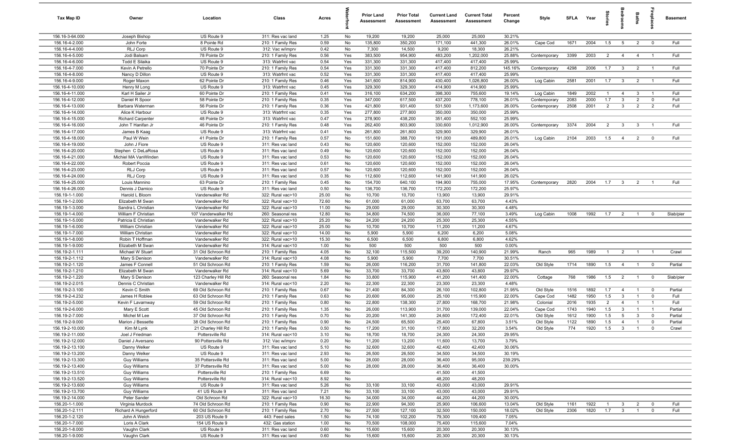| Tax Map ID | Owner | Location | Class | Acres | Waterfront | Prior Land Assessment | Prior Total Assessment | Current Land Assessment | Current Total Assessment | Percent Change | Style | SFLA | Year | Stories | Bedrooms | Baths | Fireplaces | Basement |
|---|---|---|---|---|---|---|---|---|---|---|---|---|---|---|---|---|---|---|
| 156.16-3-64.000 | Joseph Bishop | US Route 9 | 311: Res vac land | 1.25 | No | 19,200 | 19,200 | 25,000 | 25,000 | 30.21% | | | | | | | | |
| 156.16-4-2.000 | John Forte | 8 Pointe Rd | 210: 1 Family Res | 0.59 | No | 135,800 | 350,200 | 171,100 | 441,300 | 26.01% | Cape Cod | 1671 | 2004 | 1.5 | 5 | 2 | 0 | Full |
| 156.16-4-4.000 | RLJ Corp | US Route 9 | 312: Vac w/imprv | 0.42 | No | 7,300 | 14,500 | 9,200 | 18,300 | 26.21% | | | | | | | | |
| 156.16-4-5.000 | Jodi Balsam | 78 Pointe Dr | 210: 1 Family Res | 0.56 | Yes | 383,500 | 954,900 | 483,200 | 1,202,000 | 25.88% | Contemporary | 3399 | 2003 | 2 | 4 | 4 | 1 | Full |
| 156.16-4-6.000 | Todd E Silaika | US Route 9 | 313: Watrfrnt vac | 0.54 | Yes | 331,300 | 331,300 | 417,400 | 417,400 | 25.99% | | | | | | | | |
| 156.16-4-7.000 | Kevin A Petrello | 70 Pointe Dr | 210: 1 Family Res | 0.54 | Yes | 331,300 | 331,300 | 417,400 | 812,200 | 145.16% | Contemporary | 4298 | 2006 | 1.7 | 3 | 2 | 1 | Full |
| 156.16-4-8.000 | Nancy D Dillon | US Route 9 | 313: Watrfrnt vac | 0.52 | Yes | 331,300 | 331,300 | 417,400 | 417,400 | 25.99% | | | | | | | | |
| 156.16-4-9.000 | Roger Maxon | 62 Pointe Dr | 210: 1 Family Res | 0.46 | Yes | 341,600 | 814,900 | 430,400 | 1,026,800 | 26.00% | Log Cabin | 2581 | 2001 | 1.7 | 3 | 2 | 1 | Full |
| 156.16-4-10.000 | Henry M Long | US Route 9 | 313: Watrfrnt vac | 0.45 | Yes | 329,300 | 329,300 | 414,900 | 414,900 | 25.99% | | | | | | | | |
| 156.16-4-11.000 | Karl H Sailer Jr | 60 Pointe Dr | 210: 1 Family Res | 0.41 | Yes | 316,100 | 634,200 | 398,300 | 755,600 | 19.14% | Log Cabin | 1849 | 2002 | 1 | 4 | 3 | 1 | Full |
| 156.16-4-12.000 | Daniel R Spoor | 58 Pointe Dr | 210: 1 Family Res | 0.35 | Yes | 347,000 | 617,500 | 437,200 | 778,100 | 26.01% | Contemporary | 2083 | 2000 | 1.7 | 3 | 2 | 0 | Full |
| 156.16-4-13.000 | Barbara Waterman | 56 Pointe Dr | 210: 1 Family Res | 0.36 | Yes | 421,800 | 931,400 | 531,500 | 1,173,600 | 26.00% | Contemporary | 2508 | 2001 | 2 | 3 | 2 | 2 | Full |
| 156.16-4-14.000 | Alice K Harbour | US Route 9 | 313: Watrfrnt vac | 0.35 | Yes | 277,800 | 277,800 | 350,000 | 350,000 | 25.99% | | | | | | | | |
| 156.16-4-15.000 | Richard Carpenter | 48 Pointe Dr | 313: Watrfrnt vac | 0.47 | Yes | 278,900 | 438,200 | 351,400 | 552,100 | 25.99% | | | | | | | | |
| 156.16-4-16.000 | John T Hanifan Jr | 46 Pointe Dr | 210: 1 Family Res | 0.48 | Yes | 262,400 | 803,900 | 330,600 | 1,012,900 | 26.00% | Contemporary | 3374 | 2004 | 2 | 3 | 3 | 1 | Full |
| 156.16-4-17.000 | James B Kaag | US Route 9 | 313: Watrfrnt vac | 0.41 | Yes | 261,800 | 261,800 | 329,900 | 329,900 | 26.01% | | | | | | | | |
| 156.16-4-18.000 | Paul W Wein | 41 Pointe Dr | 210: 1 Family Res | 0.57 | No | 151,600 | 388,700 | 191,000 | 489,800 | 26.01% | Log Cabin | 2104 | 2003 | 1.5 | 4 | 2 | 0 | Full |
| 156.16-4-19.000 | John J Fiore | US Route 9 | 311: Res vac land | 0.43 | No | 120,600 | 120,600 | 152,000 | 152,000 | 26.04% | | | | | | | | |
| 156.16-4-20.000 | Stephen C DeLaRosa | US Route 9 | 311: Res vac land | 0.49 | No | 120,600 | 120,600 | 152,000 | 152,000 | 26.04% | | | | | | | | |
| 156.16-4-21.000 | Michiel MA VanWinden | US Route 9 | 311: Res vac land | 0.53 | No | 120,600 | 120,600 | 152,000 | 152,000 | 26.04% | | | | | | | | |
| 156.16-4-22.000 | Robert Poccia | US Route 9 | 311: Res vac land | 0.61 | No | 120,600 | 120,600 | 152,000 | 152,000 | 26.04% | | | | | | | | |
| 156.16-4-23.000 | RLJ Corp | US Route 9 | 311: Res vac land | 0.57 | No | 120,600 | 120,600 | 152,000 | 152,000 | 26.04% | | | | | | | | |
| 156.16-4-24.000 | RLJ Corp | US Route 9 | 311: Res vac land | 0.35 | No | 112,600 | 112,600 | 141,900 | 141,900 | 26.02% | | | | | | | | |
| 156.16-4-25.000 | Louis Mannino | 63 Pointe Dr | 210: 1 Family Res | 0.45 | No | 154,700 | 640,100 | 194,900 | 755,000 | 17.95% | Contemporary | 2820 | 2004 | 1.7 | 3 | 2 | 1 | Full |
| 156.16-4-26.000 | Dennis J Damico | US Route 9 | 311: Res vac land | 0.50 | No | 136,700 | 136,700 | 172,200 | 172,200 | 25.97% | | | | | | | | |
| 156.19-1-1.000 | Harold L Bloom | Vanderwalker Rd | 322: Rural vac>10 | 25.00 | No | 10,700 | 10,700 | 13,900 | 13,900 | 29.91% | | | | | | | | |
| 156.19-1-2.000 | Elizabeth M Swan | Vanderwalker Rd | 322: Rural vac>10 | 72.60 | No | 61,000 | 61,000 | 63,700 | 63,700 | 4.43% | | | | | | | | |
| 156.19-1-3.000 | Sandra L Christian | Vanderwalker Rd | 322: Rural vac>10 | 11.00 | No | 29,000 | 29,000 | 30,300 | 30,300 | 4.48% | | | | | | | | |
| 156.19-1-4.000 | William F Christian | 107 Vanderwalker Rd | 260: Seasonal res | 12.80 | No | 34,800 | 74,500 | 36,000 | 77,100 | 3.49% | Log Cabin | 1008 | 1992 | 1.7 | 2 | 1 | 0 | Slab/pier |
| 156.19-1-5.000 | Patricia E Christian | Vanderwalker Rd | 322: Rural vac>10 | 25.20 | No | 24,200 | 24,200 | 25,300 | 25,300 | 4.55% | | | | | | | | |
| 156.19-1-6.000 | William Christian | Vanderwalker Rd | 322: Rural vac>10 | 25.00 | No | 10,700 | 10,700 | 11,200 | 11,200 | 4.67% | | | | | | | | |
| 156.19-1-7.000 | William Christian | Vanderwalker Rd | 322: Rural vac>10 | 14.00 | No | 5,900 | 5,900 | 6,200 | 6,200 | 5.08% | | | | | | | | |
| 156.19-1-8.000 | Robin T Hoffman | Vanderwalker Rd | 322: Rural vac>10 | 15.30 | No | 6,500 | 6,500 | 6,800 | 6,800 | 4.62% | | | | | | | | |
| 156.19-1-9.000 | Elizabeth M Swan | Vanderwalker Rd | 314: Rural vac<10 | 1.00 | No | 500 | 500 | 500 | 500 | 0.00% | | | | | | | | |
| 156.19-2-1.111 | Michael W Stuart | 31 Old Schroon Rd | 210: 1 Family Res | 4.05 | No | 32,100 | 115,500 | 39,200 | 140,900 | 21.99% | Ranch | 965 | 1989 | 1 | 2 | 1 | 1 | Crawl |
| 156.19-2-1.112 | Mary S Denison | Vanderwalker Rd | 314: Rural vac<10 | 4.08 | No | 5,900 | 5,900 | 7,700 | 7,700 | 30.51% | | | | | | | | |
| 156.19-2-1.120 | James F Connell | 51 Old Schroon Rd | 210: 1 Family Res | 1.59 | No | 26,000 | 116,200 | 31,700 | 141,800 | 22.03% | Old Style | 1714 | 1890 | 1.5 | 4 | 1 | 0 | Partial |
| 156.19-2-1.210 | Elizabeth M Swan | Vanderwalker Rd | 314: Rural vac<10 | 5.69 | No | 33,700 | 33,700 | 43,800 | 43,800 | 29.97% | | | | | | | | |
| 156.19-2-1.220 | Mary S Denison | 123 Charley Hill Rd | 260: Seasonal res | 1.84 | No | 33,800 | 115,900 | 41,200 | 141,400 | 22.00% | Cottage | 768 | 1986 | 1.5 | 2 | 1 | 0 | Slab/pier |
| 156.19-2-2.015 | Dennis C Christian | Vanderwalker Rd | 314: Rural vac<10 | 2.20 | No | 22,300 | 22,300 | 23,300 | 23,300 | 4.48% | | | | | | | | |
| 156.19-2-3.100 | Kevin C Smith | 69 Old Schroon Rd | 210: 1 Family Res | 0.67 | No | 21,400 | 84,300 | 26,100 | 102,800 | 21.95% | Old Style | 1516 | 1892 | 1.7 | 4 | 1 | 0 | Partial |
| 156.19-2-4.232 | James H Roblee | 63 Old Schroon Rd | 210: 1 Family Res | 0.63 | No | 20,600 | 95,000 | 25,100 | 115,900 | 22.00% | Cape Cod | 1482 | 1950 | 1.5 | 3 | 1 | 0 | Full |
| 156.19-2-5.000 | Kevin F Lavarnway | 59 Old Schroon Rd | 210: 1 Family Res | 0.80 | No | 22,800 | 138,300 | 27,800 | 168,700 | 21.98% | Colonial | 2016 | 1935 | 2 | 4 | 1 | 1 | Full |
| 156.19-2-6.000 | Mary E Scott | 45 Old Schroon Rd | 210: 1 Family Res | 1.35 | No | 26,000 | 113,900 | 31,700 | 139,000 | 22.04% | Cape Cod | 1743 | 1940 | 1.5 | 3 | 1 | 1 | Partial |
| 156.19-2-7.000 | Michel M Lee | 37 Old Schroon Rd | 210: 1 Family Res | 0.70 | No | 20,200 | 141,300 | 24,600 | 172,400 | 22.01% | Old Style | 1612 | 1900 | 1.5 | 5 | 3 | 0 | Partial |
| 156.19-2-9.000 | Marion J Bessette | 38 Old Schroon Rd | 210: 1 Family Res | 0.90 | No | 24,500 | 65,500 | 25,400 | 67,800 | 3.51% | Old Style | 1122 | 1890 | 1.5 | 4 | 1 | 0 | Partial |
| 156.19-2-10.000 | Kim M Lynk | 21 Charley Hill Rd | 210: 1 Family Res | 0.50 | No | 17,200 | 31,100 | 17,800 | 32,200 | 3.54% | Old Style | 774 | 1920 | 1.5 | 3 | 1 | 0 | Crawl |
| 156.19-2-11.000 | Joel J Friedman | Pottersville Rd | 314: Rural vac<10 | 3.10 | No | 18,700 | 18,700 | 24,300 | 24,300 | 29.95% | | | | | | | | |
| 156.19-2-12.000 | Daniel J Aversano | 90 Pottersville Rd | 312: Vac w/imprv | 0.20 | No | 11,200 | 13,200 | 11,600 | 13,700 | 3.79% | | | | | | | | |
| 156.19-2-13.100 | Danny Welker | US Route 9 | 311: Res vac land | 5.10 | No | 32,600 | 32,600 | 42,400 | 42,400 | 30.06% | | | | | | | | |
| 156.19-2-13.200 | Danny Welker | US Route 9 | 311: Res vac land | 2.93 | No | 26,500 | 26,500 | 34,500 | 34,500 | 30.19% | | | | | | | | |
| 156.19-2-13.300 | Guy Williams | 35 Pottersville Rd | 210: 1 Family Res | 5.00 | No | 28,000 | 28,000 | 36,400 | 95,000 | 239.29% | | | | | | | | |
| 156.19-2-13.400 | Guy Williams | 37 Pottersville Rd | 311: Res vac land | 5.00 | No | 28,000 | 28,000 | 36,400 | 36,400 | 30.00% | | | | | | | | |
| 156.19-2-13.510 | Guy Williams | Pottersville Rd | 210: 1 Family Res | 6.69 | No | | | 41,500 | 41,500 | | | | | | | | | |
| 156.19-2-13.520 | Guy Williams | Pottersville Rd | 314: Rural vac<10 | 8.92 | No | | | 48,200 | 48,200 | | | | | | | | | |
| 156.19-2-13.600 | Guy Williams | US Route 9 | 311: Res vac land | 5.26 | No | 33,100 | 33,100 | 43,000 | 43,000 | 29.91% | | | | | | | | |
| 156.19-2-13.700 | Guy Williams | 41 US Route 9 | 311: Res vac land | 7.21 | No | 33,100 | 33,100 | 43,000 | 43,000 | 29.91% | | | | | | | | |
| 156.19-2-14.000 | Peter Sander | Old Schroon Rd | 322: Rural vac>10 | 16.30 | No | 34,000 | 34,000 | 44,200 | 44,200 | 30.00% | | | | | | | | |
| 156.20-1-1.000 | Virginia Murdock | 74 Old Schroon Rd | 210: 1 Family Res | 0.90 | No | 22,900 | 94,300 | 25,900 | 106,600 | 13.04% | Old Style | 1161 | 1922 | 1 | 3 | 2 | 0 | Full |
| 156.20-1-2.111 | Richard A Hungerford | 60 Old Schroon Rd | 210: 1 Family Res | 2.70 | No | 27,500 | 127,100 | 32,500 | 150,000 | 18.02% | Old Style | 2306 | 1820 | 1.7 | 3 | 1 | 0 | Full |
| 156.20-1-2.120 | John A Welch | 203 US Route 9 | 443: Feed sales | 1.50 | No | 74,100 | 102,200 | 79,300 | 109,400 | 7.05% | | | | | | | | |
| 156.20-1-7.000 | Loris A Clark | 154 US Route 9 | 432: Gas station | 1.00 | No | 70,500 | 108,000 | 75,400 | 115,600 | 7.04% | | | | | | | | |
| 156.20-1-8.000 | Vaughn Clark | US Route 9 | 311: Res vac land | 0.60 | No | 15,600 | 15,600 | 20,300 | 20,300 | 30.13% | | | | | | | | |
| 156.20-1-9.000 | Vaughn Clark | US Route 9 | 311: Res vac land | 0.60 | No | 15,600 | 15,600 | 20,300 | 20,300 | 30.13% | | | | | | | | |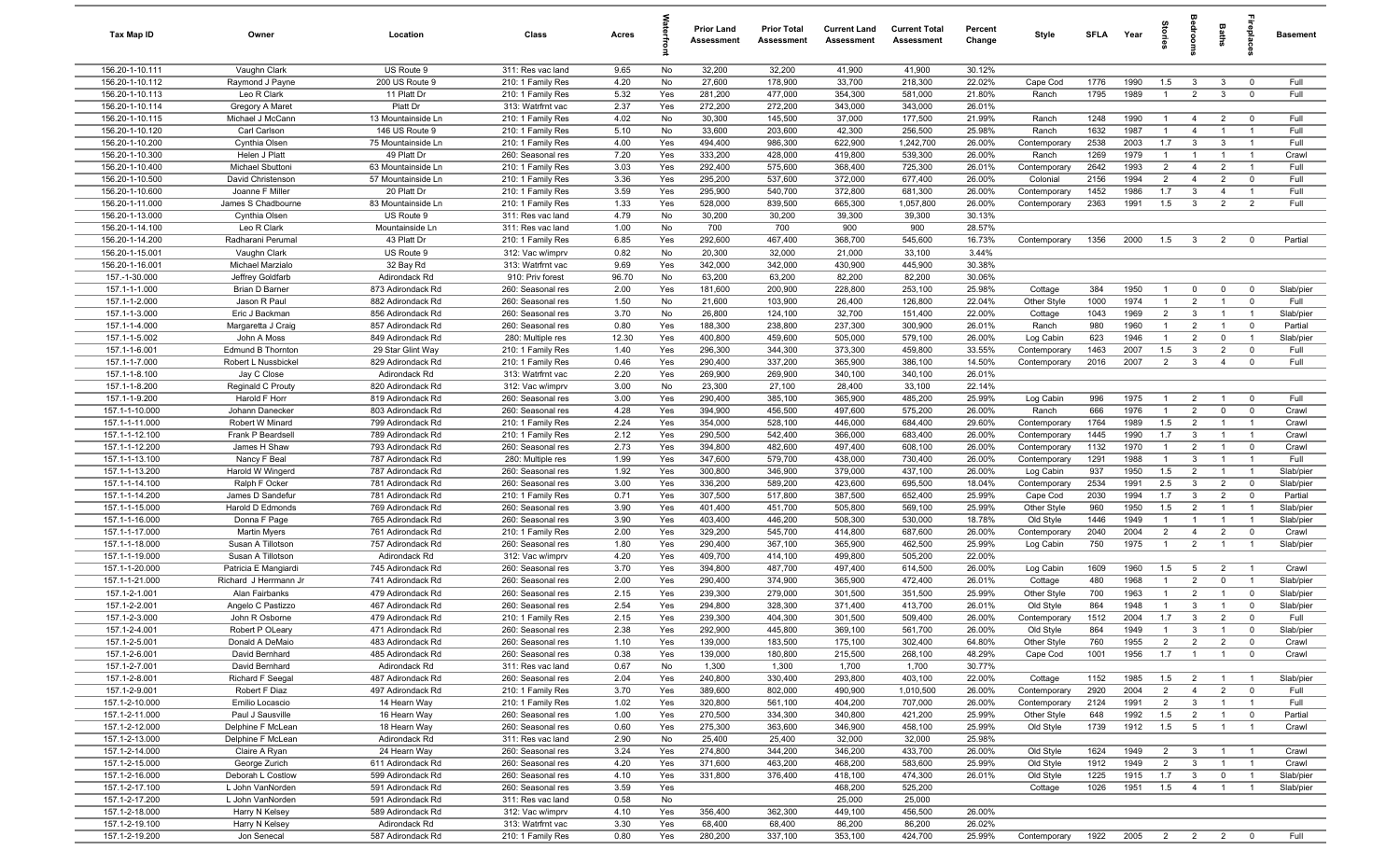| Tax Map ID | Owner | Location | Class | Acres | Waterfront | Prior Land Assessment | Prior Total Assessment | Current Land Assessment | Current Total Assessment | Percent Change | Style | SFLA | Year | Stories | Bedrooms | Baths | Fireplaces | Basement |
|---|---|---|---|---|---|---|---|---|---|---|---|---|---|---|---|---|---|---|
| 156.20-1-10.111 | Vaughn Clark | US Route 9 | 311: Res vac land | 9.65 | No | 32,200 | 32,200 | 41,900 | 41,900 | 30.12% | | | | | | | | |
| 156.20-1-10.112 | Raymond J Payne | 200 US Route 9 | 210: 1 Family Res | 4.20 | No | 27,600 | 178,900 | 33,700 | 218,300 | 22.02% | Cape Cod | 1776 | 1990 | 1.5 | 3 | 3 | 0 | Full |
| 156.20-1-10.113 | Leo R Clark | 11 Platt Dr | 210: 1 Family Res | 5.32 | Yes | 281,200 | 477,000 | 354,300 | 581,000 | 21.80% | Ranch | 1795 | 1989 | 1 | 2 | 3 | 0 | Full |
| 156.20-1-10.114 | Gregory A Maret | Platt Dr | 313: Watrfrnt vac | 2.37 | Yes | 272,200 | 272,200 | 343,000 | 343,000 | 26.01% | | | | | | | | |
| 156.20-1-10.115 | Michael J McCann | 13 Mountainside Ln | 210: 1 Family Res | 4.02 | No | 30,300 | 145,500 | 37,000 | 177,500 | 21.99% | Ranch | 1248 | 1990 | 1 | 4 | 2 | 0 | Full |
| 156.20-1-10.120 | Carl Carlson | 146 US Route 9 | 210: 1 Family Res | 5.10 | No | 33,600 | 203,600 | 42,300 | 256,500 | 25.98% | Ranch | 1632 | 1987 | 1 | 4 | 1 | 1 | Full |
| 156.20-1-10.200 | Cynthia Olsen | 75 Mountainside Ln | 210: 1 Family Res | 4.00 | Yes | 494,400 | 986,300 | 622,900 | 1,242,700 | 26.00% | Contemporary | 2538 | 2003 | 1.7 | 3 | 3 | 1 | Full |
| 156.20-1-10.300 | Helen J Platt | 49 Platt Dr | 260: Seasonal res | 7.20 | Yes | 333,200 | 428,000 | 419,800 | 539,300 | 26.00% | Ranch | 1269 | 1979 | 1 | 1 | 1 | 1 | Crawl |
| 156.20-1-10.400 | Michael Sbuttoni | 63 Mountainside Ln | 210: 1 Family Res | 3.03 | Yes | 292,400 | 575,600 | 368,400 | 725,300 | 26.01% | Contemporary | 2642 | 1993 | 2 | 4 | 2 | 1 | Full |
| 156.20-1-10.500 | David Christenson | 57 Mountainside Ln | 210: 1 Family Res | 3.36 | Yes | 295,200 | 537,600 | 372,000 | 677,400 | 26.00% | Colonial | 2156 | 1994 | 2 | 4 | 2 | 0 | Full |
| 156.20-1-10.600 | Joanne F Miller | 20 Platt Dr | 210: 1 Family Res | 3.59 | Yes | 295,900 | 540,700 | 372,800 | 681,300 | 26.00% | Contemporary | 1452 | 1986 | 1.7 | 3 | 4 | 1 | Full |
| 156.20-1-11.000 | James S Chadbourne | 83 Mountainside Ln | 210: 1 Family Res | 1.33 | Yes | 528,000 | 839,500 | 665,300 | 1,057,800 | 26.00% | Contemporary | 2363 | 1991 | 1.5 | 3 | 2 | 2 | Full |
| 156.20-1-13.000 | Cynthia Olsen | US Route 9 | 311: Res vac land | 4.79 | No | 30,200 | 30,200 | 39,300 | 39,300 | 30.13% | | | | | | | | |
| 156.20-1-14.100 | Leo R Clark | Mountainside Ln | 311: Res vac land | 1.00 | No | 700 | 700 | 900 | 900 | 28.57% | | | | | | | | |
| 156.20-1-14.200 | Radharani Perumal | 43 Platt Dr | 210: 1 Family Res | 6.85 | Yes | 292,600 | 467,400 | 368,700 | 545,600 | 16.73% | Contemporary | 1356 | 2000 | 1.5 | 3 | 2 | 0 | Partial |
| 156.20-1-15.001 | Vaughn Clark | US Route 9 | 312: Vac w/imprv | 0.82 | No | 20,300 | 32,000 | 21,000 | 33,100 | 3.44% | | | | | | | | |
| 156.20-1-16.001 | Michael Marzialo | 32 Bay Rd | 313: Watrfrnt vac | 9.69 | Yes | 342,000 | 342,000 | 430,900 | 445,900 | 30.38% | | | | | | | | |
| 157.-1-30.000 | Jeffrey Goldfarb | Adirondack Rd | 910: Priv forest | 96.70 | No | 63,200 | 63,200 | 82,200 | 82,200 | 30.06% | | | | | | | | |
| 157.1-1-1.000 | Brian D Barner | 873 Adirondack Rd | 260: Seasonal res | 2.00 | Yes | 181,600 | 200,900 | 228,800 | 253,100 | 25.98% | Cottage | 384 | 1950 | 1 | 0 | 0 | 0 | Slab/pier |
| 157.1-1-2.000 | Jason R Paul | 882 Adirondack Rd | 260: Seasonal res | 1.50 | No | 21,600 | 103,900 | 26,400 | 126,800 | 22.04% | Other Style | 1000 | 1974 | 1 | 2 | 1 | 0 | Full |
| 157.1-1-3.000 | Eric J Backman | 856 Adirondack Rd | 260: Seasonal res | 3.70 | No | 26,800 | 124,100 | 32,700 | 151,400 | 22.00% | Cottage | 1043 | 1969 | 2 | 3 | 1 | 1 | Slab/pier |
| 157.1-1-4.000 | Margaretta J Craig | 857 Adirondack Rd | 260: Seasonal res | 0.80 | Yes | 188,300 | 238,800 | 237,300 | 300,900 | 26.01% | Ranch | 980 | 1960 | 1 | 2 | 1 | 0 | Partial |
| 157.1-1-5.002 | John A Moss | 849 Adirondack Rd | 280: Multiple res | 12.30 | Yes | 400,800 | 459,600 | 505,000 | 579,100 | 26.00% | Log Cabin | 623 | 1946 | 1 | 2 | 0 | 1 | Slab/pier |
| 157.1-1-6.001 | Edmund B Thornton | 29 Star Glint Way | 210: 1 Family Res | 1.40 | Yes | 296,300 | 344,300 | 373,300 | 459,800 | 33.55% | Contemporary | 1463 | 2007 | 1.5 | 3 | 2 | 0 | Full |
| 157.1-1-7.000 | Robert L Nussbickel | 829 Adirondack Rd | 210: 1 Family Res | 0.46 | Yes | 290,400 | 337,200 | 365,900 | 386,100 | 14.50% | Contemporary | 2016 | 2007 | 2 | 3 | 4 | 0 | Full |
| 157.1-1-8.100 | Jay C Close | Adirondack Rd | 313: Watrfrnt vac | 2.20 | Yes | 269,900 | 269,900 | 340,100 | 340,100 | 26.01% | | | | | | | | |
| 157.1-1-8.200 | Reginald C Prouty | 820 Adirondack Rd | 312: Vac w/imprv | 3.00 | No | 23,300 | 27,100 | 28,400 | 33,100 | 22.14% | | | | | | | | |
| 157.1-1-9.200 | Harold F Horr | 819 Adirondack Rd | 260: Seasonal res | 3.00 | Yes | 290,400 | 385,100 | 365,900 | 485,200 | 25.99% | Log Cabin | 996 | 1975 | 1 | 2 | 1 | 0 | Full |
| 157.1-1-10.000 | Johann Danecker | 803 Adirondack Rd | 260: Seasonal res | 4.28 | Yes | 394,900 | 456,500 | 497,600 | 575,200 | 26.00% | Ranch | 666 | 1976 | 1 | 2 | 0 | 0 | Crawl |
| 157.1-1-11.000 | Robert W Minard | 799 Adirondack Rd | 210: 1 Family Res | 2.24 | Yes | 354,000 | 528,100 | 446,000 | 684,400 | 29.60% | Contemporary | 1764 | 1989 | 1.5 | 2 | 1 | 1 | Crawl |
| 157.1-1-12.100 | Frank P Beardsell | 789 Adirondack Rd | 210: 1 Family Res | 2.12 | Yes | 290,500 | 542,400 | 366,000 | 683,400 | 26.00% | Contemporary | 1445 | 1990 | 1.7 | 3 | 1 | 1 | Crawl |
| 157.1-1-12.200 | James H Shaw | 793 Adirondack Rd | 260: Seasonal res | 2.73 | Yes | 394,800 | 482,600 | 497,400 | 608,100 | 26.00% | Contemporary | 1132 | 1970 | 1 | 2 | 1 | 0 | Crawl |
| 157.1-1-13.100 | Nancy F Beal | 787 Adirondack Rd | 280: Multiple res | 1.99 | Yes | 347,600 | 579,700 | 438,000 | 730,400 | 26.00% | Contemporary | 1291 | 1988 | 1 | 3 | 1 | 1 | Full |
| 157.1-1-13.200 | Harold W Wingerd | 787 Adirondack Rd | 260: Seasonal res | 1.92 | Yes | 300,800 | 346,900 | 379,000 | 437,100 | 26.00% | Log Cabin | 937 | 1950 | 1.5 | 2 | 1 | 1 | Slab/pier |
| 157.1-1-14.100 | Ralph F Ocker | 781 Adirondack Rd | 260: Seasonal res | 3.00 | Yes | 336,200 | 589,200 | 423,600 | 695,500 | 18.04% | Contemporary | 2534 | 1991 | 2.5 | 3 | 2 | 0 | Slab/pier |
| 157.1-1-14.200 | James D Sandefur | 781 Adirondack Rd | 210: 1 Family Res | 0.71 | Yes | 307,500 | 517,800 | 387,500 | 652,400 | 25.99% | Cape Cod | 2030 | 1994 | 1.7 | 3 | 2 | 0 | Partial |
| 157.1-1-15.000 | Harold D Edmonds | 769 Adirondack Rd | 260: Seasonal res | 3.90 | Yes | 401,400 | 451,700 | 505,800 | 569,100 | 25.99% | Other Style | 960 | 1950 | 1.5 | 2 | 1 | 1 | Slab/pier |
| 157.1-1-16.000 | Donna F Page | 765 Adirondack Rd | 260: Seasonal res | 3.90 | Yes | 403,400 | 446,200 | 508,300 | 530,000 | 18.78% | Old Style | 1446 | 1949 | 1 | 1 | 1 | 1 | Slab/pier |
| 157.1-1-17.000 | Martin Myers | 761 Adirondack Rd | 210: 1 Family Res | 2.00 | Yes | 329,200 | 545,700 | 414,800 | 687,600 | 26.00% | Contemporary | 2040 | 2004 | 2 | 4 | 2 | 0 | Crawl |
| 157.1-1-18.000 | Susan A Tillotson | 757 Adirondack Rd | 260: Seasonal res | 1.80 | Yes | 290,400 | 367,100 | 365,900 | 462,500 | 25.99% | Log Cabin | 750 | 1975 | 1 | 2 | 1 | 1 | Slab/pier |
| 157.1-1-19.000 | Susan A Tillotson | Adirondack Rd | 312: Vac w/imprv | 4.20 | Yes | 409,700 | 414,100 | 499,800 | 505,200 | 22.00% | | | | | | | | |
| 157.1-1-20.000 | Patricia E Mangiardi | 745 Adirondack Rd | 260: Seasonal res | 3.70 | Yes | 394,800 | 487,700 | 497,400 | 614,500 | 26.00% | Log Cabin | 1609 | 1960 | 1.5 | 5 | 2 | 1 | Crawl |
| 157.1-1-21.000 | Richard J Herrmann Jr | 741 Adirondack Rd | 260: Seasonal res | 2.00 | Yes | 290,400 | 374,900 | 365,900 | 472,400 | 26.01% | Cottage | 480 | 1968 | 1 | 2 | 0 | 1 | Slab/pier |
| 157.1-2-1.001 | Alan Fairbanks | 479 Adirondack Rd | 260: Seasonal res | 2.15 | Yes | 239,300 | 279,000 | 301,500 | 351,500 | 25.99% | Other Style | 700 | 1963 | 1 | 2 | 1 | 0 | Slab/pier |
| 157.1-2-2.001 | Angelo C Pastizzo | 467 Adirondack Rd | 260: Seasonal res | 2.54 | Yes | 294,800 | 328,300 | 371,400 | 413,700 | 26.01% | Old Style | 864 | 1948 | 1 | 3 | 1 | 0 | Slab/pier |
| 157.1-2-3.000 | John R Osborne | 479 Adirondack Rd | 210: 1 Family Res | 2.15 | Yes | 239,300 | 404,300 | 301,500 | 509,400 | 26.00% | Contemporary | 1512 | 2004 | 1.7 | 3 | 2 | 0 | Full |
| 157.1-2-4.001 | Robert P OLeary | 471 Adirondack Rd | 260: Seasonal res | 2.38 | Yes | 292,900 | 445,800 | 369,100 | 561,700 | 26.00% | Old Style | 864 | 1949 | 1 | 3 | 1 | 0 | Slab/pier |
| 157.1-2-5.001 | Donald A DeMaio | 483 Adirondack Rd | 260: Seasonal res | 1.10 | Yes | 139,000 | 183,500 | 175,100 | 302,400 | 64.80% | Other Style | 760 | 1955 | 2 | 2 | 2 | 0 | Crawl |
| 157.1-2-6.001 | David Bernhard | 485 Adirondack Rd | 260: Seasonal res | 0.38 | Yes | 139,000 | 180,800 | 215,500 | 268,100 | 48.29% | Cape Cod | 1001 | 1956 | 1.7 | 1 | 1 | 0 | Crawl |
| 157.1-2-7.001 | David Bernhard | Adirondack Rd | 311: Res vac land | 0.67 | No | 1,300 | 1,300 | 1,700 | 1,700 | 30.77% | | | | | | | | |
| 157.1-2-8.001 | Richard F Seegal | 487 Adirondack Rd | 260: Seasonal res | 2.04 | Yes | 240,800 | 330,400 | 293,800 | 403,100 | 22.00% | Cottage | 1152 | 1985 | 1.5 | 2 | 1 | 1 | Slab/pier |
| 157.1-2-9.001 | Robert F Diaz | 497 Adirondack Rd | 210: 1 Family Res | 3.70 | Yes | 389,600 | 802,000 | 490,900 | 1,010,500 | 26.00% | Contemporary | 2920 | 2004 | 2 | 4 | 2 | 0 | Full |
| 157.1-2-10.000 | Emilio Locascio | 14 Hearn Way | 210: 1 Family Res | 1.02 | Yes | 320,800 | 561,100 | 404,200 | 707,000 | 26.00% | Contemporary | 2124 | 1991 | 2 | 3 | 1 | 1 | Full |
| 157.1-2-11.000 | Paul J Sausville | 16 Hearn Way | 260: Seasonal res | 1.00 | Yes | 270,500 | 334,300 | 340,800 | 421,200 | 25.99% | Other Style | 648 | 1992 | 1.5 | 2 | 1 | 0 | Partial |
| 157.1-2-12.000 | Delphine F McLean | 18 Hearn Way | 260: Seasonal res | 0.60 | Yes | 275,300 | 363,600 | 346,900 | 458,100 | 25.99% | Old Style | 1739 | 1912 | 1.5 | 5 | 1 | 1 | Crawl |
| 157.1-2-13.000 | Delphine F McLean | Adirondack Rd | 311: Res vac land | 2.90 | No | 25,400 | 25,400 | 32,000 | 32,000 | 25.98% | | | | | | | | |
| 157.1-2-14.000 | Claire A Ryan | 24 Hearn Way | 260: Seasonal res | 3.24 | Yes | 274,800 | 344,200 | 346,200 | 433,700 | 26.00% | Old Style | 1624 | 1949 | 2 | 3 | 1 | 1 | Crawl |
| 157.1-2-15.000 | George Zurich | 611 Adirondack Rd | 260: Seasonal res | 4.20 | Yes | 371,600 | 463,200 | 468,200 | 583,600 | 25.99% | Old Style | 1912 | 1949 | 2 | 3 | 1 | 1 | Crawl |
| 157.1-2-16.000 | Deborah L Costlow | 599 Adirondack Rd | 260: Seasonal res | 4.10 | Yes | 331,800 | 376,400 | 418,100 | 474,300 | 26.01% | Old Style | 1225 | 1915 | 1.7 | 3 | 0 | 1 | Slab/pier |
| 157.1-2-17.100 | L John VanNorden | 591 Adirondack Rd | 260: Seasonal res | 3.59 | Yes | | | 468,200 | 525,200 | | Cottage | 1026 | 1951 | 1.5 | 4 | 1 | 1 | Slab/pier |
| 157.1-2-17.200 | L John VanNorden | 591 Adirondack Rd | 311: Res vac land | 0.58 | No | | | 25,000 | 25,000 | | | | | | | | | |
| 157.1-2-18.000 | Harry N Kelsey | 589 Adirondack Rd | 312: Vac w/imprv | 4.10 | Yes | 356,400 | 362,300 | 449,100 | 456,500 | 26.00% | | | | | | | | |
| 157.1-2-19.100 | Harry N Kelsey | Adirondack Rd | 313: Watrfrnt vac | 3.30 | Yes | 68,400 | 68,400 | 86,200 | 86,200 | 26.02% | | | | | | | | |
| 157.1-2-19.200 | Jon Senecal | 587 Adirondack Rd | 210: 1 Family Res | 0.80 | Yes | 280,200 | 337,100 | 353,100 | 424,700 | 25.99% | Contemporary | 1922 | 2005 | 2 | 2 | 2 | 0 | Full |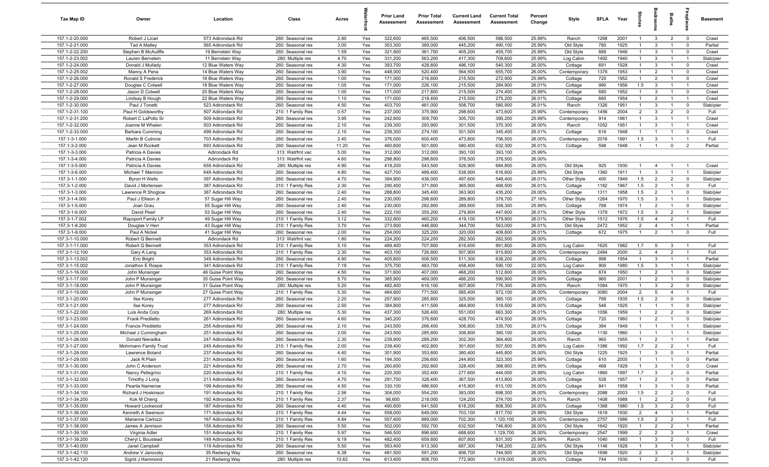| Tax Map ID | Owner | Location | Class | Acres | Waterfront | Prior Land Assessment | Prior Total Assessment | Current Land Assessment | Current Total Assessment | Percent Change | Style | SFLA | Year | Stories | Bedrooms | Baths | Fireplaces | Basement |
|---|---|---|---|---|---|---|---|---|---|---|---|---|---|---|---|---|---|---|
| 157.1-2-20.000 | Robert J Licari | 573 Adirondack Rd | 260: Seasonal res | 2.80 | Yes | 322,600 | 465,500 | 406,500 | 586,500 | 25.99% | Ranch | 1268 | 2001 | 1 | 3 | 2 | 0 | Crawl |
| 157.1-2-21.000 | Tad A Matley | 565 Adirondack Rd | 260: Seasonal res | 3.00 | Yes | 353,300 | 389,000 | 445,200 | 490,100 | 25.99% | Old Style | 780 | 1925 | 1 | 3 | 1 | 0 | Partial |
| 157.1-2-22.200 | Stephen B McAuliffe | 19 Bernstein Way | 260: Seasonal res | 1.59 | Yes | 321,600 | 361,700 | 405,200 | 455,700 | 25.99% | Old Style | 888 | 1946 | 1 | 3 | 1 | 0 | Crawl |
| 157.1-2-23.002 | Lauren Bernstein | 11 Bernstein Way | 280: Multiple res | 4.70 | Yes | 331,200 | 563,200 | 417,300 | 709,600 | 25.99% | Log Cabin | 1492 | 1940 | 1 | 3 | 1 | 1 | Slab/pier |
| 157.1-2-24.000 | Donald J Mullady | 12 Blue Waters Way | 260: Seasonal res | 4.30 | Yes | 393,700 | 428,800 | 496,100 | 540,300 | 26.00% | Cottage | 691 | 1928 | 1 | 3 | 1 | 0 | Crawl |
| 157.1-2-25.002 | Manny A Pena | 14 Blue Waters Way | 260: Seasonal res | 3.90 | Yes | 448,000 | 520,400 | 564,500 | 655,700 | 26.00% | Contemporary | 1376 | 1953 | 1 | 2 | 1 | 0 | Crawl |
| 157.1-2-26.000 | Ronald S Frederick | 16 Blue Waters Way | 260: Seasonal res | 1.00 | Yes | 171,000 | 216,600 | 215,500 | 272,900 | 25.99% | Cottage | 720 | 1952 | 1 | 2 | 1 | 0 | Crawl |
| 157.1-2-27.000 | Douglas C Colwell | 18 Blue Waters Way | 260: Seasonal res | 1.05 | Yes | 171,000 | 226,100 | 215,500 | 284,900 | 26.01% | Cottage | 990 | 1956 | 1.5 | 3 | 1 | 1 | Crawl |
| 157.1-2-28.000 | Jason D Colwell | 20 Blue Waters Way | 260: Seasonal res | 1.00 | Yes | 171,000 | 217,800 | 215,500 | 274,400 | 25.99% | Cottage | 680 | 1952 | 1 | 3 | 1 | 0 | Crawl |
| 157.1-2-29.000 | Lindsay B Hough | 22 Blue Waters Way | 260: Seasonal res | 1.10 | Yes | 171,000 | 218,400 | 215,500 | 275,200 | 26.01% | Cottage | 685 | 1954 | 1 | 2 | 1 | 1 | Crawl |
| 157.1-2-30.000 | Paul J Tonetti | 523 Adirondack Rd | 260: Seasonal res | 4.50 | Yes | 403,700 | 461,000 | 508,700 | 580,900 | 26.01% | Ranch | 1326 | 1951 | 1 | 3 | 1 | 0 | Slab/pier |
| 157.1-2-31.100 | Paul H Goldsworthy | 507 Adirondack Rd | 210: 1 Family Res | 0.57 | Yes | 237,000 | 375,900 | 298,600 | 473,600 | 25.99% | Contemporary | 1456 | 2004 | 2 | 3 | 2 | 0 | Full |
| 157.1-2-31.200 | Robert C LaPollo Sr | 509 Adirondack Rd | 260: Seasonal res | 3.95 | Yes | 242,600 | 309,700 | 305,700 | 390,200 | 25.99% | Contemporary | 914 | 1961 | 1 | 3 | 1 | 1 | Crawl |
| 157.1-2-32.000 | Joanne M Whalen | 503 Adirondack Rd | 260: Seasonal res | 2.10 | Yes | 239,300 | 293,900 | 301,500 | 370,300 | 26.00% | Ranch | 1052 | 1951 | 1 | 3 | 1 | 1 | Crawl |
| 157.1-2-33.000 | Barbara Cumming | 499 Adirondack Rd | 260: Seasonal res | 2.10 | Yes | 239,300 | 274,100 | 301,500 | 345,400 | 26.01% | Cottage | 616 | 1948 | 1 | 1 | 1 | 0 | Crawl |
| 157.1-3-1.000 | Martin B Cutrone | 703 Adirondack Rd | 260: Seasonal res | 2.40 | Yes | 376,000 | 600,400 | 473,800 | 756,500 | 26.00% | Contemporary | 2016 | 1991 | 1.5 | 3 | 1 | 1 | Full |
| 157.1-3-2.000 | Jean M Rockett | 693 Adirondack Rd | 260: Seasonal res | 11.20 | Yes | 460,600 | 501,800 | 580,400 | 632,300 | 26.01% | Cottage | 598 | 1948 | 1 | 1 | 0 | 2 | Partial |
| 157.1-3-3.000 | Patricia A Davies | Adirondack Rd | 313: Watrfrnt vac | 5.00 | Yes | 312,000 | 312,000 | 393,100 | 393,100 | 25.99% | | | | | | | | |
| 157.1-3-4.000 | Patricia A Davies | Adirondack Rd | 313: Watrfrnt vac | 4.60 | Yes | 298,800 | 298,800 | 376,500 | 376,500 | 26.00% | | | | | | | | |
| 157.1-3-5.000 | Patricia A Davies | 659 Adirondack Rd | 280: Multiple res | 4.90 | Yes | 418,200 | 543,500 | 526,900 | 684,800 | 26.00% | Old Style | 925 | 1930 | 1 | 4 | 1 | 1 | Crawl |
| 157.1-3-6.000 | Michael T Mannion | 649 Adirondack Rd | 260: Seasonal res | 4.80 | Yes | 427,700 | 489,400 | 538,900 | 616,600 | 25.99% | Old Style | 1360 | 1911 | 1 | 3 | 1 | 1 | Slab/pier |
| 157.3-1-1.000 | Byron H Wells | 397 Adirondack Rd | 260: Seasonal res | 4.70 | Yes | 394,900 | 436,000 | 497,600 | 549,400 | 26.01% | Other Style | 400 | 1949 | 1.5 | 2 | 0 | 0 | Slab/pier |
| 157.3-1-2.000 | David J Mortensen | 387 Adirondack Rd | 210: 1 Family Res | 2.30 | Yes | 290,400 | 371,800 | 365,900 | 468,500 | 26.01% | Cottage | 1182 | 1967 | 1.5 | 2 | 1 | 0 | Full |
| 157.3-1-3.000 | Lawrence R Shoglow | 387 Adirondack Rd | 260: Seasonal res | 2.40 | Yes | 288,800 | 345,400 | 363,900 | 435,200 | 26.00% | Cottage | 1311 | 1958 | 1.5 | 2 | 1 | 0 | Slab/pier |
| 157.3-1-4.000 | Paul J Ellison Jr | 57 Sugar Hill Way | 260: Seasonal res | 2.40 | Yes | 230,000 | 298,600 | 289,800 | 379,700 | 27.16% | Other Style | 1264 | 1970 | 1.5 | 3 | 1 | 1 | Slab/pier |
| 157.3-1-5.000 | Joan Grau | 55 Sugar Hill Way | 260: Seasonal res | 2.40 | Yes | 230,000 | 282,800 | 289,800 | 356,300 | 25.99% | Cottage | 768 | 1974 | 1 | 2 | 1 | 0 | Slab/pier |
| 157.3-1-6.000 | David Pearl | 53 Sugar Hill Way | 260: Seasonal res | 2.40 | Yes | 222,100 | 355,200 | 279,800 | 447,600 | 26.01% | Other Style | 1378 | 1972 | 1.5 | 3 | 2 | 1 | Slab/pier |
| 157.3-1-7.002 | Rapoport Family LP | 49 Sugar Hill Way | 210: 1 Family Res | 3.12 | Yes | 332,600 | 460,200 | 419,100 | 579,900 | 26.01% | Other Style | 1512 | 1976 | 1.5 | 4 | 2 | 1 | Full |
| 157.3-1-8.200 | Douglas V Herr | 43 Sugar Hill Way | 210: 1 Family Res | 3.70 | Yes | 273,600 | 446,800 | 344,700 | 563,000 | 26.01% | Old Style | 2472 | 1952 | 2 | 4 | 1 | 1 | Partial |
| 157.3-1-9.000 | Paul A Nickel | 41 Sugar Hill Way | 260: Seasonal res | 2.00 | Yes | 254,000 | 325,200 | 320,000 | 409,800 | 26.01% | Cottage | 672 | 1975 | 1 | 2 | 1 | 0 | Full |
| 157.3-1-10.000 | Robert Q Bennett | Adirondack Rd | 313: Watrfrnt vac | 1.80 | Yes | 224,200 | 224,200 | 282,500 | 282,500 | 26.00% | | | | | | | | |
| 157.3-1-11.000 | Robert Q Bennett | 353 Adirondack Rd | 210: 1 Family Res | 5.10 | Yes | 489,400 | 707,800 | 616,600 | 891,800 | 26.00% | Log Cabin | 1625 | 1982 | 1.7 | 5 | 3 | 1 | Full |
| 157.3-1-12.100 | Gary A Lang | 353 Adirondack Rd | 210: 1 Family Res | 2.30 | Yes | 403,100 | 726,800 | 507,900 | 915,800 | 26.00% | Contemporary | 2484 | 2000 | 2 | 4 | 2 | 1 | Full |
| 157.3-1-13.002 | Eric Bright | 349 Adirondack Rd | 260: Seasonal res | 4.90 | Yes | 405,800 | 506,500 | 511,300 | 638,200 | 26.00% | Cottage | 998 | 1954 | 1 | 3 | 1 | 1 | Partial |
| 157.3-1-15.002 | Jonathon E Roepe | 341 Adirondack Rd | 210: 1 Family Res | 7.19 | Yes | 375,700 | 483,700 | 458,400 | 590,100 | 22.00% | Log Cabin | 900 | 1980 | 1.5 | 3 | 1 | 1 | Slab/pier |
| 157.3-1-16.000 | John Munsinger | 46 Guise Point Way | 260: Seasonal res | 4.50 | Yes | 371,600 | 407,000 | 468,200 | 512,800 | 26.00% | Cottage | 874 | 1950 | 1 | 2 | 1 | 0 | Slab/pier |
| 157.3-1-17.000 | John P Munsinger | 35 Guise Point Way | 260: Seasonal res | 5.70 | Yes | 385,900 | 469,000 | 486,200 | 590,900 | 25.99% | Cottage | 960 | 2001 | 1 | 2 | 1 | 0 | Slab/pier |
| 157.3-1-18.000 | John P Munsinger | 31 Guise Point Way | 280: Multiple res | 5.20 | Yes | 482,400 | 616,100 | 607,800 | 776,300 | 26.00% | Ranch | 1084 | 1970 | 1 | 3 | 2 | 0 | Slab/pier |
| 157.3-1-19.000 | John P Munsinger | 27 Guise Point Way | 210: 1 Family Res | 5.30 | Yes | 464,600 | 771,500 | 585,400 | 972,100 | 26.00% | Contemporary | 3080 | 2004 | 2 | 5 | 4 | 1 | Full |
| 157.3-1-20.000 | Ilse Korey | 277 Adirondack Rd | 260: Seasonal res | 2.20 | Yes | 257,900 | 285,800 | 325,000 | 360,100 | 26.00% | Cottage | 768 | 1935 | 1.5 | 2 | 0 | 0 | Slab/pier |
| 157.3-1-21.000 | Ilse Korey | 277 Adirondack Rd | 260: Seasonal res | 2.50 | Yes | 384,800 | 411,500 | 484,800 | 518,500 | 26.00% | Cottage | 546 | 1925 | 1 | 1 | 1 | 0 | Slab/pier |
| 157.3-1-22.000 | Luis Anda Corp | 269 Adirondack Rd | 280: Multiple res | 5.30 | Yes | 437,300 | 526,400 | 551,000 | 663,300 | 26.01% | Cottage | 1056 | 1959 | 1 | 2 | 2 | 0 | Slab/pier |
| 157.3-1-23.000 | Frank Prediletto | 261 Adirondack Rd | 260: Seasonal res | 4.60 | Yes | 340,200 | 376,600 | 428,700 | 474,500 | 26.00% | Cottage | 720 | 1960 | 1 | 2 | 1 | 0 | Slab/pier |
| 157.3-1-24.000 | Francis Prediletto | 255 Adirondack Rd | 260: Seasonal res | 2.10 | Yes | 243,500 | 266,400 | 306,800 | 335,700 | 26.01% | Cottage | 384 | 1949 | 1 | 1 | 1 | 1 | Slab/pier |
| 157.3-1-25.000 | Michael J Cunningham | 251 Adirondack Rd | 260: Seasonal res | 2.00 | Yes | 243,500 | 285,800 | 306,800 | 360,100 | 26.00% | Cottage | 1130 | 1960 | 1 | 1 | 1 | 1 | Slab/pier |
| 157.3-1-26.000 | Donald Nieradka | 247 Adirondack Rd | 260: Seasonal res | 2.30 | Yes | 239,900 | 289,200 | 302,300 | 364,400 | 26.00% | Ranch | 960 | 1955 | 1 | 2 | 1 | 1 | Partial |
| 157.3-1-27.000 | Mohrmann Family Trust | 245 Adirondack Rd | 210: 1 Family Res | 2.00 | Yes | 239,400 | 402,800 | 301,600 | 507,500 | 25.99% | Log Cabin | 1386 | 1992 | 1.7 | 2 | 2 | 1 | Full |
| 157.3-1-28.000 | Lawrence Boland | 237 Adirondack Rd | 260: Seasonal res | 4.40 | Yes | 301,900 | 353,800 | 380,400 | 445,800 | 26.00% | Old Style | 1225 | 1925 | 1 | 3 | 0 | 1 | Partial |
| 157.3-1-29.000 | Jack R Plain | 231 Adirondack Rd | 260: Seasonal res | 1.60 | Yes | 194,300 | 256,600 | 244,800 | 323,300 | 25.99% | Cottage | 610 | 2005 | 1 | 1 | 1 | 0 | Partial |
| 157.3-1-30.000 | John C Anderson | 221 Adirondack Rd | 260: Seasonal res | 2.70 | Yes | 260,600 | 292,800 | 328,400 | 368,900 | 25.99% | Cottage | 468 | 1929 | 1 | 3 | 1 | 0 | Crawl |
| 157.3-1-31.000 | Nancy Pellegrino | 220 Adirondack Rd | 210: 1 Family Res | 4.10 | Yes | 220,300 | 352,400 | 277,600 | 444,000 | 25.99% | Log Cabin | 1860 | 1997 | 1.7 | 3 | 2 | 0 | Partial |
| 157.3-1-32.000 | Timothy J Long | 213 Adirondack Rd | 260: Seasonal res | 4.70 | Yes | 291,700 | 328,400 | 367,500 | 413,800 | 26.00% | Cottage | 528 | 1957 | 1 | 2 | 1 | 0 | Partial |
| 157.3-1-33.000 | Pearila Namerow | 199 Adirondack Rd | 260: Seasonal res | 4.50 | Yes | 330,100 | 486,600 | 415,900 | 613,100 | 26.00% | Cottage | 841 | 1958 | 1 | 3 | 1 | 0 | Partial |
| 157.3-1-34.100 | Richard J Hoskinson | 191 Adirondack Rd | 210: 1 Family Res | 2.56 | Yes | 304,000 | 554,200 | 383,000 | 698,300 | 26.00% | Contemporary | 2088 | 2003 | 1.5 | 2 | 2 | 0 | Full |
| 157.3-1-34.200 | Kok M Cheng | 192 Adirondack Rd | 210: 1 Family Res | 2.37 | Yes | 98,600 | 218,000 | 124,200 | 274,700 | 26.01% | Ranch | 1408 | 1988 | 1 | 2 | 2 | 0 | Full |
| 157.3-1-35.000 | Howard Lockwood | 187 Adirondack Rd | 260: Seasonal res | 4.40 | Yes | 490,600 | 641,500 | 618,200 | 808,300 | 26.00% | Cottage | 1368 | 1980 | 1.5 | 3 | 2 | 0 | Full |
| 157.3-1-36.000 | Kenneth A Swenson | 171 Adirondack Rd | 210: 1 Family Res | 4.44 | Yes | 558,000 | 649,000 | 703,100 | 817,700 | 25.99% | Old Style | 1619 | 1930 | 2 | 4 | 1 | 1 | Partial |
| 157.3-1-37.000 | Marianne Carlozzi | 167 Adirondack Rd | 210: 1 Family Res | 4.84 | Yes | 557,400 | 889,000 | 702,300 | 1,120,100 | 26.00% | Contemporary | 2757 | 1986 | 1.5 | 2 | 2 | 1 | Full |
| 157.3-1-38.000 | James A Jennison | 155 Adirondack Rd | 260: Seasonal res | 5.50 | Yes | 502,000 | 592,700 | 632,500 | 746,800 | 26.00% | Old Style | 1642 | 1920 | 1 | 2 | 2 | 1 | Partial |
| 157.3-1-39.100 | Virginia Adler | 151 Adirondack Rd | 210: 1 Family Res | 5.97 | Yes | 546,500 | 896,600 | 688,600 | 1,129,700 | 26.00% | Contemporary | 2547 | 1999 | 2 | 2 | 3 | 1 | Crawl |
| 157.3-1-39.200 | Cheryl L Boustead | 149 Adirondack Rd | 210: 1 Family Res | 6.19 | Yes | 482,400 | 659,800 | 607,800 | 831,300 | 25.99% | Ranch | 1040 | 1985 | 1 | 3 | 2 | 0 | Full |
| 157.3-1-40.000 | Janet Campbell | 119 Adirondack Rd | 260: Seasonal res | 5.50 | Yes | 563,400 | 613,300 | 687,300 | 748,200 | 22.00% | Old Style | 1146 | 1928 | 1 | 3 | 1 | 1 | Slab/pier |
| 157.3-1-42.110 | Andrew V Janovsky | 35 Redwing Way | 260: Seasonal res | 6.38 | Yes | 481,500 | 591,200 | 606,700 | 744,900 | 26.00% | Old Style | 1696 | 1920 | 2 | 3 | 2 | 1 | Slab/pier |
| 157.3-1-42.120 | Sigrid J Hammond | 21 Redwing Way | 280: Multiple res | 10.62 | Yes | 613,400 | 808,700 | 772,900 | 1,019,000 | 26.00% | Cottage | 744 | 1930 | 1 | 2 | 1 | 0 | Full |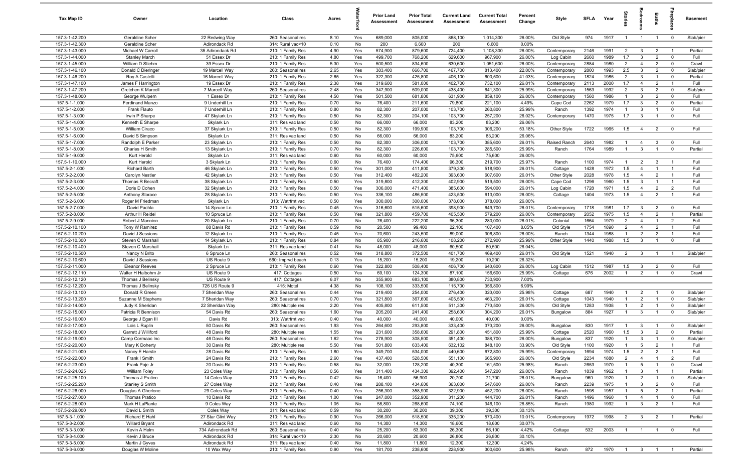| Tax Map ID | Owner | Location | Class | Acres | Waterfront | Prior Land Assessment | Prior Total Assessment | Current Land Assessment | Current Total Assessment | Percent Change | Style | SFLA | Year | Stories | Bedrooms | Baths | Fireplaces | Basement |
|---|---|---|---|---|---|---|---|---|---|---|---|---|---|---|---|---|---|---|
| 157.3-1-42.200 | Geraldine Scher | 22 Redwing Way | 260: Seasonal res | 8.10 | Yes | 689,000 | 805,000 | 868,100 | 1,014,300 | 26.00% | Old Style | 974 | 1917 | 1 | 1 | 1 | 0 | Slab/pier |
| 157.3-1-42.300 | Geraldine Scher | Adirondack Rd | 314: Rural vac<10 | 0.10 | No | 200 | 6,600 | 200 | 6,600 | 0.00% | | | | | | | | |
| 157.3-1-43.000 | Michael W Carroll | 35 Adirondack Rd | 210: 1 Family Res | 4.90 | Yes | 574,900 | 879,600 | 724,400 | 1,108,300 | 26.00% | Contemporary | 2146 | 1991 | 2 | 3 | 2 | 1 | Partial |
| 157.3-1-44.000 | Stanley March | 51 Essex Dr | 210: 1 Family Res | 4.80 | Yes | 499,700 | 768,200 | 629,600 | 967,900 | 26.00% | Log Cabin | 2660 | 1989 | 1.7 | 3 | 2 | 0 | Full |
| 157.3-1-45.000 | William D Stiehm | 39 Essex Dr | 210: 1 Family Res | 5.30 | Yes | 500,500 | 834,600 | 630,600 | 1,051,600 | 26.00% | Contemporary | 2884 | 1980 | 2 | 4 | 2 | 0 | Crawl |
| 157.3-1-46.100 | Donald C Dieringer | 19 Marcell Way | 260: Seasonal res | 2.65 | Yes | 383,400 | 666,700 | 467,700 | 813,400 | 22.00% | Contemporary | 2800 | 1993 | 2.5 | 3 | 2 | 0 | Slab/pier |
| 157.3-1-46.200 | Roy A Castelli | 16 Marcell Way | 210: 1 Family Res | 2.65 | Yes | 322,300 | 425,800 | 406,100 | 600,500 | 41.03% | Contemporary | 1824 | 1985 | 2 | 3 | 1 | 0 | Partial |
| 157.3-1-47.100 | James F Harrington | 19 Essex Dr | 210: 1 Family Res | 2.38 | Yes | 319,600 | 581,000 | 402,700 | 732,100 | 26.01% | Contemporary | 2113 | 2000 | 1.7 | 4 | 2 | 1 | Full |
| 157.3-1-47.200 | Gretchen K Marcell | 7 Marcell Way | 260: Seasonal res | 2.48 | Yes | 347,900 | 509,000 | 438,400 | 641,300 | 25.99% | Contemporary | 1563 | 1992 | 2 | 3 | 2 | 0 | Slab/pier |
| 157.3-1-48.000 | George Wulpern | 1 Essex Dr | 210: 1 Family Res | 4.50 | Yes | 501,500 | 681,800 | 631,900 | 859,100 | 26.00% | Contemporary | 1560 | 1986 | 1 | 3 | 2 | 0 | Full |
| 157.5-1-1.000 | Ferdinand Manzo | 9 Underhill Ln | 210: 1 Family Res | 0.70 | No | 76,400 | 211,600 | 79,800 | 221,100 | 4.49% | Cape Cod | 2262 | 1979 | 1.7 | 3 | 2 | 0 | Partial |
| 157.5-1-2.000 | Frank Flauto | 7 Underhill Ln | 210: 1 Family Res | 0.80 | No | 82,300 | 207,000 | 103,700 | 260,800 | 25.99% | Ranch | 1392 | 1974 | 1 | 3 | 1 | 0 | Full |
| 157.5-1-3.000 | Irwin P Sharpe | 47 Skylark Ln | 210: 1 Family Res | 0.50 | No | 82,300 | 204,100 | 103,700 | 257,200 | 26.02% | Contemporary | 1470 | 1975 | 1.7 | 3 | 1 | 0 | Full |
| 157.5-1-4.000 | Kenneth E Sharpe | Skylark Ln | 311: Res vac land | 0.50 | No | 66,000 | 66,000 | 83,200 | 83,200 | 26.06% | | | | | | | | |
| 157.5-1-5.000 | William Ciraco | 37 Skylark Ln | 210: 1 Family Res | 0.50 | No | 82,300 | 199,900 | 103,700 | 306,200 | 53.18% | Other Style | 1722 | 1965 | 1.5 | 4 | 2 | 0 | Full |
| 157.5-1-6.000 | David S Simpson | Skylark Ln | 311: Res vac land | 0.50 | No | 66,000 | 66,000 | 83,200 | 83,200 | 26.06% | | | | | | | | |
| 157.5-1-7.000 | Randolph E Parker | 23 Skylark Ln | 210: 1 Family Res | 0.50 | No | 82,300 | 306,000 | 103,700 | 385,600 | 26.01% | Raised Ranch | 2640 | 1982 | 1 | 4 | 3 | 0 | Full |
| 157.5-1-8.000 | Charles H Smith | 13 Skylark Ln | 210: 1 Family Res | 0.70 | No | 82,300 | 226,600 | 103,700 | 285,500 | 25.99% | Ranch | 1764 | 1989 | 1 | 3 | 1 | 0 | Partial |
| 157.5-1-9.000 | Kurt Herold | Skylark Ln | 311: Res vac land | 0.60 | No | 60,000 | 60,000 | 75,600 | 75,600 | 26.00% | | | | | | | | |
| 157.5-1-10.000 | Kurt Herold | 3 Skylark Ln | 210: 1 Family Res | 0.60 | No | 76,400 | 174,400 | 96,300 | 219,700 | 25.97% | Ranch | 1100 | 1974 | 1 | 2 | 3 | 1 | Full |
| 157.5-2-1.000 | Richard Barth | 46 Skylark Ln | 210: 1 Family Res | 0.50 | Yes | 301,000 | 411,800 | 379,300 | 518,900 | 26.01% | Cottage | 1428 | 1972 | 1.5 | 4 | 1 | 1 | Full |
| 157.5-2-2.000 | Carolyn Nestler | 42 Skylark Ln | 210: 1 Family Res | 0.50 | Yes | 312,400 | 482,200 | 393,600 | 607,600 | 26.01% | Other Style | 2028 | 1978 | 1.5 | 4 | 2 | 1 | Full |
| 157.5-2-3.000 | Thomas R Becraft | 38 Skylark Ln | 210: 1 Family Res | 0.50 | Yes | 319,800 | 412,300 | 402,900 | 519,500 | 26.00% | Cape Cod | 1296 | 1960 | 1.5 | 3 | 1 | 1 | Full |
| 157.5-2-4.000 | Doris D Cohen | 32 Skylark Ln | 210: 1 Family Res | 0.50 | Yes | 306,000 | 471,400 | 385,600 | 594,000 | 26.01% | Log Cabin | 1728 | 1971 | 1.5 | 4 | 2 | 2 | Full |
| 157.5-2-5.000 | Anthony Storace | 28 Skylark Ln | 210: 1 Family Res | 0.50 | Yes | 336,100 | 486,500 | 423,500 | 613,000 | 26.00% | Cottage | 1404 | 1973 | 1.5 | 4 | 2 | 1 | Full |
| 157.5-2-6.000 | Roger M Friedman | Skylark Ln | 313: Watrfrnt vac | 0.50 | Yes | 300,000 | 300,000 | 378,000 | 378,000 | 26.00% | | | | | | | | |
| 157.5-2-7.000 | David Pachla | 14 Spruce Ln | 210: 1 Family Res | 0.45 | Yes | 316,600 | 515,600 | 398,900 | 649,700 | 26.01% | Contemporary | 1718 | 1981 | 1.7 | 3 | 2 | 0 | Full |
| 157.5-2-8.000 | Arthur H Reidel | 10 Spruce Ln | 210: 1 Family Res | 0.50 | Yes | 321,800 | 459,700 | 405,500 | 579,200 | 26.00% | Contemporary | 2052 | 1975 | 1.5 | 4 | 2 | 1 | Partial |
| 157.5-2-9.000 | Robert J Mannion | 20 Skylark Ln | 210: 1 Family Res | 0.70 | No | 76,400 | 222,200 | 96,300 | 280,000 | 26.01% | Colonial | 1664 | 1979 | 2 | 4 | 1 | 2 | Full |
| 157.5-2-10.100 | Tony W Ramirez | 88 Davis Rd | 210: 1 Family Res | 0.59 | No | 20,500 | 99,400 | 22,100 | 107,400 | 8.05% | Old Style | 1754 | 1890 | 2 | 4 | 2 | 1 | Full |
| 157.5-2-10.200 | David J Sessions | 12 Skylark Ln | 210: 1 Family Res | 0.45 | Yes | 70,600 | 243,500 | 89,000 | 306,800 | 26.00% | Ranch | 1344 | 1988 | 1 | 2 | 2 | 1 | Full |
| 157.5-2-10.300 | Steven C Marshall | 14 Skylark Ln | 210: 1 Family Res | 0.84 | No | 85,900 | 216,600 | 108,200 | 272,900 | 25.99% | Other Style | 1440 | 1988 | 1.5 | 3 | 1 | 0 | Full |
| 157.5-2-10.400 | Steven C Marshall | Skylark Ln | 311: Res vac land | 0.41 | No | 48,000 | 48,000 | 60,500 | 60,500 | 26.04% | | | | | | | | |
| 157.5-2-10.500 | Nancy N Brito | 6 Spruce Ln | 260: Seasonal res | 0.52 | Yes | 318,800 | 372,500 | 401,700 | 469,400 | 26.01% | Old Style | 1521 | 1940 | 2 | 3 | 1 | 1 | Slab/pier |
| 157.5-2-10.600 | David J Sessions | US Route 9 | 560: Imprvd beach | 0.13 | Yes | 15,200 | 15,200 | 19,200 | 19,200 | 26.32% | | | | | | | | |
| 157.5-2-11.000 | Eleanor Reeves | 2 Spruce Ln | 210: 1 Family Res | 0.60 | Yes | 322,800 | 508,400 | 406,700 | 640,600 | 26.00% | Log Cabin | 1512 | 1987 | 1.5 | 3 | 2 | 0 | Full |
| 157.5-2-12.110 | Walter H Halbohm Jr | US Route 9 | 417: Cottages | 0.50 | Yes | 69,100 | 124,300 | 87,100 | 156,600 | 25.99% | Cottage | 676 | 2002 | 1 | 2 | 1 | 0 | Crawl |
| 157.5-2-12.120 | Thomas J Belinsky | US Route 9 | 417: Cottages | 6.07 | No | 355,900 | 683,100 | 380,800 | 730,900 | 7.00% | | | | | | | | |
| 157.5-2-12.200 | Thomas J Belinsky | 726 US Route 9 | 415: Motel | 4.38 | No | 108,100 | 333,500 | 115,700 | 356,800 | 6.99% | | | | | | | | |
| 157.5-2-13.100 | Donald R Green | 7 Sheridan Way | 260: Seasonal res | 0.44 | Yes | 219,400 | 254,000 | 276,400 | 320,000 | 25.98% | Cottage | 687 | 1940 | 1 | 2 | 1 | 0 | Slab/pier |
| 157.5-2-13.200 | Suzanne M Stephens | 7 Sheridan Way | 260: Seasonal res | 0.70 | Yes | 321,800 | 367,600 | 405,500 | 463,200 | 26.01% | Cottage | 1043 | 1940 | 1 | 2 | 1 | 0 | Slab/pier |
| 157.5-2-14.000 | Judy K Sheridan | 22 Sheridan Way | 280: Multiple res | 2.20 | Yes | 405,800 | 611,500 | 511,300 | 770,500 | 26.00% | Old Style | 1283 | 1938 | 1 | 2 | 1 | 0 | Slab/pier |
| 157.5-2-15.000 | Patricia R Bennison | 54 Davis Rd | 260: Seasonal res | 1.60 | Yes | 205,200 | 241,400 | 258,600 | 304,200 | 26.01% | Bungalow | 884 | 1927 | 1 | 3 | 1 | 0 | Slab/pier |
| 157.5-2-16.000 | George J Egan III | Davis Rd | 313: Watrfrnt vac | 0.40 | Yes | 40,000 | 40,000 | 40,000 | 40,000 | 0.00% | | | | | | | | |
| 157.5-2-17.000 | Lois L Ruplin | 50 Davis Rd | 260: Seasonal res | 1.93 | Yes | 264,600 | 293,800 | 333,400 | 370,200 | 26.00% | Bungalow | 830 | 1917 | 1 | 3 | 1 | 0 | Slab/pier |
| 157.5-2-18.000 | Garrett J Williford | 48 Davis Rd | 280: Multiple res | 1.55 | Yes | 231,600 | 358,600 | 291,800 | 451,800 | 25.99% | Cottage | 2520 | 1960 | 1.5 | 3 | 2 | 0 | Partial |
| 157.5-2-19.000 | Camp Cormaac Inc | 46 Davis Rd | 260: Seasonal res | 1.62 | Yes | 278,900 | 308,500 | 351,400 | 388,700 | 26.00% | Bungalow | 837 | 1920 | 1 | 3 | 1 | 0 | Slab/pier |
| 157.5-2-20.000 | Mary K Doherty | 30 Davis Rd | 280: Multiple res | 5.50 | Yes | 501,800 | 633,400 | 632,102 | 848,100 | 33.90% | Old Style | 1100 | 1920 | 1 | 5 | 2 | 1 | Full |
| 157.5-2-21.000 | Nancy E Harste | 28 Davis Rd | 210: 1 Family Res | 1.80 | Yes | 349,700 | 534,000 | 440,600 | 672,800 | 25.99% | Contemporary | 1694 | 1974 | 1.5 | 2 | 2 | 1 | Full |
| 157.5-2-22.000 | Frank I Smith | 24 Davis Rd | 210: 1 Family Res | 2.60 | Yes | 437,400 | 528,500 | 551,100 | 665,900 | 26.00% | Old Style | 2234 | 1880 | 2 | 4 | 1 | 2 | Full |
| 157.5-2-23.000 | Frank Poje Jr | 20 Davis Rd | 210: 1 Family Res | 0.58 | No | 32,000 | 128,200 | 40,300 | 161,500 | 25.98% | Ranch | 2653 | 1970 | 1 | 5 | 1 | 0 | Crawl |
| 157.5-2-24.025 | William Foley | 23 Coles Way | 210: 1 Family Res | 0.56 | Yes | 311,400 | 434,300 | 392,400 | 547,200 | 26.00% | Ranch | 1839 | 1962 | 1 | 3 | 1 | 1 | Partial |
| 157.5-2-25.100 | Thomas J Pratico | 14 Coles Way | 210: 1 Family Res | 0.42 | No | 16,400 | 56,900 | 20,700 | 71,700 | 26.01% | Bungalow | 960 | 1920 | 1 | 2 | 1 | 0 | Slab/pier |
| 157.5-2-25.200 | Stanley S Smith | 27 Coles Way | 210: 1 Family Res | 0.40 | Yes | 288,100 | 434,600 | 363,000 | 547,600 | 26.00% | Ranch | 2239 | 1975 | 1 | 3 | 2 | 0 | Full |
| 157.5-2-26.000 | Douglas A Gherlone | 29 Coles Way | 210: 1 Family Res | 0.40 | Yes | 256,300 | 358,900 | 322,900 | 452,200 | 26.00% | Ranch | 1598 | 1957 | 1 | 5 | 2 | 1 | Partial |
| 157.5-2-27.000 | Thomas Pratico | 10 Davis Rd | 210: 1 Family Res | 1.00 | Yes | 247,000 | 352,900 | 311,200 | 444,700 | 26.01% | Ranch | 1496 | 1960 | 1 | 4 | 1 | 0 | Full |
| 157.5-2-28.000 | Mark H LaPlante | 9 Coles Way | 210: 1 Family Res | 1.05 | No | 58,800 | 268,600 | 74,100 | 346,100 | 28.85% | Ranch | 1980 | 1992 | 1 | 3 | 2 | 1 | Full |
| 157.5-2-29.000 | David L Smith | Coles Way | 311: Res vac land | 0.59 | No | 30,200 | 30,200 | 39,300 | 39,300 | 30.13% | | | | | | | | |
| 157.5-3-1.000 | Richard E Hahl | 27 Star Glint Way | 210: 1 Family Res | 0.90 | Yes | 266,000 | 518,500 | 335,200 | 570,400 | 10.01% | Contemporary | 1972 | 1998 | 2 | 3 | 2 | 1 | Partial |
| 157.5-3-2.000 | Willard Bryant | Adirondack Rd | 311: Res vac land | 0.60 | No | 14,300 | 14,300 | 18,600 | 18,600 | 30.07% | | | | | | | | |
| 157.5-3-3.000 | Kevin A Helm | 734 Adirondack Rd | 260: Seasonal res | 0.40 | No | 25,200 | 63,300 | 26,300 | 66,100 | 4.42% | Cottage | 532 | 2003 | 1 | 1 | 1 | 0 | Full |
| 157.5-3-4.000 | Kevin J Bruce | Adirondack Rd | 314: Rural vac<10 | 2.30 | No | 20,600 | 20,600 | 26,800 | 26,800 | 30.10% | | | | | | | | |
| 157.5-3-5.000 | Martin J Gyves | Adirondack Rd | 311: Res vac land | 0.40 | No | 11,800 | 11,800 | 12,300 | 12,300 | 4.24% | | | | | | | | |
| 157.5-3-6.000 | Douglas W Moline | 10 Wax Way | 210: 1 Family Res | 0.90 | Yes | 181,700 | 238,600 | 228,900 | 300,600 | 25.98% | Ranch | 872 | 1970 | 1 | 3 | 1 | 1 | Partial |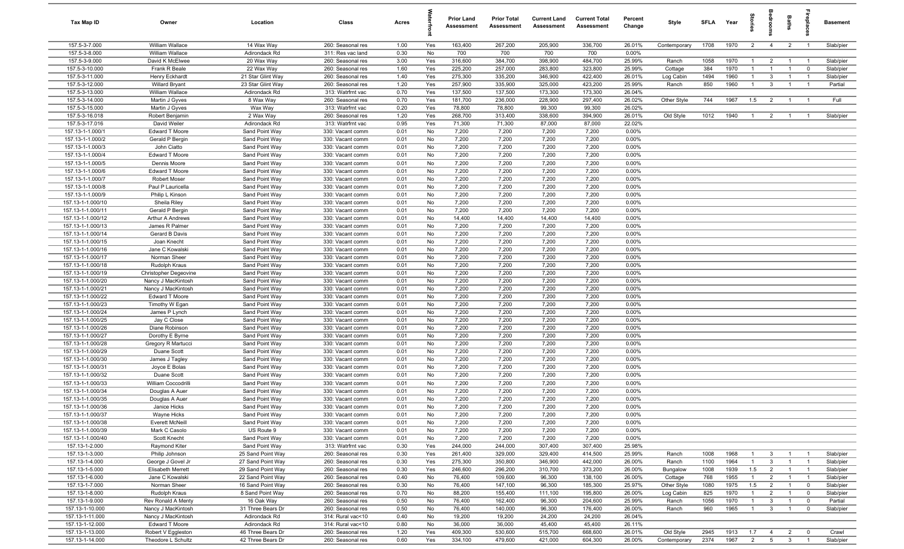| Tax Map ID | Owner | Location | Class | Acres | Waterfront | Prior Land Assessment | Prior Total Assessment | Current Land Assessment | Current Total Assessment | Percent Change | Style | SFLA | Year | Stories | Bedrooms | Baths | Fireplaces | Basement |
|---|---|---|---|---|---|---|---|---|---|---|---|---|---|---|---|---|---|---|
| 157.5-3-7.000 | William Wallace | 14 Wax Way | 260: Seasonal res | 1.00 | Yes | 163,400 | 267,200 | 205,900 | 336,700 | 26.01% | Contemporary | 1708 | 1970 | 2 | 4 | 2 | 1 | Slab/pier |
| 157.5-3-8.000 | William Wallace | Adirondack Rd | 311: Res vac land | 0.30 | No | 700 | 700 | 700 | 700 | 0.00% | | | | | | | | |
| 157.5-3-9.000 | David K McElwee | 20 Wax Way | 260: Seasonal res | 3.00 | Yes | 316,600 | 384,700 | 398,900 | 484,700 | 25.99% | Ranch | 1058 | 1970 | 1 | 2 | 1 | 1 | Slab/pier |
| 157.5-3-10.000 | Frank R Beale | 22 Wax Way | 260: Seasonal res | 1.60 | Yes | 225,200 | 257,000 | 283,800 | 323,800 | 25.99% | Cottage | 384 | 1970 | 1 | 1 | 1 | 0 | Slab/pier |
| 157.5-3-11.000 | Henry Eckhardt | 21 Star Glint Way | 260: Seasonal res | 1.40 | Yes | 275,300 | 335,200 | 346,900 | 422,400 | 26.01% | Log Cabin | 1494 | 1960 | 1 | 3 | 1 | 1 | Slab/pier |
| 157.5-3-12.000 | Willard Bryant | 23 Star Glint Way | 260: Seasonal res | 1.20 | Yes | 257,900 | 335,900 | 325,000 | 423,200 | 25.99% | Ranch | 850 | 1960 | 1 | 3 | 1 | 1 | Partial |
| 157.5-3-13.000 | William Wallace | Adirondack Rd | 313: Watrfrnt vac | 0.70 | Yes | 137,500 | 137,500 | 173,300 | 173,300 | 26.04% | | | | | | | | |
| 157.5-3-14.000 | Martin J Gyves | 8 Wax Way | 260: Seasonal res | 0.70 | Yes | 181,700 | 236,000 | 228,900 | 297,400 | 26.02% | Other Style | 744 | 1967 | 1.5 | 2 | 1 | 1 | Full |
| 157.5-3-15.000 | Martin J Gyves | Wax Way | 313: Watrfrnt vac | 0.20 | Yes | 78,800 | 78,800 | 99,300 | 99,300 | 26.02% | | | | | | | | |
| 157.5-3-16.018 | Robert Benjamin | 2 Wax Way | 260: Seasonal res | 1.20 | Yes | 268,700 | 313,400 | 338,600 | 394,900 | 26.01% | Old Style | 1012 | 1940 | 1 | 2 | 1 | 1 | Slab/pier |
| 157.5-3-17.016 | David Weiler | Adirondack Rd | 313: Watrfrnt vac | 0.95 | Yes | 71,300 | 71,300 | 87,000 | 87,000 | 22.02% | | | | | | | | |
| 157.13-1-1.000/1 | Edward T Moore | Sand Point Way | 330: Vacant comm | 0.01 | No | 7,200 | 7,200 | 7,200 | 7,200 | 0.00% | | | | | | | | |
| 157.13-1-1.000/2 | Gerald P Bergin | Sand Point Way | 330: Vacant comm | 0.01 | No | 7,200 | 7,200 | 7,200 | 7,200 | 0.00% | | | | | | | | |
| 157.13-1-1.000/3 | John Ciatto | Sand Point Way | 330: Vacant comm | 0.01 | No | 7,200 | 7,200 | 7,200 | 7,200 | 0.00% | | | | | | | | |
| 157.13-1-1.000/4 | Edward T Moore | Sand Point Way | 330: Vacant comm | 0.01 | No | 7,200 | 7,200 | 7,200 | 7,200 | 0.00% | | | | | | | | |
| 157.13-1-1.000/5 | Dennis Moore | Sand Point Way | 330: Vacant comm | 0.01 | No | 7,200 | 7,200 | 7,200 | 7,200 | 0.00% | | | | | | | | |
| 157.13-1-1.000/6 | Edward T Moore | Sand Point Way | 330: Vacant comm | 0.01 | No | 7,200 | 7,200 | 7,200 | 7,200 | 0.00% | | | | | | | | |
| 157.13-1-1.000/7 | Robert Moser | Sand Point Way | 330: Vacant comm | 0.01 | No | 7,200 | 7,200 | 7,200 | 7,200 | 0.00% | | | | | | | | |
| 157.13-1-1.000/8 | Paul P Lauricella | Sand Point Way | 330: Vacant comm | 0.01 | No | 7,200 | 7,200 | 7,200 | 7,200 | 0.00% | | | | | | | | |
| 157.13-1-1.000/9 | Philip L Kinson | Sand Point Way | 330: Vacant comm | 0.01 | No | 7,200 | 7,200 | 7,200 | 7,200 | 0.00% | | | | | | | | |
| 157.13-1-1.000/10 | Sheila Riley | Sand Point Way | 330: Vacant comm | 0.01 | No | 7,200 | 7,200 | 7,200 | 7,200 | 0.00% | | | | | | | | |
| 157.13-1-1.000/11 | Gerald P Bergin | Sand Point Way | 330: Vacant comm | 0.01 | No | 7,200 | 7,200 | 7,200 | 7,200 | 0.00% | | | | | | | | |
| 157.13-1-1.000/12 | Arthur A Andrews | Sand Point Way | 330: Vacant comm | 0.01 | No | 14,400 | 14,400 | 14,400 | 14,400 | 0.00% | | | | | | | | |
| 157.13-1-1.000/13 | James R Palmer | Sand Point Way | 330: Vacant comm | 0.01 | No | 7,200 | 7,200 | 7,200 | 7,200 | 0.00% | | | | | | | | |
| 157.13-1-1.000/14 | Gerard B Davis | Sand Point Way | 330: Vacant comm | 0.01 | No | 7,200 | 7,200 | 7,200 | 7,200 | 0.00% | | | | | | | | |
| 157.13-1-1.000/15 | Joan Knecht | Sand Point Way | 330: Vacant comm | 0.01 | No | 7,200 | 7,200 | 7,200 | 7,200 | 0.00% | | | | | | | | |
| 157.13-1-1.000/16 | Jane C Kowalski | Sand Point Way | 330: Vacant comm | 0.01 | No | 7,200 | 7,200 | 7,200 | 7,200 | 0.00% | | | | | | | | |
| 157.13-1-1.000/17 | Norman Sheer | Sand Point Way | 330: Vacant comm | 0.01 | No | 7,200 | 7,200 | 7,200 | 7,200 | 0.00% | | | | | | | | |
| 157.13-1-1.000/18 | Rudolph Kraus | Sand Point Way | 330: Vacant comm | 0.01 | No | 7,200 | 7,200 | 7,200 | 7,200 | 0.00% | | | | | | | | |
| 157.13-1-1.000/19 | Christopher Degeovine | Sand Point Way | 330: Vacant comm | 0.01 | No | 7,200 | 7,200 | 7,200 | 7,200 | 0.00% | | | | | | | | |
| 157.13-1-1.000/20 | Nancy J MacKintosh | Sand Point Way | 330: Vacant comm | 0.01 | No | 7,200 | 7,200 | 7,200 | 7,200 | 0.00% | | | | | | | | |
| 157.13-1-1.000/21 | Nancy J MacKintosh | Sand Point Way | 330: Vacant comm | 0.01 | No | 7,200 | 7,200 | 7,200 | 7,200 | 0.00% | | | | | | | | |
| 157.13-1-1.000/22 | Edward T Moore | Sand Point Way | 330: Vacant comm | 0.01 | No | 7,200 | 7,200 | 7,200 | 7,200 | 0.00% | | | | | | | | |
| 157.13-1-1.000/23 | Timothy W Egan | Sand Point Way | 330: Vacant comm | 0.01 | No | 7,200 | 7,200 | 7,200 | 7,200 | 0.00% | | | | | | | | |
| 157.13-1-1.000/24 | James P Lynch | Sand Point Way | 330: Vacant comm | 0.01 | No | 7,200 | 7,200 | 7,200 | 7,200 | 0.00% | | | | | | | | |
| 157.13-1-1.000/25 | Jay C Close | Sand Point Way | 330: Vacant comm | 0.01 | No | 7,200 | 7,200 | 7,200 | 7,200 | 0.00% | | | | | | | | |
| 157.13-1-1.000/26 | Diane Robinson | Sand Point Way | 330: Vacant comm | 0.01 | No | 7,200 | 7,200 | 7,200 | 7,200 | 0.00% | | | | | | | | |
| 157.13-1-1.000/27 | Dorothy E Byrne | Sand Point Way | 330: Vacant comm | 0.01 | No | 7,200 | 7,200 | 7,200 | 7,200 | 0.00% | | | | | | | | |
| 157.13-1-1.000/28 | Gregory R Martucci | Sand Point Way | 330: Vacant comm | 0.01 | No | 7,200 | 7,200 | 7,200 | 7,200 | 0.00% | | | | | | | | |
| 157.13-1-1.000/29 | Duane Scott | Sand Point Way | 330: Vacant comm | 0.01 | No | 7,200 | 7,200 | 7,200 | 7,200 | 0.00% | | | | | | | | |
| 157.13-1-1.000/30 | James J Tagley | Sand Point Way | 330: Vacant comm | 0.01 | No | 7,200 | 7,200 | 7,200 | 7,200 | 0.00% | | | | | | | | |
| 157.13-1-1.000/31 | Joyce E Bolas | Sand Point Way | 330: Vacant comm | 0.01 | No | 7,200 | 7,200 | 7,200 | 7,200 | 0.00% | | | | | | | | |
| 157.13-1-1.000/32 | Duane Scott | Sand Point Way | 330: Vacant comm | 0.01 | No | 7,200 | 7,200 | 7,200 | 7,200 | 0.00% | | | | | | | | |
| 157.13-1-1.000/33 | William Coccodrilli | Sand Point Way | 330: Vacant comm | 0.01 | No | 7,200 | 7,200 | 7,200 | 7,200 | 0.00% | | | | | | | | |
| 157.13-1-1.000/34 | Douglas A Auer | Sand Point Way | 330: Vacant comm | 0.01 | No | 7,200 | 7,200 | 7,200 | 7,200 | 0.00% | | | | | | | | |
| 157.13-1-1.000/35 | Douglas A Auer | Sand Point Way | 330: Vacant comm | 0.01 | No | 7,200 | 7,200 | 7,200 | 7,200 | 0.00% | | | | | | | | |
| 157.13-1-1.000/36 | Janice Hicks | Sand Point Way | 330: Vacant comm | 0.01 | No | 7,200 | 7,200 | 7,200 | 7,200 | 0.00% | | | | | | | | |
| 157.13-1-1.000/37 | Wayne Hicks | Sand Point Way | 330: Vacant comm | 0.01 | No | 7,200 | 7,200 | 7,200 | 7,200 | 0.00% | | | | | | | | |
| 157.13-1-1.000/38 | Everett McNeill | Sand Point Way | 330: Vacant comm | 0.01 | No | 7,200 | 7,200 | 7,200 | 7,200 | 0.00% | | | | | | | | |
| 157.13-1-1.000/39 | Mark C Casolo | US Route 9 | 330: Vacant comm | 0.01 | No | 7,200 | 7,200 | 7,200 | 7,200 | 0.00% | | | | | | | | |
| 157.13-1-1.000/40 | Scott Knecht | Sand Point Way | 330: Vacant comm | 0.01 | No | 7,200 | 7,200 | 7,200 | 7,200 | 0.00% | | | | | | | | |
| 157.13-1-2.000 | Raymond Kiter | Sand Point Way | 313: Watrfrnt vac | 0.30 | Yes | 244,000 | 244,000 | 307,400 | 307,400 | 25.98% | | | | | | | | |
| 157.13-1-3.000 | Philip Johnson | 25 Sand Point Way | 260: Seasonal res | 0.30 | Yes | 261,400 | 329,000 | 329,400 | 414,500 | 25.99% | Ranch | 1008 | 1968 | 1 | 3 | 1 | 1 | Slab/pier |
| 157.13-1-4.000 | George J Govel Jr | 27 Sand Point Way | 260: Seasonal res | 0.30 | Yes | 275,300 | 350,800 | 346,900 | 442,000 | 26.00% | Ranch | 1100 | 1964 | 1 | 3 | 1 | 1 | Slab/pier |
| 157.13-1-5.000 | Elisabeth Merrett | 29 Sand Point Way | 260: Seasonal res | 0.30 | Yes | 246,600 | 296,200 | 310,700 | 373,200 | 26.00% | Bungalow | 1008 | 1939 | 1.5 | 2 | 1 | 1 | Slab/pier |
| 157.13-1-6.000 | Jane C Kowalski | 22 Sand Point Way | 260: Seasonal res | 0.40 | No | 76,400 | 109,600 | 96,300 | 138,100 | 26.00% | Cottage | 768 | 1955 | 1 | 2 | 1 | 1 | Slab/pier |
| 157.13-1-7.000 | Norman Sheer | 16 Sand Point Way | 260: Seasonal res | 0.30 | No | 76,400 | 147,100 | 96,300 | 185,300 | 25.97% | Other Style | 1080 | 1975 | 1.5 | 2 | 1 | 0 | Slab/pier |
| 157.13-1-8.000 | Rudolph Kraus | 8 Sand Point Way | 260: Seasonal res | 0.70 | No | 88,200 | 155,400 | 111,100 | 195,800 | 26.00% | Log Cabin | 825 | 1970 | 1 | 2 | 1 | 0 | Slab/pier |
| 157.13-1-9.000 | Rev Ronald A Menty | 16 Oak Way | 260: Seasonal res | 0.50 | No | 76,400 | 162,400 | 96,300 | 204,600 | 25.99% | Ranch | 1056 | 1970 | 1 | 3 | 1 | 0 | Partial |
| 157.13-1-10.000 | Nancy J MacKintosh | 31 Three Bears Dr | 260: Seasonal res | 0.50 | No | 76,400 | 140,000 | 96,300 | 176,400 | 26.00% | Ranch | 960 | 1965 | 1 | 3 | 1 | 0 | Slab/pier |
| 157.13-1-11.000 | Nancy J MacKintosh | Adirondack Rd | 314: Rural vac<10 | 0.40 | No | 19,200 | 19,200 | 24,200 | 24,200 | 26.04% | | | | | | | | |
| 157.13-1-12.000 | Edward T Moore | Adirondack Rd | 314: Rural vac<10 | 0.80 | No | 36,000 | 36,000 | 45,400 | 45,400 | 26.11% | | | | | | | | |
| 157.13-1-13.000 | Robert V Eggleston | 46 Three Bears Dr | 260: Seasonal res | 1.20 | Yes | 409,300 | 530,600 | 515,700 | 668,600 | 26.01% | Old Style | 2945 | 1913 | 1.7 | 4 | 2 | 0 | Crawl |
| 157.13-1-14.000 | Theodore L Schultz | 42 Three Bears Dr | 260: Seasonal res | 0.60 | Yes | 334,100 | 479,600 | 421,000 | 604,300 | 26.00% | Contemporary | 2374 | 1967 | 2 | 5 | 3 | 1 | Slab/pier |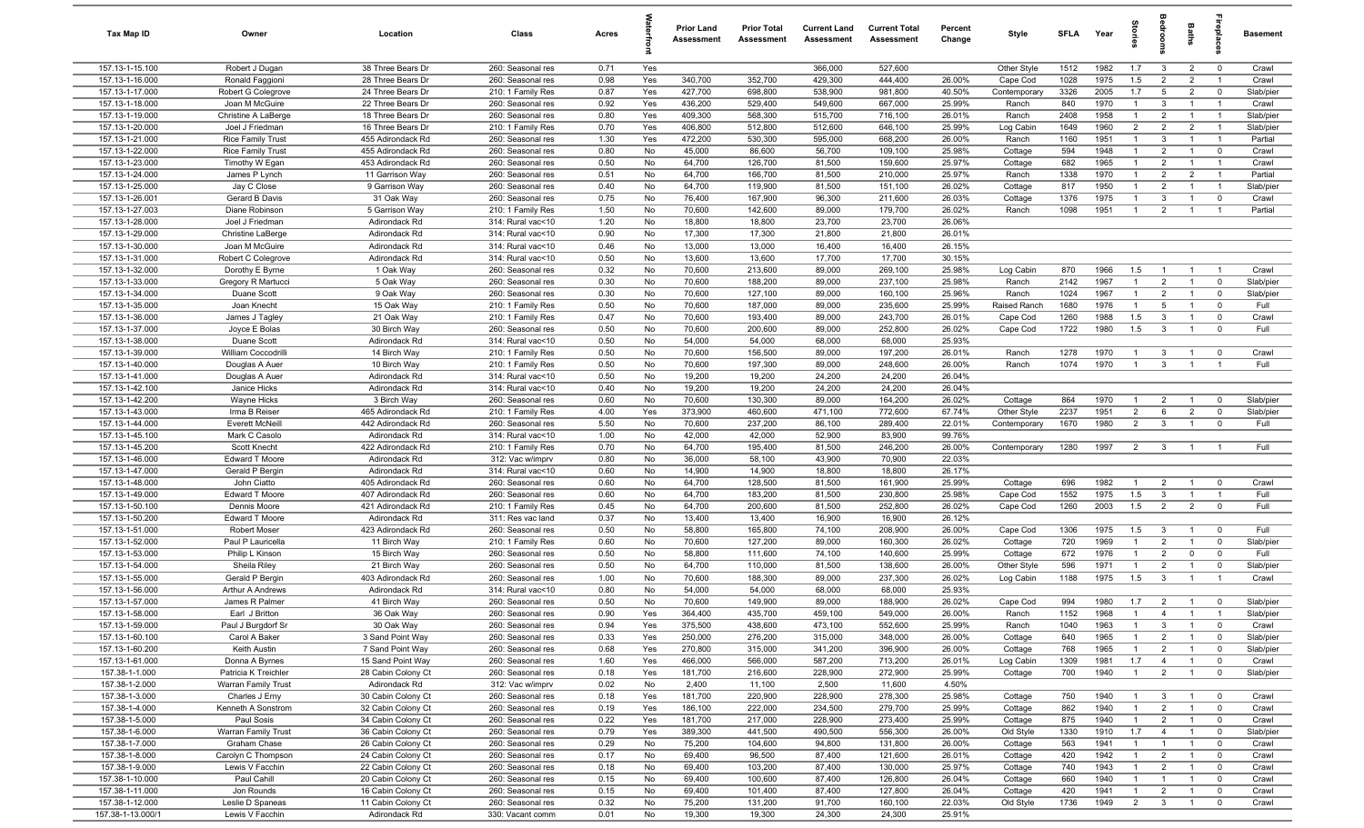| Tax Map ID | Owner | Location | Class | Acres | Waterfront | Prior Land Assessment | Prior Total Assessment | Current Land Assessment | Current Total Assessment | Percent Change | Style | SFLA | Year | Stories | Bedrooms | Baths | Fireplaces | Basement |
|---|---|---|---|---|---|---|---|---|---|---|---|---|---|---|---|---|---|---|
| 157.13-1-15.100 | Robert J Dugan | 38 Three Bears Dr | 260: Seasonal res | 0.71 | Yes | | | 366,000 | 527,600 | | Other Style | 1512 | 1982 | 1.7 | 3 | 2 | 0 | Crawl |
| 157.13-1-16.000 | Ronald Faggioni | 28 Three Bears Dr | 260: Seasonal res | 0.98 | Yes | 340,700 | 352,700 | 429,300 | 444,400 | 26.00% | Cape Cod | 1028 | 1975 | 1.5 | 2 | 2 | 1 | Crawl |
| 157.13-1-17.000 | Robert G Colegrove | 24 Three Bears Dr | 210: 1 Family Res | 0.87 | Yes | 427,700 | 698,800 | 538,900 | 981,800 | 40.50% | Contemporary | 3326 | 2005 | 1.7 | 5 | 2 | 0 | Slab/pier |
| 157.13-1-18.000 | Joan M McGuire | 22 Three Bears Dr | 260: Seasonal res | 0.92 | Yes | 436,200 | 529,400 | 549,600 | 667,000 | 25.99% | Ranch | 840 | 1970 | 1 | 3 | 1 | 1 | Crawl |
| 157.13-1-19.000 | Christine A LaBerge | 18 Three Bears Dr | 260: Seasonal res | 0.80 | Yes | 409,300 | 568,300 | 515,700 | 716,100 | 26.01% | Ranch | 2408 | 1958 | 1 | 2 | 1 | 1 | Slab/pier |
| 157.13-1-20.000 | Joel J Friedman | 16 Three Bears Dr | 210: 1 Family Res | 0.70 | Yes | 406,800 | 512,800 | 512,600 | 646,100 | 25.99% | Log Cabin | 1649 | 1960 | 2 | 2 | 2 | 1 | Slab/pier |
| 157.13-1-21.000 | Rice Family Trust | 455 Adirondack Rd | 260: Seasonal res | 1.30 | Yes | 472,200 | 530,300 | 595,000 | 668,200 | 26.00% | Ranch | 1160 | 1951 | 1 | 3 | 1 | 1 | Partial |
| 157.13-1-22.000 | Rice Family Trust | 455 Adirondack Rd | 260: Seasonal res | 0.80 | No | 45,000 | 86,600 | 56,700 | 109,100 | 25.98% | Cottage | 594 | 1948 | 1 | 2 | 1 | 0 | Crawl |
| 157.13-1-23.000 | Timothy W Egan | 453 Adirondack Rd | 260: Seasonal res | 0.50 | No | 64,700 | 126,700 | 81,500 | 159,600 | 25.97% | Cottage | 682 | 1965 | 1 | 2 | 1 | 1 | Crawl |
| 157.13-1-24.000 | James P Lynch | 11 Garrison Way | 260: Seasonal res | 0.51 | No | 64,700 | 166,700 | 81,500 | 210,000 | 25.97% | Ranch | 1338 | 1970 | 1 | 2 | 2 | 1 | Partial |
| 157.13-1-25.000 | Jay C Close | 9 Garrison Way | 260: Seasonal res | 0.40 | No | 64,700 | 119,900 | 81,500 | 151,100 | 26.02% | Cottage | 817 | 1950 | 1 | 2 | 1 | 1 | Slab/pier |
| 157.13-1-26.001 | Gerard B Davis | 31 Oak Way | 260: Seasonal res | 0.75 | No | 76,400 | 167,900 | 96,300 | 211,600 | 26.03% | Cottage | 1376 | 1975 | 1 | 3 | 1 | 0 | Crawl |
| 157.13-1-27.003 | Diane Robinson | 5 Garrison Way | 210: 1 Family Res | 1.50 | No | 70,600 | 142,600 | 89,000 | 179,700 | 26.02% | Ranch | 1098 | 1951 | 1 | 2 | 1 | 1 | Partial |
| 157.13-1-28.000 | Joel J Friedman | Adirondack Rd | 314: Rural vac<10 | 1.20 | No | 18,800 | 18,800 | 23,700 | 23,700 | 26.06% | | | | | | | | |
| 157.13-1-29.000 | Christine LaBerge | Adirondack Rd | 314: Rural vac<10 | 0.90 | No | 17,300 | 17,300 | 21,800 | 21,800 | 26.01% | | | | | | | | |
| 157.13-1-30.000 | Joan M McGuire | Adirondack Rd | 314: Rural vac<10 | 0.46 | No | 13,000 | 13,000 | 16,400 | 16,400 | 26.15% | | | | | | | | |
| 157.13-1-31.000 | Robert C Colegrove | Adirondack Rd | 314: Rural vac<10 | 0.50 | No | 13,600 | 13,600 | 17,700 | 17,700 | 30.15% | | | | | | | | |
| 157.13-1-32.000 | Dorothy E Byrne | 1 Oak Way | 260: Seasonal res | 0.32 | No | 70,600 | 213,600 | 89,000 | 269,100 | 25.98% | Log Cabin | 870 | 1966 | 1.5 | 1 | 1 | 1 | Crawl |
| 157.13-1-33.000 | Gregory R Martucci | 5 Oak Way | 260: Seasonal res | 0.30 | No | 70,600 | 188,200 | 89,000 | 237,100 | 25.98% | Ranch | 2142 | 1967 | 1 | 2 | 1 | 0 | Slab/pier |
| 157.13-1-34.000 | Duane Scott | 9 Oak Way | 260: Seasonal res | 0.30 | No | 70,600 | 127,100 | 89,000 | 160,100 | 25.96% | Ranch | 1024 | 1967 | 1 | 2 | 1 | 0 | Slab/pier |
| 157.13-1-35.000 | Joan Knecht | 15 Oak Way | 210: 1 Family Res | 0.50 | No | 70,600 | 187,000 | 89,000 | 235,600 | 25.99% | Raised Ranch | 1680 | 1976 | 1 | 5 | 1 | 0 | Full |
| 157.13-1-36.000 | James J Tagley | 21 Oak Way | 210: 1 Family Res | 0.47 | No | 70,600 | 193,400 | 89,000 | 243,700 | 26.01% | Cape Cod | 1260 | 1988 | 1.5 | 3 | 1 | 0 | Crawl |
| 157.13-1-37.000 | Joyce E Bolas | 30 Birch Way | 260: Seasonal res | 0.50 | No | 70,600 | 200,600 | 89,000 | 252,800 | 26.02% | Cape Cod | 1722 | 1980 | 1.5 | 3 | 1 | 0 | Full |
| 157.13-1-38.000 | Duane Scott | Adirondack Rd | 314: Rural vac<10 | 0.50 | No | 54,000 | 54,000 | 68,000 | 68,000 | 25.93% | | | | | | | | |
| 157.13-1-39.000 | William Coccodrilli | 14 Birch Way | 210: 1 Family Res | 0.50 | No | 70,600 | 156,500 | 89,000 | 197,200 | 26.01% | Ranch | 1278 | 1970 | 1 | 3 | 1 | 0 | Crawl |
| 157.13-1-40.000 | Douglas A Auer | 10 Birch Way | 210: 1 Family Res | 0.50 | No | 70,600 | 197,300 | 89,000 | 248,600 | 26.00% | Ranch | 1074 | 1970 | 1 | 3 | 1 | 1 | Full |
| 157.13-1-41.000 | Douglas A Auer | Adirondack Rd | 314: Rural vac<10 | 0.50 | No | 19,200 | 19,200 | 24,200 | 24,200 | 26.04% | | | | | | | | |
| 157.13-1-42.100 | Janice Hicks | Adirondack Rd | 314: Rural vac<10 | 0.40 | No | 19,200 | 19,200 | 24,200 | 24,200 | 26.04% | | | | | | | | |
| 157.13-1-42.200 | Wayne Hicks | 3 Birch Way | 260: Seasonal res | 0.60 | No | 70,600 | 130,300 | 89,000 | 164,200 | 26.02% | Cottage | 864 | 1970 | 1 | 2 | 1 | 0 | Slab/pier |
| 157.13-1-43.000 | Irma B Reiser | 465 Adirondack Rd | 210: 1 Family Res | 4.00 | Yes | 373,900 | 460,600 | 471,100 | 772,600 | 67.74% | Other Style | 2237 | 1951 | 2 | 6 | 2 | 0 | Slab/pier |
| 157.13-1-44.000 | Everett McNeill | 442 Adirondack Rd | 260: Seasonal res | 5.50 | No | 70,600 | 237,200 | 86,100 | 289,400 | 22.01% | Contemporary | 1670 | 1980 | 2 | 3 | 1 | 0 | Full |
| 157.13-1-45.100 | Mark C Casolo | Adirondack Rd | 314: Rural vac<10 | 1.00 | No | 42,000 | 42,000 | 52,900 | 83,900 | 99.76% | | | | | | | | |
| 157.13-1-45.200 | Scott Knecht | 422 Adirondack Rd | 210: 1 Family Res | 0.70 | No | 64,700 | 195,400 | 81,500 | 246,200 | 26.00% | Contemporary | 1280 | 1997 | 2 | 3 | 1 | 1 | Full |
| 157.13-1-46.000 | Edward T Moore | Adirondack Rd | 312: Vac w/imprv | 0.80 | No | 36,000 | 58,100 | 43,900 | 70,900 | 22.03% | | | | | | | | |
| 157.13-1-47.000 | Gerald P Bergin | Adirondack Rd | 314: Rural vac<10 | 0.60 | No | 14,900 | 14,900 | 18,800 | 18,800 | 26.17% | | | | | | | | |
| 157.13-1-48.000 | John Ciatto | 405 Adirondack Rd | 260: Seasonal res | 0.60 | No | 64,700 | 128,500 | 81,500 | 161,900 | 25.99% | Cottage | 696 | 1982 | 1 | 2 | 1 | 0 | Crawl |
| 157.13-1-49.000 | Edward T Moore | 407 Adirondack Rd | 260: Seasonal res | 0.60 | No | 64,700 | 183,200 | 81,500 | 230,800 | 25.98% | Cape Cod | 1552 | 1975 | 1.5 | 3 | 1 | 1 | Full |
| 157.13-1-50.100 | Dennis Moore | 421 Adirondack Rd | 210: 1 Family Res | 0.45 | No | 64,700 | 200,600 | 81,500 | 252,800 | 26.02% | Cape Cod | 1260 | 2003 | 1.5 | 2 | 2 | 0 | Full |
| 157.13-1-50.200 | Edward T Moore | Adirondack Rd | 311: Res vac land | 0.37 | No | 13,400 | 13,400 | 16,900 | 16,900 | 26.12% | | | | | | | | |
| 157.13-1-51.000 | Robert Moser | 423 Adirondack Rd | 260: Seasonal res | 0.50 | No | 58,800 | 165,800 | 74,100 | 208,900 | 26.00% | Cape Cod | 1306 | 1975 | 1.5 | 3 | 1 | 0 | Full |
| 157.13-1-52.000 | Paul P Lauricella | 11 Birch Way | 210: 1 Family Res | 0.60 | No | 70,600 | 127,200 | 89,000 | 160,300 | 26.02% | Cottage | 720 | 1969 | 1 | 2 | 1 | 0 | Slab/pier |
| 157.13-1-53.000 | Philip L Kinson | 15 Birch Way | 260: Seasonal res | 0.50 | No | 58,800 | 111,600 | 74,100 | 140,600 | 25.99% | Cottage | 672 | 1976 | 1 | 2 | 0 | 0 | Full |
| 157.13-1-54.000 | Sheila Riley | 21 Birch Way | 260: Seasonal res | 0.50 | No | 64,700 | 110,000 | 81,500 | 138,600 | 26.00% | Other Style | 596 | 1971 | 1 | 2 | 1 | 0 | Slab/pier |
| 157.13-1-55.000 | Gerald P Bergin | 403 Adirondack Rd | 260: Seasonal res | 1.00 | No | 70,600 | 188,300 | 89,000 | 237,300 | 26.02% | Log Cabin | 1188 | 1975 | 1.5 | 3 | 1 | 1 | Crawl |
| 157.13-1-56.000 | Arthur A Andrews | Adirondack Rd | 314: Rural vac<10 | 0.80 | No | 54,000 | 54,000 | 68,000 | 68,000 | 25.93% | | | | | | | | |
| 157.13-1-57.000 | James R Palmer | 41 Birch Way | 260: Seasonal res | 0.50 | No | 70,600 | 149,900 | 89,000 | 188,900 | 26.02% | Cape Cod | 994 | 1980 | 1.7 | 2 | 1 | 0 | Slab/pier |
| 157.13-1-58.000 | Earl J Britton | 36 Oak Way | 260: Seasonal res | 0.90 | Yes | 364,400 | 435,700 | 459,100 | 549,000 | 26.00% | Ranch | 1152 | 1968 | 1 | 4 | 1 | 1 | Slab/pier |
| 157.13-1-59.000 | Paul J Burgdorf Sr | 30 Oak Way | 260: Seasonal res | 0.94 | Yes | 375,500 | 438,600 | 473,100 | 552,600 | 25.99% | Ranch | 1040 | 1963 | 1 | 3 | 1 | 0 | Crawl |
| 157.13-1-60.100 | Carol A Baker | 3 Sand Point Way | 260: Seasonal res | 0.33 | Yes | 250,000 | 276,200 | 315,000 | 348,000 | 26.00% | Cottage | 640 | 1965 | 1 | 2 | 1 | 0 | Slab/pier |
| 157.13-1-60.200 | Keith Austin | 7 Sand Point Way | 260: Seasonal res | 0.68 | Yes | 270,800 | 315,000 | 341,200 | 396,900 | 26.00% | Cottage | 768 | 1965 | 1 | 2 | 1 | 0 | Slab/pier |
| 157.13-1-61.000 | Donna A Byrnes | 15 Sand Point Way | 260: Seasonal res | 1.60 | Yes | 466,000 | 566,000 | 587,200 | 713,200 | 26.01% | Log Cabin | 1309 | 1981 | 1.7 | 4 | 1 | 0 | Crawl |
| 157.38-1-1.000 | Patricia K Treichler | 28 Cabin Colony Ct | 260: Seasonal res | 0.18 | Yes | 181,700 | 216,600 | 228,900 | 272,900 | 25.99% | Cottage | 700 | 1940 | 1 | 2 | 1 | 0 | Slab/pier |
| 157.38-1-2.000 | Warran Family Trust | Adirondack Rd | 312: Vac w/imprv | 0.02 | No | 2,400 | 11,100 | 2,500 | 11,600 | 4.50% | | | | | | | | |
| 157.38-1-3.000 | Charles J Erny | 30 Cabin Colony Ct | 260: Seasonal res | 0.18 | Yes | 181,700 | 220,900 | 228,900 | 278,300 | 25.98% | Cottage | 750 | 1940 | 1 | 3 | 1 | 0 | Crawl |
| 157.38-1-4.000 | Kenneth A Sonstrom | 32 Cabin Colony Ct | 260: Seasonal res | 0.19 | Yes | 186,100 | 222,000 | 234,500 | 279,700 | 25.99% | Cottage | 862 | 1940 | 1 | 2 | 1 | 0 | Crawl |
| 157.38-1-5.000 | Paul Sosis | 34 Cabin Colony Ct | 260: Seasonal res | 0.22 | Yes | 181,700 | 217,000 | 228,900 | 273,400 | 25.99% | Cottage | 875 | 1940 | 1 | 2 | 1 | 0 | Crawl |
| 157.38-1-6.000 | Warran Family Trust | 36 Cabin Colony Ct | 260: Seasonal res | 0.79 | Yes | 389,300 | 441,500 | 490,500 | 556,300 | 26.00% | Old Style | 1330 | 1910 | 1.7 | 4 | 1 | 0 | Slab/pier |
| 157.38-1-7.000 | Graham Chase | 26 Cabin Colony Ct | 260: Seasonal res | 0.29 | No | 75,200 | 104,600 | 94,800 | 131,800 | 26.00% | Cottage | 563 | 1941 | 1 | 1 | 1 | 0 | Crawl |
| 157.38-1-8.000 | Carolyn C Thompson | 24 Cabin Colony Ct | 260: Seasonal res | 0.17 | No | 69,400 | 96,500 | 87,400 | 121,600 | 26.01% | Cottage | 420 | 1942 | 1 | 2 | 1 | 0 | Crawl |
| 157.38-1-9.000 | Lewis V Facchin | 22 Cabin Colony Ct | 260: Seasonal res | 0.18 | No | 69,400 | 103,200 | 87,400 | 130,000 | 25.97% | Cottage | 740 | 1943 | 1 | 2 | 1 | 0 | Crawl |
| 157.38-1-10.000 | Paul Cahill | 20 Cabin Colony Ct | 260: Seasonal res | 0.15 | No | 69,400 | 100,600 | 87,400 | 126,800 | 26.04% | Cottage | 660 | 1940 | 1 | 1 | 1 | 0 | Crawl |
| 157.38-1-11.000 | Jon Rounds | 16 Cabin Colony Ct | 260: Seasonal res | 0.15 | No | 69,400 | 101,400 | 87,400 | 127,800 | 26.04% | Cottage | 420 | 1941 | 1 | 2 | 1 | 0 | Crawl |
| 157.38-1-12.000 | Leslie D Spaneas | 11 Cabin Colony Ct | 260: Seasonal res | 0.32 | No | 75,200 | 131,200 | 91,700 | 160,100 | 22.03% | Old Style | 1736 | 1949 | 2 | 3 | 1 | 0 | Crawl |
| 157.38-1-13.000/1 | Lewis V Facchin | Adirondack Rd | 330: Vacant comm | 0.01 | No | 19,300 | 19,300 | 24,300 | 24,300 | 25.91% | | | | | | | | |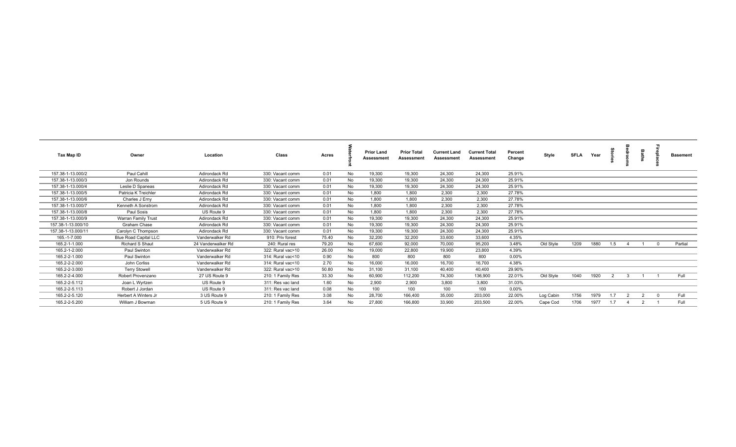| Tax Map ID | Owner | Location | Class | Acres | Waterfront | Prior Land Assessment | Prior Total Assessment | Current Land Assessment | Current Total Assessment | Percent Change | Style | SFLA | Year | Stories | Bedrooms | Baths | Fireplaces | Basement |
|---|---|---|---|---|---|---|---|---|---|---|---|---|---|---|---|---|---|---|
| 157.38-1-13.000/2 | Paul Cahill | Adirondack Rd | 330: Vacant comm | 0.01 | No | 19,300 | 19,300 | 24,300 | 24,300 | 25.91% | | | | | | | | |
| 157.38-1-13.000/3 | Jon Rounds | Adirondack Rd | 330: Vacant comm | 0.01 | No | 19,300 | 19,300 | 24,300 | 24,300 | 25.91% | | | | | | | | |
| 157.38-1-13.000/4 | Leslie D Spaneas | Adirondack Rd | 330: Vacant comm | 0.01 | No | 19,300 | 19,300 | 24,300 | 24,300 | 25.91% | | | | | | | | |
| 157.38-1-13.000/5 | Patricia K Treichler | Adirondack Rd | 330: Vacant comm | 0.01 | No | 1,800 | 1,800 | 2,300 | 2,300 | 27.78% | | | | | | | | |
| 157.38-1-13.000/6 | Charles J Erny | Adirondack Rd | 330: Vacant comm | 0.01 | No | 1,800 | 1,800 | 2,300 | 2,300 | 27.78% | | | | | | | | |
| 157.38-1-13.000/7 | Kenneth A Sonstrom | Adirondack Rd | 330: Vacant comm | 0.01 | No | 1,800 | 1,800 | 2,300 | 2,300 | 27.78% | | | | | | | | |
| 157.38-1-13.000/8 | Paul Sosis | US Route 9 | 330: Vacant comm | 0.01 | No | 1,800 | 1,800 | 2,300 | 2,300 | 27.78% | | | | | | | | |
| 157.38-1-13.000/9 | Warran Family Trust | Adirondack Rd | 330: Vacant comm | 0.01 | No | 19,300 | 19,300 | 24,300 | 24,300 | 25.91% | | | | | | | | |
| 157.38-1-13.000/10 | Graham Chase | Adirondack Rd | 330: Vacant comm | 0.01 | No | 19,300 | 19,300 | 24,300 | 24,300 | 25.91% | | | | | | | | |
| 157.38-1-13.000/11 | Carolyn C Thompson | Adirondack Rd | 330: Vacant comm | 0.01 | No | 19,300 | 19,300 | 24,300 | 24,300 | 25.91% | | | | | | | | |
| 165.-1-7.000 | Blue Road Capital LLC | Vanderwalker Rd | 910: Priv forest | 75.40 | No | 32,200 | 32,200 | 33,600 | 33,600 | 4.35% | | | | | | | | |
| 165.2-1-1.000 | Richard S Shaut | 24 Vanderwalker Rd | 240: Rural res | 79.20 | No | 67,600 | 92,000 | 70,000 | 95,200 | 3.48% | Old Style | 1209 | 1880 | 1.5 | 4 | 1 | 0 | Partial |
| 165.2-1-2.000 | Paul Swinton | Vanderwalker Rd | 322: Rural vac>10 | 26.00 | No | 19,000 | 22,800 | 19,900 | 23,800 | 4.39% | | | | | | | | |
| 165.2-2-1.000 | Paul Swinton | Vanderwalker Rd | 314: Rural vac<10 | 0.90 | No | 800 | 800 | 800 | 800 | 0.00% | | | | | | | | |
| 165.2-2-2.000 | John Corliss | Vanderwalker Rd | 314: Rural vac<10 | 2.70 | No | 16,000 | 16,000 | 16,700 | 16,700 | 4.38% | | | | | | | | |
| 165.2-2-3.000 | Terry Stowell | Vanderwalker Rd | 322: Rural vac>10 | 50.80 | No | 31,100 | 31,100 | 40,400 | 40,400 | 29.90% | | | | | | | | |
| 165.2-2-4.000 | Robert Provenzano | 27 US Route 9 | 210: 1 Family Res | 33.30 | No | 60,900 | 112,200 | 74,300 | 136,900 | 22.01% | Old Style | 1040 | 1920 | 2 | 3 | 1 | 1 | Full |
| 165.2-2-5.112 | Joan L Wyrtzen | US Route 9 | 311: Res vac land | 1.60 | No | 2,900 | 2,900 | 3,800 | 3,800 | 31.03% | | | | | | | | |
| 165.2-2-5.113 | Robert J Jordan | US Route 9 | 311: Res vac land | 0.08 | No | 100 | 100 | 100 | 100 | 0.00% | | | | | | | | |
| 165.2-2-5.120 | Herbert A Winters Jr | 3 US Route 9 | 210: 1 Family Res | 3.08 | No | 28,700 | 166,400 | 35,000 | 203,000 | 22.00% | Log Cabin | 1756 | 1979 | 1.7 | 2 | 2 | 0 | Full |
| 165.2-2-5.200 | William J Bowman | 5 US Route 9 | 210: 1 Family Res | 3.64 | No | 27,800 | 166,800 | 33,900 | 203,500 | 22.00% | Cape Cod | 1706 | 1977 | 1.7 | 4 | 2 | 1 | Full |